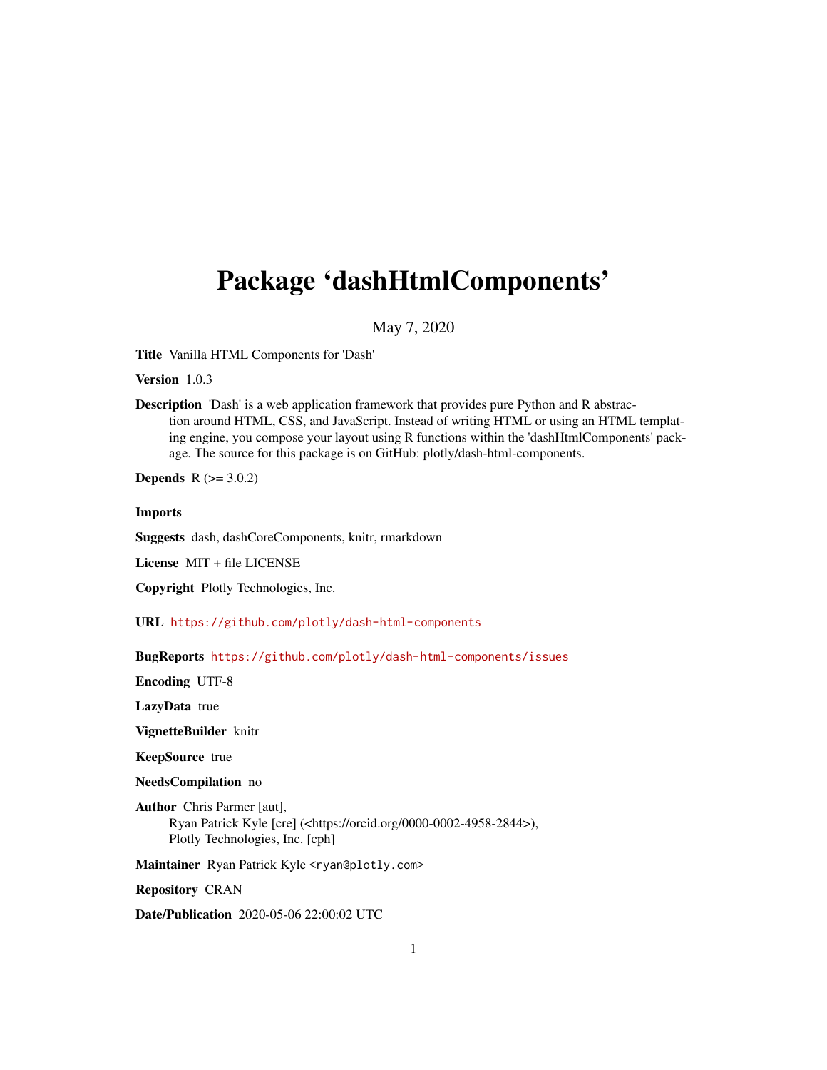# Package 'dashHtmlComponents'

May 7, 2020

**Title** Vanilla HTML Components for 'Dash'

**Version** 1.0.3

**Description** 'Dash' is a web application framework that provides pure Python and R abstraction around HTML, CSS, and JavaScript. Instead of writing HTML or using an HTML templating engine, you compose your layout using R functions within the 'dashHtmlComponents' package. The source for this package is on GitHub: plotly/dash-html-components.

**Depends** R (>= 3.0.2)

**Imports**

**Suggests** dash, dashCoreComponents, knitr, rmarkdown

**License** MIT + file LICENSE

**Copyright** Plotly Technologies, Inc.

**URL** https://github.com/plotly/dash-html-components

**BugReports** https://github.com/plotly/dash-html-components/issues

**Encoding** UTF-8

**LazyData** true

**VignetteBuilder** knitr

**KeepSource** true

**NeedsCompilation** no

**Author** Chris Parmer [aut],
Ryan Patrick Kyle [cre] (<https://orcid.org/0000-0002-4958-2844>),
Plotly Technologies, Inc. [cph]

**Maintainer** Ryan Patrick Kyle <ryan@plotly.com>

**Repository** CRAN

**Date/Publication** 2020-05-06 22:00:02 UTC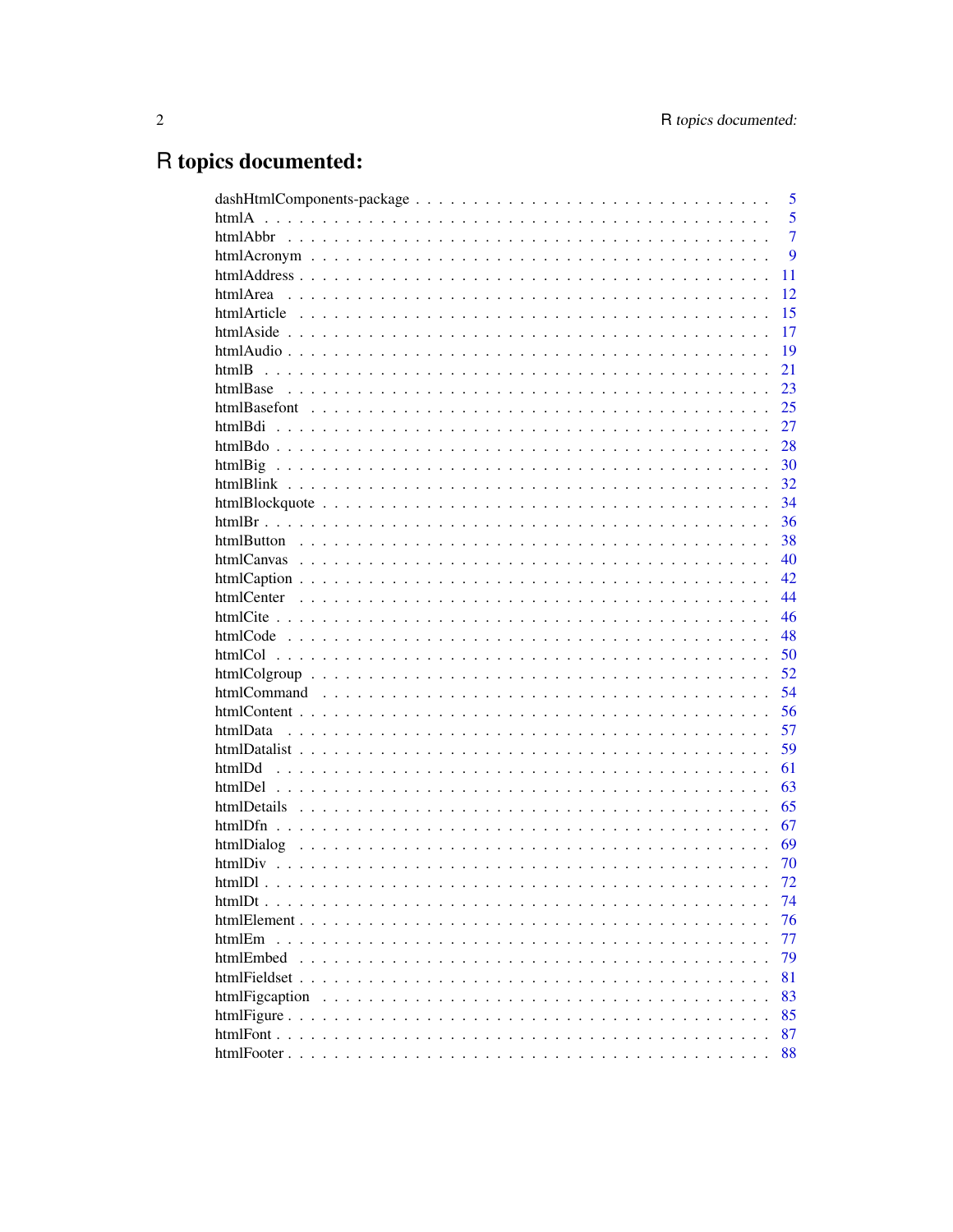# R topics documented:

dashHtmlComponents-package . . . . . . . . . . . . . . . . . . . . . . . . . . . . . . 5
htmlA . . . . . . . . . . . . . . . . . . . . . . . . . . . . . . . . . . . . . . . . . 5
htmlAbbr . . . . . . . . . . . . . . . . . . . . . . . . . . . . . . . . . . . . . . . 7
htmlAcronym . . . . . . . . . . . . . . . . . . . . . . . . . . . . . . . . . . . . . 9
htmlAddress . . . . . . . . . . . . . . . . . . . . . . . . . . . . . . . . . . . . . 11
htmlArea . . . . . . . . . . . . . . . . . . . . . . . . . . . . . . . . . . . . . . . 12
htmlArticle . . . . . . . . . . . . . . . . . . . . . . . . . . . . . . . . . . . . . 15
htmlAside . . . . . . . . . . . . . . . . . . . . . . . . . . . . . . . . . . . . . . 17
htmlAudio . . . . . . . . . . . . . . . . . . . . . . . . . . . . . . . . . . . . . . 19
htmlB . . . . . . . . . . . . . . . . . . . . . . . . . . . . . . . . . . . . . . . . . 21
htmlBase . . . . . . . . . . . . . . . . . . . . . . . . . . . . . . . . . . . . . . . 23
htmlBasefont . . . . . . . . . . . . . . . . . . . . . . . . . . . . . . . . . . . . 25
htmlBdi . . . . . . . . . . . . . . . . . . . . . . . . . . . . . . . . . . . . . . . . 27
htmlBdo . . . . . . . . . . . . . . . . . . . . . . . . . . . . . . . . . . . . . . . . 28
htmlBig . . . . . . . . . . . . . . . . . . . . . . . . . . . . . . . . . . . . . . . . 30
htmlBlink . . . . . . . . . . . . . . . . . . . . . . . . . . . . . . . . . . . . . . . 32
htmlBlockquote . . . . . . . . . . . . . . . . . . . . . . . . . . . . . . . . . . . 34
htmlBr . . . . . . . . . . . . . . . . . . . . . . . . . . . . . . . . . . . . . . . . . 36
htmlButton . . . . . . . . . . . . . . . . . . . . . . . . . . . . . . . . . . . . . . 38
htmlCanvas . . . . . . . . . . . . . . . . . . . . . . . . . . . . . . . . . . . . . . 40
htmlCaption . . . . . . . . . . . . . . . . . . . . . . . . . . . . . . . . . . . . . 42
htmlCenter . . . . . . . . . . . . . . . . . . . . . . . . . . . . . . . . . . . . . . 44
htmlCite . . . . . . . . . . . . . . . . . . . . . . . . . . . . . . . . . . . . . . . . 46
htmlCode . . . . . . . . . . . . . . . . . . . . . . . . . . . . . . . . . . . . . . . 48
htmlCol . . . . . . . . . . . . . . . . . . . . . . . . . . . . . . . . . . . . . . . . 50
htmlColgroup . . . . . . . . . . . . . . . . . . . . . . . . . . . . . . . . . . . . 52
htmlCommand . . . . . . . . . . . . . . . . . . . . . . . . . . . . . . . . . . . . 54
htmlContent . . . . . . . . . . . . . . . . . . . . . . . . . . . . . . . . . . . . . 56
htmlData . . . . . . . . . . . . . . . . . . . . . . . . . . . . . . . . . . . . . . . 57
htmlDatalist . . . . . . . . . . . . . . . . . . . . . . . . . . . . . . . . . . . . . 59
htmlDd . . . . . . . . . . . . . . . . . . . . . . . . . . . . . . . . . . . . . . . . . 61
htmlDel . . . . . . . . . . . . . . . . . . . . . . . . . . . . . . . . . . . . . . . . 63
htmlDetails . . . . . . . . . . . . . . . . . . . . . . . . . . . . . . . . . . . . . 65
htmlDfn . . . . . . . . . . . . . . . . . . . . . . . . . . . . . . . . . . . . . . . . 67
htmlDialog . . . . . . . . . . . . . . . . . . . . . . . . . . . . . . . . . . . . . . 69
htmlDiv . . . . . . . . . . . . . . . . . . . . . . . . . . . . . . . . . . . . . . . . 70
htmlDl . . . . . . . . . . . . . . . . . . . . . . . . . . . . . . . . . . . . . . . . . 72
htmlDt . . . . . . . . . . . . . . . . . . . . . . . . . . . . . . . . . . . . . . . . . 74
htmlElement . . . . . . . . . . . . . . . . . . . . . . . . . . . . . . . . . . . . . 76
htmlEm . . . . . . . . . . . . . . . . . . . . . . . . . . . . . . . . . . . . . . . . . 77
htmlEmbed . . . . . . . . . . . . . . . . . . . . . . . . . . . . . . . . . . . . . . 79
htmlFieldset . . . . . . . . . . . . . . . . . . . . . . . . . . . . . . . . . . . . . 81
htmlFigcaption . . . . . . . . . . . . . . . . . . . . . . . . . . . . . . . . . . . 83
htmlFigure . . . . . . . . . . . . . . . . . . . . . . . . . . . . . . . . . . . . . . 85
htmlFont . . . . . . . . . . . . . . . . . . . . . . . . . . . . . . . . . . . . . . . 87
htmlFooter . . . . . . . . . . . . . . . . . . . . . . . . . . . . . . . . . . . . . . 88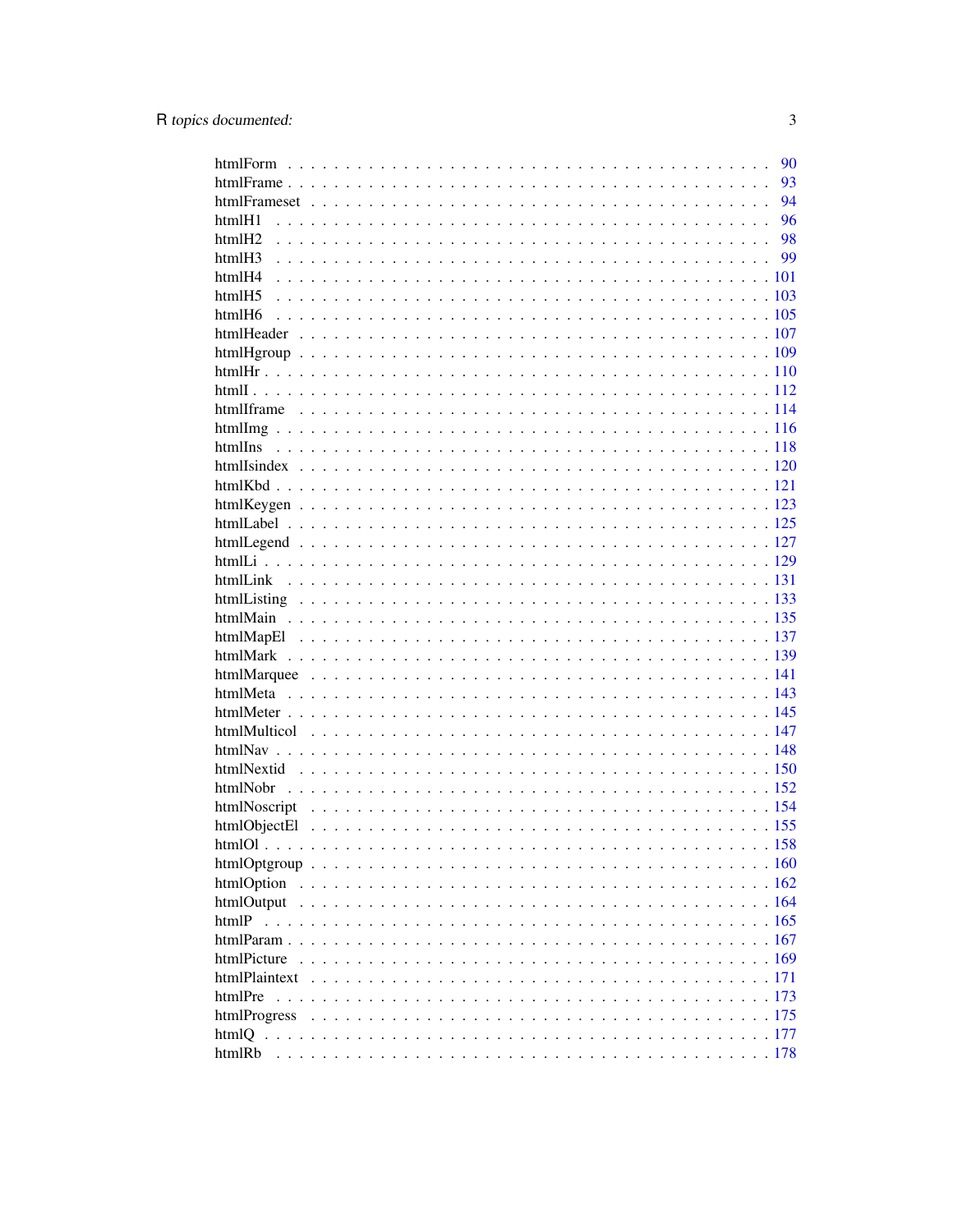htmlForm . . . . . . . . . . . . . . . . . . . . . . . . . . . . . . . . . . . . . . . . 90
htmlFrame . . . . . . . . . . . . . . . . . . . . . . . . . . . . . . . . . . . . . . . . 93
htmlFrameset . . . . . . . . . . . . . . . . . . . . . . . . . . . . . . . . . . . . . . . . 94
htmlH1 . . . . . . . . . . . . . . . . . . . . . . . . . . . . . . . . . . . . . . . . 96
htmlH2 . . . . . . . . . . . . . . . . . . . . . . . . . . . . . . . . . . . . . . . . 98
htmlH3 . . . . . . . . . . . . . . . . . . . . . . . . . . . . . . . . . . . . . . . . 99
htmlH4 . . . . . . . . . . . . . . . . . . . . . . . . . . . . . . . . . . . . . . . . 101
htmlH5 . . . . . . . . . . . . . . . . . . . . . . . . . . . . . . . . . . . . . . . . 103
htmlH6 . . . . . . . . . . . . . . . . . . . . . . . . . . . . . . . . . . . . . . . . 105
htmlHeader . . . . . . . . . . . . . . . . . . . . . . . . . . . . . . . . . . . . . . . . 107
htmlHgroup . . . . . . . . . . . . . . . . . . . . . . . . . . . . . . . . . . . . . . . . 109
htmlHr . . . . . . . . . . . . . . . . . . . . . . . . . . . . . . . . . . . . . . . . 110
htmlI . . . . . . . . . . . . . . . . . . . . . . . . . . . . . . . . . . . . . . . . 112
htmlIframe . . . . . . . . . . . . . . . . . . . . . . . . . . . . . . . . . . . . . . . . 114
htmlImg . . . . . . . . . . . . . . . . . . . . . . . . . . . . . . . . . . . . . . . . 116
htmlIns . . . . . . . . . . . . . . . . . . . . . . . . . . . . . . . . . . . . . . . . 118
htmlIsindex . . . . . . . . . . . . . . . . . . . . . . . . . . . . . . . . . . . . . . . . 120
htmlKbd . . . . . . . . . . . . . . . . . . . . . . . . . . . . . . . . . . . . . . . . 121
htmlKeygen . . . . . . . . . . . . . . . . . . . . . . . . . . . . . . . . . . . . . . . . 123
htmlLabel . . . . . . . . . . . . . . . . . . . . . . . . . . . . . . . . . . . . . . . . 125
htmlLegend . . . . . . . . . . . . . . . . . . . . . . . . . . . . . . . . . . . . . . . . 127
htmlLi . . . . . . . . . . . . . . . . . . . . . . . . . . . . . . . . . . . . . . . . 129
htmlLink . . . . . . . . . . . . . . . . . . . . . . . . . . . . . . . . . . . . . . . . 131
htmlListing . . . . . . . . . . . . . . . . . . . . . . . . . . . . . . . . . . . . . . . . 133
htmlMain . . . . . . . . . . . . . . . . . . . . . . . . . . . . . . . . . . . . . . . . 135
htmlMapEl . . . . . . . . . . . . . . . . . . . . . . . . . . . . . . . . . . . . . . . . 137
htmlMark . . . . . . . . . . . . . . . . . . . . . . . . . . . . . . . . . . . . . . . . 139
htmlMarquee . . . . . . . . . . . . . . . . . . . . . . . . . . . . . . . . . . . . . . . . 141
htmlMeta . . . . . . . . . . . . . . . . . . . . . . . . . . . . . . . . . . . . . . . . 143
htmlMeter . . . . . . . . . . . . . . . . . . . . . . . . . . . . . . . . . . . . . . . . 145
htmlMulticol . . . . . . . . . . . . . . . . . . . . . . . . . . . . . . . . . . . . . . . . 147
htmlNav . . . . . . . . . . . . . . . . . . . . . . . . . . . . . . . . . . . . . . . . 148
htmlNextid . . . . . . . . . . . . . . . . . . . . . . . . . . . . . . . . . . . . . . . . 150
htmlNobr . . . . . . . . . . . . . . . . . . . . . . . . . . . . . . . . . . . . . . . . 152
htmlNoscript . . . . . . . . . . . . . . . . . . . . . . . . . . . . . . . . . . . . . . . . 154
htmlObjectEl . . . . . . . . . . . . . . . . . . . . . . . . . . . . . . . . . . . . . . . . 155
htmlOl . . . . . . . . . . . . . . . . . . . . . . . . . . . . . . . . . . . . . . . . 158
htmlOptgroup . . . . . . . . . . . . . . . . . . . . . . . . . . . . . . . . . . . . . . . . 160
htmlOption . . . . . . . . . . . . . . . . . . . . . . . . . . . . . . . . . . . . . . . . 162
htmlOutput . . . . . . . . . . . . . . . . . . . . . . . . . . . . . . . . . . . . . . . . 164
htmlP . . . . . . . . . . . . . . . . . . . . . . . . . . . . . . . . . . . . . . . . 165
htmlParam . . . . . . . . . . . . . . . . . . . . . . . . . . . . . . . . . . . . . . . . 167
htmlPicture . . . . . . . . . . . . . . . . . . . . . . . . . . . . . . . . . . . . . . . . 169
htmlPlaintext . . . . . . . . . . . . . . . . . . . . . . . . . . . . . . . . . . . . . . . . 171
htmlPre . . . . . . . . . . . . . . . . . . . . . . . . . . . . . . . . . . . . . . . . 173
htmlProgress . . . . . . . . . . . . . . . . . . . . . . . . . . . . . . . . . . . . . . . . 175
htmlQ . . . . . . . . . . . . . . . . . . . . . . . . . . . . . . . . . . . . . . . . 177
htmlRb . . . . . . . . . . . . . . . . . . . . . . . . . . . . . . . . . . . . . . . . 178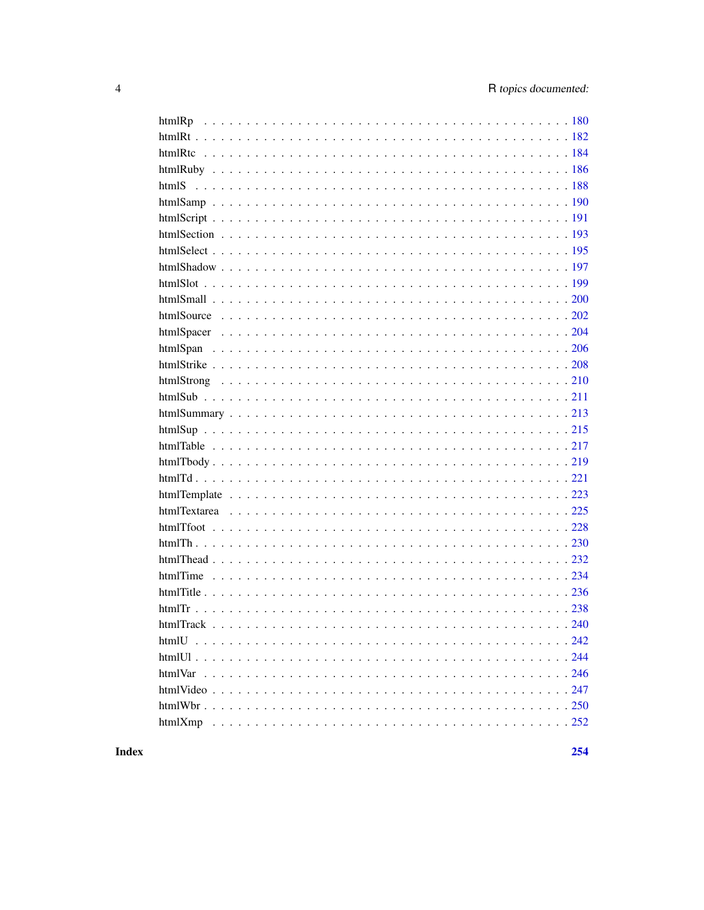htmlRp . . . . . . . . . . . . . . . . . . . . . . . . . . . . . . . . . . . . . . . . . . 180
htmlRt . . . . . . . . . . . . . . . . . . . . . . . . . . . . . . . . . . . . . . . . . . 182
htmlRtc . . . . . . . . . . . . . . . . . . . . . . . . . . . . . . . . . . . . . . . . . . 184
htmlRuby . . . . . . . . . . . . . . . . . . . . . . . . . . . . . . . . . . . . . . . . . 186
htmlS . . . . . . . . . . . . . . . . . . . . . . . . . . . . . . . . . . . . . . . . . . 188
htmlSamp . . . . . . . . . . . . . . . . . . . . . . . . . . . . . . . . . . . . . . . . . 190
htmlScript . . . . . . . . . . . . . . . . . . . . . . . . . . . . . . . . . . . . . . . . . 191
htmlSection . . . . . . . . . . . . . . . . . . . . . . . . . . . . . . . . . . . . . . . . 193
htmlSelect . . . . . . . . . . . . . . . . . . . . . . . . . . . . . . . . . . . . . . . . . 195
htmlShadow . . . . . . . . . . . . . . . . . . . . . . . . . . . . . . . . . . . . . . . . 197
htmlSlot . . . . . . . . . . . . . . . . . . . . . . . . . . . . . . . . . . . . . . . . . . 199
htmlSmall . . . . . . . . . . . . . . . . . . . . . . . . . . . . . . . . . . . . . . . . . 200
htmlSource . . . . . . . . . . . . . . . . . . . . . . . . . . . . . . . . . . . . . . . . 202
htmlSpacer . . . . . . . . . . . . . . . . . . . . . . . . . . . . . . . . . . . . . . . . 204
htmlSpan . . . . . . . . . . . . . . . . . . . . . . . . . . . . . . . . . . . . . . . . . 206
htmlStrike . . . . . . . . . . . . . . . . . . . . . . . . . . . . . . . . . . . . . . . . . 208
htmlStrong . . . . . . . . . . . . . . . . . . . . . . . . . . . . . . . . . . . . . . . . 210
htmlSub . . . . . . . . . . . . . . . . . . . . . . . . . . . . . . . . . . . . . . . . . . 211
htmlSummary . . . . . . . . . . . . . . . . . . . . . . . . . . . . . . . . . . . . . . . 213
htmlSup . . . . . . . . . . . . . . . . . . . . . . . . . . . . . . . . . . . . . . . . . . 215
htmlTable . . . . . . . . . . . . . . . . . . . . . . . . . . . . . . . . . . . . . . . . . 217
htmlTbody . . . . . . . . . . . . . . . . . . . . . . . . . . . . . . . . . . . . . . . . . 219
htmlTd . . . . . . . . . . . . . . . . . . . . . . . . . . . . . . . . . . . . . . . . . . 221
htmlTemplate . . . . . . . . . . . . . . . . . . . . . . . . . . . . . . . . . . . . . . . 223
htmlTextarea . . . . . . . . . . . . . . . . . . . . . . . . . . . . . . . . . . . . . . . 225
htmlTfoot . . . . . . . . . . . . . . . . . . . . . . . . . . . . . . . . . . . . . . . . . 228
htmlTh . . . . . . . . . . . . . . . . . . . . . . . . . . . . . . . . . . . . . . . . . . 230
htmlThead . . . . . . . . . . . . . . . . . . . . . . . . . . . . . . . . . . . . . . . . . 232
htmlTime . . . . . . . . . . . . . . . . . . . . . . . . . . . . . . . . . . . . . . . . . 234
htmlTitle . . . . . . . . . . . . . . . . . . . . . . . . . . . . . . . . . . . . . . . . . . 236
htmlTr . . . . . . . . . . . . . . . . . . . . . . . . . . . . . . . . . . . . . . . . . . . 238
htmlTrack . . . . . . . . . . . . . . . . . . . . . . . . . . . . . . . . . . . . . . . . . 240
htmlU . . . . . . . . . . . . . . . . . . . . . . . . . . . . . . . . . . . . . . . . . . . 242
htmlUl . . . . . . . . . . . . . . . . . . . . . . . . . . . . . . . . . . . . . . . . . . . 244
htmlVar . . . . . . . . . . . . . . . . . . . . . . . . . . . . . . . . . . . . . . . . . . 246
htmlVideo . . . . . . . . . . . . . . . . . . . . . . . . . . . . . . . . . . . . . . . . . 247
htmlWbr . . . . . . . . . . . . . . . . . . . . . . . . . . . . . . . . . . . . . . . . . . 250
htmlXmp . . . . . . . . . . . . . . . . . . . . . . . . . . . . . . . . . . . . . . . . . . 252

**Index** **254**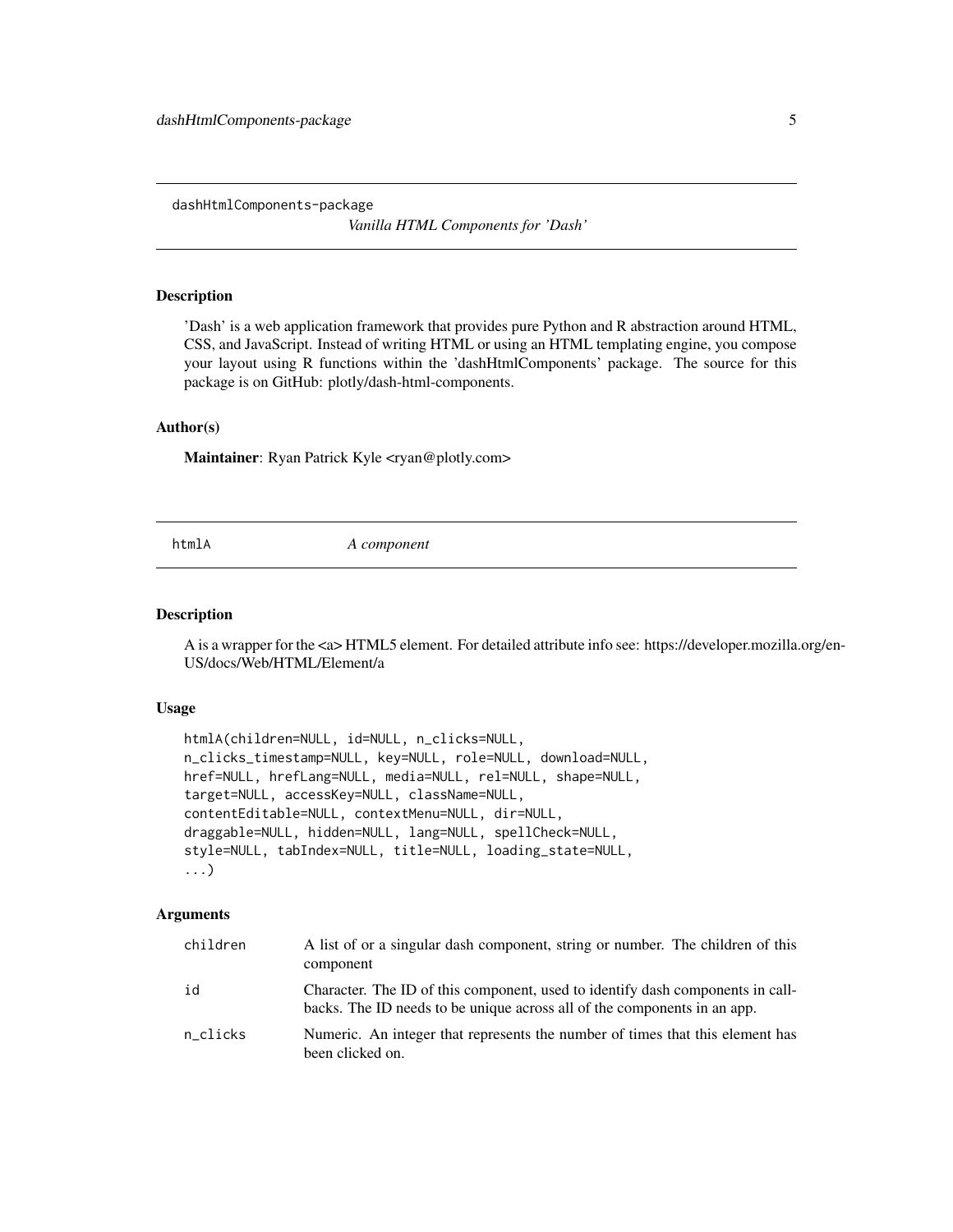## dashHtmlComponents-package — *Vanilla HTML Components for 'Dash'*

### Description

'Dash' is a web application framework that provides pure Python and R abstraction around HTML, CSS, and JavaScript. Instead of writing HTML or using an HTML templating engine, you compose your layout using R functions within the 'dashHtmlComponents' package. The source for this package is on GitHub: plotly/dash-html-components.

### Author(s)

**Maintainer**: Ryan Patrick Kyle <ryan@plotly.com>

## htmlA — *A component*

### Description

A is a wrapper for the <a> HTML5 element. For detailed attribute info see: https://developer.mozilla.org/en-US/docs/Web/HTML/Element/a

### Usage

```
htmlA(children=NULL, id=NULL, n_clicks=NULL,
n_clicks_timestamp=NULL, key=NULL, role=NULL, download=NULL,
href=NULL, hrefLang=NULL, media=NULL, rel=NULL, shape=NULL,
target=NULL, accessKey=NULL, className=NULL,
contentEditable=NULL, contextMenu=NULL, dir=NULL,
draggable=NULL, hidden=NULL, lang=NULL, spellCheck=NULL,
style=NULL, tabIndex=NULL, title=NULL, loading_state=NULL,
...)
```

### Arguments

| | |
|---|---|
| children | A list of or a singular dash component, string or number. The children of this component |
| id | Character. The ID of this component, used to identify dash components in callbacks. The ID needs to be unique across all of the components in an app. |
| n_clicks | Numeric. An integer that represents the number of times that this element has been clicked on. |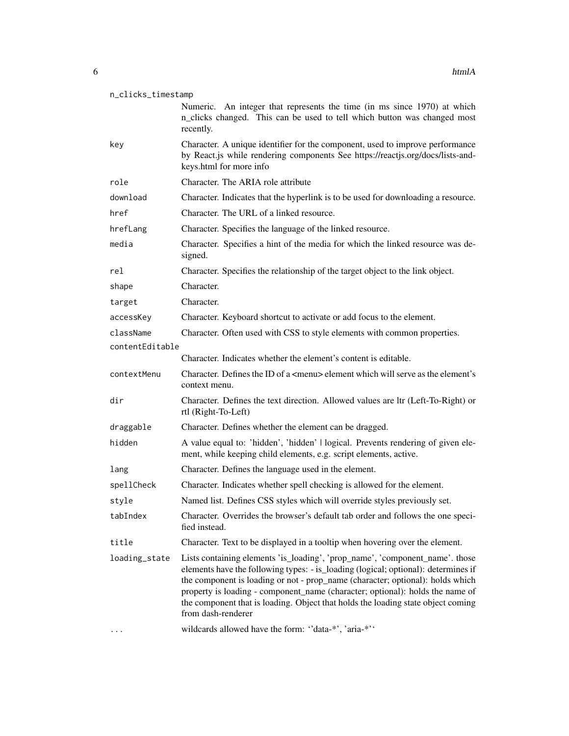| Argument | Description |
| --- | --- |
| n_clicks_timestamp | Numeric. An integer that represents the time (in ms since 1970) at which n_clicks changed. This can be used to tell which button was changed most recently. |
| key | Character. A unique identifier for the component, used to improve performance by React.js while rendering components See https://reactjs.org/docs/lists-and-keys.html for more info |
| role | Character. The ARIA role attribute |
| download | Character. Indicates that the hyperlink is to be used for downloading a resource. |
| href | Character. The URL of a linked resource. |
| hrefLang | Character. Specifies the language of the linked resource. |
| media | Character. Specifies a hint of the media for which the linked resource was designed. |
| rel | Character. Specifies the relationship of the target object to the link object. |
| shape | Character. |
| target | Character. |
| accessKey | Character. Keyboard shortcut to activate or add focus to the element. |
| className | Character. Often used with CSS to style elements with common properties. |
| contentEditable | Character. Indicates whether the element's content is editable. |
| contextMenu | Character. Defines the ID of a <menu> element which will serve as the element's context menu. |
| dir | Character. Defines the text direction. Allowed values are ltr (Left-To-Right) or rtl (Right-To-Left) |
| draggable | Character. Defines whether the element can be dragged. |
| hidden | A value equal to: 'hidden', 'hidden' \| logical. Prevents rendering of given element, while keeping child elements, e.g. script elements, active. |
| lang | Character. Defines the language used in the element. |
| spellCheck | Character. Indicates whether spell checking is allowed for the element. |
| style | Named list. Defines CSS styles which will override styles previously set. |
| tabIndex | Character. Overrides the browser's default tab order and follows the one specified instead. |
| title | Character. Text to be displayed in a tooltip when hovering over the element. |
| loading_state | Lists containing elements 'is_loading', 'prop_name', 'component_name'. those elements have the following types: - is_loading (logical; optional): determines if the component is loading or not - prop_name (character; optional): holds which property is loading - component_name (character; optional): holds the name of the component that is loading. Object that holds the loading state object coming from dash-renderer |
| ... | wildcards allowed have the form: ''data-*', 'aria-*'' |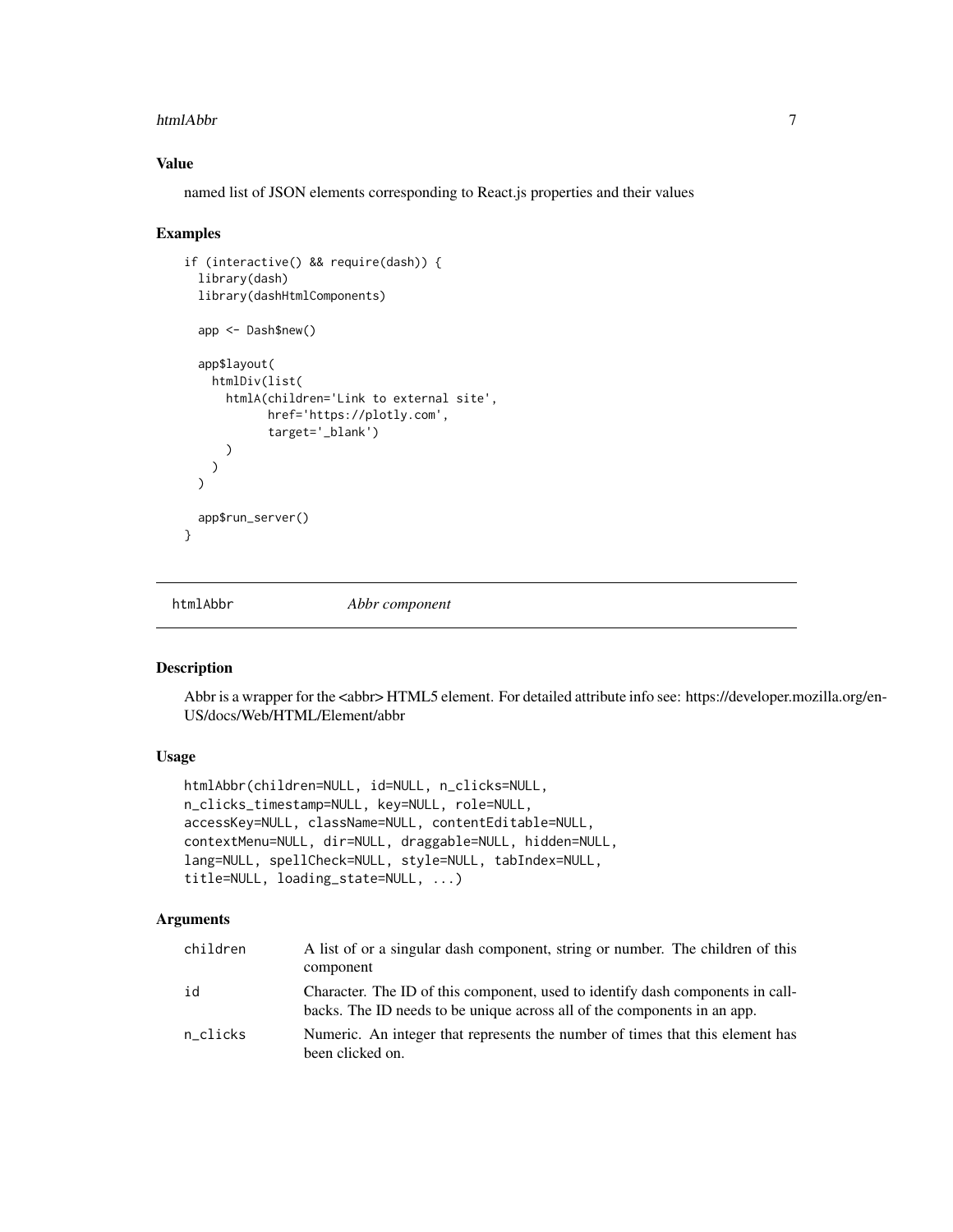## Value

named list of JSON elements corresponding to React.js properties and their values

## Examples

```
if (interactive() && require(dash)) {
  library(dash)
  library(dashHtmlComponents)

  app <- Dash$new()

  app$layout(
    htmlDiv(list(
      htmlA(children='Link to external site',
            href='https://plotly.com',
            target='_blank')
      )
    )
  )

  app$run_server()
}
```

---

# htmlAbbr *Abbr component*

---

## Description

Abbr is a wrapper for the <abbr> HTML5 element. For detailed attribute info see: https://developer.mozilla.org/en-US/docs/Web/HTML/Element/abbr

## Usage

```
htmlAbbr(children=NULL, id=NULL, n_clicks=NULL,
n_clicks_timestamp=NULL, key=NULL, role=NULL,
accessKey=NULL, className=NULL, contentEditable=NULL,
contextMenu=NULL, dir=NULL, draggable=NULL, hidden=NULL,
lang=NULL, spellCheck=NULL, style=NULL, tabIndex=NULL,
title=NULL, loading_state=NULL, ...)
```

## Arguments

| | |
|---|---|
| children | A list of or a singular dash component, string or number. The children of this component |
| id | Character. The ID of this component, used to identify dash components in callbacks. The ID needs to be unique across all of the components in an app. |
| n_clicks | Numeric. An integer that represents the number of times that this element has been clicked on. |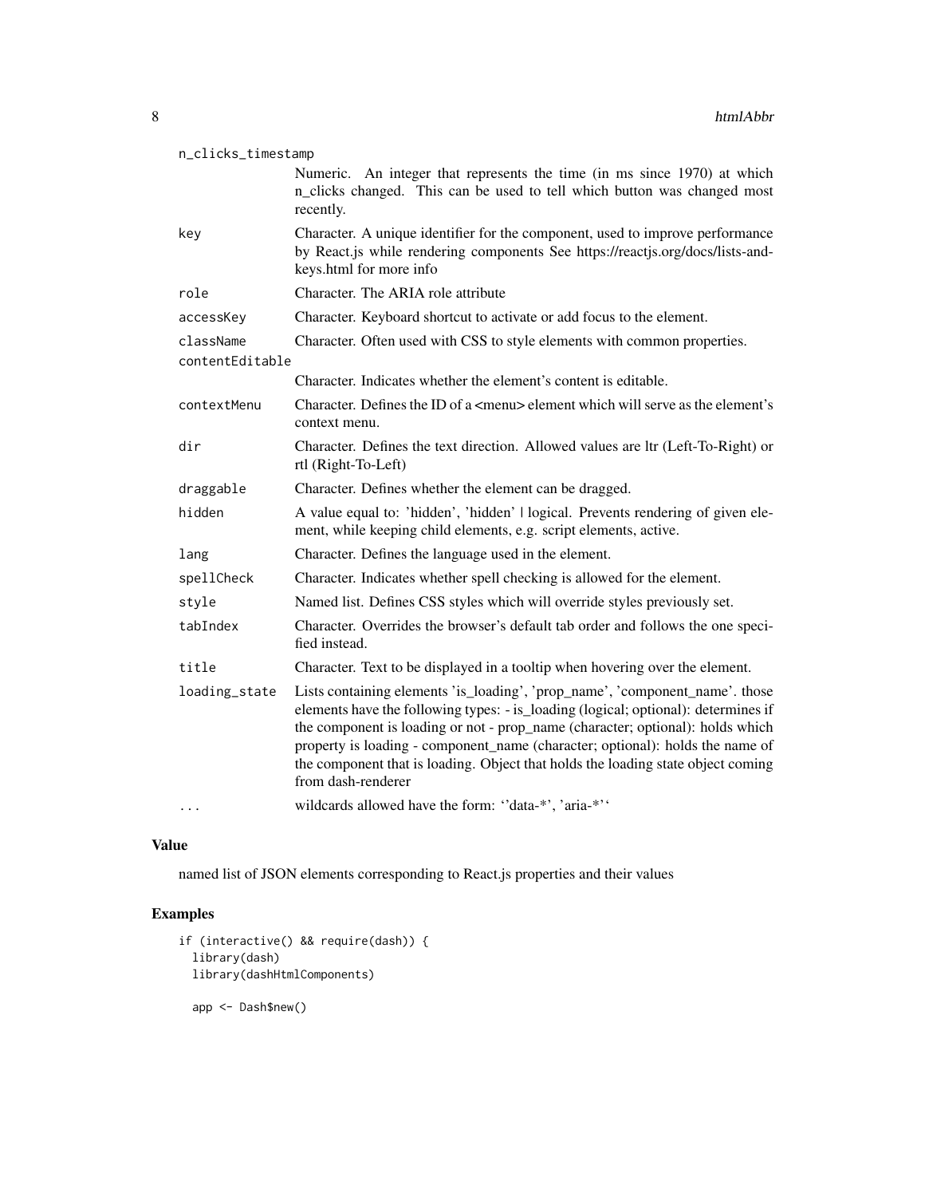| | |
|---|---|
| n_clicks_timestamp | Numeric. An integer that represents the time (in ms since 1970) at which n_clicks changed. This can be used to tell which button was changed most recently. |
| key | Character. A unique identifier for the component, used to improve performance by React.js while rendering components See https://reactjs.org/docs/lists-and-keys.html for more info |
| role | Character. The ARIA role attribute |
| accessKey | Character. Keyboard shortcut to activate or add focus to the element. |
| className | Character. Often used with CSS to style elements with common properties. |
| contentEditable | Character. Indicates whether the element's content is editable. |
| contextMenu | Character. Defines the ID of a <menu> element which will serve as the element's context menu. |
| dir | Character. Defines the text direction. Allowed values are ltr (Left-To-Right) or rtl (Right-To-Left) |
| draggable | Character. Defines whether the element can be dragged. |
| hidden | A value equal to: 'hidden', 'hidden' \| logical. Prevents rendering of given element, while keeping child elements, e.g. script elements, active. |
| lang | Character. Defines the language used in the element. |
| spellCheck | Character. Indicates whether spell checking is allowed for the element. |
| style | Named list. Defines CSS styles which will override styles previously set. |
| tabIndex | Character. Overrides the browser's default tab order and follows the one specified instead. |
| title | Character. Text to be displayed in a tooltip when hovering over the element. |
| loading_state | Lists containing elements 'is_loading', 'prop_name', 'component_name'. those elements have the following types: - is_loading (logical; optional): determines if the component is loading or not - prop_name (character; optional): holds which property is loading - component_name (character; optional): holds the name of the component that is loading. Object that holds the loading state object coming from dash-renderer |
| ... | wildcards allowed have the form: ''data-*', 'aria-*'' |

## Value

named list of JSON elements corresponding to React.js properties and their values

## Examples

```
if (interactive() && require(dash)) {
  library(dash)
  library(dashHtmlComponents)

  app <- Dash$new()
```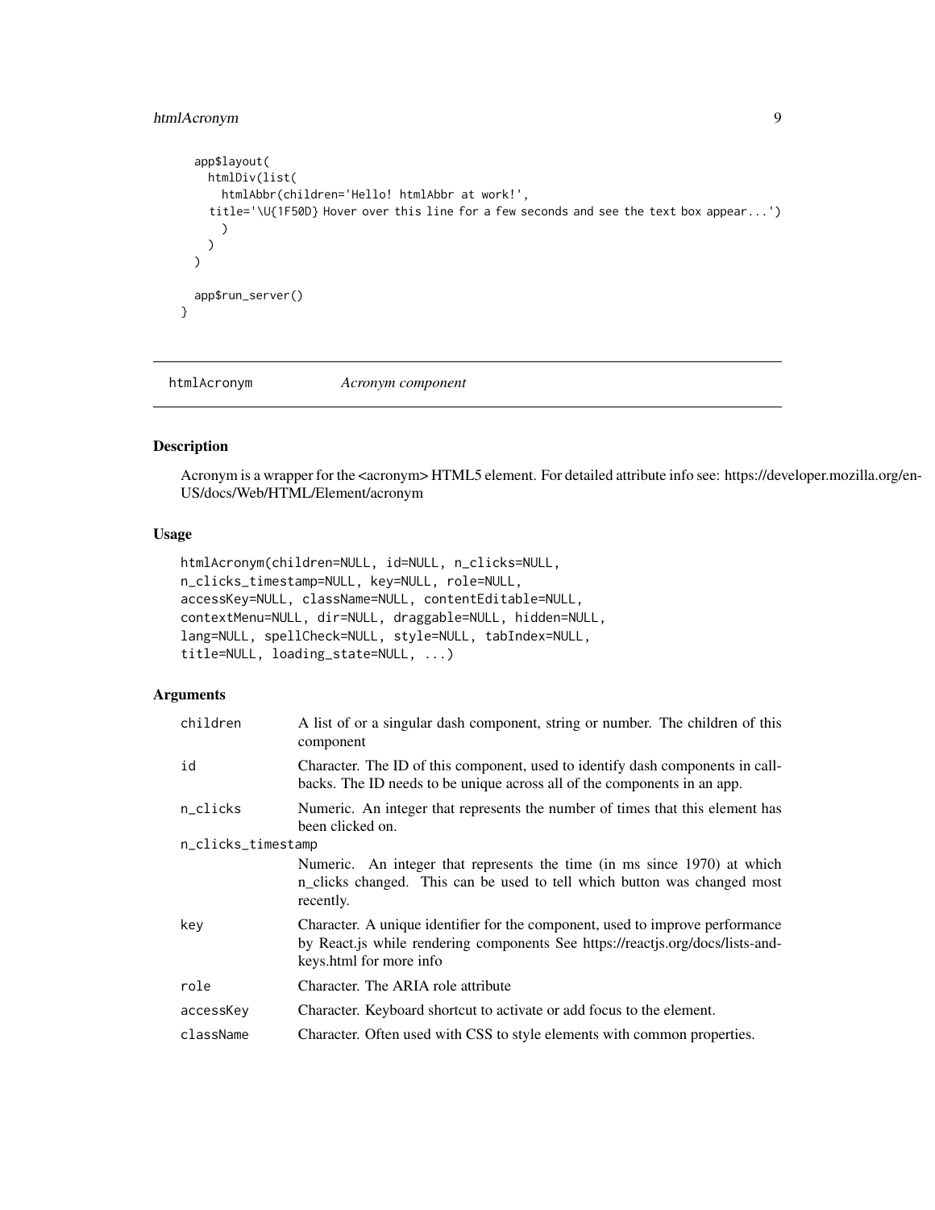```
  app$layout(
    htmlDiv(list(
      htmlAbbr(children='Hello! htmlAbbr at work!',
    title='\U{1F50D} Hover over this line for a few seconds and see the text box appear...')
      )
    )
  )

  app$run_server()
}
```

## htmlAcronym    *Acronym component*

### Description

Acronym is a wrapper for the <acronym> HTML5 element. For detailed attribute info see: https://developer.mozilla.org/en-US/docs/Web/HTML/Element/acronym

### Usage

```
htmlAcronym(children=NULL, id=NULL, n_clicks=NULL,
n_clicks_timestamp=NULL, key=NULL, role=NULL,
accessKey=NULL, className=NULL, contentEditable=NULL,
contextMenu=NULL, dir=NULL, draggable=NULL, hidden=NULL,
lang=NULL, spellCheck=NULL, style=NULL, tabIndex=NULL,
title=NULL, loading_state=NULL, ...)
```

### Arguments

| | |
|---|---|
| children | A list of or a singular dash component, string or number. The children of this component |
| id | Character. The ID of this component, used to identify dash components in callbacks. The ID needs to be unique across all of the components in an app. |
| n_clicks | Numeric. An integer that represents the number of times that this element has been clicked on. |
| n_clicks_timestamp | Numeric. An integer that represents the time (in ms since 1970) at which n_clicks changed. This can be used to tell which button was changed most recently. |
| key | Character. A unique identifier for the component, used to improve performance by React.js while rendering components See https://reactjs.org/docs/lists-and-keys.html for more info |
| role | Character. The ARIA role attribute |
| accessKey | Character. Keyboard shortcut to activate or add focus to the element. |
| className | Character. Often used with CSS to style elements with common properties. |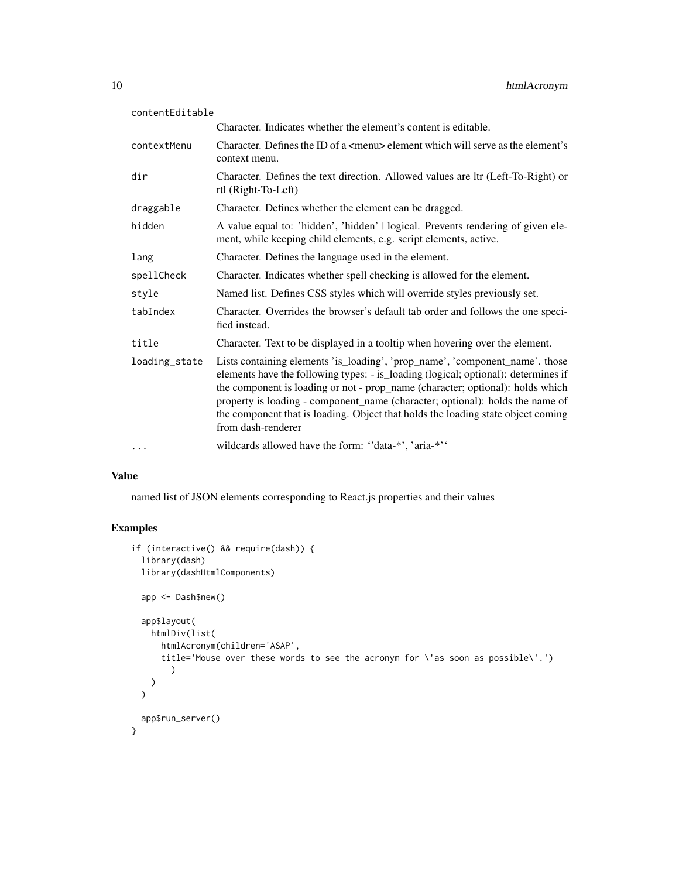| | |
|---|---|
| contentEditable | Character. Indicates whether the element's content is editable. |
| contextMenu | Character. Defines the ID of a <menu> element which will serve as the element's context menu. |
| dir | Character. Defines the text direction. Allowed values are ltr (Left-To-Right) or rtl (Right-To-Left) |
| draggable | Character. Defines whether the element can be dragged. |
| hidden | A value equal to: 'hidden', 'hidden' \| logical. Prevents rendering of given element, while keeping child elements, e.g. script elements, active. |
| lang | Character. Defines the language used in the element. |
| spellCheck | Character. Indicates whether spell checking is allowed for the element. |
| style | Named list. Defines CSS styles which will override styles previously set. |
| tabIndex | Character. Overrides the browser's default tab order and follows the one specified instead. |
| title | Character. Text to be displayed in a tooltip when hovering over the element. |
| loading_state | Lists containing elements 'is_loading', 'prop_name', 'component_name'. those elements have the following types: - is_loading (logical; optional): determines if the component is loading or not - prop_name (character; optional): holds which property is loading - component_name (character; optional): holds the name of the component that is loading. Object that holds the loading state object coming from dash-renderer |
| ... | wildcards allowed have the form: ''data-*', 'aria-*'' |

## Value

named list of JSON elements corresponding to React.js properties and their values

## Examples

```
if (interactive() && require(dash)) {
  library(dash)
  library(dashHtmlComponents)

  app <- Dash$new()

  app$layout(
    htmlDiv(list(
      htmlAcronym(children='ASAP',
      title='Mouse over these words to see the acronym for \'as soon as possible\'.')
        )
    )
  )

  app$run_server()
}
```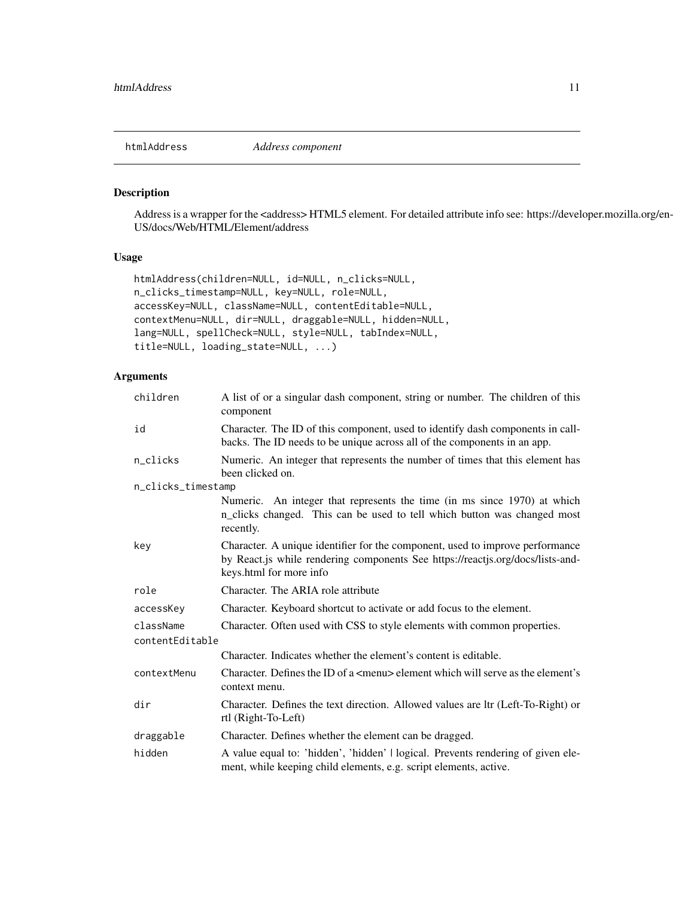## htmlAddress *Address component*

### Description

Address is a wrapper for the <address> HTML5 element. For detailed attribute info see: https://developer.mozilla.org/en-US/docs/Web/HTML/Element/address

### Usage

```
htmlAddress(children=NULL, id=NULL, n_clicks=NULL,
n_clicks_timestamp=NULL, key=NULL, role=NULL,
accessKey=NULL, className=NULL, contentEditable=NULL,
contextMenu=NULL, dir=NULL, draggable=NULL, hidden=NULL,
lang=NULL, spellCheck=NULL, style=NULL, tabIndex=NULL,
title=NULL, loading_state=NULL, ...)
```

### Arguments

| | |
|---|---|
| `children` | A list of or a singular dash component, string or number. The children of this component |
| `id` | Character. The ID of this component, used to identify dash components in callbacks. The ID needs to be unique across all of the components in an app. |
| `n_clicks` | Numeric. An integer that represents the number of times that this element has been clicked on. |
| `n_clicks_timestamp` | Numeric. An integer that represents the time (in ms since 1970) at which n_clicks changed. This can be used to tell which button was changed most recently. |
| `key` | Character. A unique identifier for the component, used to improve performance by React.js while rendering components See https://reactjs.org/docs/lists-and-keys.html for more info |
| `role` | Character. The ARIA role attribute |
| `accessKey` | Character. Keyboard shortcut to activate or add focus to the element. |
| `className` | Character. Often used with CSS to style elements with common properties. |
| `contentEditable` | Character. Indicates whether the element's content is editable. |
| `contextMenu` | Character. Defines the ID of a <menu> element which will serve as the element's context menu. |
| `dir` | Character. Defines the text direction. Allowed values are ltr (Left-To-Right) or rtl (Right-To-Left) |
| `draggable` | Character. Defines whether the element can be dragged. |
| `hidden` | A value equal to: 'hidden', 'hidden' \| logical. Prevents rendering of given element, while keeping child elements, e.g. script elements, active. |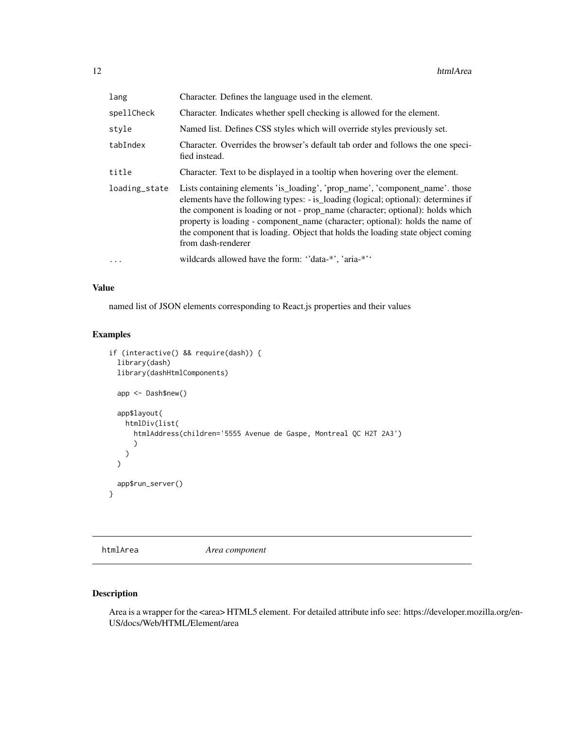| | |
|---|---|
| lang | Character. Defines the language used in the element. |
| spellCheck | Character. Indicates whether spell checking is allowed for the element. |
| style | Named list. Defines CSS styles which will override styles previously set. |
| tabIndex | Character. Overrides the browser's default tab order and follows the one specified instead. |
| title | Character. Text to be displayed in a tooltip when hovering over the element. |
| loading_state | Lists containing elements 'is_loading', 'prop_name', 'component_name'. those elements have the following types: - is_loading (logical; optional): determines if the component is loading or not - prop_name (character; optional): holds which property is loading - component_name (character; optional): holds the name of the component that is loading. Object that holds the loading state object coming from dash-renderer |
| ... | wildcards allowed have the form: ''data-*', 'aria-*'' |

## Value

named list of JSON elements corresponding to React.js properties and their values

## Examples

```
if (interactive() && require(dash)) {
  library(dash)
  library(dashHtmlComponents)

  app <- Dash$new()

  app$layout(
    htmlDiv(list(
      htmlAddress(children='5555 Avenue de Gaspe, Montreal QC H2T 2A3')
      )
    )
  )

  app$run_server()
}
```

---

# htmlArea *Area component*

---

## Description

Area is a wrapper for the <area> HTML5 element. For detailed attribute info see: https://developer.mozilla.org/en-US/docs/Web/HTML/Element/area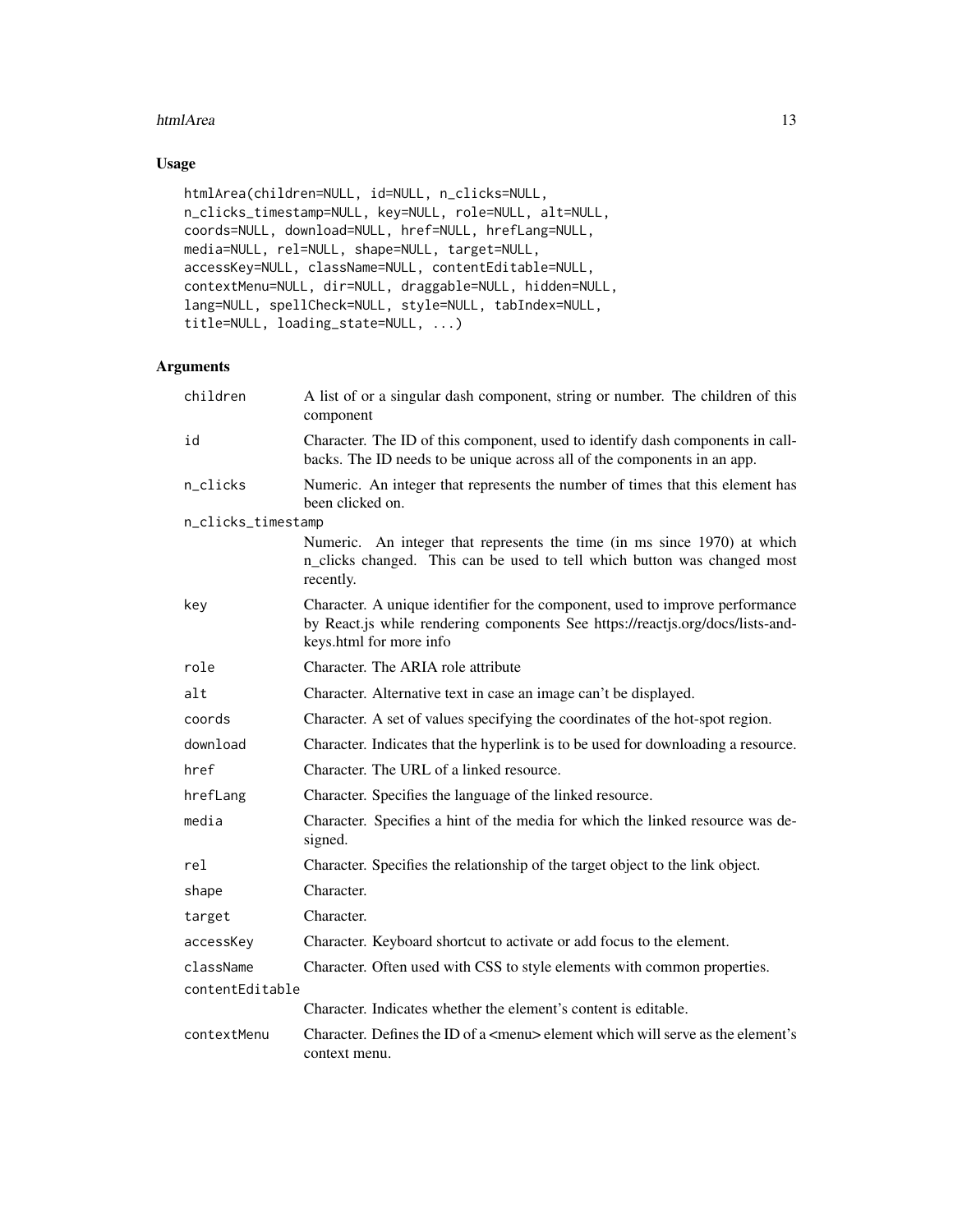## Usage

```
htmlArea(children=NULL, id=NULL, n_clicks=NULL,
n_clicks_timestamp=NULL, key=NULL, role=NULL, alt=NULL,
coords=NULL, download=NULL, href=NULL, hrefLang=NULL,
media=NULL, rel=NULL, shape=NULL, target=NULL,
accessKey=NULL, className=NULL, contentEditable=NULL,
contextMenu=NULL, dir=NULL, draggable=NULL, hidden=NULL,
lang=NULL, spellCheck=NULL, style=NULL, tabIndex=NULL,
title=NULL, loading_state=NULL, ...)
```

## Arguments

| Argument | Description |
| --- | --- |
| `children` | A list of or a singular dash component, string or number. The children of this component |
| `id` | Character. The ID of this component, used to identify dash components in callbacks. The ID needs to be unique across all of the components in an app. |
| `n_clicks` | Numeric. An integer that represents the number of times that this element has been clicked on. |
| `n_clicks_timestamp` | Numeric. An integer that represents the time (in ms since 1970) at which n_clicks changed. This can be used to tell which button was changed most recently. |
| `key` | Character. A unique identifier for the component, used to improve performance by React.js while rendering components See https://reactjs.org/docs/lists-and-keys.html for more info |
| `role` | Character. The ARIA role attribute |
| `alt` | Character. Alternative text in case an image can't be displayed. |
| `coords` | Character. A set of values specifying the coordinates of the hot-spot region. |
| `download` | Character. Indicates that the hyperlink is to be used for downloading a resource. |
| `href` | Character. The URL of a linked resource. |
| `hrefLang` | Character. Specifies the language of the linked resource. |
| `media` | Character. Specifies a hint of the media for which the linked resource was designed. |
| `rel` | Character. Specifies the relationship of the target object to the link object. |
| `shape` | Character. |
| `target` | Character. |
| `accessKey` | Character. Keyboard shortcut to activate or add focus to the element. |
| `className` | Character. Often used with CSS to style elements with common properties. |
| `contentEditable` | Character. Indicates whether the element's content is editable. |
| `contextMenu` | Character. Defines the ID of a <menu> element which will serve as the element's context menu. |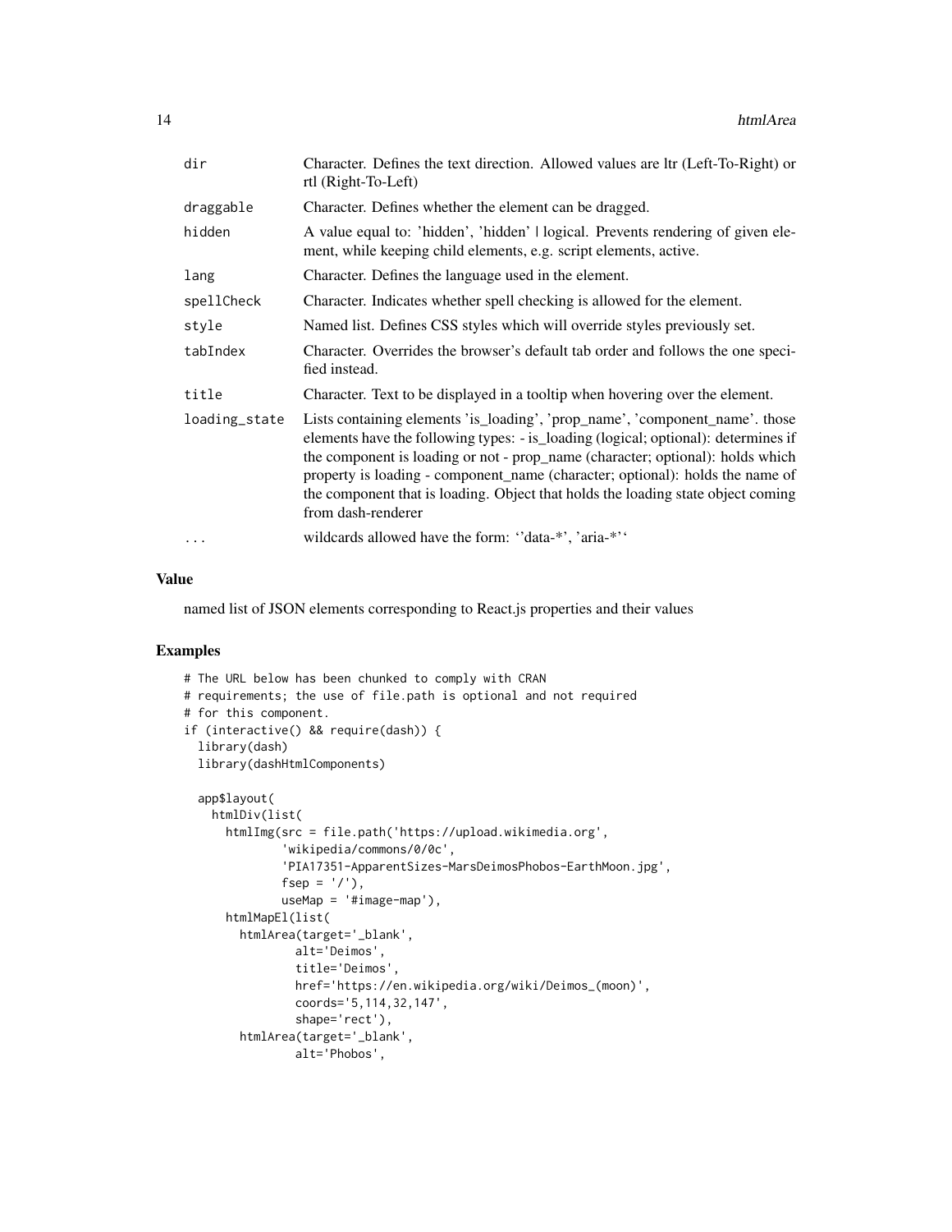| | |
|---|---|
| dir | Character. Defines the text direction. Allowed values are ltr (Left-To-Right) or rtl (Right-To-Left) |
| draggable | Character. Defines whether the element can be dragged. |
| hidden | A value equal to: 'hidden', 'hidden' \| logical. Prevents rendering of given element, while keeping child elements, e.g. script elements, active. |
| lang | Character. Defines the language used in the element. |
| spellCheck | Character. Indicates whether spell checking is allowed for the element. |
| style | Named list. Defines CSS styles which will override styles previously set. |
| tabIndex | Character. Overrides the browser's default tab order and follows the one specified instead. |
| title | Character. Text to be displayed in a tooltip when hovering over the element. |
| loading_state | Lists containing elements 'is_loading', 'prop_name', 'component_name'. those elements have the following types: - is_loading (logical; optional): determines if the component is loading or not - prop_name (character; optional): holds which property is loading - component_name (character; optional): holds the name of the component that is loading. Object that holds the loading state object coming from dash-renderer |
| ... | wildcards allowed have the form: ''data-*', 'aria-*'' |

## Value

named list of JSON elements corresponding to React.js properties and their values

## Examples

```
# The URL below has been chunked to comply with CRAN
# requirements; the use of file.path is optional and not required
# for this component.
if (interactive() && require(dash)) {
  library(dash)
  library(dashHtmlComponents)

  app$layout(
    htmlDiv(list(
      htmlImg(src = file.path('https://upload.wikimedia.org',
              'wikipedia/commons/0/0c',
              'PIA17351-ApparentSizes-MarsDeimosPhobos-EarthMoon.jpg',
              fsep = '/'),
              useMap = '#image-map'),
      htmlMapEl(list(
        htmlArea(target='_blank',
                 alt='Deimos',
                 title='Deimos',
                 href='https://en.wikipedia.org/wiki/Deimos_(moon)',
                 coords='5,114,32,147',
                 shape='rect'),
        htmlArea(target='_blank',
                 alt='Phobos',
```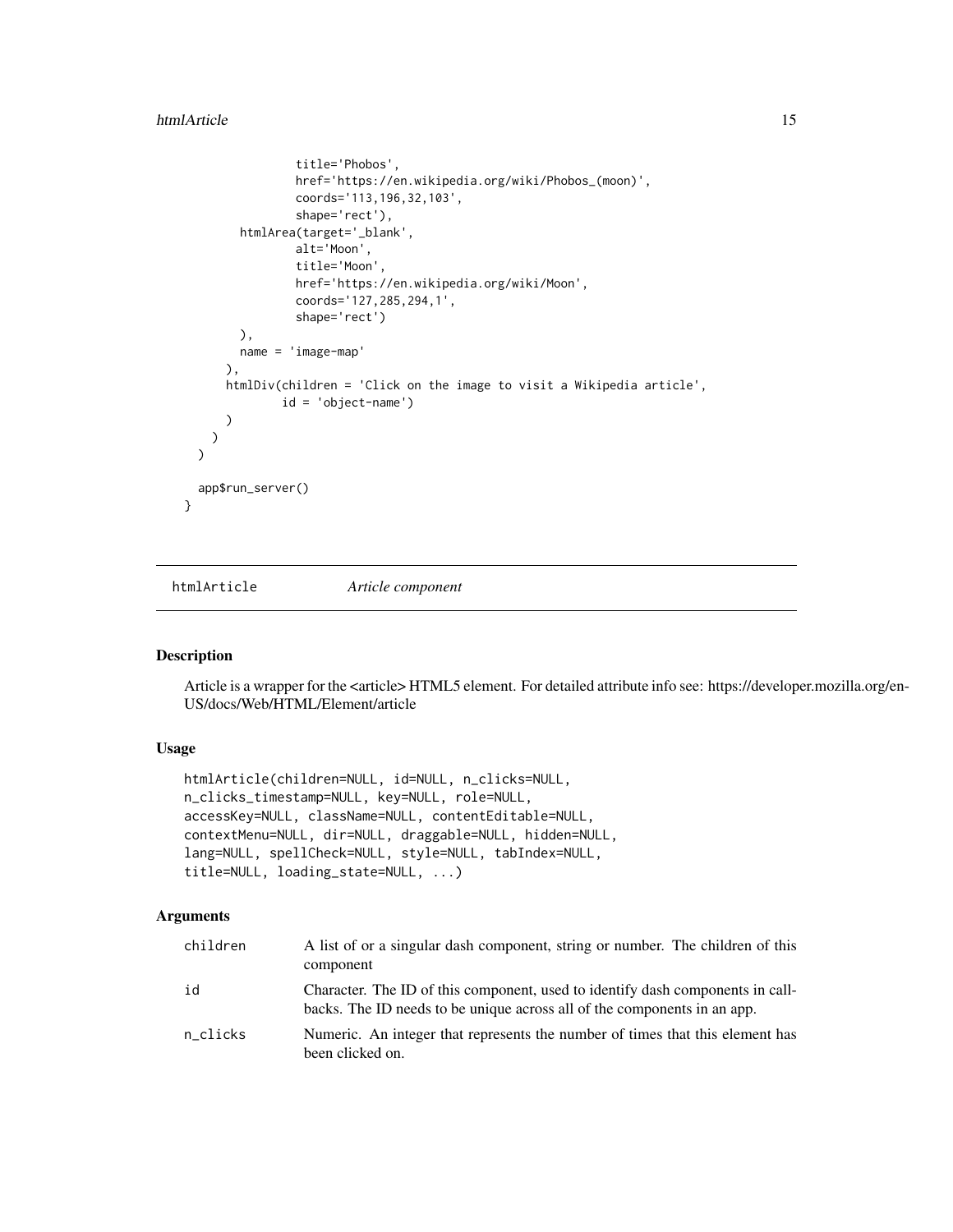```
                title='Phobos',
                href='https://en.wikipedia.org/wiki/Phobos_(moon)',
                coords='113,196,32,103',
                shape='rect'),
        htmlArea(target='_blank',
                alt='Moon',
                title='Moon',
                href='https://en.wikipedia.org/wiki/Moon',
                coords='127,285,294,1',
                shape='rect')
        ),
        name = 'image-map'
      ),
      htmlDiv(children = 'Click on the image to visit a Wikipedia article',
              id = 'object-name')
      )
    )
  )

  app$run_server()
}
```

## htmlArticle    *Article component*

### Description

Article is a wrapper for the <article> HTML5 element. For detailed attribute info see: https://developer.mozilla.org/en-US/docs/Web/HTML/Element/article

### Usage

```
htmlArticle(children=NULL, id=NULL, n_clicks=NULL,
n_clicks_timestamp=NULL, key=NULL, role=NULL,
accessKey=NULL, className=NULL, contentEditable=NULL,
contextMenu=NULL, dir=NULL, draggable=NULL, hidden=NULL,
lang=NULL, spellCheck=NULL, style=NULL, tabIndex=NULL,
title=NULL, loading_state=NULL, ...)
```

### Arguments

| | |
|---|---|
| children | A list of or a singular dash component, string or number. The children of this component |
| id | Character. The ID of this component, used to identify dash components in callbacks. The ID needs to be unique across all of the components in an app. |
| n_clicks | Numeric. An integer that represents the number of times that this element has been clicked on. |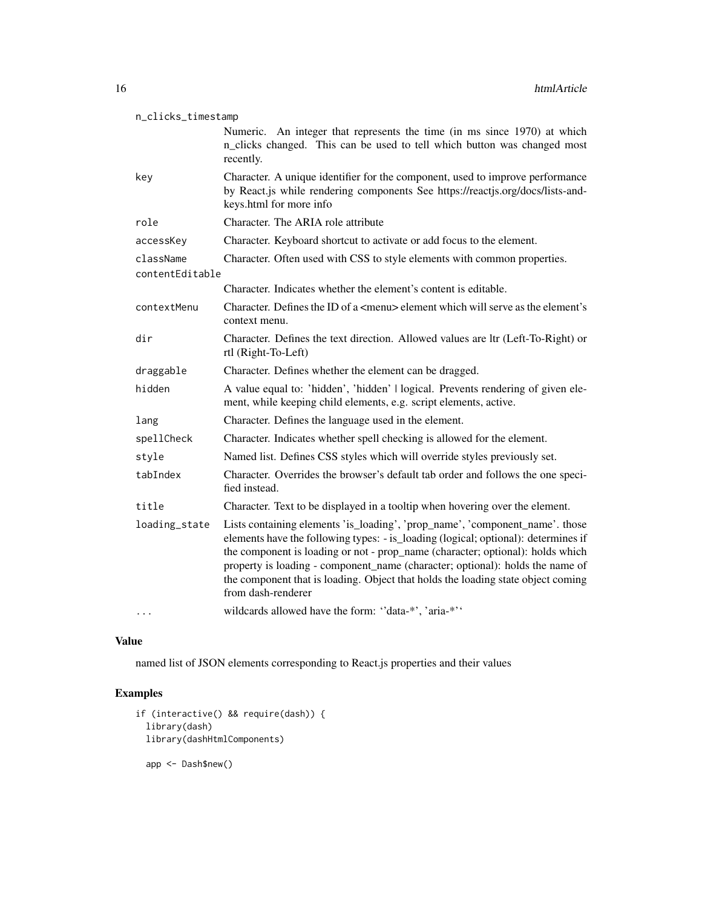| | |
|---|---|
| `n_clicks_timestamp` | Numeric. An integer that represents the time (in ms since 1970) at which n_clicks changed. This can be used to tell which button was changed most recently. |
| `key` | Character. A unique identifier for the component, used to improve performance by React.js while rendering components See https://reactjs.org/docs/lists-and-keys.html for more info |
| `role` | Character. The ARIA role attribute |
| `accessKey` | Character. Keyboard shortcut to activate or add focus to the element. |
| `className` | Character. Often used with CSS to style elements with common properties. |
| `contentEditable` | Character. Indicates whether the element's content is editable. |
| `contextMenu` | Character. Defines the ID of a <menu> element which will serve as the element's context menu. |
| `dir` | Character. Defines the text direction. Allowed values are ltr (Left-To-Right) or rtl (Right-To-Left) |
| `draggable` | Character. Defines whether the element can be dragged. |
| `hidden` | A value equal to: 'hidden', 'hidden' \| logical. Prevents rendering of given element, while keeping child elements, e.g. script elements, active. |
| `lang` | Character. Defines the language used in the element. |
| `spellCheck` | Character. Indicates whether spell checking is allowed for the element. |
| `style` | Named list. Defines CSS styles which will override styles previously set. |
| `tabIndex` | Character. Overrides the browser's default tab order and follows the one specified instead. |
| `title` | Character. Text to be displayed in a tooltip when hovering over the element. |
| `loading_state` | Lists containing elements 'is_loading', 'prop_name', 'component_name'. those elements have the following types: - is_loading (logical; optional): determines if the component is loading or not - prop_name (character; optional): holds which property is loading - component_name (character; optional): holds the name of the component that is loading. Object that holds the loading state object coming from dash-renderer |
| `...` | wildcards allowed have the form: ''data-*', 'aria-*'' |

## Value

named list of JSON elements corresponding to React.js properties and their values

## Examples

```
if (interactive() && require(dash)) {
  library(dash)
  library(dashHtmlComponents)

  app <- Dash$new()
```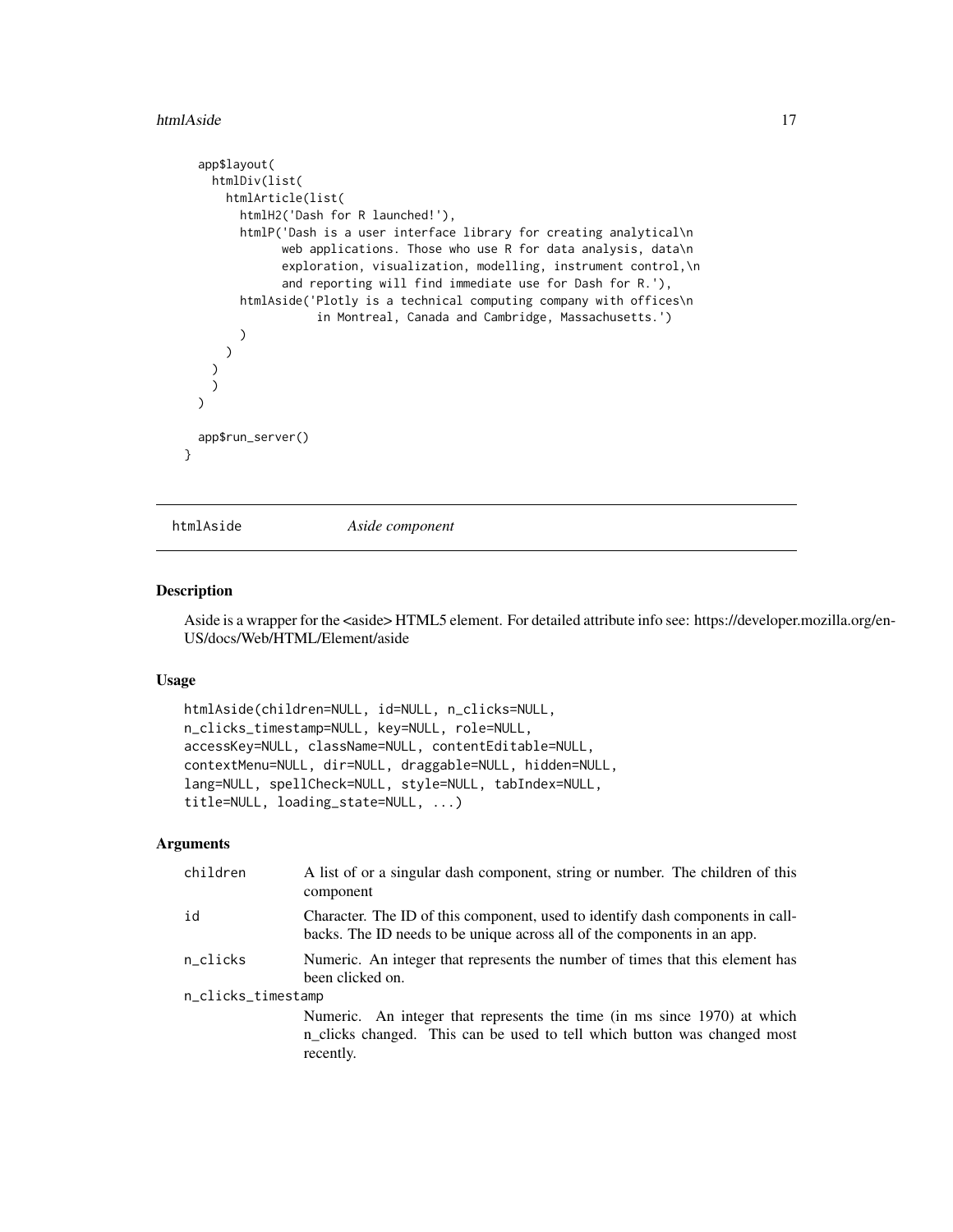```
  app$layout(
    htmlDiv(list(
      htmlArticle(list(
        htmlH2('Dash for R launched!'),
        htmlP('Dash is a user interface library for creating analytical\n
              web applications. Those who use R for data analysis, data\n
              exploration, visualization, modelling, instrument control,\n
              and reporting will find immediate use for Dash for R.'),
        htmlAside('Plotly is a technical computing company with offices\n
                   in Montreal, Canada and Cambridge, Massachusetts.')
        )
      )
    )
    )
  )

  app$run_server()
}
```

## htmlAside    *Aside component*

### Description

Aside is a wrapper for the <aside> HTML5 element. For detailed attribute info see: https://developer.mozilla.org/en-US/docs/Web/HTML/Element/aside

### Usage

```
htmlAside(children=NULL, id=NULL, n_clicks=NULL,
n_clicks_timestamp=NULL, key=NULL, role=NULL,
accessKey=NULL, className=NULL, contentEditable=NULL,
contextMenu=NULL, dir=NULL, draggable=NULL, hidden=NULL,
lang=NULL, spellCheck=NULL, style=NULL, tabIndex=NULL,
title=NULL, loading_state=NULL, ...)
```

### Arguments

| | |
|---|---|
| children | A list of or a singular dash component, string or number. The children of this component |
| id | Character. The ID of this component, used to identify dash components in callbacks. The ID needs to be unique across all of the components in an app. |
| n_clicks | Numeric. An integer that represents the number of times that this element has been clicked on. |
| n_clicks_timestamp | Numeric. An integer that represents the time (in ms since 1970) at which n_clicks changed. This can be used to tell which button was changed most recently. |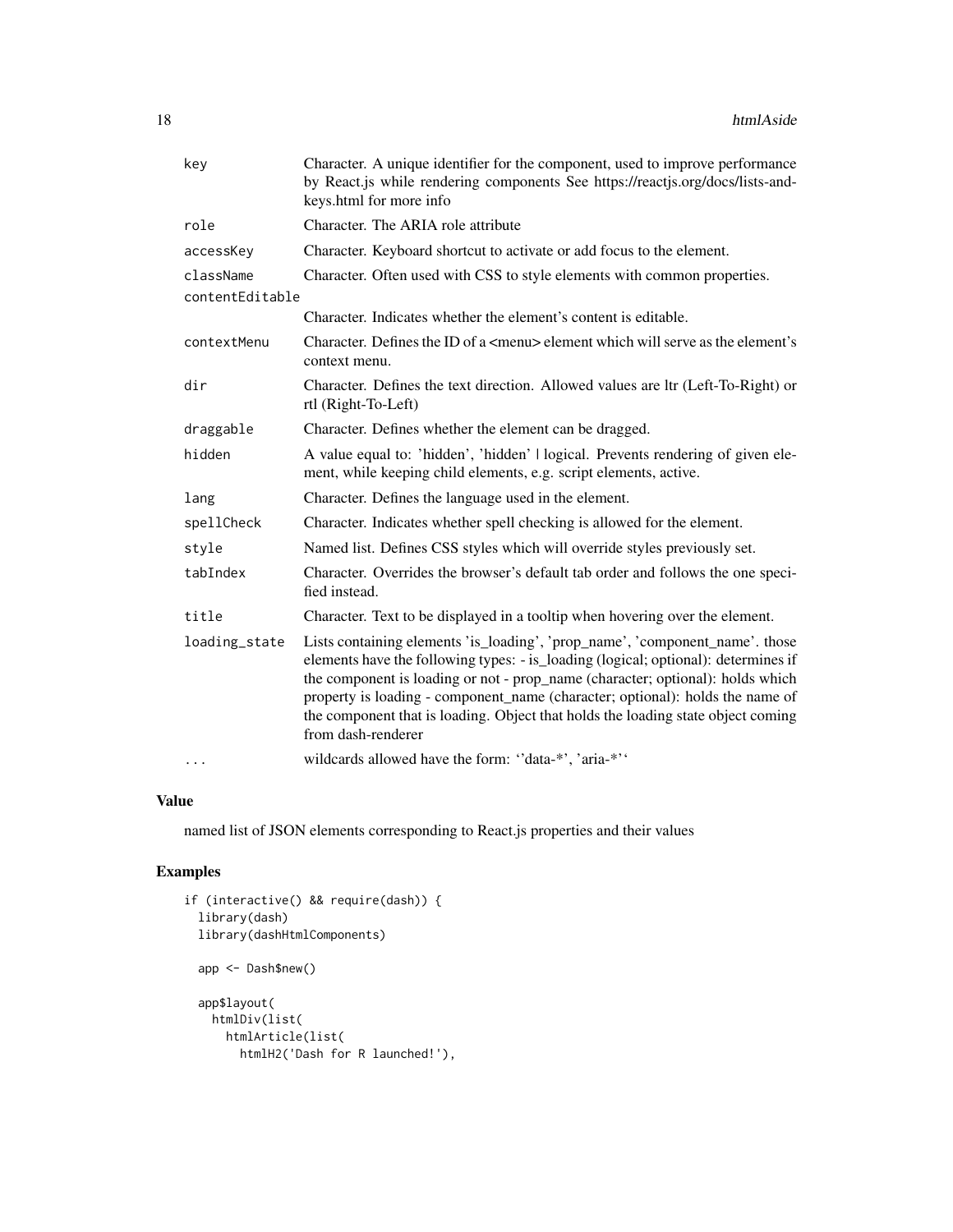| | |
|---|---|
| key | Character. A unique identifier for the component, used to improve performance by React.js while rendering components See https://reactjs.org/docs/lists-and-keys.html for more info |
| role | Character. The ARIA role attribute |
| accessKey | Character. Keyboard shortcut to activate or add focus to the element. |
| className | Character. Often used with CSS to style elements with common properties. |
| contentEditable | Character. Indicates whether the element's content is editable. |
| contextMenu | Character. Defines the ID of a <menu> element which will serve as the element's context menu. |
| dir | Character. Defines the text direction. Allowed values are ltr (Left-To-Right) or rtl (Right-To-Left) |
| draggable | Character. Defines whether the element can be dragged. |
| hidden | A value equal to: 'hidden', 'hidden' \| logical. Prevents rendering of given element, while keeping child elements, e.g. script elements, active. |
| lang | Character. Defines the language used in the element. |
| spellCheck | Character. Indicates whether spell checking is allowed for the element. |
| style | Named list. Defines CSS styles which will override styles previously set. |
| tabIndex | Character. Overrides the browser's default tab order and follows the one specified instead. |
| title | Character. Text to be displayed in a tooltip when hovering over the element. |
| loading_state | Lists containing elements 'is_loading', 'prop_name', 'component_name'. those elements have the following types: - is_loading (logical; optional): determines if the component is loading or not - prop_name (character; optional): holds which property is loading - component_name (character; optional): holds the name of the component that is loading. Object that holds the loading state object coming from dash-renderer |
| ... | wildcards allowed have the form: ''data-*', 'aria-*'' |

## Value

named list of JSON elements corresponding to React.js properties and their values

## Examples

```
if (interactive() && require(dash)) {
  library(dash)
  library(dashHtmlComponents)

  app <- Dash$new()

  app$layout(
    htmlDiv(list(
      htmlArticle(list(
        htmlH2('Dash for R launched!'),
```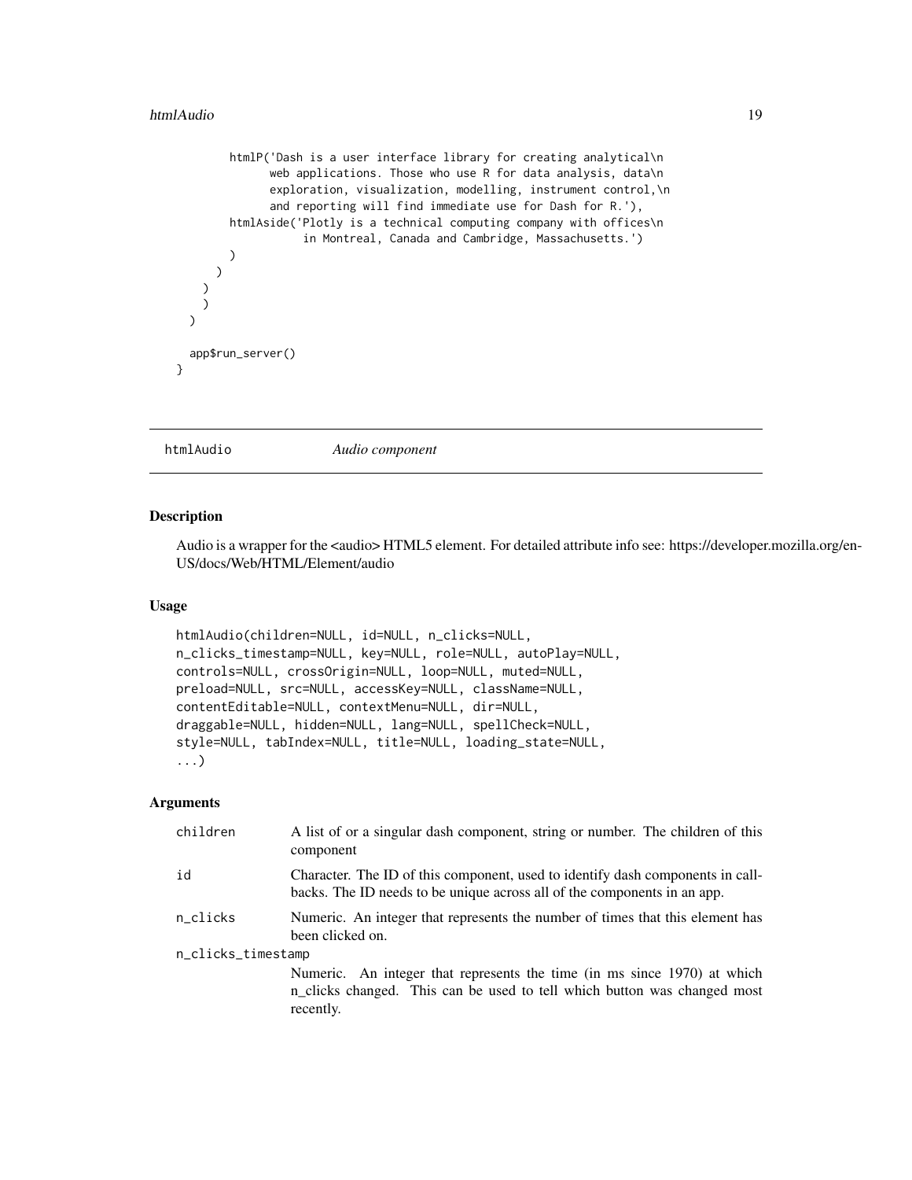```
        htmlP('Dash is a user interface library for creating analytical\n
              web applications. Those who use R for data analysis, data\n
              exploration, visualization, modelling, instrument control,\n
              and reporting will find immediate use for Dash for R.'),
        htmlAside('Plotly is a technical computing company with offices\n
                   in Montreal, Canada and Cambridge, Massachusetts.')
        )
      )
    )
    )
  )

  app$run_server()
}
```

---

## htmlAudio — *Audio component*

---

### Description

Audio is a wrapper for the <audio> HTML5 element. For detailed attribute info see: https://developer.mozilla.org/en-US/docs/Web/HTML/Element/audio

### Usage

```
htmlAudio(children=NULL, id=NULL, n_clicks=NULL,
n_clicks_timestamp=NULL, key=NULL, role=NULL, autoPlay=NULL,
controls=NULL, crossOrigin=NULL, loop=NULL, muted=NULL,
preload=NULL, src=NULL, accessKey=NULL, className=NULL,
contentEditable=NULL, contextMenu=NULL, dir=NULL,
draggable=NULL, hidden=NULL, lang=NULL, spellCheck=NULL,
style=NULL, tabIndex=NULL, title=NULL, loading_state=NULL,
...)
```

### Arguments

| | |
|---|---|
| `children` | A list of or a singular dash component, string or number. The children of this component |
| `id` | Character. The ID of this component, used to identify dash components in callbacks. The ID needs to be unique across all of the components in an app. |
| `n_clicks` | Numeric. An integer that represents the number of times that this element has been clicked on. |
| `n_clicks_timestamp` | Numeric. An integer that represents the time (in ms since 1970) at which n_clicks changed. This can be used to tell which button was changed most recently. |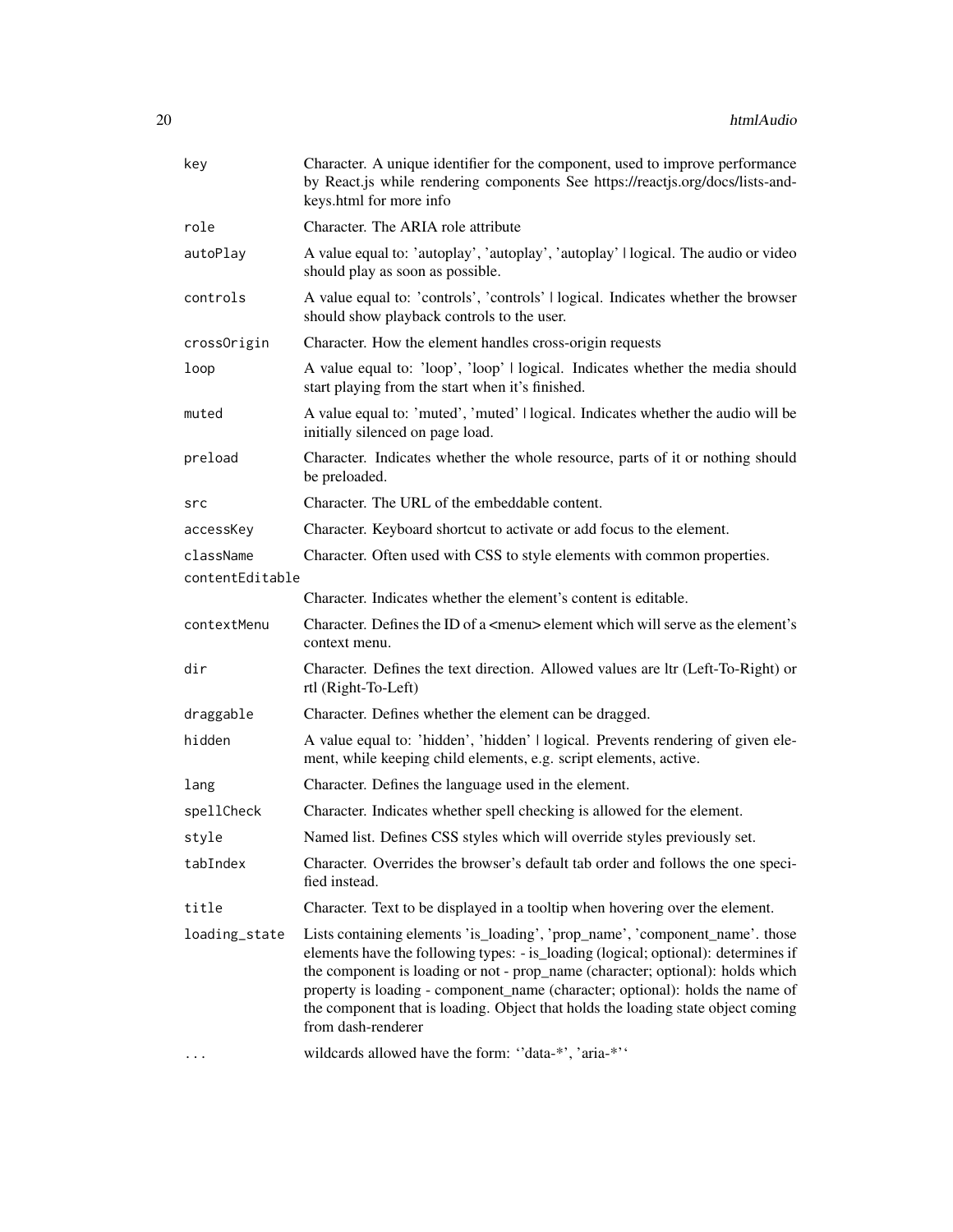| | |
|---|---|
| key | Character. A unique identifier for the component, used to improve performance by React.js while rendering components See https://reactjs.org/docs/lists-and-keys.html for more info |
| role | Character. The ARIA role attribute |
| autoPlay | A value equal to: 'autoplay', 'autoplay', 'autoplay' \| logical. The audio or video should play as soon as possible. |
| controls | A value equal to: 'controls', 'controls' \| logical. Indicates whether the browser should show playback controls to the user. |
| crossOrigin | Character. How the element handles cross-origin requests |
| loop | A value equal to: 'loop', 'loop' \| logical. Indicates whether the media should start playing from the start when it's finished. |
| muted | A value equal to: 'muted', 'muted' \| logical. Indicates whether the audio will be initially silenced on page load. |
| preload | Character. Indicates whether the whole resource, parts of it or nothing should be preloaded. |
| src | Character. The URL of the embeddable content. |
| accessKey | Character. Keyboard shortcut to activate or add focus to the element. |
| className | Character. Often used with CSS to style elements with common properties. |
| contentEditable | Character. Indicates whether the element's content is editable. |
| contextMenu | Character. Defines the ID of a <menu> element which will serve as the element's context menu. |
| dir | Character. Defines the text direction. Allowed values are ltr (Left-To-Right) or rtl (Right-To-Left) |
| draggable | Character. Defines whether the element can be dragged. |
| hidden | A value equal to: 'hidden', 'hidden' \| logical. Prevents rendering of given element, while keeping child elements, e.g. script elements, active. |
| lang | Character. Defines the language used in the element. |
| spellCheck | Character. Indicates whether spell checking is allowed for the element. |
| style | Named list. Defines CSS styles which will override styles previously set. |
| tabIndex | Character. Overrides the browser's default tab order and follows the one specified instead. |
| title | Character. Text to be displayed in a tooltip when hovering over the element. |
| loading_state | Lists containing elements 'is_loading', 'prop_name', 'component_name'. those elements have the following types: - is_loading (logical; optional): determines if the component is loading or not - prop_name (character; optional): holds which property is loading - component_name (character; optional): holds the name of the component that is loading. Object that holds the loading state object coming from dash-renderer |
| ... | wildcards allowed have the form: ''data-*', 'aria-*'' |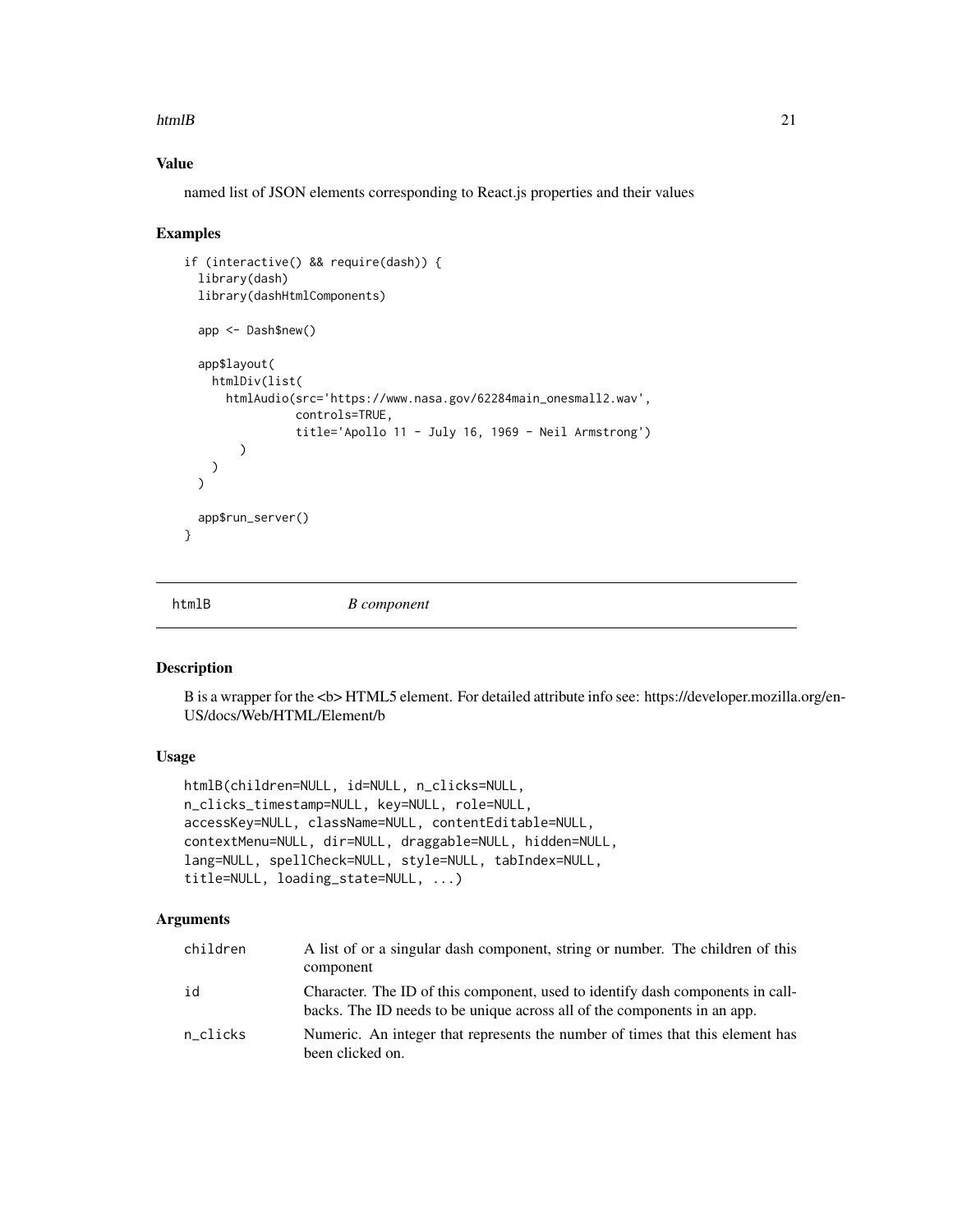## Value

named list of JSON elements corresponding to React.js properties and their values

## Examples

```
if (interactive() && require(dash)) {
  library(dash)
  library(dashHtmlComponents)

  app <- Dash$new()

  app$layout(
    htmlDiv(list(
      htmlAudio(src='https://www.nasa.gov/62284main_onesmall2.wav',
                controls=TRUE,
                title='Apollo 11 - July 16, 1969 - Neil Armstrong')
        )
    )
  )

  app$run_server()
}
```

---

# htmlB *B component*

## Description

B is a wrapper for the <b> HTML5 element. For detailed attribute info see: https://developer.mozilla.org/en-US/docs/Web/HTML/Element/b

## Usage

```
htmlB(children=NULL, id=NULL, n_clicks=NULL,
n_clicks_timestamp=NULL, key=NULL, role=NULL,
accessKey=NULL, className=NULL, contentEditable=NULL,
contextMenu=NULL, dir=NULL, draggable=NULL, hidden=NULL,
lang=NULL, spellCheck=NULL, style=NULL, tabIndex=NULL,
title=NULL, loading_state=NULL, ...)
```

## Arguments

| | |
|---|---|
| children | A list of or a singular dash component, string or number. The children of this component |
| id | Character. The ID of this component, used to identify dash components in callbacks. The ID needs to be unique across all of the components in an app. |
| n_clicks | Numeric. An integer that represents the number of times that this element has been clicked on. |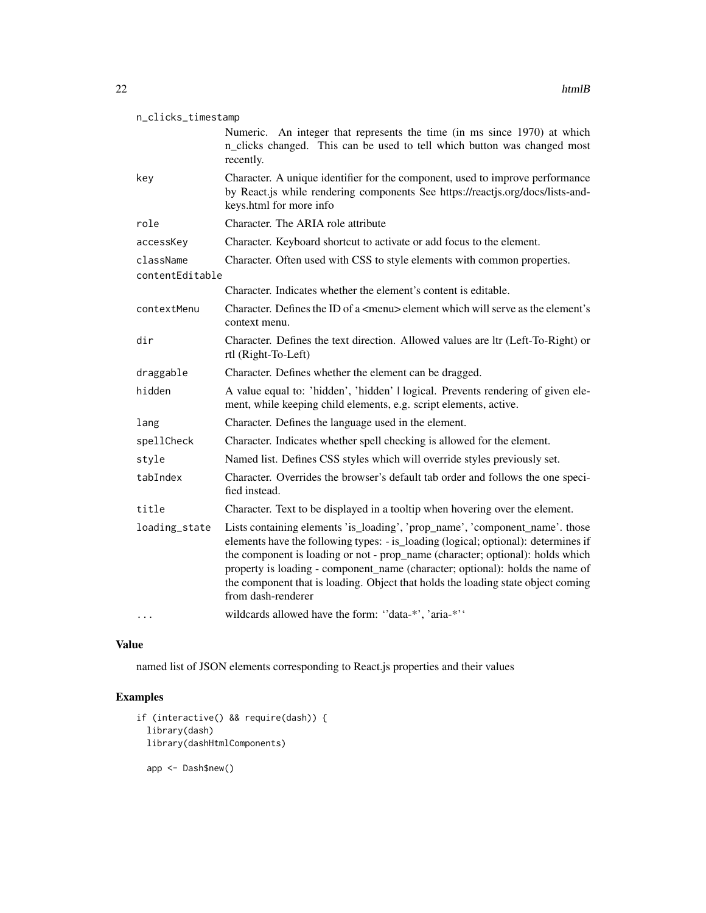| | |
|---|---|
| n_clicks_timestamp | Numeric. An integer that represents the time (in ms since 1970) at which n_clicks changed. This can be used to tell which button was changed most recently. |
| key | Character. A unique identifier for the component, used to improve performance by React.js while rendering components See https://reactjs.org/docs/lists-and-keys.html for more info |
| role | Character. The ARIA role attribute |
| accessKey | Character. Keyboard shortcut to activate or add focus to the element. |
| className | Character. Often used with CSS to style elements with common properties. |
| contentEditable | Character. Indicates whether the element's content is editable. |
| contextMenu | Character. Defines the ID of a <menu> element which will serve as the element's context menu. |
| dir | Character. Defines the text direction. Allowed values are ltr (Left-To-Right) or rtl (Right-To-Left) |
| draggable | Character. Defines whether the element can be dragged. |
| hidden | A value equal to: 'hidden', 'hidden' \| logical. Prevents rendering of given element, while keeping child elements, e.g. script elements, active. |
| lang | Character. Defines the language used in the element. |
| spellCheck | Character. Indicates whether spell checking is allowed for the element. |
| style | Named list. Defines CSS styles which will override styles previously set. |
| tabIndex | Character. Overrides the browser's default tab order and follows the one specified instead. |
| title | Character. Text to be displayed in a tooltip when hovering over the element. |
| loading_state | Lists containing elements 'is_loading', 'prop_name', 'component_name'. those elements have the following types: - is_loading (logical; optional): determines if the component is loading or not - prop_name (character; optional): holds which property is loading - component_name (character; optional): holds the name of the component that is loading. Object that holds the loading state object coming from dash-renderer |
| ... | wildcards allowed have the form: ''data-*', 'aria-*'' |

## Value

named list of JSON elements corresponding to React.js properties and their values

## Examples

```
if (interactive() && require(dash)) {
  library(dash)
  library(dashHtmlComponents)

  app <- Dash$new()
```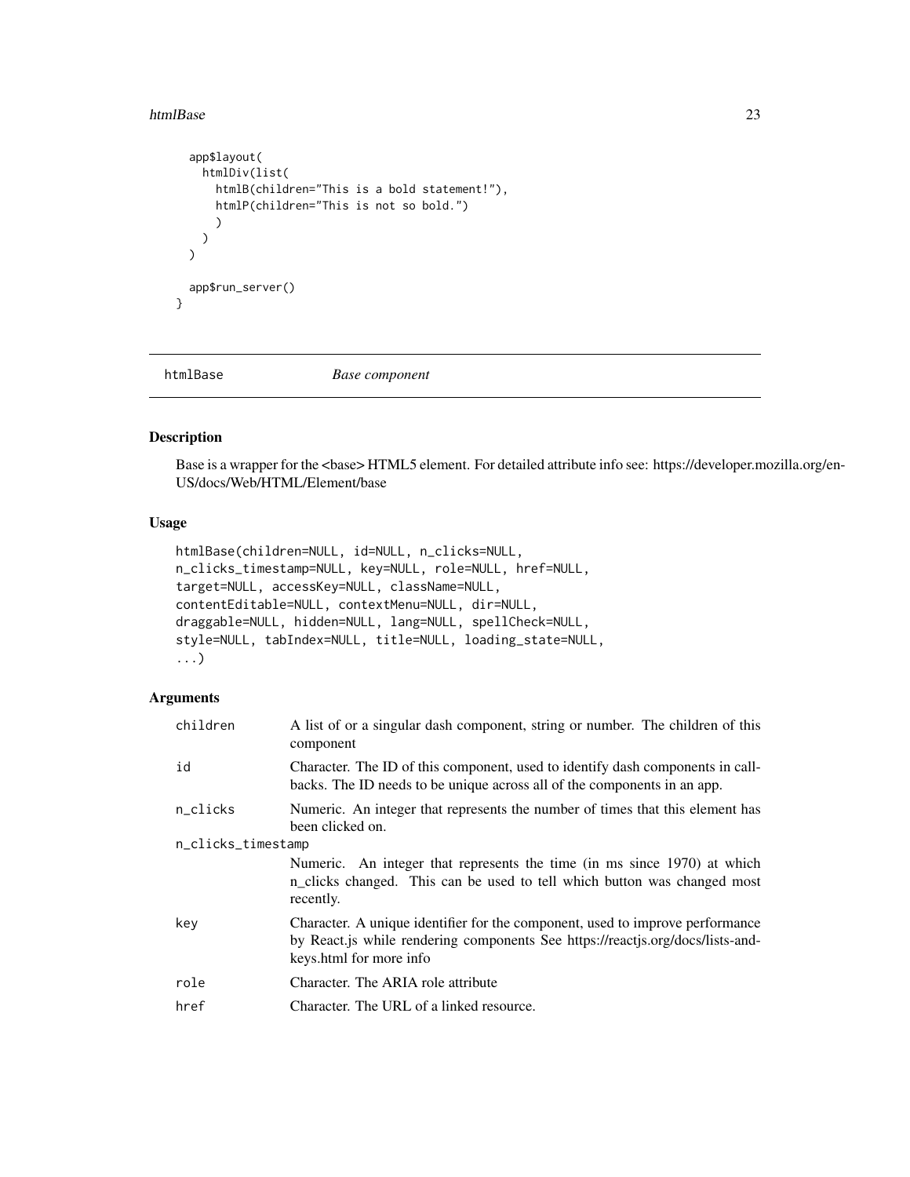```
  app$layout(
    htmlDiv(list(
      htmlB(children="This is a bold statement!"),
      htmlP(children="This is not so bold.")
      )
    )
  )

  app$run_server()
}
```

---

## htmlBase — *Base component*

---

### Description

Base is a wrapper for the <base> HTML5 element. For detailed attribute info see: https://developer.mozilla.org/en-US/docs/Web/HTML/Element/base

### Usage

```
htmlBase(children=NULL, id=NULL, n_clicks=NULL,
n_clicks_timestamp=NULL, key=NULL, role=NULL, href=NULL,
target=NULL, accessKey=NULL, className=NULL,
contentEditable=NULL, contextMenu=NULL, dir=NULL,
draggable=NULL, hidden=NULL, lang=NULL, spellCheck=NULL,
style=NULL, tabIndex=NULL, title=NULL, loading_state=NULL,
...)
```

### Arguments

| | |
|---|---|
| `children` | A list of or a singular dash component, string or number. The children of this component |
| `id` | Character. The ID of this component, used to identify dash components in callbacks. The ID needs to be unique across all of the components in an app. |
| `n_clicks` | Numeric. An integer that represents the number of times that this element has been clicked on. |
| `n_clicks_timestamp` | Numeric. An integer that represents the time (in ms since 1970) at which n_clicks changed. This can be used to tell which button was changed most recently. |
| `key` | Character. A unique identifier for the component, used to improve performance by React.js while rendering components See https://reactjs.org/docs/lists-and-keys.html for more info |
| `role` | Character. The ARIA role attribute |
| `href` | Character. The URL of a linked resource. |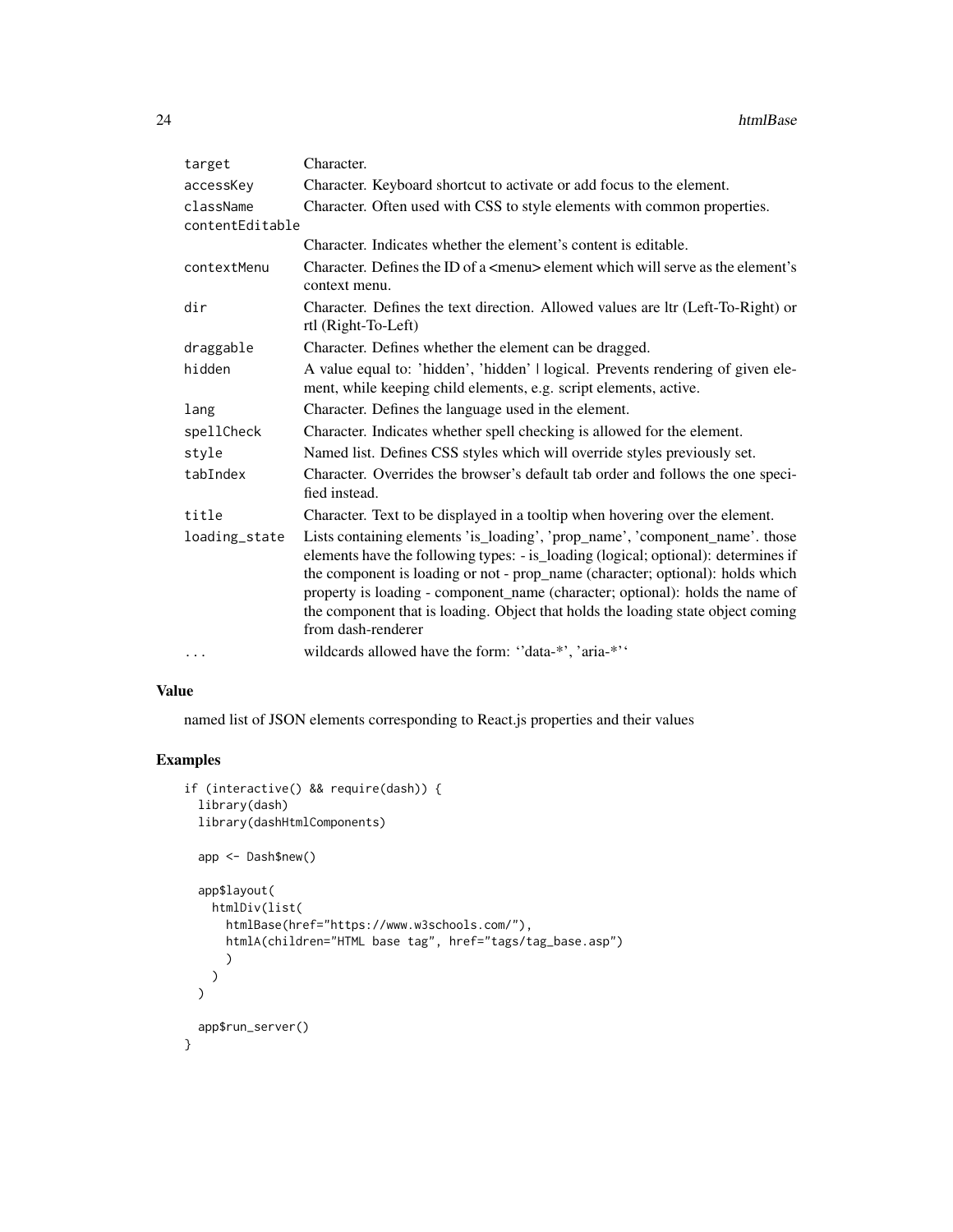| | |
|---|---|
| target | Character. |
| accessKey | Character. Keyboard shortcut to activate or add focus to the element. |
| className | Character. Often used with CSS to style elements with common properties. |
| contentEditable | Character. Indicates whether the element's content is editable. |
| contextMenu | Character. Defines the ID of a <menu> element which will serve as the element's context menu. |
| dir | Character. Defines the text direction. Allowed values are ltr (Left-To-Right) or rtl (Right-To-Left) |
| draggable | Character. Defines whether the element can be dragged. |
| hidden | A value equal to: 'hidden', 'hidden' \| logical. Prevents rendering of given element, while keeping child elements, e.g. script elements, active. |
| lang | Character. Defines the language used in the element. |
| spellCheck | Character. Indicates whether spell checking is allowed for the element. |
| style | Named list. Defines CSS styles which will override styles previously set. |
| tabIndex | Character. Overrides the browser's default tab order and follows the one specified instead. |
| title | Character. Text to be displayed in a tooltip when hovering over the element. |
| loading_state | Lists containing elements 'is_loading', 'prop_name', 'component_name'. those elements have the following types: - is_loading (logical; optional): determines if the component is loading or not - prop_name (character; optional): holds which property is loading - component_name (character; optional): holds the name of the component that is loading. Object that holds the loading state object coming from dash-renderer |
| ... | wildcards allowed have the form: ''data-*', 'aria-*'' |

## Value

named list of JSON elements corresponding to React.js properties and their values

## Examples

```
if (interactive() && require(dash)) {
  library(dash)
  library(dashHtmlComponents)

  app <- Dash$new()

  app$layout(
    htmlDiv(list(
      htmlBase(href="https://www.w3schools.com/"),
      htmlA(children="HTML base tag", href="tags/tag_base.asp")
      )
    )
  )

  app$run_server()
}
```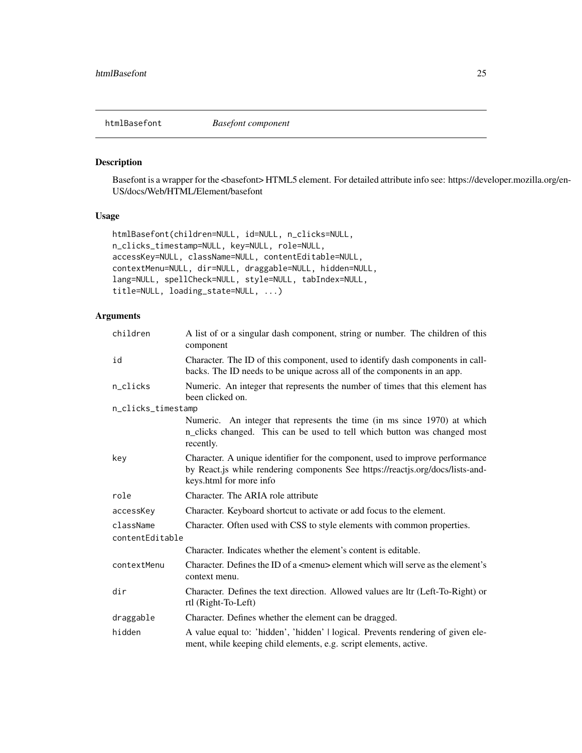## htmlBasefont — *Basefont component*

### Description

Basefont is a wrapper for the <basefont> HTML5 element. For detailed attribute info see: https://developer.mozilla.org/en-US/docs/Web/HTML/Element/basefont

### Usage

```
htmlBasefont(children=NULL, id=NULL, n_clicks=NULL,
n_clicks_timestamp=NULL, key=NULL, role=NULL,
accessKey=NULL, className=NULL, contentEditable=NULL,
contextMenu=NULL, dir=NULL, draggable=NULL, hidden=NULL,
lang=NULL, spellCheck=NULL, style=NULL, tabIndex=NULL,
title=NULL, loading_state=NULL, ...)
```

### Arguments

| | |
|---|---|
| `children` | A list of or a singular dash component, string or number. The children of this component |
| `id` | Character. The ID of this component, used to identify dash components in callbacks. The ID needs to be unique across all of the components in an app. |
| `n_clicks` | Numeric. An integer that represents the number of times that this element has been clicked on. |
| `n_clicks_timestamp` | Numeric. An integer that represents the time (in ms since 1970) at which n_clicks changed. This can be used to tell which button was changed most recently. |
| `key` | Character. A unique identifier for the component, used to improve performance by React.js while rendering components See https://reactjs.org/docs/lists-and-keys.html for more info |
| `role` | Character. The ARIA role attribute |
| `accessKey` | Character. Keyboard shortcut to activate or add focus to the element. |
| `className` | Character. Often used with CSS to style elements with common properties. |
| `contentEditable` | Character. Indicates whether the element's content is editable. |
| `contextMenu` | Character. Defines the ID of a <menu> element which will serve as the element's context menu. |
| `dir` | Character. Defines the text direction. Allowed values are ltr (Left-To-Right) or rtl (Right-To-Left) |
| `draggable` | Character. Defines whether the element can be dragged. |
| `hidden` | A value equal to: 'hidden', 'hidden' \| logical. Prevents rendering of given element, while keeping child elements, e.g. script elements, active. |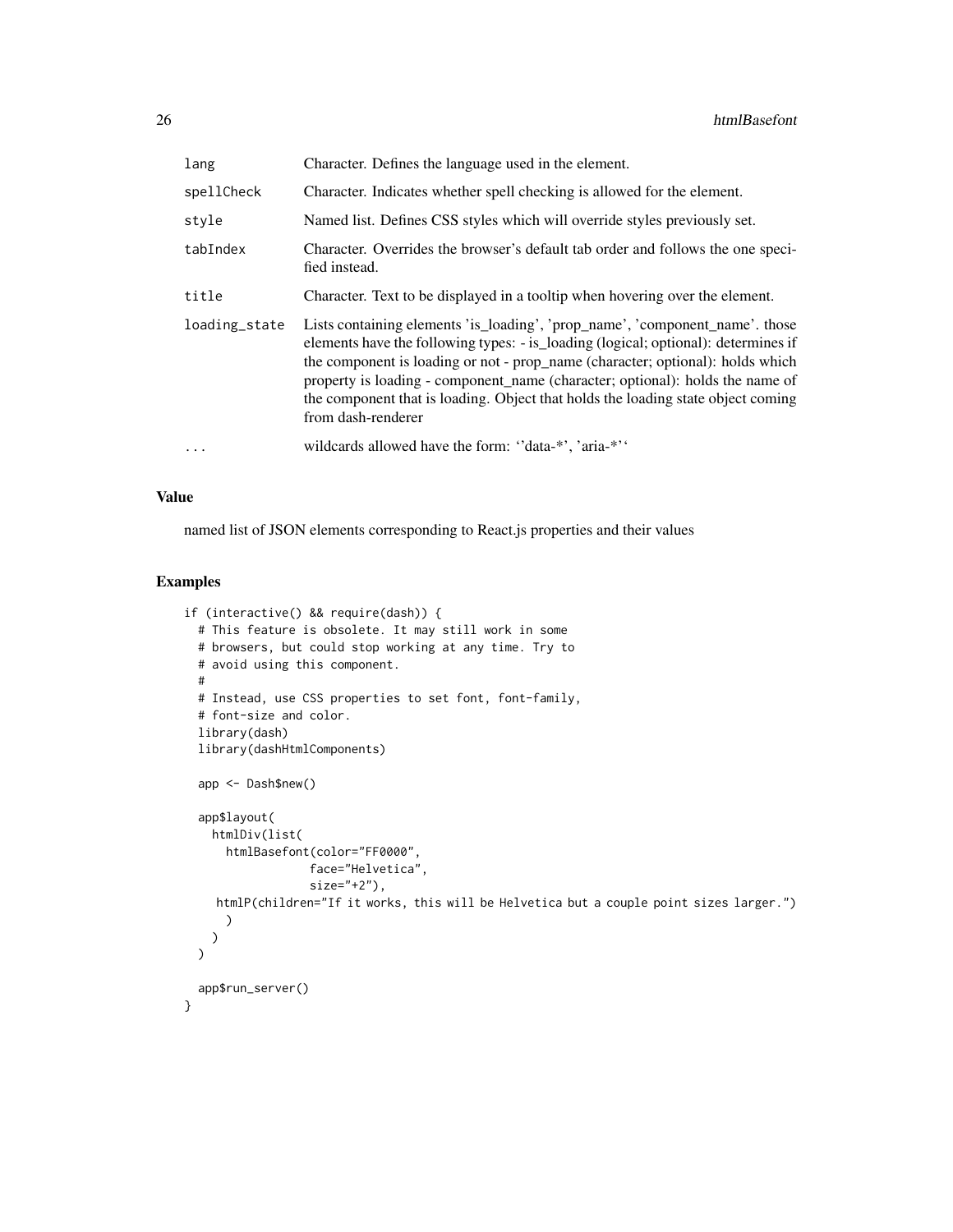| | |
|---|---|
| lang | Character. Defines the language used in the element. |
| spellCheck | Character. Indicates whether spell checking is allowed for the element. |
| style | Named list. Defines CSS styles which will override styles previously set. |
| tabIndex | Character. Overrides the browser's default tab order and follows the one specified instead. |
| title | Character. Text to be displayed in a tooltip when hovering over the element. |
| loading_state | Lists containing elements 'is_loading', 'prop_name', 'component_name'. those elements have the following types: - is_loading (logical; optional): determines if the component is loading or not - prop_name (character; optional): holds which property is loading - component_name (character; optional): holds the name of the component that is loading. Object that holds the loading state object coming from dash-renderer |
| ... | wildcards allowed have the form: ''data-*', 'aria-*'' |

## Value

named list of JSON elements corresponding to React.js properties and their values

## Examples

```
if (interactive() && require(dash)) {
  # This feature is obsolete. It may still work in some
  # browsers, but could stop working at any time. Try to
  # avoid using this component.
  #
  # Instead, use CSS properties to set font, font-family,
  # font-size and color.
  library(dash)
  library(dashHtmlComponents)

  app <- Dash$new()

  app$layout(
    htmlDiv(list(
      htmlBasefont(color="FF0000",
                   face="Helvetica",
                   size="+2"),
     htmlP(children="If it works, this will be Helvetica but a couple point sizes larger.")
      )
    )
  )

  app$run_server()
}
```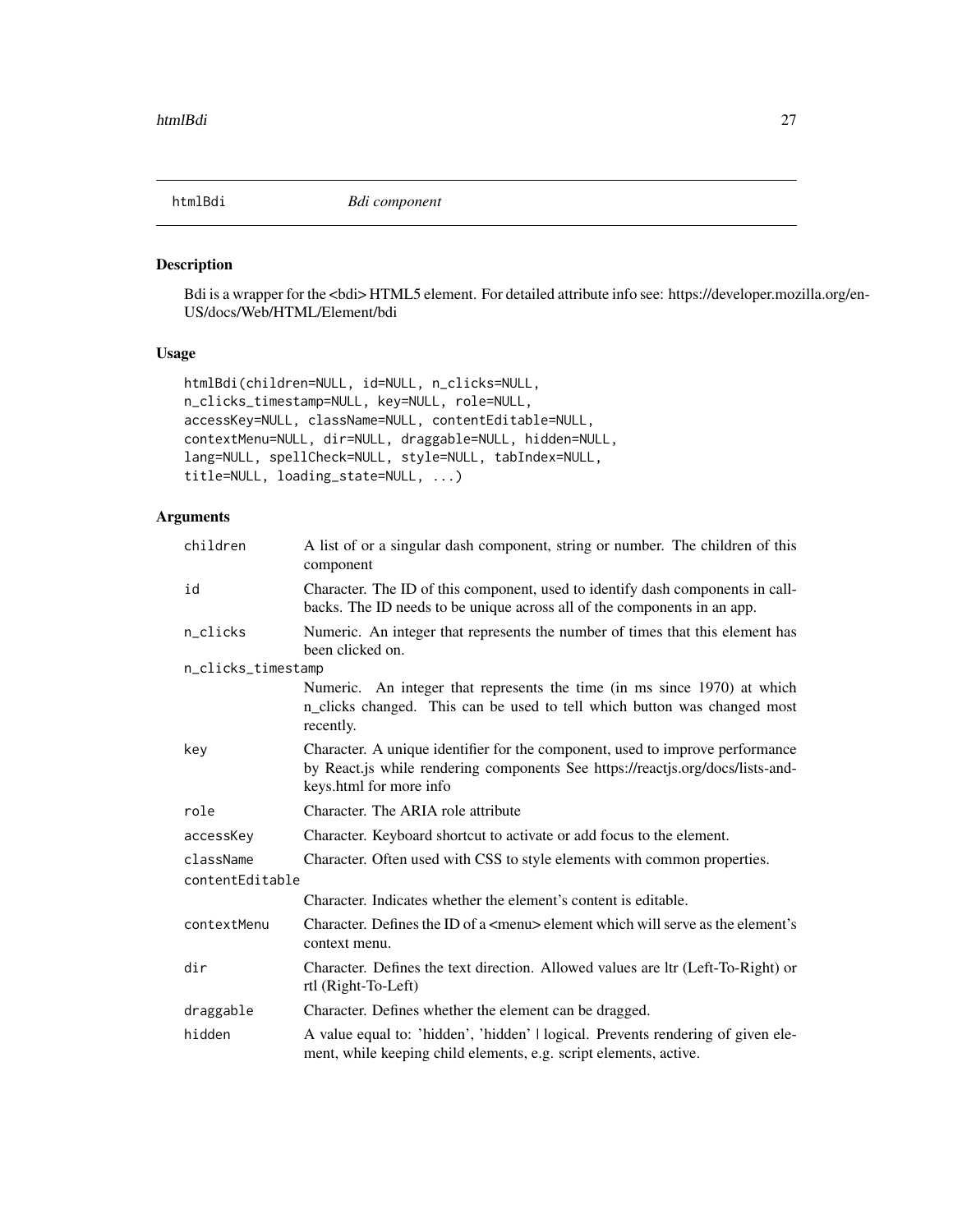## htmlBdi — *Bdi component*

### Description

Bdi is a wrapper for the <bdi> HTML5 element. For detailed attribute info see: https://developer.mozilla.org/en-US/docs/Web/HTML/Element/bdi

### Usage

```
htmlBdi(children=NULL, id=NULL, n_clicks=NULL,
n_clicks_timestamp=NULL, key=NULL, role=NULL,
accessKey=NULL, className=NULL, contentEditable=NULL,
contextMenu=NULL, dir=NULL, draggable=NULL, hidden=NULL,
lang=NULL, spellCheck=NULL, style=NULL, tabIndex=NULL,
title=NULL, loading_state=NULL, ...)
```

### Arguments

| Argument | Description |
|---|---|
| `children` | A list of or a singular dash component, string or number. The children of this component |
| `id` | Character. The ID of this component, used to identify dash components in callbacks. The ID needs to be unique across all of the components in an app. |
| `n_clicks` | Numeric. An integer that represents the number of times that this element has been clicked on. |
| `n_clicks_timestamp` | Numeric. An integer that represents the time (in ms since 1970) at which n_clicks changed. This can be used to tell which button was changed most recently. |
| `key` | Character. A unique identifier for the component, used to improve performance by React.js while rendering components See https://reactjs.org/docs/lists-and-keys.html for more info |
| `role` | Character. The ARIA role attribute |
| `accessKey` | Character. Keyboard shortcut to activate or add focus to the element. |
| `className` | Character. Often used with CSS to style elements with common properties. |
| `contentEditable` | Character. Indicates whether the element's content is editable. |
| `contextMenu` | Character. Defines the ID of a <menu> element which will serve as the element's context menu. |
| `dir` | Character. Defines the text direction. Allowed values are ltr (Left-To-Right) or rtl (Right-To-Left) |
| `draggable` | Character. Defines whether the element can be dragged. |
| `hidden` | A value equal to: 'hidden', 'hidden' \| logical. Prevents rendering of given element, while keeping child elements, e.g. script elements, active. |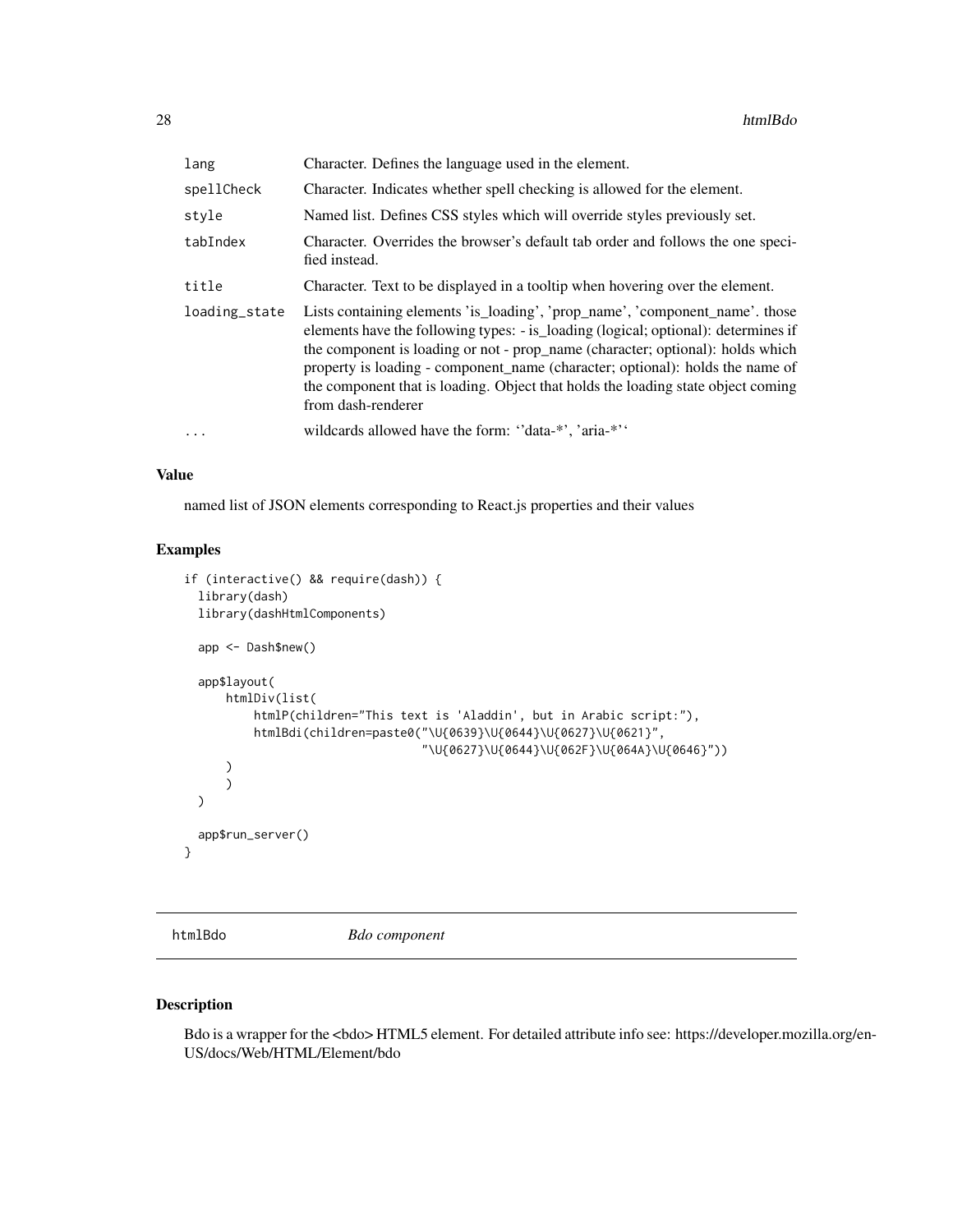| | |
|---|---|
| lang | Character. Defines the language used in the element. |
| spellCheck | Character. Indicates whether spell checking is allowed for the element. |
| style | Named list. Defines CSS styles which will override styles previously set. |
| tabIndex | Character. Overrides the browser's default tab order and follows the one specified instead. |
| title | Character. Text to be displayed in a tooltip when hovering over the element. |
| loading_state | Lists containing elements 'is_loading', 'prop_name', 'component_name'. those elements have the following types: - is_loading (logical; optional): determines if the component is loading or not - prop_name (character; optional): holds which property is loading - component_name (character; optional): holds the name of the component that is loading. Object that holds the loading state object coming from dash-renderer |
| ... | wildcards allowed have the form: ''data-*', 'aria-*'' |

## Value

named list of JSON elements corresponding to React.js properties and their values

## Examples

```
if (interactive() && require(dash)) {
  library(dash)
  library(dashHtmlComponents)

  app <- Dash$new()

  app$layout(
      htmlDiv(list(
          htmlP(children="This text is 'Aladdin', but in Arabic script:"),
          htmlBdi(children=paste0("\U{0639}\U{0644}\U{0627}\U{0621}",
                                  "\U{0627}\U{0644}\U{062F}\U{064A}\U{0646}"))
      )
      )
  )

  app$run_server()
}
```

---

# htmlBdo *Bdo component*

## Description

Bdo is a wrapper for the <bdo> HTML5 element. For detailed attribute info see: https://developer.mozilla.org/en-US/docs/Web/HTML/Element/bdo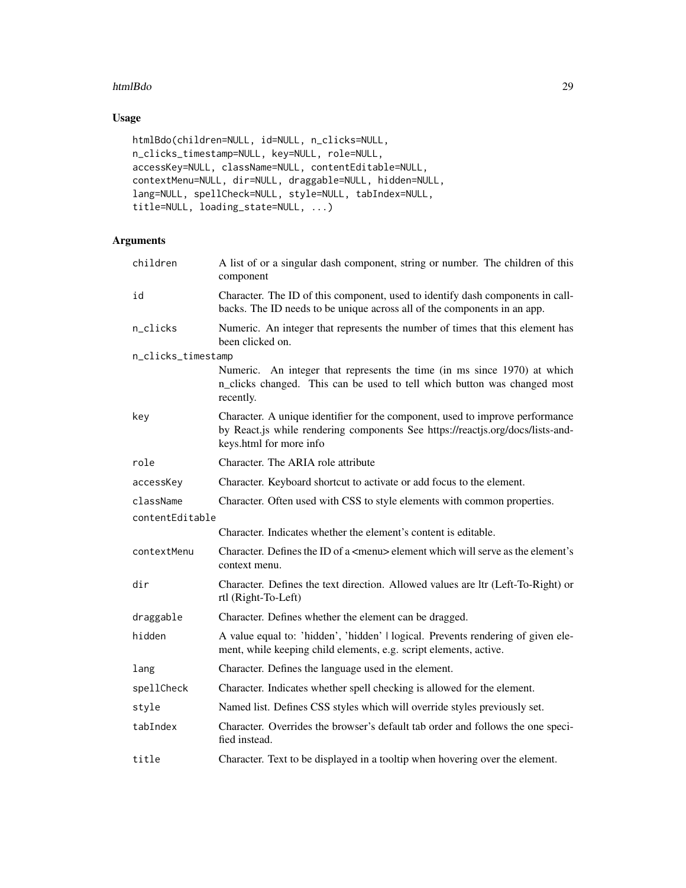## Usage

```
htmlBdo(children=NULL, id=NULL, n_clicks=NULL,
n_clicks_timestamp=NULL, key=NULL, role=NULL,
accessKey=NULL, className=NULL, contentEditable=NULL,
contextMenu=NULL, dir=NULL, draggable=NULL, hidden=NULL,
lang=NULL, spellCheck=NULL, style=NULL, tabIndex=NULL,
title=NULL, loading_state=NULL, ...)
```

## Arguments

| | |
|---|---|
| `children` | A list of or a singular dash component, string or number. The children of this component |
| `id` | Character. The ID of this component, used to identify dash components in callbacks. The ID needs to be unique across all of the components in an app. |
| `n_clicks` | Numeric. An integer that represents the number of times that this element has been clicked on. |
| `n_clicks_timestamp` | Numeric. An integer that represents the time (in ms since 1970) at which n_clicks changed. This can be used to tell which button was changed most recently. |
| `key` | Character. A unique identifier for the component, used to improve performance by React.js while rendering components See https://reactjs.org/docs/lists-and-keys.html for more info |
| `role` | Character. The ARIA role attribute |
| `accessKey` | Character. Keyboard shortcut to activate or add focus to the element. |
| `className` | Character. Often used with CSS to style elements with common properties. |
| `contentEditable` | Character. Indicates whether the element's content is editable. |
| `contextMenu` | Character. Defines the ID of a <menu> element which will serve as the element's context menu. |
| `dir` | Character. Defines the text direction. Allowed values are ltr (Left-To-Right) or rtl (Right-To-Left) |
| `draggable` | Character. Defines whether the element can be dragged. |
| `hidden` | A value equal to: 'hidden', 'hidden' \| logical. Prevents rendering of given element, while keeping child elements, e.g. script elements, active. |
| `lang` | Character. Defines the language used in the element. |
| `spellCheck` | Character. Indicates whether spell checking is allowed for the element. |
| `style` | Named list. Defines CSS styles which will override styles previously set. |
| `tabIndex` | Character. Overrides the browser's default tab order and follows the one specified instead. |
| `title` | Character. Text to be displayed in a tooltip when hovering over the element. |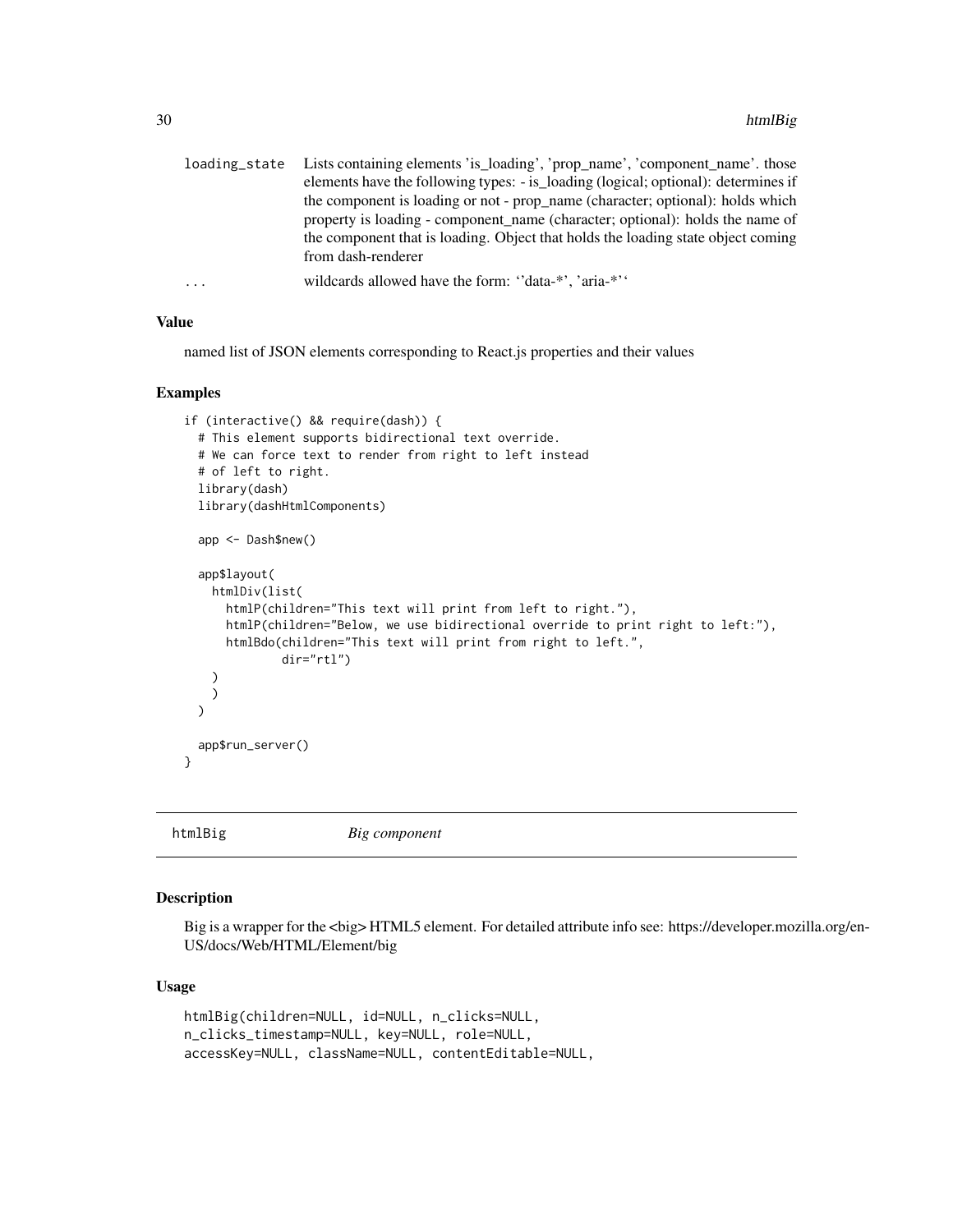| | |
|---|---|
| loading_state | Lists containing elements 'is_loading', 'prop_name', 'component_name'. those elements have the following types: - is_loading (logical; optional): determines if the component is loading or not - prop_name (character; optional): holds which property is loading - component_name (character; optional): holds the name of the component that is loading. Object that holds the loading state object coming from dash-renderer |
| ... | wildcards allowed have the form: ''data-*', 'aria-*'' |

### Value

named list of JSON elements corresponding to React.js properties and their values

### Examples

```
if (interactive() && require(dash)) {
  # This element supports bidirectional text override.
  # We can force text to render from right to left instead
  # of left to right.
  library(dash)
  library(dashHtmlComponents)

  app <- Dash$new()

  app$layout(
    htmlDiv(list(
      htmlP(children="This text will print from left to right."),
      htmlP(children="Below, we use bidirectional override to print right to left:"),
      htmlBdo(children="This text will print from right to left.",
              dir="rtl")
    )
    )
  )

  app$run_server()
}
```

## htmlBig — *Big component*

### Description

Big is a wrapper for the <big> HTML5 element. For detailed attribute info see: https://developer.mozilla.org/en-US/docs/Web/HTML/Element/big

### Usage

```
htmlBig(children=NULL, id=NULL, n_clicks=NULL,
n_clicks_timestamp=NULL, key=NULL, role=NULL,
accessKey=NULL, className=NULL, contentEditable=NULL,
```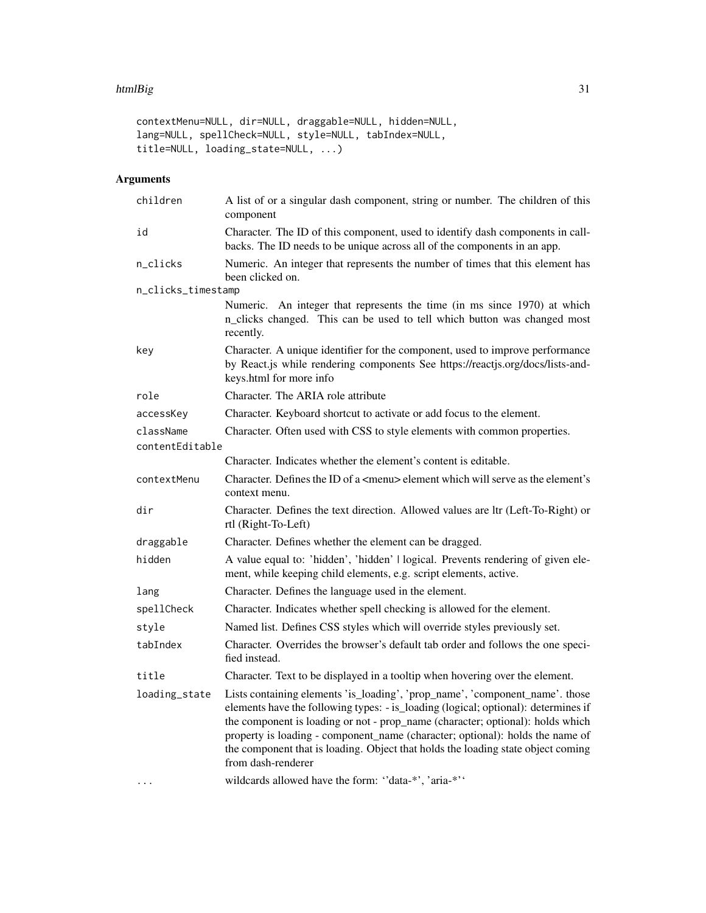```
contextMenu=NULL, dir=NULL, draggable=NULL, hidden=NULL,
lang=NULL, spellCheck=NULL, style=NULL, tabIndex=NULL,
title=NULL, loading_state=NULL, ...)
```

## Arguments

| | |
|---|---|
| `children` | A list of or a singular dash component, string or number. The children of this component |
| `id` | Character. The ID of this component, used to identify dash components in callbacks. The ID needs to be unique across all of the components in an app. |
| `n_clicks` | Numeric. An integer that represents the number of times that this element has been clicked on. |
| `n_clicks_timestamp` | Numeric. An integer that represents the time (in ms since 1970) at which n_clicks changed. This can be used to tell which button was changed most recently. |
| `key` | Character. A unique identifier for the component, used to improve performance by React.js while rendering components See https://reactjs.org/docs/lists-and-keys.html for more info |
| `role` | Character. The ARIA role attribute |
| `accessKey` | Character. Keyboard shortcut to activate or add focus to the element. |
| `className` | Character. Often used with CSS to style elements with common properties. |
| `contentEditable` | Character. Indicates whether the element's content is editable. |
| `contextMenu` | Character. Defines the ID of a <menu> element which will serve as the element's context menu. |
| `dir` | Character. Defines the text direction. Allowed values are ltr (Left-To-Right) or rtl (Right-To-Left) |
| `draggable` | Character. Defines whether the element can be dragged. |
| `hidden` | A value equal to: 'hidden', 'hidden' \| logical. Prevents rendering of given element, while keeping child elements, e.g. script elements, active. |
| `lang` | Character. Defines the language used in the element. |
| `spellCheck` | Character. Indicates whether spell checking is allowed for the element. |
| `style` | Named list. Defines CSS styles which will override styles previously set. |
| `tabIndex` | Character. Overrides the browser's default tab order and follows the one specified instead. |
| `title` | Character. Text to be displayed in a tooltip when hovering over the element. |
| `loading_state` | Lists containing elements 'is_loading', 'prop_name', 'component_name'. those elements have the following types: - is_loading (logical; optional): determines if the component is loading or not - prop_name (character; optional): holds which property is loading - component_name (character; optional): holds the name of the component that is loading. Object that holds the loading state object coming from dash-renderer |
| `...` | wildcards allowed have the form: ''data-*', 'aria-*'' |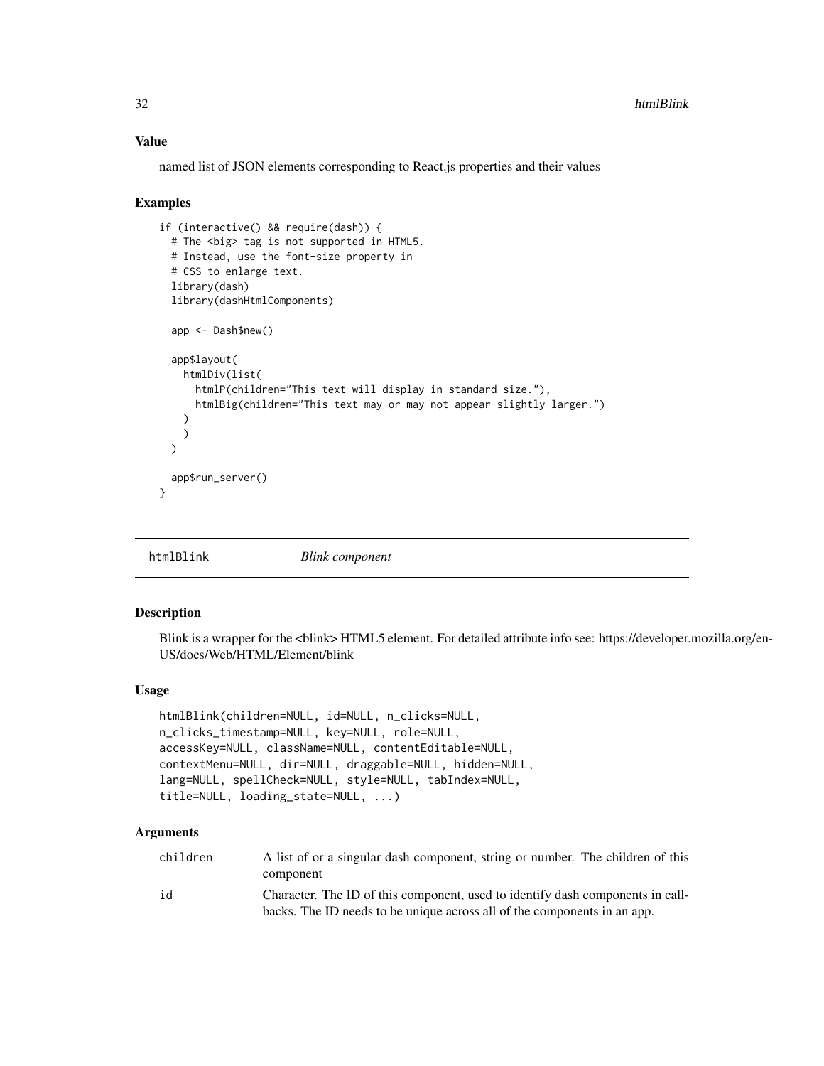### Value

named list of JSON elements corresponding to React.js properties and their values

### Examples

```
if (interactive() && require(dash)) {
  # The <big> tag is not supported in HTML5.
  # Instead, use the font-size property in
  # CSS to enlarge text.
  library(dash)
  library(dashHtmlComponents)

  app <- Dash$new()

  app$layout(
    htmlDiv(list(
      htmlP(children="This text will display in standard size."),
      htmlBig(children="This text may or may not appear slightly larger.")
    )
    )
  )

  app$run_server()
}
```

---

## htmlBlink *Blink component*

---

### Description

Blink is a wrapper for the <blink> HTML5 element. For detailed attribute info see: https://developer.mozilla.org/en-US/docs/Web/HTML/Element/blink

### Usage

```
htmlBlink(children=NULL, id=NULL, n_clicks=NULL,
n_clicks_timestamp=NULL, key=NULL, role=NULL,
accessKey=NULL, className=NULL, contentEditable=NULL,
contextMenu=NULL, dir=NULL, draggable=NULL, hidden=NULL,
lang=NULL, spellCheck=NULL, style=NULL, tabIndex=NULL,
title=NULL, loading_state=NULL, ...)
```

### Arguments

| | |
|---|---|
| children | A list of or a singular dash component, string or number. The children of this component |
| id | Character. The ID of this component, used to identify dash components in callbacks. The ID needs to be unique across all of the components in an app. |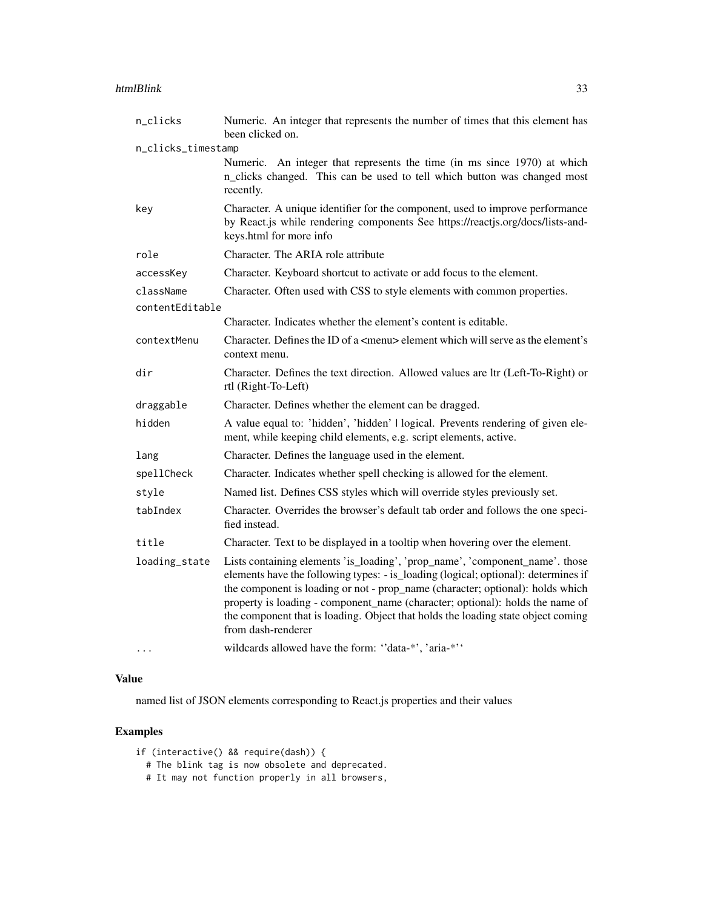| | |
|---|---|
| n_clicks | Numeric. An integer that represents the number of times that this element has been clicked on. |
| n_clicks_timestamp | Numeric. An integer that represents the time (in ms since 1970) at which n_clicks changed. This can be used to tell which button was changed most recently. |
| key | Character. A unique identifier for the component, used to improve performance by React.js while rendering components See https://reactjs.org/docs/lists-and-keys.html for more info |
| role | Character. The ARIA role attribute |
| accessKey | Character. Keyboard shortcut to activate or add focus to the element. |
| className | Character. Often used with CSS to style elements with common properties. |
| contentEditable | Character. Indicates whether the element's content is editable. |
| contextMenu | Character. Defines the ID of a <menu> element which will serve as the element's context menu. |
| dir | Character. Defines the text direction. Allowed values are ltr (Left-To-Right) or rtl (Right-To-Left) |
| draggable | Character. Defines whether the element can be dragged. |
| hidden | A value equal to: 'hidden', 'hidden' \| logical. Prevents rendering of given element, while keeping child elements, e.g. script elements, active. |
| lang | Character. Defines the language used in the element. |
| spellCheck | Character. Indicates whether spell checking is allowed for the element. |
| style | Named list. Defines CSS styles which will override styles previously set. |
| tabIndex | Character. Overrides the browser's default tab order and follows the one specified instead. |
| title | Character. Text to be displayed in a tooltip when hovering over the element. |
| loading_state | Lists containing elements 'is_loading', 'prop_name', 'component_name'. those elements have the following types: - is_loading (logical; optional): determines if the component is loading or not - prop_name (character; optional): holds which property is loading - component_name (character; optional): holds the name of the component that is loading. Object that holds the loading state object coming from dash-renderer |
| ... | wildcards allowed have the form: ''data-*', 'aria-*'' |

### Value

named list of JSON elements corresponding to React.js properties and their values

### Examples

```
if (interactive() && require(dash)) {
  # The blink tag is now obsolete and deprecated.
  # It may not function properly in all browsers,
```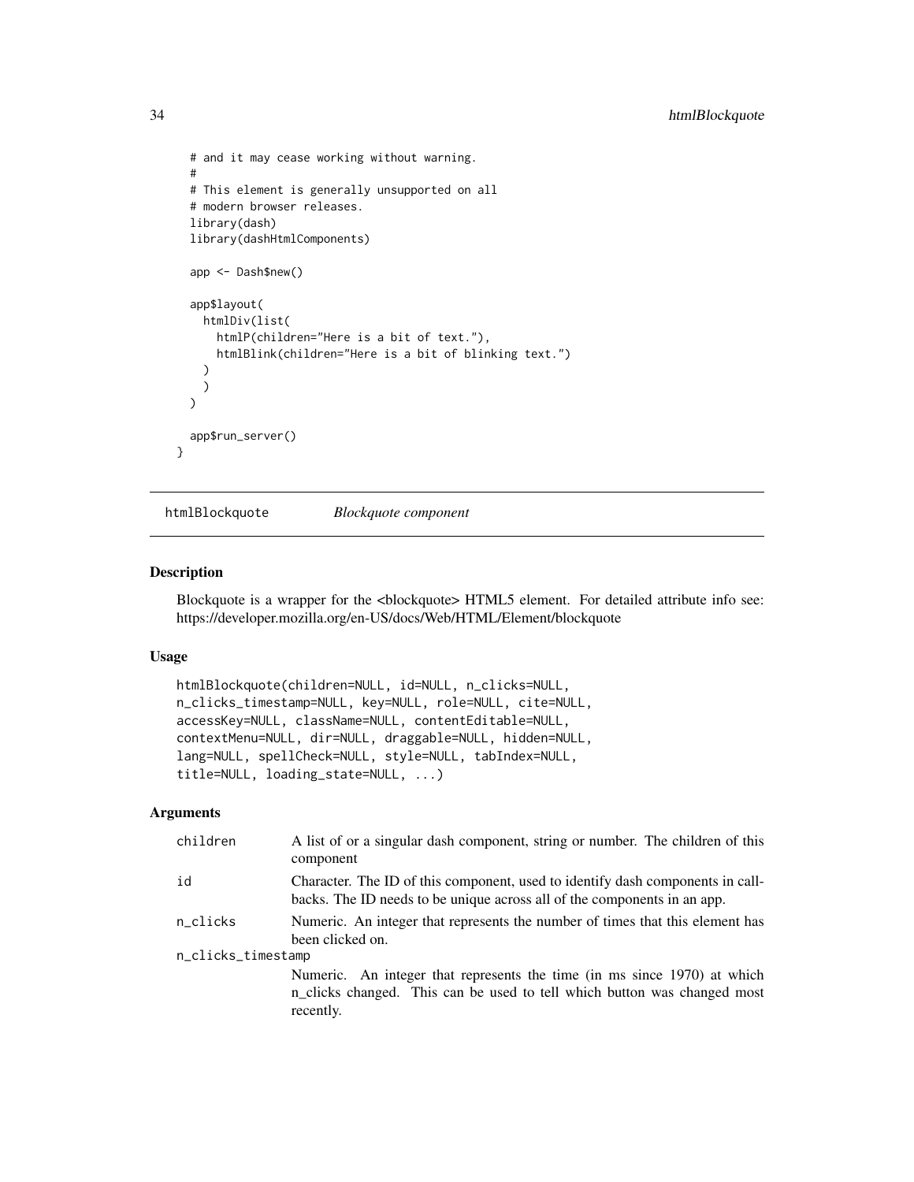```
  # and it may cease working without warning.
  #
  # This element is generally unsupported on all
  # modern browser releases.
  library(dash)
  library(dashHtmlComponents)

  app <- Dash$new()

  app$layout(
    htmlDiv(list(
      htmlP(children="Here is a bit of text."),
      htmlBlink(children="Here is a bit of blinking text.")
    )
    )
  )

  app$run_server()
}
```

## htmlBlockquote *Blockquote component*

### Description

Blockquote is a wrapper for the <blockquote> HTML5 element. For detailed attribute info see: https://developer.mozilla.org/en-US/docs/Web/HTML/Element/blockquote

### Usage

```
htmlBlockquote(children=NULL, id=NULL, n_clicks=NULL,
n_clicks_timestamp=NULL, key=NULL, role=NULL, cite=NULL,
accessKey=NULL, className=NULL, contentEditable=NULL,
contextMenu=NULL, dir=NULL, draggable=NULL, hidden=NULL,
lang=NULL, spellCheck=NULL, style=NULL, tabIndex=NULL,
title=NULL, loading_state=NULL, ...)
```

### Arguments

| | |
|---|---|
| children | A list of or a singular dash component, string or number. The children of this component |
| id | Character. The ID of this component, used to identify dash components in callbacks. The ID needs to be unique across all of the components in an app. |
| n_clicks | Numeric. An integer that represents the number of times that this element has been clicked on. |
| n_clicks_timestamp | Numeric. An integer that represents the time (in ms since 1970) at which n_clicks changed. This can be used to tell which button was changed most recently. |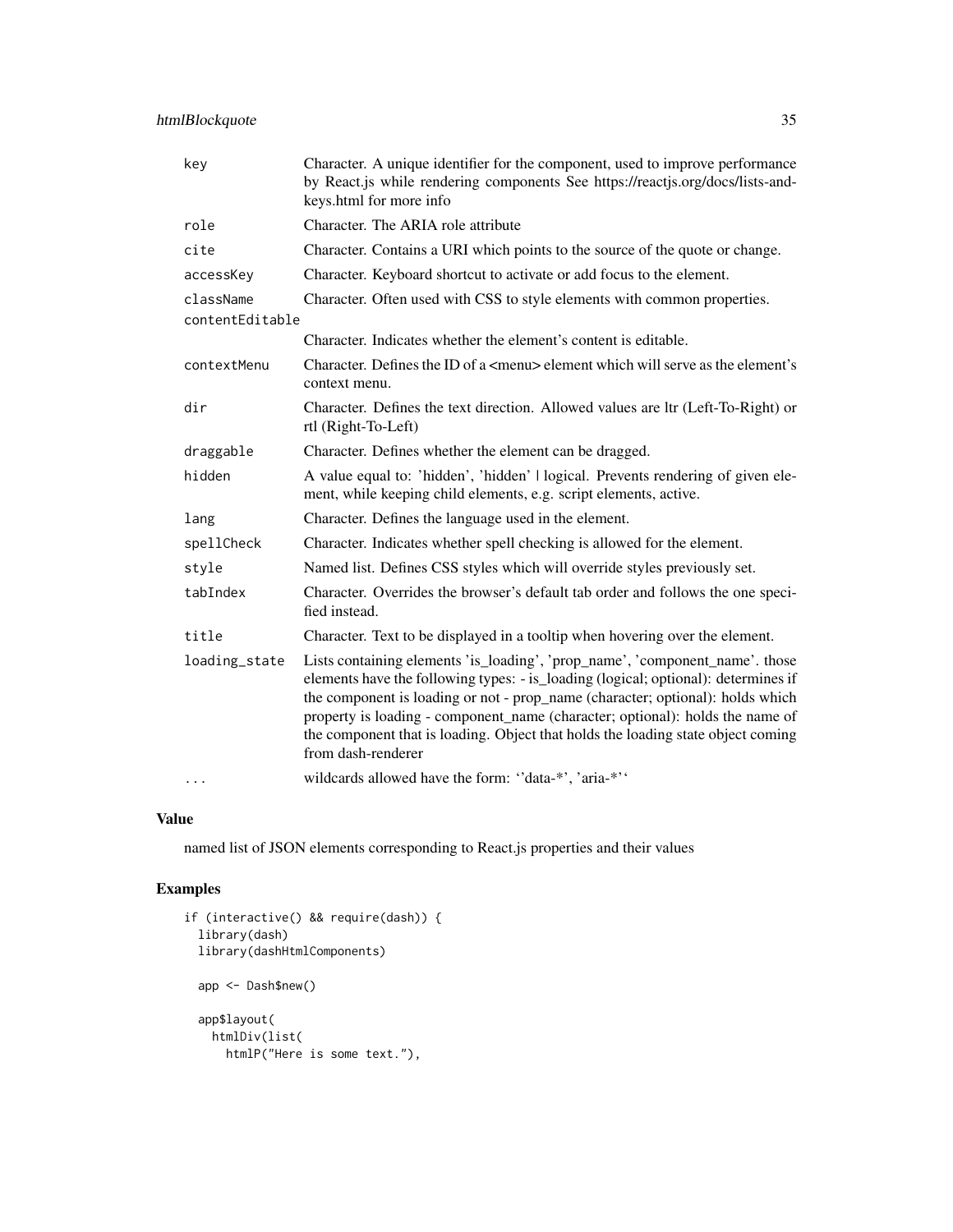| | |
|---|---|
| key | Character. A unique identifier for the component, used to improve performance by React.js while rendering components See https://reactjs.org/docs/lists-and-keys.html for more info |
| role | Character. The ARIA role attribute |
| cite | Character. Contains a URI which points to the source of the quote or change. |
| accessKey | Character. Keyboard shortcut to activate or add focus to the element. |
| className | Character. Often used with CSS to style elements with common properties. |
| contentEditable | Character. Indicates whether the element's content is editable. |
| contextMenu | Character. Defines the ID of a <menu> element which will serve as the element's context menu. |
| dir | Character. Defines the text direction. Allowed values are ltr (Left-To-Right) or rtl (Right-To-Left) |
| draggable | Character. Defines whether the element can be dragged. |
| hidden | A value equal to: 'hidden', 'hidden' \| logical. Prevents rendering of given element, while keeping child elements, e.g. script elements, active. |
| lang | Character. Defines the language used in the element. |
| spellCheck | Character. Indicates whether spell checking is allowed for the element. |
| style | Named list. Defines CSS styles which will override styles previously set. |
| tabIndex | Character. Overrides the browser's default tab order and follows the one specified instead. |
| title | Character. Text to be displayed in a tooltip when hovering over the element. |
| loading_state | Lists containing elements 'is_loading', 'prop_name', 'component_name'. those elements have the following types: - is_loading (logical; optional): determines if the component is loading or not - prop_name (character; optional): holds which property is loading - component_name (character; optional): holds the name of the component that is loading. Object that holds the loading state object coming from dash-renderer |
| ... | wildcards allowed have the form: ''data-*', 'aria-*'' |

## Value

named list of JSON elements corresponding to React.js properties and their values

## Examples

```
if (interactive() && require(dash)) {
  library(dash)
  library(dashHtmlComponents)

  app <- Dash$new()

  app$layout(
    htmlDiv(list(
      htmlP("Here is some text."),
```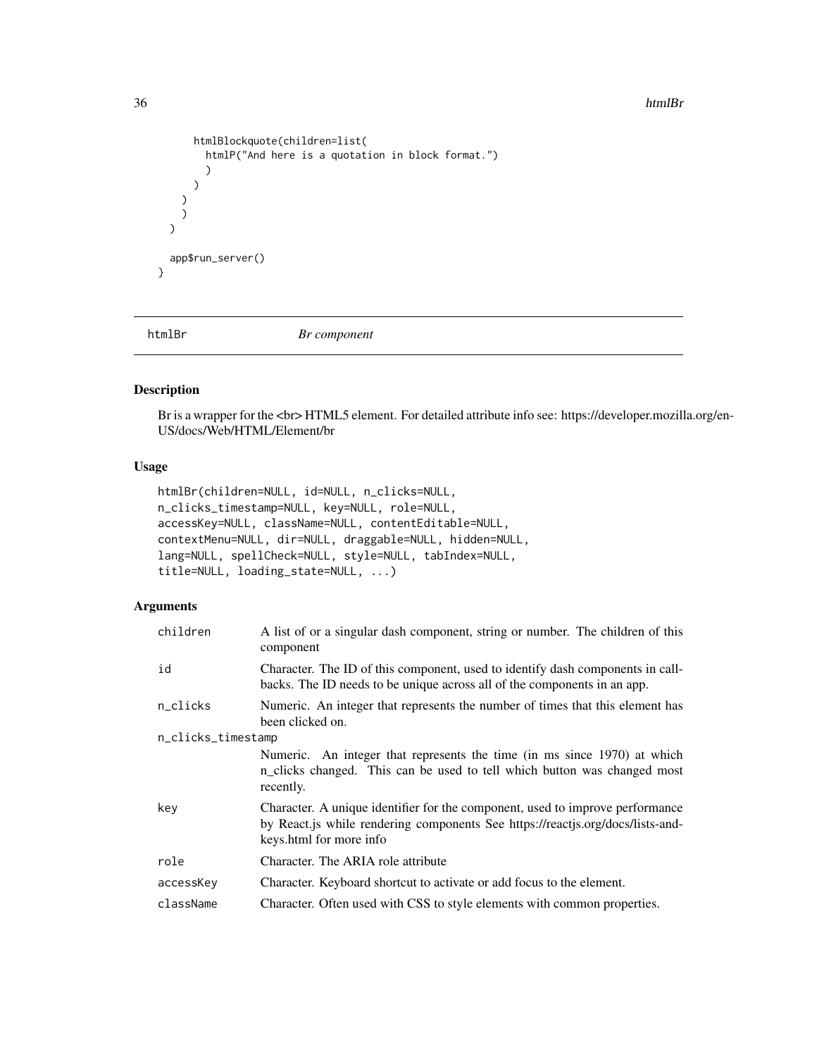```
      htmlBlockquote(children=list(
        htmlP("And here is a quotation in block format.")
        )
      )
    )
    )
  )

  app$run_server()
}
```

## htmlBr — *Br component*

### Description

Br is a wrapper for the <br> HTML5 element. For detailed attribute info see: https://developer.mozilla.org/en-US/docs/Web/HTML/Element/br

### Usage

```
htmlBr(children=NULL, id=NULL, n_clicks=NULL,
n_clicks_timestamp=NULL, key=NULL, role=NULL,
accessKey=NULL, className=NULL, contentEditable=NULL,
contextMenu=NULL, dir=NULL, draggable=NULL, hidden=NULL,
lang=NULL, spellCheck=NULL, style=NULL, tabIndex=NULL,
title=NULL, loading_state=NULL, ...)
```

### Arguments

| Argument | Description |
|---|---|
| `children` | A list of or a singular dash component, string or number. The children of this component |
| `id` | Character. The ID of this component, used to identify dash components in callbacks. The ID needs to be unique across all of the components in an app. |
| `n_clicks` | Numeric. An integer that represents the number of times that this element has been clicked on. |
| `n_clicks_timestamp` | Numeric. An integer that represents the time (in ms since 1970) at which n_clicks changed. This can be used to tell which button was changed most recently. |
| `key` | Character. A unique identifier for the component, used to improve performance by React.js while rendering components See https://reactjs.org/docs/lists-and-keys.html for more info |
| `role` | Character. The ARIA role attribute |
| `accessKey` | Character. Keyboard shortcut to activate or add focus to the element. |
| `className` | Character. Often used with CSS to style elements with common properties. |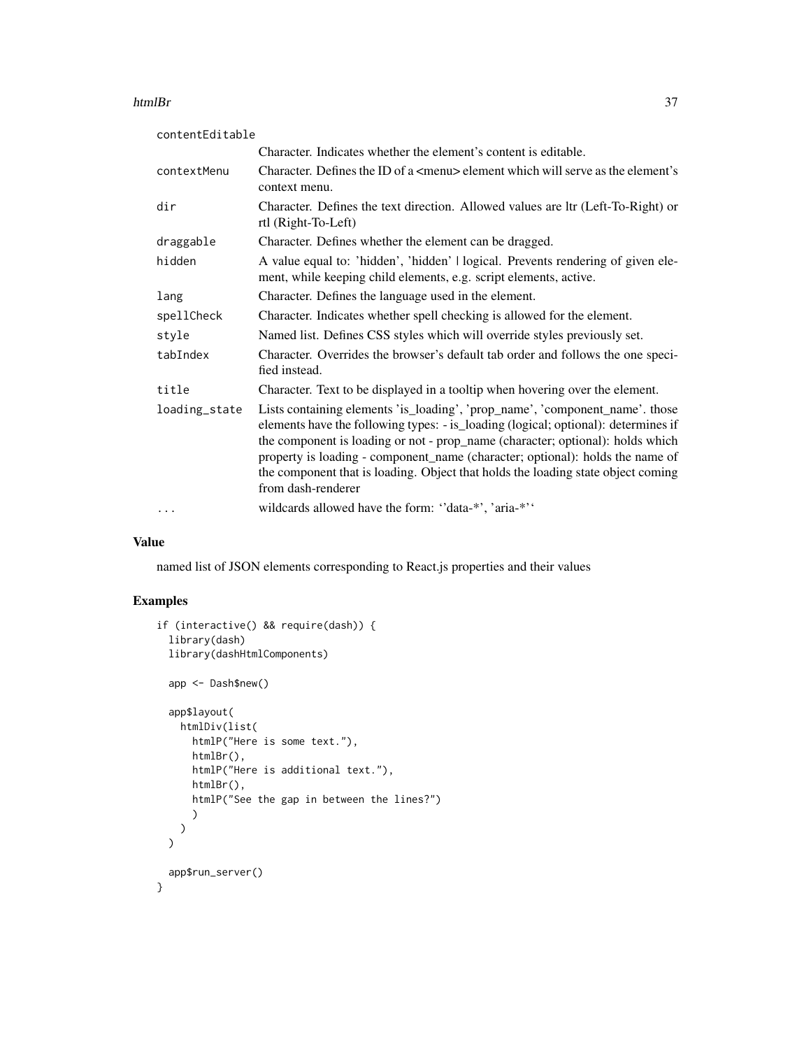| | |
|---|---|
| contentEditable | Character. Indicates whether the element's content is editable. |
| contextMenu | Character. Defines the ID of a <menu> element which will serve as the element's context menu. |
| dir | Character. Defines the text direction. Allowed values are ltr (Left-To-Right) or rtl (Right-To-Left) |
| draggable | Character. Defines whether the element can be dragged. |
| hidden | A value equal to: 'hidden', 'hidden' \| logical. Prevents rendering of given element, while keeping child elements, e.g. script elements, active. |
| lang | Character. Defines the language used in the element. |
| spellCheck | Character. Indicates whether spell checking is allowed for the element. |
| style | Named list. Defines CSS styles which will override styles previously set. |
| tabIndex | Character. Overrides the browser's default tab order and follows the one specified instead. |
| title | Character. Text to be displayed in a tooltip when hovering over the element. |
| loading_state | Lists containing elements 'is_loading', 'prop_name', 'component_name'. those elements have the following types: - is_loading (logical; optional): determines if the component is loading or not - prop_name (character; optional): holds which property is loading - component_name (character; optional): holds the name of the component that is loading. Object that holds the loading state object coming from dash-renderer |
| ... | wildcards allowed have the form: ''data-*', 'aria-*'' |

## Value

named list of JSON elements corresponding to React.js properties and their values

## Examples

```
if (interactive() && require(dash)) {
  library(dash)
  library(dashHtmlComponents)

  app <- Dash$new()

  app$layout(
    htmlDiv(list(
      htmlP("Here is some text."),
      htmlBr(),
      htmlP("Here is additional text."),
      htmlBr(),
      htmlP("See the gap in between the lines?")
      )
    )
  )

  app$run_server()
}
```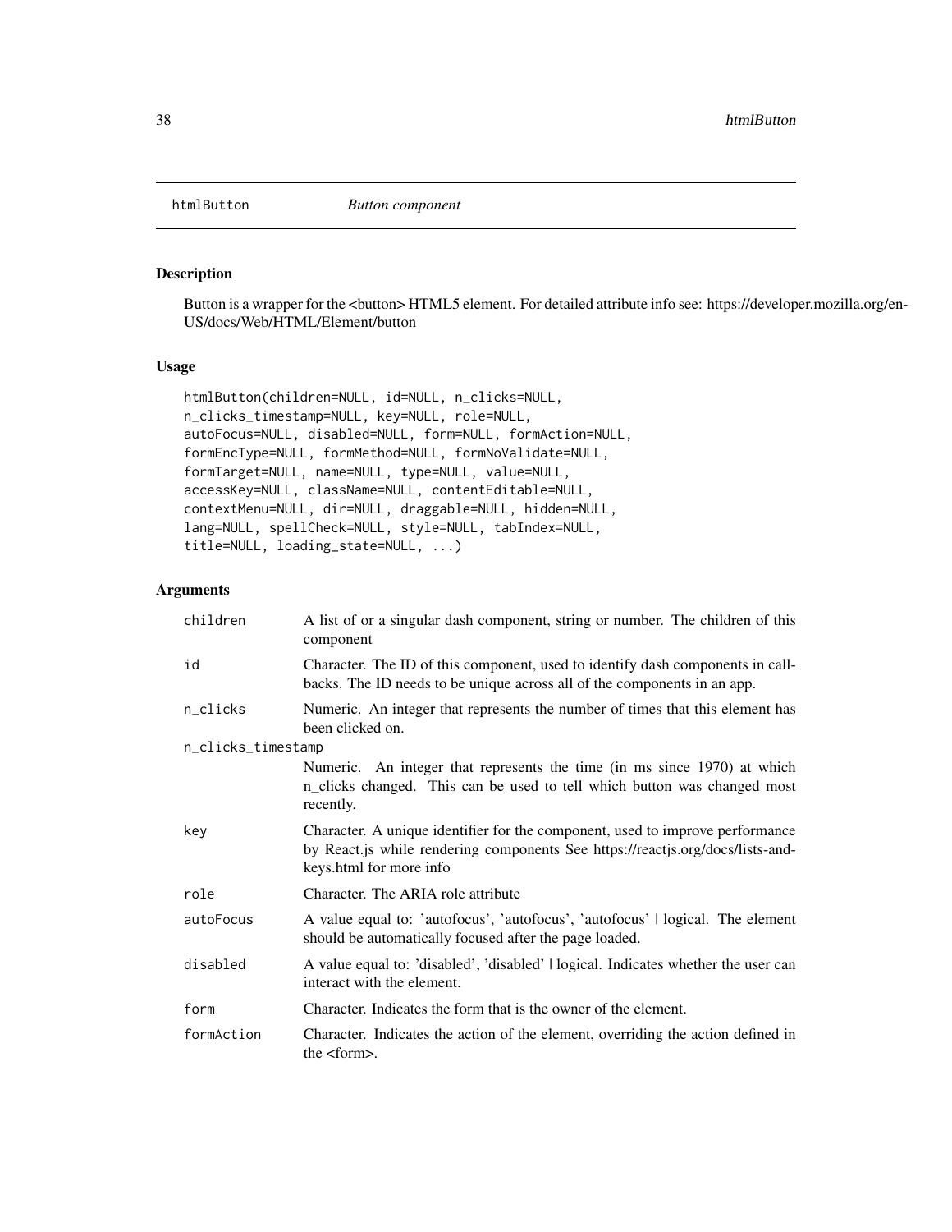## htmlButton *Button component*

### Description

Button is a wrapper for the <button> HTML5 element. For detailed attribute info see: https://developer.mozilla.org/en-US/docs/Web/HTML/Element/button

### Usage

```
htmlButton(children=NULL, id=NULL, n_clicks=NULL,
n_clicks_timestamp=NULL, key=NULL, role=NULL,
autoFocus=NULL, disabled=NULL, form=NULL, formAction=NULL,
formEncType=NULL, formMethod=NULL, formNoValidate=NULL,
formTarget=NULL, name=NULL, type=NULL, value=NULL,
accessKey=NULL, className=NULL, contentEditable=NULL,
contextMenu=NULL, dir=NULL, draggable=NULL, hidden=NULL,
lang=NULL, spellCheck=NULL, style=NULL, tabIndex=NULL,
title=NULL, loading_state=NULL, ...)
```

### Arguments

| | |
|---|---|
| children | A list of or a singular dash component, string or number. The children of this component |
| id | Character. The ID of this component, used to identify dash components in callbacks. The ID needs to be unique across all of the components in an app. |
| n_clicks | Numeric. An integer that represents the number of times that this element has been clicked on. |
| n_clicks_timestamp | Numeric. An integer that represents the time (in ms since 1970) at which n_clicks changed. This can be used to tell which button was changed most recently. |
| key | Character. A unique identifier for the component, used to improve performance by React.js while rendering components See https://reactjs.org/docs/lists-and-keys.html for more info |
| role | Character. The ARIA role attribute |
| autoFocus | A value equal to: 'autofocus', 'autofocus', 'autofocus' \| logical. The element should be automatically focused after the page loaded. |
| disabled | A value equal to: 'disabled', 'disabled' \| logical. Indicates whether the user can interact with the element. |
| form | Character. Indicates the form that is the owner of the element. |
| formAction | Character. Indicates the action of the element, overriding the action defined in the <form>. |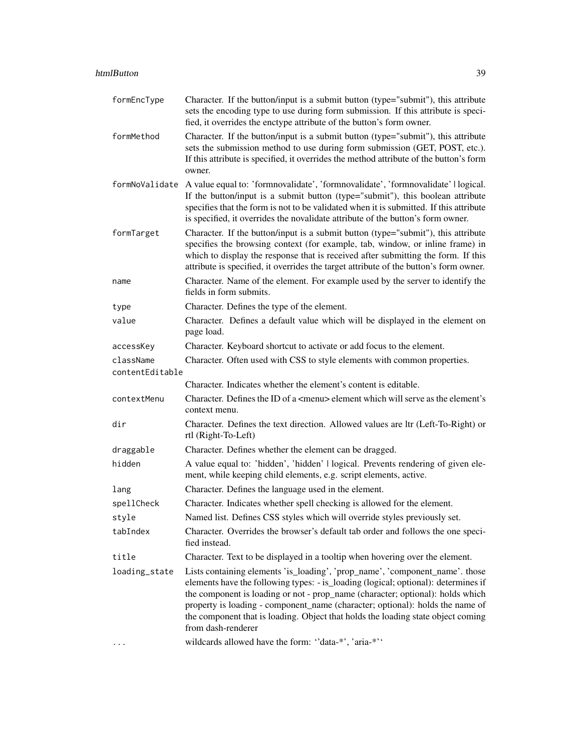| | |
|---|---|
| `formEncType` | Character. If the button/input is a submit button (type="submit"), this attribute sets the encoding type to use during form submission. If this attribute is specified, it overrides the enctype attribute of the button's form owner. |
| `formMethod` | Character. If the button/input is a submit button (type="submit"), this attribute sets the submission method to use during form submission (GET, POST, etc.). If this attribute is specified, it overrides the method attribute of the button's form owner. |
| `formNoValidate` | A value equal to: 'formnovalidate', 'formnovalidate', 'formnovalidate' \| logical. If the button/input is a submit button (type="submit"), this boolean attribute specifies that the form is not to be validated when it is submitted. If this attribute is specified, it overrides the novalidate attribute of the button's form owner. |
| `formTarget` | Character. If the button/input is a submit button (type="submit"), this attribute specifies the browsing context (for example, tab, window, or inline frame) in which to display the response that is received after submitting the form. If this attribute is specified, it overrides the target attribute of the button's form owner. |
| `name` | Character. Name of the element. For example used by the server to identify the fields in form submits. |
| `type` | Character. Defines the type of the element. |
| `value` | Character. Defines a default value which will be displayed in the element on page load. |
| `accessKey` | Character. Keyboard shortcut to activate or add focus to the element. |
| `className` | Character. Often used with CSS to style elements with common properties. |
| `contentEditable` | Character. Indicates whether the element's content is editable. |
| `contextMenu` | Character. Defines the ID of a <menu> element which will serve as the element's context menu. |
| `dir` | Character. Defines the text direction. Allowed values are ltr (Left-To-Right) or rtl (Right-To-Left) |
| `draggable` | Character. Defines whether the element can be dragged. |
| `hidden` | A value equal to: 'hidden', 'hidden' \| logical. Prevents rendering of given element, while keeping child elements, e.g. script elements, active. |
| `lang` | Character. Defines the language used in the element. |
| `spellCheck` | Character. Indicates whether spell checking is allowed for the element. |
| `style` | Named list. Defines CSS styles which will override styles previously set. |
| `tabIndex` | Character. Overrides the browser's default tab order and follows the one specified instead. |
| `title` | Character. Text to be displayed in a tooltip when hovering over the element. |
| `loading_state` | Lists containing elements 'is_loading', 'prop_name', 'component_name'. those elements have the following types: - is_loading (logical; optional): determines if the component is loading or not - prop_name (character; optional): holds which property is loading - component_name (character; optional): holds the name of the component that is loading. Object that holds the loading state object coming from dash-renderer |
| `...` | wildcards allowed have the form: ''data-*', 'aria-*'' |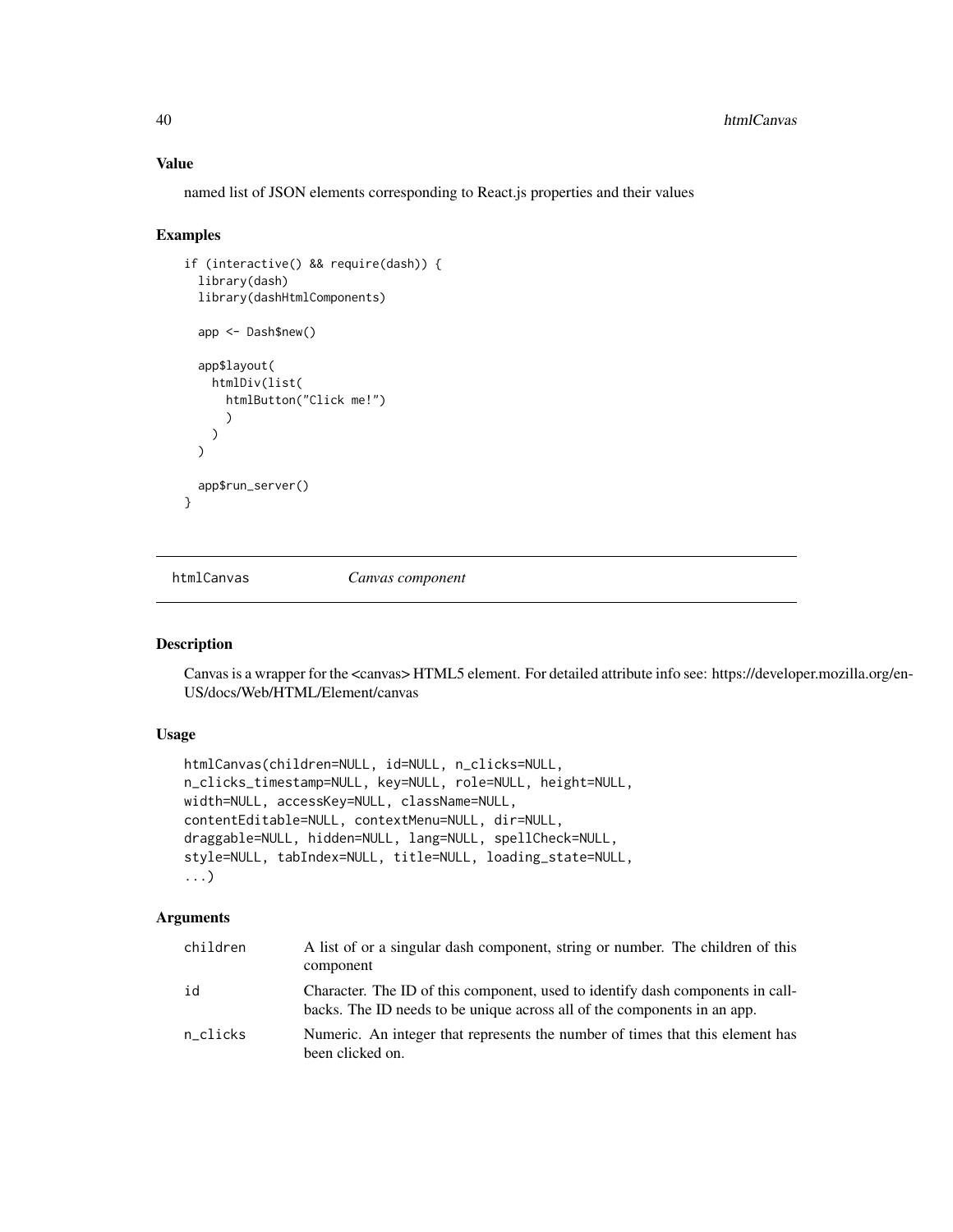### Value

named list of JSON elements corresponding to React.js properties and their values

### Examples

```
if (interactive() && require(dash)) {
  library(dash)
  library(dashHtmlComponents)

  app <- Dash$new()

  app$layout(
    htmlDiv(list(
      htmlButton("Click me!")
      )
    )
  )

  app$run_server()
}
```

---

## htmlCanvas *Canvas component*

---

### Description

Canvas is a wrapper for the <canvas> HTML5 element. For detailed attribute info see: https://developer.mozilla.org/en-US/docs/Web/HTML/Element/canvas

### Usage

```
htmlCanvas(children=NULL, id=NULL, n_clicks=NULL,
n_clicks_timestamp=NULL, key=NULL, role=NULL, height=NULL,
width=NULL, accessKey=NULL, className=NULL,
contentEditable=NULL, contextMenu=NULL, dir=NULL,
draggable=NULL, hidden=NULL, lang=NULL, spellCheck=NULL,
style=NULL, tabIndex=NULL, title=NULL, loading_state=NULL,
...)
```

### Arguments

| | |
|---|---|
| children | A list of or a singular dash component, string or number. The children of this component |
| id | Character. The ID of this component, used to identify dash components in callbacks. The ID needs to be unique across all of the components in an app. |
| n_clicks | Numeric. An integer that represents the number of times that this element has been clicked on. |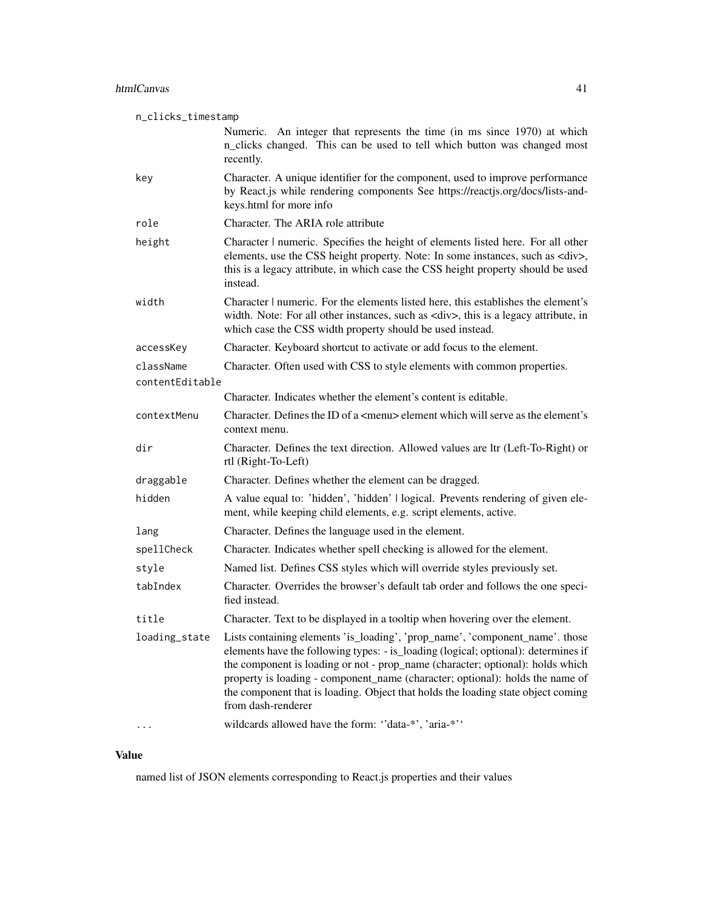| | |
|---|---|
| n_clicks_timestamp | Numeric. An integer that represents the time (in ms since 1970) at which n_clicks changed. This can be used to tell which button was changed most recently. |
| key | Character. A unique identifier for the component, used to improve performance by React.js while rendering components See https://reactjs.org/docs/lists-and-keys.html for more info |
| role | Character. The ARIA role attribute |
| height | Character \| numeric. Specifies the height of elements listed here. For all other elements, use the CSS height property. Note: In some instances, such as <div>, this is a legacy attribute, in which case the CSS height property should be used instead. |
| width | Character \| numeric. For the elements listed here, this establishes the element's width. Note: For all other instances, such as <div>, this is a legacy attribute, in which case the CSS width property should be used instead. |
| accessKey | Character. Keyboard shortcut to activate or add focus to the element. |
| className | Character. Often used with CSS to style elements with common properties. |
| contentEditable | Character. Indicates whether the element's content is editable. |
| contextMenu | Character. Defines the ID of a <menu> element which will serve as the element's context menu. |
| dir | Character. Defines the text direction. Allowed values are ltr (Left-To-Right) or rtl (Right-To-Left) |
| draggable | Character. Defines whether the element can be dragged. |
| hidden | A value equal to: 'hidden', 'hidden' \| logical. Prevents rendering of given element, while keeping child elements, e.g. script elements, active. |
| lang | Character. Defines the language used in the element. |
| spellCheck | Character. Indicates whether spell checking is allowed for the element. |
| style | Named list. Defines CSS styles which will override styles previously set. |
| tabIndex | Character. Overrides the browser's default tab order and follows the one specified instead. |
| title | Character. Text to be displayed in a tooltip when hovering over the element. |
| loading_state | Lists containing elements 'is_loading', 'prop_name', 'component_name'. those elements have the following types: - is_loading (logical; optional): determines if the component is loading or not - prop_name (character; optional): holds which property is loading - component_name (character; optional): holds the name of the component that is loading. Object that holds the loading state object coming from dash-renderer |
| ... | wildcards allowed have the form: ''data-*', 'aria-*'' |

## Value

named list of JSON elements corresponding to React.js properties and their values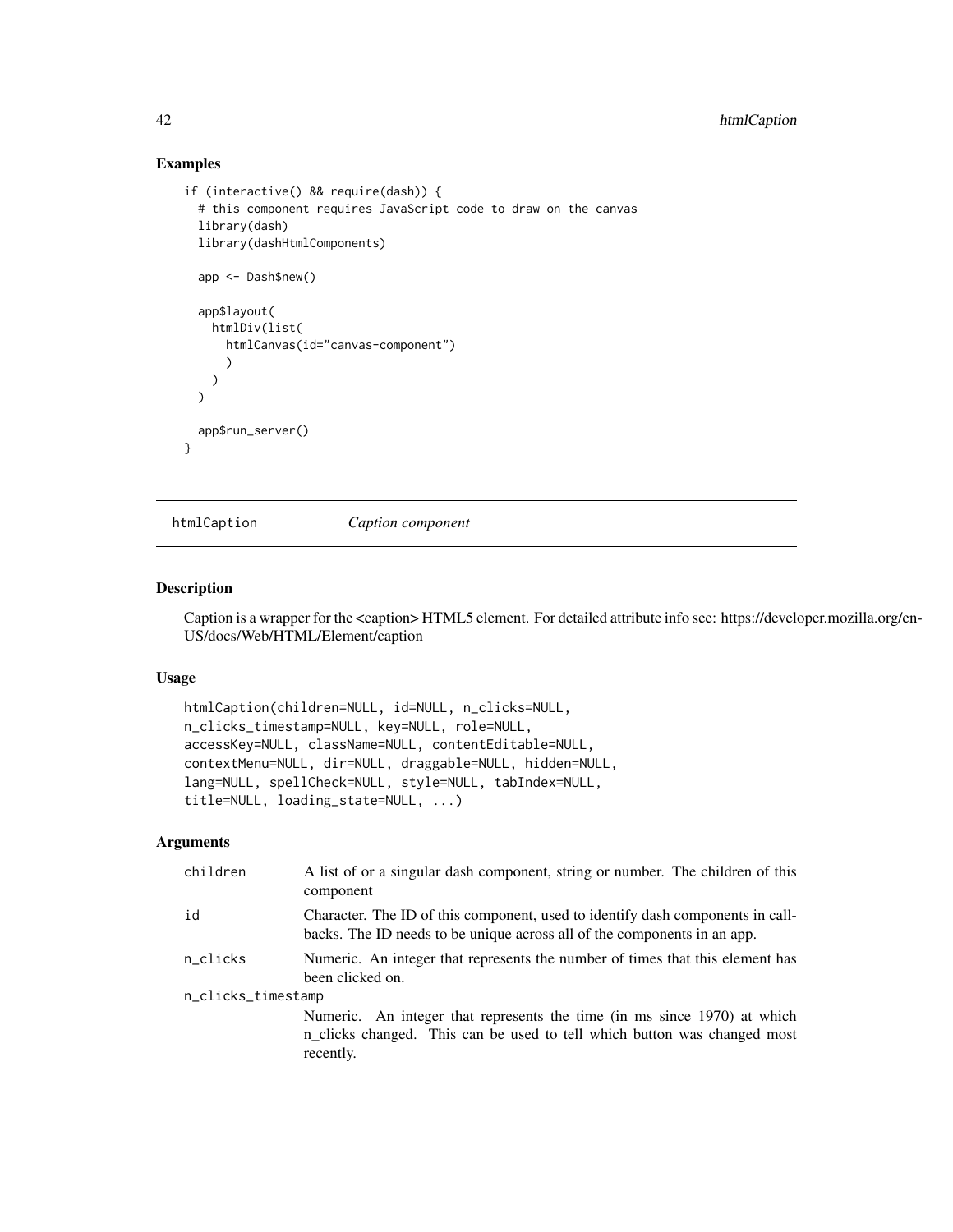## Examples

```
if (interactive() && require(dash)) {
  # this component requires JavaScript code to draw on the canvas
  library(dash)
  library(dashHtmlComponents)

  app <- Dash$new()

  app$layout(
    htmlDiv(list(
      htmlCanvas(id="canvas-component")
      )
    )
  )

  app$run_server()
}
```

---

# htmlCaption *Caption component*

---

## Description

Caption is a wrapper for the <caption> HTML5 element. For detailed attribute info see: https://developer.mozilla.org/en-US/docs/Web/HTML/Element/caption

## Usage

```
htmlCaption(children=NULL, id=NULL, n_clicks=NULL,
n_clicks_timestamp=NULL, key=NULL, role=NULL,
accessKey=NULL, className=NULL, contentEditable=NULL,
contextMenu=NULL, dir=NULL, draggable=NULL, hidden=NULL,
lang=NULL, spellCheck=NULL, style=NULL, tabIndex=NULL,
title=NULL, loading_state=NULL, ...)
```

## Arguments

| | |
|---|---|
| `children` | A list of or a singular dash component, string or number. The children of this component |
| `id` | Character. The ID of this component, used to identify dash components in callbacks. The ID needs to be unique across all of the components in an app. |
| `n_clicks` | Numeric. An integer that represents the number of times that this element has been clicked on. |
| `n_clicks_timestamp` | Numeric. An integer that represents the time (in ms since 1970) at which n_clicks changed. This can be used to tell which button was changed most recently. |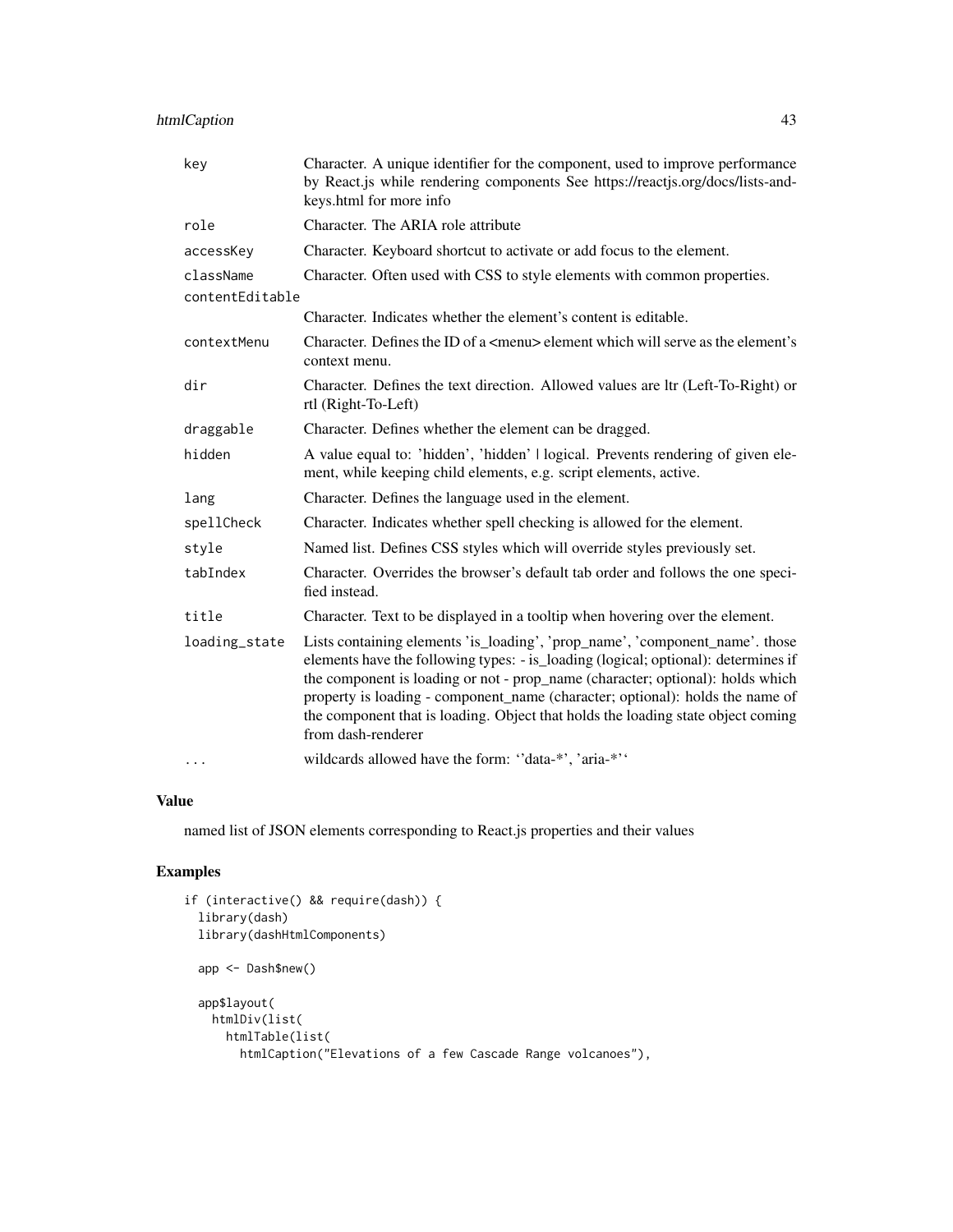| | |
|---|---|
| key | Character. A unique identifier for the component, used to improve performance by React.js while rendering components See https://reactjs.org/docs/lists-and-keys.html for more info |
| role | Character. The ARIA role attribute |
| accessKey | Character. Keyboard shortcut to activate or add focus to the element. |
| className | Character. Often used with CSS to style elements with common properties. |
| contentEditable | Character. Indicates whether the element's content is editable. |
| contextMenu | Character. Defines the ID of a <menu> element which will serve as the element's context menu. |
| dir | Character. Defines the text direction. Allowed values are ltr (Left-To-Right) or rtl (Right-To-Left) |
| draggable | Character. Defines whether the element can be dragged. |
| hidden | A value equal to: 'hidden', 'hidden' \| logical. Prevents rendering of given element, while keeping child elements, e.g. script elements, active. |
| lang | Character. Defines the language used in the element. |
| spellCheck | Character. Indicates whether spell checking is allowed for the element. |
| style | Named list. Defines CSS styles which will override styles previously set. |
| tabIndex | Character. Overrides the browser's default tab order and follows the one specified instead. |
| title | Character. Text to be displayed in a tooltip when hovering over the element. |
| loading_state | Lists containing elements 'is_loading', 'prop_name', 'component_name'. those elements have the following types: - is_loading (logical; optional): determines if the component is loading or not - prop_name (character; optional): holds which property is loading - component_name (character; optional): holds the name of the component that is loading. Object that holds the loading state object coming from dash-renderer |
| ... | wildcards allowed have the form: ''data-*', 'aria-*'' |

## Value

named list of JSON elements corresponding to React.js properties and their values

## Examples

```
if (interactive() && require(dash)) {
  library(dash)
  library(dashHtmlComponents)

  app <- Dash$new()

  app$layout(
    htmlDiv(list(
      htmlTable(list(
        htmlCaption("Elevations of a few Cascade Range volcanoes"),
```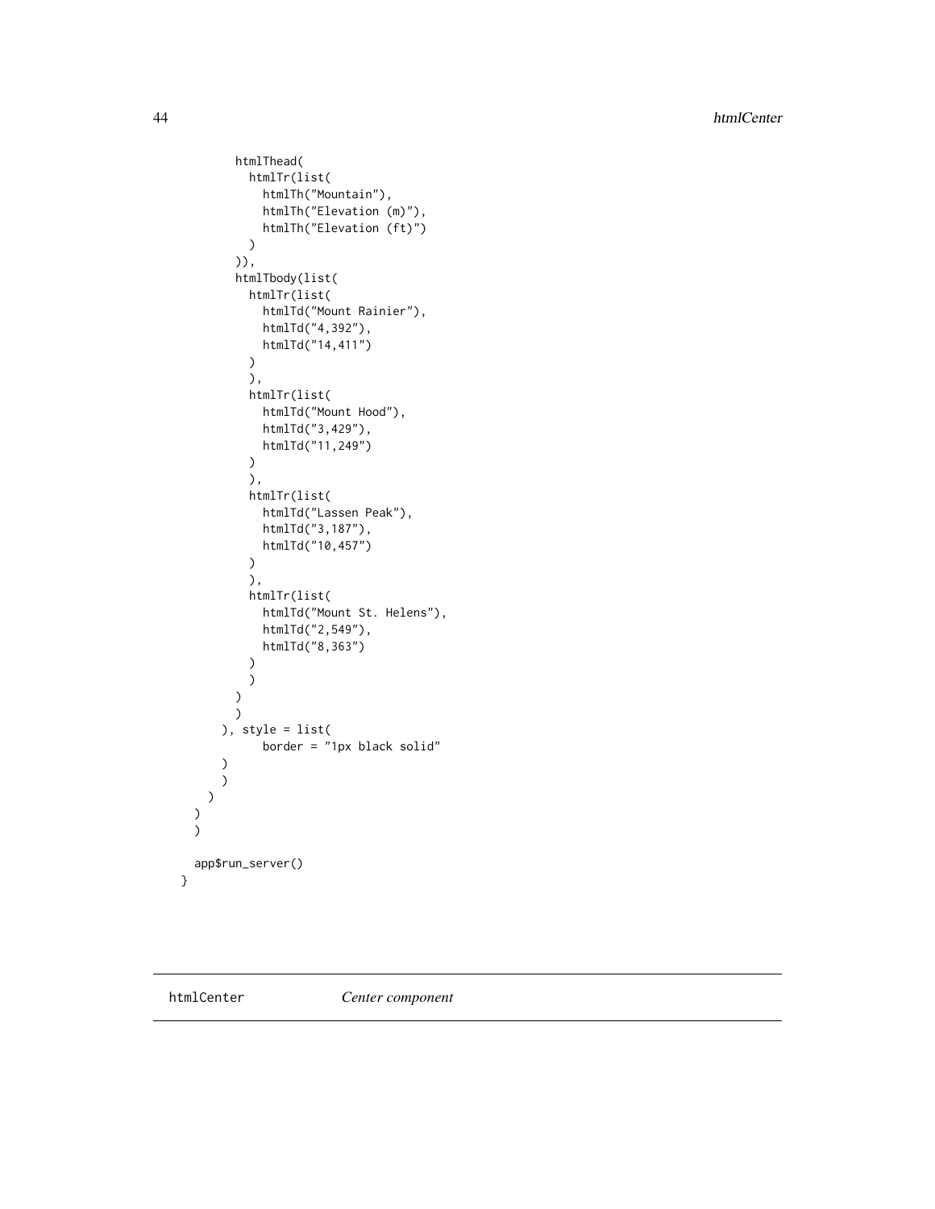```
        htmlThead(
          htmlTr(list(
            htmlTh("Mountain"),
            htmlTh("Elevation (m)"),
            htmlTh("Elevation (ft)")
          )
        )),
        htmlTbody(list(
          htmlTr(list(
            htmlTd("Mount Rainier"),
            htmlTd("4,392"),
            htmlTd("14,411")
          )
          ),
          htmlTr(list(
            htmlTd("Mount Hood"),
            htmlTd("3,429"),
            htmlTd("11,249")
          )
          ),
          htmlTr(list(
            htmlTd("Lassen Peak"),
            htmlTd("3,187"),
            htmlTd("10,457")
          )
          ),
          htmlTr(list(
            htmlTd("Mount St. Helens"),
            htmlTd("2,549"),
            htmlTd("8,363")
          )
          )
        )
        )
      ), style = list(
            border = "1px black solid"
      )
      )
    )
  )
  )

  app$run_server()
}
```

## htmlCenter *Center component*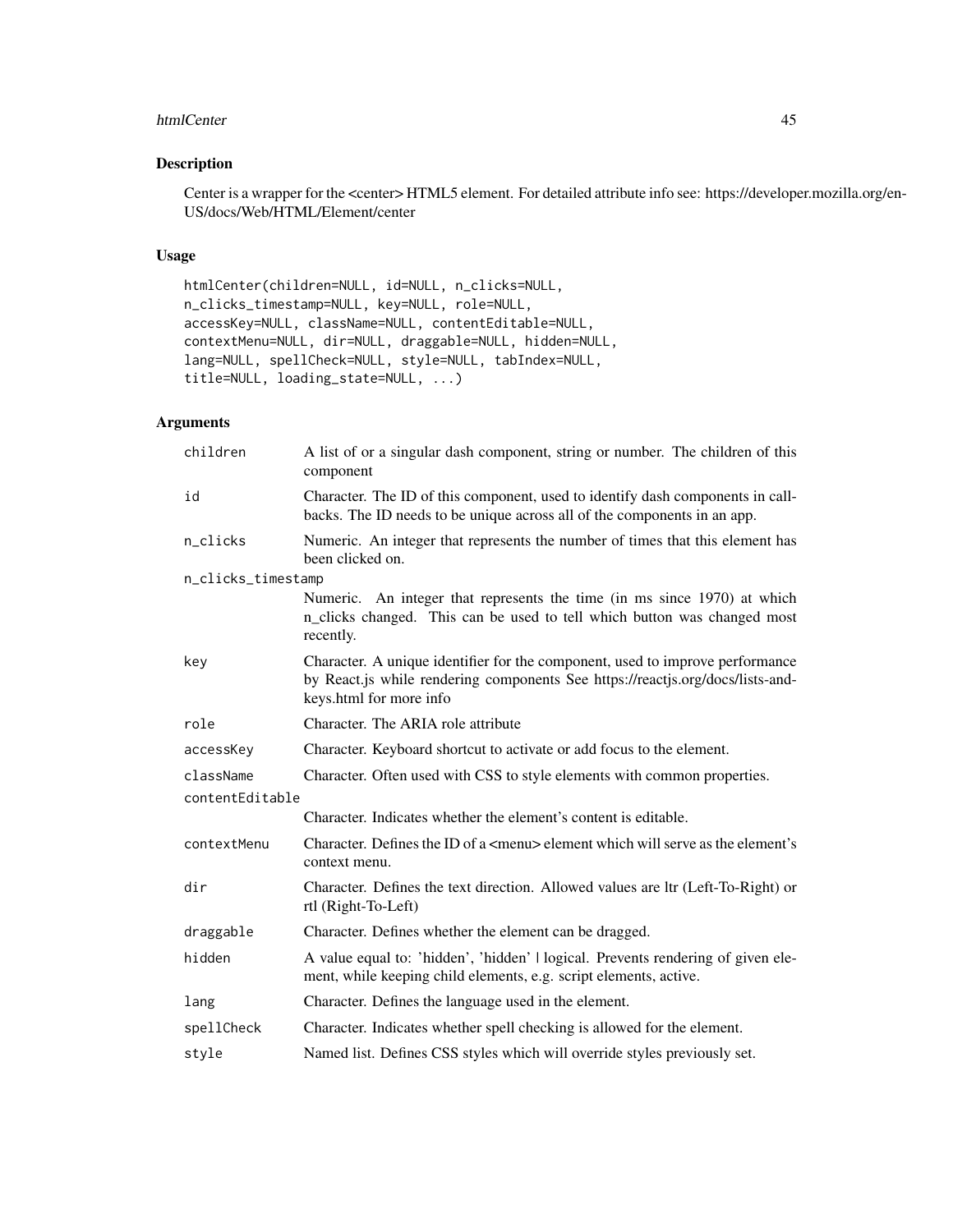## Description

Center is a wrapper for the <center> HTML5 element. For detailed attribute info see: https://developer.mozilla.org/en-US/docs/Web/HTML/Element/center

## Usage

```
htmlCenter(children=NULL, id=NULL, n_clicks=NULL,
n_clicks_timestamp=NULL, key=NULL, role=NULL,
accessKey=NULL, className=NULL, contentEditable=NULL,
contextMenu=NULL, dir=NULL, draggable=NULL, hidden=NULL,
lang=NULL, spellCheck=NULL, style=NULL, tabIndex=NULL,
title=NULL, loading_state=NULL, ...)
```

## Arguments

| Argument | Description |
|---|---|
| children | A list of or a singular dash component, string or number. The children of this component |
| id | Character. The ID of this component, used to identify dash components in callbacks. The ID needs to be unique across all of the components in an app. |
| n_clicks | Numeric. An integer that represents the number of times that this element has been clicked on. |
| n_clicks_timestamp | Numeric. An integer that represents the time (in ms since 1970) at which n_clicks changed. This can be used to tell which button was changed most recently. |
| key | Character. A unique identifier for the component, used to improve performance by React.js while rendering components See https://reactjs.org/docs/lists-and-keys.html for more info |
| role | Character. The ARIA role attribute |
| accessKey | Character. Keyboard shortcut to activate or add focus to the element. |
| className | Character. Often used with CSS to style elements with common properties. |
| contentEditable | Character. Indicates whether the element's content is editable. |
| contextMenu | Character. Defines the ID of a <menu> element which will serve as the element's context menu. |
| dir | Character. Defines the text direction. Allowed values are ltr (Left-To-Right) or rtl (Right-To-Left) |
| draggable | Character. Defines whether the element can be dragged. |
| hidden | A value equal to: 'hidden', 'hidden' \| logical. Prevents rendering of given element, while keeping child elements, e.g. script elements, active. |
| lang | Character. Defines the language used in the element. |
| spellCheck | Character. Indicates whether spell checking is allowed for the element. |
| style | Named list. Defines CSS styles which will override styles previously set. |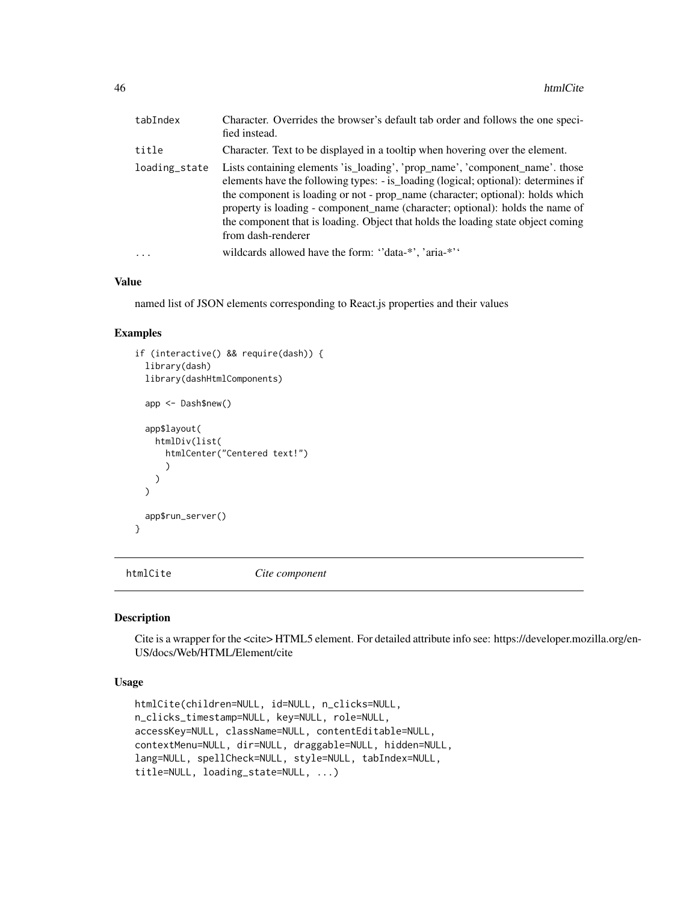| | |
|---|---|
| tabIndex | Character. Overrides the browser's default tab order and follows the one specified instead. |
| title | Character. Text to be displayed in a tooltip when hovering over the element. |
| loading_state | Lists containing elements 'is_loading', 'prop_name', 'component_name'. those elements have the following types: - is_loading (logical; optional): determines if the component is loading or not - prop_name (character; optional): holds which property is loading - component_name (character; optional): holds the name of the component that is loading. Object that holds the loading state object coming from dash-renderer |
| ... | wildcards allowed have the form: ''data-*', 'aria-*'' |

### Value

named list of JSON elements corresponding to React.js properties and their values

### Examples

```
if (interactive() && require(dash)) {
  library(dash)
  library(dashHtmlComponents)

  app <- Dash$new()

  app$layout(
    htmlDiv(list(
      htmlCenter("Centered text!")
      )
    )
  )

  app$run_server()
}
```

## htmlCite *Cite component*

### Description

Cite is a wrapper for the <cite> HTML5 element. For detailed attribute info see: https://developer.mozilla.org/en-US/docs/Web/HTML/Element/cite

### Usage

```
htmlCite(children=NULL, id=NULL, n_clicks=NULL,
n_clicks_timestamp=NULL, key=NULL, role=NULL,
accessKey=NULL, className=NULL, contentEditable=NULL,
contextMenu=NULL, dir=NULL, draggable=NULL, hidden=NULL,
lang=NULL, spellCheck=NULL, style=NULL, tabIndex=NULL,
title=NULL, loading_state=NULL, ...)
```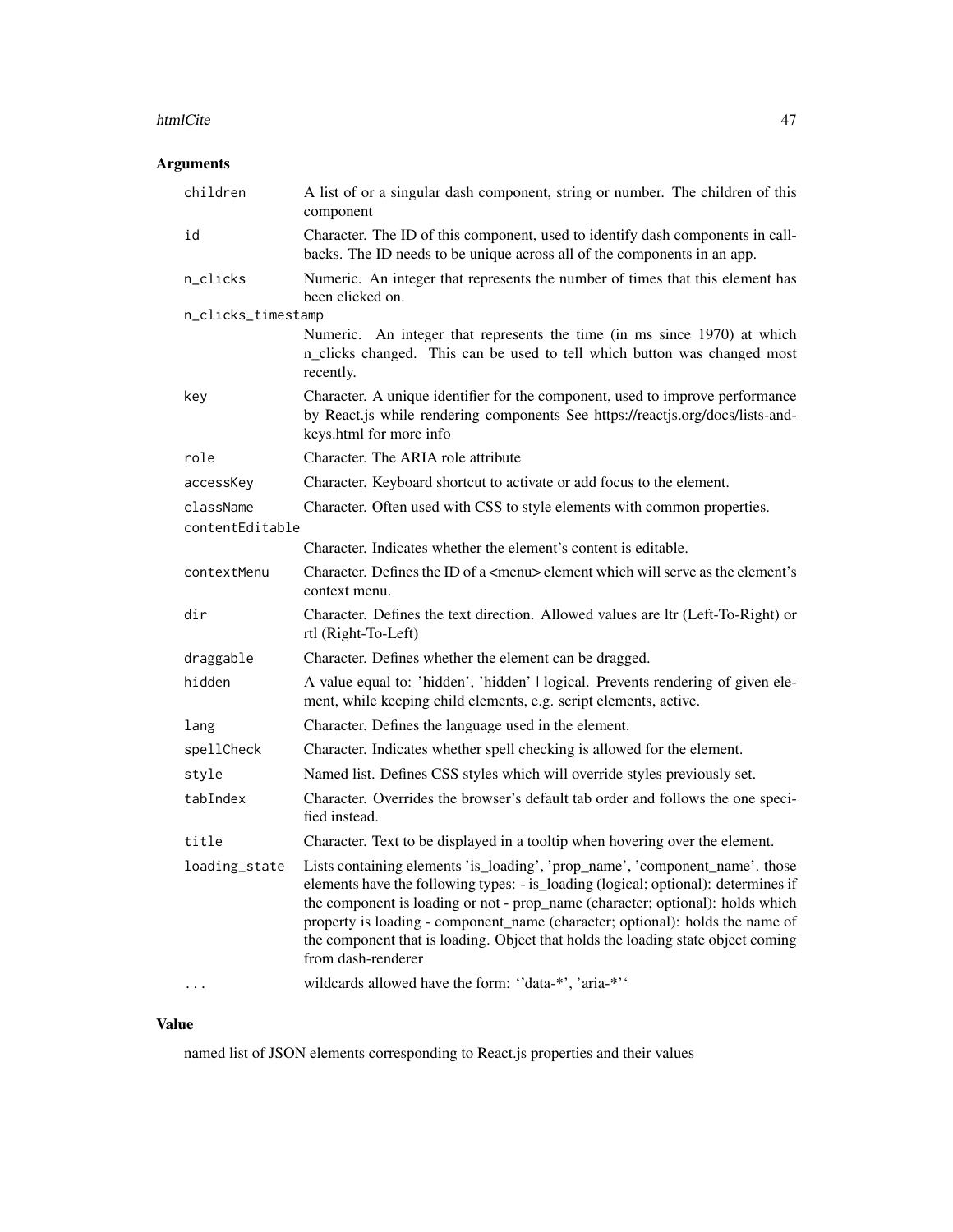## Arguments

| | |
|---|---|
| children | A list of or a singular dash component, string or number. The children of this component |
| id | Character. The ID of this component, used to identify dash components in callbacks. The ID needs to be unique across all of the components in an app. |
| n_clicks | Numeric. An integer that represents the number of times that this element has been clicked on. |
| n_clicks_timestamp | Numeric. An integer that represents the time (in ms since 1970) at which n_clicks changed. This can be used to tell which button was changed most recently. |
| key | Character. A unique identifier for the component, used to improve performance by React.js while rendering components See https://reactjs.org/docs/lists-and-keys.html for more info |
| role | Character. The ARIA role attribute |
| accessKey | Character. Keyboard shortcut to activate or add focus to the element. |
| className | Character. Often used with CSS to style elements with common properties. |
| contentEditable | Character. Indicates whether the element's content is editable. |
| contextMenu | Character. Defines the ID of a <menu> element which will serve as the element's context menu. |
| dir | Character. Defines the text direction. Allowed values are ltr (Left-To-Right) or rtl (Right-To-Left) |
| draggable | Character. Defines whether the element can be dragged. |
| hidden | A value equal to: 'hidden', 'hidden' \| logical. Prevents rendering of given element, while keeping child elements, e.g. script elements, active. |
| lang | Character. Defines the language used in the element. |
| spellCheck | Character. Indicates whether spell checking is allowed for the element. |
| style | Named list. Defines CSS styles which will override styles previously set. |
| tabIndex | Character. Overrides the browser's default tab order and follows the one specified instead. |
| title | Character. Text to be displayed in a tooltip when hovering over the element. |
| loading_state | Lists containing elements 'is_loading', 'prop_name', 'component_name'. those elements have the following types: - is_loading (logical; optional): determines if the component is loading or not - prop_name (character; optional): holds which property is loading - component_name (character; optional): holds the name of the component that is loading. Object that holds the loading state object coming from dash-renderer |
| ... | wildcards allowed have the form: ''data-*', 'aria-*'' |

## Value

named list of JSON elements corresponding to React.js properties and their values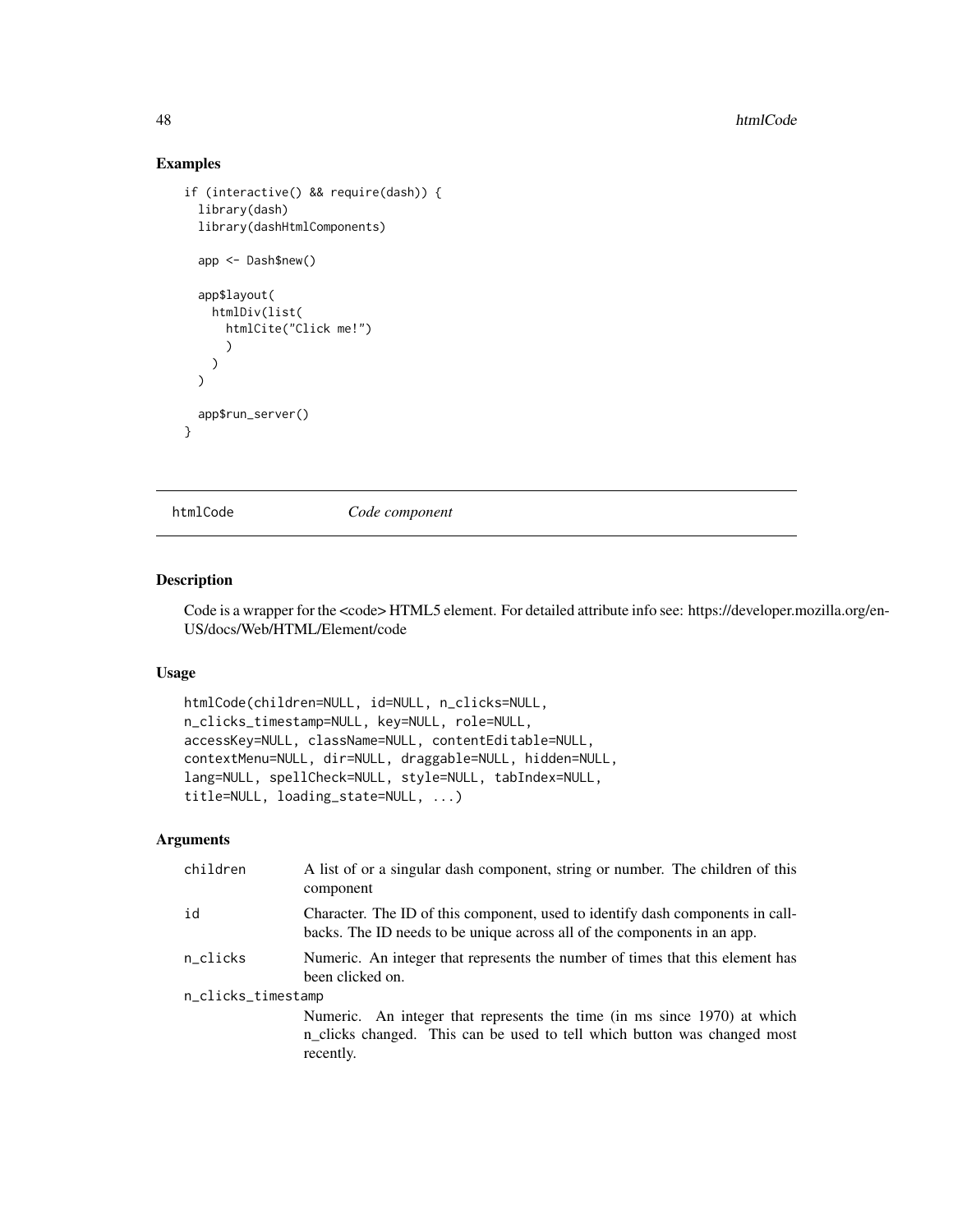### Examples

```
if (interactive() && require(dash)) {
  library(dash)
  library(dashHtmlComponents)

  app <- Dash$new()

  app$layout(
    htmlDiv(list(
      htmlCite("Click me!")
      )
    )
  )

  app$run_server()
}
```

## htmlCode — *Code component*

### Description

Code is a wrapper for the <code> HTML5 element. For detailed attribute info see: https://developer.mozilla.org/en-US/docs/Web/HTML/Element/code

### Usage

```
htmlCode(children=NULL, id=NULL, n_clicks=NULL,
n_clicks_timestamp=NULL, key=NULL, role=NULL,
accessKey=NULL, className=NULL, contentEditable=NULL,
contextMenu=NULL, dir=NULL, draggable=NULL, hidden=NULL,
lang=NULL, spellCheck=NULL, style=NULL, tabIndex=NULL,
title=NULL, loading_state=NULL, ...)
```

### Arguments

| | |
|---|---|
| children | A list of or a singular dash component, string or number. The children of this component |
| id | Character. The ID of this component, used to identify dash components in callbacks. The ID needs to be unique across all of the components in an app. |
| n_clicks | Numeric. An integer that represents the number of times that this element has been clicked on. |
| n_clicks_timestamp | Numeric. An integer that represents the time (in ms since 1970) at which n_clicks changed. This can be used to tell which button was changed most recently. |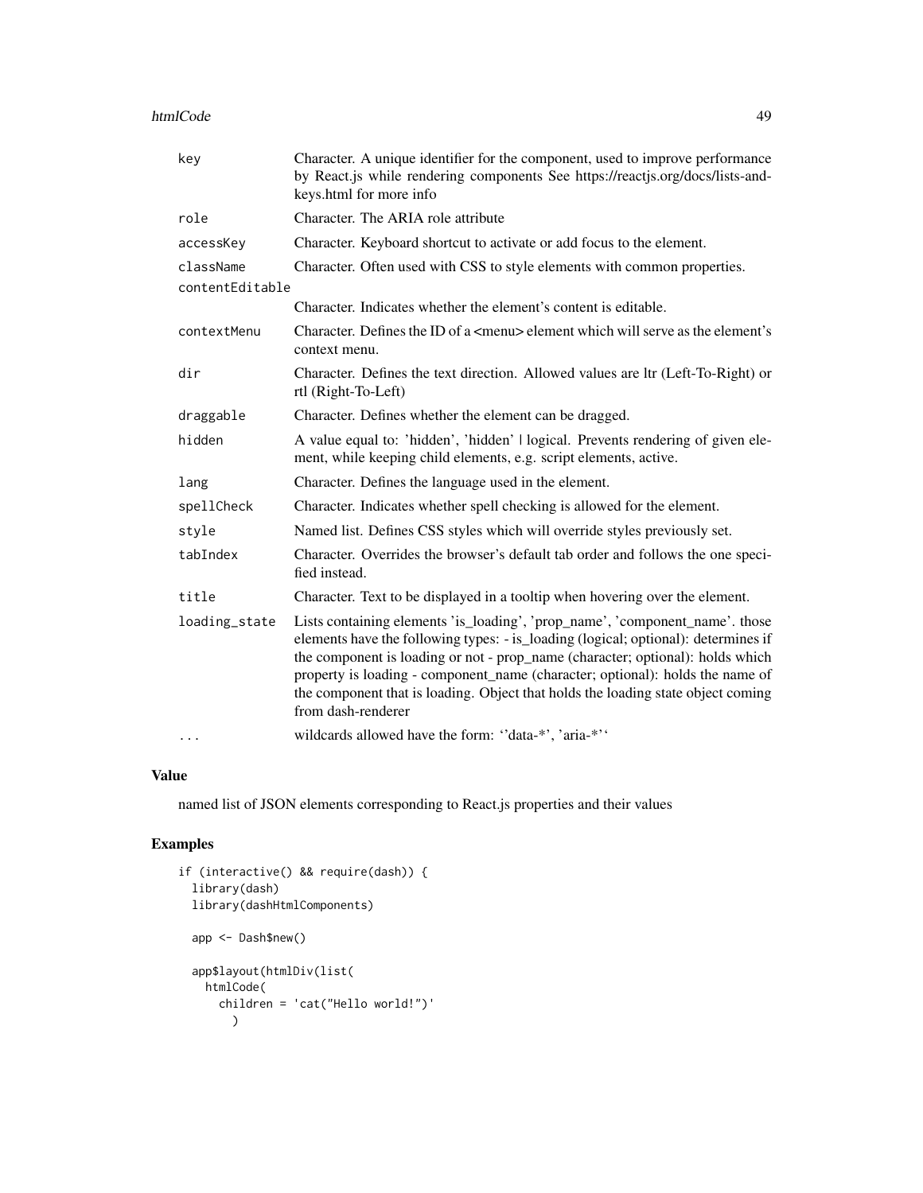| | |
|---|---|
| key | Character. A unique identifier for the component, used to improve performance by React.js while rendering components See https://reactjs.org/docs/lists-and-keys.html for more info |
| role | Character. The ARIA role attribute |
| accessKey | Character. Keyboard shortcut to activate or add focus to the element. |
| className | Character. Often used with CSS to style elements with common properties. |
| contentEditable | Character. Indicates whether the element's content is editable. |
| contextMenu | Character. Defines the ID of a <menu> element which will serve as the element's context menu. |
| dir | Character. Defines the text direction. Allowed values are ltr (Left-To-Right) or rtl (Right-To-Left) |
| draggable | Character. Defines whether the element can be dragged. |
| hidden | A value equal to: 'hidden', 'hidden' \| logical. Prevents rendering of given element, while keeping child elements, e.g. script elements, active. |
| lang | Character. Defines the language used in the element. |
| spellCheck | Character. Indicates whether spell checking is allowed for the element. |
| style | Named list. Defines CSS styles which will override styles previously set. |
| tabIndex | Character. Overrides the browser's default tab order and follows the one specified instead. |
| title | Character. Text to be displayed in a tooltip when hovering over the element. |
| loading_state | Lists containing elements 'is_loading', 'prop_name', 'component_name'. those elements have the following types: - is_loading (logical; optional): determines if the component is loading or not - prop_name (character; optional): holds which property is loading - component_name (character; optional): holds the name of the component that is loading. Object that holds the loading state object coming from dash-renderer |
| ... | wildcards allowed have the form: ''data-*', 'aria-*'' |

## Value

named list of JSON elements corresponding to React.js properties and their values

## Examples

```
if (interactive() && require(dash)) {
  library(dash)
  library(dashHtmlComponents)

  app <- Dash$new()

  app$layout(htmlDiv(list(
    htmlCode(
      children = 'cat("Hello world!")'
        )
```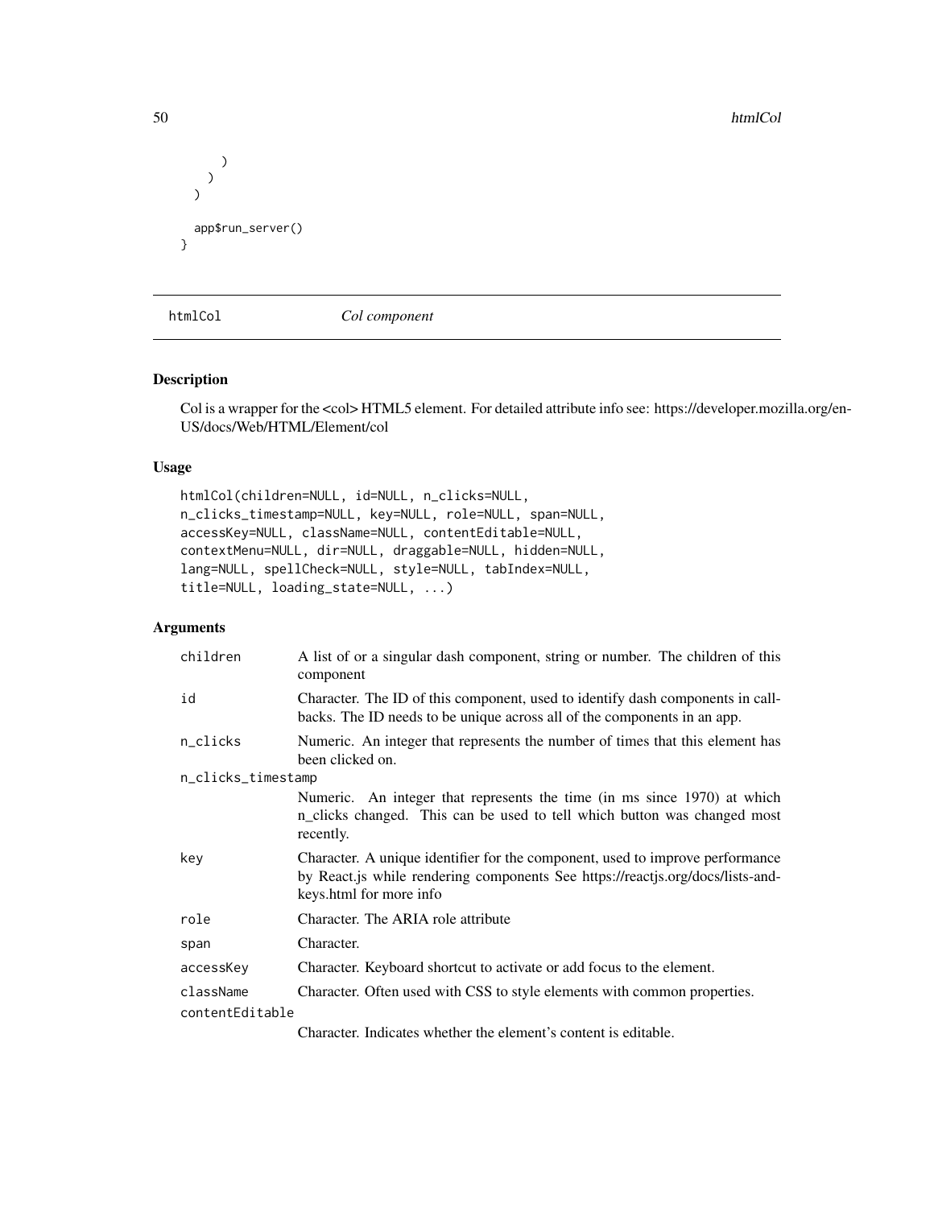```
      )
    )
  )

  app$run_server()
}
```

## htmlCol    *Col component*

### Description

Col is a wrapper for the <col> HTML5 element. For detailed attribute info see: https://developer.mozilla.org/en-US/docs/Web/HTML/Element/col

### Usage

```
htmlCol(children=NULL, id=NULL, n_clicks=NULL,
n_clicks_timestamp=NULL, key=NULL, role=NULL, span=NULL,
accessKey=NULL, className=NULL, contentEditable=NULL,
contextMenu=NULL, dir=NULL, draggable=NULL, hidden=NULL,
lang=NULL, spellCheck=NULL, style=NULL, tabIndex=NULL,
title=NULL, loading_state=NULL, ...)
```

### Arguments

| | |
|---|---|
| `children` | A list of or a singular dash component, string or number. The children of this component |
| `id` | Character. The ID of this component, used to identify dash components in callbacks. The ID needs to be unique across all of the components in an app. |
| `n_clicks` | Numeric. An integer that represents the number of times that this element has been clicked on. |
| `n_clicks_timestamp` | Numeric. An integer that represents the time (in ms since 1970) at which n_clicks changed. This can be used to tell which button was changed most recently. |
| `key` | Character. A unique identifier for the component, used to improve performance by React.js while rendering components See https://reactjs.org/docs/lists-and-keys.html for more info |
| `role` | Character. The ARIA role attribute |
| `span` | Character. |
| `accessKey` | Character. Keyboard shortcut to activate or add focus to the element. |
| `className` | Character. Often used with CSS to style elements with common properties. |
| `contentEditable` | Character. Indicates whether the element's content is editable. |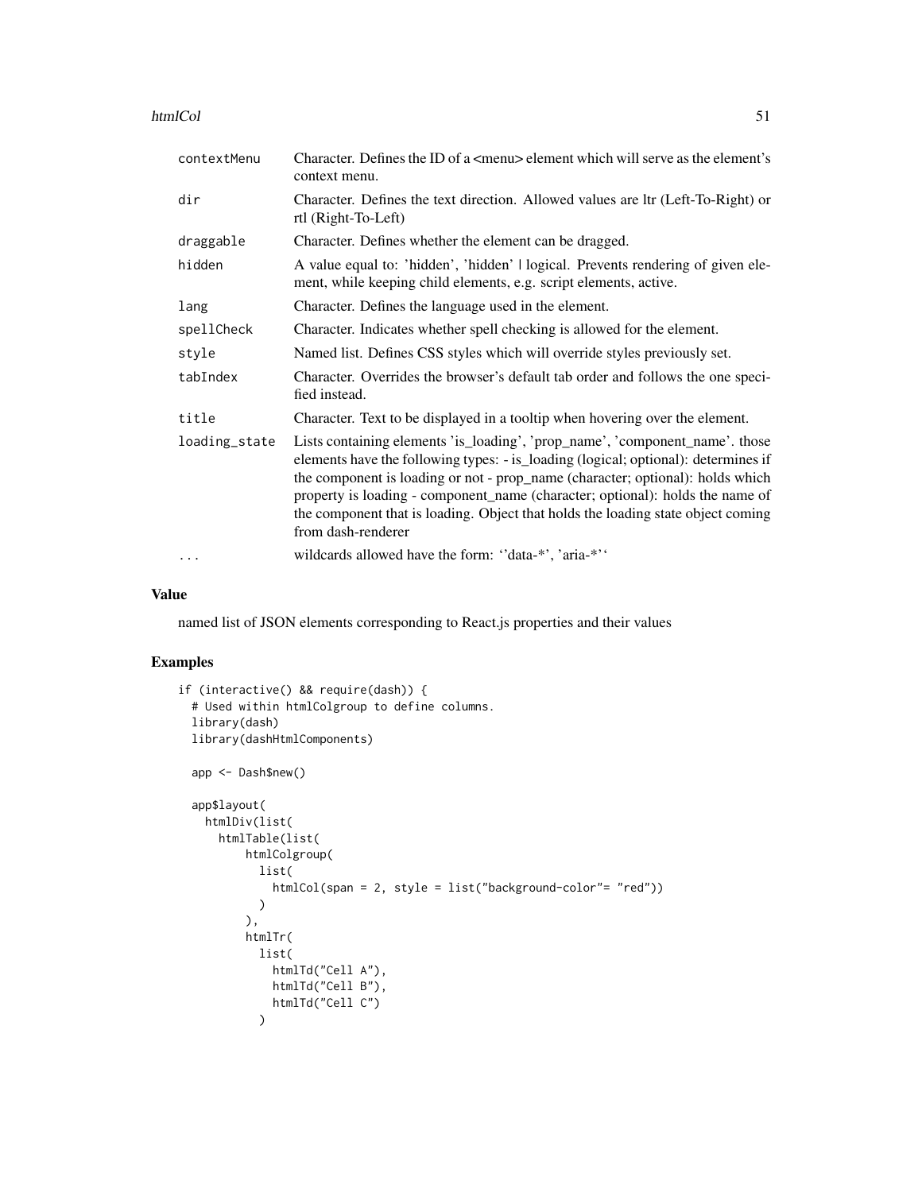| | |
|---|---|
| contextMenu | Character. Defines the ID of a <menu> element which will serve as the element's context menu. |
| dir | Character. Defines the text direction. Allowed values are ltr (Left-To-Right) or rtl (Right-To-Left) |
| draggable | Character. Defines whether the element can be dragged. |
| hidden | A value equal to: 'hidden', 'hidden' \| logical. Prevents rendering of given element, while keeping child elements, e.g. script elements, active. |
| lang | Character. Defines the language used in the element. |
| spellCheck | Character. Indicates whether spell checking is allowed for the element. |
| style | Named list. Defines CSS styles which will override styles previously set. |
| tabIndex | Character. Overrides the browser's default tab order and follows the one specified instead. |
| title | Character. Text to be displayed in a tooltip when hovering over the element. |
| loading_state | Lists containing elements 'is_loading', 'prop_name', 'component_name'. those elements have the following types: - is_loading (logical; optional): determines if the component is loading or not - prop_name (character; optional): holds which property is loading - component_name (character; optional): holds the name of the component that is loading. Object that holds the loading state object coming from dash-renderer |
| ... | wildcards allowed have the form: ''data-*', 'aria-*'' |

## Value

named list of JSON elements corresponding to React.js properties and their values

## Examples

```
if (interactive() && require(dash)) {
  # Used within htmlColgroup to define columns.
  library(dash)
  library(dashHtmlComponents)

  app <- Dash$new()

  app$layout(
    htmlDiv(list(
      htmlTable(list(
          htmlColgroup(
            list(
              htmlCol(span = 2, style = list("background-color"= "red"))
            )
          ),
          htmlTr(
            list(
              htmlTd("Cell A"),
              htmlTd("Cell B"),
              htmlTd("Cell C")
            )
```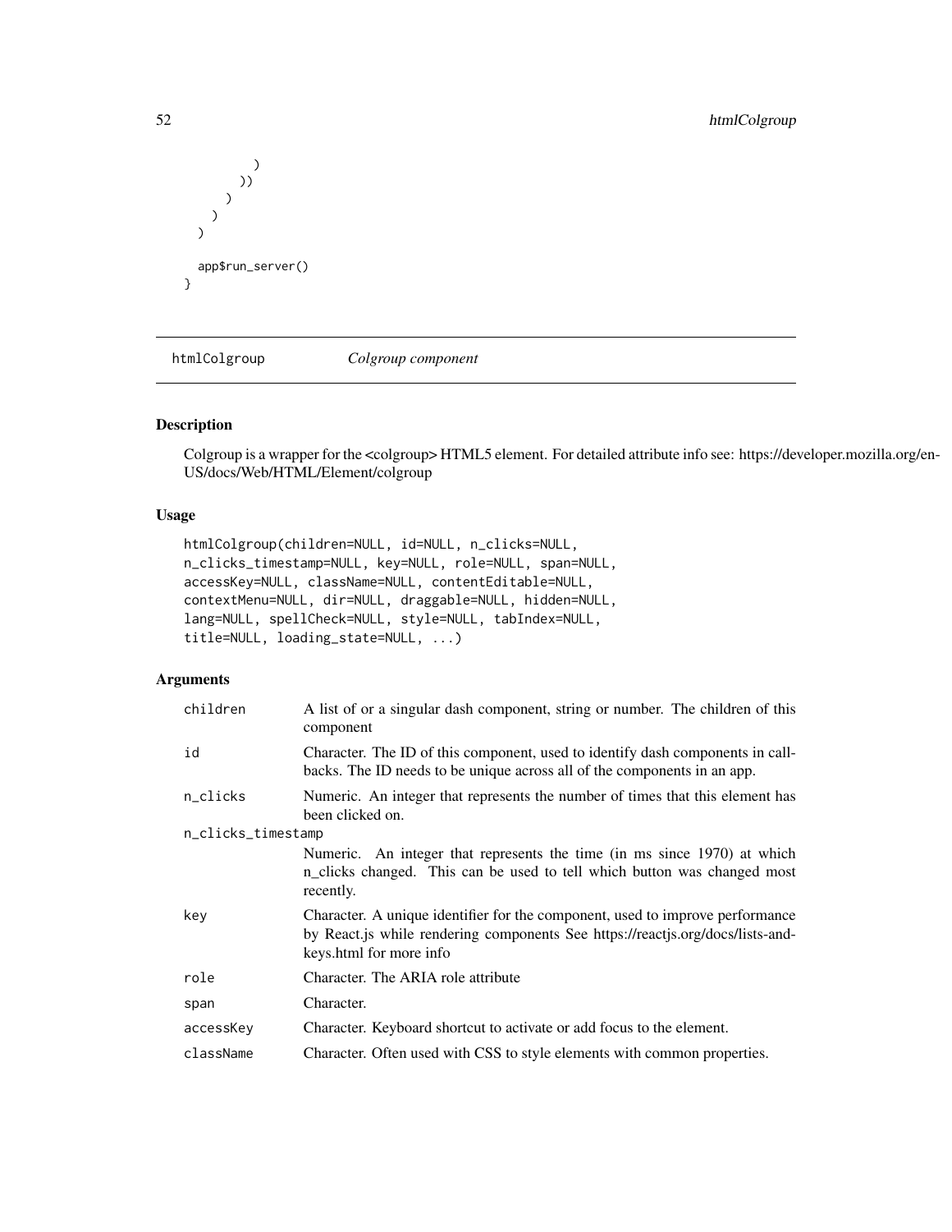```
        )
      ))
    )
  )
)

app$run_server()
}
```

---

## htmlColgroup — *Colgroup component*

### Description

Colgroup is a wrapper for the <colgroup> HTML5 element. For detailed attribute info see: https://developer.mozilla.org/en-US/docs/Web/HTML/Element/colgroup

### Usage

```
htmlColgroup(children=NULL, id=NULL, n_clicks=NULL,
n_clicks_timestamp=NULL, key=NULL, role=NULL, span=NULL,
accessKey=NULL, className=NULL, contentEditable=NULL,
contextMenu=NULL, dir=NULL, draggable=NULL, hidden=NULL,
lang=NULL, spellCheck=NULL, style=NULL, tabIndex=NULL,
title=NULL, loading_state=NULL, ...)
```

### Arguments

| | |
|---|---|
| `children` | A list of or a singular dash component, string or number. The children of this component |
| `id` | Character. The ID of this component, used to identify dash components in callbacks. The ID needs to be unique across all of the components in an app. |
| `n_clicks` | Numeric. An integer that represents the number of times that this element has been clicked on. |
| `n_clicks_timestamp` | Numeric. An integer that represents the time (in ms since 1970) at which n_clicks changed. This can be used to tell which button was changed most recently. |
| `key` | Character. A unique identifier for the component, used to improve performance by React.js while rendering components See https://reactjs.org/docs/lists-and-keys.html for more info |
| `role` | Character. The ARIA role attribute |
| `span` | Character. |
| `accessKey` | Character. Keyboard shortcut to activate or add focus to the element. |
| `className` | Character. Often used with CSS to style elements with common properties. |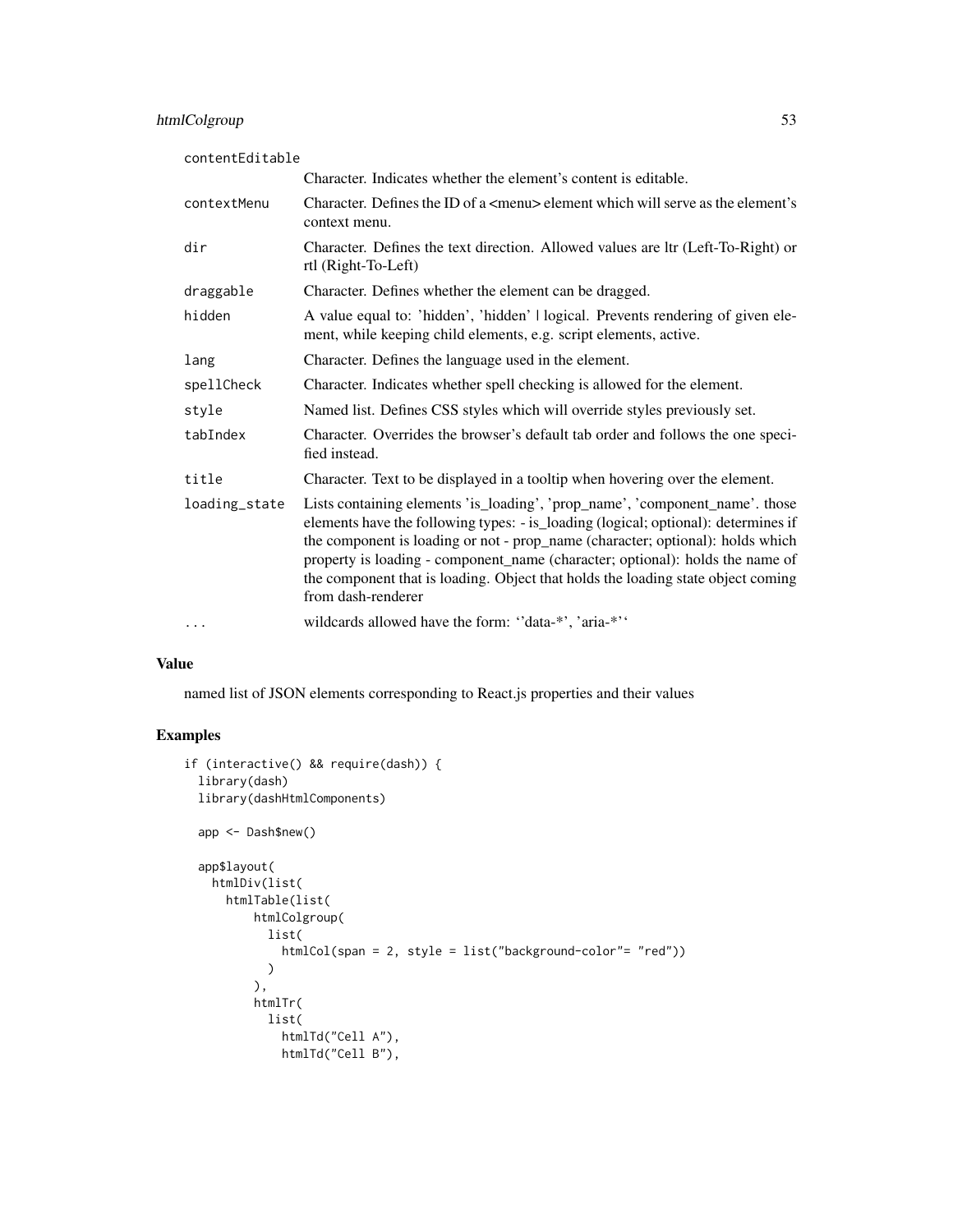| | |
|---|---|
| contentEditable | Character. Indicates whether the element's content is editable. |
| contextMenu | Character. Defines the ID of a <menu> element which will serve as the element's context menu. |
| dir | Character. Defines the text direction. Allowed values are ltr (Left-To-Right) or rtl (Right-To-Left) |
| draggable | Character. Defines whether the element can be dragged. |
| hidden | A value equal to: 'hidden', 'hidden' \| logical. Prevents rendering of given element, while keeping child elements, e.g. script elements, active. |
| lang | Character. Defines the language used in the element. |
| spellCheck | Character. Indicates whether spell checking is allowed for the element. |
| style | Named list. Defines CSS styles which will override styles previously set. |
| tabIndex | Character. Overrides the browser's default tab order and follows the one specified instead. |
| title | Character. Text to be displayed in a tooltip when hovering over the element. |
| loading_state | Lists containing elements 'is_loading', 'prop_name', 'component_name'. those elements have the following types: - is_loading (logical; optional): determines if the component is loading or not - prop_name (character; optional): holds which property is loading - component_name (character; optional): holds the name of the component that is loading. Object that holds the loading state object coming from dash-renderer |
| ... | wildcards allowed have the form: ''data-*', 'aria-*'' |

## Value

named list of JSON elements corresponding to React.js properties and their values

## Examples

```
if (interactive() && require(dash)) {
  library(dash)
  library(dashHtmlComponents)

  app <- Dash$new()

  app$layout(
    htmlDiv(list(
      htmlTable(list(
          htmlColgroup(
            list(
              htmlCol(span = 2, style = list("background-color"= "red"))
            )
          ),
          htmlTr(
            list(
              htmlTd("Cell A"),
              htmlTd("Cell B"),
```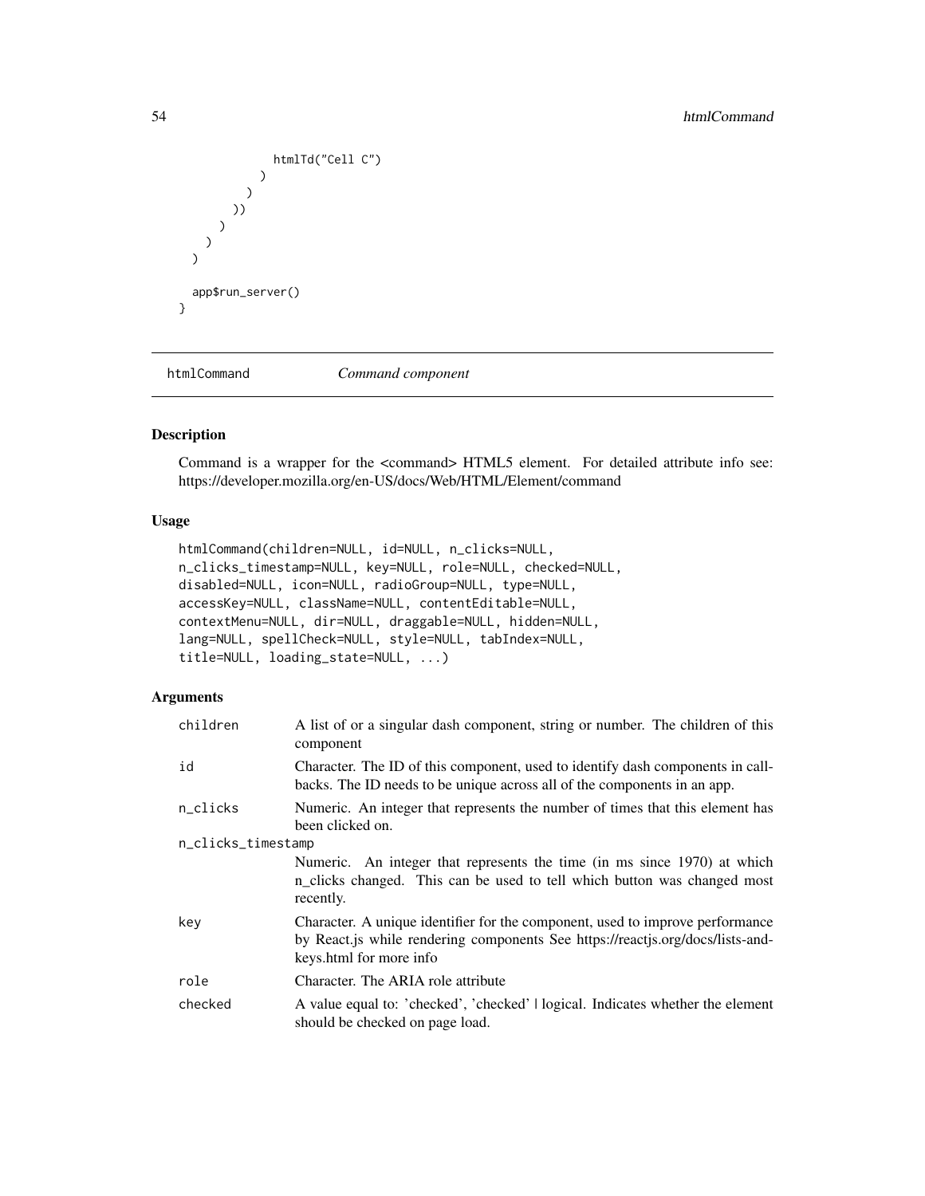```
            htmlTd("Cell C")
          )
        )
      ))
    )
  )
)

app$run_server()
}
```

## htmlCommand *Command component*

### Description

Command is a wrapper for the <command> HTML5 element. For detailed attribute info see: https://developer.mozilla.org/en-US/docs/Web/HTML/Element/command

### Usage

```
htmlCommand(children=NULL, id=NULL, n_clicks=NULL,
n_clicks_timestamp=NULL, key=NULL, role=NULL, checked=NULL,
disabled=NULL, icon=NULL, radioGroup=NULL, type=NULL,
accessKey=NULL, className=NULL, contentEditable=NULL,
contextMenu=NULL, dir=NULL, draggable=NULL, hidden=NULL,
lang=NULL, spellCheck=NULL, style=NULL, tabIndex=NULL,
title=NULL, loading_state=NULL, ...)
```

### Arguments

| | |
|---|---|
| children | A list of or a singular dash component, string or number. The children of this component |
| id | Character. The ID of this component, used to identify dash components in callbacks. The ID needs to be unique across all of the components in an app. |
| n_clicks | Numeric. An integer that represents the number of times that this element has been clicked on. |
| n_clicks_timestamp | Numeric. An integer that represents the time (in ms since 1970) at which n_clicks changed. This can be used to tell which button was changed most recently. |
| key | Character. A unique identifier for the component, used to improve performance by React.js while rendering components See https://reactjs.org/docs/lists-and-keys.html for more info |
| role | Character. The ARIA role attribute |
| checked | A value equal to: 'checked', 'checked' \| logical. Indicates whether the element should be checked on page load. |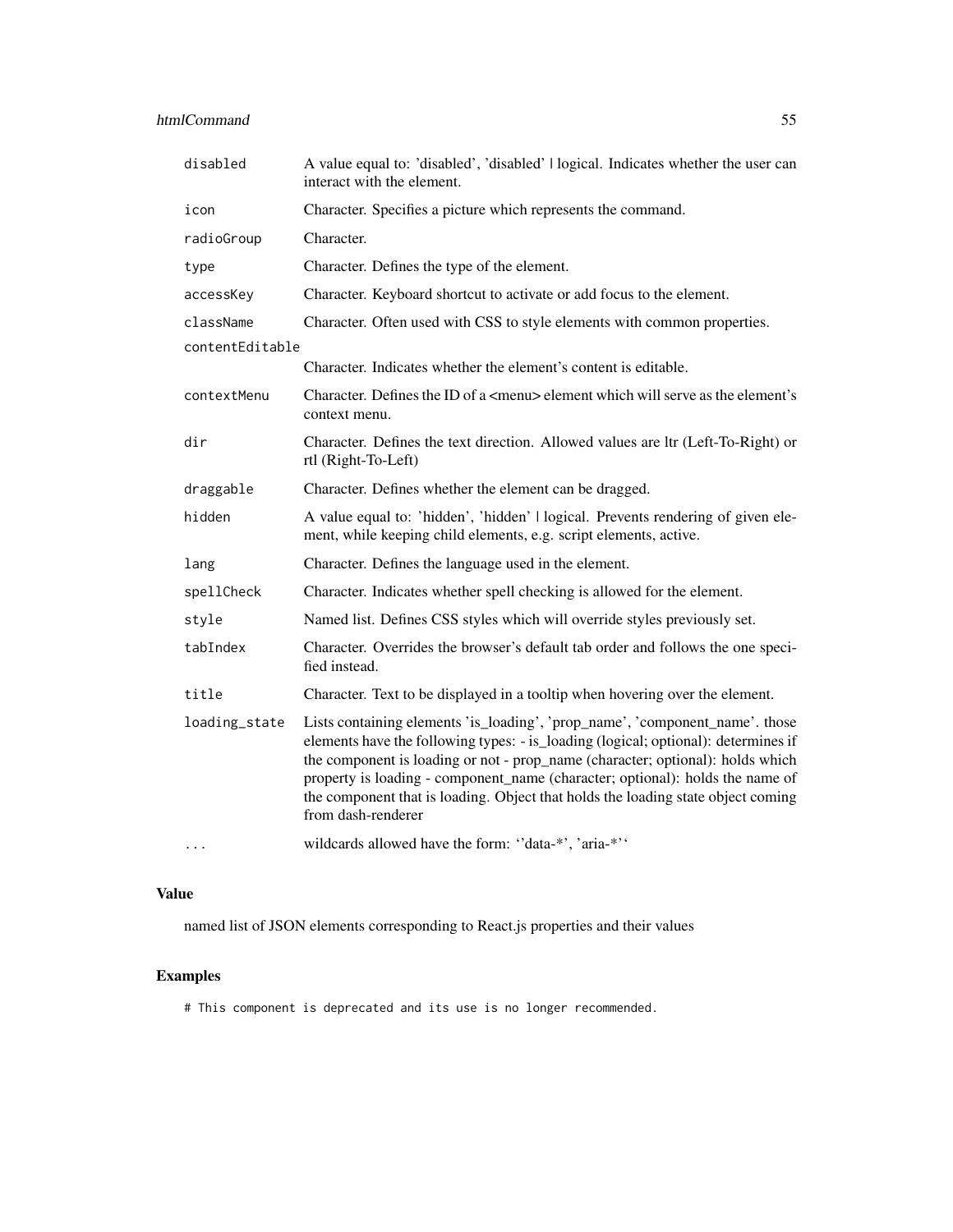| | |
|---|---|
| `disabled` | A value equal to: 'disabled', 'disabled' \| logical. Indicates whether the user can interact with the element. |
| `icon` | Character. Specifies a picture which represents the command. |
| `radioGroup` | Character. |
| `type` | Character. Defines the type of the element. |
| `accessKey` | Character. Keyboard shortcut to activate or add focus to the element. |
| `className` | Character. Often used with CSS to style elements with common properties. |
| `contentEditable` | Character. Indicates whether the element's content is editable. |
| `contextMenu` | Character. Defines the ID of a <menu> element which will serve as the element's context menu. |
| `dir` | Character. Defines the text direction. Allowed values are ltr (Left-To-Right) or rtl (Right-To-Left) |
| `draggable` | Character. Defines whether the element can be dragged. |
| `hidden` | A value equal to: 'hidden', 'hidden' \| logical. Prevents rendering of given element, while keeping child elements, e.g. script elements, active. |
| `lang` | Character. Defines the language used in the element. |
| `spellCheck` | Character. Indicates whether spell checking is allowed for the element. |
| `style` | Named list. Defines CSS styles which will override styles previously set. |
| `tabIndex` | Character. Overrides the browser's default tab order and follows the one specified instead. |
| `title` | Character. Text to be displayed in a tooltip when hovering over the element. |
| `loading_state` | Lists containing elements 'is_loading', 'prop_name', 'component_name'. those elements have the following types: - is_loading (logical; optional): determines if the component is loading or not - prop_name (character; optional): holds which property is loading - component_name (character; optional): holds the name of the component that is loading. Object that holds the loading state object coming from dash-renderer |
| `...` | wildcards allowed have the form: ''data-*', 'aria-*'' |

## Value

named list of JSON elements corresponding to React.js properties and their values

## Examples

```
# This component is deprecated and its use is no longer recommended.
```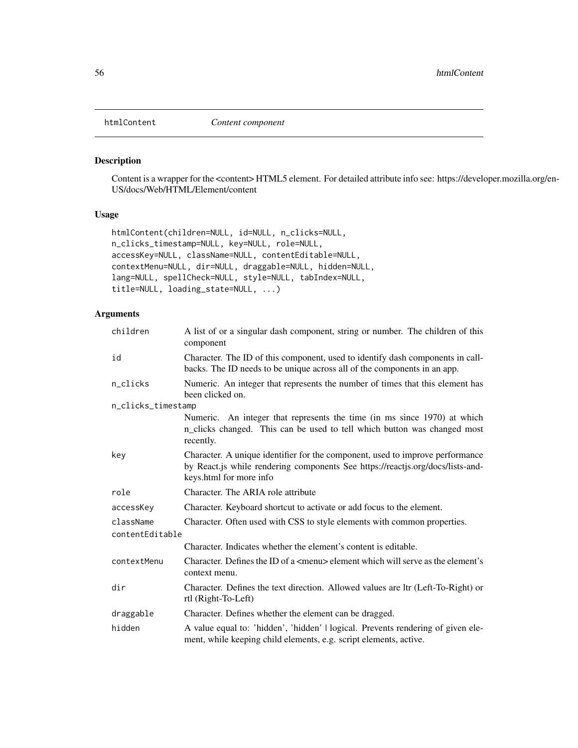## htmlContent — *Content component*

### Description

Content is a wrapper for the <content> HTML5 element. For detailed attribute info see: https://developer.mozilla.org/en-US/docs/Web/HTML/Element/content

### Usage

```
htmlContent(children=NULL, id=NULL, n_clicks=NULL,
n_clicks_timestamp=NULL, key=NULL, role=NULL,
accessKey=NULL, className=NULL, contentEditable=NULL,
contextMenu=NULL, dir=NULL, draggable=NULL, hidden=NULL,
lang=NULL, spellCheck=NULL, style=NULL, tabIndex=NULL,
title=NULL, loading_state=NULL, ...)
```

### Arguments

| | |
|---|---|
| `children` | A list of or a singular dash component, string or number. The children of this component |
| `id` | Character. The ID of this component, used to identify dash components in callbacks. The ID needs to be unique across all of the components in an app. |
| `n_clicks` | Numeric. An integer that represents the number of times that this element has been clicked on. |
| `n_clicks_timestamp` | Numeric. An integer that represents the time (in ms since 1970) at which n_clicks changed. This can be used to tell which button was changed most recently. |
| `key` | Character. A unique identifier for the component, used to improve performance by React.js while rendering components See https://reactjs.org/docs/lists-and-keys.html for more info |
| `role` | Character. The ARIA role attribute |
| `accessKey` | Character. Keyboard shortcut to activate or add focus to the element. |
| `className` | Character. Often used with CSS to style elements with common properties. |
| `contentEditable` | Character. Indicates whether the element's content is editable. |
| `contextMenu` | Character. Defines the ID of a <menu> element which will serve as the element's context menu. |
| `dir` | Character. Defines the text direction. Allowed values are ltr (Left-To-Right) or rtl (Right-To-Left) |
| `draggable` | Character. Defines whether the element can be dragged. |
| `hidden` | A value equal to: 'hidden', 'hidden' \| logical. Prevents rendering of given element, while keeping child elements, e.g. script elements, active. |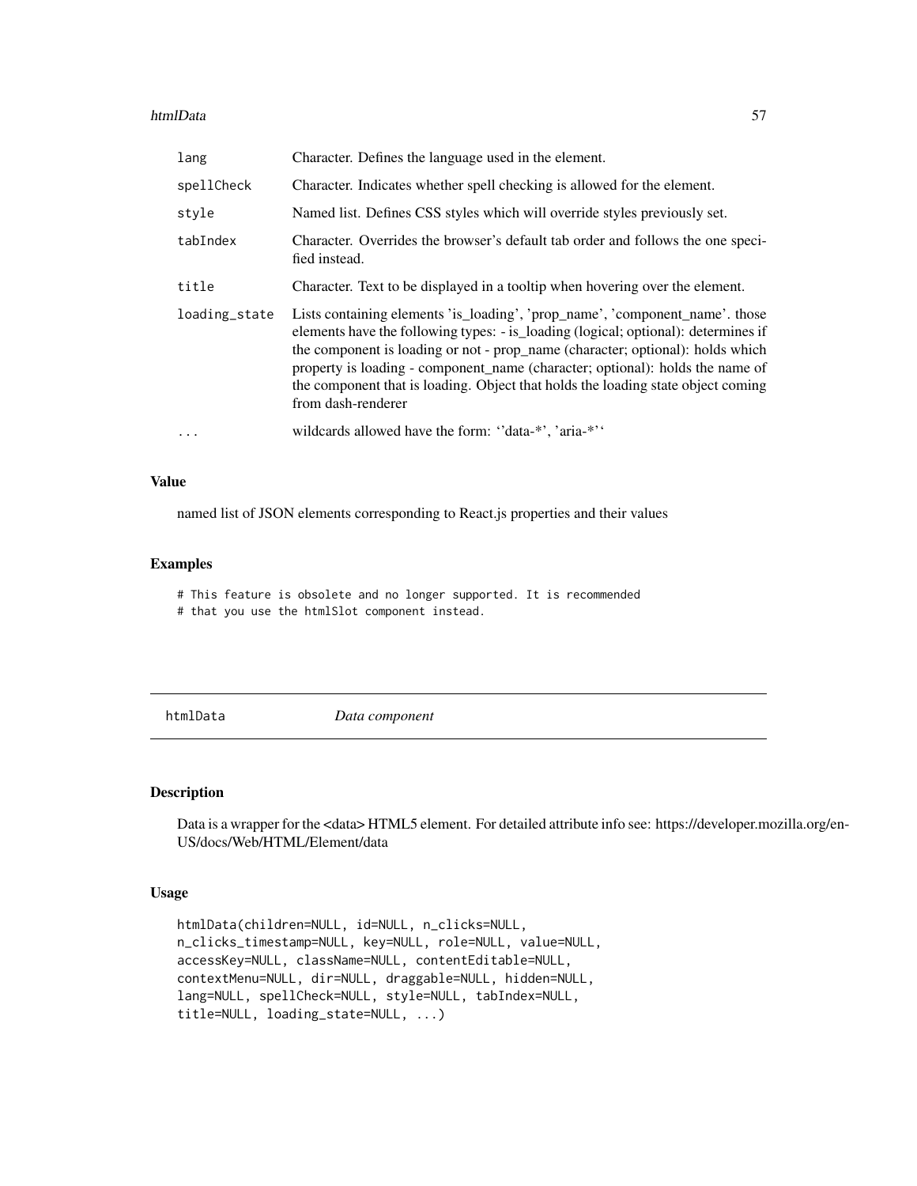| | |
|---|---|
| lang | Character. Defines the language used in the element. |
| spellCheck | Character. Indicates whether spell checking is allowed for the element. |
| style | Named list. Defines CSS styles which will override styles previously set. |
| tabIndex | Character. Overrides the browser's default tab order and follows the one specified instead. |
| title | Character. Text to be displayed in a tooltip when hovering over the element. |
| loading_state | Lists containing elements 'is_loading', 'prop_name', 'component_name'. those elements have the following types: - is_loading (logical; optional): determines if the component is loading or not - prop_name (character; optional): holds which property is loading - component_name (character; optional): holds the name of the component that is loading. Object that holds the loading state object coming from dash-renderer |
| ... | wildcards allowed have the form: ''data-*', 'aria-*'' |

### Value

named list of JSON elements corresponding to React.js properties and their values

### Examples

```
# This feature is obsolete and no longer supported. It is recommended
# that you use the htmlSlot component instead.
```

## htmlData *Data component*

### Description

Data is a wrapper for the <data> HTML5 element. For detailed attribute info see: https://developer.mozilla.org/en-US/docs/Web/HTML/Element/data

### Usage

```
htmlData(children=NULL, id=NULL, n_clicks=NULL,
n_clicks_timestamp=NULL, key=NULL, role=NULL, value=NULL,
accessKey=NULL, className=NULL, contentEditable=NULL,
contextMenu=NULL, dir=NULL, draggable=NULL, hidden=NULL,
lang=NULL, spellCheck=NULL, style=NULL, tabIndex=NULL,
title=NULL, loading_state=NULL, ...)
```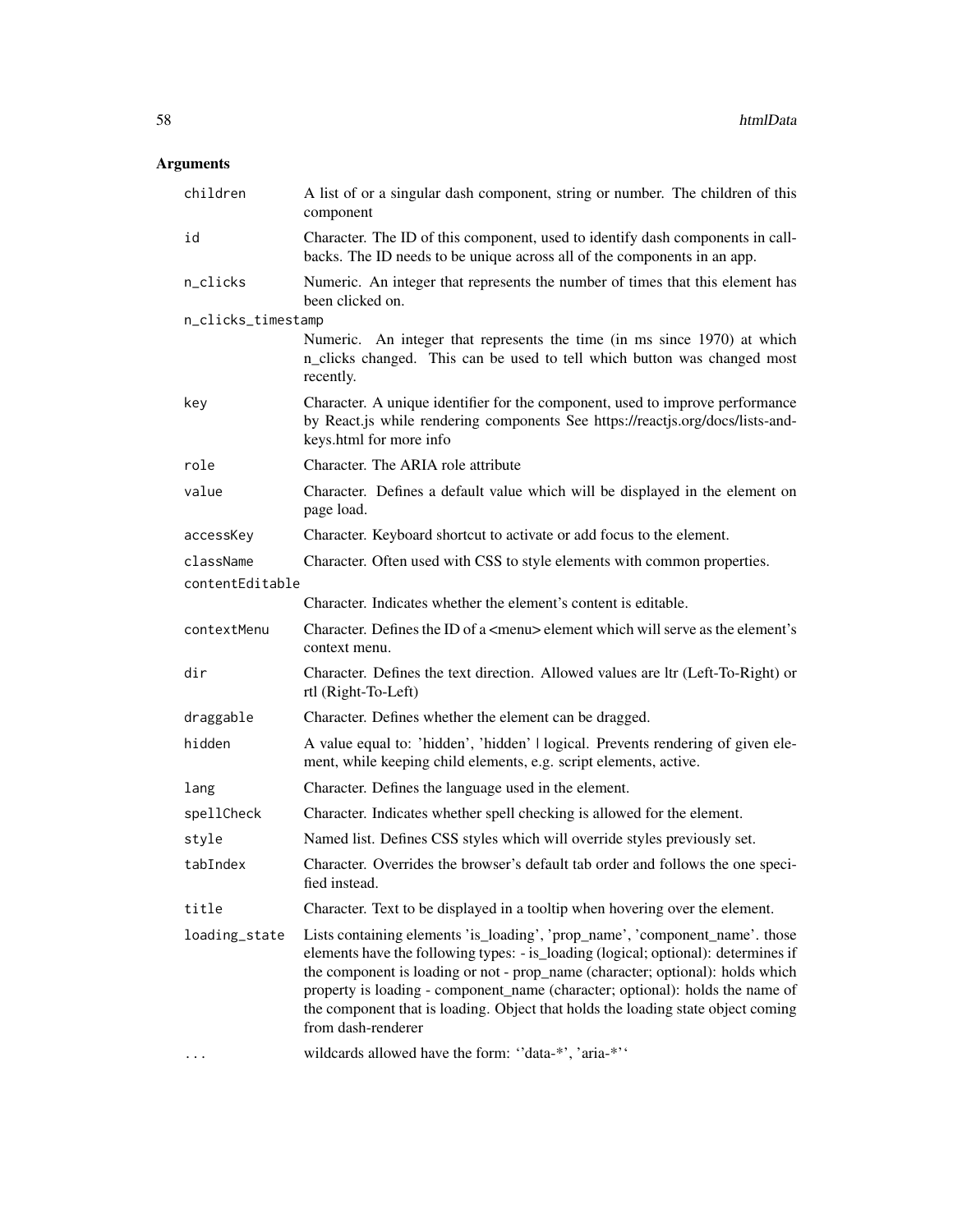## Arguments

| | |
|---|---|
| children | A list of or a singular dash component, string or number. The children of this component |
| id | Character. The ID of this component, used to identify dash components in callbacks. The ID needs to be unique across all of the components in an app. |
| n_clicks | Numeric. An integer that represents the number of times that this element has been clicked on. |
| n_clicks_timestamp | Numeric. An integer that represents the time (in ms since 1970) at which n_clicks changed. This can be used to tell which button was changed most recently. |
| key | Character. A unique identifier for the component, used to improve performance by React.js while rendering components See https://reactjs.org/docs/lists-and-keys.html for more info |
| role | Character. The ARIA role attribute |
| value | Character. Defines a default value which will be displayed in the element on page load. |
| accessKey | Character. Keyboard shortcut to activate or add focus to the element. |
| className | Character. Often used with CSS to style elements with common properties. |
| contentEditable | Character. Indicates whether the element's content is editable. |
| contextMenu | Character. Defines the ID of a <menu> element which will serve as the element's context menu. |
| dir | Character. Defines the text direction. Allowed values are ltr (Left-To-Right) or rtl (Right-To-Left) |
| draggable | Character. Defines whether the element can be dragged. |
| hidden | A value equal to: 'hidden', 'hidden' \| logical. Prevents rendering of given element, while keeping child elements, e.g. script elements, active. |
| lang | Character. Defines the language used in the element. |
| spellCheck | Character. Indicates whether spell checking is allowed for the element. |
| style | Named list. Defines CSS styles which will override styles previously set. |
| tabIndex | Character. Overrides the browser's default tab order and follows the one specified instead. |
| title | Character. Text to be displayed in a tooltip when hovering over the element. |
| loading_state | Lists containing elements 'is_loading', 'prop_name', 'component_name'. those elements have the following types: - is_loading (logical; optional): determines if the component is loading or not - prop_name (character; optional): holds which property is loading - component_name (character; optional): holds the name of the component that is loading. Object that holds the loading state object coming from dash-renderer |
| ... | wildcards allowed have the form: ''data-*', 'aria-*'' |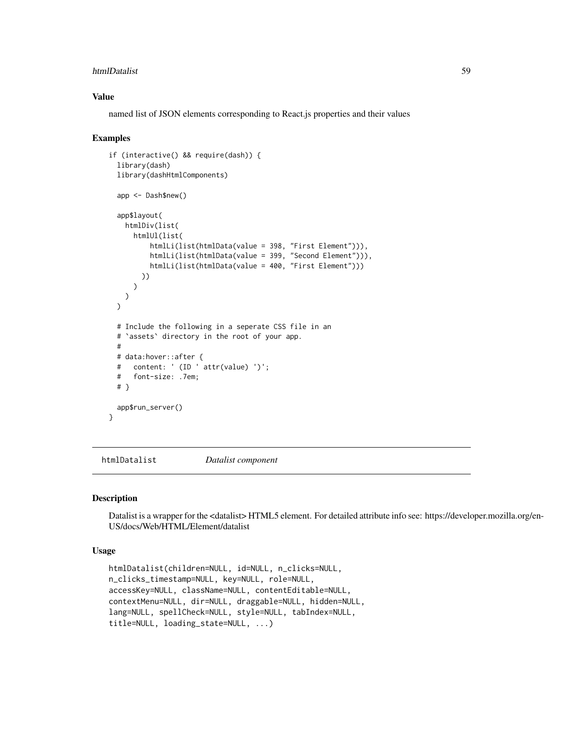### Value

named list of JSON elements corresponding to React.js properties and their values

### Examples

```
if (interactive() && require(dash)) {
  library(dash)
  library(dashHtmlComponents)

  app <- Dash$new()

  app$layout(
    htmlDiv(list(
      htmlUl(list(
          htmlLi(list(htmlData(value = 398, "First Element"))),
          htmlLi(list(htmlData(value = 399, "Second Element"))),
          htmlLi(list(htmlData(value = 400, "First Element")))
        ))
      )
    )
  )

  # Include the following in a seperate CSS file in an
  # `assets` directory in the root of your app.
  #
  # data:hover::after {
  #   content: ' (ID ' attr(value) ')';
  #   font-size: .7em;
  # }

  app$run_server()
}
```

---

## htmlDatalist *Datalist component*

### Description

Datalist is a wrapper for the <datalist> HTML5 element. For detailed attribute info see: https://developer.mozilla.org/en-US/docs/Web/HTML/Element/datalist

### Usage

```
htmlDatalist(children=NULL, id=NULL, n_clicks=NULL,
n_clicks_timestamp=NULL, key=NULL, role=NULL,
accessKey=NULL, className=NULL, contentEditable=NULL,
contextMenu=NULL, dir=NULL, draggable=NULL, hidden=NULL,
lang=NULL, spellCheck=NULL, style=NULL, tabIndex=NULL,
title=NULL, loading_state=NULL, ...)
```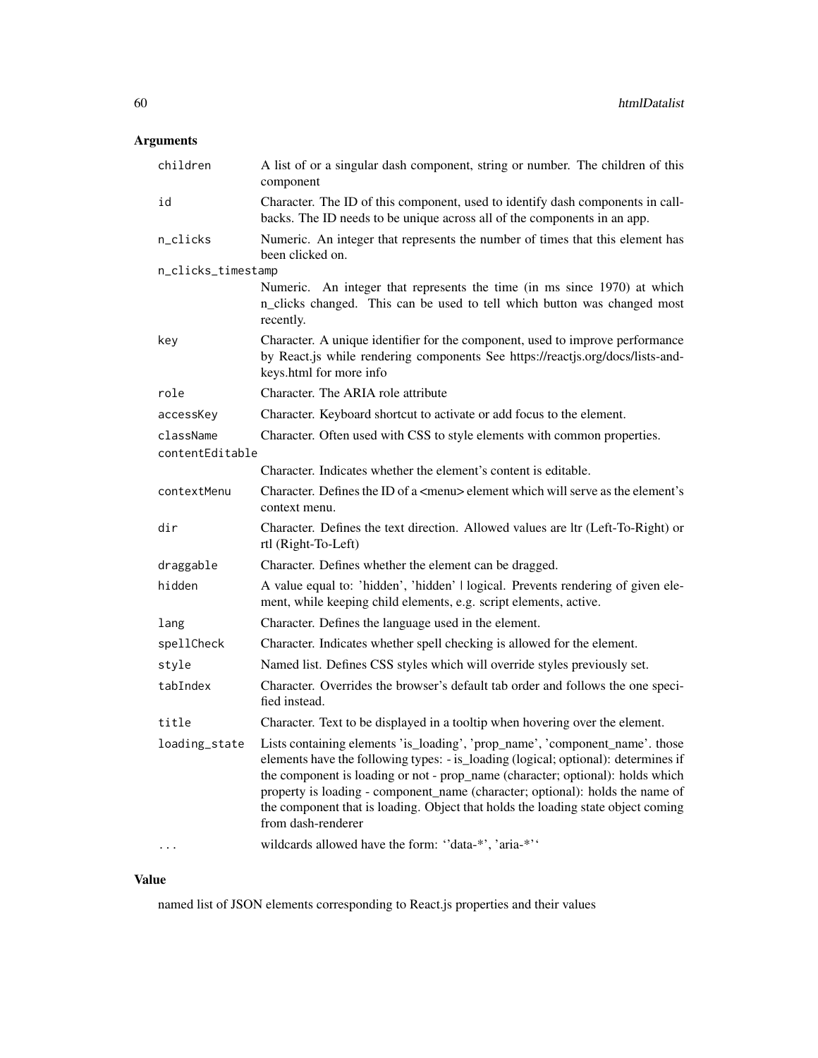## Arguments

| | |
|---|---|
| children | A list of or a singular dash component, string or number. The children of this component |
| id | Character. The ID of this component, used to identify dash components in callbacks. The ID needs to be unique across all of the components in an app. |
| n_clicks | Numeric. An integer that represents the number of times that this element has been clicked on. |
| n_clicks_timestamp | Numeric. An integer that represents the time (in ms since 1970) at which n_clicks changed. This can be used to tell which button was changed most recently. |
| key | Character. A unique identifier for the component, used to improve performance by React.js while rendering components See https://reactjs.org/docs/lists-and-keys.html for more info |
| role | Character. The ARIA role attribute |
| accessKey | Character. Keyboard shortcut to activate or add focus to the element. |
| className | Character. Often used with CSS to style elements with common properties. |
| contentEditable | Character. Indicates whether the element's content is editable. |
| contextMenu | Character. Defines the ID of a <menu> element which will serve as the element's context menu. |
| dir | Character. Defines the text direction. Allowed values are ltr (Left-To-Right) or rtl (Right-To-Left) |
| draggable | Character. Defines whether the element can be dragged. |
| hidden | A value equal to: 'hidden', 'hidden' \| logical. Prevents rendering of given element, while keeping child elements, e.g. script elements, active. |
| lang | Character. Defines the language used in the element. |
| spellCheck | Character. Indicates whether spell checking is allowed for the element. |
| style | Named list. Defines CSS styles which will override styles previously set. |
| tabIndex | Character. Overrides the browser's default tab order and follows the one specified instead. |
| title | Character. Text to be displayed in a tooltip when hovering over the element. |
| loading_state | Lists containing elements 'is_loading', 'prop_name', 'component_name'. those elements have the following types: - is_loading (logical; optional): determines if the component is loading or not - prop_name (character; optional): holds which property is loading - component_name (character; optional): holds the name of the component that is loading. Object that holds the loading state object coming from dash-renderer |
| ... | wildcards allowed have the form: ''data-*', 'aria-*'' |

## Value

named list of JSON elements corresponding to React.js properties and their values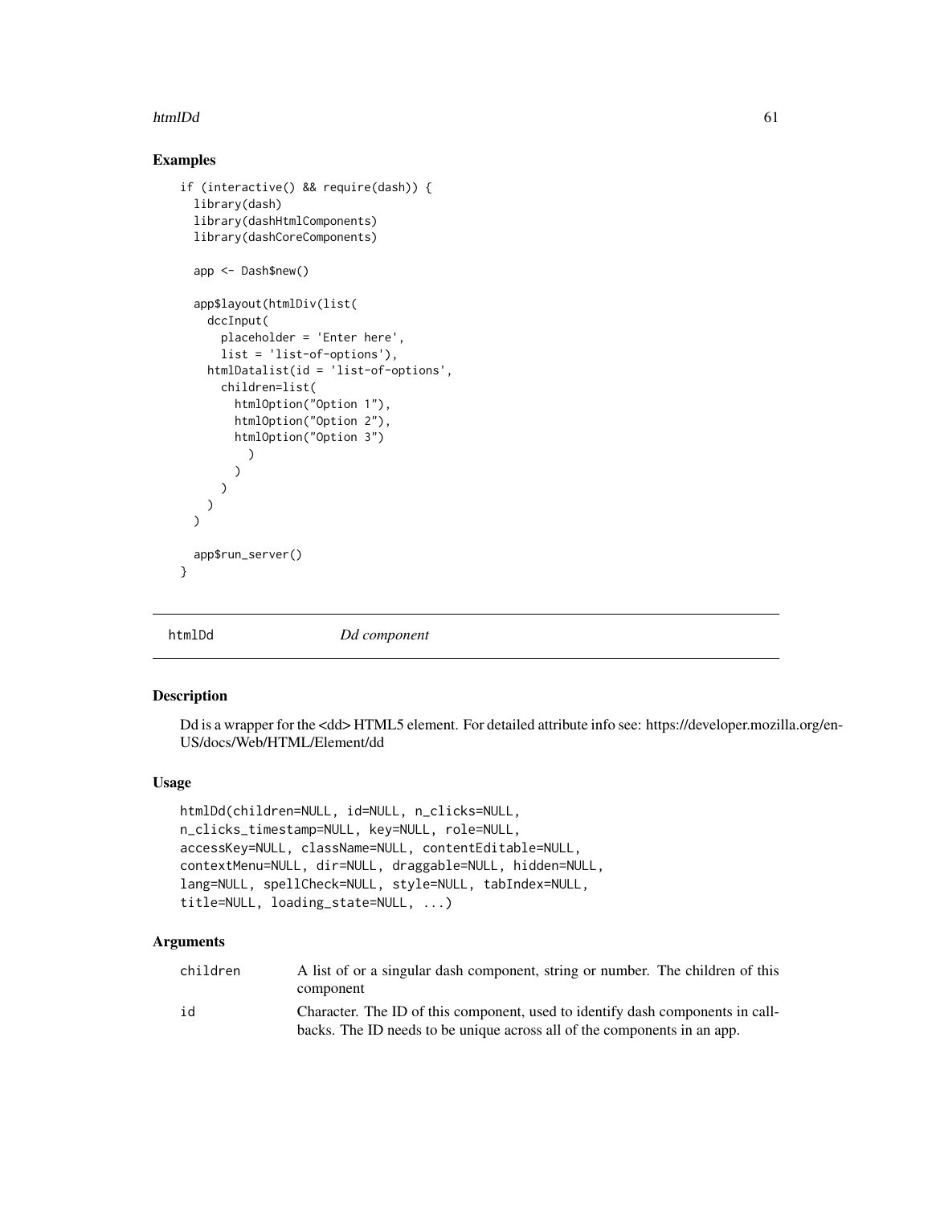## Examples

```
if (interactive() && require(dash)) {
  library(dash)
  library(dashHtmlComponents)
  library(dashCoreComponents)

  app <- Dash$new()

  app$layout(htmlDiv(list(
    dccInput(
      placeholder = 'Enter here',
      list = 'list-of-options'),
    htmlDatalist(id = 'list-of-options',
      children=list(
        htmlOption("Option 1"),
        htmlOption("Option 2"),
        htmlOption("Option 3")
          )
        )
      )
    )
  )

  app$run_server()
}
```

---

# htmlDd *Dd component*

---

## Description

Dd is a wrapper for the <dd> HTML5 element. For detailed attribute info see: https://developer.mozilla.org/en-US/docs/Web/HTML/Element/dd

## Usage

```
htmlDd(children=NULL, id=NULL, n_clicks=NULL,
n_clicks_timestamp=NULL, key=NULL, role=NULL,
accessKey=NULL, className=NULL, contentEditable=NULL,
contextMenu=NULL, dir=NULL, draggable=NULL, hidden=NULL,
lang=NULL, spellCheck=NULL, style=NULL, tabIndex=NULL,
title=NULL, loading_state=NULL, ...)
```

## Arguments

| | |
|---|---|
| children | A list of or a singular dash component, string or number. The children of this component |
| id | Character. The ID of this component, used to identify dash components in callbacks. The ID needs to be unique across all of the components in an app. |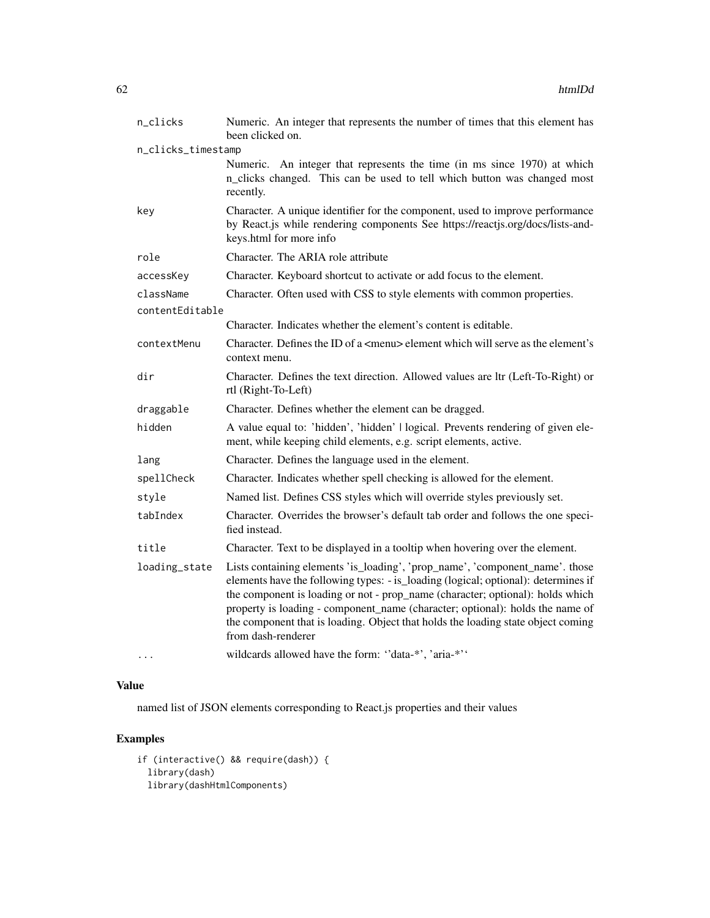| | |
|---|---|
| n_clicks | Numeric. An integer that represents the number of times that this element has been clicked on. |
| n_clicks_timestamp | Numeric. An integer that represents the time (in ms since 1970) at which n_clicks changed. This can be used to tell which button was changed most recently. |
| key | Character. A unique identifier for the component, used to improve performance by React.js while rendering components See https://reactjs.org/docs/lists-and-keys.html for more info |
| role | Character. The ARIA role attribute |
| accessKey | Character. Keyboard shortcut to activate or add focus to the element. |
| className | Character. Often used with CSS to style elements with common properties. |
| contentEditable | Character. Indicates whether the element's content is editable. |
| contextMenu | Character. Defines the ID of a <menu> element which will serve as the element's context menu. |
| dir | Character. Defines the text direction. Allowed values are ltr (Left-To-Right) or rtl (Right-To-Left) |
| draggable | Character. Defines whether the element can be dragged. |
| hidden | A value equal to: 'hidden', 'hidden' \| logical. Prevents rendering of given element, while keeping child elements, e.g. script elements, active. |
| lang | Character. Defines the language used in the element. |
| spellCheck | Character. Indicates whether spell checking is allowed for the element. |
| style | Named list. Defines CSS styles which will override styles previously set. |
| tabIndex | Character. Overrides the browser's default tab order and follows the one specified instead. |
| title | Character. Text to be displayed in a tooltip when hovering over the element. |
| loading_state | Lists containing elements 'is_loading', 'prop_name', 'component_name'. those elements have the following types: - is_loading (logical; optional): determines if the component is loading or not - prop_name (character; optional): holds which property is loading - component_name (character; optional): holds the name of the component that is loading. Object that holds the loading state object coming from dash-renderer |
| ... | wildcards allowed have the form: ''data-*', 'aria-*'' |

## Value

named list of JSON elements corresponding to React.js properties and their values

## Examples

```
if (interactive() && require(dash)) {
  library(dash)
  library(dashHtmlComponents)
```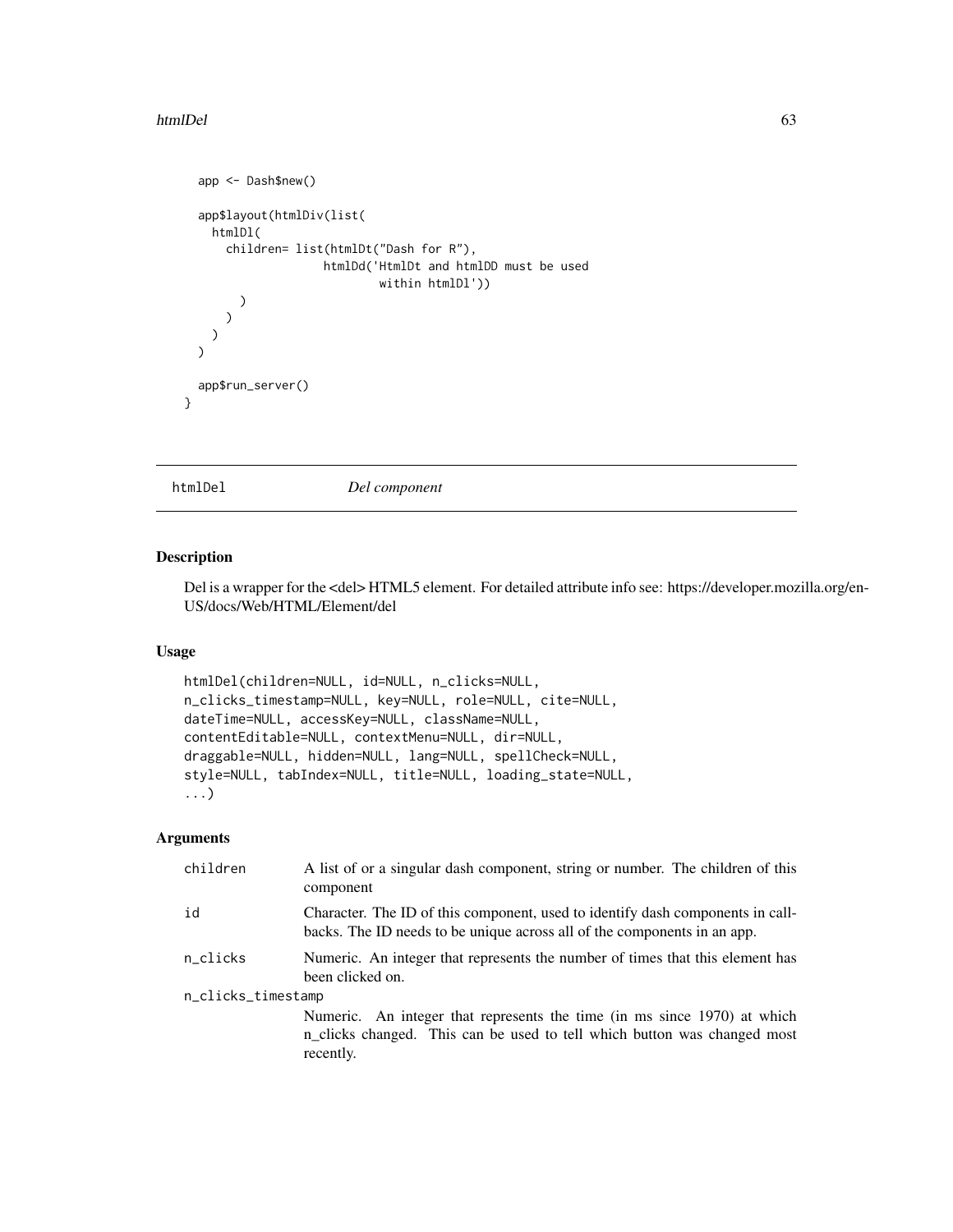```
  app <- Dash$new()

  app$layout(htmlDiv(list(
    htmlDl(
      children= list(htmlDt("Dash for R"),
                    htmlDd('HtmlDt and htmlDD must be used
                            within htmlDl'))
        )
      )
    )
  )

  app$run_server()
}
```

## htmlDel — *Del component*

### Description

Del is a wrapper for the <del> HTML5 element. For detailed attribute info see: https://developer.mozilla.org/en-US/docs/Web/HTML/Element/del

### Usage

```
htmlDel(children=NULL, id=NULL, n_clicks=NULL,
n_clicks_timestamp=NULL, key=NULL, role=NULL, cite=NULL,
dateTime=NULL, accessKey=NULL, className=NULL,
contentEditable=NULL, contextMenu=NULL, dir=NULL,
draggable=NULL, hidden=NULL, lang=NULL, spellCheck=NULL,
style=NULL, tabIndex=NULL, title=NULL, loading_state=NULL,
...)
```

### Arguments

| | |
|---|---|
| children | A list of or a singular dash component, string or number. The children of this component |
| id | Character. The ID of this component, used to identify dash components in callbacks. The ID needs to be unique across all of the components in an app. |
| n_clicks | Numeric. An integer that represents the number of times that this element has been clicked on. |
| n_clicks_timestamp | Numeric. An integer that represents the time (in ms since 1970) at which n_clicks changed. This can be used to tell which button was changed most recently. |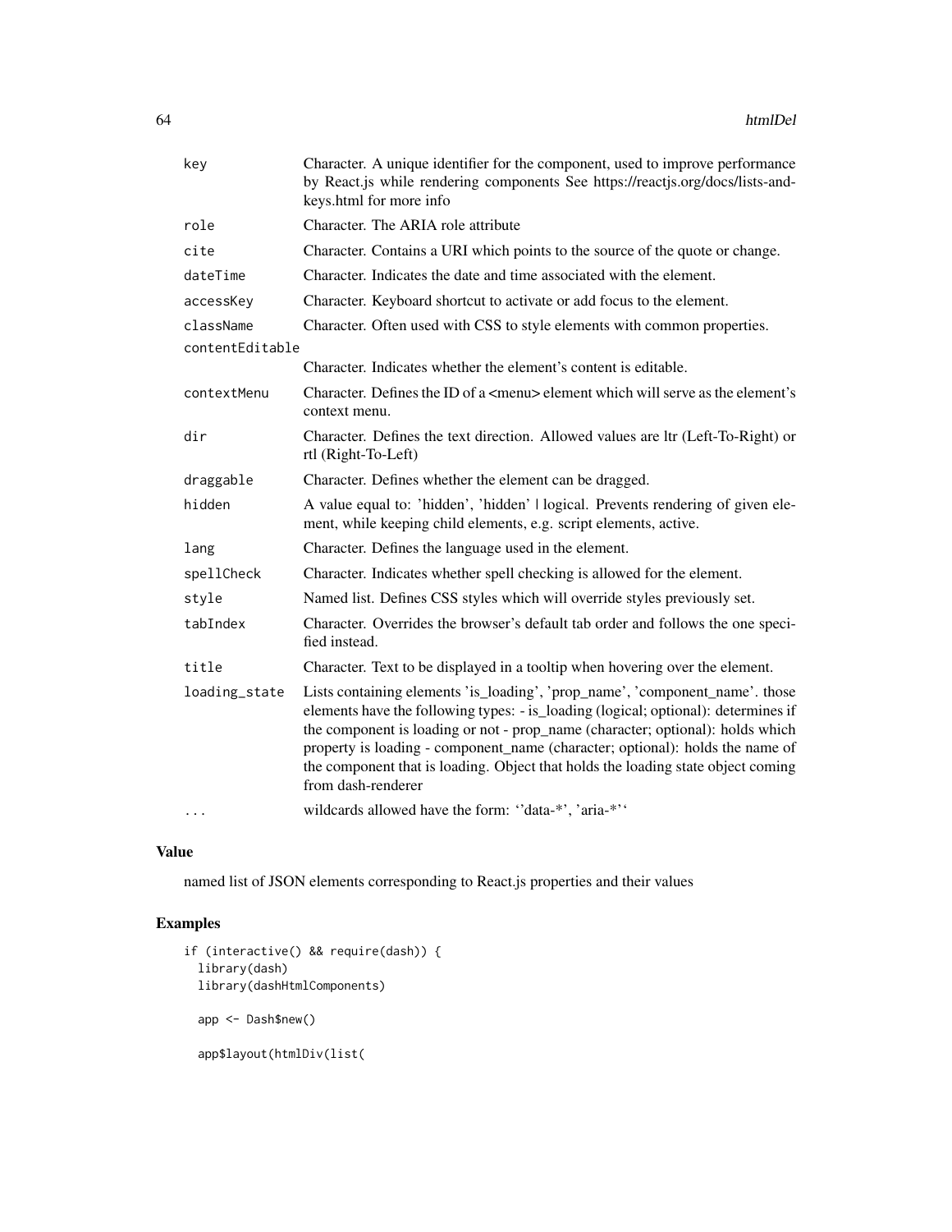| | |
|---|---|
| key | Character. A unique identifier for the component, used to improve performance by React.js while rendering components See https://reactjs.org/docs/lists-and-keys.html for more info |
| role | Character. The ARIA role attribute |
| cite | Character. Contains a URI which points to the source of the quote or change. |
| dateTime | Character. Indicates the date and time associated with the element. |
| accessKey | Character. Keyboard shortcut to activate or add focus to the element. |
| className | Character. Often used with CSS to style elements with common properties. |
| contentEditable | Character. Indicates whether the element's content is editable. |
| contextMenu | Character. Defines the ID of a <menu> element which will serve as the element's context menu. |
| dir | Character. Defines the text direction. Allowed values are ltr (Left-To-Right) or rtl (Right-To-Left) |
| draggable | Character. Defines whether the element can be dragged. |
| hidden | A value equal to: 'hidden', 'hidden' \| logical. Prevents rendering of given element, while keeping child elements, e.g. script elements, active. |
| lang | Character. Defines the language used in the element. |
| spellCheck | Character. Indicates whether spell checking is allowed for the element. |
| style | Named list. Defines CSS styles which will override styles previously set. |
| tabIndex | Character. Overrides the browser's default tab order and follows the one specified instead. |
| title | Character. Text to be displayed in a tooltip when hovering over the element. |
| loading_state | Lists containing elements 'is_loading', 'prop_name', 'component_name'. those elements have the following types: - is_loading (logical; optional): determines if the component is loading or not - prop_name (character; optional): holds which property is loading - component_name (character; optional): holds the name of the component that is loading. Object that holds the loading state object coming from dash-renderer |
| ... | wildcards allowed have the form: ''data-*', 'aria-*'' |

## Value

named list of JSON elements corresponding to React.js properties and their values

## Examples

```
if (interactive() && require(dash)) {
  library(dash)
  library(dashHtmlComponents)

  app <- Dash$new()

  app$layout(htmlDiv(list(
```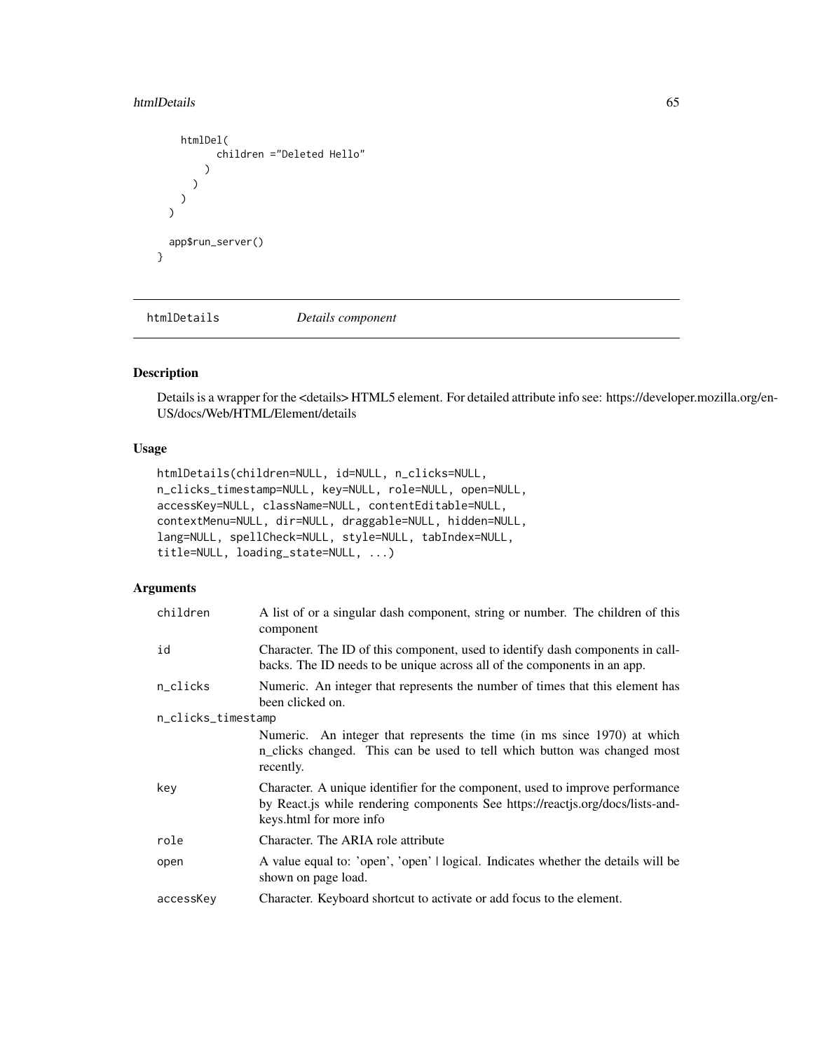```
    htmlDel(
          children ="Deleted Hello"
        )
      )
    )
  )

  app$run_server()
}
```

## htmlDetails *Details component*

### Description

Details is a wrapper for the <details> HTML5 element. For detailed attribute info see: https://developer.mozilla.org/en-US/docs/Web/HTML/Element/details

### Usage

```
htmlDetails(children=NULL, id=NULL, n_clicks=NULL,
n_clicks_timestamp=NULL, key=NULL, role=NULL, open=NULL,
accessKey=NULL, className=NULL, contentEditable=NULL,
contextMenu=NULL, dir=NULL, draggable=NULL, hidden=NULL,
lang=NULL, spellCheck=NULL, style=NULL, tabIndex=NULL,
title=NULL, loading_state=NULL, ...)
```

### Arguments

| | |
|---|---|
| `children` | A list of or a singular dash component, string or number. The children of this component |
| `id` | Character. The ID of this component, used to identify dash components in callbacks. The ID needs to be unique across all of the components in an app. |
| `n_clicks` | Numeric. An integer that represents the number of times that this element has been clicked on. |
| `n_clicks_timestamp` | Numeric. An integer that represents the time (in ms since 1970) at which n_clicks changed. This can be used to tell which button was changed most recently. |
| `key` | Character. A unique identifier for the component, used to improve performance by React.js while rendering components See https://reactjs.org/docs/lists-and-keys.html for more info |
| `role` | Character. The ARIA role attribute |
| `open` | A value equal to: 'open', 'open' \| logical. Indicates whether the details will be shown on page load. |
| `accessKey` | Character. Keyboard shortcut to activate or add focus to the element. |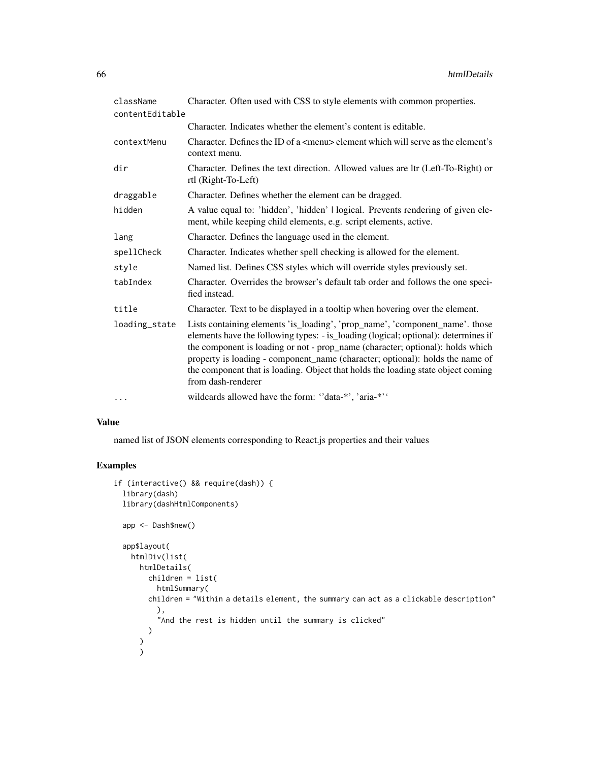| | |
|---|---|
| className | Character. Often used with CSS to style elements with common properties. |
| contentEditable | Character. Indicates whether the element's content is editable. |
| contextMenu | Character. Defines the ID of a <menu> element which will serve as the element's context menu. |
| dir | Character. Defines the text direction. Allowed values are ltr (Left-To-Right) or rtl (Right-To-Left) |
| draggable | Character. Defines whether the element can be dragged. |
| hidden | A value equal to: 'hidden', 'hidden' \| logical. Prevents rendering of given element, while keeping child elements, e.g. script elements, active. |
| lang | Character. Defines the language used in the element. |
| spellCheck | Character. Indicates whether spell checking is allowed for the element. |
| style | Named list. Defines CSS styles which will override styles previously set. |
| tabIndex | Character. Overrides the browser's default tab order and follows the one specified instead. |
| title | Character. Text to be displayed in a tooltip when hovering over the element. |
| loading_state | Lists containing elements 'is_loading', 'prop_name', 'component_name'. those elements have the following types: - is_loading (logical; optional): determines if the component is loading or not - prop_name (character; optional): holds which property is loading - component_name (character; optional): holds the name of the component that is loading. Object that holds the loading state object coming from dash-renderer |
| ... | wildcards allowed have the form: ''data-*', 'aria-*'' |

## Value

named list of JSON elements corresponding to React.js properties and their values

## Examples

```
if (interactive() && require(dash)) {
  library(dash)
  library(dashHtmlComponents)

  app <- Dash$new()

  app$layout(
    htmlDiv(list(
      htmlDetails(
        children = list(
          htmlSummary(
        children = "Within a details element, the summary can act as a clickable description"
          ),
          "And the rest is hidden until the summary is clicked"
        )
      )
      )
```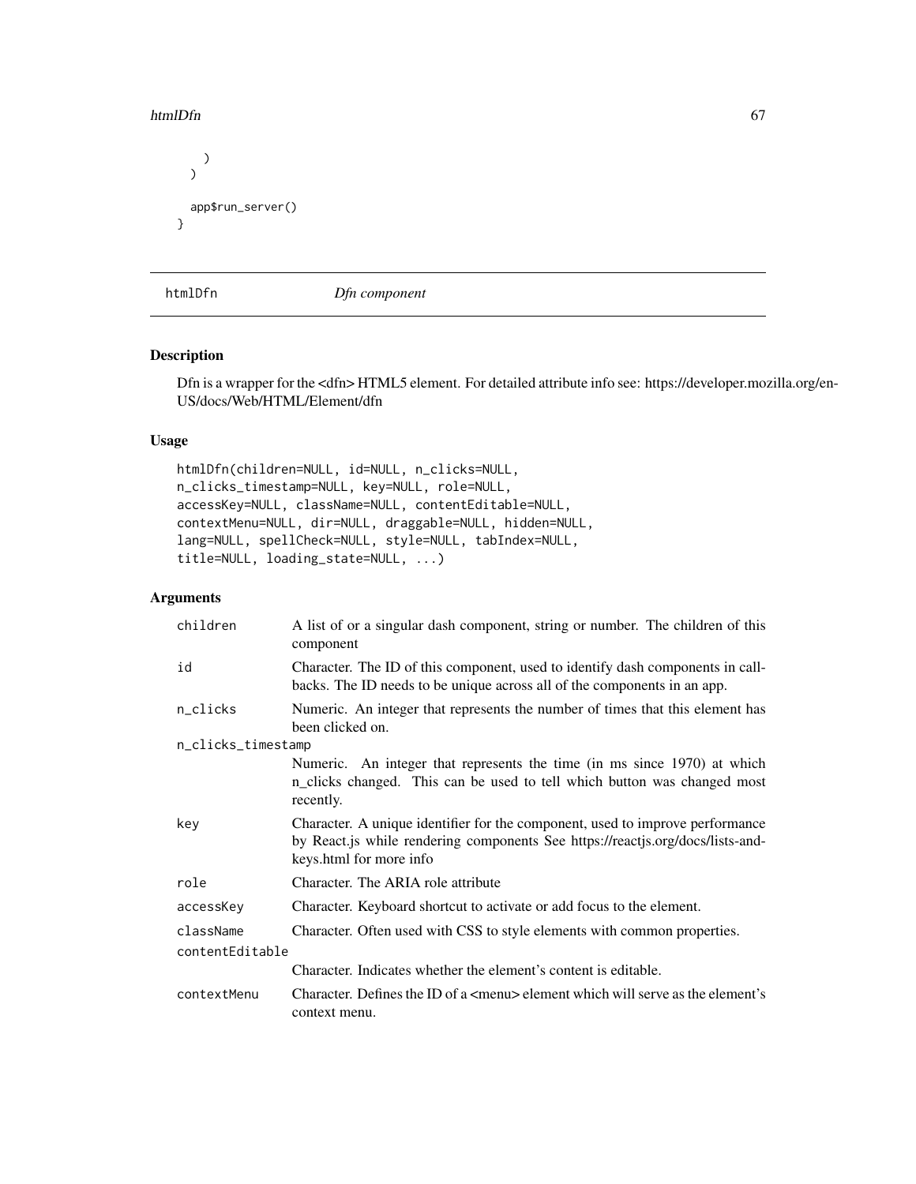```
    )
  )

  app$run_server()
}
```

## htmlDfn *Dfn component*

### Description

Dfn is a wrapper for the <dfn> HTML5 element. For detailed attribute info see: https://developer.mozilla.org/en-US/docs/Web/HTML/Element/dfn

### Usage

```
htmlDfn(children=NULL, id=NULL, n_clicks=NULL,
n_clicks_timestamp=NULL, key=NULL, role=NULL,
accessKey=NULL, className=NULL, contentEditable=NULL,
contextMenu=NULL, dir=NULL, draggable=NULL, hidden=NULL,
lang=NULL, spellCheck=NULL, style=NULL, tabIndex=NULL,
title=NULL, loading_state=NULL, ...)
```

### Arguments

| | |
|---|---|
| children | A list of or a singular dash component, string or number. The children of this component |
| id | Character. The ID of this component, used to identify dash components in callbacks. The ID needs to be unique across all of the components in an app. |
| n_clicks | Numeric. An integer that represents the number of times that this element has been clicked on. |
| n_clicks_timestamp | Numeric. An integer that represents the time (in ms since 1970) at which n_clicks changed. This can be used to tell which button was changed most recently. |
| key | Character. A unique identifier for the component, used to improve performance by React.js while rendering components See https://reactjs.org/docs/lists-and-keys.html for more info |
| role | Character. The ARIA role attribute |
| accessKey | Character. Keyboard shortcut to activate or add focus to the element. |
| className | Character. Often used with CSS to style elements with common properties. |
| contentEditable | Character. Indicates whether the element's content is editable. |
| contextMenu | Character. Defines the ID of a <menu> element which will serve as the element's context menu. |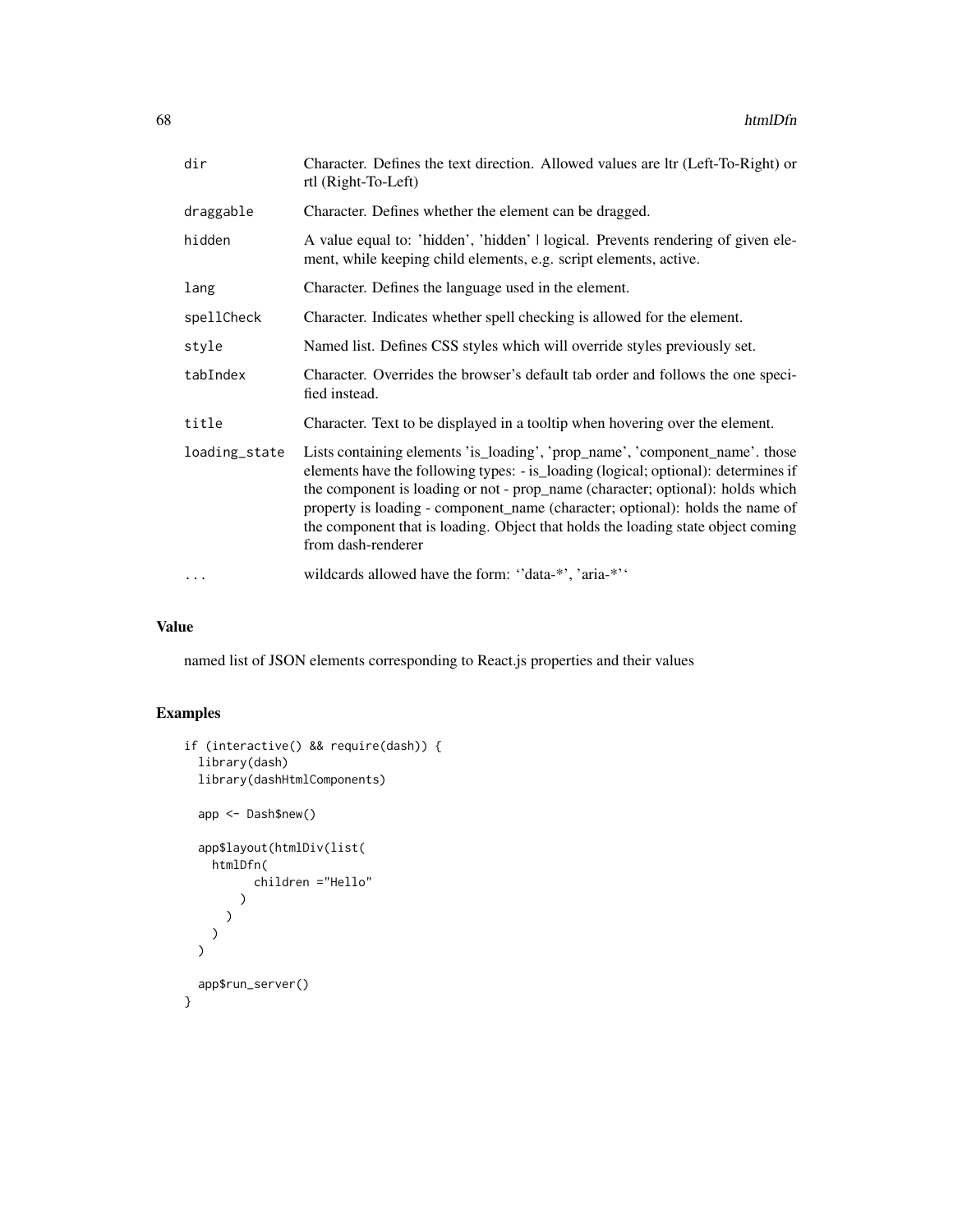| | |
|---|---|
| dir | Character. Defines the text direction. Allowed values are ltr (Left-To-Right) or rtl (Right-To-Left) |
| draggable | Character. Defines whether the element can be dragged. |
| hidden | A value equal to: 'hidden', 'hidden' \| logical. Prevents rendering of given element, while keeping child elements, e.g. script elements, active. |
| lang | Character. Defines the language used in the element. |
| spellCheck | Character. Indicates whether spell checking is allowed for the element. |
| style | Named list. Defines CSS styles which will override styles previously set. |
| tabIndex | Character. Overrides the browser's default tab order and follows the one specified instead. |
| title | Character. Text to be displayed in a tooltip when hovering over the element. |
| loading_state | Lists containing elements 'is_loading', 'prop_name', 'component_name'. those elements have the following types: - is_loading (logical; optional): determines if the component is loading or not - prop_name (character; optional): holds which property is loading - component_name (character; optional): holds the name of the component that is loading. Object that holds the loading state object coming from dash-renderer |
| ... | wildcards allowed have the form: ''data-*', 'aria-*'' |

## Value

named list of JSON elements corresponding to React.js properties and their values

## Examples

```
if (interactive() && require(dash)) {
  library(dash)
  library(dashHtmlComponents)

  app <- Dash$new()

  app$layout(htmlDiv(list(
    htmlDfn(
          children ="Hello"
        )
      )
    )
  )

  app$run_server()
}
```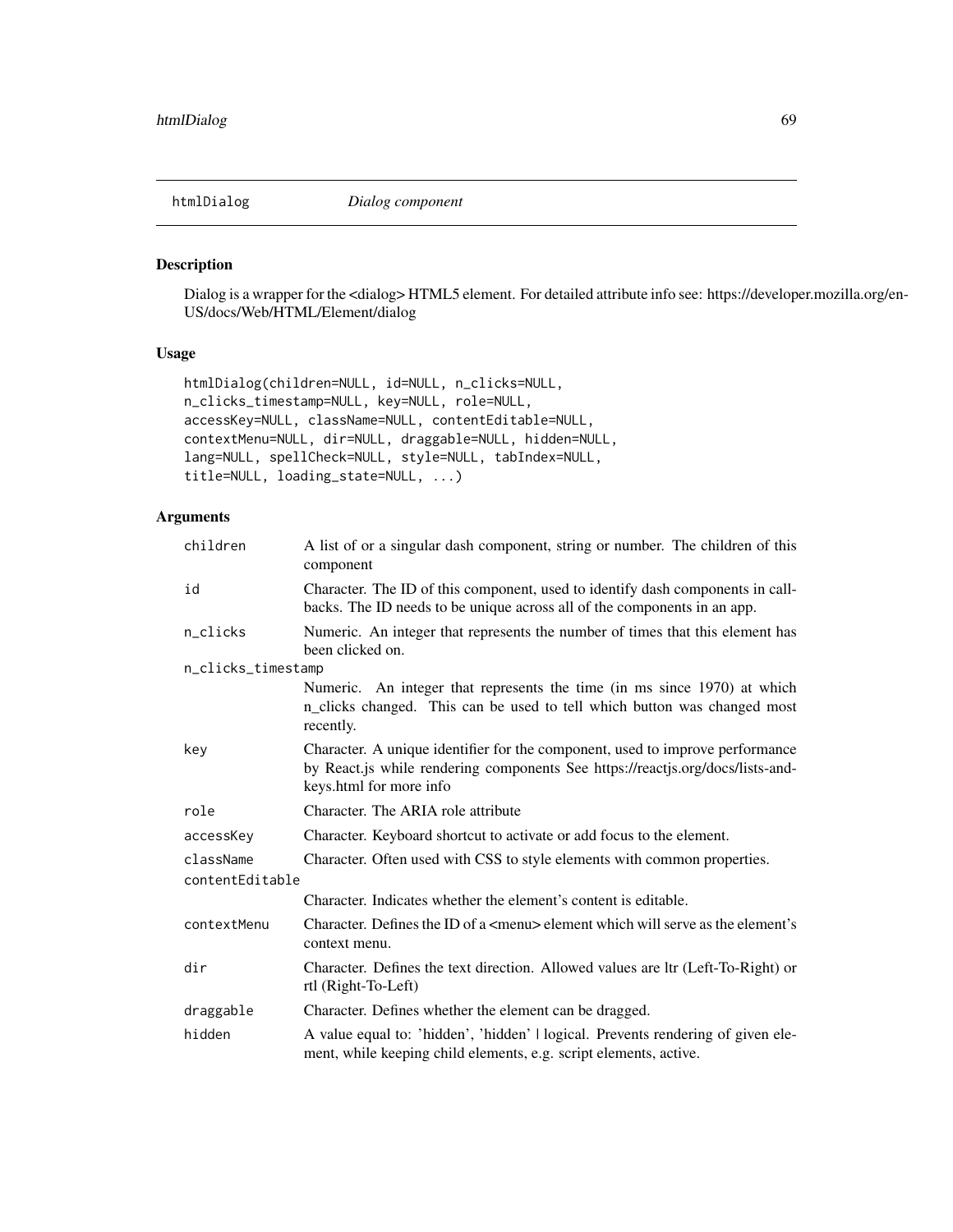# htmlDialog *Dialog component*

## Description

Dialog is a wrapper for the <dialog> HTML5 element. For detailed attribute info see: https://developer.mozilla.org/en-US/docs/Web/HTML/Element/dialog

## Usage

```
htmlDialog(children=NULL, id=NULL, n_clicks=NULL,
n_clicks_timestamp=NULL, key=NULL, role=NULL,
accessKey=NULL, className=NULL, contentEditable=NULL,
contextMenu=NULL, dir=NULL, draggable=NULL, hidden=NULL,
lang=NULL, spellCheck=NULL, style=NULL, tabIndex=NULL,
title=NULL, loading_state=NULL, ...)
```

## Arguments

| Argument | Description |
|---|---|
| `children` | A list of or a singular dash component, string or number. The children of this component |
| `id` | Character. The ID of this component, used to identify dash components in callbacks. The ID needs to be unique across all of the components in an app. |
| `n_clicks` | Numeric. An integer that represents the number of times that this element has been clicked on. |
| `n_clicks_timestamp` | Numeric. An integer that represents the time (in ms since 1970) at which n_clicks changed. This can be used to tell which button was changed most recently. |
| `key` | Character. A unique identifier for the component, used to improve performance by React.js while rendering components See https://reactjs.org/docs/lists-and-keys.html for more info |
| `role` | Character. The ARIA role attribute |
| `accessKey` | Character. Keyboard shortcut to activate or add focus to the element. |
| `className` | Character. Often used with CSS to style elements with common properties. |
| `contentEditable` | Character. Indicates whether the element's content is editable. |
| `contextMenu` | Character. Defines the ID of a <menu> element which will serve as the element's context menu. |
| `dir` | Character. Defines the text direction. Allowed values are ltr (Left-To-Right) or rtl (Right-To-Left) |
| `draggable` | Character. Defines whether the element can be dragged. |
| `hidden` | A value equal to: 'hidden', 'hidden' \| logical. Prevents rendering of given element, while keeping child elements, e.g. script elements, active. |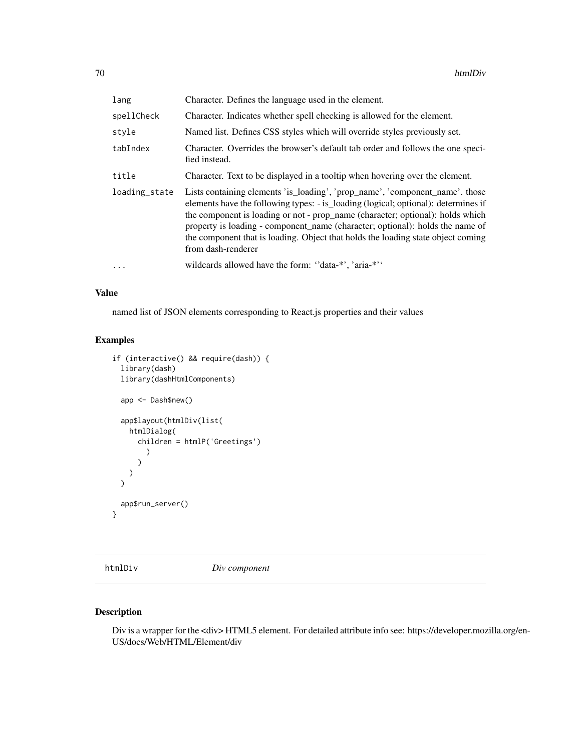| | |
|---|---|
| `lang` | Character. Defines the language used in the element. |
| `spellCheck` | Character. Indicates whether spell checking is allowed for the element. |
| `style` | Named list. Defines CSS styles which will override styles previously set. |
| `tabIndex` | Character. Overrides the browser's default tab order and follows the one specified instead. |
| `title` | Character. Text to be displayed in a tooltip when hovering over the element. |
| `loading_state` | Lists containing elements 'is_loading', 'prop_name', 'component_name'. those elements have the following types: - is_loading (logical; optional): determines if the component is loading or not - prop_name (character; optional): holds which property is loading - component_name (character; optional): holds the name of the component that is loading. Object that holds the loading state object coming from dash-renderer |
| `...` | wildcards allowed have the form: ''data-*', 'aria-*'' |

### Value

named list of JSON elements corresponding to React.js properties and their values

### Examples

```
if (interactive() && require(dash)) {
  library(dash)
  library(dashHtmlComponents)

  app <- Dash$new()

  app$layout(htmlDiv(list(
    htmlDialog(
      children = htmlP('Greetings')
        )
      )
    )
  )

  app$run_server()
}
```

---

## `htmlDiv` *Div component*

### Description

Div is a wrapper for the <div> HTML5 element. For detailed attribute info see: https://developer.mozilla.org/en-US/docs/Web/HTML/Element/div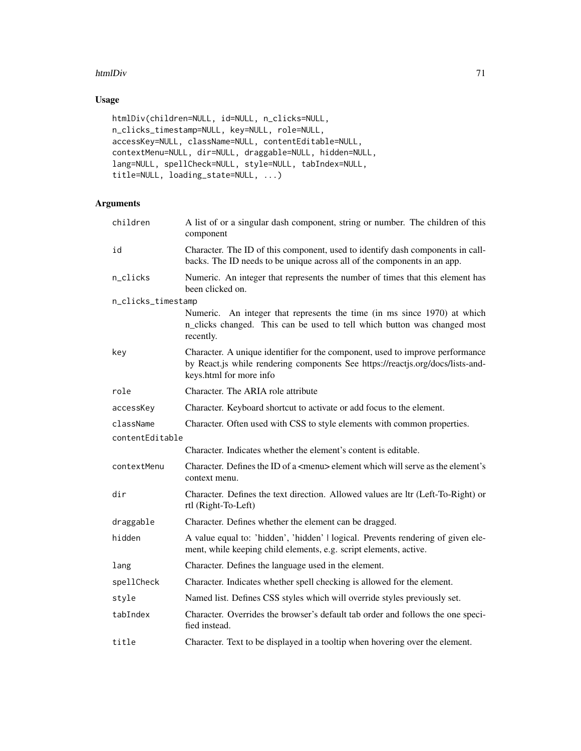## Usage

```
htmlDiv(children=NULL, id=NULL, n_clicks=NULL,
n_clicks_timestamp=NULL, key=NULL, role=NULL,
accessKey=NULL, className=NULL, contentEditable=NULL,
contextMenu=NULL, dir=NULL, draggable=NULL, hidden=NULL,
lang=NULL, spellCheck=NULL, style=NULL, tabIndex=NULL,
title=NULL, loading_state=NULL, ...)
```

## Arguments

| Argument | Description |
|---|---|
| `children` | A list of or a singular dash component, string or number. The children of this component |
| `id` | Character. The ID of this component, used to identify dash components in callbacks. The ID needs to be unique across all of the components in an app. |
| `n_clicks` | Numeric. An integer that represents the number of times that this element has been clicked on. |
| `n_clicks_timestamp` | Numeric. An integer that represents the time (in ms since 1970) at which n_clicks changed. This can be used to tell which button was changed most recently. |
| `key` | Character. A unique identifier for the component, used to improve performance by React.js while rendering components See https://reactjs.org/docs/lists-and-keys.html for more info |
| `role` | Character. The ARIA role attribute |
| `accessKey` | Character. Keyboard shortcut to activate or add focus to the element. |
| `className` | Character. Often used with CSS to style elements with common properties. |
| `contentEditable` | Character. Indicates whether the element's content is editable. |
| `contextMenu` | Character. Defines the ID of a <menu> element which will serve as the element's context menu. |
| `dir` | Character. Defines the text direction. Allowed values are ltr (Left-To-Right) or rtl (Right-To-Left) |
| `draggable` | Character. Defines whether the element can be dragged. |
| `hidden` | A value equal to: 'hidden', 'hidden' \| logical. Prevents rendering of given element, while keeping child elements, e.g. script elements, active. |
| `lang` | Character. Defines the language used in the element. |
| `spellCheck` | Character. Indicates whether spell checking is allowed for the element. |
| `style` | Named list. Defines CSS styles which will override styles previously set. |
| `tabIndex` | Character. Overrides the browser's default tab order and follows the one specified instead. |
| `title` | Character. Text to be displayed in a tooltip when hovering over the element. |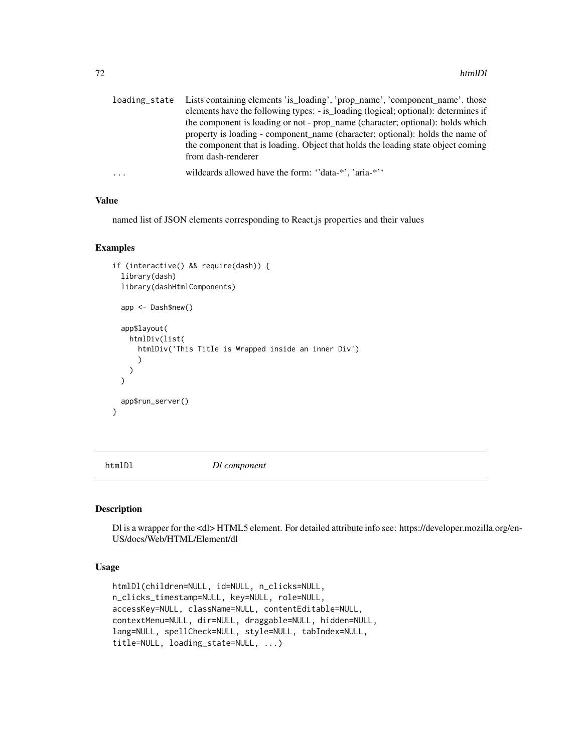| | |
|---|---|
| loading_state | Lists containing elements 'is_loading', 'prop_name', 'component_name'. those elements have the following types: - is_loading (logical; optional): determines if the component is loading or not - prop_name (character; optional): holds which property is loading - component_name (character; optional): holds the name of the component that is loading. Object that holds the loading state object coming from dash-renderer |
| ... | wildcards allowed have the form: ''data-*', 'aria-*'' |

### Value

named list of JSON elements corresponding to React.js properties and their values

### Examples

```
if (interactive() && require(dash)) {
  library(dash)
  library(dashHtmlComponents)

  app <- Dash$new()

  app$layout(
    htmlDiv(list(
      htmlDiv('This Title is Wrapped inside an inner Div')
      )
    )
  )

  app$run_server()
}
```

---

## htmlDl *Dl component*

### Description

Dl is a wrapper for the <dl> HTML5 element. For detailed attribute info see: https://developer.mozilla.org/en-US/docs/Web/HTML/Element/dl

### Usage

```
htmlDl(children=NULL, id=NULL, n_clicks=NULL,
n_clicks_timestamp=NULL, key=NULL, role=NULL,
accessKey=NULL, className=NULL, contentEditable=NULL,
contextMenu=NULL, dir=NULL, draggable=NULL, hidden=NULL,
lang=NULL, spellCheck=NULL, style=NULL, tabIndex=NULL,
title=NULL, loading_state=NULL, ...)
```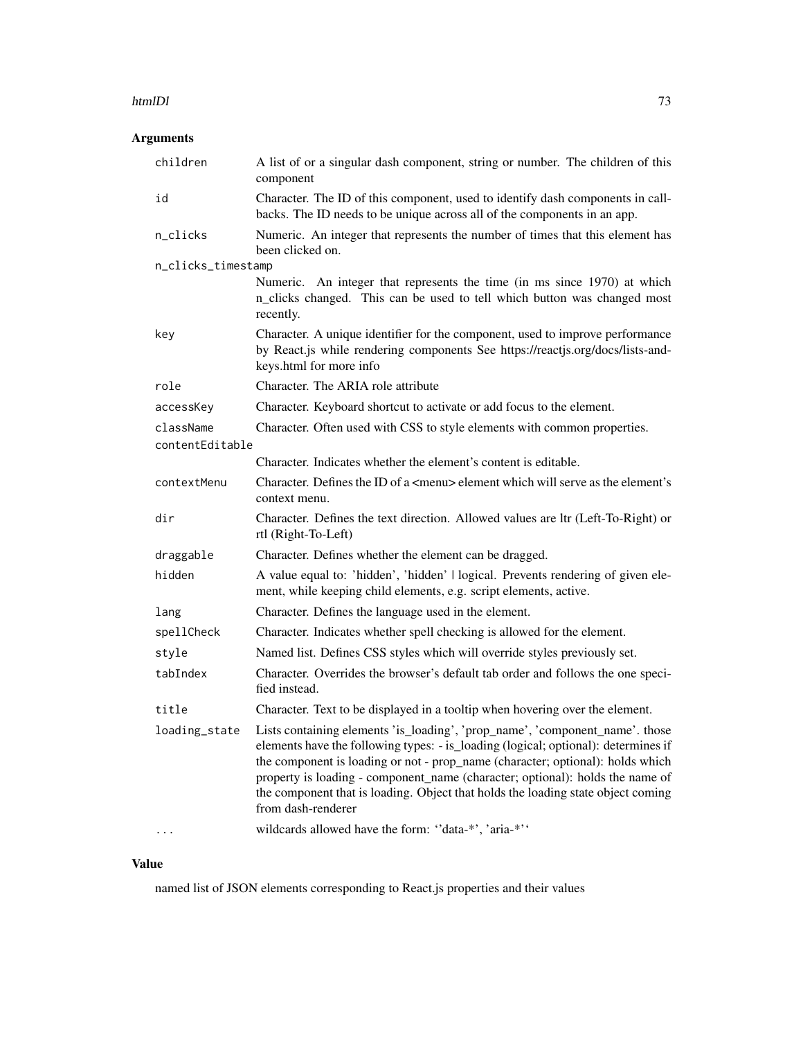## Arguments

| | |
|---|---|
| `children` | A list of or a singular dash component, string or number. The children of this component |
| `id` | Character. The ID of this component, used to identify dash components in callbacks. The ID needs to be unique across all of the components in an app. |
| `n_clicks` | Numeric. An integer that represents the number of times that this element has been clicked on. |
| `n_clicks_timestamp` | Numeric. An integer that represents the time (in ms since 1970) at which n_clicks changed. This can be used to tell which button was changed most recently. |
| `key` | Character. A unique identifier for the component, used to improve performance by React.js while rendering components See https://reactjs.org/docs/lists-and-keys.html for more info |
| `role` | Character. The ARIA role attribute |
| `accessKey` | Character. Keyboard shortcut to activate or add focus to the element. |
| `className` | Character. Often used with CSS to style elements with common properties. |
| `contentEditable` | Character. Indicates whether the element's content is editable. |
| `contextMenu` | Character. Defines the ID of a <menu> element which will serve as the element's context menu. |
| `dir` | Character. Defines the text direction. Allowed values are ltr (Left-To-Right) or rtl (Right-To-Left) |
| `draggable` | Character. Defines whether the element can be dragged. |
| `hidden` | A value equal to: 'hidden', 'hidden' \| logical. Prevents rendering of given element, while keeping child elements, e.g. script elements, active. |
| `lang` | Character. Defines the language used in the element. |
| `spellCheck` | Character. Indicates whether spell checking is allowed for the element. |
| `style` | Named list. Defines CSS styles which will override styles previously set. |
| `tabIndex` | Character. Overrides the browser's default tab order and follows the one specified instead. |
| `title` | Character. Text to be displayed in a tooltip when hovering over the element. |
| `loading_state` | Lists containing elements 'is_loading', 'prop_name', 'component_name'. those elements have the following types: - is_loading (logical; optional): determines if the component is loading or not - prop_name (character; optional): holds which property is loading - component_name (character; optional): holds the name of the component that is loading. Object that holds the loading state object coming from dash-renderer |
| `...` | wildcards allowed have the form: ''data-*', 'aria-*'' |

## Value

named list of JSON elements corresponding to React.js properties and their values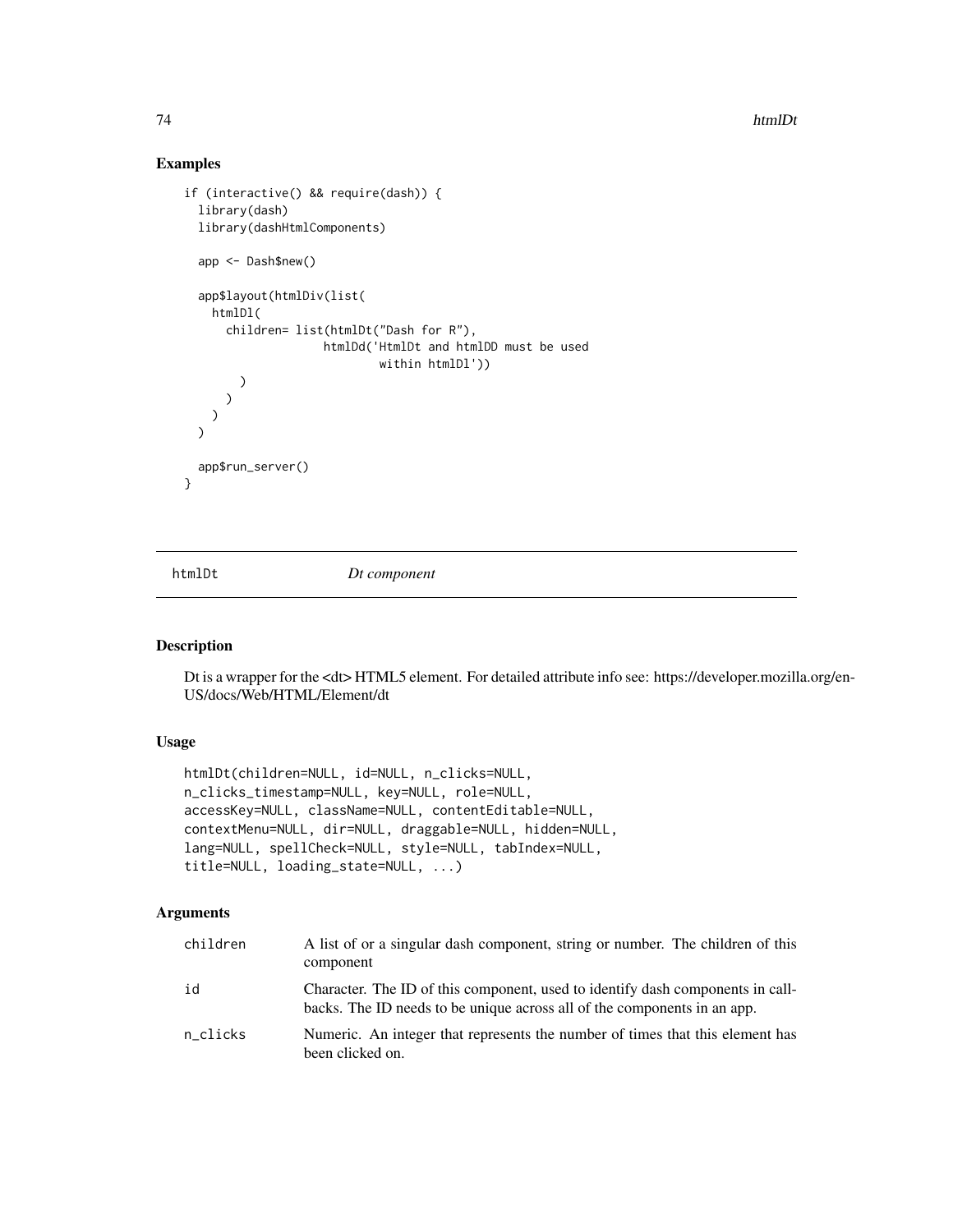## Examples

```
if (interactive() && require(dash)) {
  library(dash)
  library(dashHtmlComponents)

  app <- Dash$new()

  app$layout(htmlDiv(list(
    htmlDl(
      children= list(htmlDt("Dash for R"),
                    htmlDd('HtmlDt and htmlDD must be used
                            within htmlDl'))
        )
      )
    )
  )

  app$run_server()
}
```

---

## htmlDt *Dt component*

### Description

Dt is a wrapper for the <dt> HTML5 element. For detailed attribute info see: https://developer.mozilla.org/en-US/docs/Web/HTML/Element/dt

### Usage

```
htmlDt(children=NULL, id=NULL, n_clicks=NULL,
n_clicks_timestamp=NULL, key=NULL, role=NULL,
accessKey=NULL, className=NULL, contentEditable=NULL,
contextMenu=NULL, dir=NULL, draggable=NULL, hidden=NULL,
lang=NULL, spellCheck=NULL, style=NULL, tabIndex=NULL,
title=NULL, loading_state=NULL, ...)
```

### Arguments

| | |
|---|---|
| children | A list of or a singular dash component, string or number. The children of this component |
| id | Character. The ID of this component, used to identify dash components in callbacks. The ID needs to be unique across all of the components in an app. |
| n_clicks | Numeric. An integer that represents the number of times that this element has been clicked on. |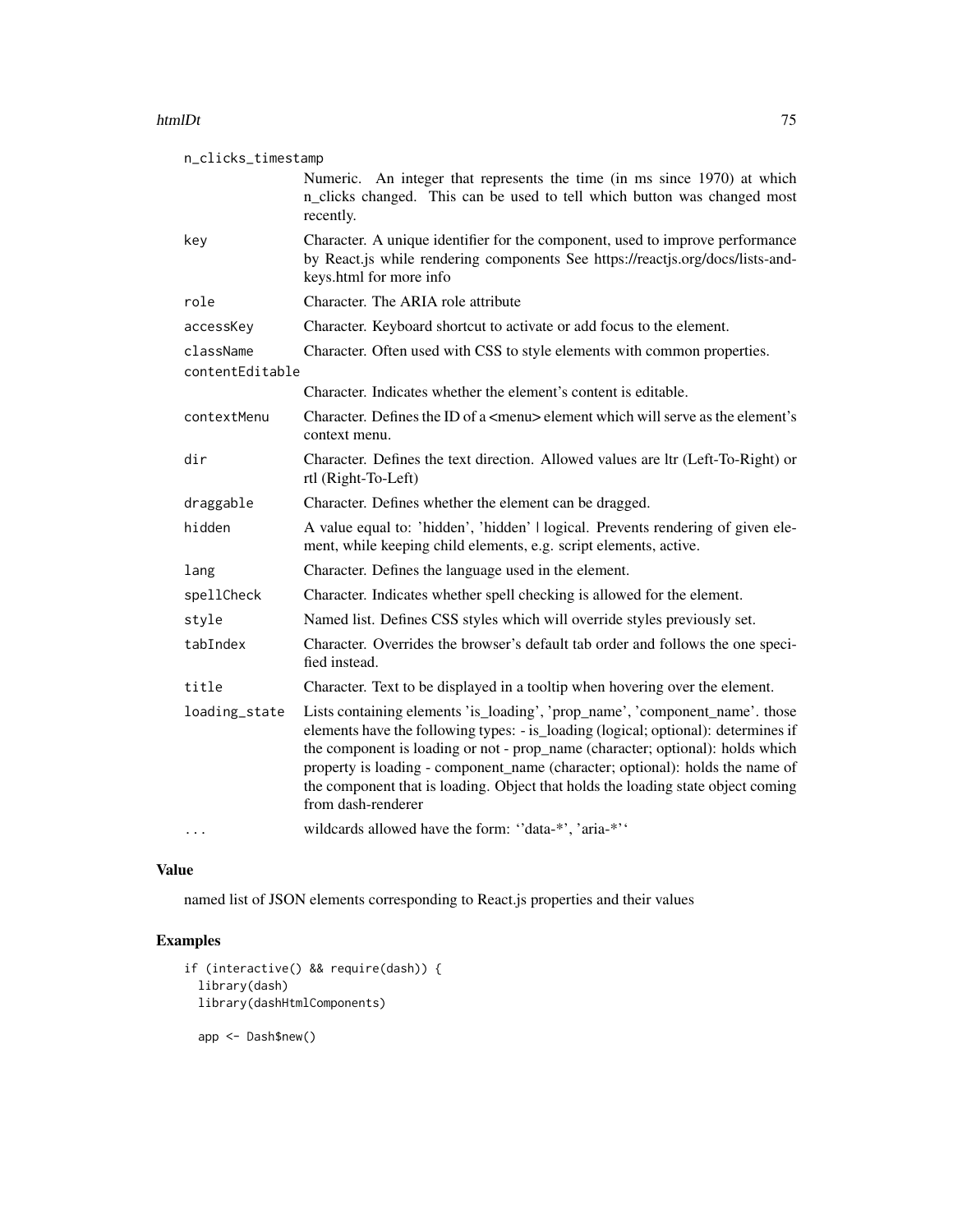| | |
|---|---|
| n_clicks_timestamp | Numeric. An integer that represents the time (in ms since 1970) at which n_clicks changed. This can be used to tell which button was changed most recently. |
| key | Character. A unique identifier for the component, used to improve performance by React.js while rendering components See https://reactjs.org/docs/lists-and-keys.html for more info |
| role | Character. The ARIA role attribute |
| accessKey | Character. Keyboard shortcut to activate or add focus to the element. |
| className | Character. Often used with CSS to style elements with common properties. |
| contentEditable | Character. Indicates whether the element's content is editable. |
| contextMenu | Character. Defines the ID of a <menu> element which will serve as the element's context menu. |
| dir | Character. Defines the text direction. Allowed values are ltr (Left-To-Right) or rtl (Right-To-Left) |
| draggable | Character. Defines whether the element can be dragged. |
| hidden | A value equal to: 'hidden', 'hidden' \| logical. Prevents rendering of given element, while keeping child elements, e.g. script elements, active. |
| lang | Character. Defines the language used in the element. |
| spellCheck | Character. Indicates whether spell checking is allowed for the element. |
| style | Named list. Defines CSS styles which will override styles previously set. |
| tabIndex | Character. Overrides the browser's default tab order and follows the one specified instead. |
| title | Character. Text to be displayed in a tooltip when hovering over the element. |
| loading_state | Lists containing elements 'is_loading', 'prop_name', 'component_name'. those elements have the following types: - is_loading (logical; optional): determines if the component is loading or not - prop_name (character; optional): holds which property is loading - component_name (character; optional): holds the name of the component that is loading. Object that holds the loading state object coming from dash-renderer |
| ... | wildcards allowed have the form: ''data-*', 'aria-*'' |

## Value

named list of JSON elements corresponding to React.js properties and their values

## Examples

```
if (interactive() && require(dash)) {
  library(dash)
  library(dashHtmlComponents)

  app <- Dash$new()
```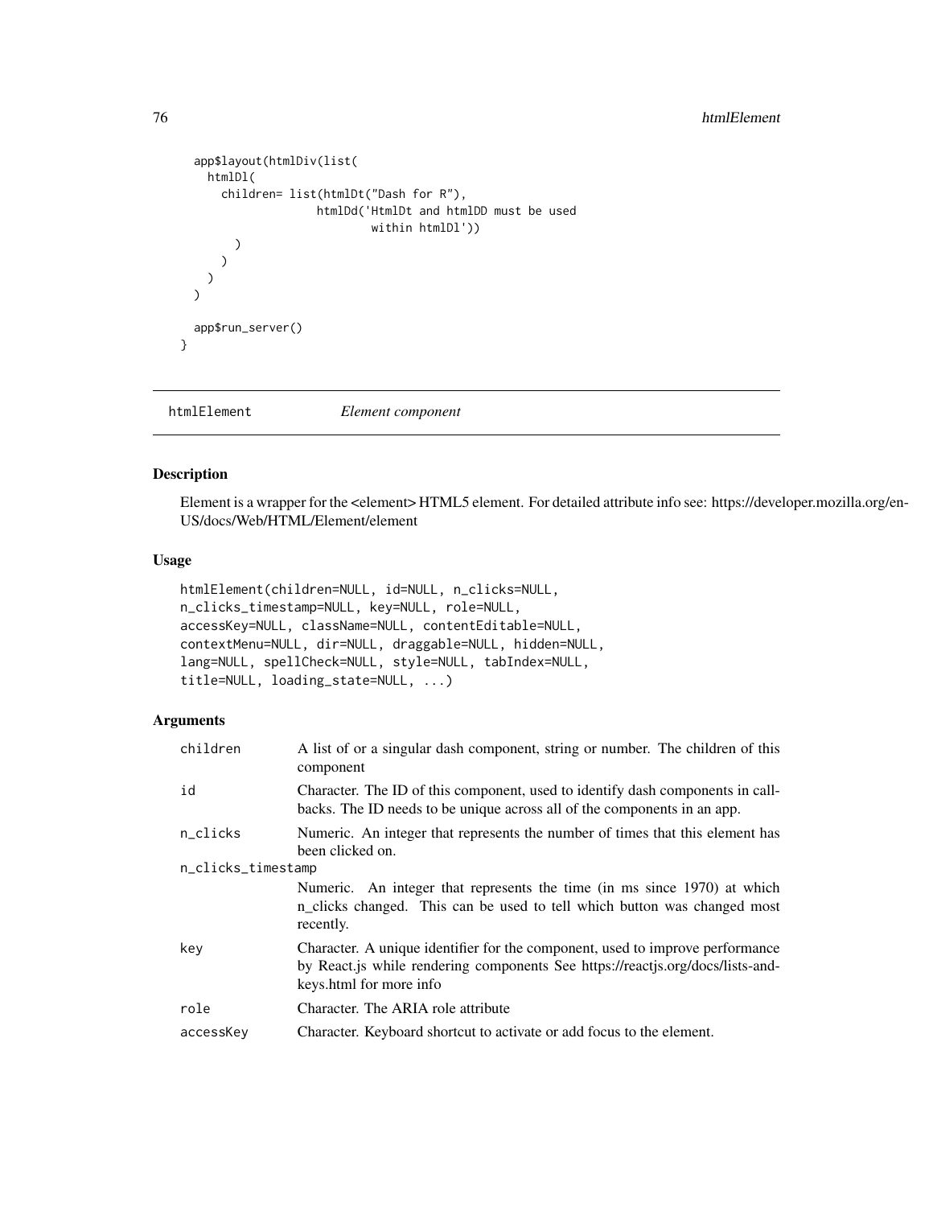```
  app$layout(htmlDiv(list(
    htmlDl(
      children= list(htmlDt("Dash for R"),
                     htmlDd('HtmlDt and htmlDD must be used
                             within htmlDl'))
        )
      )
    )
  )

  app$run_server()
}
```

## htmlElement — *Element component*

### Description

Element is a wrapper for the <element> HTML5 element. For detailed attribute info see: https://developer.mozilla.org/en-US/docs/Web/HTML/Element/element

### Usage

```
htmlElement(children=NULL, id=NULL, n_clicks=NULL,
n_clicks_timestamp=NULL, key=NULL, role=NULL,
accessKey=NULL, className=NULL, contentEditable=NULL,
contextMenu=NULL, dir=NULL, draggable=NULL, hidden=NULL,
lang=NULL, spellCheck=NULL, style=NULL, tabIndex=NULL,
title=NULL, loading_state=NULL, ...)
```

### Arguments

| | |
|---|---|
| `children` | A list of or a singular dash component, string or number. The children of this component |
| `id` | Character. The ID of this component, used to identify dash components in callbacks. The ID needs to be unique across all of the components in an app. |
| `n_clicks` | Numeric. An integer that represents the number of times that this element has been clicked on. |
| `n_clicks_timestamp` | Numeric. An integer that represents the time (in ms since 1970) at which n_clicks changed. This can be used to tell which button was changed most recently. |
| `key` | Character. A unique identifier for the component, used to improve performance by React.js while rendering components See https://reactjs.org/docs/lists-and-keys.html for more info |
| `role` | Character. The ARIA role attribute |
| `accessKey` | Character. Keyboard shortcut to activate or add focus to the element. |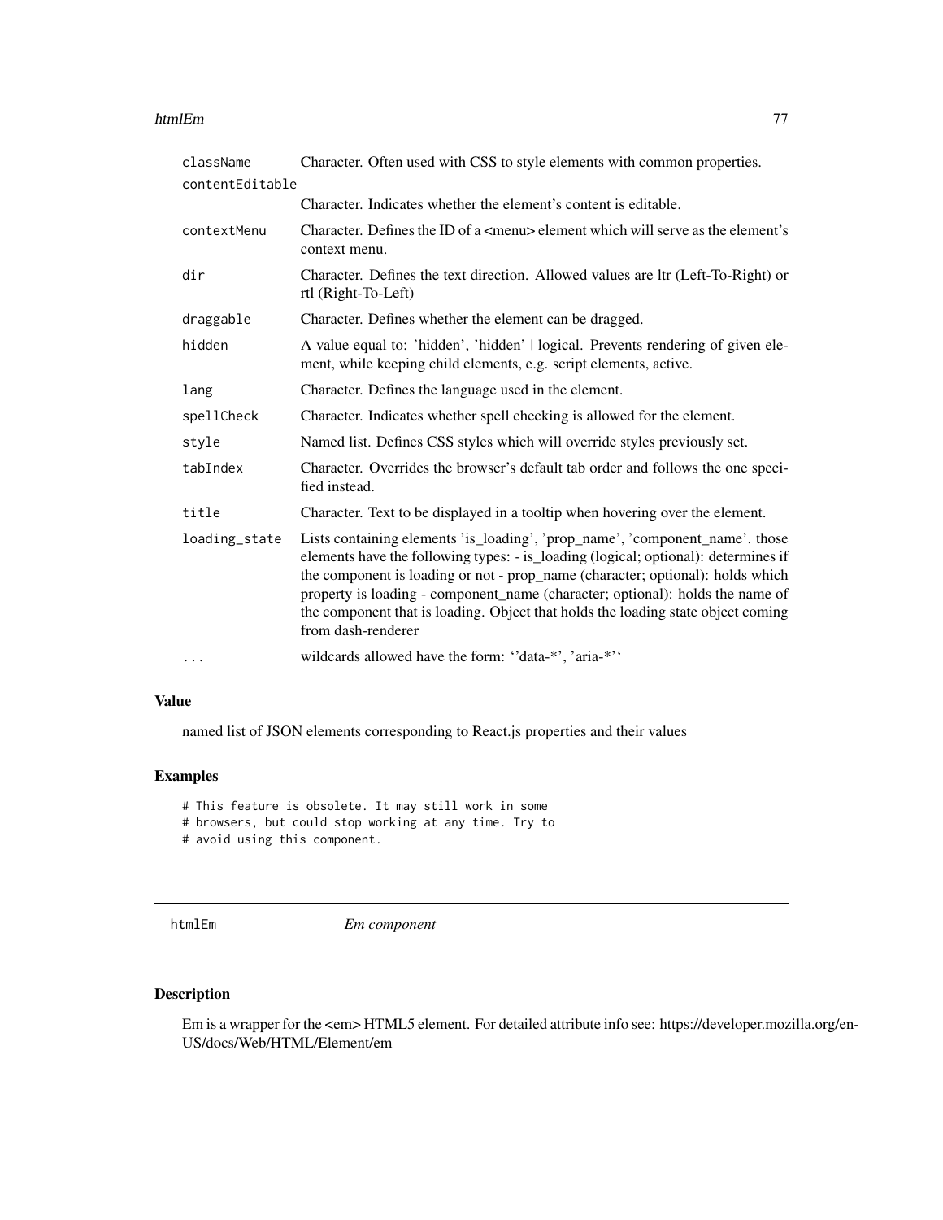| | |
|---|---|
| `className` | Character. Often used with CSS to style elements with common properties. |
| `contentEditable` | Character. Indicates whether the element's content is editable. |
| `contextMenu` | Character. Defines the ID of a <menu> element which will serve as the element's context menu. |
| `dir` | Character. Defines the text direction. Allowed values are ltr (Left-To-Right) or rtl (Right-To-Left) |
| `draggable` | Character. Defines whether the element can be dragged. |
| `hidden` | A value equal to: 'hidden', 'hidden' \| logical. Prevents rendering of given element, while keeping child elements, e.g. script elements, active. |
| `lang` | Character. Defines the language used in the element. |
| `spellCheck` | Character. Indicates whether spell checking is allowed for the element. |
| `style` | Named list. Defines CSS styles which will override styles previously set. |
| `tabIndex` | Character. Overrides the browser's default tab order and follows the one specified instead. |
| `title` | Character. Text to be displayed in a tooltip when hovering over the element. |
| `loading_state` | Lists containing elements 'is_loading', 'prop_name', 'component_name'. those elements have the following types: - is_loading (logical; optional): determines if the component is loading or not - prop_name (character; optional): holds which property is loading - component_name (character; optional): holds the name of the component that is loading. Object that holds the loading state object coming from dash-renderer |
| `...` | wildcards allowed have the form: ''data-*', 'aria-*'' |

### Value

named list of JSON elements corresponding to React.js properties and their values

### Examples

```
# This feature is obsolete. It may still work in some
# browsers, but could stop working at any time. Try to
# avoid using this component.
```

---

## htmlEm *Em component*

---

### Description

Em is a wrapper for the <em> HTML5 element. For detailed attribute info see: https://developer.mozilla.org/en-US/docs/Web/HTML/Element/em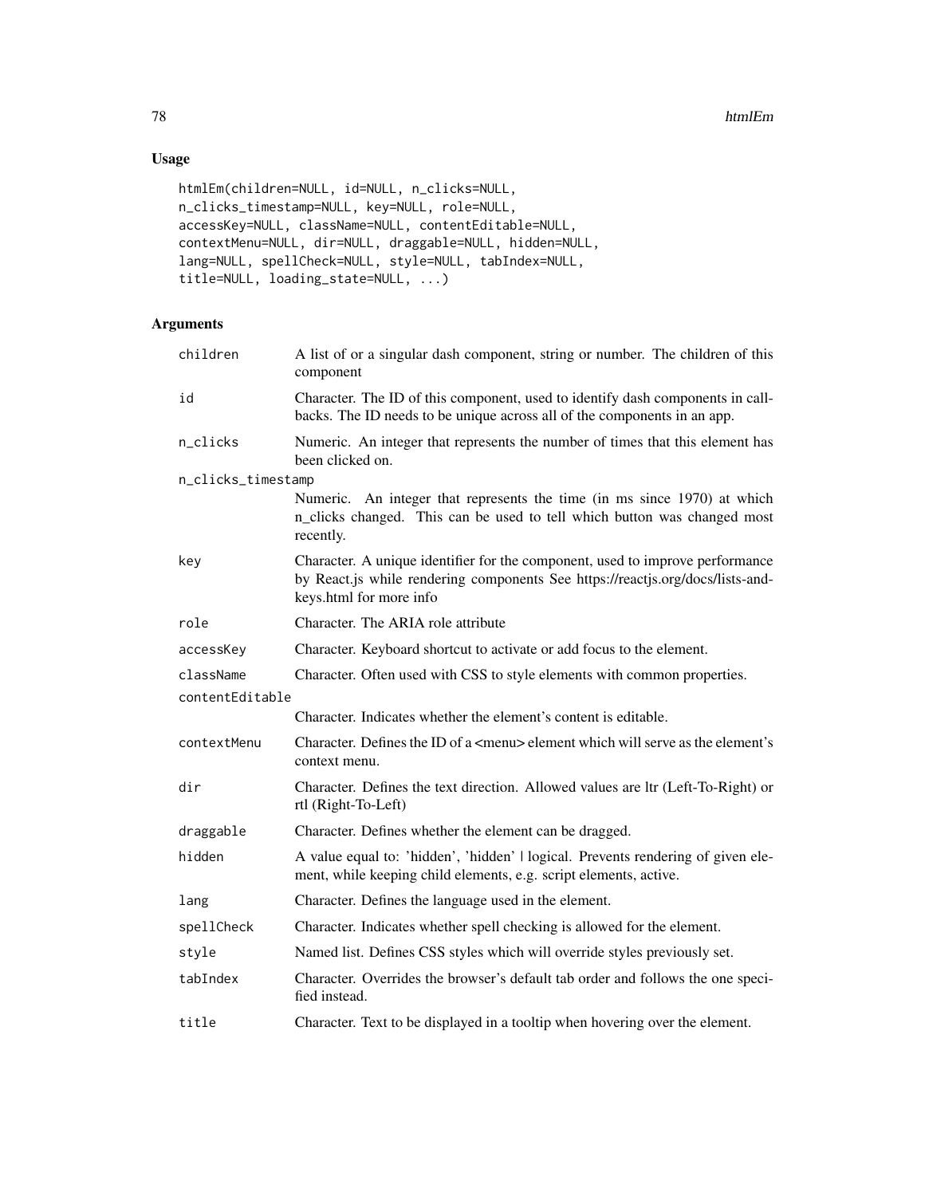## Usage

```
htmlEm(children=NULL, id=NULL, n_clicks=NULL,
n_clicks_timestamp=NULL, key=NULL, role=NULL,
accessKey=NULL, className=NULL, contentEditable=NULL,
contextMenu=NULL, dir=NULL, draggable=NULL, hidden=NULL,
lang=NULL, spellCheck=NULL, style=NULL, tabIndex=NULL,
title=NULL, loading_state=NULL, ...)
```

## Arguments

| | |
|---|---|
| `children` | A list of or a singular dash component, string or number. The children of this component |
| `id` | Character. The ID of this component, used to identify dash components in callbacks. The ID needs to be unique across all of the components in an app. |
| `n_clicks` | Numeric. An integer that represents the number of times that this element has been clicked on. |
| `n_clicks_timestamp` | Numeric. An integer that represents the time (in ms since 1970) at which n_clicks changed. This can be used to tell which button was changed most recently. |
| `key` | Character. A unique identifier for the component, used to improve performance by React.js while rendering components See https://reactjs.org/docs/lists-and-keys.html for more info |
| `role` | Character. The ARIA role attribute |
| `accessKey` | Character. Keyboard shortcut to activate or add focus to the element. |
| `className` | Character. Often used with CSS to style elements with common properties. |
| `contentEditable` | Character. Indicates whether the element's content is editable. |
| `contextMenu` | Character. Defines the ID of a <menu> element which will serve as the element's context menu. |
| `dir` | Character. Defines the text direction. Allowed values are ltr (Left-To-Right) or rtl (Right-To-Left) |
| `draggable` | Character. Defines whether the element can be dragged. |
| `hidden` | A value equal to: 'hidden', 'hidden' \| logical. Prevents rendering of given element, while keeping child elements, e.g. script elements, active. |
| `lang` | Character. Defines the language used in the element. |
| `spellCheck` | Character. Indicates whether spell checking is allowed for the element. |
| `style` | Named list. Defines CSS styles which will override styles previously set. |
| `tabIndex` | Character. Overrides the browser's default tab order and follows the one specified instead. |
| `title` | Character. Text to be displayed in a tooltip when hovering over the element. |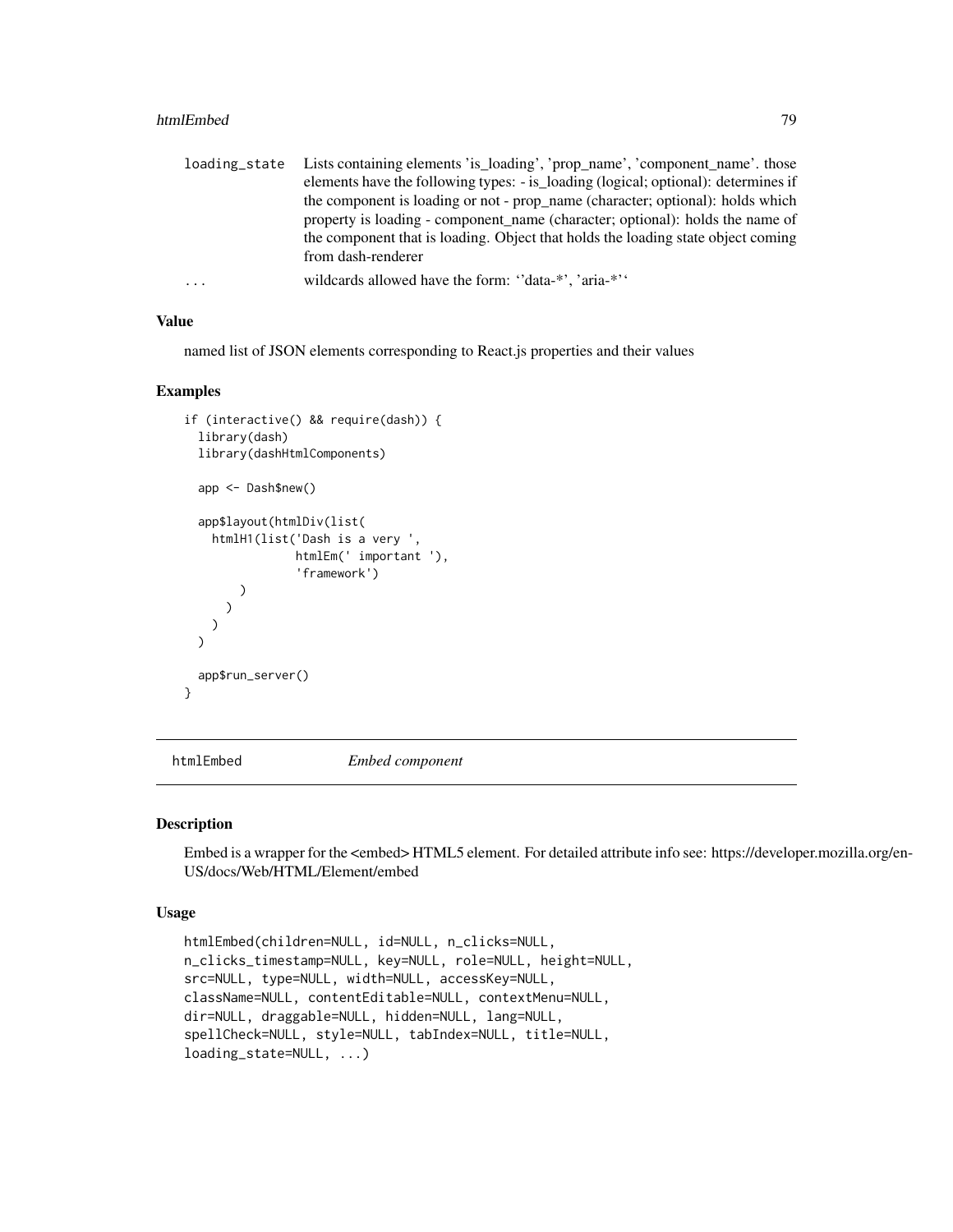| | |
|---|---|
| loading_state | Lists containing elements 'is_loading', 'prop_name', 'component_name'. those elements have the following types: - is_loading (logical; optional): determines if the component is loading or not - prop_name (character; optional): holds which property is loading - component_name (character; optional): holds the name of the component that is loading. Object that holds the loading state object coming from dash-renderer |
| ... | wildcards allowed have the form: ''data-*', 'aria-*'' |

### Value

named list of JSON elements corresponding to React.js properties and their values

### Examples

```
if (interactive() && require(dash)) {
  library(dash)
  library(dashHtmlComponents)

  app <- Dash$new()

  app$layout(htmlDiv(list(
    htmlH1(list('Dash is a very ',
                htmlEm(' important '),
                'framework')
        )
      )
    )
  )

  app$run_server()
}
```

---

## htmlEmbed *Embed component*

### Description

Embed is a wrapper for the <embed> HTML5 element. For detailed attribute info see: https://developer.mozilla.org/en-US/docs/Web/HTML/Element/embed

### Usage

```
htmlEmbed(children=NULL, id=NULL, n_clicks=NULL,
n_clicks_timestamp=NULL, key=NULL, role=NULL, height=NULL,
src=NULL, type=NULL, width=NULL, accessKey=NULL,
className=NULL, contentEditable=NULL, contextMenu=NULL,
dir=NULL, draggable=NULL, hidden=NULL, lang=NULL,
spellCheck=NULL, style=NULL, tabIndex=NULL, title=NULL,
loading_state=NULL, ...)
```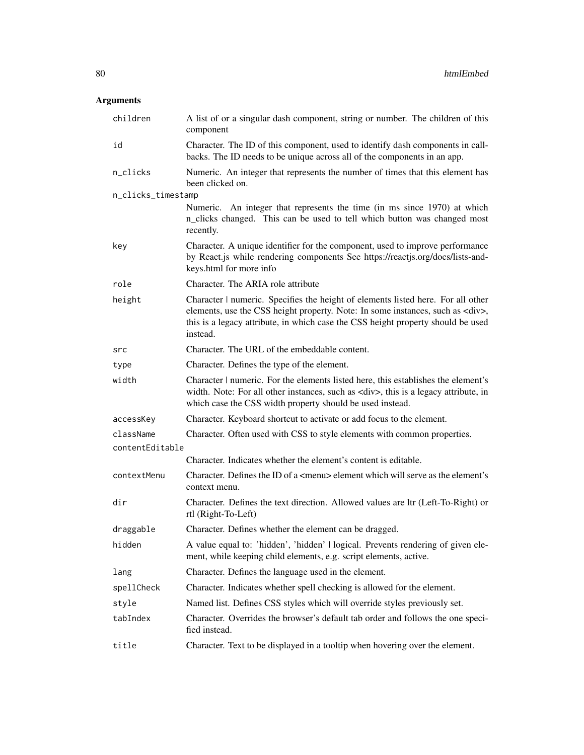## Arguments

| | |
|---|---|
| children | A list of or a singular dash component, string or number. The children of this component |
| id | Character. The ID of this component, used to identify dash components in callbacks. The ID needs to be unique across all of the components in an app. |
| n_clicks | Numeric. An integer that represents the number of times that this element has been clicked on. |
| n_clicks_timestamp | Numeric. An integer that represents the time (in ms since 1970) at which n_clicks changed. This can be used to tell which button was changed most recently. |
| key | Character. A unique identifier for the component, used to improve performance by React.js while rendering components See https://reactjs.org/docs/lists-and-keys.html for more info |
| role | Character. The ARIA role attribute |
| height | Character \| numeric. Specifies the height of elements listed here. For all other elements, use the CSS height property. Note: In some instances, such as <div>, this is a legacy attribute, in which case the CSS height property should be used instead. |
| src | Character. The URL of the embeddable content. |
| type | Character. Defines the type of the element. |
| width | Character \| numeric. For the elements listed here, this establishes the element's width. Note: For all other instances, such as <div>, this is a legacy attribute, in which case the CSS width property should be used instead. |
| accessKey | Character. Keyboard shortcut to activate or add focus to the element. |
| className | Character. Often used with CSS to style elements with common properties. |
| contentEditable | Character. Indicates whether the element's content is editable. |
| contextMenu | Character. Defines the ID of a <menu> element which will serve as the element's context menu. |
| dir | Character. Defines the text direction. Allowed values are ltr (Left-To-Right) or rtl (Right-To-Left) |
| draggable | Character. Defines whether the element can be dragged. |
| hidden | A value equal to: 'hidden', 'hidden' \| logical. Prevents rendering of given element, while keeping child elements, e.g. script elements, active. |
| lang | Character. Defines the language used in the element. |
| spellCheck | Character. Indicates whether spell checking is allowed for the element. |
| style | Named list. Defines CSS styles which will override styles previously set. |
| tabIndex | Character. Overrides the browser's default tab order and follows the one specified instead. |
| title | Character. Text to be displayed in a tooltip when hovering over the element. |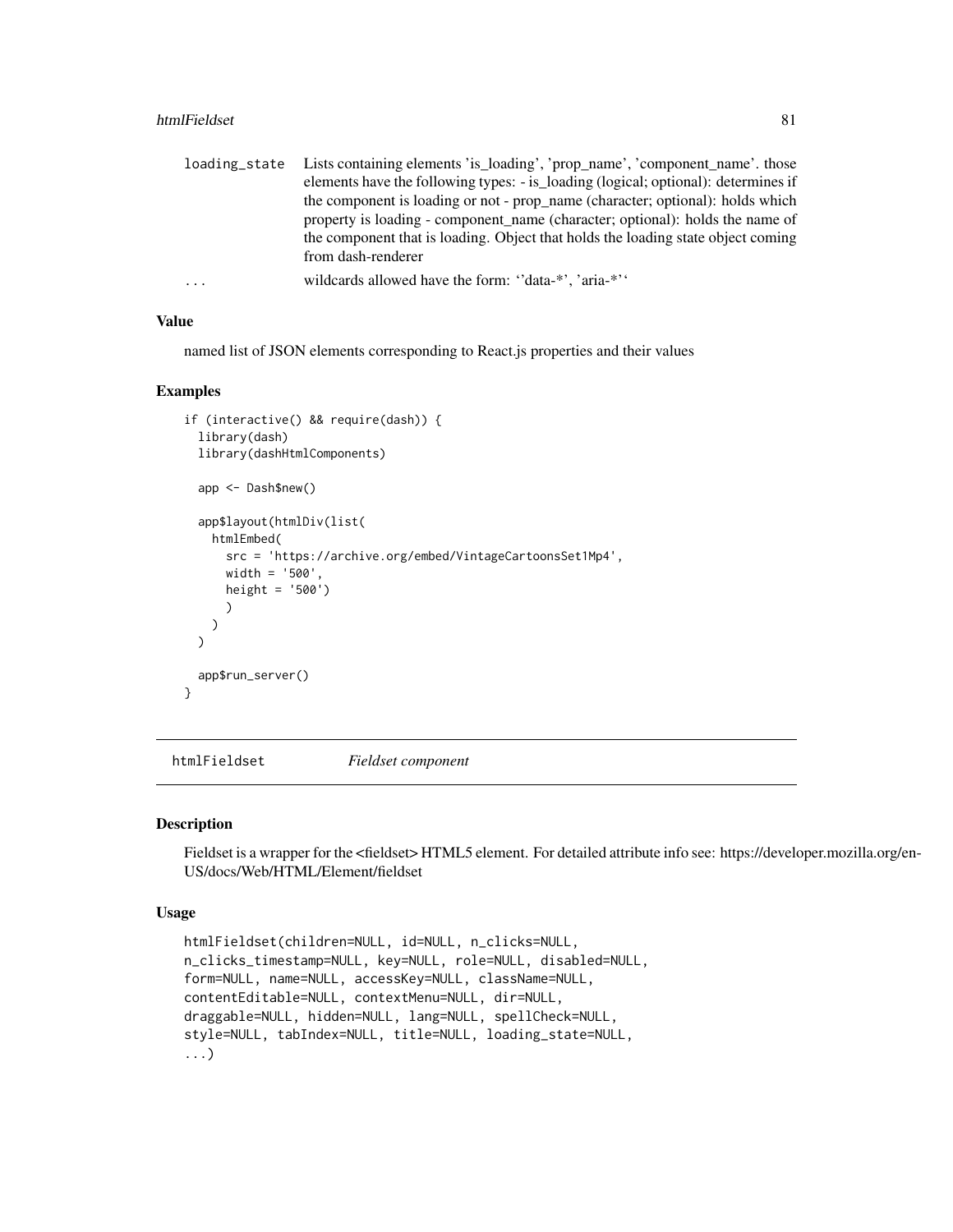| | |
|---|---|
| loading_state | Lists containing elements 'is_loading', 'prop_name', 'component_name'. those elements have the following types: - is_loading (logical; optional): determines if the component is loading or not - prop_name (character; optional): holds which property is loading - component_name (character; optional): holds the name of the component that is loading. Object that holds the loading state object coming from dash-renderer |
| ... | wildcards allowed have the form: ''data-*', 'aria-*'' |

### Value

named list of JSON elements corresponding to React.js properties and their values

### Examples

```
if (interactive() && require(dash)) {
  library(dash)
  library(dashHtmlComponents)

  app <- Dash$new()

  app$layout(htmlDiv(list(
    htmlEmbed(
      src = 'https://archive.org/embed/VintageCartoonsSet1Mp4',
      width = '500',
      height = '500')
      )
    )
  )

  app$run_server()
}
```

## htmlFieldset    *Fieldset component*

### Description

Fieldset is a wrapper for the <fieldset> HTML5 element. For detailed attribute info see: https://developer.mozilla.org/en-US/docs/Web/HTML/Element/fieldset

### Usage

```
htmlFieldset(children=NULL, id=NULL, n_clicks=NULL,
n_clicks_timestamp=NULL, key=NULL, role=NULL, disabled=NULL,
form=NULL, name=NULL, accessKey=NULL, className=NULL,
contentEditable=NULL, contextMenu=NULL, dir=NULL,
draggable=NULL, hidden=NULL, lang=NULL, spellCheck=NULL,
style=NULL, tabIndex=NULL, title=NULL, loading_state=NULL,
...)
```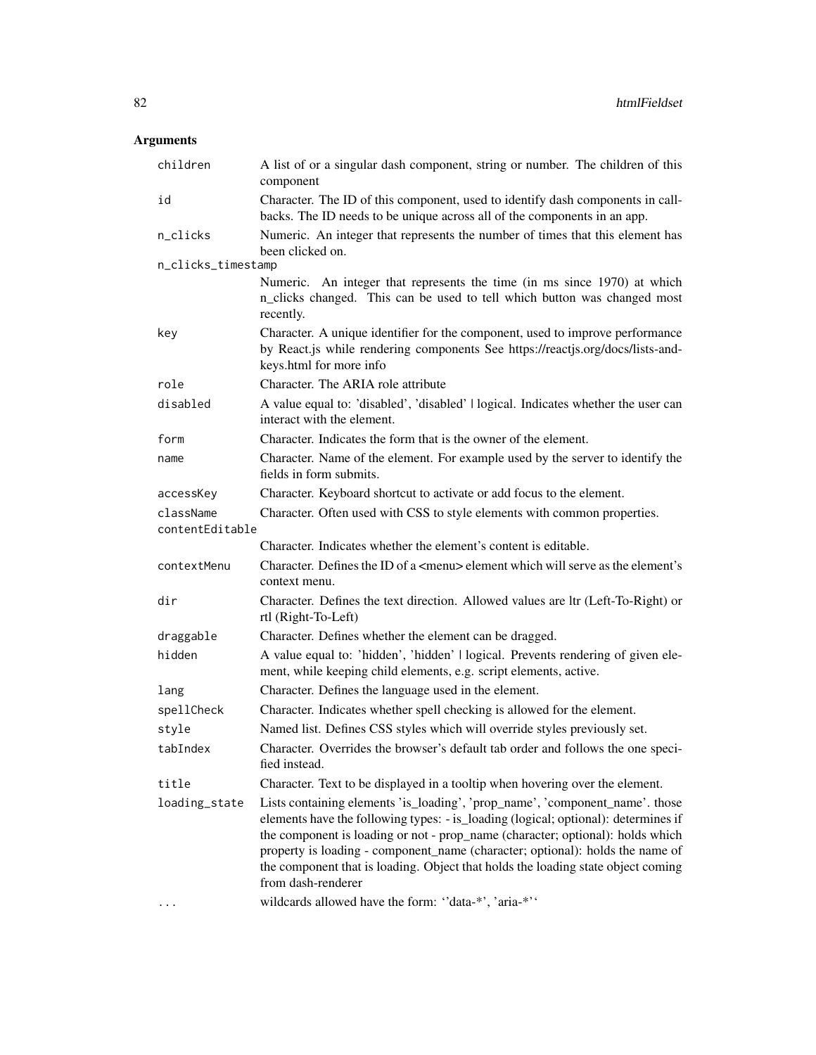## Arguments

| | |
|---|---|
| children | A list of or a singular dash component, string or number. The children of this component |
| id | Character. The ID of this component, used to identify dash components in callbacks. The ID needs to be unique across all of the components in an app. |
| n_clicks | Numeric. An integer that represents the number of times that this element has been clicked on. |
| n_clicks_timestamp | Numeric. An integer that represents the time (in ms since 1970) at which n_clicks changed. This can be used to tell which button was changed most recently. |
| key | Character. A unique identifier for the component, used to improve performance by React.js while rendering components See https://reactjs.org/docs/lists-and-keys.html for more info |
| role | Character. The ARIA role attribute |
| disabled | A value equal to: 'disabled', 'disabled' \| logical. Indicates whether the user can interact with the element. |
| form | Character. Indicates the form that is the owner of the element. |
| name | Character. Name of the element. For example used by the server to identify the fields in form submits. |
| accessKey | Character. Keyboard shortcut to activate or add focus to the element. |
| className | Character. Often used with CSS to style elements with common properties. |
| contentEditable | Character. Indicates whether the element's content is editable. |
| contextMenu | Character. Defines the ID of a <menu> element which will serve as the element's context menu. |
| dir | Character. Defines the text direction. Allowed values are ltr (Left-To-Right) or rtl (Right-To-Left) |
| draggable | Character. Defines whether the element can be dragged. |
| hidden | A value equal to: 'hidden', 'hidden' \| logical. Prevents rendering of given element, while keeping child elements, e.g. script elements, active. |
| lang | Character. Defines the language used in the element. |
| spellCheck | Character. Indicates whether spell checking is allowed for the element. |
| style | Named list. Defines CSS styles which will override styles previously set. |
| tabIndex | Character. Overrides the browser's default tab order and follows the one specified instead. |
| title | Character. Text to be displayed in a tooltip when hovering over the element. |
| loading_state | Lists containing elements 'is_loading', 'prop_name', 'component_name'. those elements have the following types: - is_loading (logical; optional): determines if the component is loading or not - prop_name (character; optional): holds which property is loading - component_name (character; optional): holds the name of the component that is loading. Object that holds the loading state object coming from dash-renderer |
| ... | wildcards allowed have the form: ''data-*', 'aria-*'' |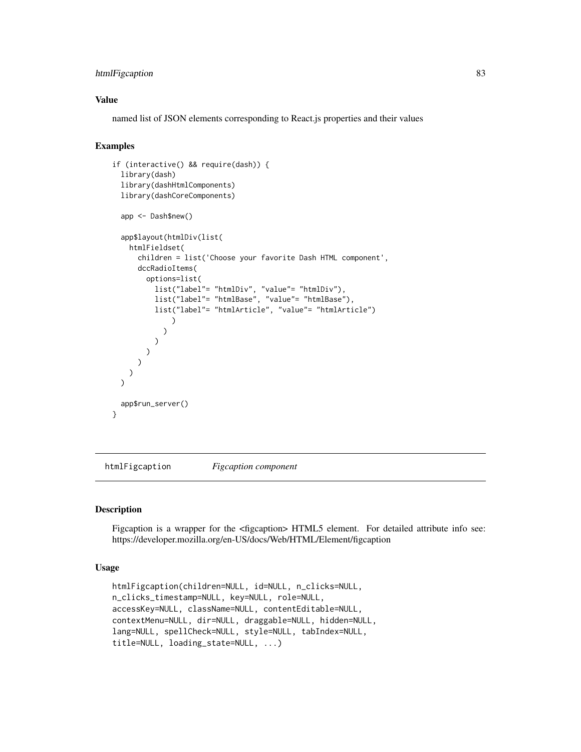### Value

named list of JSON elements corresponding to React.js properties and their values

### Examples

```
if (interactive() && require(dash)) {
  library(dash)
  library(dashHtmlComponents)
  library(dashCoreComponents)

  app <- Dash$new()

  app$layout(htmlDiv(list(
    htmlFieldset(
      children = list('Choose your favorite Dash HTML component',
      dccRadioItems(
        options=list(
          list("label"= "htmlDiv", "value"= "htmlDiv"),
          list("label"= "htmlBase", "value"= "htmlBase"),
          list("label"= "htmlArticle", "value"= "htmlArticle")
              )
            )
          )
        )
      )
    )
  )

  app$run_server()
}
```

## htmlFigcaption *Figcaption component*

### Description

Figcaption is a wrapper for the <figcaption> HTML5 element. For detailed attribute info see: https://developer.mozilla.org/en-US/docs/Web/HTML/Element/figcaption

### Usage

```
htmlFigcaption(children=NULL, id=NULL, n_clicks=NULL,
n_clicks_timestamp=NULL, key=NULL, role=NULL,
accessKey=NULL, className=NULL, contentEditable=NULL,
contextMenu=NULL, dir=NULL, draggable=NULL, hidden=NULL,
lang=NULL, spellCheck=NULL, style=NULL, tabIndex=NULL,
title=NULL, loading_state=NULL, ...)
```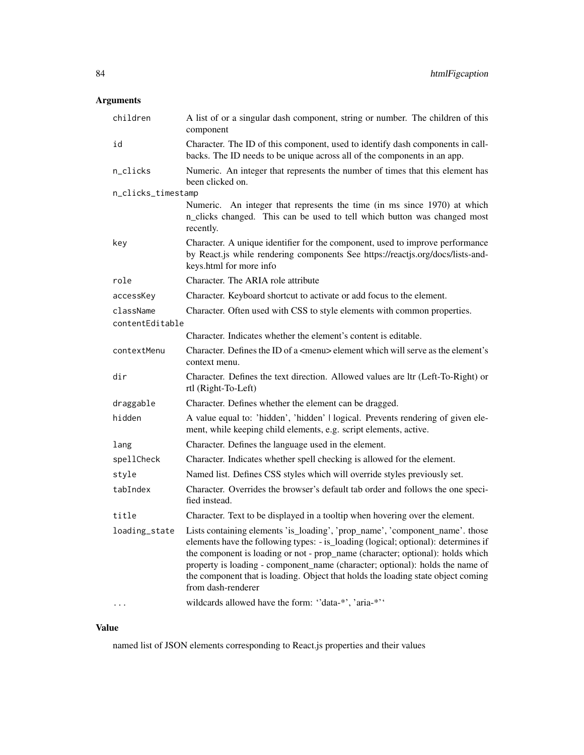## Arguments

| | |
|---|---|
| `children` | A list of or a singular dash component, string or number. The children of this component |
| `id` | Character. The ID of this component, used to identify dash components in callbacks. The ID needs to be unique across all of the components in an app. |
| `n_clicks` | Numeric. An integer that represents the number of times that this element has been clicked on. |
| `n_clicks_timestamp` | Numeric. An integer that represents the time (in ms since 1970) at which n_clicks changed. This can be used to tell which button was changed most recently. |
| `key` | Character. A unique identifier for the component, used to improve performance by React.js while rendering components See https://reactjs.org/docs/lists-and-keys.html for more info |
| `role` | Character. The ARIA role attribute |
| `accessKey` | Character. Keyboard shortcut to activate or add focus to the element. |
| `className` | Character. Often used with CSS to style elements with common properties. |
| `contentEditable` | Character. Indicates whether the element's content is editable. |
| `contextMenu` | Character. Defines the ID of a <menu> element which will serve as the element's context menu. |
| `dir` | Character. Defines the text direction. Allowed values are ltr (Left-To-Right) or rtl (Right-To-Left) |
| `draggable` | Character. Defines whether the element can be dragged. |
| `hidden` | A value equal to: 'hidden', 'hidden' \| logical. Prevents rendering of given element, while keeping child elements, e.g. script elements, active. |
| `lang` | Character. Defines the language used in the element. |
| `spellCheck` | Character. Indicates whether spell checking is allowed for the element. |
| `style` | Named list. Defines CSS styles which will override styles previously set. |
| `tabIndex` | Character. Overrides the browser's default tab order and follows the one specified instead. |
| `title` | Character. Text to be displayed in a tooltip when hovering over the element. |
| `loading_state` | Lists containing elements 'is_loading', 'prop_name', 'component_name'. those elements have the following types: - is_loading (logical; optional): determines if the component is loading or not - prop_name (character; optional): holds which property is loading - component_name (character; optional): holds the name of the component that is loading. Object that holds the loading state object coming from dash-renderer |
| `...` | wildcards allowed have the form: ''data-*', 'aria-*'' |

## Value

named list of JSON elements corresponding to React.js properties and their values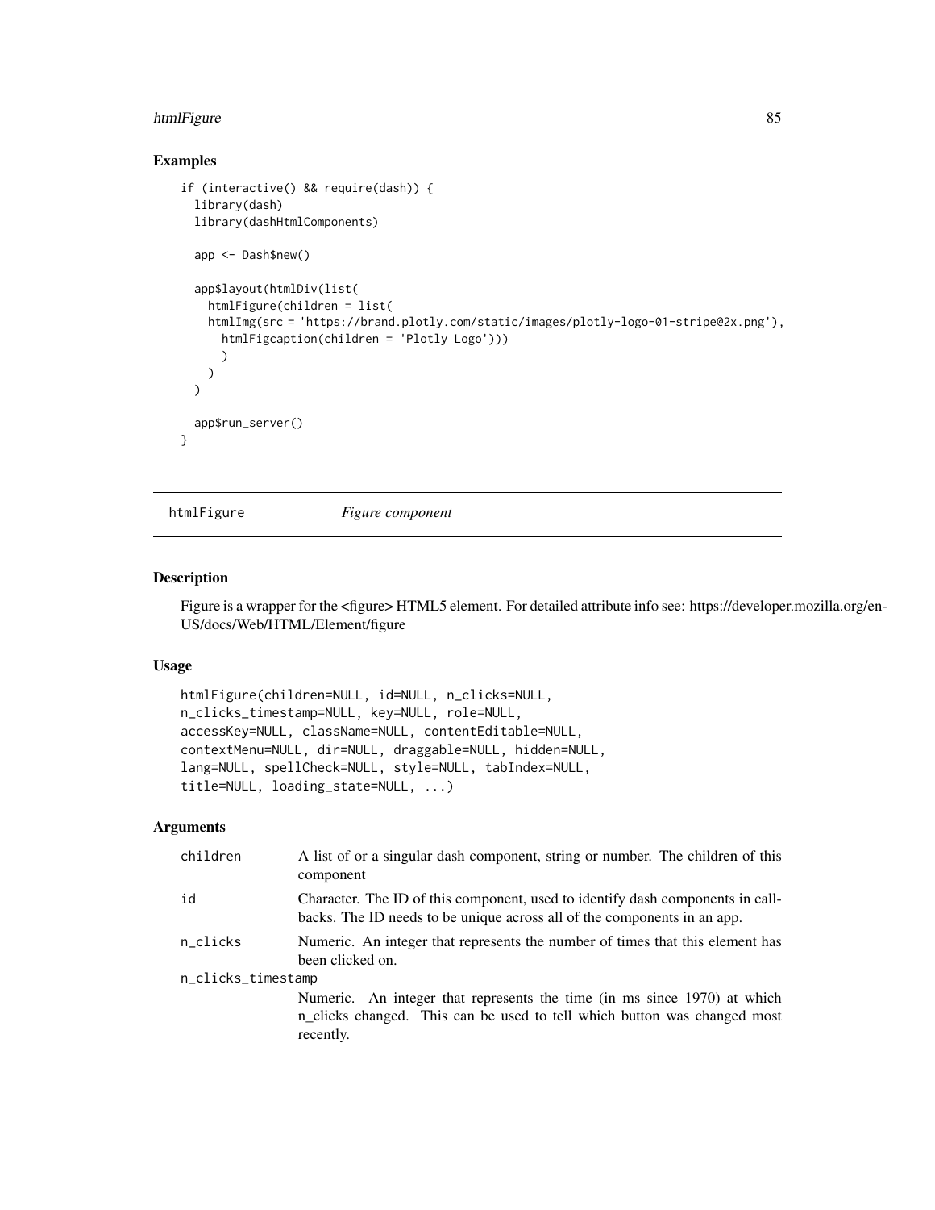## Examples

```
if (interactive() && require(dash)) {
  library(dash)
  library(dashHtmlComponents)

  app <- Dash$new()

  app$layout(htmlDiv(list(
    htmlFigure(children = list(
    htmlImg(src = 'https://brand.plotly.com/static/images/plotly-logo-01-stripe@2x.png'),
      htmlFigcaption(children = 'Plotly Logo')))
      )
    )
  )

  app$run_server()
}
```

---

## htmlFigure    *Figure component*

---

### Description

Figure is a wrapper for the <figure> HTML5 element. For detailed attribute info see: https://developer.mozilla.org/en-US/docs/Web/HTML/Element/figure

### Usage

```
htmlFigure(children=NULL, id=NULL, n_clicks=NULL,
n_clicks_timestamp=NULL, key=NULL, role=NULL,
accessKey=NULL, className=NULL, contentEditable=NULL,
contextMenu=NULL, dir=NULL, draggable=NULL, hidden=NULL,
lang=NULL, spellCheck=NULL, style=NULL, tabIndex=NULL,
title=NULL, loading_state=NULL, ...)
```

### Arguments

| | |
|---|---|
| `children` | A list of or a singular dash component, string or number. The children of this component |
| `id` | Character. The ID of this component, used to identify dash components in callbacks. The ID needs to be unique across all of the components in an app. |
| `n_clicks` | Numeric. An integer that represents the number of times that this element has been clicked on. |
| `n_clicks_timestamp` | Numeric. An integer that represents the time (in ms since 1970) at which n_clicks changed. This can be used to tell which button was changed most recently. |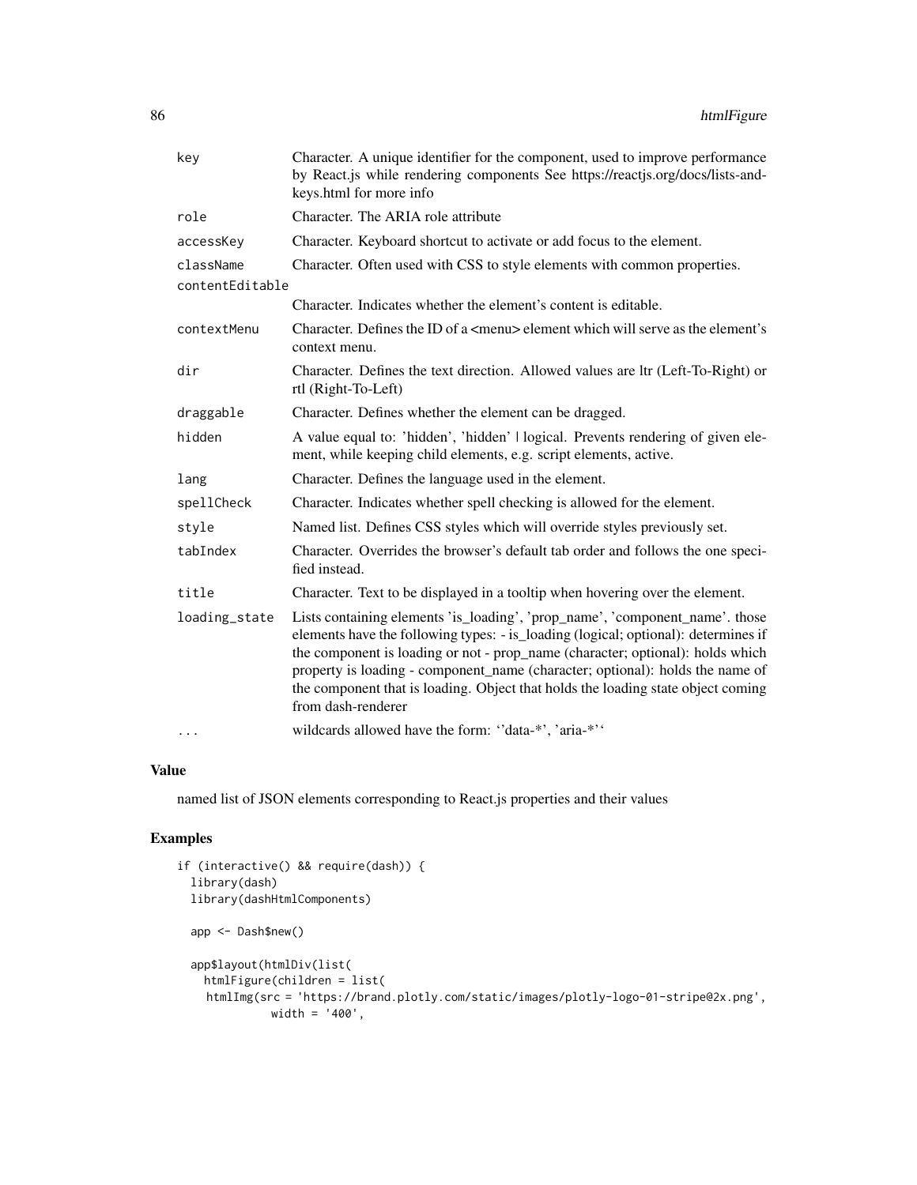| | |
|---|---|
| key | Character. A unique identifier for the component, used to improve performance by React.js while rendering components See https://reactjs.org/docs/lists-and-keys.html for more info |
| role | Character. The ARIA role attribute |
| accessKey | Character. Keyboard shortcut to activate or add focus to the element. |
| className | Character. Often used with CSS to style elements with common properties. |
| contentEditable | Character. Indicates whether the element's content is editable. |
| contextMenu | Character. Defines the ID of a <menu> element which will serve as the element's context menu. |
| dir | Character. Defines the text direction. Allowed values are ltr (Left-To-Right) or rtl (Right-To-Left) |
| draggable | Character. Defines whether the element can be dragged. |
| hidden | A value equal to: 'hidden', 'hidden' \| logical. Prevents rendering of given element, while keeping child elements, e.g. script elements, active. |
| lang | Character. Defines the language used in the element. |
| spellCheck | Character. Indicates whether spell checking is allowed for the element. |
| style | Named list. Defines CSS styles which will override styles previously set. |
| tabIndex | Character. Overrides the browser's default tab order and follows the one specified instead. |
| title | Character. Text to be displayed in a tooltip when hovering over the element. |
| loading_state | Lists containing elements 'is_loading', 'prop_name', 'component_name'. those elements have the following types: - is_loading (logical; optional): determines if the component is loading or not - prop_name (character; optional): holds which property is loading - component_name (character; optional): holds the name of the component that is loading. Object that holds the loading state object coming from dash-renderer |
| ... | wildcards allowed have the form: ''data-*', 'aria-*'' |

## Value

named list of JSON elements corresponding to React.js properties and their values

## Examples

```
if (interactive() && require(dash)) {
  library(dash)
  library(dashHtmlComponents)

  app <- Dash$new()

  app$layout(htmlDiv(list(
    htmlFigure(children = list(
     htmlImg(src = 'https://brand.plotly.com/static/images/plotly-logo-01-stripe@2x.png',
             width = '400',
```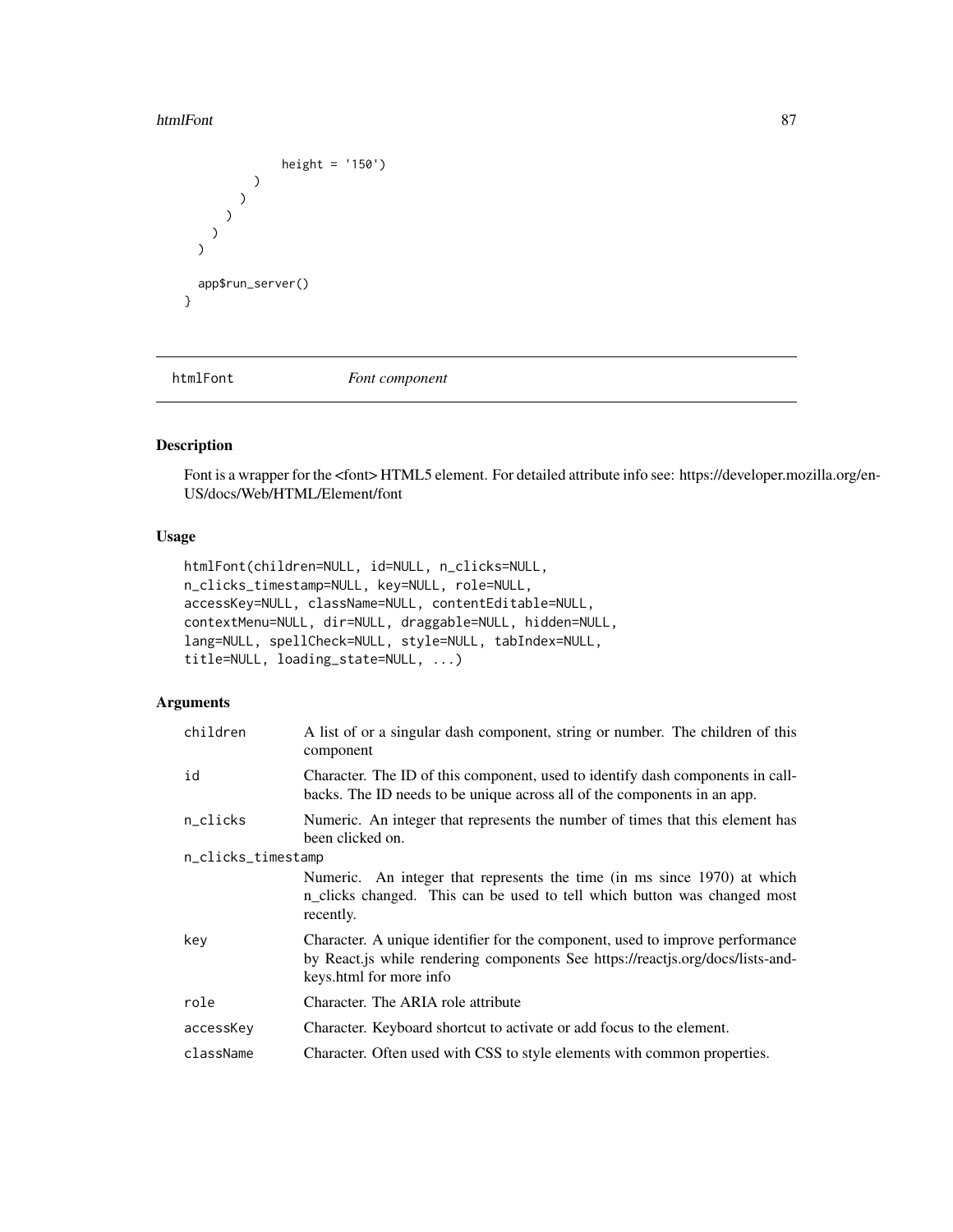```
              height = '150')
          )
        )
      )
    )
  )

  app$run_server()
}
```

## htmlFont *Font component*

### Description

Font is a wrapper for the <font> HTML5 element. For detailed attribute info see: https://developer.mozilla.org/en-US/docs/Web/HTML/Element/font

### Usage

```
htmlFont(children=NULL, id=NULL, n_clicks=NULL,
n_clicks_timestamp=NULL, key=NULL, role=NULL,
accessKey=NULL, className=NULL, contentEditable=NULL,
contextMenu=NULL, dir=NULL, draggable=NULL, hidden=NULL,
lang=NULL, spellCheck=NULL, style=NULL, tabIndex=NULL,
title=NULL, loading_state=NULL, ...)
```

### Arguments

| | |
|---|---|
| children | A list of or a singular dash component, string or number. The children of this component |
| id | Character. The ID of this component, used to identify dash components in callbacks. The ID needs to be unique across all of the components in an app. |
| n_clicks | Numeric. An integer that represents the number of times that this element has been clicked on. |
| n_clicks_timestamp | Numeric. An integer that represents the time (in ms since 1970) at which n_clicks changed. This can be used to tell which button was changed most recently. |
| key | Character. A unique identifier for the component, used to improve performance by React.js while rendering components See https://reactjs.org/docs/lists-and-keys.html for more info |
| role | Character. The ARIA role attribute |
| accessKey | Character. Keyboard shortcut to activate or add focus to the element. |
| className | Character. Often used with CSS to style elements with common properties. |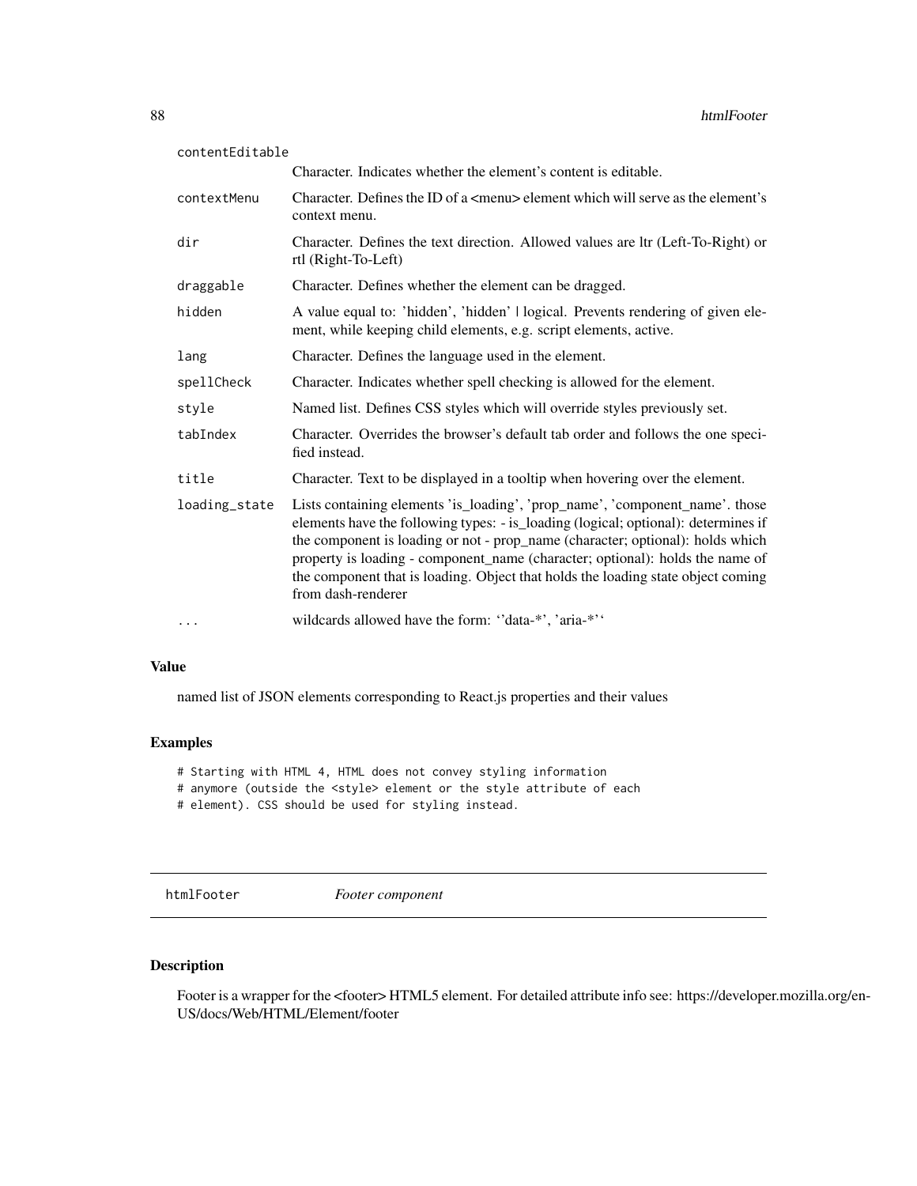| | |
|---|---|
| contentEditable | Character. Indicates whether the element's content is editable. |
| contextMenu | Character. Defines the ID of a <menu> element which will serve as the element's context menu. |
| dir | Character. Defines the text direction. Allowed values are ltr (Left-To-Right) or rtl (Right-To-Left) |
| draggable | Character. Defines whether the element can be dragged. |
| hidden | A value equal to: 'hidden', 'hidden' \| logical. Prevents rendering of given element, while keeping child elements, e.g. script elements, active. |
| lang | Character. Defines the language used in the element. |
| spellCheck | Character. Indicates whether spell checking is allowed for the element. |
| style | Named list. Defines CSS styles which will override styles previously set. |
| tabIndex | Character. Overrides the browser's default tab order and follows the one specified instead. |
| title | Character. Text to be displayed in a tooltip when hovering over the element. |
| loading_state | Lists containing elements 'is_loading', 'prop_name', 'component_name'. those elements have the following types: - is_loading (logical; optional): determines if the component is loading or not - prop_name (character; optional): holds which property is loading - component_name (character; optional): holds the name of the component that is loading. Object that holds the loading state object coming from dash-renderer |
| ... | wildcards allowed have the form: ''data-*', 'aria-*'' |

## Value

named list of JSON elements corresponding to React.js properties and their values

## Examples

```
# Starting with HTML 4, HTML does not convey styling information
# anymore (outside the <style> element or the style attribute of each
# element). CSS should be used for styling instead.
```

---

# htmlFooter *Footer component*

---

## Description

Footer is a wrapper for the <footer> HTML5 element. For detailed attribute info see: https://developer.mozilla.org/en-US/docs/Web/HTML/Element/footer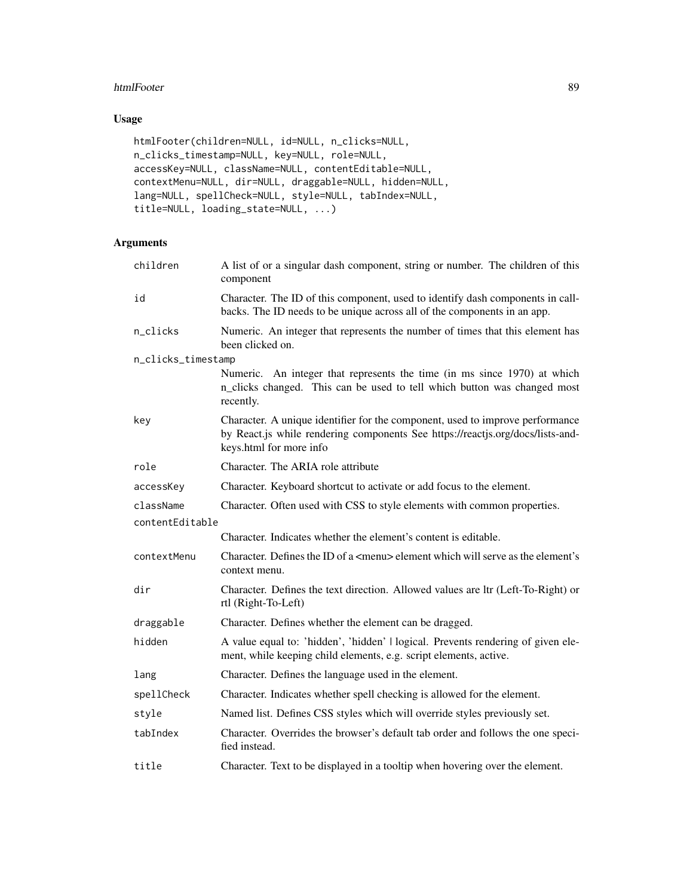## Usage

```
htmlFooter(children=NULL, id=NULL, n_clicks=NULL,
n_clicks_timestamp=NULL, key=NULL, role=NULL,
accessKey=NULL, className=NULL, contentEditable=NULL,
contextMenu=NULL, dir=NULL, draggable=NULL, hidden=NULL,
lang=NULL, spellCheck=NULL, style=NULL, tabIndex=NULL,
title=NULL, loading_state=NULL, ...)
```

## Arguments

| | |
|---|---|
| children | A list of or a singular dash component, string or number. The children of this component |
| id | Character. The ID of this component, used to identify dash components in callbacks. The ID needs to be unique across all of the components in an app. |
| n_clicks | Numeric. An integer that represents the number of times that this element has been clicked on. |
| n_clicks_timestamp | Numeric. An integer that represents the time (in ms since 1970) at which n_clicks changed. This can be used to tell which button was changed most recently. |
| key | Character. A unique identifier for the component, used to improve performance by React.js while rendering components See https://reactjs.org/docs/lists-and-keys.html for more info |
| role | Character. The ARIA role attribute |
| accessKey | Character. Keyboard shortcut to activate or add focus to the element. |
| className | Character. Often used with CSS to style elements with common properties. |
| contentEditable | Character. Indicates whether the element's content is editable. |
| contextMenu | Character. Defines the ID of a <menu> element which will serve as the element's context menu. |
| dir | Character. Defines the text direction. Allowed values are ltr (Left-To-Right) or rtl (Right-To-Left) |
| draggable | Character. Defines whether the element can be dragged. |
| hidden | A value equal to: 'hidden', 'hidden' \| logical. Prevents rendering of given element, while keeping child elements, e.g. script elements, active. |
| lang | Character. Defines the language used in the element. |
| spellCheck | Character. Indicates whether spell checking is allowed for the element. |
| style | Named list. Defines CSS styles which will override styles previously set. |
| tabIndex | Character. Overrides the browser's default tab order and follows the one specified instead. |
| title | Character. Text to be displayed in a tooltip when hovering over the element. |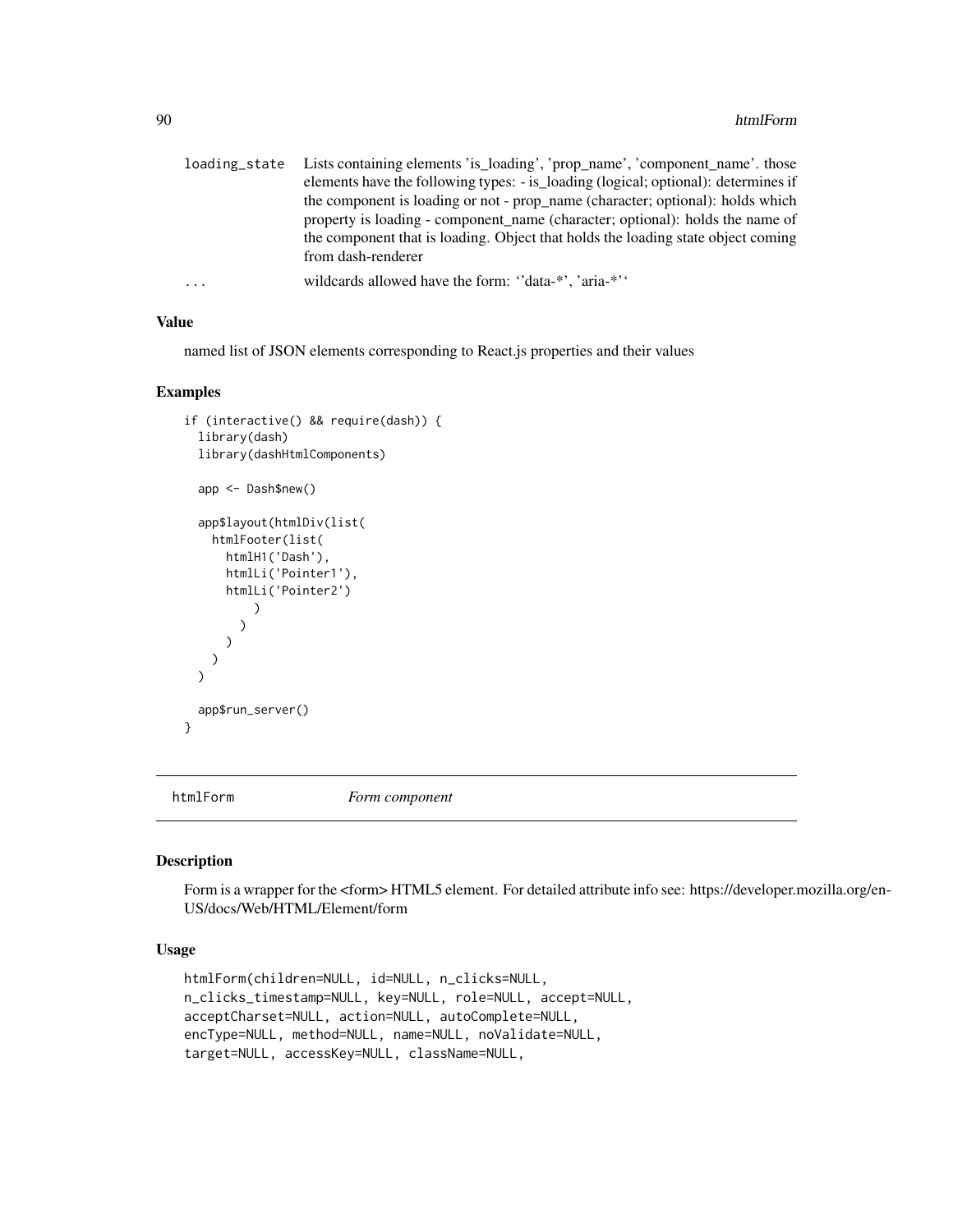| | |
|---|---|
| loading_state | Lists containing elements 'is_loading', 'prop_name', 'component_name'. those elements have the following types: - is_loading (logical; optional): determines if the component is loading or not - prop_name (character; optional): holds which property is loading - component_name (character; optional): holds the name of the component that is loading. Object that holds the loading state object coming from dash-renderer |
| ... | wildcards allowed have the form: ''data-*', 'aria-*'' |

### Value

named list of JSON elements corresponding to React.js properties and their values

### Examples

```
if (interactive() && require(dash)) {
  library(dash)
  library(dashHtmlComponents)

  app <- Dash$new()

  app$layout(htmlDiv(list(
    htmlFooter(list(
      htmlH1('Dash'),
      htmlLi('Pointer1'),
      htmlLi('Pointer2')
          )
        )
      )
    )
  )

  app$run_server()
}
```

---

## htmlForm — *Form component*

### Description

Form is a wrapper for the <form> HTML5 element. For detailed attribute info see: https://developer.mozilla.org/en-US/docs/Web/HTML/Element/form

### Usage

```
htmlForm(children=NULL, id=NULL, n_clicks=NULL,
n_clicks_timestamp=NULL, key=NULL, role=NULL, accept=NULL,
acceptCharset=NULL, action=NULL, autoComplete=NULL,
encType=NULL, method=NULL, name=NULL, noValidate=NULL,
target=NULL, accessKey=NULL, className=NULL,
```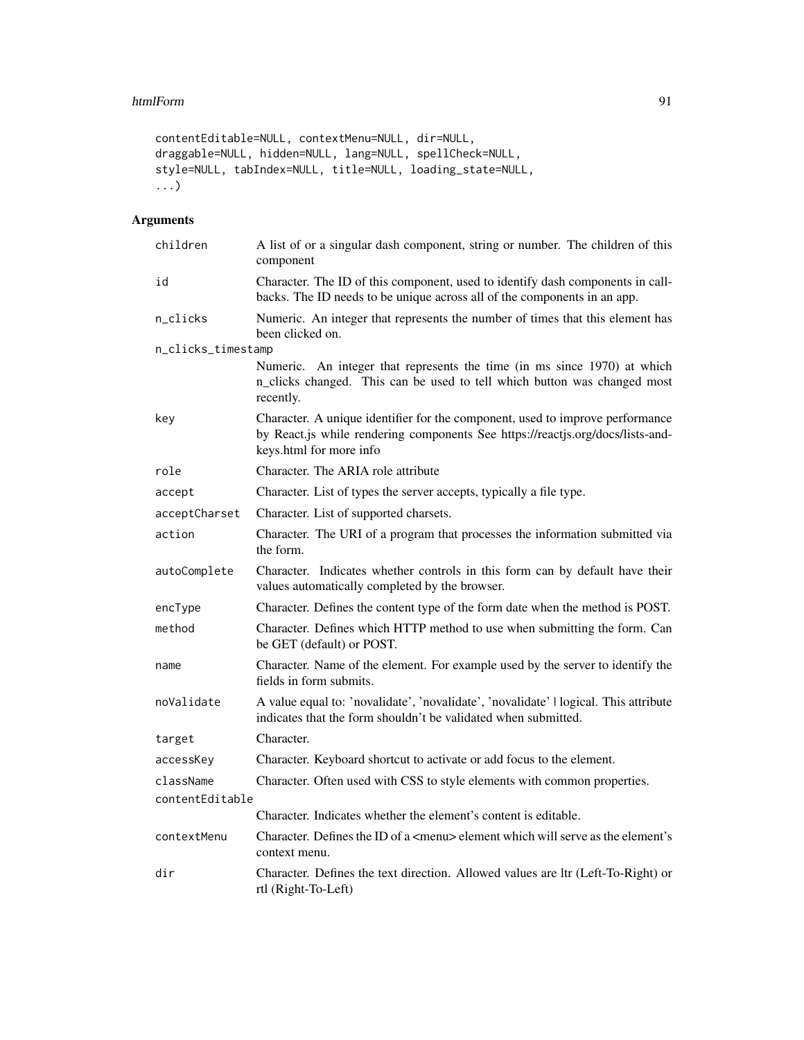```
contentEditable=NULL, contextMenu=NULL, dir=NULL,
draggable=NULL, hidden=NULL, lang=NULL, spellCheck=NULL,
style=NULL, tabIndex=NULL, title=NULL, loading_state=NULL,
...)
```

## Arguments

| | |
|---|---|
| `children` | A list of or a singular dash component, string or number. The children of this component |
| `id` | Character. The ID of this component, used to identify dash components in callbacks. The ID needs to be unique across all of the components in an app. |
| `n_clicks` | Numeric. An integer that represents the number of times that this element has been clicked on. |
| `n_clicks_timestamp` | Numeric. An integer that represents the time (in ms since 1970) at which n_clicks changed. This can be used to tell which button was changed most recently. |
| `key` | Character. A unique identifier for the component, used to improve performance by React.js while rendering components See https://reactjs.org/docs/lists-and-keys.html for more info |
| `role` | Character. The ARIA role attribute |
| `accept` | Character. List of types the server accepts, typically a file type. |
| `acceptCharset` | Character. List of supported charsets. |
| `action` | Character. The URI of a program that processes the information submitted via the form. |
| `autoComplete` | Character. Indicates whether controls in this form can by default have their values automatically completed by the browser. |
| `encType` | Character. Defines the content type of the form date when the method is POST. |
| `method` | Character. Defines which HTTP method to use when submitting the form. Can be GET (default) or POST. |
| `name` | Character. Name of the element. For example used by the server to identify the fields in form submits. |
| `noValidate` | A value equal to: 'novalidate', 'novalidate', 'novalidate' \| logical. This attribute indicates that the form shouldn't be validated when submitted. |
| `target` | Character. |
| `accessKey` | Character. Keyboard shortcut to activate or add focus to the element. |
| `className` | Character. Often used with CSS to style elements with common properties. |
| `contentEditable` | Character. Indicates whether the element's content is editable. |
| `contextMenu` | Character. Defines the ID of a <menu> element which will serve as the element's context menu. |
| `dir` | Character. Defines the text direction. Allowed values are ltr (Left-To-Right) or rtl (Right-To-Left) |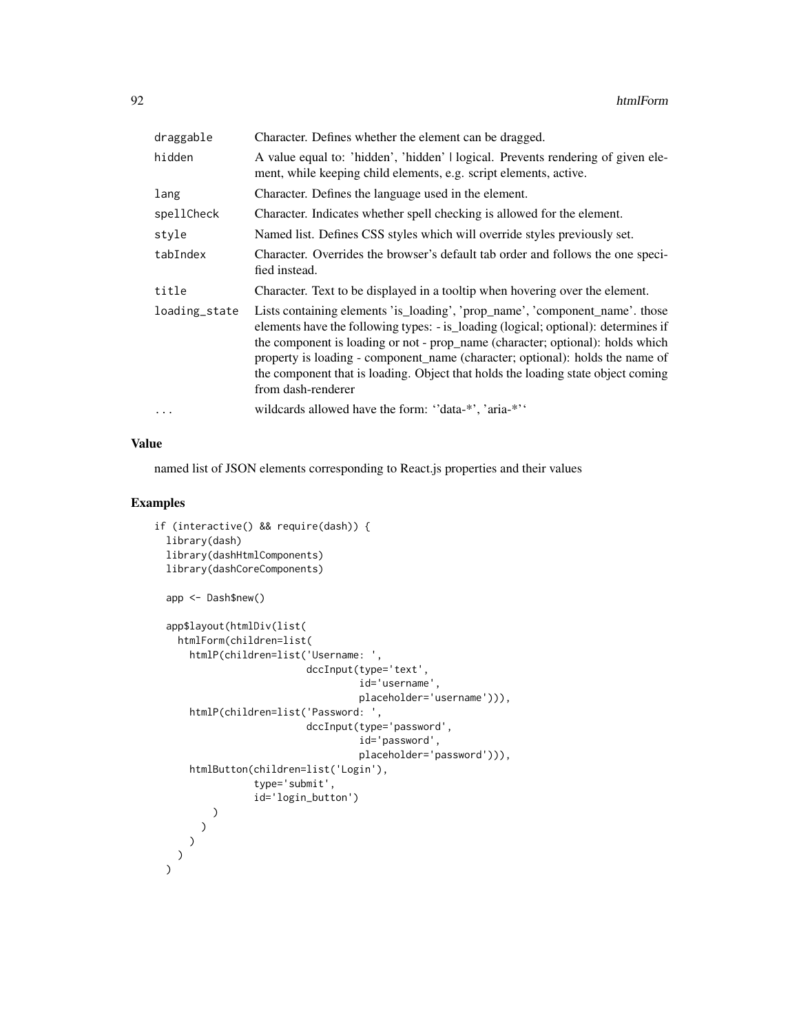| | |
|---|---|
| `draggable` | Character. Defines whether the element can be dragged. |
| `hidden` | A value equal to: 'hidden', 'hidden' \| logical. Prevents rendering of given element, while keeping child elements, e.g. script elements, active. |
| `lang` | Character. Defines the language used in the element. |
| `spellCheck` | Character. Indicates whether spell checking is allowed for the element. |
| `style` | Named list. Defines CSS styles which will override styles previously set. |
| `tabIndex` | Character. Overrides the browser's default tab order and follows the one specified instead. |
| `title` | Character. Text to be displayed in a tooltip when hovering over the element. |
| `loading_state` | Lists containing elements 'is_loading', 'prop_name', 'component_name'. those elements have the following types: - is_loading (logical; optional): determines if the component is loading or not - prop_name (character; optional): holds which property is loading - component_name (character; optional): holds the name of the component that is loading. Object that holds the loading state object coming from dash-renderer |
| `...` | wildcards allowed have the form: ''data-*', 'aria-*'' |

## Value

named list of JSON elements corresponding to React.js properties and their values

## Examples

```
if (interactive() && require(dash)) {
  library(dash)
  library(dashHtmlComponents)
  library(dashCoreComponents)

  app <- Dash$new()

  app$layout(htmlDiv(list(
    htmlForm(children=list(
      htmlP(children=list('Username: ',
                          dccInput(type='text',
                                   id='username',
                                   placeholder='username'))),
      htmlP(children=list('Password: ',
                          dccInput(type='password',
                                   id='password',
                                   placeholder='password'))),
      htmlButton(children=list('Login'),
                 type='submit',
                 id='login_button')
          )
        )
      )
    )
  )
```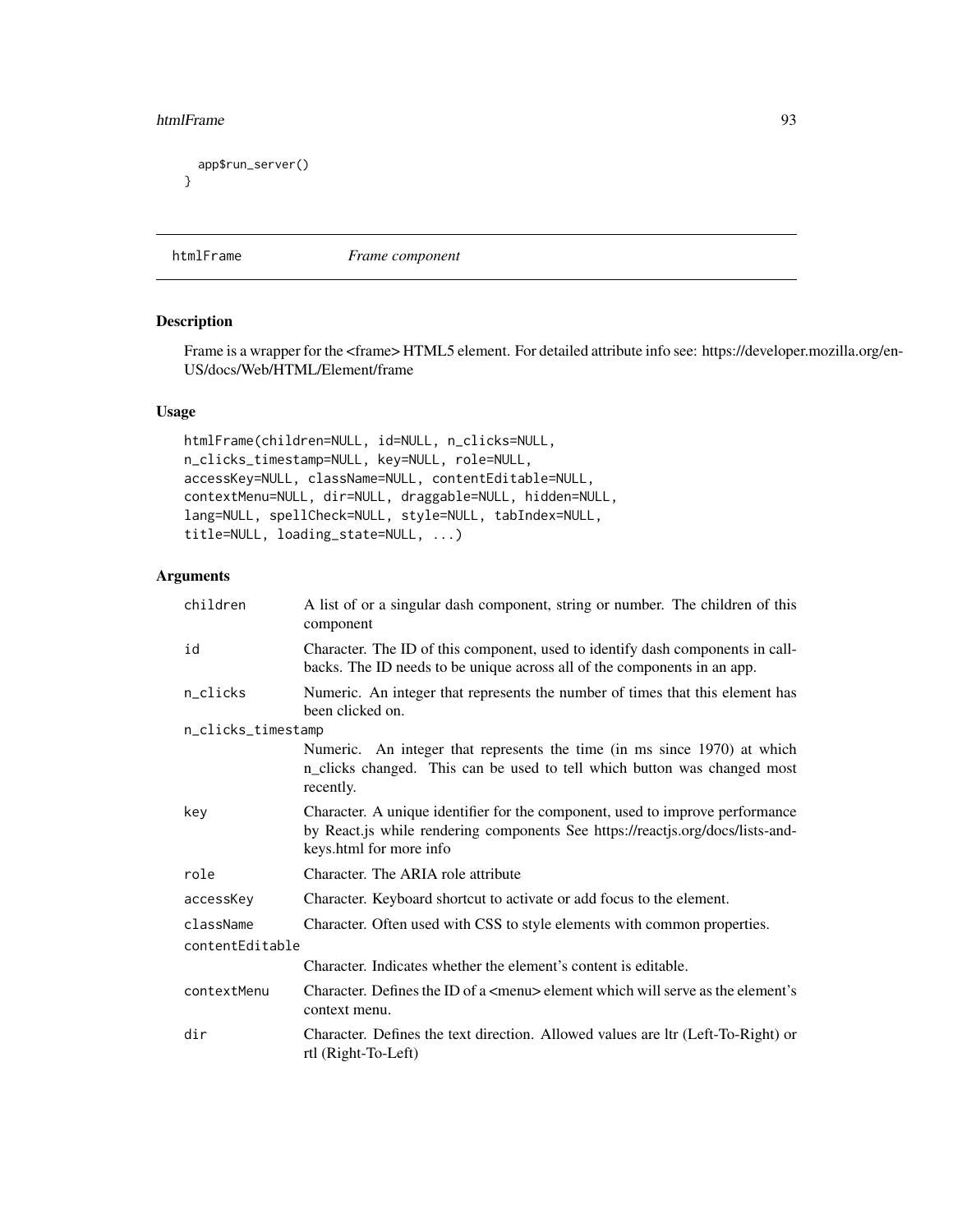```
  app$run_server()
}
```

---

## htmlFrame *Frame component*

### Description

Frame is a wrapper for the <frame> HTML5 element. For detailed attribute info see: https://developer.mozilla.org/en-US/docs/Web/HTML/Element/frame

### Usage

```
htmlFrame(children=NULL, id=NULL, n_clicks=NULL,
n_clicks_timestamp=NULL, key=NULL, role=NULL,
accessKey=NULL, className=NULL, contentEditable=NULL,
contextMenu=NULL, dir=NULL, draggable=NULL, hidden=NULL,
lang=NULL, spellCheck=NULL, style=NULL, tabIndex=NULL,
title=NULL, loading_state=NULL, ...)
```

### Arguments

| | |
|---|---|
| `children` | A list of or a singular dash component, string or number. The children of this component |
| `id` | Character. The ID of this component, used to identify dash components in callbacks. The ID needs to be unique across all of the components in an app. |
| `n_clicks` | Numeric. An integer that represents the number of times that this element has been clicked on. |
| `n_clicks_timestamp` | Numeric. An integer that represents the time (in ms since 1970) at which n_clicks changed. This can be used to tell which button was changed most recently. |
| `key` | Character. A unique identifier for the component, used to improve performance by React.js while rendering components See https://reactjs.org/docs/lists-and-keys.html for more info |
| `role` | Character. The ARIA role attribute |
| `accessKey` | Character. Keyboard shortcut to activate or add focus to the element. |
| `className` | Character. Often used with CSS to style elements with common properties. |
| `contentEditable` | Character. Indicates whether the element's content is editable. |
| `contextMenu` | Character. Defines the ID of a <menu> element which will serve as the element's context menu. |
| `dir` | Character. Defines the text direction. Allowed values are ltr (Left-To-Right) or rtl (Right-To-Left) |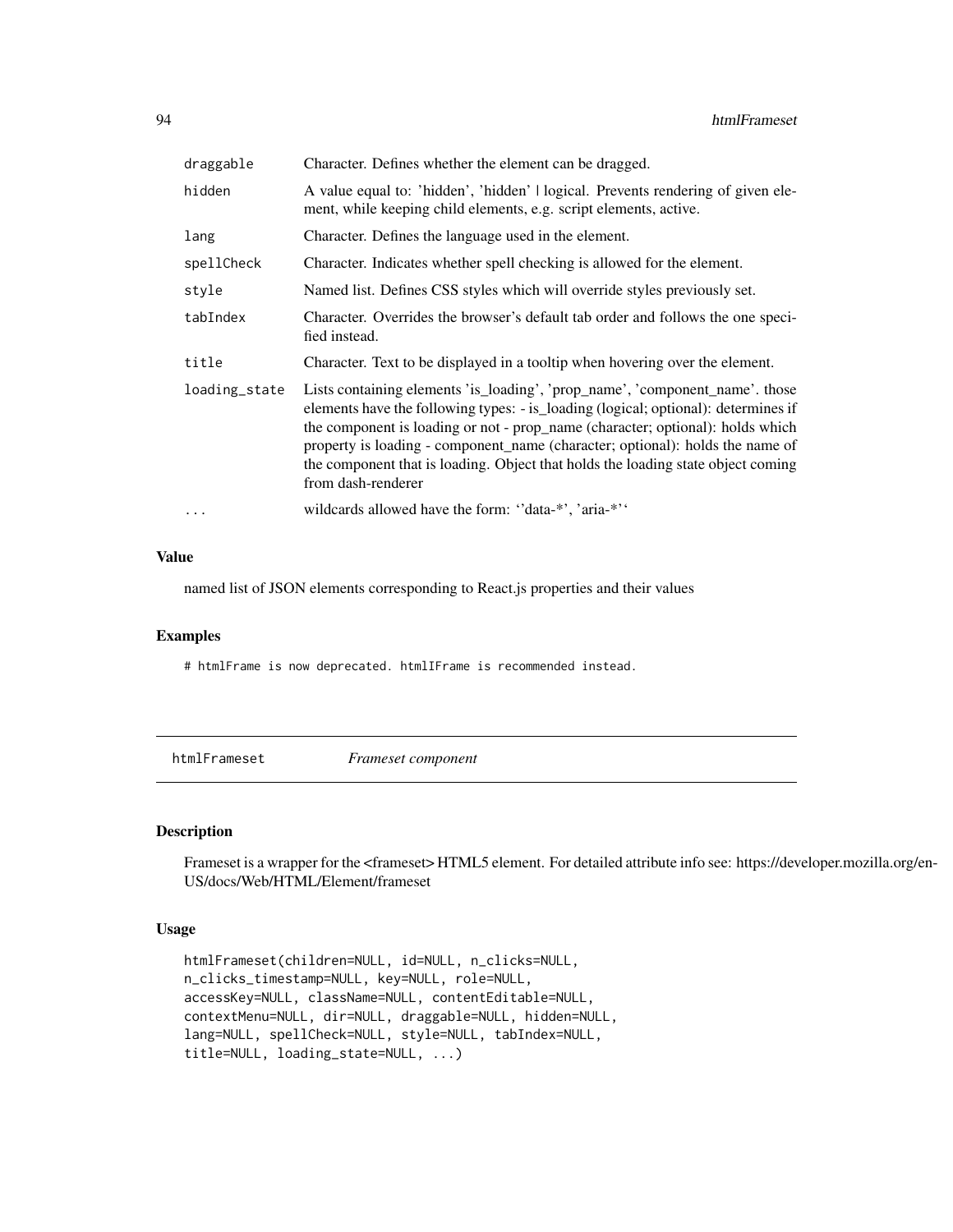| | |
|---|---|
| draggable | Character. Defines whether the element can be dragged. |
| hidden | A value equal to: 'hidden', 'hidden' \| logical. Prevents rendering of given element, while keeping child elements, e.g. script elements, active. |
| lang | Character. Defines the language used in the element. |
| spellCheck | Character. Indicates whether spell checking is allowed for the element. |
| style | Named list. Defines CSS styles which will override styles previously set. |
| tabIndex | Character. Overrides the browser's default tab order and follows the one specified instead. |
| title | Character. Text to be displayed in a tooltip when hovering over the element. |
| loading_state | Lists containing elements 'is_loading', 'prop_name', 'component_name'. those elements have the following types: - is_loading (logical; optional): determines if the component is loading or not - prop_name (character; optional): holds which property is loading - component_name (character; optional): holds the name of the component that is loading. Object that holds the loading state object coming from dash-renderer |
| ... | wildcards allowed have the form: ''data-*', 'aria-*'' |

### Value

named list of JSON elements corresponding to React.js properties and their values

### Examples

```
# htmlFrame is now deprecated. htmlIFrame is recommended instead.
```

## htmlFrameset *Frameset component*

### Description

Frameset is a wrapper for the <frameset> HTML5 element. For detailed attribute info see: https://developer.mozilla.org/en-US/docs/Web/HTML/Element/frameset

### Usage

```
htmlFrameset(children=NULL, id=NULL, n_clicks=NULL,
n_clicks_timestamp=NULL, key=NULL, role=NULL,
accessKey=NULL, className=NULL, contentEditable=NULL,
contextMenu=NULL, dir=NULL, draggable=NULL, hidden=NULL,
lang=NULL, spellCheck=NULL, style=NULL, tabIndex=NULL,
title=NULL, loading_state=NULL, ...)
```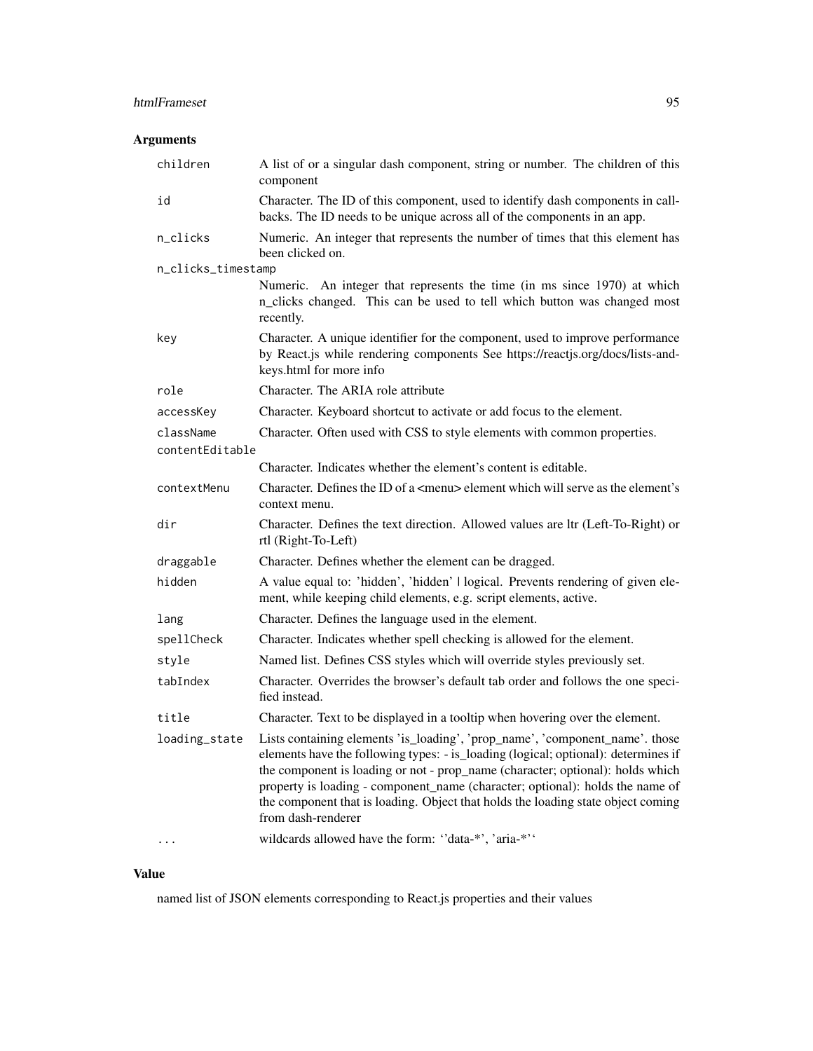## Arguments

| | |
|---|---|
| `children` | A list of or a singular dash component, string or number. The children of this component |
| `id` | Character. The ID of this component, used to identify dash components in callbacks. The ID needs to be unique across all of the components in an app. |
| `n_clicks` | Numeric. An integer that represents the number of times that this element has been clicked on. |
| `n_clicks_timestamp` | Numeric. An integer that represents the time (in ms since 1970) at which n_clicks changed. This can be used to tell which button was changed most recently. |
| `key` | Character. A unique identifier for the component, used to improve performance by React.js while rendering components See https://reactjs.org/docs/lists-and-keys.html for more info |
| `role` | Character. The ARIA role attribute |
| `accessKey` | Character. Keyboard shortcut to activate or add focus to the element. |
| `className` | Character. Often used with CSS to style elements with common properties. |
| `contentEditable` | Character. Indicates whether the element's content is editable. |
| `contextMenu` | Character. Defines the ID of a <menu> element which will serve as the element's context menu. |
| `dir` | Character. Defines the text direction. Allowed values are ltr (Left-To-Right) or rtl (Right-To-Left) |
| `draggable` | Character. Defines whether the element can be dragged. |
| `hidden` | A value equal to: 'hidden', 'hidden' \| logical. Prevents rendering of given element, while keeping child elements, e.g. script elements, active. |
| `lang` | Character. Defines the language used in the element. |
| `spellCheck` | Character. Indicates whether spell checking is allowed for the element. |
| `style` | Named list. Defines CSS styles which will override styles previously set. |
| `tabIndex` | Character. Overrides the browser's default tab order and follows the one specified instead. |
| `title` | Character. Text to be displayed in a tooltip when hovering over the element. |
| `loading_state` | Lists containing elements 'is_loading', 'prop_name', 'component_name'. those elements have the following types: - is_loading (logical; optional): determines if the component is loading or not - prop_name (character; optional): holds which property is loading - component_name (character; optional): holds the name of the component that is loading. Object that holds the loading state object coming from dash-renderer |
| `...` | wildcards allowed have the form: ''data-*', 'aria-*'' |

## Value

named list of JSON elements corresponding to React.js properties and their values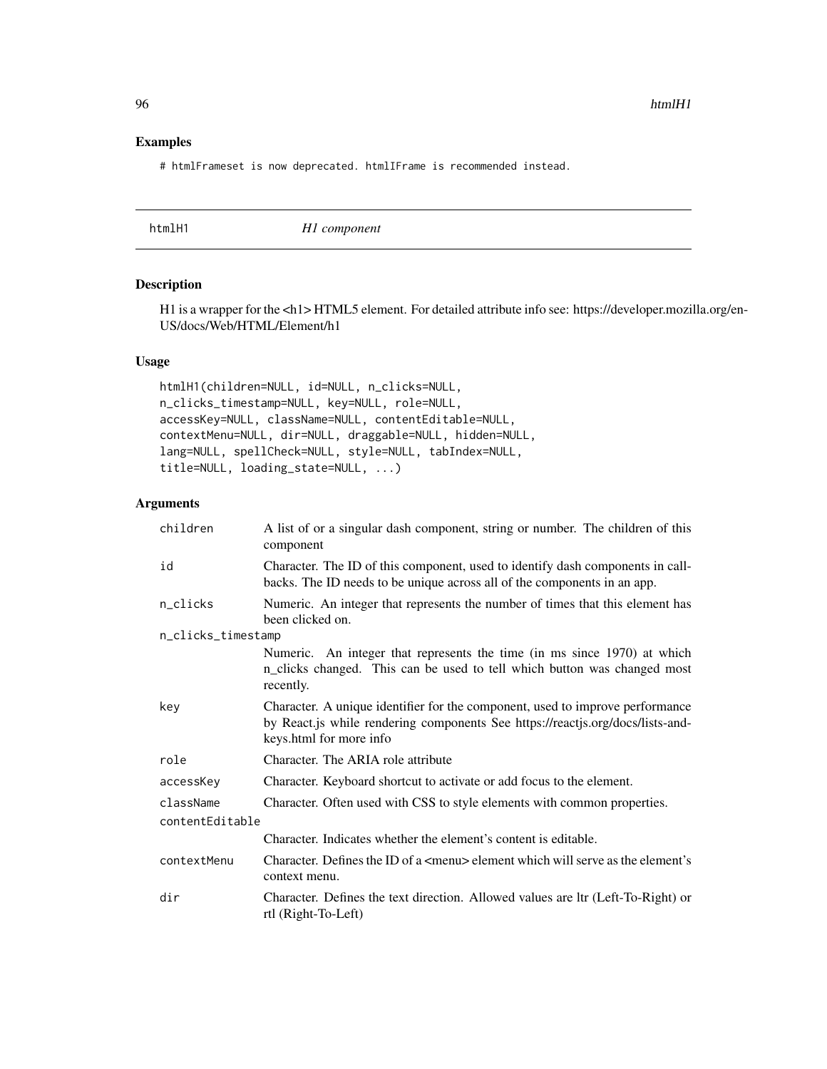## Examples

```
# htmlFrameset is now deprecated. htmlIFrame is recommended instead.
```

---

# htmlH1 — *H1 component*

---

## Description

H1 is a wrapper for the <h1> HTML5 element. For detailed attribute info see: https://developer.mozilla.org/en-US/docs/Web/HTML/Element/h1

## Usage

```
htmlH1(children=NULL, id=NULL, n_clicks=NULL,
n_clicks_timestamp=NULL, key=NULL, role=NULL,
accessKey=NULL, className=NULL, contentEditable=NULL,
contextMenu=NULL, dir=NULL, draggable=NULL, hidden=NULL,
lang=NULL, spellCheck=NULL, style=NULL, tabIndex=NULL,
title=NULL, loading_state=NULL, ...)
```

## Arguments

| Argument | Description |
|---|---|
| children | A list of or a singular dash component, string or number. The children of this component |
| id | Character. The ID of this component, used to identify dash components in callbacks. The ID needs to be unique across all of the components in an app. |
| n_clicks | Numeric. An integer that represents the number of times that this element has been clicked on. |
| n_clicks_timestamp | Numeric. An integer that represents the time (in ms since 1970) at which n_clicks changed. This can be used to tell which button was changed most recently. |
| key | Character. A unique identifier for the component, used to improve performance by React.js while rendering components See https://reactjs.org/docs/lists-and-keys.html for more info |
| role | Character. The ARIA role attribute |
| accessKey | Character. Keyboard shortcut to activate or add focus to the element. |
| className | Character. Often used with CSS to style elements with common properties. |
| contentEditable | Character. Indicates whether the element's content is editable. |
| contextMenu | Character. Defines the ID of a <menu> element which will serve as the element's context menu. |
| dir | Character. Defines the text direction. Allowed values are ltr (Left-To-Right) or rtl (Right-To-Left) |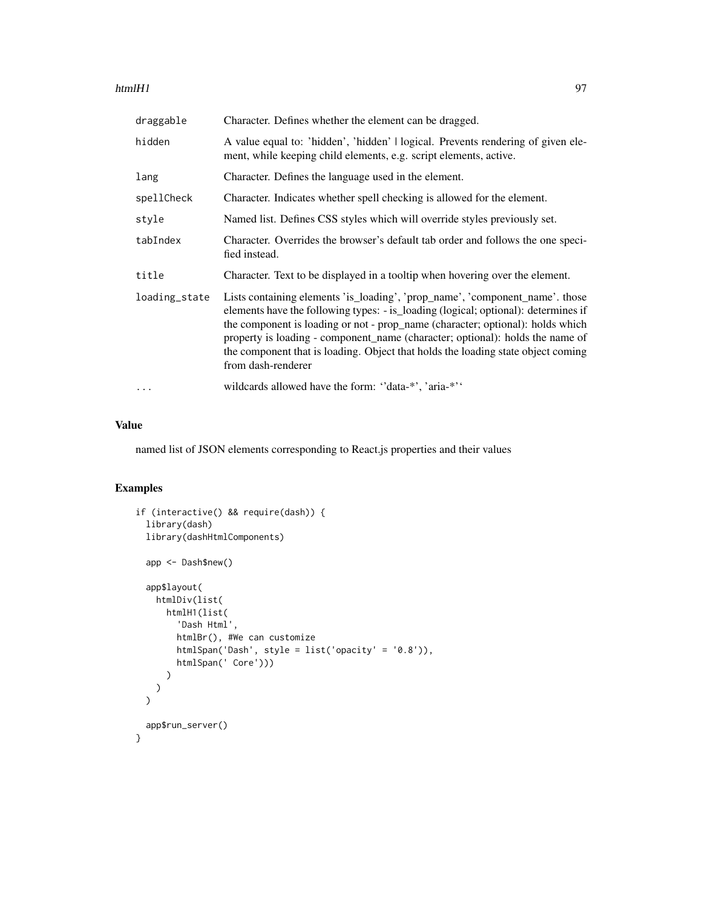| | |
|---|---|
| `draggable` | Character. Defines whether the element can be dragged. |
| `hidden` | A value equal to: 'hidden', 'hidden' \| logical. Prevents rendering of given element, while keeping child elements, e.g. script elements, active. |
| `lang` | Character. Defines the language used in the element. |
| `spellCheck` | Character. Indicates whether spell checking is allowed for the element. |
| `style` | Named list. Defines CSS styles which will override styles previously set. |
| `tabIndex` | Character. Overrides the browser's default tab order and follows the one specified instead. |
| `title` | Character. Text to be displayed in a tooltip when hovering over the element. |
| `loading_state` | Lists containing elements 'is_loading', 'prop_name', 'component_name'. those elements have the following types: - is_loading (logical; optional): determines if the component is loading or not - prop_name (character; optional): holds which property is loading - component_name (character; optional): holds the name of the component that is loading. Object that holds the loading state object coming from dash-renderer |
| `...` | wildcards allowed have the form: ''data-*', 'aria-*'' |

## Value

named list of JSON elements corresponding to React.js properties and their values

## Examples

```
if (interactive() && require(dash)) {
  library(dash)
  library(dashHtmlComponents)

  app <- Dash$new()

  app$layout(
    htmlDiv(list(
      htmlH1(list(
        'Dash Html',
        htmlBr(), #We can customize
        htmlSpan('Dash', style = list('opacity' = '0.8')),
        htmlSpan(' Core')))
      )
    )
  )

  app$run_server()
}
```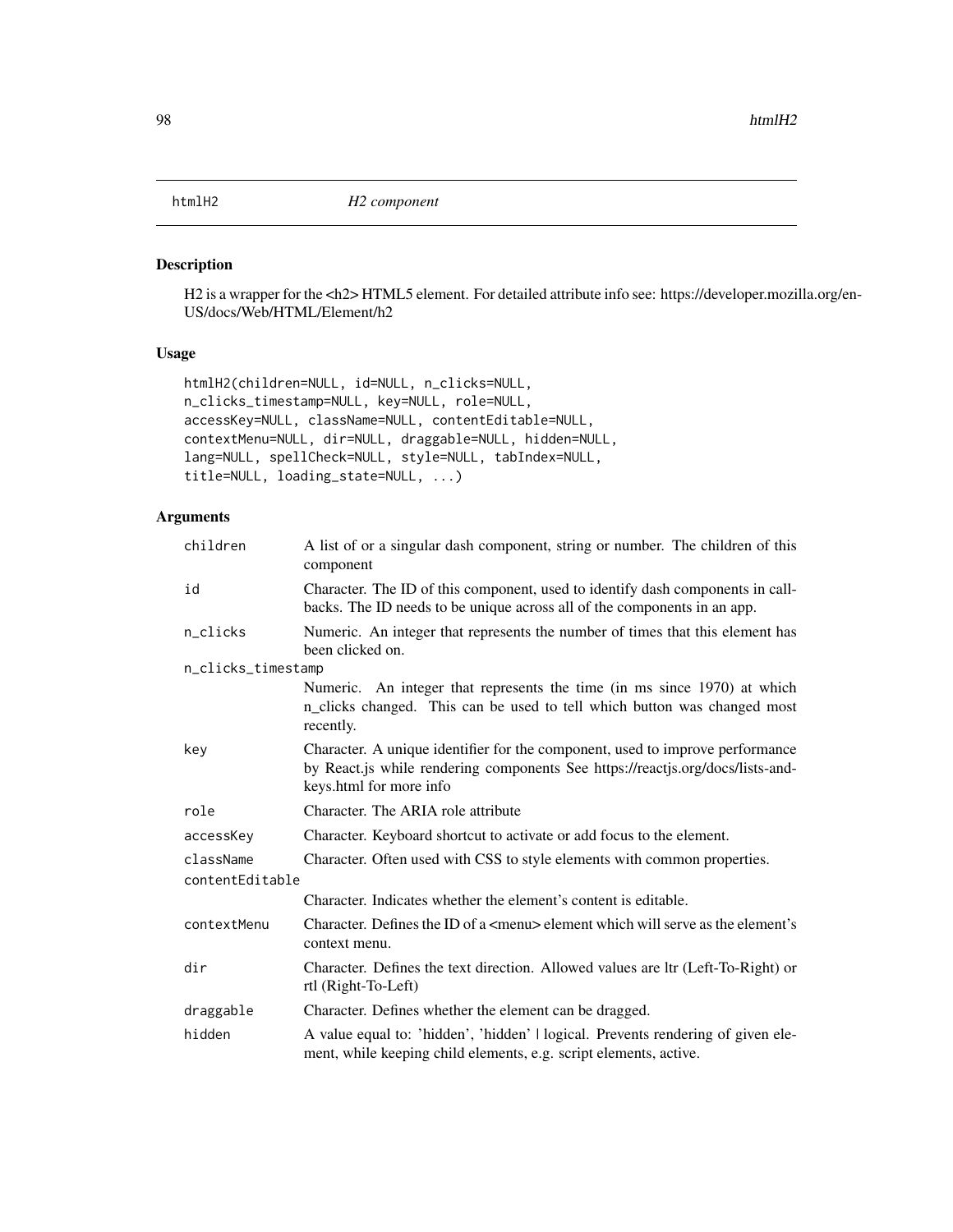## htmlH2 — *H2 component*

### Description

H2 is a wrapper for the <h2> HTML5 element. For detailed attribute info see: https://developer.mozilla.org/en-US/docs/Web/HTML/Element/h2

### Usage

```
htmlH2(children=NULL, id=NULL, n_clicks=NULL,
n_clicks_timestamp=NULL, key=NULL, role=NULL,
accessKey=NULL, className=NULL, contentEditable=NULL,
contextMenu=NULL, dir=NULL, draggable=NULL, hidden=NULL,
lang=NULL, spellCheck=NULL, style=NULL, tabIndex=NULL,
title=NULL, loading_state=NULL, ...)
```

### Arguments

| Argument | Description |
|---|---|
| `children` | A list of or a singular dash component, string or number. The children of this component |
| `id` | Character. The ID of this component, used to identify dash components in callbacks. The ID needs to be unique across all of the components in an app. |
| `n_clicks` | Numeric. An integer that represents the number of times that this element has been clicked on. |
| `n_clicks_timestamp` | Numeric. An integer that represents the time (in ms since 1970) at which n_clicks changed. This can be used to tell which button was changed most recently. |
| `key` | Character. A unique identifier for the component, used to improve performance by React.js while rendering components See https://reactjs.org/docs/lists-and-keys.html for more info |
| `role` | Character. The ARIA role attribute |
| `accessKey` | Character. Keyboard shortcut to activate or add focus to the element. |
| `className` | Character. Often used with CSS to style elements with common properties. |
| `contentEditable` | Character. Indicates whether the element's content is editable. |
| `contextMenu` | Character. Defines the ID of a <menu> element which will serve as the element's context menu. |
| `dir` | Character. Defines the text direction. Allowed values are ltr (Left-To-Right) or rtl (Right-To-Left) |
| `draggable` | Character. Defines whether the element can be dragged. |
| `hidden` | A value equal to: 'hidden', 'hidden' \| logical. Prevents rendering of given element, while keeping child elements, e.g. script elements, active. |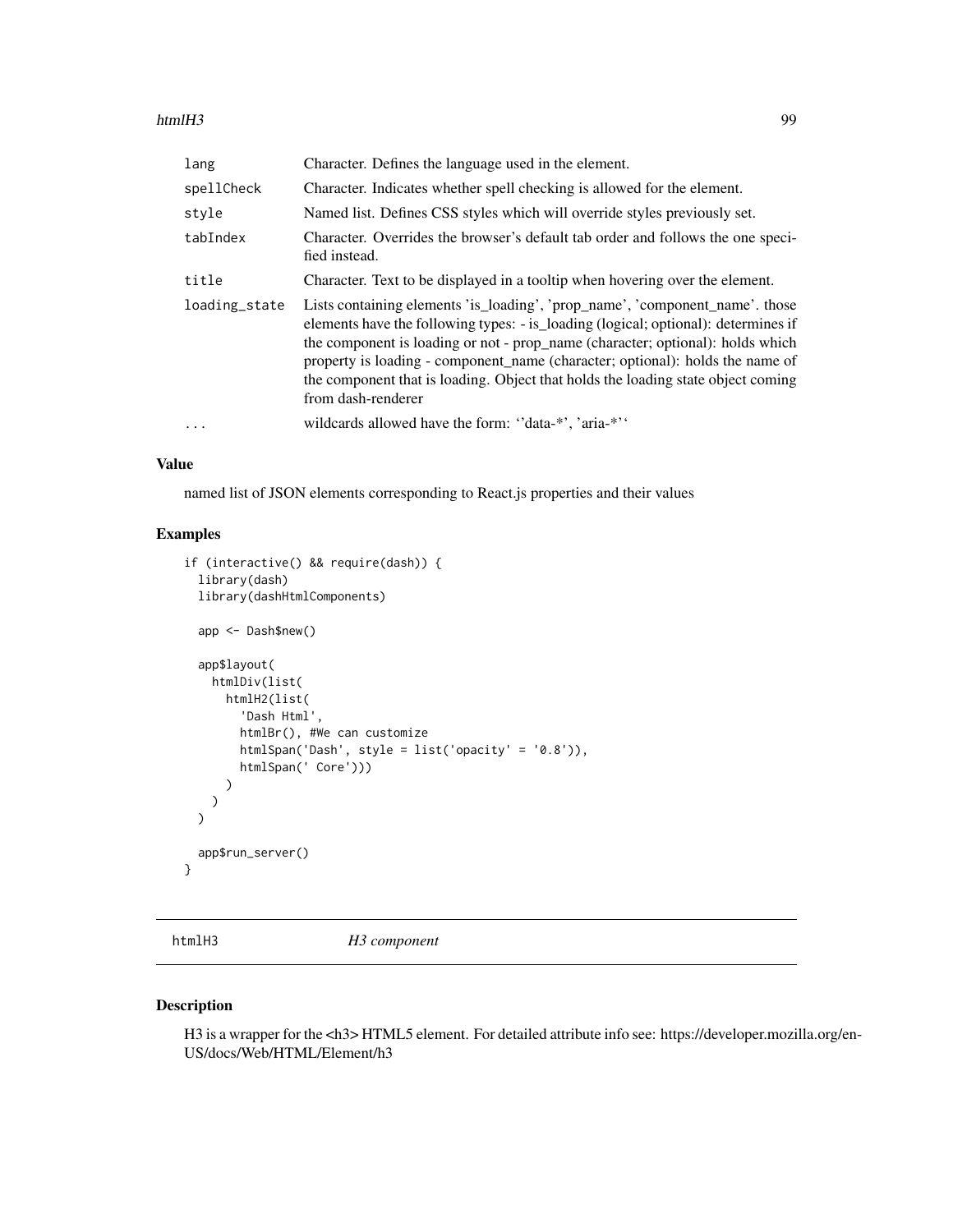| | |
|---|---|
| lang | Character. Defines the language used in the element. |
| spellCheck | Character. Indicates whether spell checking is allowed for the element. |
| style | Named list. Defines CSS styles which will override styles previously set. |
| tabIndex | Character. Overrides the browser's default tab order and follows the one specified instead. |
| title | Character. Text to be displayed in a tooltip when hovering over the element. |
| loading_state | Lists containing elements 'is_loading', 'prop_name', 'component_name'. those elements have the following types: - is_loading (logical; optional): determines if the component is loading or not - prop_name (character; optional): holds which property is loading - component_name (character; optional): holds the name of the component that is loading. Object that holds the loading state object coming from dash-renderer |
| ... | wildcards allowed have the form: ''data-*', 'aria-*'' |

## Value

named list of JSON elements corresponding to React.js properties and their values

## Examples

```
if (interactive() && require(dash)) {
  library(dash)
  library(dashHtmlComponents)

  app <- Dash$new()

  app$layout(
    htmlDiv(list(
      htmlH2(list(
        'Dash Html',
        htmlBr(), #We can customize
        htmlSpan('Dash', style = list('opacity' = '0.8')),
        htmlSpan(' Core')))
      )
    )
  )

  app$run_server()
}
```

---

# htmlH3 *H3 component*

## Description

H3 is a wrapper for the <h3> HTML5 element. For detailed attribute info see: https://developer.mozilla.org/en-US/docs/Web/HTML/Element/h3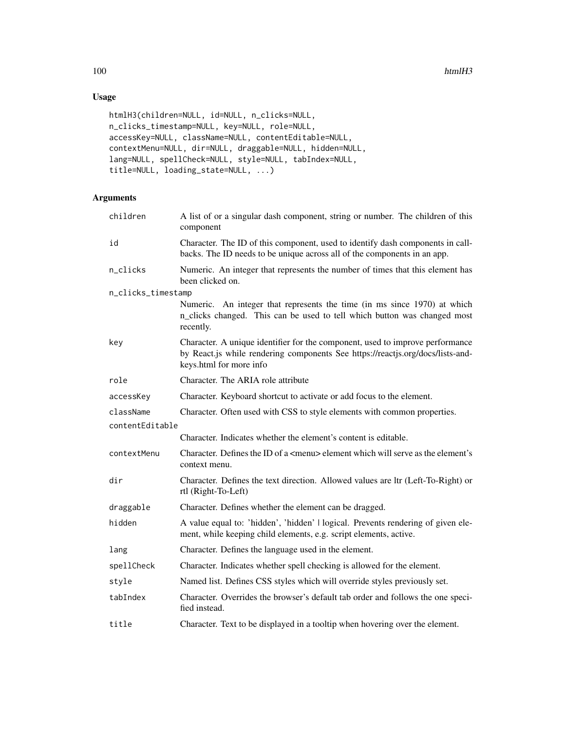## Usage

```
htmlH3(children=NULL, id=NULL, n_clicks=NULL,
n_clicks_timestamp=NULL, key=NULL, role=NULL,
accessKey=NULL, className=NULL, contentEditable=NULL,
contextMenu=NULL, dir=NULL, draggable=NULL, hidden=NULL,
lang=NULL, spellCheck=NULL, style=NULL, tabIndex=NULL,
title=NULL, loading_state=NULL, ...)
```

## Arguments

| | |
|---|---|
| children | A list of or a singular dash component, string or number. The children of this component |
| id | Character. The ID of this component, used to identify dash components in callbacks. The ID needs to be unique across all of the components in an app. |
| n_clicks | Numeric. An integer that represents the number of times that this element has been clicked on. |
| n_clicks_timestamp | Numeric. An integer that represents the time (in ms since 1970) at which n_clicks changed. This can be used to tell which button was changed most recently. |
| key | Character. A unique identifier for the component, used to improve performance by React.js while rendering components See https://reactjs.org/docs/lists-and-keys.html for more info |
| role | Character. The ARIA role attribute |
| accessKey | Character. Keyboard shortcut to activate or add focus to the element. |
| className | Character. Often used with CSS to style elements with common properties. |
| contentEditable | Character. Indicates whether the element's content is editable. |
| contextMenu | Character. Defines the ID of a <menu> element which will serve as the element's context menu. |
| dir | Character. Defines the text direction. Allowed values are ltr (Left-To-Right) or rtl (Right-To-Left) |
| draggable | Character. Defines whether the element can be dragged. |
| hidden | A value equal to: 'hidden', 'hidden' \| logical. Prevents rendering of given element, while keeping child elements, e.g. script elements, active. |
| lang | Character. Defines the language used in the element. |
| spellCheck | Character. Indicates whether spell checking is allowed for the element. |
| style | Named list. Defines CSS styles which will override styles previously set. |
| tabIndex | Character. Overrides the browser's default tab order and follows the one specified instead. |
| title | Character. Text to be displayed in a tooltip when hovering over the element. |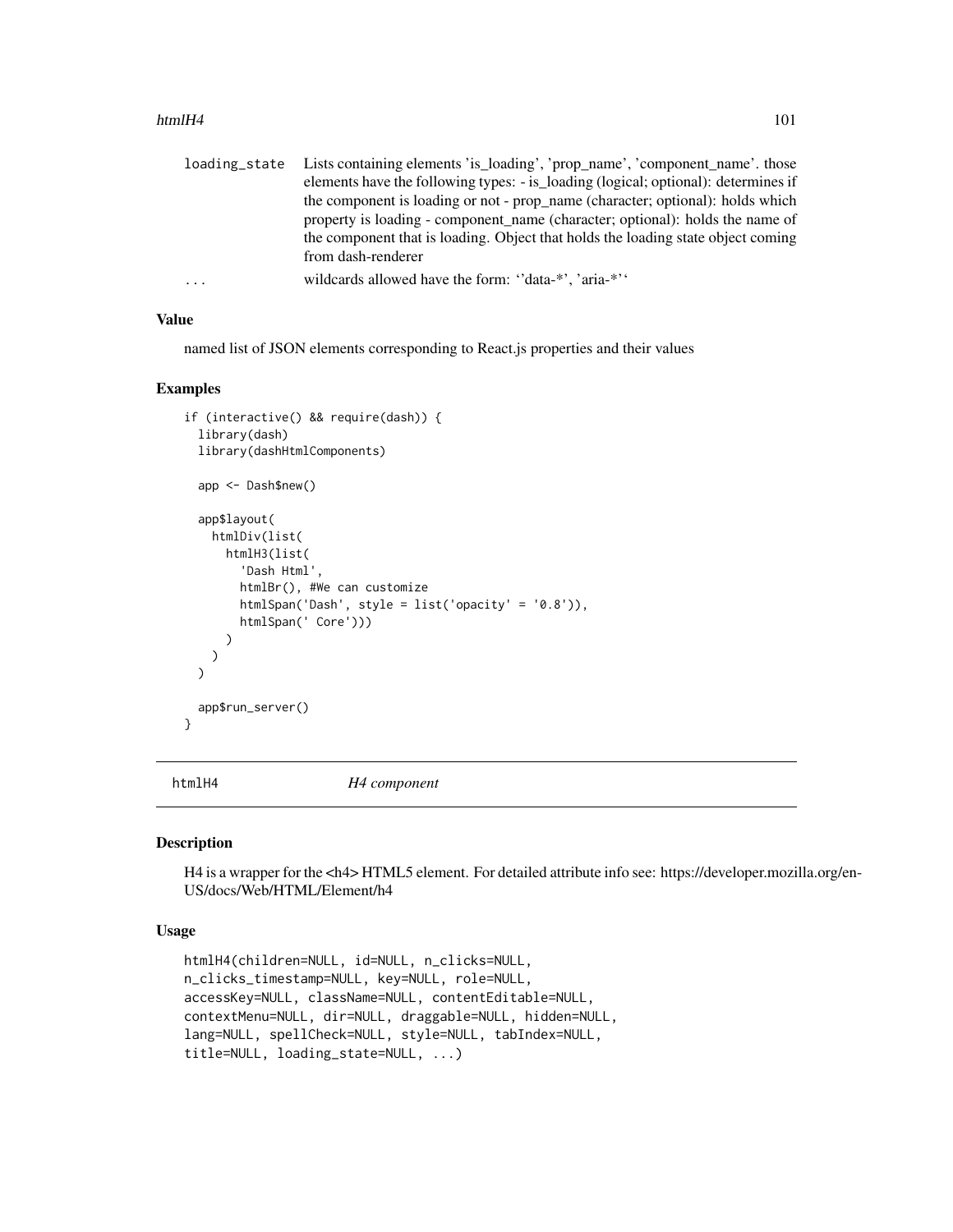| | |
|---|---|
| loading_state | Lists containing elements 'is_loading', 'prop_name', 'component_name'. those elements have the following types: - is_loading (logical; optional): determines if the component is loading or not - prop_name (character; optional): holds which property is loading - component_name (character; optional): holds the name of the component that is loading. Object that holds the loading state object coming from dash-renderer |
| ... | wildcards allowed have the form: ''data-*', 'aria-*'' |

### Value

named list of JSON elements corresponding to React.js properties and their values

### Examples

```
if (interactive() && require(dash)) {
  library(dash)
  library(dashHtmlComponents)

  app <- Dash$new()

  app$layout(
    htmlDiv(list(
      htmlH3(list(
        'Dash Html',
        htmlBr(), #We can customize
        htmlSpan('Dash', style = list('opacity' = '0.8')),
        htmlSpan(' Core')))
      )
    )
  )

  app$run_server()
}
```

## htmlH4 — *H4 component*

### Description

H4 is a wrapper for the <h4> HTML5 element. For detailed attribute info see: https://developer.mozilla.org/en-US/docs/Web/HTML/Element/h4

### Usage

```
htmlH4(children=NULL, id=NULL, n_clicks=NULL,
n_clicks_timestamp=NULL, key=NULL, role=NULL,
accessKey=NULL, className=NULL, contentEditable=NULL,
contextMenu=NULL, dir=NULL, draggable=NULL, hidden=NULL,
lang=NULL, spellCheck=NULL, style=NULL, tabIndex=NULL,
title=NULL, loading_state=NULL, ...)
```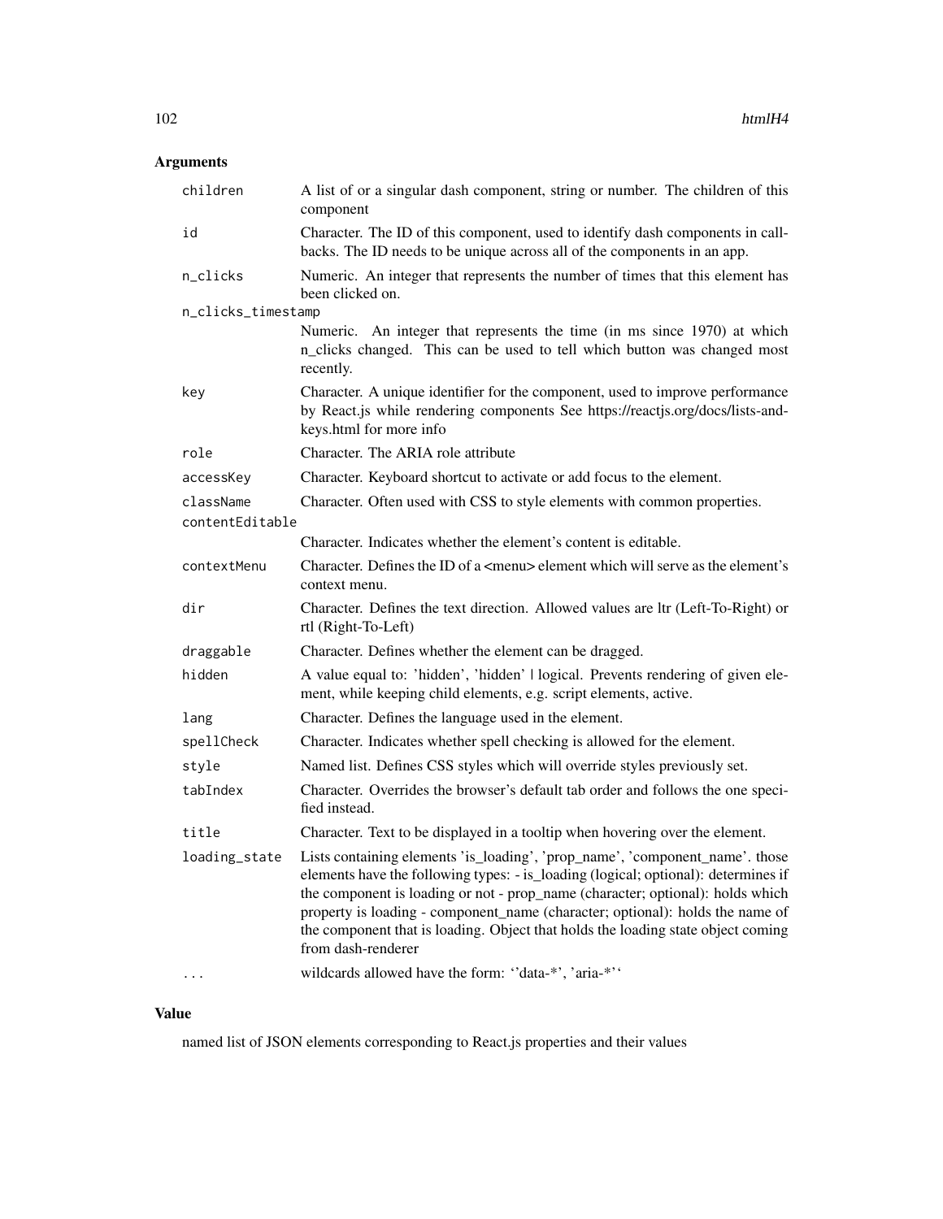## Arguments

| | |
|---|---|
| children | A list of or a singular dash component, string or number. The children of this component |
| id | Character. The ID of this component, used to identify dash components in callbacks. The ID needs to be unique across all of the components in an app. |
| n_clicks | Numeric. An integer that represents the number of times that this element has been clicked on. |
| n_clicks_timestamp | Numeric. An integer that represents the time (in ms since 1970) at which n_clicks changed. This can be used to tell which button was changed most recently. |
| key | Character. A unique identifier for the component, used to improve performance by React.js while rendering components See https://reactjs.org/docs/lists-and-keys.html for more info |
| role | Character. The ARIA role attribute |
| accessKey | Character. Keyboard shortcut to activate or add focus to the element. |
| className | Character. Often used with CSS to style elements with common properties. |
| contentEditable | Character. Indicates whether the element's content is editable. |
| contextMenu | Character. Defines the ID of a <menu> element which will serve as the element's context menu. |
| dir | Character. Defines the text direction. Allowed values are ltr (Left-To-Right) or rtl (Right-To-Left) |
| draggable | Character. Defines whether the element can be dragged. |
| hidden | A value equal to: 'hidden', 'hidden' \| logical. Prevents rendering of given element, while keeping child elements, e.g. script elements, active. |
| lang | Character. Defines the language used in the element. |
| spellCheck | Character. Indicates whether spell checking is allowed for the element. |
| style | Named list. Defines CSS styles which will override styles previously set. |
| tabIndex | Character. Overrides the browser's default tab order and follows the one specified instead. |
| title | Character. Text to be displayed in a tooltip when hovering over the element. |
| loading_state | Lists containing elements 'is_loading', 'prop_name', 'component_name'. those elements have the following types: - is_loading (logical; optional): determines if the component is loading or not - prop_name (character; optional): holds which property is loading - component_name (character; optional): holds the name of the component that is loading. Object that holds the loading state object coming from dash-renderer |
| ... | wildcards allowed have the form: ''data-*', 'aria-*'' |

## Value

named list of JSON elements corresponding to React.js properties and their values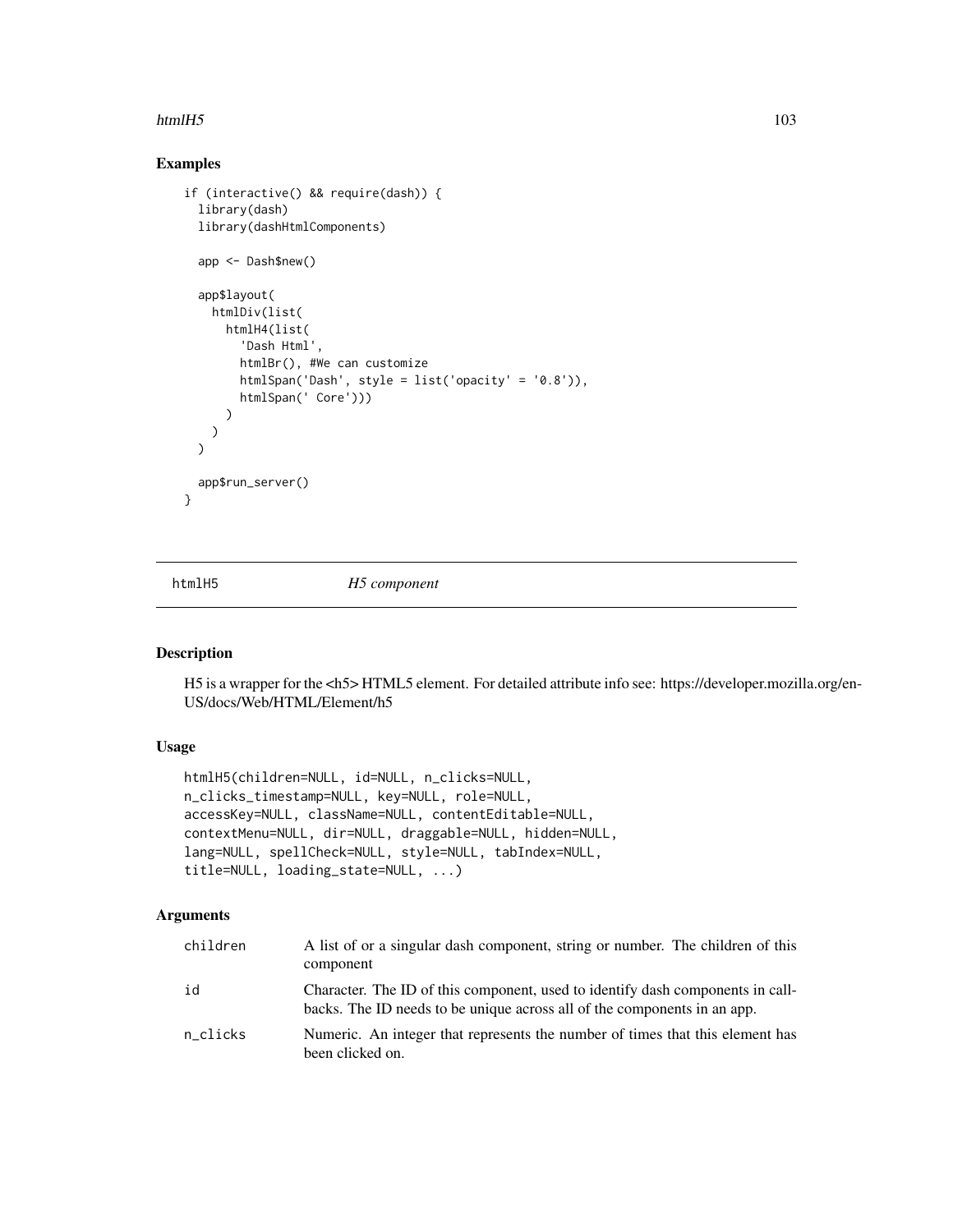## Examples

```
if (interactive() && require(dash)) {
  library(dash)
  library(dashHtmlComponents)

  app <- Dash$new()

  app$layout(
    htmlDiv(list(
      htmlH4(list(
        'Dash Html',
        htmlBr(), #We can customize
        htmlSpan('Dash', style = list('opacity' = '0.8')),
        htmlSpan(' Core')))
      )
    )
  )

  app$run_server()
}
```

---

# htmlH5 *H5 component*

---

## Description

H5 is a wrapper for the <h5> HTML5 element. For detailed attribute info see: https://developer.mozilla.org/en-US/docs/Web/HTML/Element/h5

## Usage

```
htmlH5(children=NULL, id=NULL, n_clicks=NULL,
n_clicks_timestamp=NULL, key=NULL, role=NULL,
accessKey=NULL, className=NULL, contentEditable=NULL,
contextMenu=NULL, dir=NULL, draggable=NULL, hidden=NULL,
lang=NULL, spellCheck=NULL, style=NULL, tabIndex=NULL,
title=NULL, loading_state=NULL, ...)
```

## Arguments

| | |
|---|---|
| children | A list of or a singular dash component, string or number. The children of this component |
| id | Character. The ID of this component, used to identify dash components in callbacks. The ID needs to be unique across all of the components in an app. |
| n_clicks | Numeric. An integer that represents the number of times that this element has been clicked on. |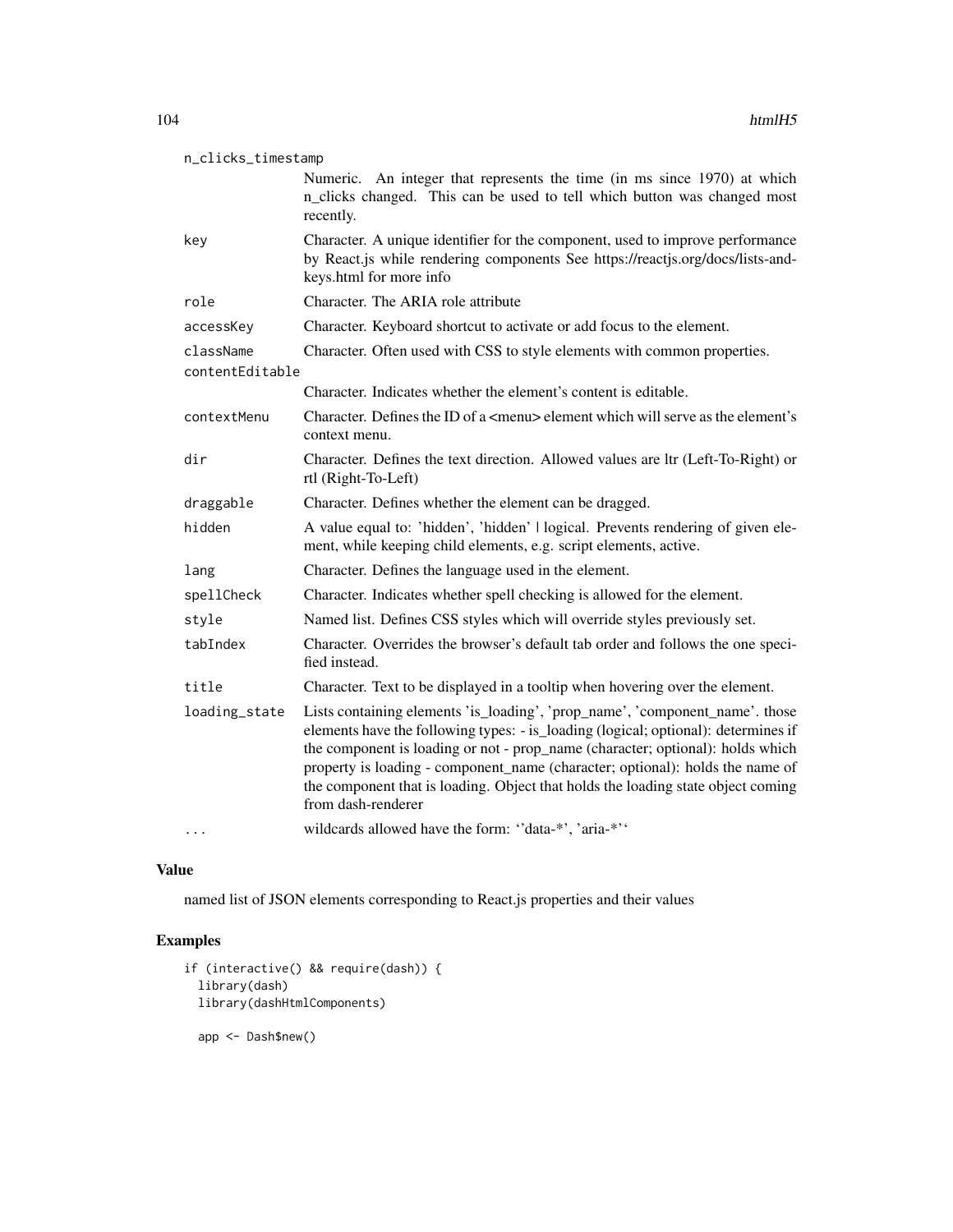| | |
|---|---|
| n_clicks_timestamp | Numeric. An integer that represents the time (in ms since 1970) at which n_clicks changed. This can be used to tell which button was changed most recently. |
| key | Character. A unique identifier for the component, used to improve performance by React.js while rendering components See https://reactjs.org/docs/lists-and-keys.html for more info |
| role | Character. The ARIA role attribute |
| accessKey | Character. Keyboard shortcut to activate or add focus to the element. |
| className | Character. Often used with CSS to style elements with common properties. |
| contentEditable | Character. Indicates whether the element's content is editable. |
| contextMenu | Character. Defines the ID of a <menu> element which will serve as the element's context menu. |
| dir | Character. Defines the text direction. Allowed values are ltr (Left-To-Right) or rtl (Right-To-Left) |
| draggable | Character. Defines whether the element can be dragged. |
| hidden | A value equal to: 'hidden', 'hidden' \| logical. Prevents rendering of given element, while keeping child elements, e.g. script elements, active. |
| lang | Character. Defines the language used in the element. |
| spellCheck | Character. Indicates whether spell checking is allowed for the element. |
| style | Named list. Defines CSS styles which will override styles previously set. |
| tabIndex | Character. Overrides the browser's default tab order and follows the one specified instead. |
| title | Character. Text to be displayed in a tooltip when hovering over the element. |
| loading_state | Lists containing elements 'is_loading', 'prop_name', 'component_name'. those elements have the following types: - is_loading (logical; optional): determines if the component is loading or not - prop_name (character; optional): holds which property is loading - component_name (character; optional): holds the name of the component that is loading. Object that holds the loading state object coming from dash-renderer |
| ... | wildcards allowed have the form: ''data-*', 'aria-*'' |

## Value

named list of JSON elements corresponding to React.js properties and their values

## Examples

```
if (interactive() && require(dash)) {
  library(dash)
  library(dashHtmlComponents)

  app <- Dash$new()
```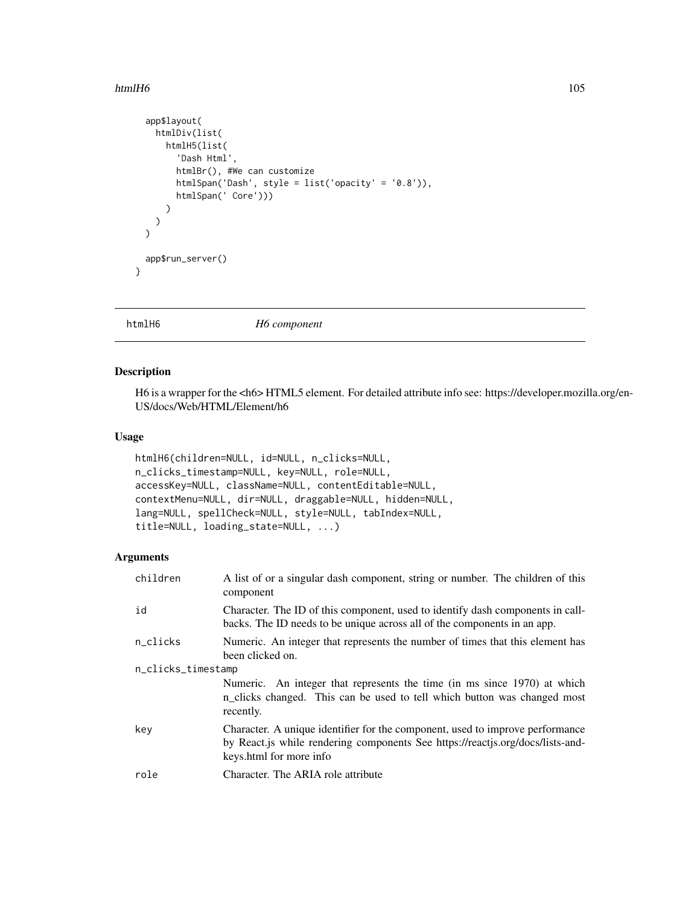```
app$layout(
    htmlDiv(list(
      htmlH5(list(
        'Dash Html',
        htmlBr(), #We can customize
        htmlSpan('Dash', style = list('opacity' = '0.8')),
        htmlSpan(' Core')))
      )
    )
  )

  app$run_server()
}
```

## htmlH6 — *H6 component*

### Description

H6 is a wrapper for the <h6> HTML5 element. For detailed attribute info see: https://developer.mozilla.org/en-US/docs/Web/HTML/Element/h6

### Usage

```
htmlH6(children=NULL, id=NULL, n_clicks=NULL,
n_clicks_timestamp=NULL, key=NULL, role=NULL,
accessKey=NULL, className=NULL, contentEditable=NULL,
contextMenu=NULL, dir=NULL, draggable=NULL, hidden=NULL,
lang=NULL, spellCheck=NULL, style=NULL, tabIndex=NULL,
title=NULL, loading_state=NULL, ...)
```

### Arguments

| | |
|---|---|
| `children` | A list of or a singular dash component, string or number. The children of this component |
| `id` | Character. The ID of this component, used to identify dash components in callbacks. The ID needs to be unique across all of the components in an app. |
| `n_clicks` | Numeric. An integer that represents the number of times that this element has been clicked on. |
| `n_clicks_timestamp` | Numeric. An integer that represents the time (in ms since 1970) at which n_clicks changed. This can be used to tell which button was changed most recently. |
| `key` | Character. A unique identifier for the component, used to improve performance by React.js while rendering components See https://reactjs.org/docs/lists-and-keys.html for more info |
| `role` | Character. The ARIA role attribute |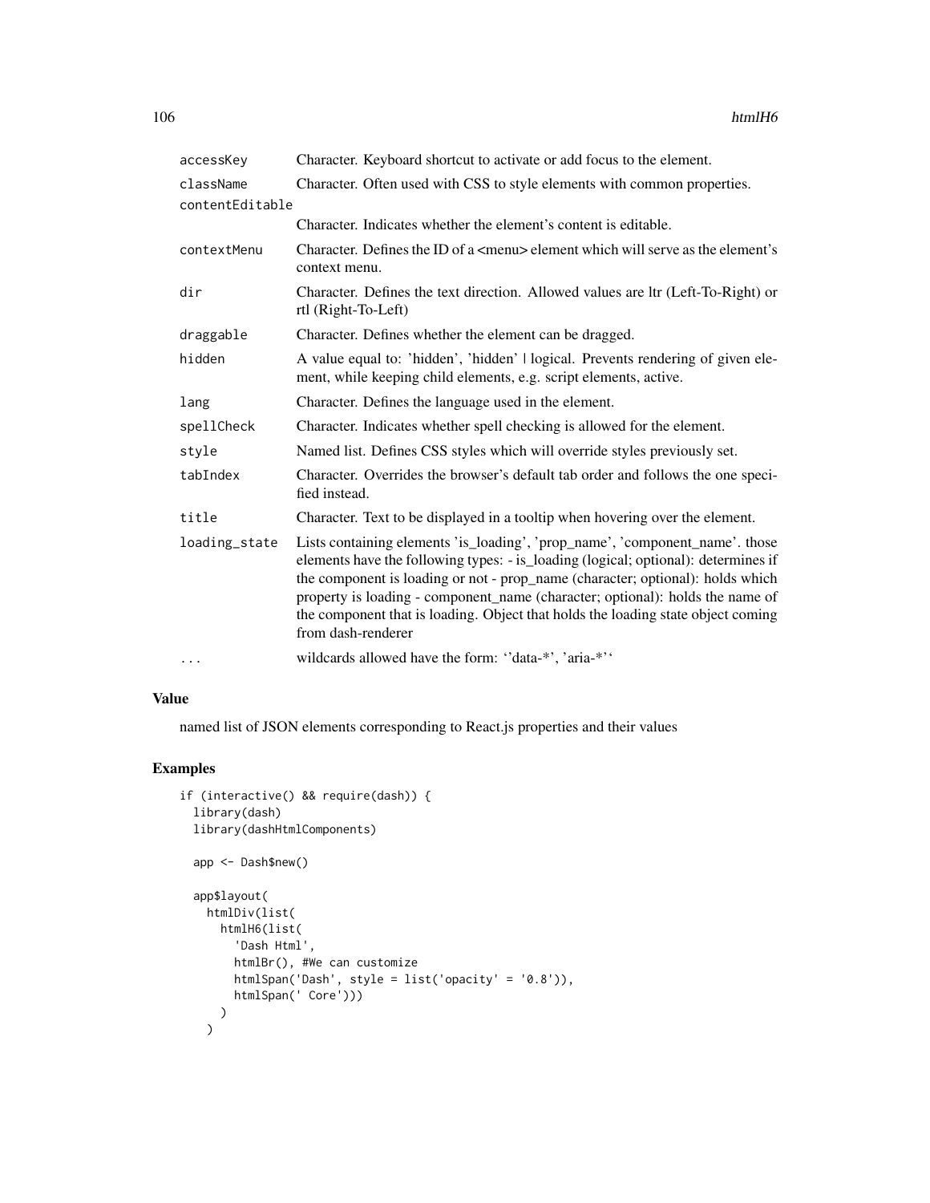| | |
|---|---|
| accessKey | Character. Keyboard shortcut to activate or add focus to the element. |
| className | Character. Often used with CSS to style elements with common properties. |
| contentEditable | Character. Indicates whether the element's content is editable. |
| contextMenu | Character. Defines the ID of a <menu> element which will serve as the element's context menu. |
| dir | Character. Defines the text direction. Allowed values are ltr (Left-To-Right) or rtl (Right-To-Left) |
| draggable | Character. Defines whether the element can be dragged. |
| hidden | A value equal to: 'hidden', 'hidden' \| logical. Prevents rendering of given element, while keeping child elements, e.g. script elements, active. |
| lang | Character. Defines the language used in the element. |
| spellCheck | Character. Indicates whether spell checking is allowed for the element. |
| style | Named list. Defines CSS styles which will override styles previously set. |
| tabIndex | Character. Overrides the browser's default tab order and follows the one specified instead. |
| title | Character. Text to be displayed in a tooltip when hovering over the element. |
| loading_state | Lists containing elements 'is_loading', 'prop_name', 'component_name'. those elements have the following types: - is_loading (logical; optional): determines if the component is loading or not - prop_name (character; optional): holds which property is loading - component_name (character; optional): holds the name of the component that is loading. Object that holds the loading state object coming from dash-renderer |
| ... | wildcards allowed have the form: ''data-*', 'aria-*'' |

## Value

named list of JSON elements corresponding to React.js properties and their values

## Examples

```
if (interactive() && require(dash)) {
  library(dash)
  library(dashHtmlComponents)

  app <- Dash$new()

  app$layout(
    htmlDiv(list(
      htmlH6(list(
        'Dash Html',
        htmlBr(), #We can customize
        htmlSpan('Dash', style = list('opacity' = '0.8')),
        htmlSpan(' Core')))
      )
    )
```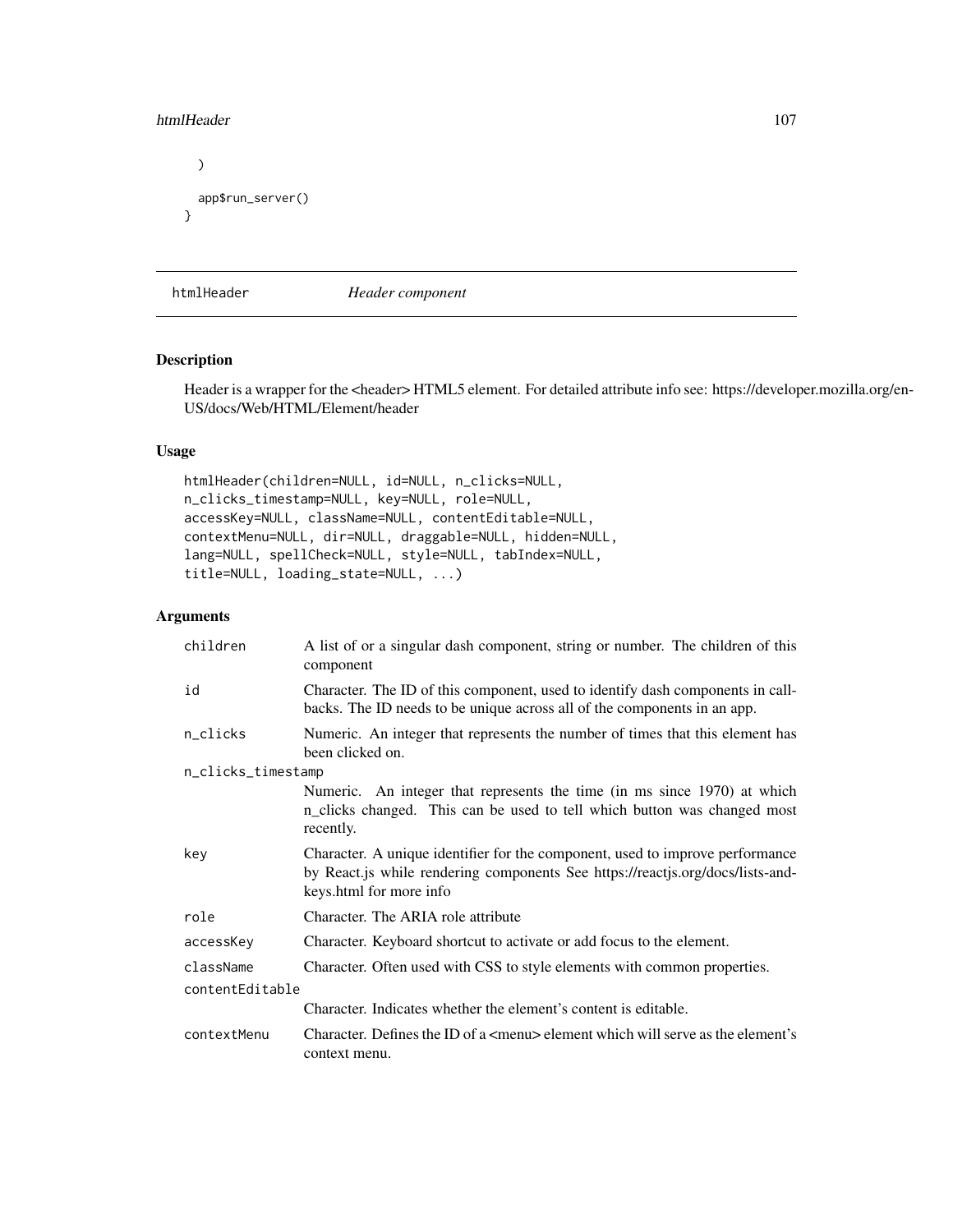```
  )

  app$run_server()
}
```

## htmlHeader *Header component*

### Description

Header is a wrapper for the <header> HTML5 element. For detailed attribute info see: https://developer.mozilla.org/en-US/docs/Web/HTML/Element/header

### Usage

```
htmlHeader(children=NULL, id=NULL, n_clicks=NULL,
n_clicks_timestamp=NULL, key=NULL, role=NULL,
accessKey=NULL, className=NULL, contentEditable=NULL,
contextMenu=NULL, dir=NULL, draggable=NULL, hidden=NULL,
lang=NULL, spellCheck=NULL, style=NULL, tabIndex=NULL,
title=NULL, loading_state=NULL, ...)
```

### Arguments

| | |
|---|---|
| `children` | A list of or a singular dash component, string or number. The children of this component |
| `id` | Character. The ID of this component, used to identify dash components in callbacks. The ID needs to be unique across all of the components in an app. |
| `n_clicks` | Numeric. An integer that represents the number of times that this element has been clicked on. |
| `n_clicks_timestamp` | Numeric. An integer that represents the time (in ms since 1970) at which n_clicks changed. This can be used to tell which button was changed most recently. |
| `key` | Character. A unique identifier for the component, used to improve performance by React.js while rendering components See https://reactjs.org/docs/lists-and-keys.html for more info |
| `role` | Character. The ARIA role attribute |
| `accessKey` | Character. Keyboard shortcut to activate or add focus to the element. |
| `className` | Character. Often used with CSS to style elements with common properties. |
| `contentEditable` | Character. Indicates whether the element's content is editable. |
| `contextMenu` | Character. Defines the ID of a <menu> element which will serve as the element's context menu. |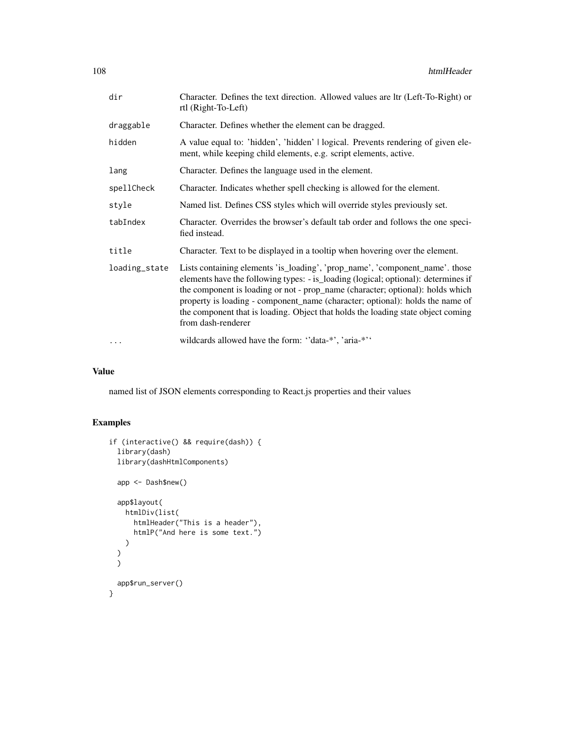| | |
|---|---|
| dir | Character. Defines the text direction. Allowed values are ltr (Left-To-Right) or rtl (Right-To-Left) |
| draggable | Character. Defines whether the element can be dragged. |
| hidden | A value equal to: 'hidden', 'hidden' \| logical. Prevents rendering of given element, while keeping child elements, e.g. script elements, active. |
| lang | Character. Defines the language used in the element. |
| spellCheck | Character. Indicates whether spell checking is allowed for the element. |
| style | Named list. Defines CSS styles which will override styles previously set. |
| tabIndex | Character. Overrides the browser's default tab order and follows the one specified instead. |
| title | Character. Text to be displayed in a tooltip when hovering over the element. |
| loading_state | Lists containing elements 'is_loading', 'prop_name', 'component_name'. those elements have the following types: - is_loading (logical; optional): determines if the component is loading or not - prop_name (character; optional): holds which property is loading - component_name (character; optional): holds the name of the component that is loading. Object that holds the loading state object coming from dash-renderer |
| ... | wildcards allowed have the form: ''data-*', 'aria-*'' |

## Value

named list of JSON elements corresponding to React.js properties and their values

## Examples

```
if (interactive() && require(dash)) {
  library(dash)
  library(dashHtmlComponents)

  app <- Dash$new()

  app$layout(
    htmlDiv(list(
      htmlHeader("This is a header"),
      htmlP("And here is some text.")
    )
  )
  )

  app$run_server()
}
```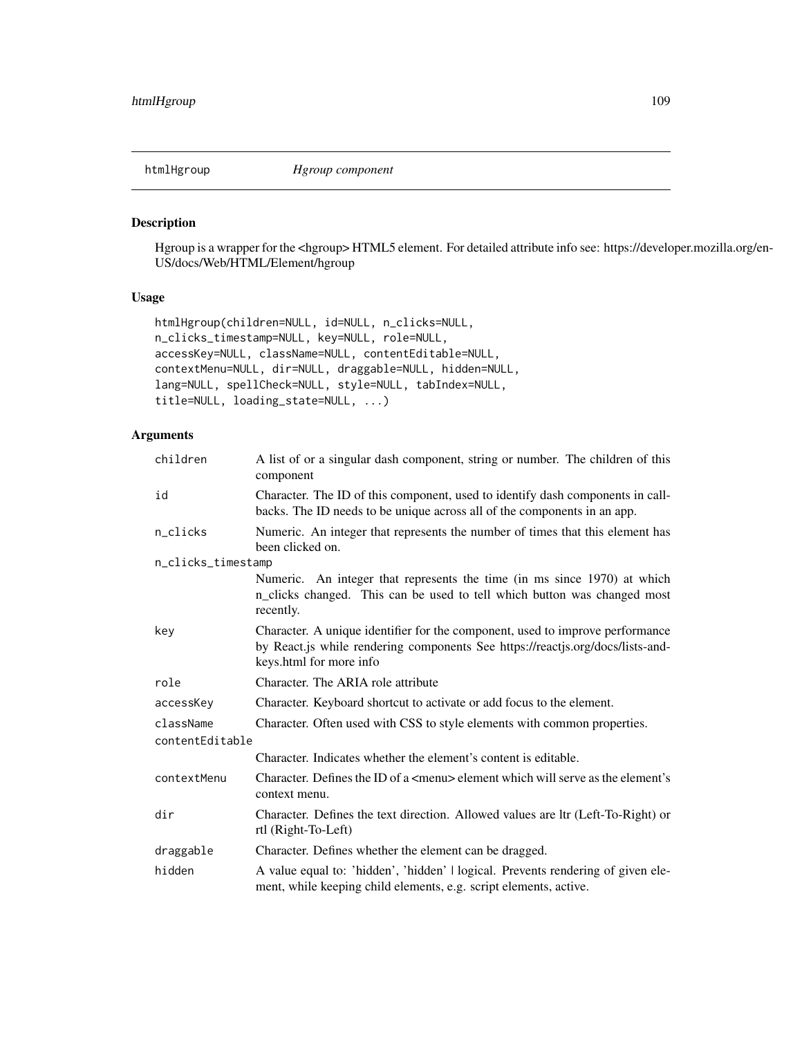# htmlHgroup *Hgroup component*

## Description

Hgroup is a wrapper for the <hgroup> HTML5 element. For detailed attribute info see: https://developer.mozilla.org/en-US/docs/Web/HTML/Element/hgroup

## Usage

```
htmlHgroup(children=NULL, id=NULL, n_clicks=NULL,
n_clicks_timestamp=NULL, key=NULL, role=NULL,
accessKey=NULL, className=NULL, contentEditable=NULL,
contextMenu=NULL, dir=NULL, draggable=NULL, hidden=NULL,
lang=NULL, spellCheck=NULL, style=NULL, tabIndex=NULL,
title=NULL, loading_state=NULL, ...)
```

## Arguments

| | |
|---|---|
| `children` | A list of or a singular dash component, string or number. The children of this component |
| `id` | Character. The ID of this component, used to identify dash components in callbacks. The ID needs to be unique across all of the components in an app. |
| `n_clicks` | Numeric. An integer that represents the number of times that this element has been clicked on. |
| `n_clicks_timestamp` | Numeric. An integer that represents the time (in ms since 1970) at which n_clicks changed. This can be used to tell which button was changed most recently. |
| `key` | Character. A unique identifier for the component, used to improve performance by React.js while rendering components See https://reactjs.org/docs/lists-and-keys.html for more info |
| `role` | Character. The ARIA role attribute |
| `accessKey` | Character. Keyboard shortcut to activate or add focus to the element. |
| `className` | Character. Often used with CSS to style elements with common properties. |
| `contentEditable` | Character. Indicates whether the element's content is editable. |
| `contextMenu` | Character. Defines the ID of a <menu> element which will serve as the element's context menu. |
| `dir` | Character. Defines the text direction. Allowed values are ltr (Left-To-Right) or rtl (Right-To-Left) |
| `draggable` | Character. Defines whether the element can be dragged. |
| `hidden` | A value equal to: 'hidden', 'hidden' \| logical. Prevents rendering of given element, while keeping child elements, e.g. script elements, active. |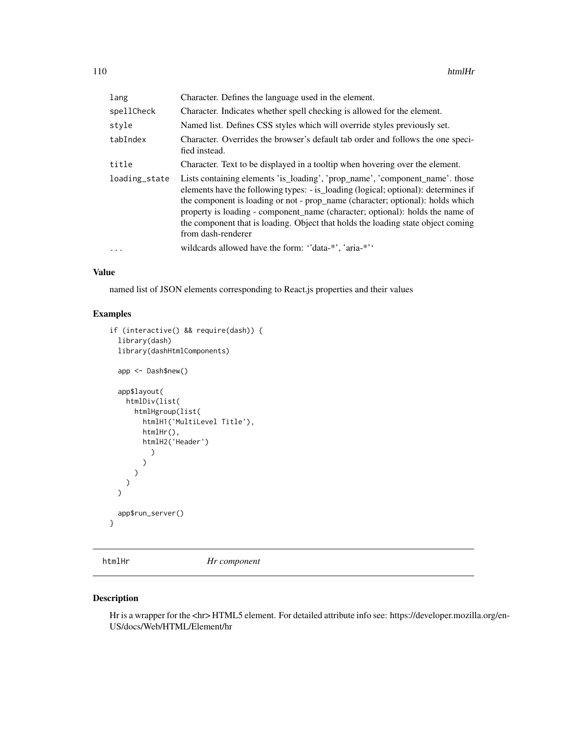| | |
|---|---|
| lang | Character. Defines the language used in the element. |
| spellCheck | Character. Indicates whether spell checking is allowed for the element. |
| style | Named list. Defines CSS styles which will override styles previously set. |
| tabIndex | Character. Overrides the browser's default tab order and follows the one specified instead. |
| title | Character. Text to be displayed in a tooltip when hovering over the element. |
| loading_state | Lists containing elements 'is_loading', 'prop_name', 'component_name'. those elements have the following types: - is_loading (logical; optional): determines if the component is loading or not - prop_name (character; optional): holds which property is loading - component_name (character; optional): holds the name of the component that is loading. Object that holds the loading state object coming from dash-renderer |
| ... | wildcards allowed have the form: ''data-*', 'aria-*'' |

## Value

named list of JSON elements corresponding to React.js properties and their values

## Examples

```
if (interactive() && require(dash)) {
  library(dash)
  library(dashHtmlComponents)

  app <- Dash$new()

  app$layout(
    htmlDiv(list(
      htmlHgroup(list(
        htmlH1('MultiLevel Title'),
        htmlHr(),
        htmlH2('Header')
          )
        )
      )
    )
  )

  app$run_server()
}
```

---

# htmlHr *Hr component*

---

## Description

Hr is a wrapper for the <hr> HTML5 element. For detailed attribute info see: https://developer.mozilla.org/en-US/docs/Web/HTML/Element/hr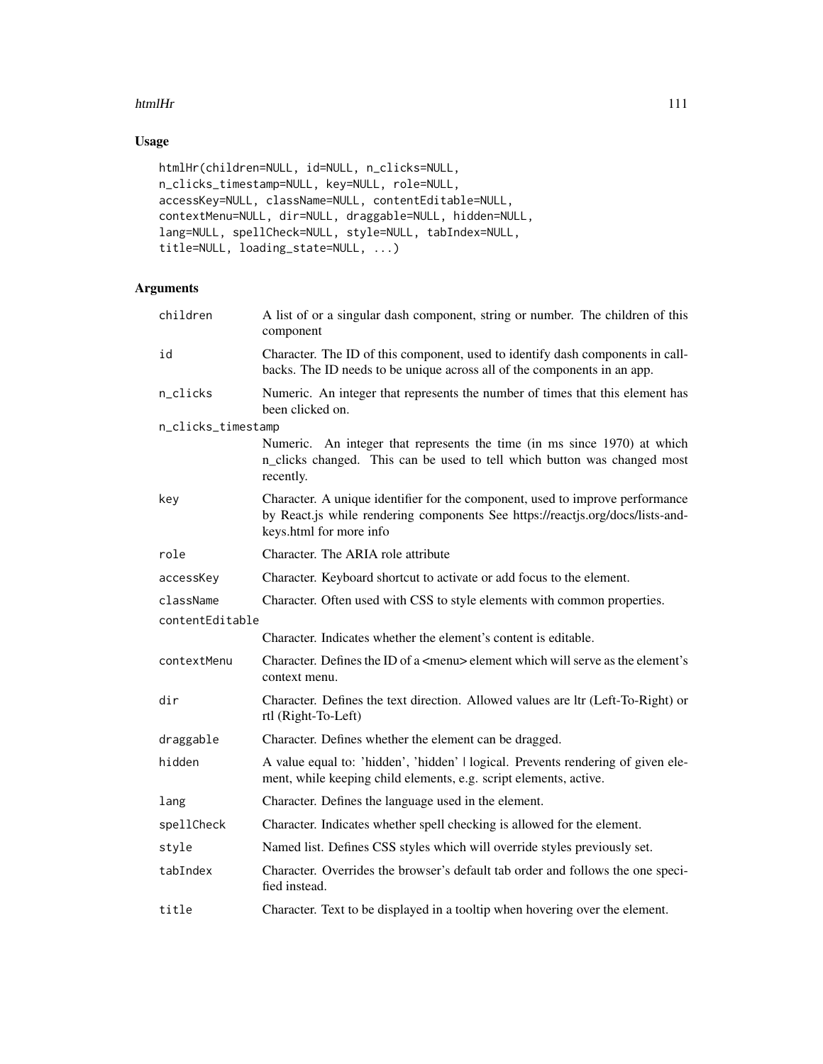## Usage

```
htmlHr(children=NULL, id=NULL, n_clicks=NULL,
n_clicks_timestamp=NULL, key=NULL, role=NULL,
accessKey=NULL, className=NULL, contentEditable=NULL,
contextMenu=NULL, dir=NULL, draggable=NULL, hidden=NULL,
lang=NULL, spellCheck=NULL, style=NULL, tabIndex=NULL,
title=NULL, loading_state=NULL, ...)
```

## Arguments

| | |
|---|---|
| children | A list of or a singular dash component, string or number. The children of this component |
| id | Character. The ID of this component, used to identify dash components in callbacks. The ID needs to be unique across all of the components in an app. |
| n_clicks | Numeric. An integer that represents the number of times that this element has been clicked on. |
| n_clicks_timestamp | Numeric. An integer that represents the time (in ms since 1970) at which n_clicks changed. This can be used to tell which button was changed most recently. |
| key | Character. A unique identifier for the component, used to improve performance by React.js while rendering components See https://reactjs.org/docs/lists-and-keys.html for more info |
| role | Character. The ARIA role attribute |
| accessKey | Character. Keyboard shortcut to activate or add focus to the element. |
| className | Character. Often used with CSS to style elements with common properties. |
| contentEditable | Character. Indicates whether the element's content is editable. |
| contextMenu | Character. Defines the ID of a <menu> element which will serve as the element's context menu. |
| dir | Character. Defines the text direction. Allowed values are ltr (Left-To-Right) or rtl (Right-To-Left) |
| draggable | Character. Defines whether the element can be dragged. |
| hidden | A value equal to: 'hidden', 'hidden' \| logical. Prevents rendering of given element, while keeping child elements, e.g. script elements, active. |
| lang | Character. Defines the language used in the element. |
| spellCheck | Character. Indicates whether spell checking is allowed for the element. |
| style | Named list. Defines CSS styles which will override styles previously set. |
| tabIndex | Character. Overrides the browser's default tab order and follows the one specified instead. |
| title | Character. Text to be displayed in a tooltip when hovering over the element. |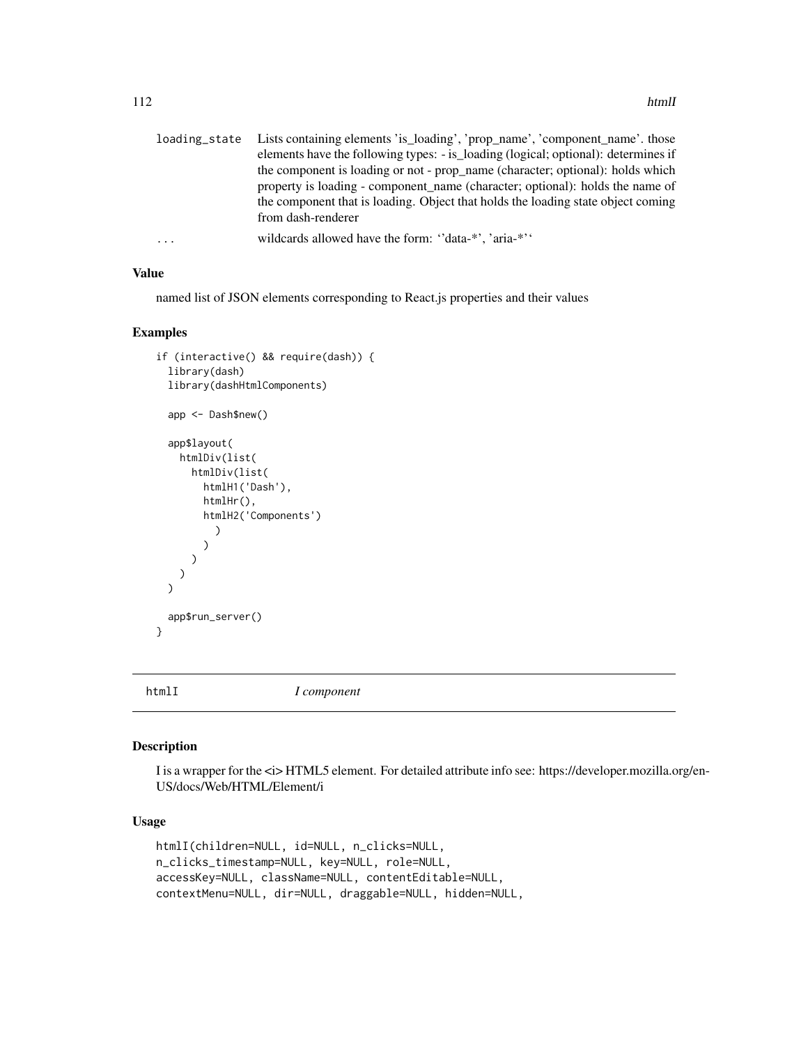| | |
|---|---|
| loading_state | Lists containing elements 'is_loading', 'prop_name', 'component_name'. those elements have the following types: - is_loading (logical; optional): determines if the component is loading or not - prop_name (character; optional): holds which property is loading - component_name (character; optional): holds the name of the component that is loading. Object that holds the loading state object coming from dash-renderer |
| ... | wildcards allowed have the form: ''data-*', 'aria-*'' |

### Value

named list of JSON elements corresponding to React.js properties and their values

### Examples

```
if (interactive() && require(dash)) {
  library(dash)
  library(dashHtmlComponents)

  app <- Dash$new()

  app$layout(
    htmlDiv(list(
      htmlDiv(list(
        htmlH1('Dash'),
        htmlHr(),
        htmlH2('Components')
          )
        )
      )
    )
  )

  app$run_server()
}
```

## htmlI    *I component*

### Description

I is a wrapper for the <i> HTML5 element. For detailed attribute info see: https://developer.mozilla.org/en-US/docs/Web/HTML/Element/i

### Usage

```
htmlI(children=NULL, id=NULL, n_clicks=NULL,
n_clicks_timestamp=NULL, key=NULL, role=NULL,
accessKey=NULL, className=NULL, contentEditable=NULL,
contextMenu=NULL, dir=NULL, draggable=NULL, hidden=NULL,
```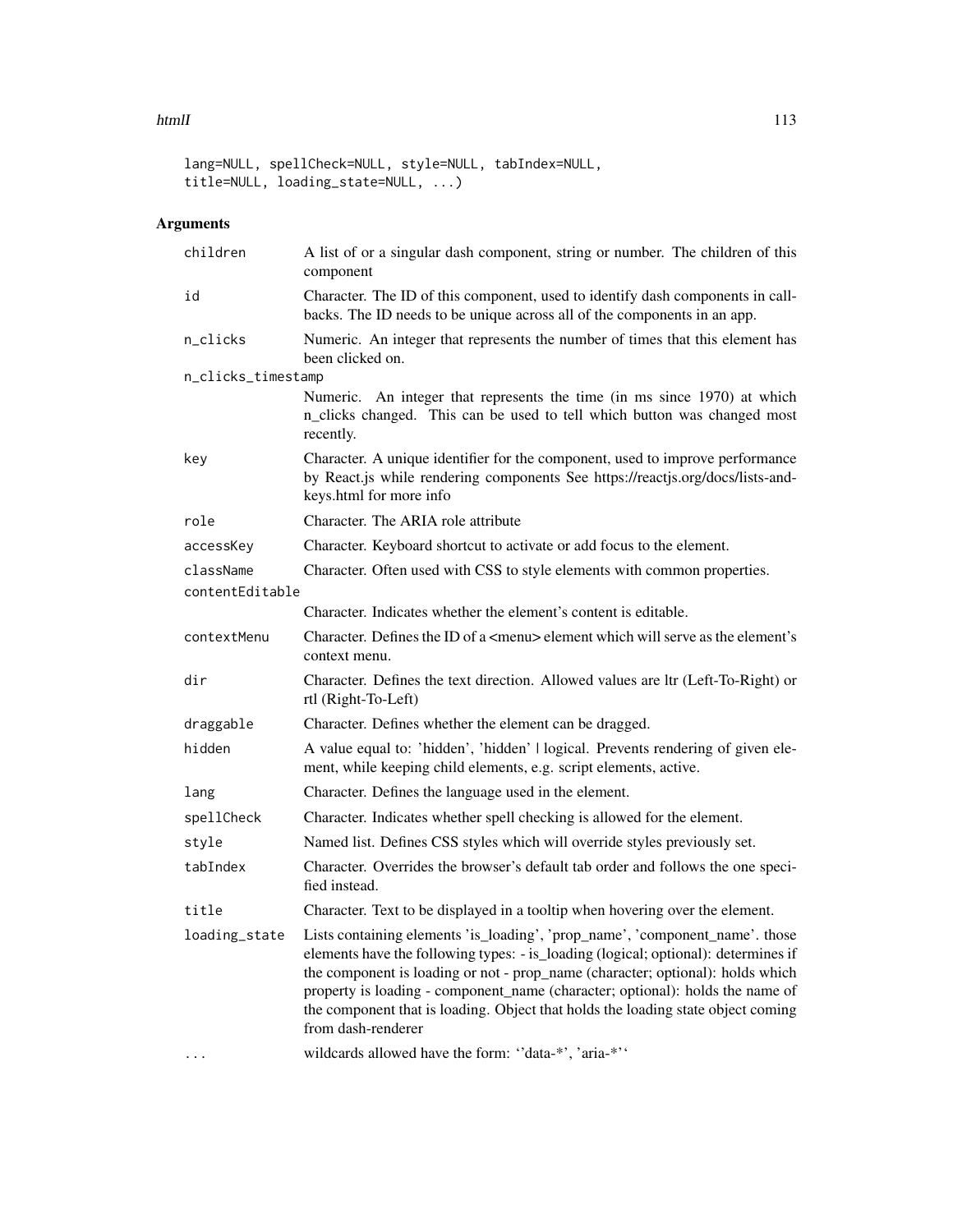```
lang=NULL, spellCheck=NULL, style=NULL, tabIndex=NULL,
title=NULL, loading_state=NULL, ...)
```

## Arguments

| | |
|---|---|
| children | A list of or a singular dash component, string or number. The children of this component |
| id | Character. The ID of this component, used to identify dash components in callbacks. The ID needs to be unique across all of the components in an app. |
| n_clicks | Numeric. An integer that represents the number of times that this element has been clicked on. |
| n_clicks_timestamp | Numeric. An integer that represents the time (in ms since 1970) at which n_clicks changed. This can be used to tell which button was changed most recently. |
| key | Character. A unique identifier for the component, used to improve performance by React.js while rendering components See https://reactjs.org/docs/lists-and-keys.html for more info |
| role | Character. The ARIA role attribute |
| accessKey | Character. Keyboard shortcut to activate or add focus to the element. |
| className | Character. Often used with CSS to style elements with common properties. |
| contentEditable | Character. Indicates whether the element's content is editable. |
| contextMenu | Character. Defines the ID of a <menu> element which will serve as the element's context menu. |
| dir | Character. Defines the text direction. Allowed values are ltr (Left-To-Right) or rtl (Right-To-Left) |
| draggable | Character. Defines whether the element can be dragged. |
| hidden | A value equal to: 'hidden', 'hidden' \| logical. Prevents rendering of given element, while keeping child elements, e.g. script elements, active. |
| lang | Character. Defines the language used in the element. |
| spellCheck | Character. Indicates whether spell checking is allowed for the element. |
| style | Named list. Defines CSS styles which will override styles previously set. |
| tabIndex | Character. Overrides the browser's default tab order and follows the one specified instead. |
| title | Character. Text to be displayed in a tooltip when hovering over the element. |
| loading_state | Lists containing elements 'is_loading', 'prop_name', 'component_name'. those elements have the following types: - is_loading (logical; optional): determines if the component is loading or not - prop_name (character; optional): holds which property is loading - component_name (character; optional): holds the name of the component that is loading. Object that holds the loading state object coming from dash-renderer |
| ... | wildcards allowed have the form: ''data-*', 'aria-*'' |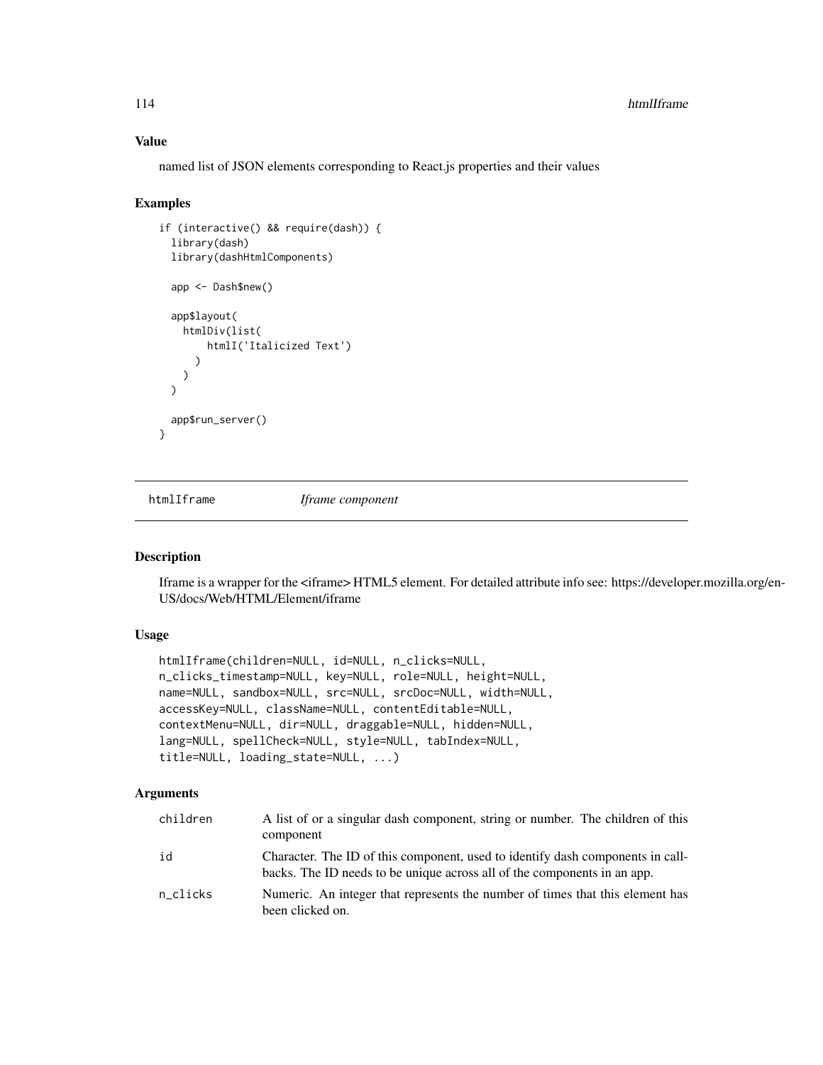### Value

named list of JSON elements corresponding to React.js properties and their values

### Examples

```
if (interactive() && require(dash)) {
  library(dash)
  library(dashHtmlComponents)

  app <- Dash$new()

  app$layout(
    htmlDiv(list(
        htmlI('Italicized Text')
      )
    )
  )

  app$run_server()
}
```

## htmlIframe    *Iframe component*

### Description

Iframe is a wrapper for the <iframe> HTML5 element. For detailed attribute info see: https://developer.mozilla.org/en-US/docs/Web/HTML/Element/iframe

### Usage

```
htmlIframe(children=NULL, id=NULL, n_clicks=NULL,
n_clicks_timestamp=NULL, key=NULL, role=NULL, height=NULL,
name=NULL, sandbox=NULL, src=NULL, srcDoc=NULL, width=NULL,
accessKey=NULL, className=NULL, contentEditable=NULL,
contextMenu=NULL, dir=NULL, draggable=NULL, hidden=NULL,
lang=NULL, spellCheck=NULL, style=NULL, tabIndex=NULL,
title=NULL, loading_state=NULL, ...)
```

### Arguments

| | |
|---|---|
| children | A list of or a singular dash component, string or number. The children of this component |
| id | Character. The ID of this component, used to identify dash components in callbacks. The ID needs to be unique across all of the components in an app. |
| n_clicks | Numeric. An integer that represents the number of times that this element has been clicked on. |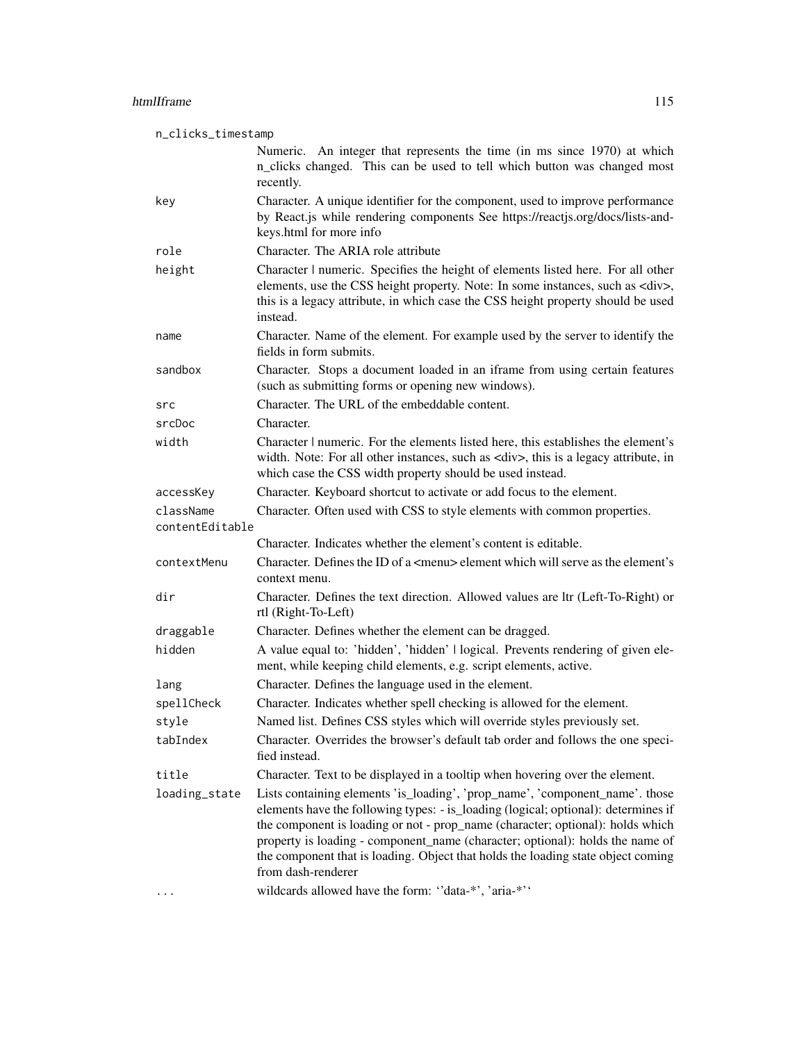| | |
|---|---|
| `n_clicks_timestamp` | Numeric. An integer that represents the time (in ms since 1970) at which n_clicks changed. This can be used to tell which button was changed most recently. |
| `key` | Character. A unique identifier for the component, used to improve performance by React.js while rendering components See https://reactjs.org/docs/lists-and-keys.html for more info |
| `role` | Character. The ARIA role attribute |
| `height` | Character \| numeric. Specifies the height of elements listed here. For all other elements, use the CSS height property. Note: In some instances, such as <div>, this is a legacy attribute, in which case the CSS height property should be used instead. |
| `name` | Character. Name of the element. For example used by the server to identify the fields in form submits. |
| `sandbox` | Character. Stops a document loaded in an iframe from using certain features (such as submitting forms or opening new windows). |
| `src` | Character. The URL of the embeddable content. |
| `srcDoc` | Character. |
| `width` | Character \| numeric. For the elements listed here, this establishes the element's width. Note: For all other instances, such as <div>, this is a legacy attribute, in which case the CSS width property should be used instead. |
| `accessKey` | Character. Keyboard shortcut to activate or add focus to the element. |
| `className` | Character. Often used with CSS to style elements with common properties. |
| `contentEditable` | Character. Indicates whether the element's content is editable. |
| `contextMenu` | Character. Defines the ID of a <menu> element which will serve as the element's context menu. |
| `dir` | Character. Defines the text direction. Allowed values are ltr (Left-To-Right) or rtl (Right-To-Left) |
| `draggable` | Character. Defines whether the element can be dragged. |
| `hidden` | A value equal to: 'hidden', 'hidden' \| logical. Prevents rendering of given element, while keeping child elements, e.g. script elements, active. |
| `lang` | Character. Defines the language used in the element. |
| `spellCheck` | Character. Indicates whether spell checking is allowed for the element. |
| `style` | Named list. Defines CSS styles which will override styles previously set. |
| `tabIndex` | Character. Overrides the browser's default tab order and follows the one specified instead. |
| `title` | Character. Text to be displayed in a tooltip when hovering over the element. |
| `loading_state` | Lists containing elements 'is_loading', 'prop_name', 'component_name'. those elements have the following types: - is_loading (logical; optional): determines if the component is loading or not - prop_name (character; optional): holds which property is loading - component_name (character; optional): holds the name of the component that is loading. Object that holds the loading state object coming from dash-renderer |
| `...` | wildcards allowed have the form: ''data-*', 'aria-*'' |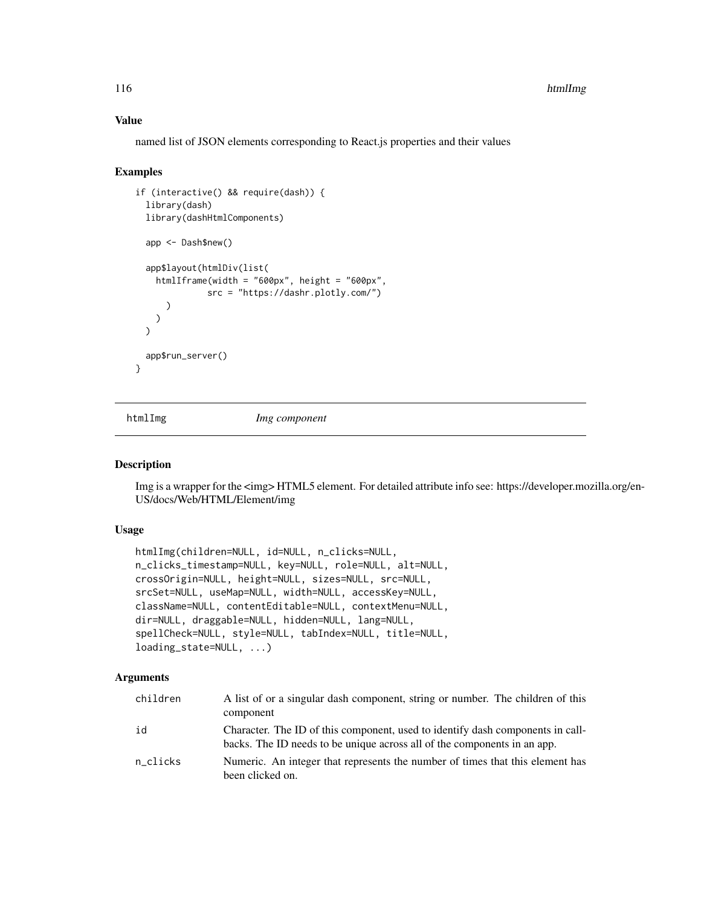### Value

named list of JSON elements corresponding to React.js properties and their values

### Examples

```
if (interactive() && require(dash)) {
  library(dash)
  library(dashHtmlComponents)

  app <- Dash$new()

  app$layout(htmlDiv(list(
    htmlIframe(width = "600px", height = "600px",
               src = "https://dashr.plotly.com/")
      )
    )
  )

  app$run_server()
}
```

## htmlImg *Img component*

### Description

Img is a wrapper for the <img> HTML5 element. For detailed attribute info see: https://developer.mozilla.org/en-US/docs/Web/HTML/Element/img

### Usage

```
htmlImg(children=NULL, id=NULL, n_clicks=NULL,
n_clicks_timestamp=NULL, key=NULL, role=NULL, alt=NULL,
crossOrigin=NULL, height=NULL, sizes=NULL, src=NULL,
srcSet=NULL, useMap=NULL, width=NULL, accessKey=NULL,
className=NULL, contentEditable=NULL, contextMenu=NULL,
dir=NULL, draggable=NULL, hidden=NULL, lang=NULL,
spellCheck=NULL, style=NULL, tabIndex=NULL, title=NULL,
loading_state=NULL, ...)
```

### Arguments

| | |
|---|---|
| children | A list of or a singular dash component, string or number. The children of this component |
| id | Character. The ID of this component, used to identify dash components in callbacks. The ID needs to be unique across all of the components in an app. |
| n_clicks | Numeric. An integer that represents the number of times that this element has been clicked on. |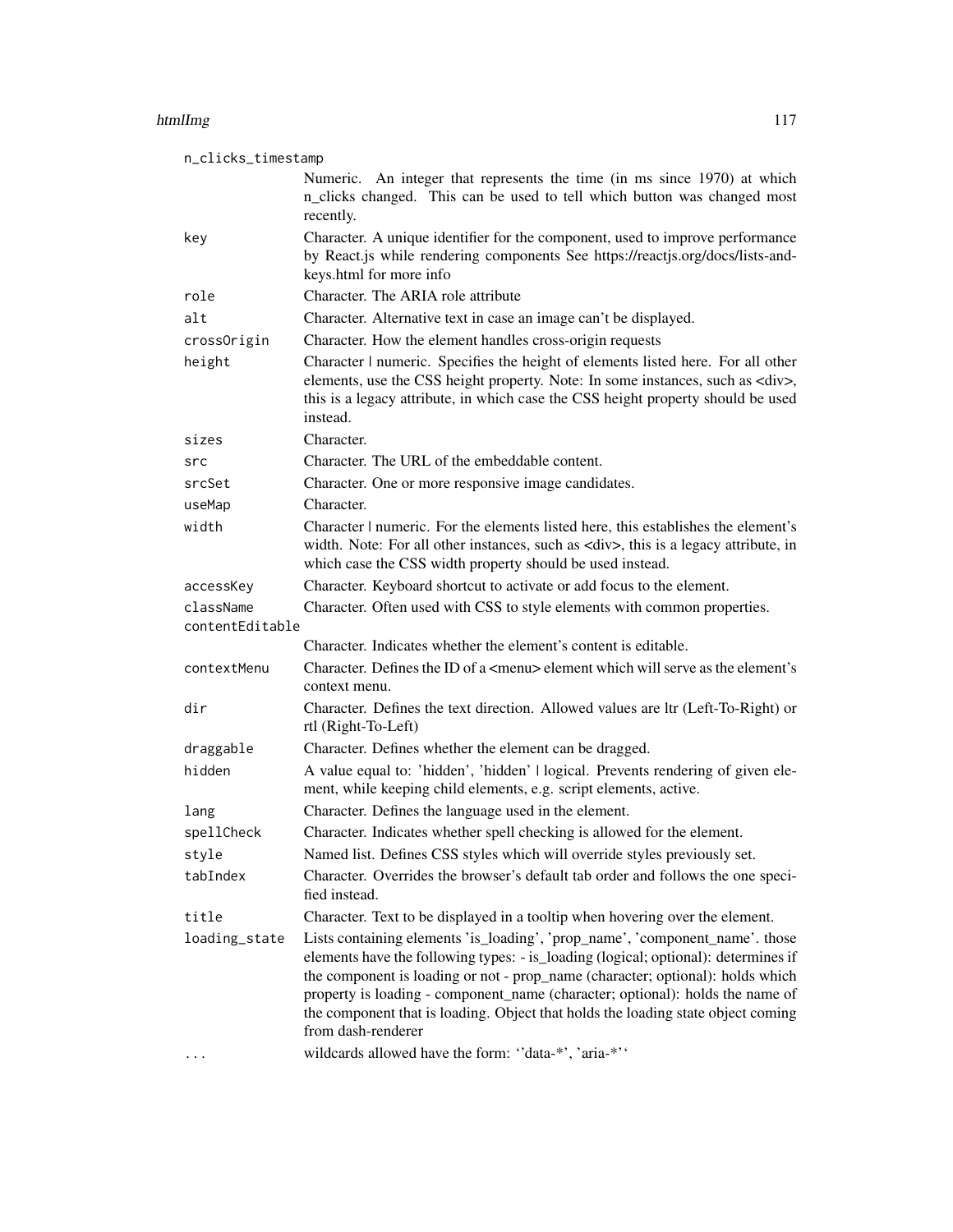| | |
|---|---|
| n_clicks_timestamp | Numeric. An integer that represents the time (in ms since 1970) at which n_clicks changed. This can be used to tell which button was changed most recently. |
| key | Character. A unique identifier for the component, used to improve performance by React.js while rendering components See https://reactjs.org/docs/lists-and-keys.html for more info |
| role | Character. The ARIA role attribute |
| alt | Character. Alternative text in case an image can't be displayed. |
| crossOrigin | Character. How the element handles cross-origin requests |
| height | Character \| numeric. Specifies the height of elements listed here. For all other elements, use the CSS height property. Note: In some instances, such as <div>, this is a legacy attribute, in which case the CSS height property should be used instead. |
| sizes | Character. |
| src | Character. The URL of the embeddable content. |
| srcSet | Character. One or more responsive image candidates. |
| useMap | Character. |
| width | Character \| numeric. For the elements listed here, this establishes the element's width. Note: For all other instances, such as <div>, this is a legacy attribute, in which case the CSS width property should be used instead. |
| accessKey | Character. Keyboard shortcut to activate or add focus to the element. |
| className | Character. Often used with CSS to style elements with common properties. |
| contentEditable | Character. Indicates whether the element's content is editable. |
| contextMenu | Character. Defines the ID of a <menu> element which will serve as the element's context menu. |
| dir | Character. Defines the text direction. Allowed values are ltr (Left-To-Right) or rtl (Right-To-Left) |
| draggable | Character. Defines whether the element can be dragged. |
| hidden | A value equal to: 'hidden', 'hidden' \| logical. Prevents rendering of given element, while keeping child elements, e.g. script elements, active. |
| lang | Character. Defines the language used in the element. |
| spellCheck | Character. Indicates whether spell checking is allowed for the element. |
| style | Named list. Defines CSS styles which will override styles previously set. |
| tabIndex | Character. Overrides the browser's default tab order and follows the one specified instead. |
| title | Character. Text to be displayed in a tooltip when hovering over the element. |
| loading_state | Lists containing elements 'is_loading', 'prop_name', 'component_name'. those elements have the following types: - is_loading (logical; optional): determines if the component is loading or not - prop_name (character; optional): holds which property is loading - component_name (character; optional): holds the name of the component that is loading. Object that holds the loading state object coming from dash-renderer |
| ... | wildcards allowed have the form: ''data-*', 'aria-*'' |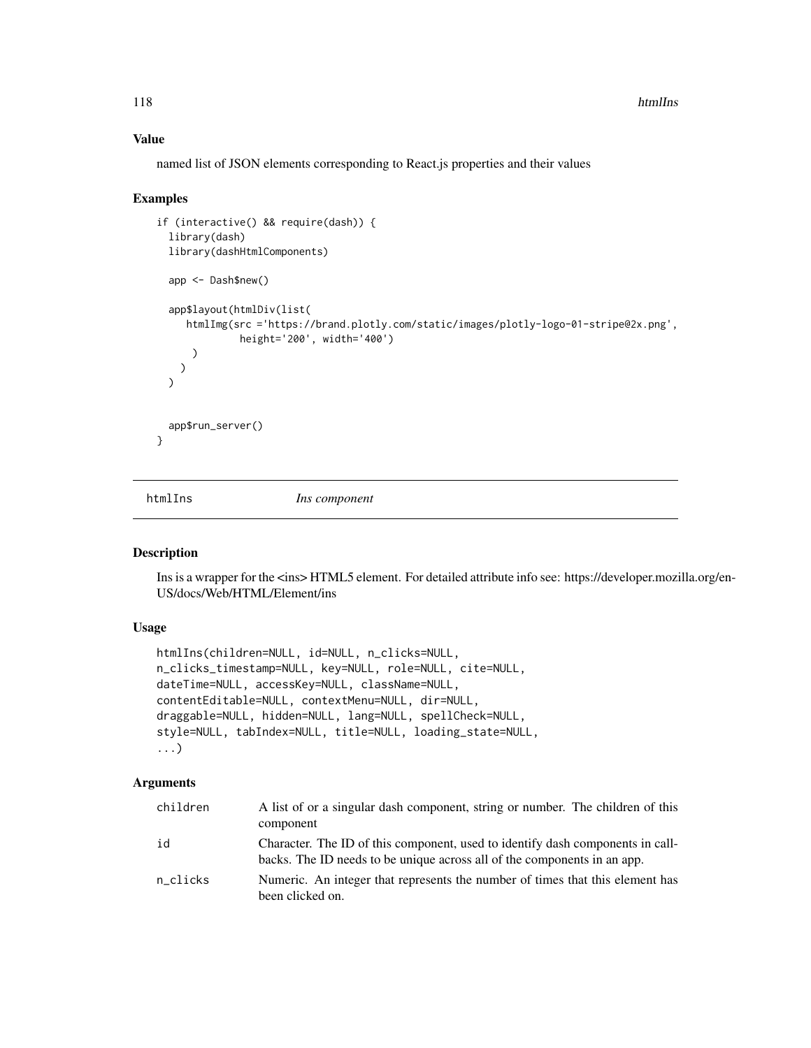### Value

named list of JSON elements corresponding to React.js properties and their values

### Examples

```
if (interactive() && require(dash)) {
  library(dash)
  library(dashHtmlComponents)

  app <- Dash$new()

  app$layout(htmlDiv(list(
     htmlImg(src ='https://brand.plotly.com/static/images/plotly-logo-01-stripe@2x.png',
             height='200', width='400')
      )
    )
  )


  app$run_server()
}
```

---

## htmlIns — *Ins component*

---

### Description

Ins is a wrapper for the <ins> HTML5 element. For detailed attribute info see: https://developer.mozilla.org/en-US/docs/Web/HTML/Element/ins

### Usage

```
htmlIns(children=NULL, id=NULL, n_clicks=NULL,
n_clicks_timestamp=NULL, key=NULL, role=NULL, cite=NULL,
dateTime=NULL, accessKey=NULL, className=NULL,
contentEditable=NULL, contextMenu=NULL, dir=NULL,
draggable=NULL, hidden=NULL, lang=NULL, spellCheck=NULL,
style=NULL, tabIndex=NULL, title=NULL, loading_state=NULL,
...)
```

### Arguments

| | |
|---|---|
| children | A list of or a singular dash component, string or number. The children of this component |
| id | Character. The ID of this component, used to identify dash components in callbacks. The ID needs to be unique across all of the components in an app. |
| n_clicks | Numeric. An integer that represents the number of times that this element has been clicked on. |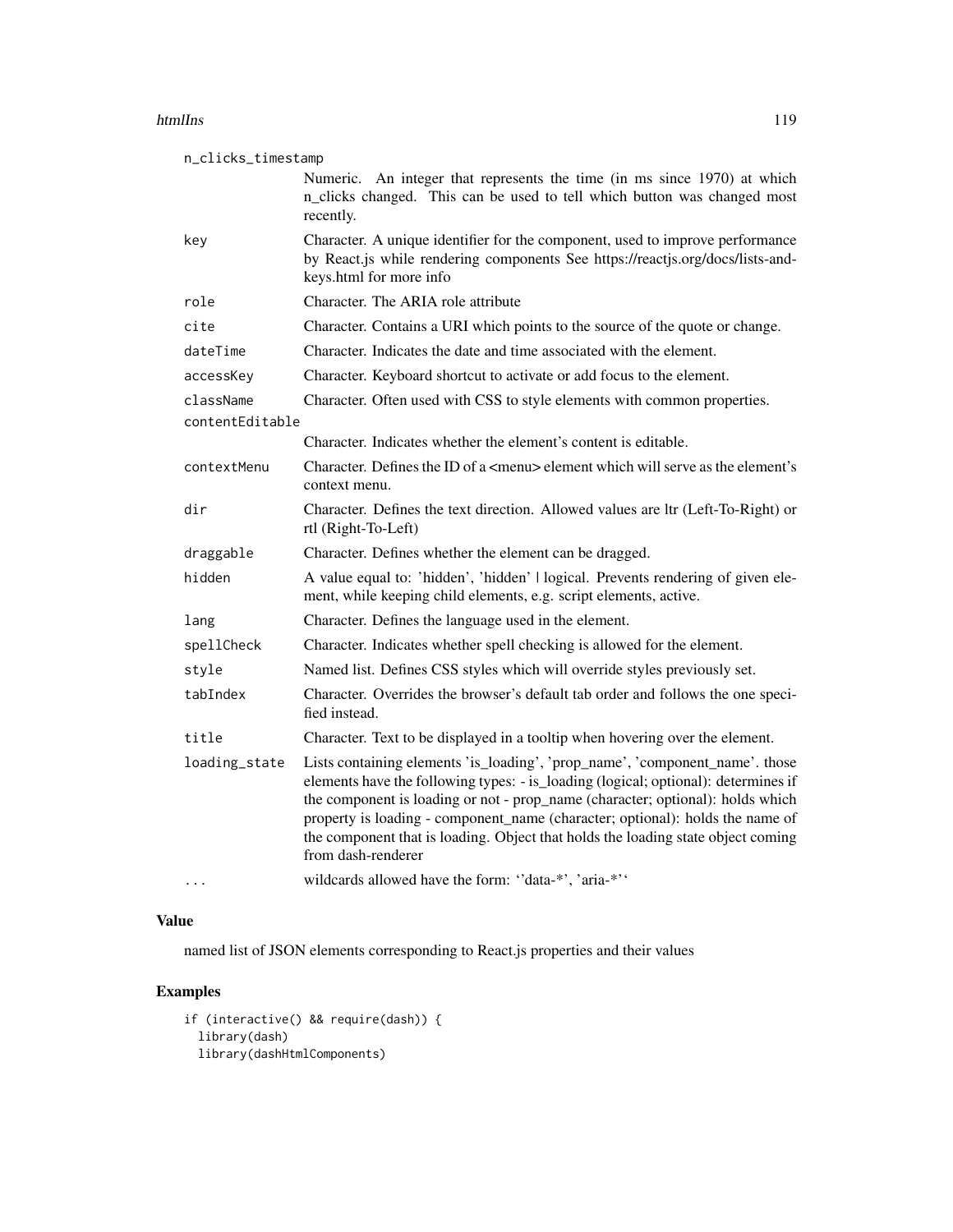| | |
|---|---|
| n_clicks_timestamp | Numeric. An integer that represents the time (in ms since 1970) at which n_clicks changed. This can be used to tell which button was changed most recently. |
| key | Character. A unique identifier for the component, used to improve performance by React.js while rendering components See https://reactjs.org/docs/lists-and-keys.html for more info |
| role | Character. The ARIA role attribute |
| cite | Character. Contains a URI which points to the source of the quote or change. |
| dateTime | Character. Indicates the date and time associated with the element. |
| accessKey | Character. Keyboard shortcut to activate or add focus to the element. |
| className | Character. Often used with CSS to style elements with common properties. |
| contentEditable | Character. Indicates whether the element's content is editable. |
| contextMenu | Character. Defines the ID of a <menu> element which will serve as the element's context menu. |
| dir | Character. Defines the text direction. Allowed values are ltr (Left-To-Right) or rtl (Right-To-Left) |
| draggable | Character. Defines whether the element can be dragged. |
| hidden | A value equal to: 'hidden', 'hidden' \| logical. Prevents rendering of given element, while keeping child elements, e.g. script elements, active. |
| lang | Character. Defines the language used in the element. |
| spellCheck | Character. Indicates whether spell checking is allowed for the element. |
| style | Named list. Defines CSS styles which will override styles previously set. |
| tabIndex | Character. Overrides the browser's default tab order and follows the one specified instead. |
| title | Character. Text to be displayed in a tooltip when hovering over the element. |
| loading_state | Lists containing elements 'is_loading', 'prop_name', 'component_name'. those elements have the following types: - is_loading (logical; optional): determines if the component is loading or not - prop_name (character; optional): holds which property is loading - component_name (character; optional): holds the name of the component that is loading. Object that holds the loading state object coming from dash-renderer |
| ... | wildcards allowed have the form: ''data-*', 'aria-*'' |

## Value

named list of JSON elements corresponding to React.js properties and their values

## Examples

```
if (interactive() && require(dash)) {
  library(dash)
  library(dashHtmlComponents)
```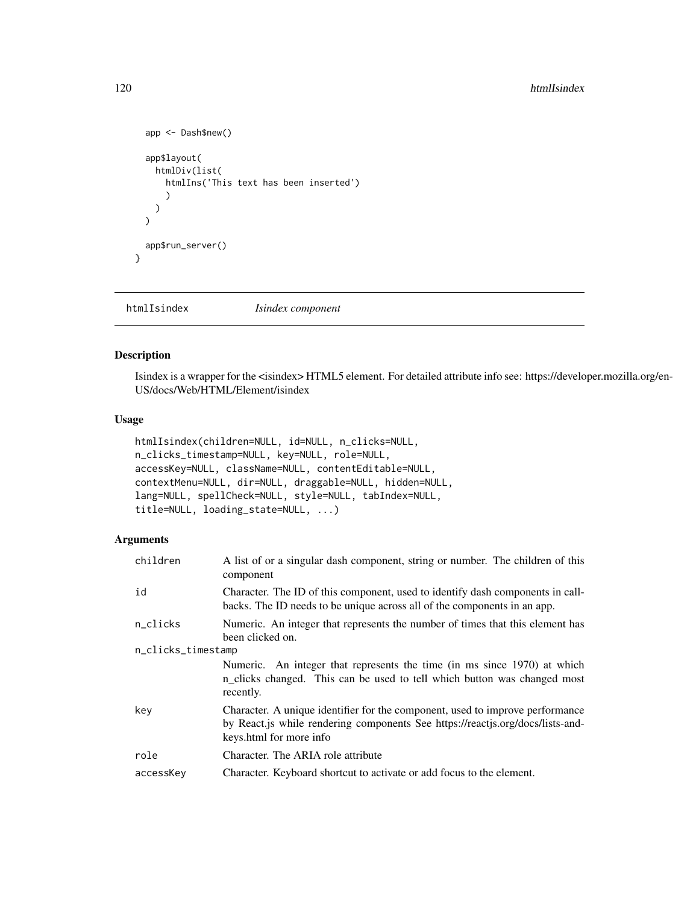```
  app <- Dash$new()

  app$layout(
    htmlDiv(list(
      htmlIns('This text has been inserted')
      )
    )
  )

  app$run_server()
}
```

## htmlIsindex *Isindex component*

### Description

Isindex is a wrapper for the <isindex> HTML5 element. For detailed attribute info see: https://developer.mozilla.org/en-US/docs/Web/HTML/Element/isindex

### Usage

```
htmlIsindex(children=NULL, id=NULL, n_clicks=NULL,
n_clicks_timestamp=NULL, key=NULL, role=NULL,
accessKey=NULL, className=NULL, contentEditable=NULL,
contextMenu=NULL, dir=NULL, draggable=NULL, hidden=NULL,
lang=NULL, spellCheck=NULL, style=NULL, tabIndex=NULL,
title=NULL, loading_state=NULL, ...)
```

### Arguments

| | |
|---|---|
| `children` | A list of or a singular dash component, string or number. The children of this component |
| `id` | Character. The ID of this component, used to identify dash components in callbacks. The ID needs to be unique across all of the components in an app. |
| `n_clicks` | Numeric. An integer that represents the number of times that this element has been clicked on. |
| `n_clicks_timestamp` | Numeric. An integer that represents the time (in ms since 1970) at which n_clicks changed. This can be used to tell which button was changed most recently. |
| `key` | Character. A unique identifier for the component, used to improve performance by React.js while rendering components See https://reactjs.org/docs/lists-and-keys.html for more info |
| `role` | Character. The ARIA role attribute |
| `accessKey` | Character. Keyboard shortcut to activate or add focus to the element. |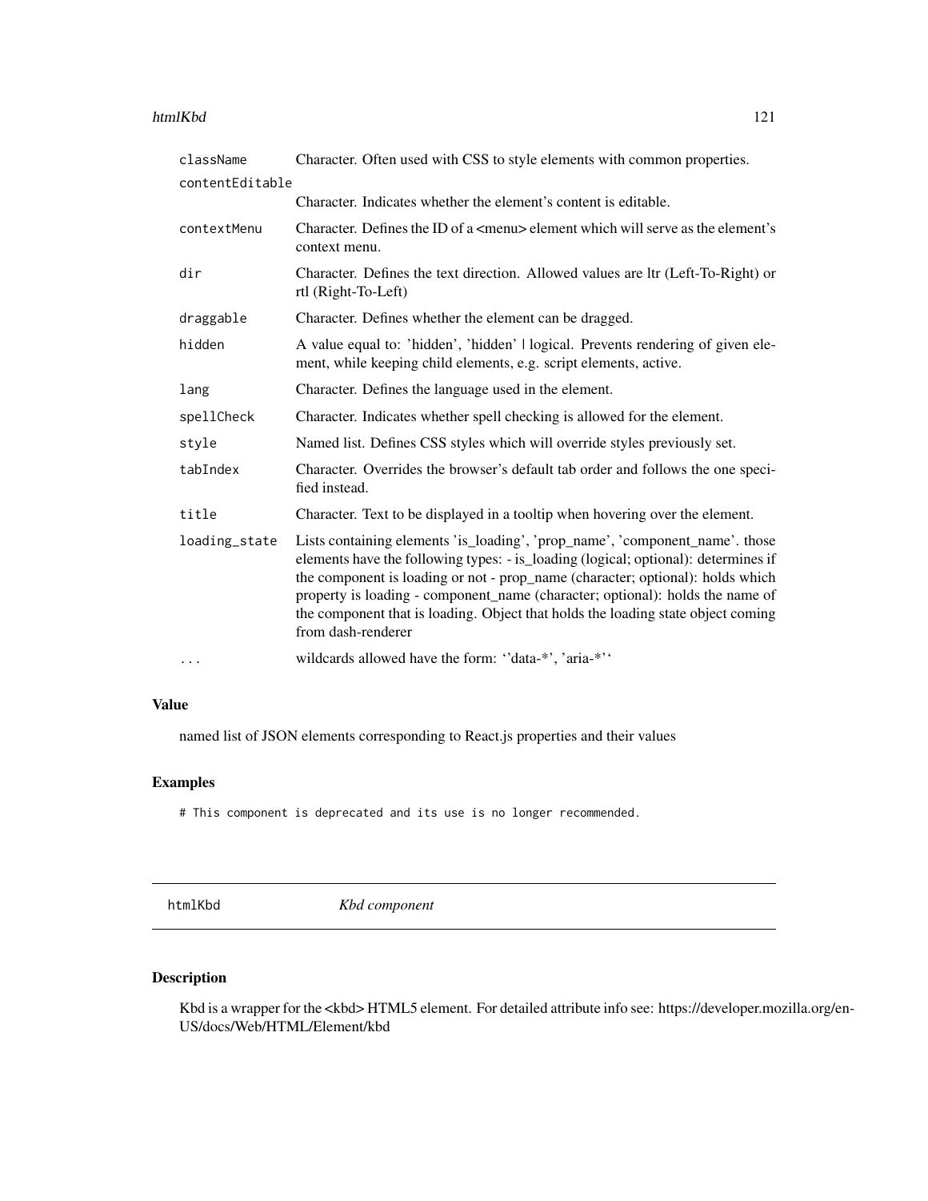| | |
|---|---|
| className | Character. Often used with CSS to style elements with common properties. |
| contentEditable | Character. Indicates whether the element's content is editable. |
| contextMenu | Character. Defines the ID of a <menu> element which will serve as the element's context menu. |
| dir | Character. Defines the text direction. Allowed values are ltr (Left-To-Right) or rtl (Right-To-Left) |
| draggable | Character. Defines whether the element can be dragged. |
| hidden | A value equal to: 'hidden', 'hidden' \| logical. Prevents rendering of given element, while keeping child elements, e.g. script elements, active. |
| lang | Character. Defines the language used in the element. |
| spellCheck | Character. Indicates whether spell checking is allowed for the element. |
| style | Named list. Defines CSS styles which will override styles previously set. |
| tabIndex | Character. Overrides the browser's default tab order and follows the one specified instead. |
| title | Character. Text to be displayed in a tooltip when hovering over the element. |
| loading_state | Lists containing elements 'is_loading', 'prop_name', 'component_name'. those elements have the following types: - is_loading (logical; optional): determines if the component is loading or not - prop_name (character; optional): holds which property is loading - component_name (character; optional): holds the name of the component that is loading. Object that holds the loading state object coming from dash-renderer |
| ... | wildcards allowed have the form: ''data-*', 'aria-*'' |

## Value

named list of JSON elements corresponding to React.js properties and their values

## Examples

```
# This component is deprecated and its use is no longer recommended.
```

---

# htmlKbd *Kbd component*

## Description

Kbd is a wrapper for the <kbd> HTML5 element. For detailed attribute info see: https://developer.mozilla.org/en-US/docs/Web/HTML/Element/kbd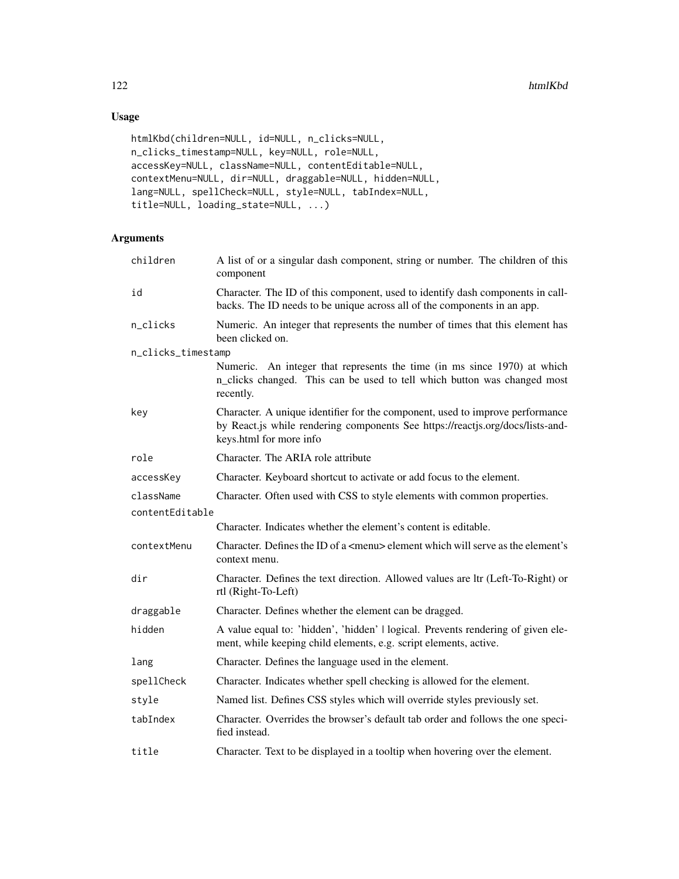## Usage

```
htmlKbd(children=NULL, id=NULL, n_clicks=NULL,
n_clicks_timestamp=NULL, key=NULL, role=NULL,
accessKey=NULL, className=NULL, contentEditable=NULL,
contextMenu=NULL, dir=NULL, draggable=NULL, hidden=NULL,
lang=NULL, spellCheck=NULL, style=NULL, tabIndex=NULL,
title=NULL, loading_state=NULL, ...)
```

## Arguments

| | |
|---|---|
| children | A list of or a singular dash component, string or number. The children of this component |
| id | Character. The ID of this component, used to identify dash components in callbacks. The ID needs to be unique across all of the components in an app. |
| n_clicks | Numeric. An integer that represents the number of times that this element has been clicked on. |
| n_clicks_timestamp | Numeric. An integer that represents the time (in ms since 1970) at which n_clicks changed. This can be used to tell which button was changed most recently. |
| key | Character. A unique identifier for the component, used to improve performance by React.js while rendering components See https://reactjs.org/docs/lists-and-keys.html for more info |
| role | Character. The ARIA role attribute |
| accessKey | Character. Keyboard shortcut to activate or add focus to the element. |
| className | Character. Often used with CSS to style elements with common properties. |
| contentEditable | Character. Indicates whether the element's content is editable. |
| contextMenu | Character. Defines the ID of a <menu> element which will serve as the element's context menu. |
| dir | Character. Defines the text direction. Allowed values are ltr (Left-To-Right) or rtl (Right-To-Left) |
| draggable | Character. Defines whether the element can be dragged. |
| hidden | A value equal to: 'hidden', 'hidden' \| logical. Prevents rendering of given element, while keeping child elements, e.g. script elements, active. |
| lang | Character. Defines the language used in the element. |
| spellCheck | Character. Indicates whether spell checking is allowed for the element. |
| style | Named list. Defines CSS styles which will override styles previously set. |
| tabIndex | Character. Overrides the browser's default tab order and follows the one specified instead. |
| title | Character. Text to be displayed in a tooltip when hovering over the element. |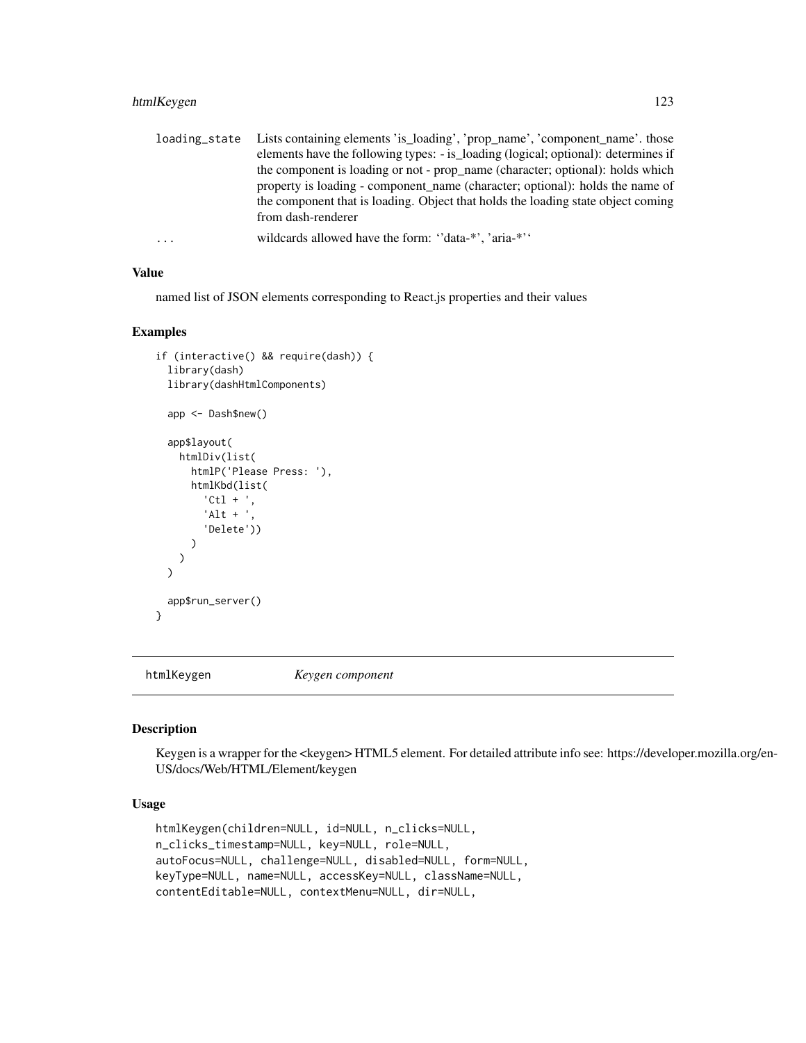| | |
|---|---|
| loading_state | Lists containing elements 'is_loading', 'prop_name', 'component_name'. those elements have the following types: - is_loading (logical; optional): determines if the component is loading or not - prop_name (character; optional): holds which property is loading - component_name (character; optional): holds the name of the component that is loading. Object that holds the loading state object coming from dash-renderer |
| ... | wildcards allowed have the form: ''data-*', 'aria-*'' |

### Value

named list of JSON elements corresponding to React.js properties and their values

### Examples

```
if (interactive() && require(dash)) {
  library(dash)
  library(dashHtmlComponents)

  app <- Dash$new()

  app$layout(
    htmlDiv(list(
      htmlP('Please Press: '),
      htmlKbd(list(
        'Ctl + ',
        'Alt + ',
        'Delete'))
      )
    )
  )

  app$run_server()
}
```

---

## htmlKeygen *Keygen component*

### Description

Keygen is a wrapper for the <keygen> HTML5 element. For detailed attribute info see: https://developer.mozilla.org/en-US/docs/Web/HTML/Element/keygen

### Usage

```
htmlKeygen(children=NULL, id=NULL, n_clicks=NULL,
n_clicks_timestamp=NULL, key=NULL, role=NULL,
autoFocus=NULL, challenge=NULL, disabled=NULL, form=NULL,
keyType=NULL, name=NULL, accessKey=NULL, className=NULL,
contentEditable=NULL, contextMenu=NULL, dir=NULL,
```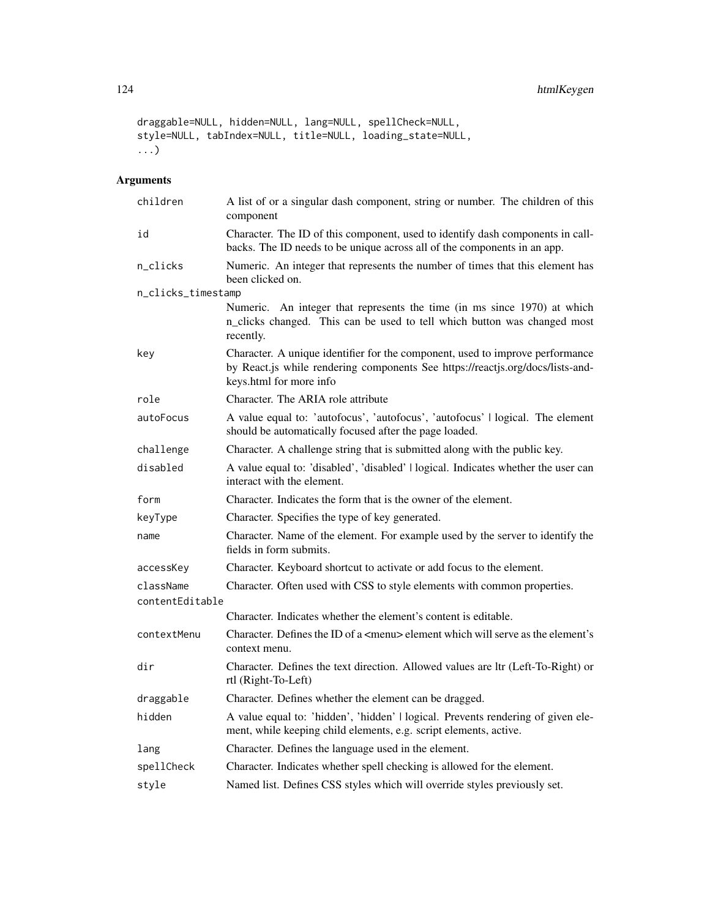```
draggable=NULL, hidden=NULL, lang=NULL, spellCheck=NULL,
style=NULL, tabIndex=NULL, title=NULL, loading_state=NULL,
...)
```

## Arguments

| | |
|---|---|
| children | A list of or a singular dash component, string or number. The children of this component |
| id | Character. The ID of this component, used to identify dash components in callbacks. The ID needs to be unique across all of the components in an app. |
| n_clicks | Numeric. An integer that represents the number of times that this element has been clicked on. |
| n_clicks_timestamp | Numeric. An integer that represents the time (in ms since 1970) at which n_clicks changed. This can be used to tell which button was changed most recently. |
| key | Character. A unique identifier for the component, used to improve performance by React.js while rendering components See https://reactjs.org/docs/lists-and-keys.html for more info |
| role | Character. The ARIA role attribute |
| autoFocus | A value equal to: 'autofocus', 'autofocus', 'autofocus' \| logical. The element should be automatically focused after the page loaded. |
| challenge | Character. A challenge string that is submitted along with the public key. |
| disabled | A value equal to: 'disabled', 'disabled' \| logical. Indicates whether the user can interact with the element. |
| form | Character. Indicates the form that is the owner of the element. |
| keyType | Character. Specifies the type of key generated. |
| name | Character. Name of the element. For example used by the server to identify the fields in form submits. |
| accessKey | Character. Keyboard shortcut to activate or add focus to the element. |
| className | Character. Often used with CSS to style elements with common properties. |
| contentEditable | Character. Indicates whether the element's content is editable. |
| contextMenu | Character. Defines the ID of a <menu> element which will serve as the element's context menu. |
| dir | Character. Defines the text direction. Allowed values are ltr (Left-To-Right) or rtl (Right-To-Left) |
| draggable | Character. Defines whether the element can be dragged. |
| hidden | A value equal to: 'hidden', 'hidden' \| logical. Prevents rendering of given element, while keeping child elements, e.g. script elements, active. |
| lang | Character. Defines the language used in the element. |
| spellCheck | Character. Indicates whether spell checking is allowed for the element. |
| style | Named list. Defines CSS styles which will override styles previously set. |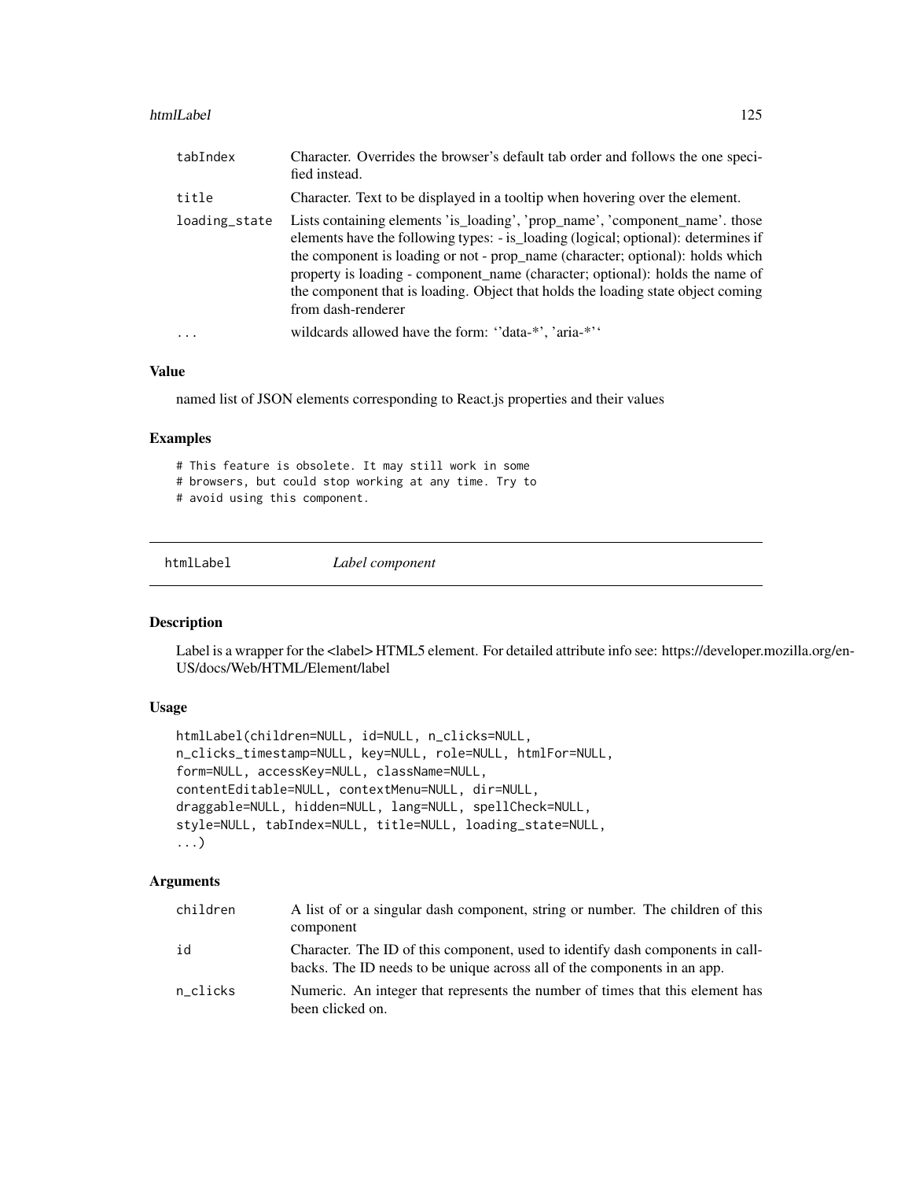| | |
|---|---|
| tabIndex | Character. Overrides the browser's default tab order and follows the one specified instead. |
| title | Character. Text to be displayed in a tooltip when hovering over the element. |
| loading_state | Lists containing elements 'is_loading', 'prop_name', 'component_name'. those elements have the following types: - is_loading (logical; optional): determines if the component is loading or not - prop_name (character; optional): holds which property is loading - component_name (character; optional): holds the name of the component that is loading. Object that holds the loading state object coming from dash-renderer |
| ... | wildcards allowed have the form: ''data-*', 'aria-*'' |

### Value

named list of JSON elements corresponding to React.js properties and their values

### Examples

```
# This feature is obsolete. It may still work in some
# browsers, but could stop working at any time. Try to
# avoid using this component.
```

---

## htmlLabel *Label component*

### Description

Label is a wrapper for the <label> HTML5 element. For detailed attribute info see: https://developer.mozilla.org/en-US/docs/Web/HTML/Element/label

### Usage

```
htmlLabel(children=NULL, id=NULL, n_clicks=NULL,
n_clicks_timestamp=NULL, key=NULL, role=NULL, htmlFor=NULL,
form=NULL, accessKey=NULL, className=NULL,
contentEditable=NULL, contextMenu=NULL, dir=NULL,
draggable=NULL, hidden=NULL, lang=NULL, spellCheck=NULL,
style=NULL, tabIndex=NULL, title=NULL, loading_state=NULL,
...)
```

### Arguments

| | |
|---|---|
| children | A list of or a singular dash component, string or number. The children of this component |
| id | Character. The ID of this component, used to identify dash components in callbacks. The ID needs to be unique across all of the components in an app. |
| n_clicks | Numeric. An integer that represents the number of times that this element has been clicked on. |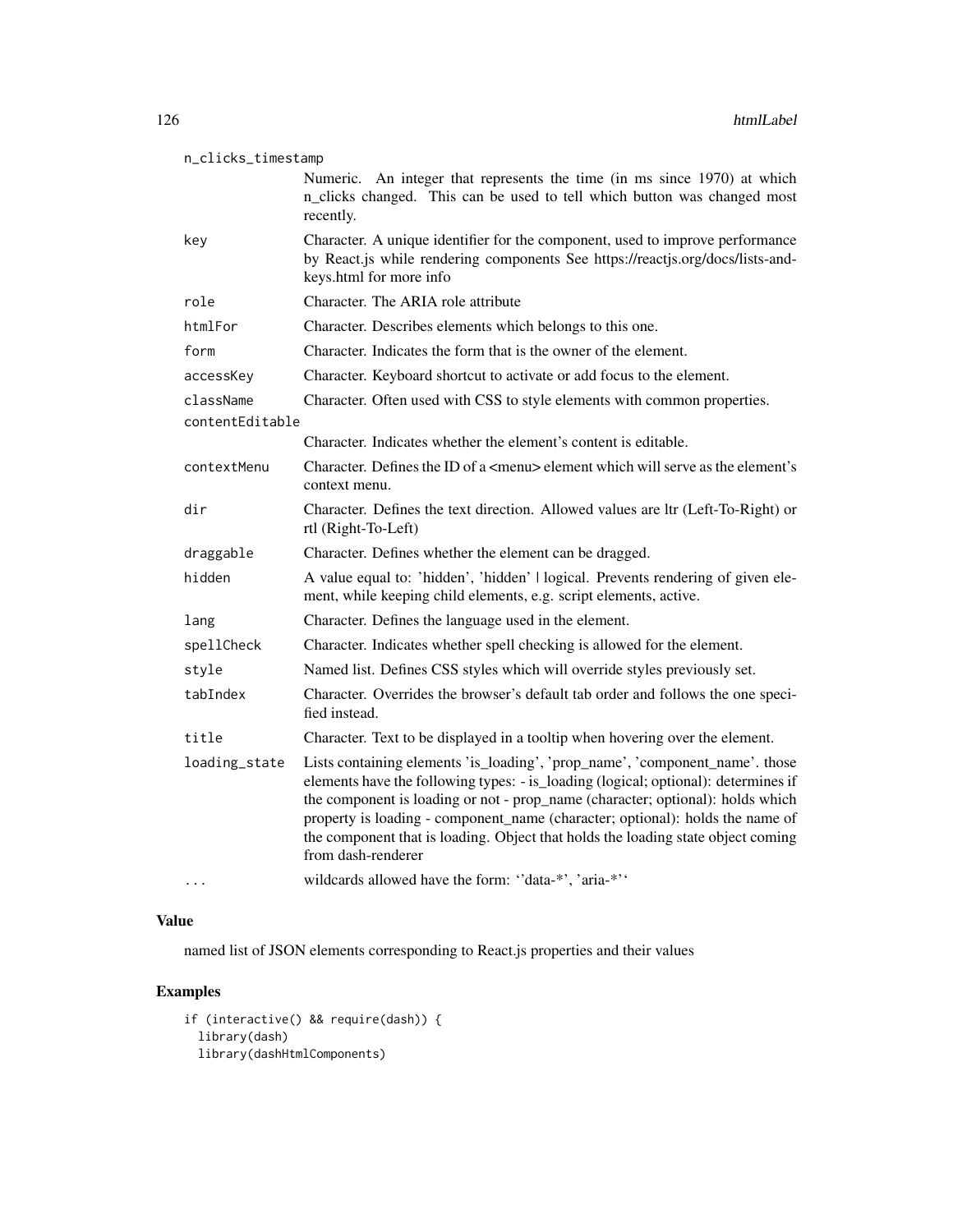| | |
|---|---|
| n_clicks_timestamp | Numeric. An integer that represents the time (in ms since 1970) at which n_clicks changed. This can be used to tell which button was changed most recently. |
| key | Character. A unique identifier for the component, used to improve performance by React.js while rendering components See https://reactjs.org/docs/lists-and-keys.html for more info |
| role | Character. The ARIA role attribute |
| htmlFor | Character. Describes elements which belongs to this one. |
| form | Character. Indicates the form that is the owner of the element. |
| accessKey | Character. Keyboard shortcut to activate or add focus to the element. |
| className | Character. Often used with CSS to style elements with common properties. |
| contentEditable | Character. Indicates whether the element's content is editable. |
| contextMenu | Character. Defines the ID of a <menu> element which will serve as the element's context menu. |
| dir | Character. Defines the text direction. Allowed values are ltr (Left-To-Right) or rtl (Right-To-Left) |
| draggable | Character. Defines whether the element can be dragged. |
| hidden | A value equal to: 'hidden', 'hidden' \| logical. Prevents rendering of given element, while keeping child elements, e.g. script elements, active. |
| lang | Character. Defines the language used in the element. |
| spellCheck | Character. Indicates whether spell checking is allowed for the element. |
| style | Named list. Defines CSS styles which will override styles previously set. |
| tabIndex | Character. Overrides the browser's default tab order and follows the one specified instead. |
| title | Character. Text to be displayed in a tooltip when hovering over the element. |
| loading_state | Lists containing elements 'is_loading', 'prop_name', 'component_name'. those elements have the following types: - is_loading (logical; optional): determines if the component is loading or not - prop_name (character; optional): holds which property is loading - component_name (character; optional): holds the name of the component that is loading. Object that holds the loading state object coming from dash-renderer |
| ... | wildcards allowed have the form: ''data-*', 'aria-*'' |

## Value

named list of JSON elements corresponding to React.js properties and their values

## Examples

```
if (interactive() && require(dash)) {
  library(dash)
  library(dashHtmlComponents)
```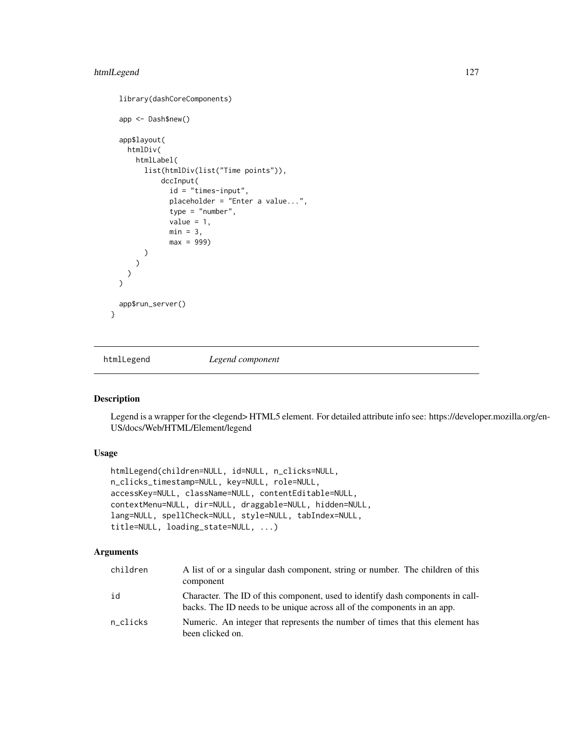```
  library(dashCoreComponents)

  app <- Dash$new()

  app$layout(
    htmlDiv(
      htmlLabel(
        list(htmlDiv(list("Time points")),
             dccInput(
               id = "times-input",
               placeholder = "Enter a value...",
               type = "number",
               value = 1,
               min = 3,
               max = 999)
        )
      )
    )
  )

  app$run_server()
}
```

---

## htmlLegend — *Legend component*

### Description

Legend is a wrapper for the <legend> HTML5 element. For detailed attribute info see: https://developer.mozilla.org/en-US/docs/Web/HTML/Element/legend

### Usage

```
htmlLegend(children=NULL, id=NULL, n_clicks=NULL,
n_clicks_timestamp=NULL, key=NULL, role=NULL,
accessKey=NULL, className=NULL, contentEditable=NULL,
contextMenu=NULL, dir=NULL, draggable=NULL, hidden=NULL,
lang=NULL, spellCheck=NULL, style=NULL, tabIndex=NULL,
title=NULL, loading_state=NULL, ...)
```

### Arguments

| | |
|---|---|
| children | A list of or a singular dash component, string or number. The children of this component |
| id | Character. The ID of this component, used to identify dash components in callbacks. The ID needs to be unique across all of the components in an app. |
| n_clicks | Numeric. An integer that represents the number of times that this element has been clicked on. |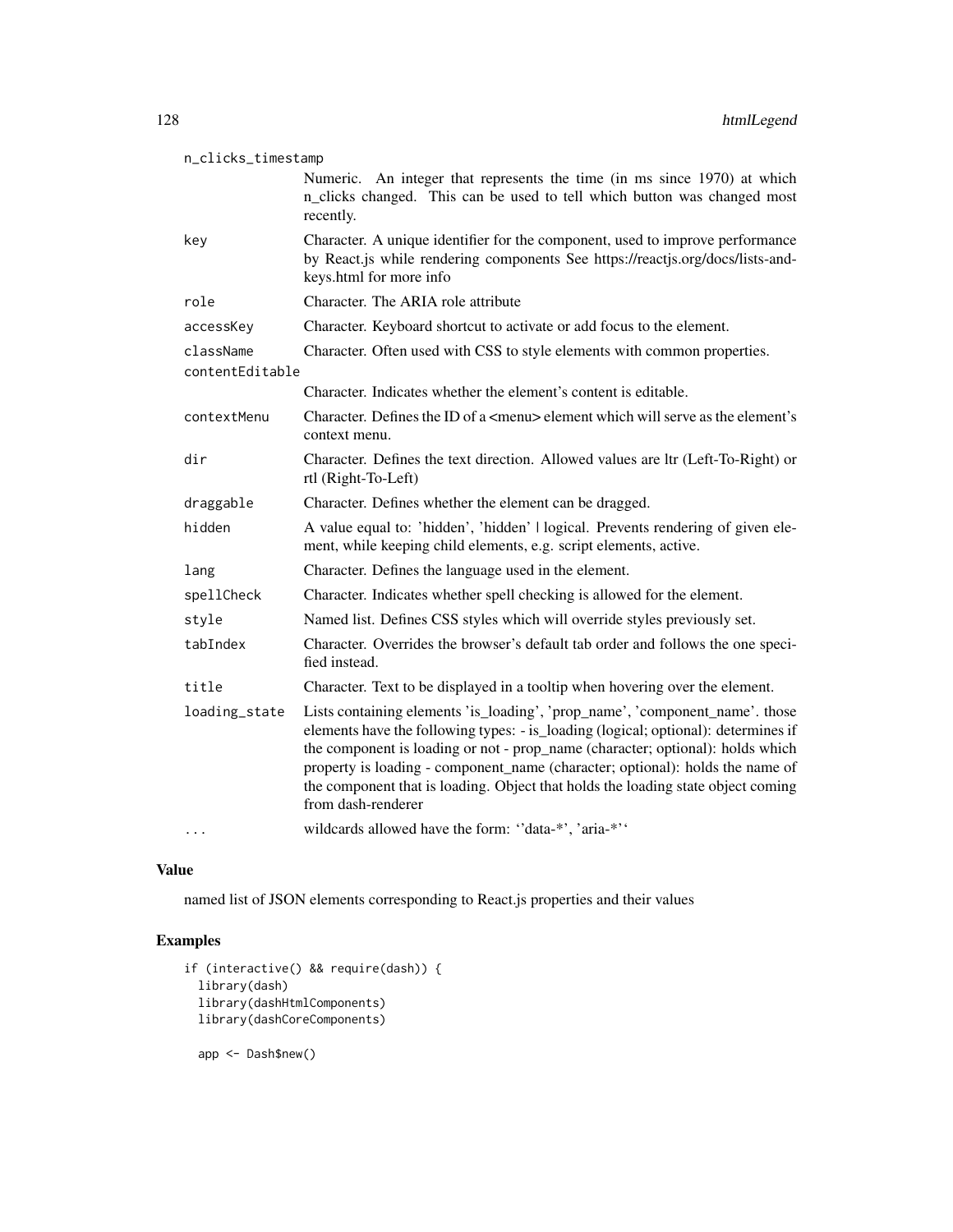| | |
|---|---|
| n_clicks_timestamp | Numeric. An integer that represents the time (in ms since 1970) at which n_clicks changed. This can be used to tell which button was changed most recently. |
| key | Character. A unique identifier for the component, used to improve performance by React.js while rendering components See https://reactjs.org/docs/lists-and-keys.html for more info |
| role | Character. The ARIA role attribute |
| accessKey | Character. Keyboard shortcut to activate or add focus to the element. |
| className | Character. Often used with CSS to style elements with common properties. |
| contentEditable | Character. Indicates whether the element's content is editable. |
| contextMenu | Character. Defines the ID of a <menu> element which will serve as the element's context menu. |
| dir | Character. Defines the text direction. Allowed values are ltr (Left-To-Right) or rtl (Right-To-Left) |
| draggable | Character. Defines whether the element can be dragged. |
| hidden | A value equal to: 'hidden', 'hidden' \| logical. Prevents rendering of given element, while keeping child elements, e.g. script elements, active. |
| lang | Character. Defines the language used in the element. |
| spellCheck | Character. Indicates whether spell checking is allowed for the element. |
| style | Named list. Defines CSS styles which will override styles previously set. |
| tabIndex | Character. Overrides the browser's default tab order and follows the one specified instead. |
| title | Character. Text to be displayed in a tooltip when hovering over the element. |
| loading_state | Lists containing elements 'is_loading', 'prop_name', 'component_name'. those elements have the following types: - is_loading (logical; optional): determines if the component is loading or not - prop_name (character; optional): holds which property is loading - component_name (character; optional): holds the name of the component that is loading. Object that holds the loading state object coming from dash-renderer |
| ... | wildcards allowed have the form: ''data-*', 'aria-*'' |

## Value

named list of JSON elements corresponding to React.js properties and their values

## Examples

```
if (interactive() && require(dash)) {
  library(dash)
  library(dashHtmlComponents)
  library(dashCoreComponents)

  app <- Dash$new()
```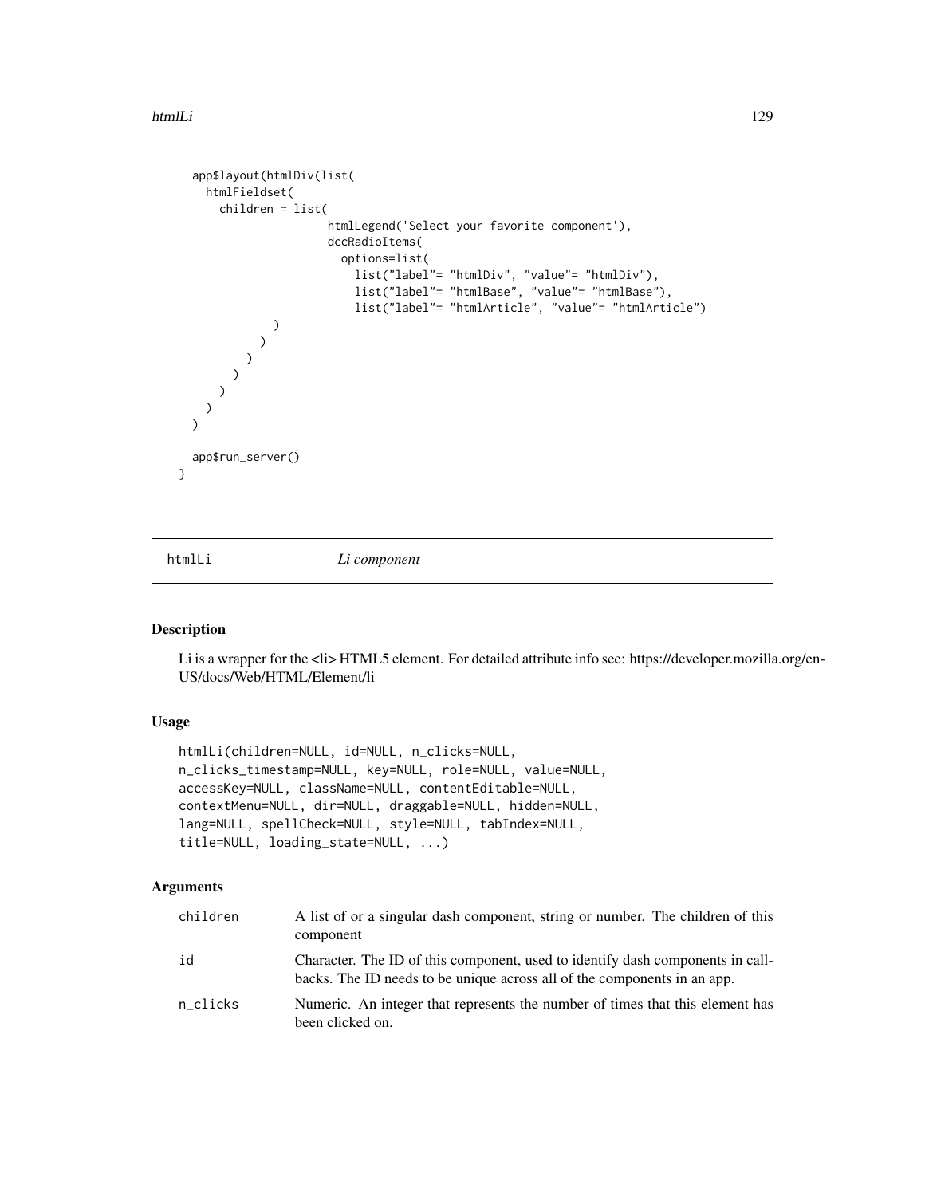```
  app$layout(htmlDiv(list(
    htmlFieldset(
      children = list(
                    htmlLegend('Select your favorite component'),
                    dccRadioItems(
                      options=list(
                        list("label"= "htmlDiv", "value"= "htmlDiv"),
                        list("label"= "htmlBase", "value"= "htmlBase"),
                        list("label"= "htmlArticle", "value"= "htmlArticle")
            )
          )
        )
      )
    )
  )
)

  app$run_server()
}
```

## htmlLi *Li component*

### Description

Li is a wrapper for the <li> HTML5 element. For detailed attribute info see: https://developer.mozilla.org/en-US/docs/Web/HTML/Element/li

### Usage

```
htmlLi(children=NULL, id=NULL, n_clicks=NULL,
n_clicks_timestamp=NULL, key=NULL, role=NULL, value=NULL,
accessKey=NULL, className=NULL, contentEditable=NULL,
contextMenu=NULL, dir=NULL, draggable=NULL, hidden=NULL,
lang=NULL, spellCheck=NULL, style=NULL, tabIndex=NULL,
title=NULL, loading_state=NULL, ...)
```

### Arguments

| | |
|---|---|
| children | A list of or a singular dash component, string or number. The children of this component |
| id | Character. The ID of this component, used to identify dash components in callbacks. The ID needs to be unique across all of the components in an app. |
| n_clicks | Numeric. An integer that represents the number of times that this element has been clicked on. |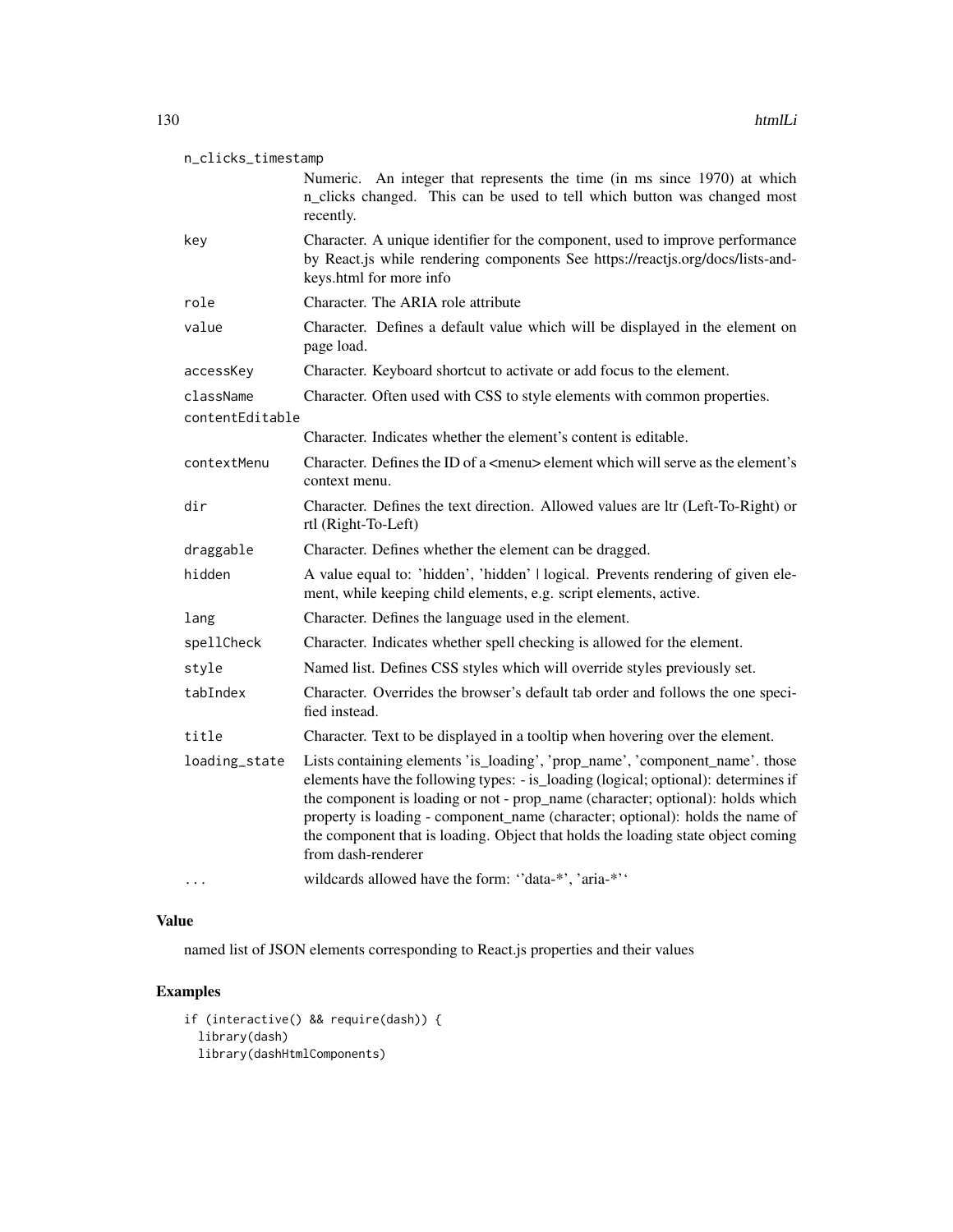| | |
|---|---|
| n_clicks_timestamp | Numeric. An integer that represents the time (in ms since 1970) at which n_clicks changed. This can be used to tell which button was changed most recently. |
| key | Character. A unique identifier for the component, used to improve performance by React.js while rendering components See https://reactjs.org/docs/lists-and-keys.html for more info |
| role | Character. The ARIA role attribute |
| value | Character. Defines a default value which will be displayed in the element on page load. |
| accessKey | Character. Keyboard shortcut to activate or add focus to the element. |
| className | Character. Often used with CSS to style elements with common properties. |
| contentEditable | Character. Indicates whether the element's content is editable. |
| contextMenu | Character. Defines the ID of a <menu> element which will serve as the element's context menu. |
| dir | Character. Defines the text direction. Allowed values are ltr (Left-To-Right) or rtl (Right-To-Left) |
| draggable | Character. Defines whether the element can be dragged. |
| hidden | A value equal to: 'hidden', 'hidden' \| logical. Prevents rendering of given element, while keeping child elements, e.g. script elements, active. |
| lang | Character. Defines the language used in the element. |
| spellCheck | Character. Indicates whether spell checking is allowed for the element. |
| style | Named list. Defines CSS styles which will override styles previously set. |
| tabIndex | Character. Overrides the browser's default tab order and follows the one specified instead. |
| title | Character. Text to be displayed in a tooltip when hovering over the element. |
| loading_state | Lists containing elements 'is_loading', 'prop_name', 'component_name'. those elements have the following types: - is_loading (logical; optional): determines if the component is loading or not - prop_name (character; optional): holds which property is loading - component_name (character; optional): holds the name of the component that is loading. Object that holds the loading state object coming from dash-renderer |
| ... | wildcards allowed have the form: ''data-*', 'aria-*'' |

## Value

named list of JSON elements corresponding to React.js properties and their values

## Examples

```
if (interactive() && require(dash)) {
  library(dash)
  library(dashHtmlComponents)
```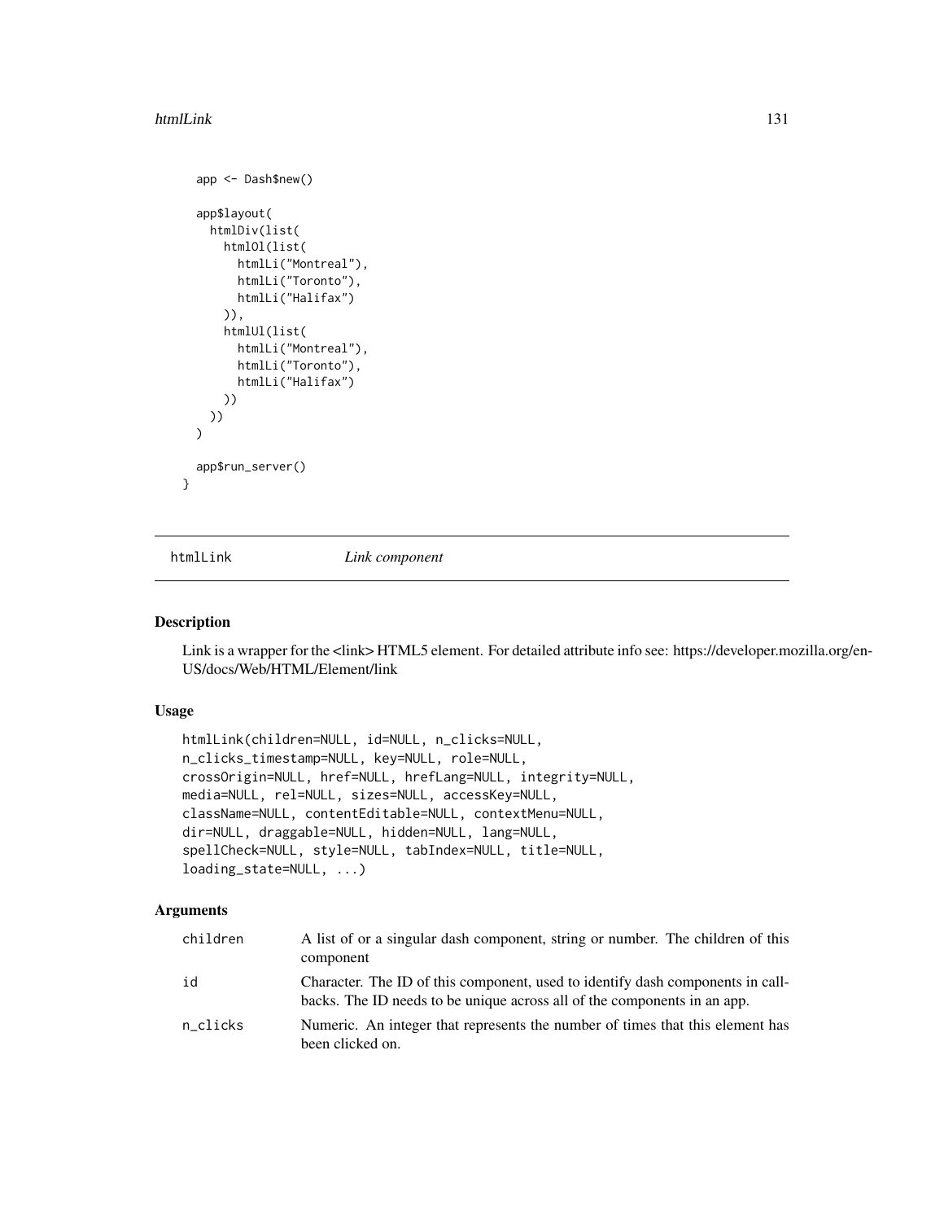```
  app <- Dash$new()

  app$layout(
    htmlDiv(list(
      htmlOl(list(
        htmlLi("Montreal"),
        htmlLi("Toronto"),
        htmlLi("Halifax")
      )),
      htmlUl(list(
        htmlLi("Montreal"),
        htmlLi("Toronto"),
        htmlLi("Halifax")
      ))
    ))
  )

  app$run_server()
}
```

---

## htmlLink *Link component*

---

### Description

Link is a wrapper for the <link> HTML5 element. For detailed attribute info see: https://developer.mozilla.org/en-US/docs/Web/HTML/Element/link

### Usage

```
htmlLink(children=NULL, id=NULL, n_clicks=NULL,
n_clicks_timestamp=NULL, key=NULL, role=NULL,
crossOrigin=NULL, href=NULL, hrefLang=NULL, integrity=NULL,
media=NULL, rel=NULL, sizes=NULL, accessKey=NULL,
className=NULL, contentEditable=NULL, contextMenu=NULL,
dir=NULL, draggable=NULL, hidden=NULL, lang=NULL,
spellCheck=NULL, style=NULL, tabIndex=NULL, title=NULL,
loading_state=NULL, ...)
```

### Arguments

| | |
|---|---|
| children | A list of or a singular dash component, string or number. The children of this component |
| id | Character. The ID of this component, used to identify dash components in callbacks. The ID needs to be unique across all of the components in an app. |
| n_clicks | Numeric. An integer that represents the number of times that this element has been clicked on. |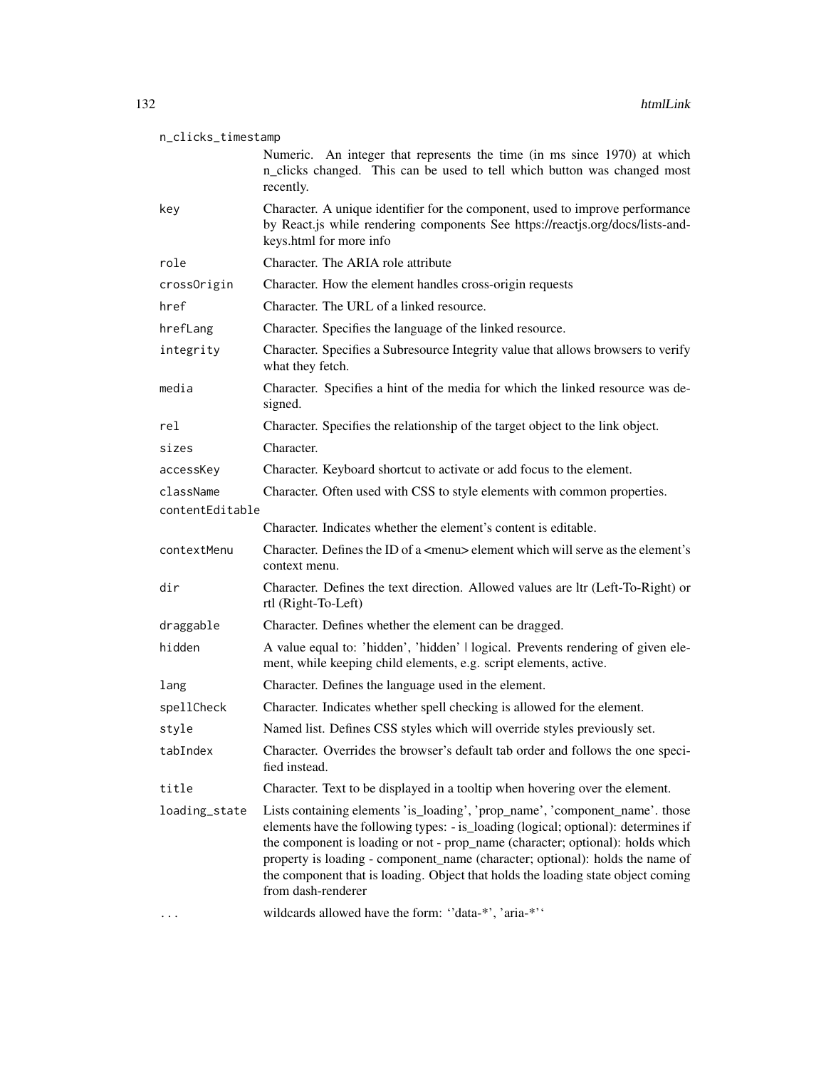| | |
|---|---|
| `n_clicks_timestamp` | Numeric. An integer that represents the time (in ms since 1970) at which n_clicks changed. This can be used to tell which button was changed most recently. |
| `key` | Character. A unique identifier for the component, used to improve performance by React.js while rendering components See https://reactjs.org/docs/lists-and-keys.html for more info |
| `role` | Character. The ARIA role attribute |
| `crossOrigin` | Character. How the element handles cross-origin requests |
| `href` | Character. The URL of a linked resource. |
| `hrefLang` | Character. Specifies the language of the linked resource. |
| `integrity` | Character. Specifies a Subresource Integrity value that allows browsers to verify what they fetch. |
| `media` | Character. Specifies a hint of the media for which the linked resource was designed. |
| `rel` | Character. Specifies the relationship of the target object to the link object. |
| `sizes` | Character. |
| `accessKey` | Character. Keyboard shortcut to activate or add focus to the element. |
| `className` | Character. Often used with CSS to style elements with common properties. |
| `contentEditable` | Character. Indicates whether the element's content is editable. |
| `contextMenu` | Character. Defines the ID of a <menu> element which will serve as the element's context menu. |
| `dir` | Character. Defines the text direction. Allowed values are ltr (Left-To-Right) or rtl (Right-To-Left) |
| `draggable` | Character. Defines whether the element can be dragged. |
| `hidden` | A value equal to: 'hidden', 'hidden' \| logical. Prevents rendering of given element, while keeping child elements, e.g. script elements, active. |
| `lang` | Character. Defines the language used in the element. |
| `spellCheck` | Character. Indicates whether spell checking is allowed for the element. |
| `style` | Named list. Defines CSS styles which will override styles previously set. |
| `tabIndex` | Character. Overrides the browser's default tab order and follows the one specified instead. |
| `title` | Character. Text to be displayed in a tooltip when hovering over the element. |
| `loading_state` | Lists containing elements 'is_loading', 'prop_name', 'component_name'. those elements have the following types: - is_loading (logical; optional): determines if the component is loading or not - prop_name (character; optional): holds which property is loading - component_name (character; optional): holds the name of the component that is loading. Object that holds the loading state object coming from dash-renderer |
| `...` | wildcards allowed have the form: ''data-*', 'aria-*'' |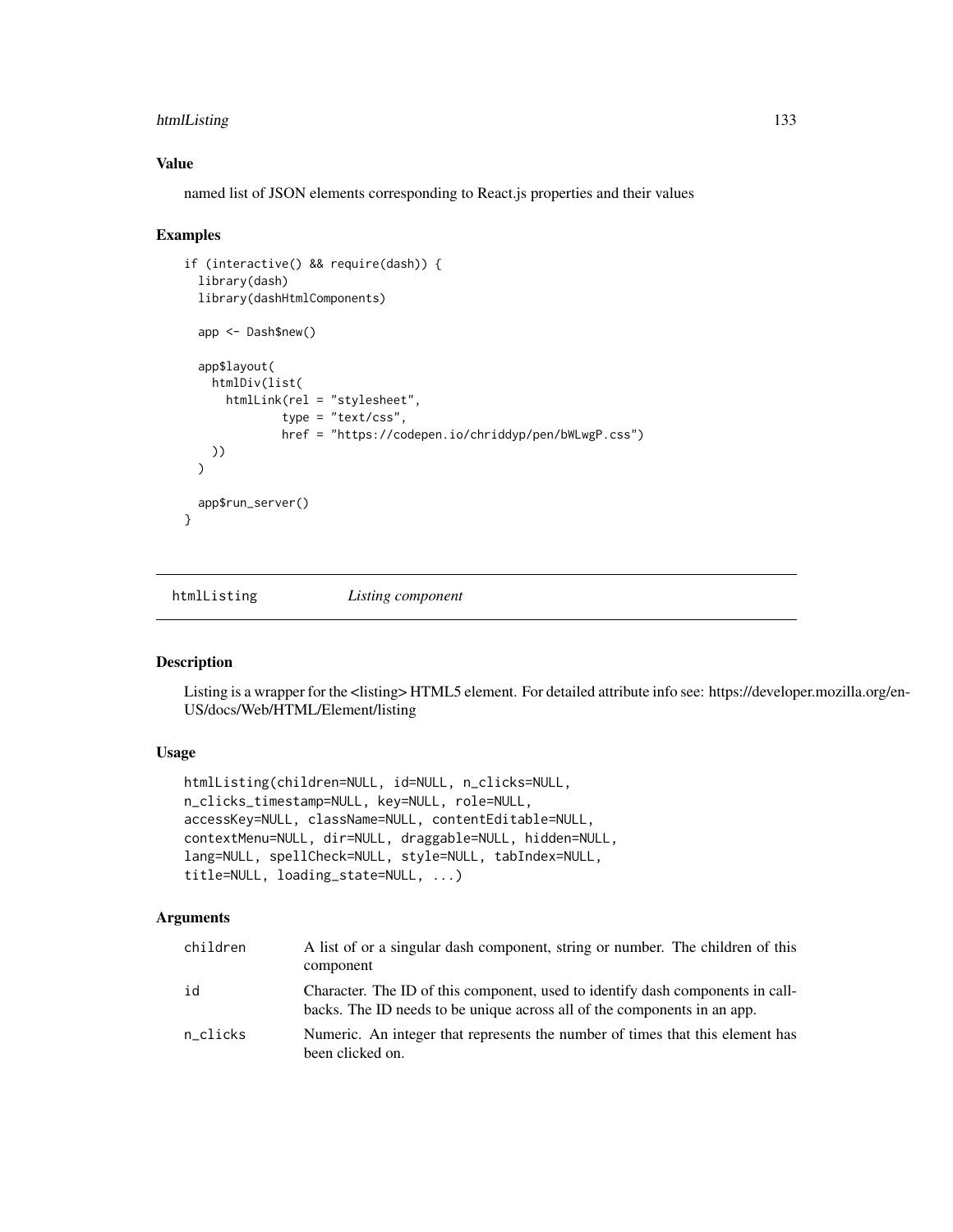### Value

named list of JSON elements corresponding to React.js properties and their values

### Examples

```
if (interactive() && require(dash)) {
  library(dash)
  library(dashHtmlComponents)

  app <- Dash$new()

  app$layout(
    htmlDiv(list(
      htmlLink(rel = "stylesheet",
               type = "text/css",
               href = "https://codepen.io/chriddyp/pen/bWLwgP.css")
    ))
  )

  app$run_server()
}
```

---

## htmlListing *Listing component*

---

### Description

Listing is a wrapper for the <listing> HTML5 element. For detailed attribute info see: https://developer.mozilla.org/en-US/docs/Web/HTML/Element/listing

### Usage

```
htmlListing(children=NULL, id=NULL, n_clicks=NULL,
n_clicks_timestamp=NULL, key=NULL, role=NULL,
accessKey=NULL, className=NULL, contentEditable=NULL,
contextMenu=NULL, dir=NULL, draggable=NULL, hidden=NULL,
lang=NULL, spellCheck=NULL, style=NULL, tabIndex=NULL,
title=NULL, loading_state=NULL, ...)
```

### Arguments

| | |
|---|---|
| children | A list of or a singular dash component, string or number. The children of this component |
| id | Character. The ID of this component, used to identify dash components in callbacks. The ID needs to be unique across all of the components in an app. |
| n_clicks | Numeric. An integer that represents the number of times that this element has been clicked on. |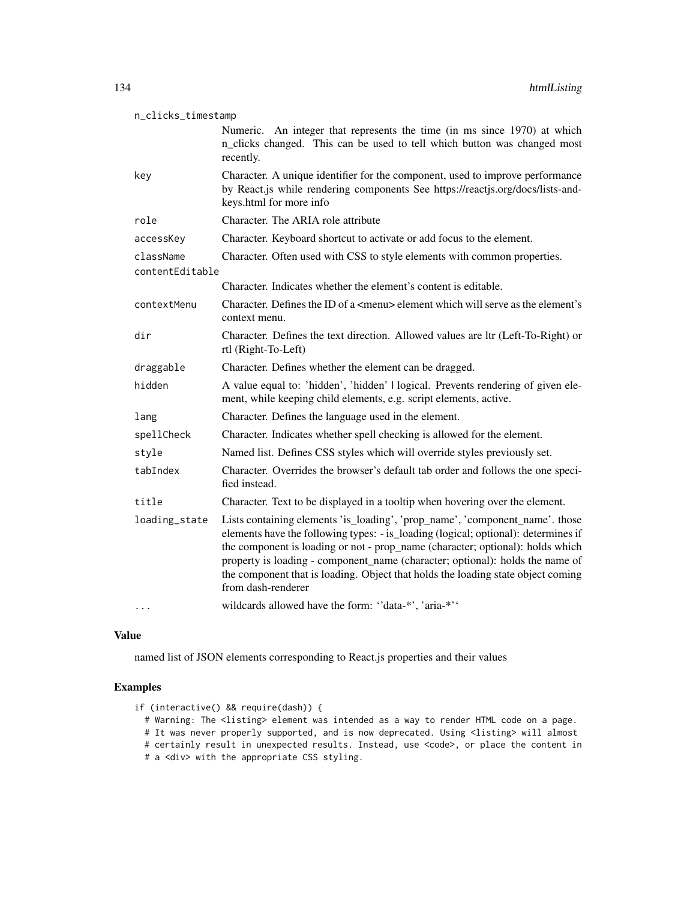| | |
|---|---|
| n_clicks_timestamp | Numeric. An integer that represents the time (in ms since 1970) at which n_clicks changed. This can be used to tell which button was changed most recently. |
| key | Character. A unique identifier for the component, used to improve performance by React.js while rendering components See https://reactjs.org/docs/lists-and-keys.html for more info |
| role | Character. The ARIA role attribute |
| accessKey | Character. Keyboard shortcut to activate or add focus to the element. |
| className | Character. Often used with CSS to style elements with common properties. |
| contentEditable | Character. Indicates whether the element's content is editable. |
| contextMenu | Character. Defines the ID of a <menu> element which will serve as the element's context menu. |
| dir | Character. Defines the text direction. Allowed values are ltr (Left-To-Right) or rtl (Right-To-Left) |
| draggable | Character. Defines whether the element can be dragged. |
| hidden | A value equal to: 'hidden', 'hidden' \| logical. Prevents rendering of given element, while keeping child elements, e.g. script elements, active. |
| lang | Character. Defines the language used in the element. |
| spellCheck | Character. Indicates whether spell checking is allowed for the element. |
| style | Named list. Defines CSS styles which will override styles previously set. |
| tabIndex | Character. Overrides the browser's default tab order and follows the one specified instead. |
| title | Character. Text to be displayed in a tooltip when hovering over the element. |
| loading_state | Lists containing elements 'is_loading', 'prop_name', 'component_name'. those elements have the following types: - is_loading (logical; optional): determines if the component is loading or not - prop_name (character; optional): holds which property is loading - component_name (character; optional): holds the name of the component that is loading. Object that holds the loading state object coming from dash-renderer |
| ... | wildcards allowed have the form: ''data-*', 'aria-*'' |

### Value

named list of JSON elements corresponding to React.js properties and their values

### Examples

```
if (interactive() && require(dash)) {
  # Warning: The <listing> element was intended as a way to render HTML code on a page.
  # It was never properly supported, and is now deprecated. Using <listing> will almost
  # certainly result in unexpected results. Instead, use <code>, or place the content in
  # a <div> with the appropriate CSS styling.
```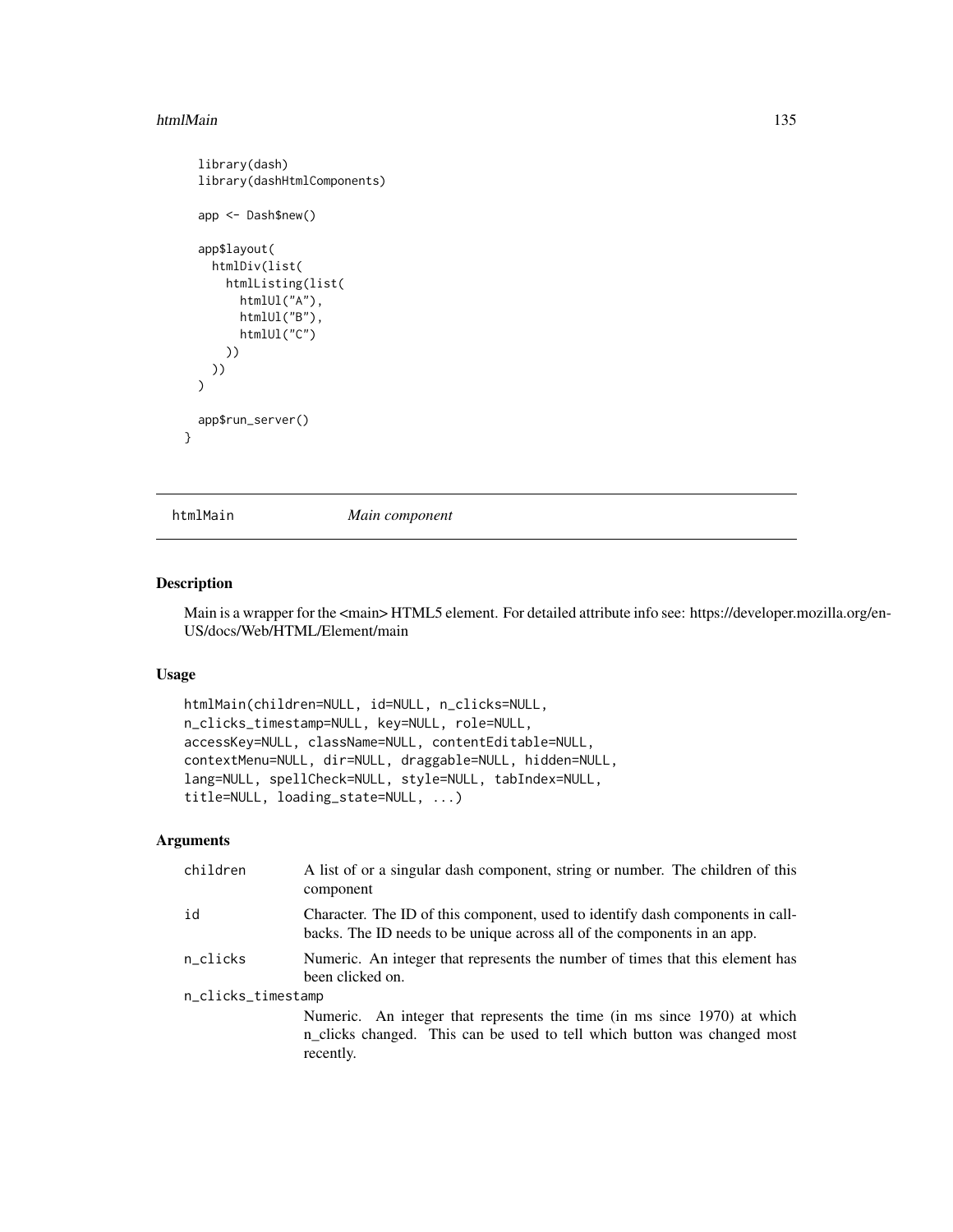```
  library(dash)
  library(dashHtmlComponents)

  app <- Dash$new()

  app$layout(
    htmlDiv(list(
      htmlListing(list(
        htmlUl("A"),
        htmlUl("B"),
        htmlUl("C")
      ))
    ))
  )

  app$run_server()
}
```

## htmlMain — *Main component*

### Description

Main is a wrapper for the <main> HTML5 element. For detailed attribute info see: https://developer.mozilla.org/en-US/docs/Web/HTML/Element/main

### Usage

```
htmlMain(children=NULL, id=NULL, n_clicks=NULL,
n_clicks_timestamp=NULL, key=NULL, role=NULL,
accessKey=NULL, className=NULL, contentEditable=NULL,
contextMenu=NULL, dir=NULL, draggable=NULL, hidden=NULL,
lang=NULL, spellCheck=NULL, style=NULL, tabIndex=NULL,
title=NULL, loading_state=NULL, ...)
```

### Arguments

| | |
|---|---|
| children | A list of or a singular dash component, string or number. The children of this component |
| id | Character. The ID of this component, used to identify dash components in callbacks. The ID needs to be unique across all of the components in an app. |
| n_clicks | Numeric. An integer that represents the number of times that this element has been clicked on. |
| n_clicks_timestamp | Numeric. An integer that represents the time (in ms since 1970) at which n_clicks changed. This can be used to tell which button was changed most recently. |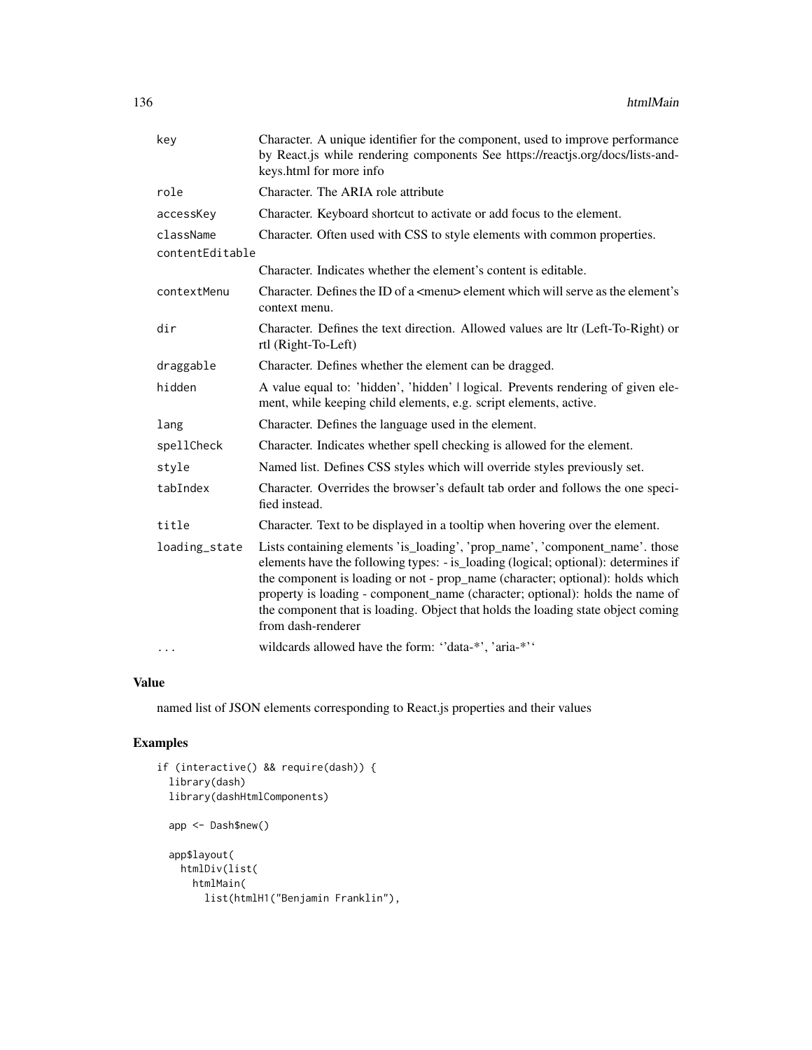| | |
|---|---|
| key | Character. A unique identifier for the component, used to improve performance by React.js while rendering components See https://reactjs.org/docs/lists-and-keys.html for more info |
| role | Character. The ARIA role attribute |
| accessKey | Character. Keyboard shortcut to activate or add focus to the element. |
| className | Character. Often used with CSS to style elements with common properties. |
| contentEditable | Character. Indicates whether the element's content is editable. |
| contextMenu | Character. Defines the ID of a <menu> element which will serve as the element's context menu. |
| dir | Character. Defines the text direction. Allowed values are ltr (Left-To-Right) or rtl (Right-To-Left) |
| draggable | Character. Defines whether the element can be dragged. |
| hidden | A value equal to: 'hidden', 'hidden' \| logical. Prevents rendering of given element, while keeping child elements, e.g. script elements, active. |
| lang | Character. Defines the language used in the element. |
| spellCheck | Character. Indicates whether spell checking is allowed for the element. |
| style | Named list. Defines CSS styles which will override styles previously set. |
| tabIndex | Character. Overrides the browser's default tab order and follows the one specified instead. |
| title | Character. Text to be displayed in a tooltip when hovering over the element. |
| loading_state | Lists containing elements 'is_loading', 'prop_name', 'component_name'. those elements have the following types: - is_loading (logical; optional): determines if the component is loading or not - prop_name (character; optional): holds which property is loading - component_name (character; optional): holds the name of the component that is loading. Object that holds the loading state object coming from dash-renderer |
| ... | wildcards allowed have the form: ''data-*', 'aria-*'' |

## Value

named list of JSON elements corresponding to React.js properties and their values

## Examples

```
if (interactive() && require(dash)) {
  library(dash)
  library(dashHtmlComponents)

  app <- Dash$new()

  app$layout(
    htmlDiv(list(
      htmlMain(
        list(htmlH1("Benjamin Franklin"),
```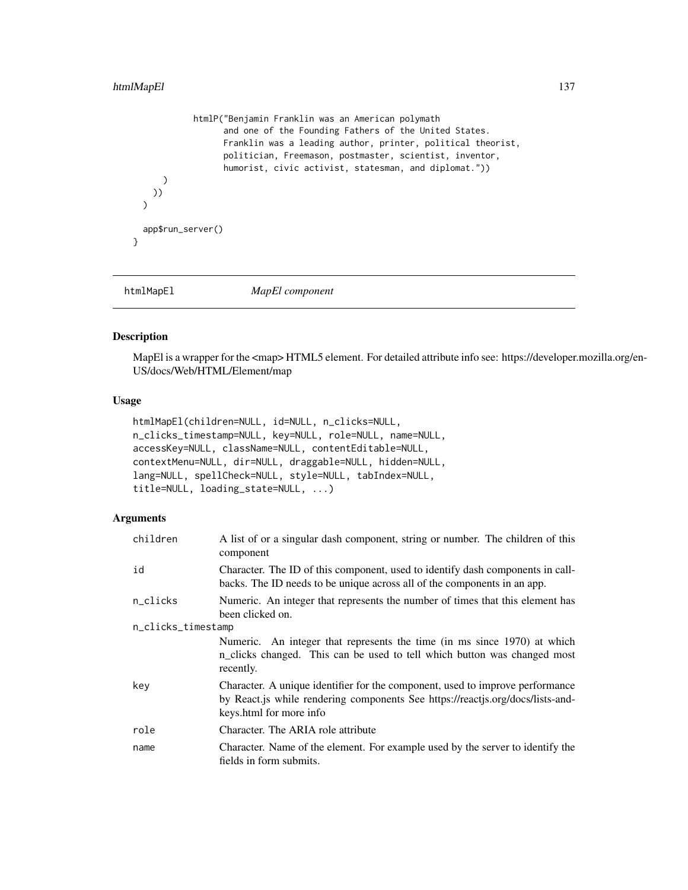```
            htmlP("Benjamin Franklin was an American polymath
                  and one of the Founding Fathers of the United States.
                  Franklin was a leading author, printer, political theorist,
                  politician, Freemason, postmaster, scientist, inventor,
                  humorist, civic activist, statesman, and diplomat."))
      )
    ))
  )

  app$run_server()
}
```

## htmlMapEl — *MapEl component*

### Description

MapEl is a wrapper for the <map> HTML5 element. For detailed attribute info see: https://developer.mozilla.org/en-US/docs/Web/HTML/Element/map

### Usage

```
htmlMapEl(children=NULL, id=NULL, n_clicks=NULL,
n_clicks_timestamp=NULL, key=NULL, role=NULL, name=NULL,
accessKey=NULL, className=NULL, contentEditable=NULL,
contextMenu=NULL, dir=NULL, draggable=NULL, hidden=NULL,
lang=NULL, spellCheck=NULL, style=NULL, tabIndex=NULL,
title=NULL, loading_state=NULL, ...)
```

### Arguments

| | |
|---|---|
| `children` | A list of or a singular dash component, string or number. The children of this component |
| `id` | Character. The ID of this component, used to identify dash components in callbacks. The ID needs to be unique across all of the components in an app. |
| `n_clicks` | Numeric. An integer that represents the number of times that this element has been clicked on. |
| `n_clicks_timestamp` | Numeric. An integer that represents the time (in ms since 1970) at which n_clicks changed. This can be used to tell which button was changed most recently. |
| `key` | Character. A unique identifier for the component, used to improve performance by React.js while rendering components See https://reactjs.org/docs/lists-and-keys.html for more info |
| `role` | Character. The ARIA role attribute |
| `name` | Character. Name of the element. For example used by the server to identify the fields in form submits. |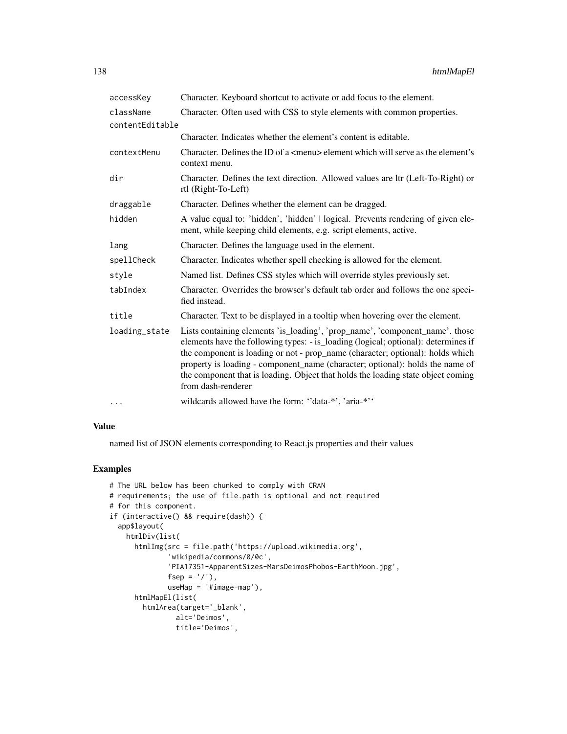| | |
|---|---|
| accessKey | Character. Keyboard shortcut to activate or add focus to the element. |
| className | Character. Often used with CSS to style elements with common properties. |
| contentEditable | Character. Indicates whether the element's content is editable. |
| contextMenu | Character. Defines the ID of a <menu> element which will serve as the element's context menu. |
| dir | Character. Defines the text direction. Allowed values are ltr (Left-To-Right) or rtl (Right-To-Left) |
| draggable | Character. Defines whether the element can be dragged. |
| hidden | A value equal to: 'hidden', 'hidden' \| logical. Prevents rendering of given element, while keeping child elements, e.g. script elements, active. |
| lang | Character. Defines the language used in the element. |
| spellCheck | Character. Indicates whether spell checking is allowed for the element. |
| style | Named list. Defines CSS styles which will override styles previously set. |
| tabIndex | Character. Overrides the browser's default tab order and follows the one specified instead. |
| title | Character. Text to be displayed in a tooltip when hovering over the element. |
| loading_state | Lists containing elements 'is_loading', 'prop_name', 'component_name'. those elements have the following types: - is_loading (logical; optional): determines if the component is loading or not - prop_name (character; optional): holds which property is loading - component_name (character; optional): holds the name of the component that is loading. Object that holds the loading state object coming from dash-renderer |
| ... | wildcards allowed have the form: ''data-*', 'aria-*'' |

## Value

named list of JSON elements corresponding to React.js properties and their values

## Examples

```
# The URL below has been chunked to comply with CRAN
# requirements; the use of file.path is optional and not required
# for this component.
if (interactive() && require(dash)) {
  app$layout(
    htmlDiv(list(
      htmlImg(src = file.path('https://upload.wikimedia.org',
              'wikipedia/commons/0/0c',
              'PIA17351-ApparentSizes-MarsDeimosPhobos-EarthMoon.jpg',
              fsep = '/'),
              useMap = '#image-map'),
      htmlMapEl(list(
        htmlArea(target='_blank',
                alt='Deimos',
                title='Deimos',
```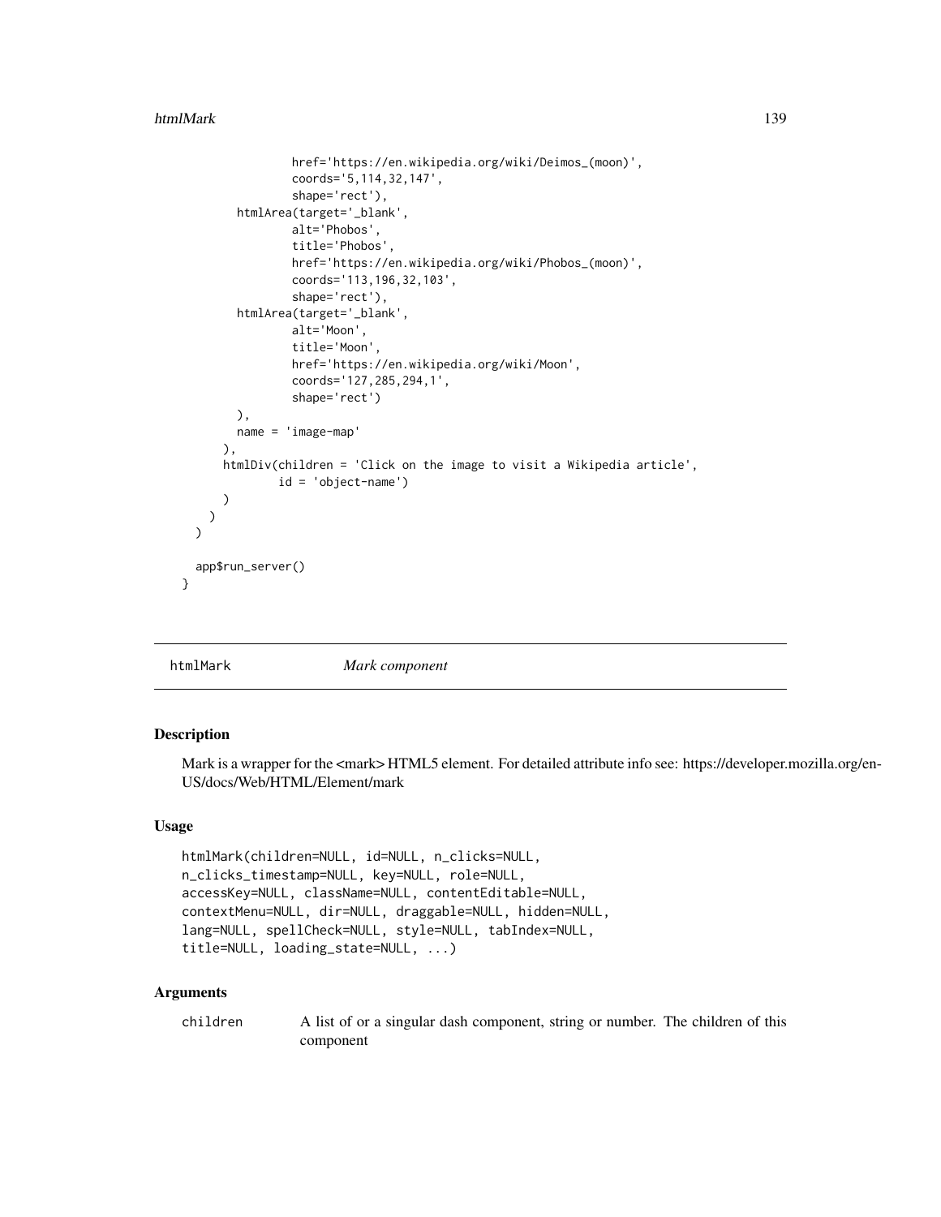```
                href='https://en.wikipedia.org/wiki/Deimos_(moon)',
                coords='5,114,32,147',
                shape='rect'),
        htmlArea(target='_blank',
                alt='Phobos',
                title='Phobos',
                href='https://en.wikipedia.org/wiki/Phobos_(moon)',
                coords='113,196,32,103',
                shape='rect'),
        htmlArea(target='_blank',
                alt='Moon',
                title='Moon',
                href='https://en.wikipedia.org/wiki/Moon',
                coords='127,285,294,1',
                shape='rect')
        ),
        name = 'image-map'
      ),
      htmlDiv(children = 'Click on the image to visit a Wikipedia article',
              id = 'object-name')
      )
    )
  )

  app$run_server()
}
```

---

## htmlMark — *Mark component*

### Description

Mark is a wrapper for the <mark> HTML5 element. For detailed attribute info see: https://developer.mozilla.org/en-US/docs/Web/HTML/Element/mark

### Usage

```
htmlMark(children=NULL, id=NULL, n_clicks=NULL,
n_clicks_timestamp=NULL, key=NULL, role=NULL,
accessKey=NULL, className=NULL, contentEditable=NULL,
contextMenu=NULL, dir=NULL, draggable=NULL, hidden=NULL,
lang=NULL, spellCheck=NULL, style=NULL, tabIndex=NULL,
title=NULL, loading_state=NULL, ...)
```

### Arguments

| | |
|---|---|
| children | A list of or a singular dash component, string or number. The children of this component |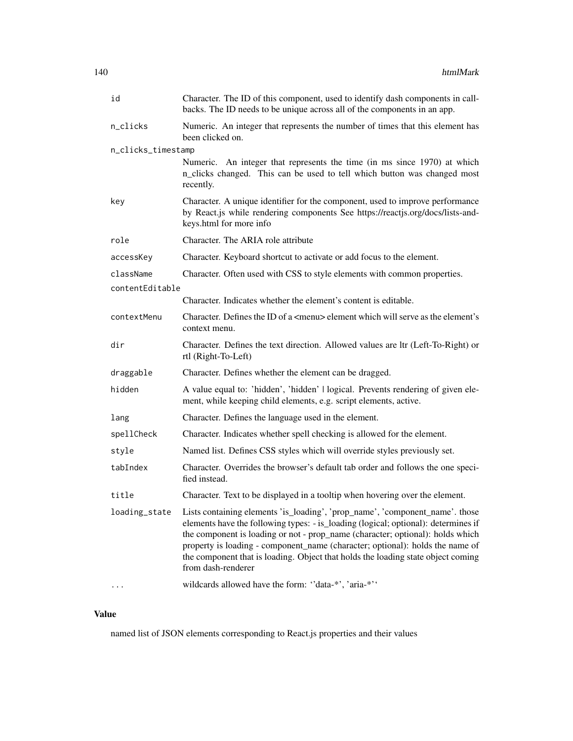| | |
|---|---|
| `id` | Character. The ID of this component, used to identify dash components in callbacks. The ID needs to be unique across all of the components in an app. |
| `n_clicks` | Numeric. An integer that represents the number of times that this element has been clicked on. |
| `n_clicks_timestamp` | Numeric. An integer that represents the time (in ms since 1970) at which n_clicks changed. This can be used to tell which button was changed most recently. |
| `key` | Character. A unique identifier for the component, used to improve performance by React.js while rendering components See https://reactjs.org/docs/lists-and-keys.html for more info |
| `role` | Character. The ARIA role attribute |
| `accessKey` | Character. Keyboard shortcut to activate or add focus to the element. |
| `className` | Character. Often used with CSS to style elements with common properties. |
| `contentEditable` | Character. Indicates whether the element's content is editable. |
| `contextMenu` | Character. Defines the ID of a <menu> element which will serve as the element's context menu. |
| `dir` | Character. Defines the text direction. Allowed values are ltr (Left-To-Right) or rtl (Right-To-Left) |
| `draggable` | Character. Defines whether the element can be dragged. |
| `hidden` | A value equal to: 'hidden', 'hidden' \| logical. Prevents rendering of given element, while keeping child elements, e.g. script elements, active. |
| `lang` | Character. Defines the language used in the element. |
| `spellCheck` | Character. Indicates whether spell checking is allowed for the element. |
| `style` | Named list. Defines CSS styles which will override styles previously set. |
| `tabIndex` | Character. Overrides the browser's default tab order and follows the one specified instead. |
| `title` | Character. Text to be displayed in a tooltip when hovering over the element. |
| `loading_state` | Lists containing elements 'is_loading', 'prop_name', 'component_name'. those elements have the following types: - is_loading (logical; optional): determines if the component is loading or not - prop_name (character; optional): holds which property is loading - component_name (character; optional): holds the name of the component that is loading. Object that holds the loading state object coming from dash-renderer |
| `...` | wildcards allowed have the form: ''data-*', 'aria-*'' |

## Value

named list of JSON elements corresponding to React.js properties and their values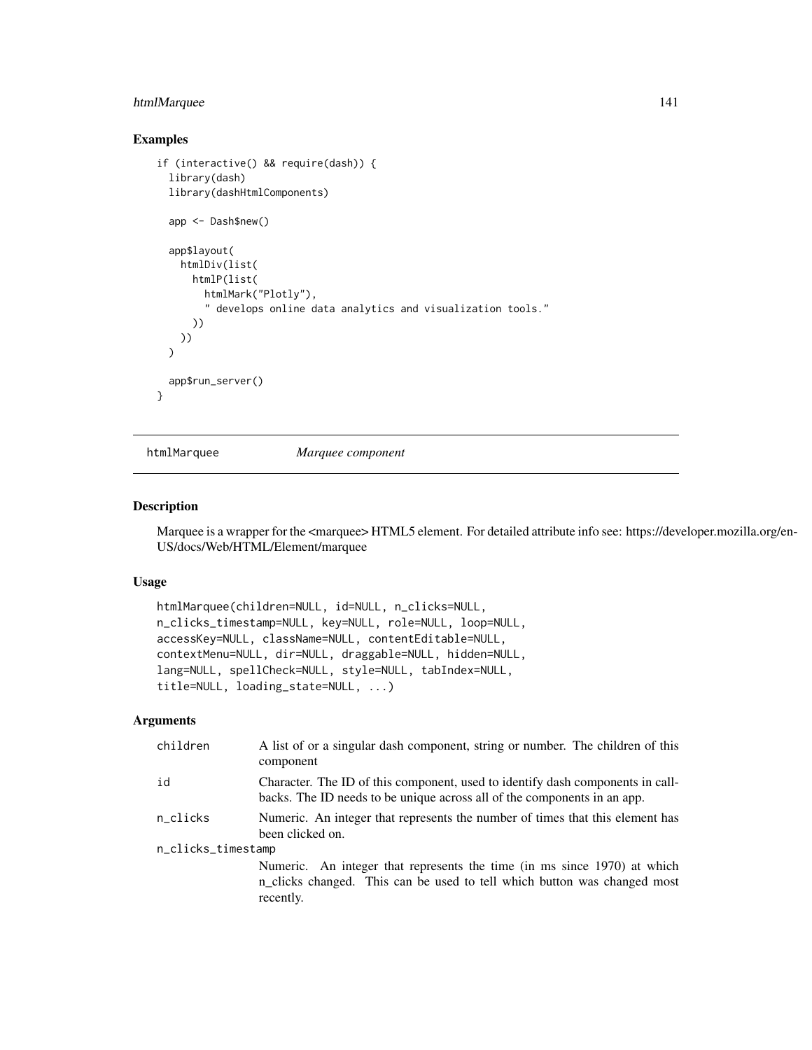### Examples

```
if (interactive() && require(dash)) {
  library(dash)
  library(dashHtmlComponents)

  app <- Dash$new()

  app$layout(
    htmlDiv(list(
      htmlP(list(
        htmlMark("Plotly"),
        " develops online data analytics and visualization tools."
      ))
    ))
  )

  app$run_server()
}
```

---

## htmlMarquee *Marquee component*

---

### Description

Marquee is a wrapper for the <marquee> HTML5 element. For detailed attribute info see: https://developer.mozilla.org/en-US/docs/Web/HTML/Element/marquee

### Usage

```
htmlMarquee(children=NULL, id=NULL, n_clicks=NULL,
n_clicks_timestamp=NULL, key=NULL, role=NULL, loop=NULL,
accessKey=NULL, className=NULL, contentEditable=NULL,
contextMenu=NULL, dir=NULL, draggable=NULL, hidden=NULL,
lang=NULL, spellCheck=NULL, style=NULL, tabIndex=NULL,
title=NULL, loading_state=NULL, ...)
```

### Arguments

| | |
|---|---|
| children | A list of or a singular dash component, string or number. The children of this component |
| id | Character. The ID of this component, used to identify dash components in callbacks. The ID needs to be unique across all of the components in an app. |
| n_clicks | Numeric. An integer that represents the number of times that this element has been clicked on. |
| n_clicks_timestamp | Numeric. An integer that represents the time (in ms since 1970) at which n_clicks changed. This can be used to tell which button was changed most recently. |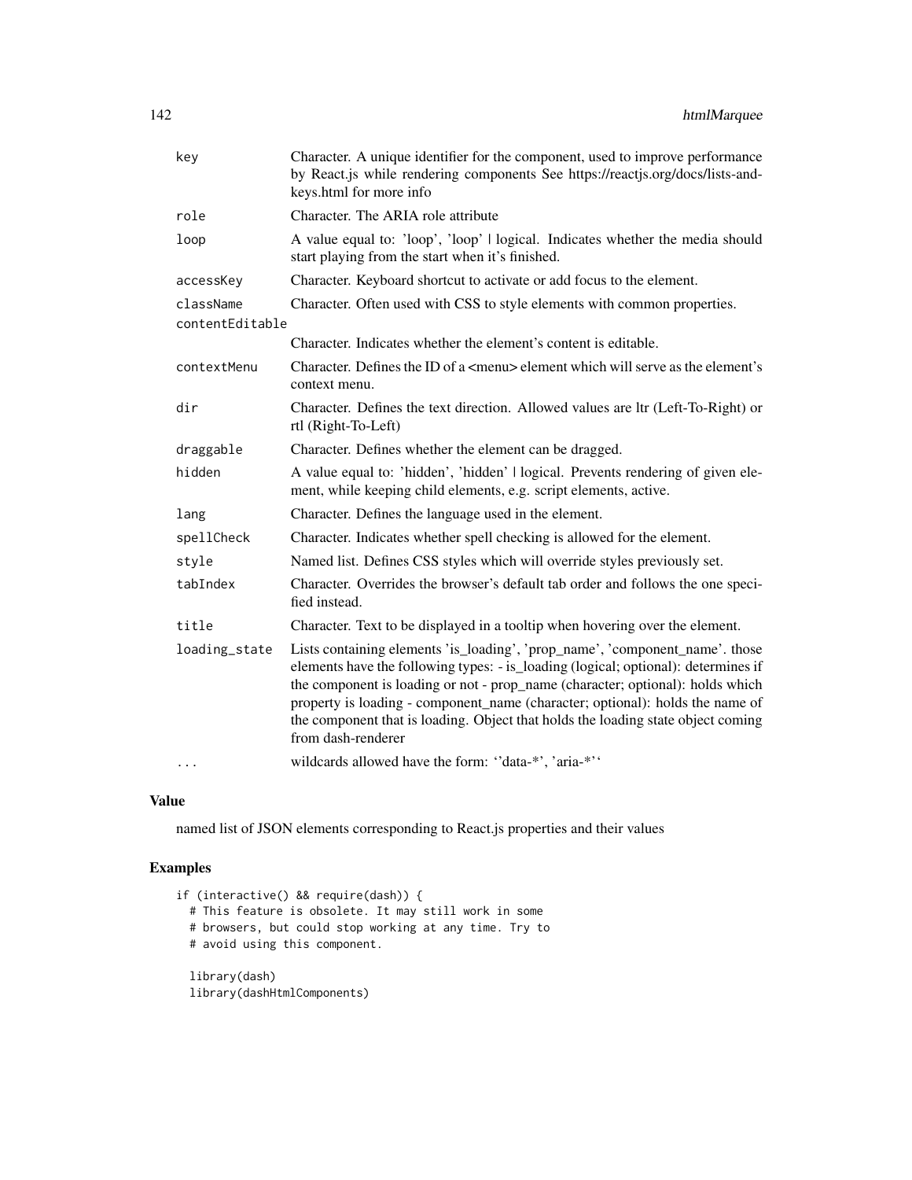| | |
|---|---|
| key | Character. A unique identifier for the component, used to improve performance by React.js while rendering components See https://reactjs.org/docs/lists-and-keys.html for more info |
| role | Character. The ARIA role attribute |
| loop | A value equal to: 'loop', 'loop' \| logical. Indicates whether the media should start playing from the start when it's finished. |
| accessKey | Character. Keyboard shortcut to activate or add focus to the element. |
| className | Character. Often used with CSS to style elements with common properties. |
| contentEditable | Character. Indicates whether the element's content is editable. |
| contextMenu | Character. Defines the ID of a <menu> element which will serve as the element's context menu. |
| dir | Character. Defines the text direction. Allowed values are ltr (Left-To-Right) or rtl (Right-To-Left) |
| draggable | Character. Defines whether the element can be dragged. |
| hidden | A value equal to: 'hidden', 'hidden' \| logical. Prevents rendering of given element, while keeping child elements, e.g. script elements, active. |
| lang | Character. Defines the language used in the element. |
| spellCheck | Character. Indicates whether spell checking is allowed for the element. |
| style | Named list. Defines CSS styles which will override styles previously set. |
| tabIndex | Character. Overrides the browser's default tab order and follows the one specified instead. |
| title | Character. Text to be displayed in a tooltip when hovering over the element. |
| loading_state | Lists containing elements 'is_loading', 'prop_name', 'component_name'. those elements have the following types: - is_loading (logical; optional): determines if the component is loading or not - prop_name (character; optional): holds which property is loading - component_name (character; optional): holds the name of the component that is loading. Object that holds the loading state object coming from dash-renderer |
| ... | wildcards allowed have the form: ''data-*', 'aria-*'' |

## Value

named list of JSON elements corresponding to React.js properties and their values

## Examples

```
if (interactive() && require(dash)) {
  # This feature is obsolete. It may still work in some
  # browsers, but could stop working at any time. Try to
  # avoid using this component.

  library(dash)
  library(dashHtmlComponents)
```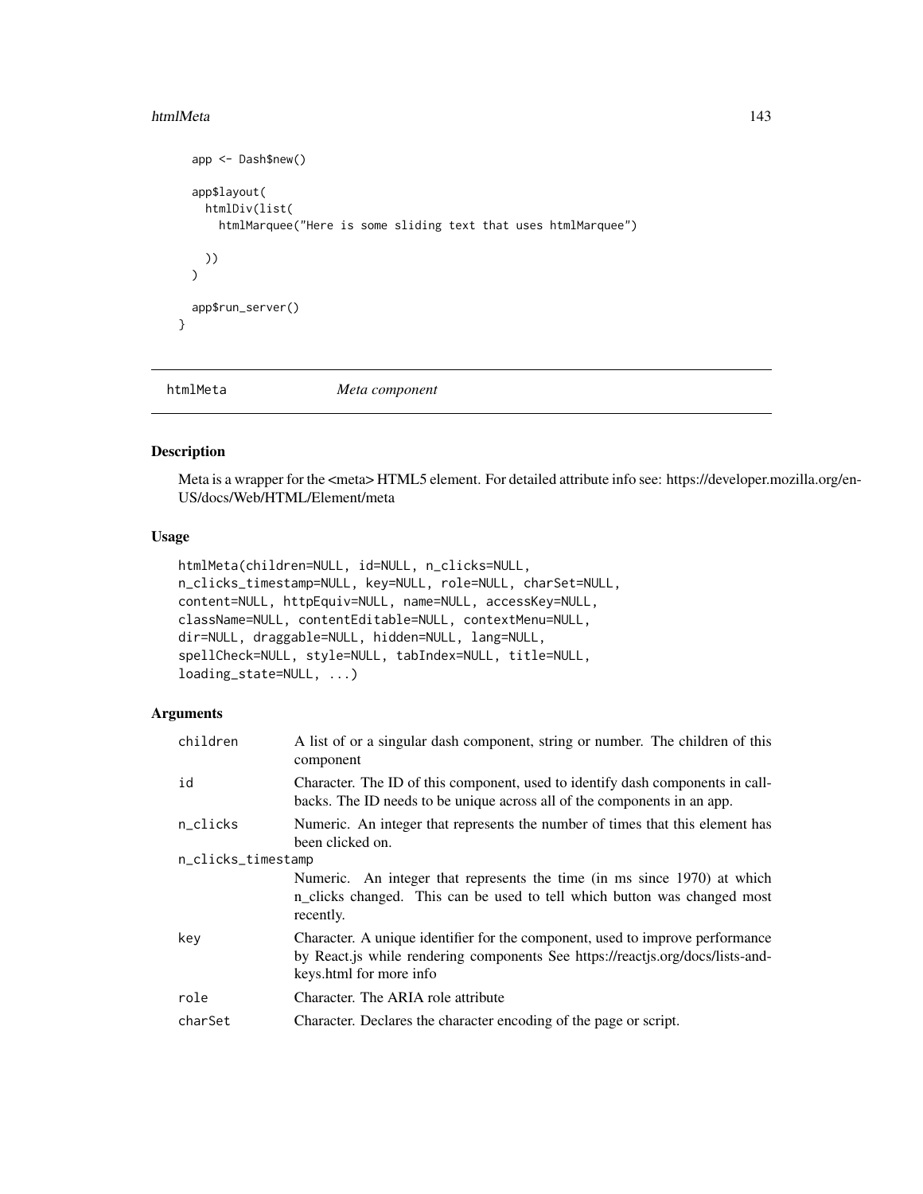```
app <- Dash$new()

app$layout(
  htmlDiv(list(
    htmlMarquee("Here is some sliding text that uses htmlMarquee")

  ))
)

app$run_server()
}
```

## htmlMeta *Meta component*

### Description

Meta is a wrapper for the <meta> HTML5 element. For detailed attribute info see: https://developer.mozilla.org/en-US/docs/Web/HTML/Element/meta

### Usage

```
htmlMeta(children=NULL, id=NULL, n_clicks=NULL,
n_clicks_timestamp=NULL, key=NULL, role=NULL, charSet=NULL,
content=NULL, httpEquiv=NULL, name=NULL, accessKey=NULL,
className=NULL, contentEditable=NULL, contextMenu=NULL,
dir=NULL, draggable=NULL, hidden=NULL, lang=NULL,
spellCheck=NULL, style=NULL, tabIndex=NULL, title=NULL,
loading_state=NULL, ...)
```

### Arguments

| | |
|---|---|
| children | A list of or a singular dash component, string or number. The children of this component |
| id | Character. The ID of this component, used to identify dash components in callbacks. The ID needs to be unique across all of the components in an app. |
| n_clicks | Numeric. An integer that represents the number of times that this element has been clicked on. |
| n_clicks_timestamp | Numeric. An integer that represents the time (in ms since 1970) at which n_clicks changed. This can be used to tell which button was changed most recently. |
| key | Character. A unique identifier for the component, used to improve performance by React.js while rendering components See https://reactjs.org/docs/lists-and-keys.html for more info |
| role | Character. The ARIA role attribute |
| charSet | Character. Declares the character encoding of the page or script. |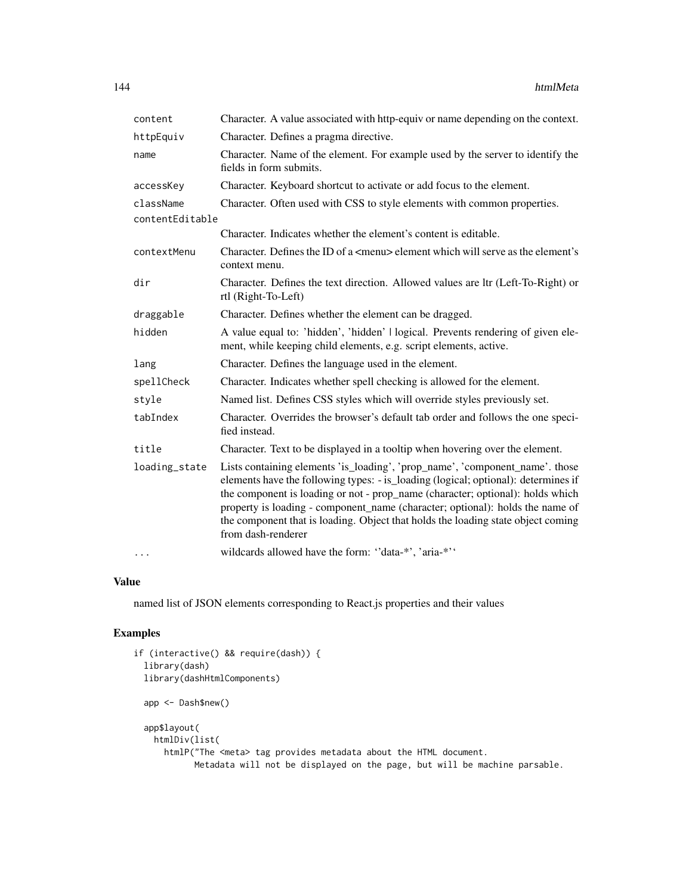| | |
|---|---|
| content | Character. A value associated with http-equiv or name depending on the context. |
| httpEquiv | Character. Defines a pragma directive. |
| name | Character. Name of the element. For example used by the server to identify the fields in form submits. |
| accessKey | Character. Keyboard shortcut to activate or add focus to the element. |
| className | Character. Often used with CSS to style elements with common properties. |
| contentEditable | Character. Indicates whether the element's content is editable. |
| contextMenu | Character. Defines the ID of a <menu> element which will serve as the element's context menu. |
| dir | Character. Defines the text direction. Allowed values are ltr (Left-To-Right) or rtl (Right-To-Left) |
| draggable | Character. Defines whether the element can be dragged. |
| hidden | A value equal to: 'hidden', 'hidden' \| logical. Prevents rendering of given element, while keeping child elements, e.g. script elements, active. |
| lang | Character. Defines the language used in the element. |
| spellCheck | Character. Indicates whether spell checking is allowed for the element. |
| style | Named list. Defines CSS styles which will override styles previously set. |
| tabIndex | Character. Overrides the browser's default tab order and follows the one specified instead. |
| title | Character. Text to be displayed in a tooltip when hovering over the element. |
| loading_state | Lists containing elements 'is_loading', 'prop_name', 'component_name'. those elements have the following types: - is_loading (logical; optional): determines if the component is loading or not - prop_name (character; optional): holds which property is loading - component_name (character; optional): holds the name of the component that is loading. Object that holds the loading state object coming from dash-renderer |
| ... | wildcards allowed have the form: ''data-*', 'aria-*'' |

## Value

named list of JSON elements corresponding to React.js properties and their values

## Examples

```
if (interactive() && require(dash)) {
  library(dash)
  library(dashHtmlComponents)

  app <- Dash$new()

  app$layout(
    htmlDiv(list(
      htmlP("The <meta> tag provides metadata about the HTML document.
            Metadata will not be displayed on the page, but will be machine parsable.
```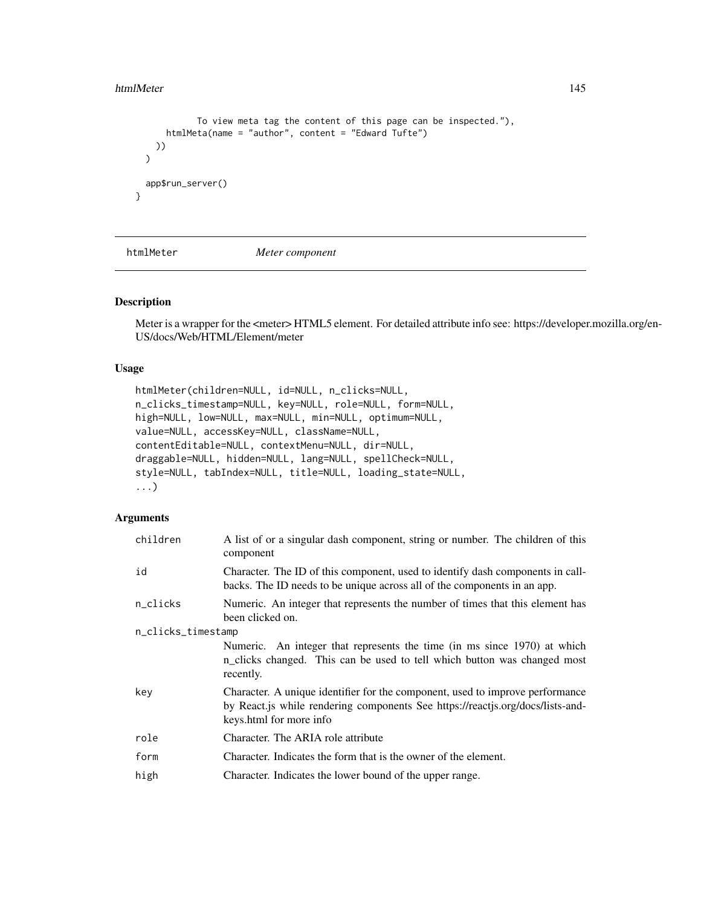```
          To view meta tag the content of this page can be inspected."),
      htmlMeta(name = "author", content = "Edward Tufte")
    ))
  )

  app$run_server()
}
```

## htmlMeter — *Meter component*

### Description

Meter is a wrapper for the <meter> HTML5 element. For detailed attribute info see: https://developer.mozilla.org/en-US/docs/Web/HTML/Element/meter

### Usage

```
htmlMeter(children=NULL, id=NULL, n_clicks=NULL,
n_clicks_timestamp=NULL, key=NULL, role=NULL, form=NULL,
high=NULL, low=NULL, max=NULL, min=NULL, optimum=NULL,
value=NULL, accessKey=NULL, className=NULL,
contentEditable=NULL, contextMenu=NULL, dir=NULL,
draggable=NULL, hidden=NULL, lang=NULL, spellCheck=NULL,
style=NULL, tabIndex=NULL, title=NULL, loading_state=NULL,
...)
```

### Arguments

| | |
|---|---|
| `children` | A list of or a singular dash component, string or number. The children of this component |
| `id` | Character. The ID of this component, used to identify dash components in callbacks. The ID needs to be unique across all of the components in an app. |
| `n_clicks` | Numeric. An integer that represents the number of times that this element has been clicked on. |
| `n_clicks_timestamp` | Numeric. An integer that represents the time (in ms since 1970) at which n_clicks changed. This can be used to tell which button was changed most recently. |
| `key` | Character. A unique identifier for the component, used to improve performance by React.js while rendering components See https://reactjs.org/docs/lists-and-keys.html for more info |
| `role` | Character. The ARIA role attribute |
| `form` | Character. Indicates the form that is the owner of the element. |
| `high` | Character. Indicates the lower bound of the upper range. |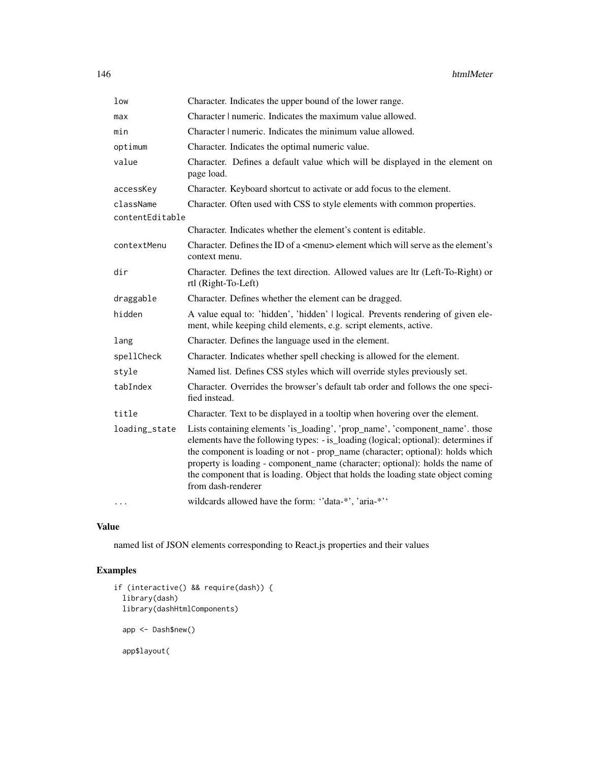| | |
|---|---|
| `low` | Character. Indicates the upper bound of the lower range. |
| `max` | Character \| numeric. Indicates the maximum value allowed. |
| `min` | Character \| numeric. Indicates the minimum value allowed. |
| `optimum` | Character. Indicates the optimal numeric value. |
| `value` | Character. Defines a default value which will be displayed in the element on page load. |
| `accessKey` | Character. Keyboard shortcut to activate or add focus to the element. |
| `className` | Character. Often used with CSS to style elements with common properties. |
| `contentEditable` | Character. Indicates whether the element's content is editable. |
| `contextMenu` | Character. Defines the ID of a <menu> element which will serve as the element's context menu. |
| `dir` | Character. Defines the text direction. Allowed values are ltr (Left-To-Right) or rtl (Right-To-Left) |
| `draggable` | Character. Defines whether the element can be dragged. |
| `hidden` | A value equal to: 'hidden', 'hidden' \| logical. Prevents rendering of given element, while keeping child elements, e.g. script elements, active. |
| `lang` | Character. Defines the language used in the element. |
| `spellCheck` | Character. Indicates whether spell checking is allowed for the element. |
| `style` | Named list. Defines CSS styles which will override styles previously set. |
| `tabIndex` | Character. Overrides the browser's default tab order and follows the one specified instead. |
| `title` | Character. Text to be displayed in a tooltip when hovering over the element. |
| `loading_state` | Lists containing elements 'is_loading', 'prop_name', 'component_name'. those elements have the following types: - is_loading (logical; optional): determines if the component is loading or not - prop_name (character; optional): holds which property is loading - component_name (character; optional): holds the name of the component that is loading. Object that holds the loading state object coming from dash-renderer |
| `...` | wildcards allowed have the form: ''data-*', 'aria-*'' |

## Value

named list of JSON elements corresponding to React.js properties and their values

## Examples

```
if (interactive() && require(dash)) {
  library(dash)
  library(dashHtmlComponents)

  app <- Dash$new()

  app$layout(
```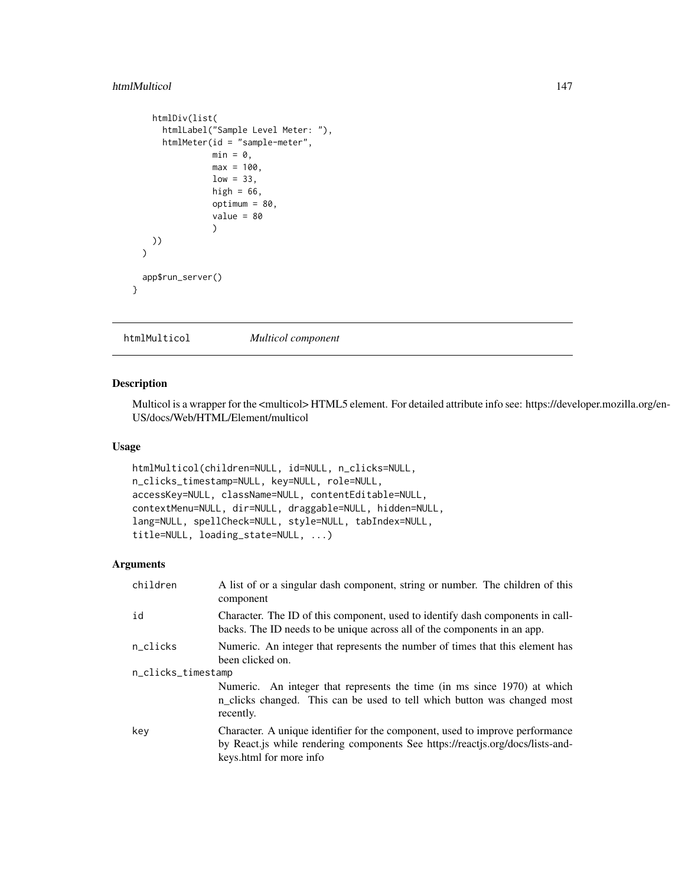```
    htmlDiv(list(
      htmlLabel("Sample Level Meter: "),
      htmlMeter(id = "sample-meter",
                min = 0,
                max = 100,
                low = 33,
                high = 66,
                optimum = 80,
                value = 80
                )
    ))
  )

  app$run_server()
}
```

## htmlMulticol *Multicol component*

### Description

Multicol is a wrapper for the <multicol> HTML5 element. For detailed attribute info see: https://developer.mozilla.org/en-US/docs/Web/HTML/Element/multicol

### Usage

```
htmlMulticol(children=NULL, id=NULL, n_clicks=NULL,
n_clicks_timestamp=NULL, key=NULL, role=NULL,
accessKey=NULL, className=NULL, contentEditable=NULL,
contextMenu=NULL, dir=NULL, draggable=NULL, hidden=NULL,
lang=NULL, spellCheck=NULL, style=NULL, tabIndex=NULL,
title=NULL, loading_state=NULL, ...)
```

### Arguments

| | |
|---|---|
| `children` | A list of or a singular dash component, string or number. The children of this component |
| `id` | Character. The ID of this component, used to identify dash components in callbacks. The ID needs to be unique across all of the components in an app. |
| `n_clicks` | Numeric. An integer that represents the number of times that this element has been clicked on. |
| `n_clicks_timestamp` | Numeric. An integer that represents the time (in ms since 1970) at which n_clicks changed. This can be used to tell which button was changed most recently. |
| `key` | Character. A unique identifier for the component, used to improve performance by React.js while rendering components See https://reactjs.org/docs/lists-and-keys.html for more info |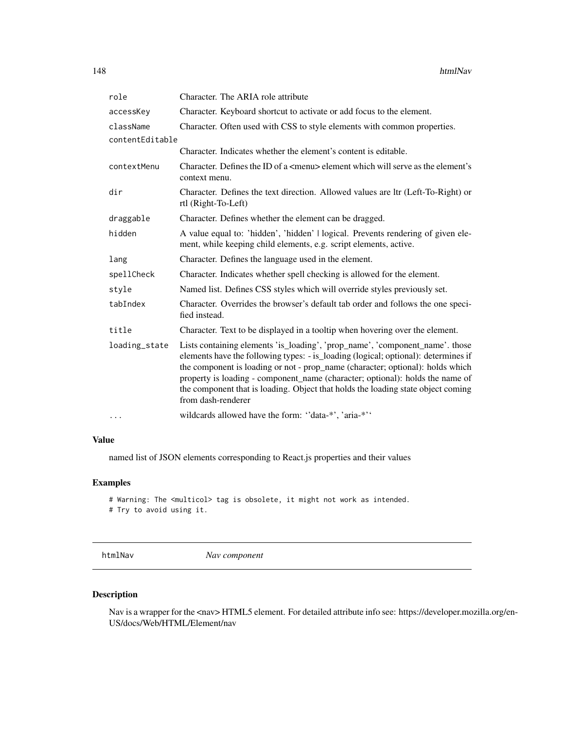| | |
|---|---|
| role | Character. The ARIA role attribute |
| accessKey | Character. Keyboard shortcut to activate or add focus to the element. |
| className | Character. Often used with CSS to style elements with common properties. |
| contentEditable | Character. Indicates whether the element's content is editable. |
| contextMenu | Character. Defines the ID of a <menu> element which will serve as the element's context menu. |
| dir | Character. Defines the text direction. Allowed values are ltr (Left-To-Right) or rtl (Right-To-Left) |
| draggable | Character. Defines whether the element can be dragged. |
| hidden | A value equal to: 'hidden', 'hidden' \| logical. Prevents rendering of given element, while keeping child elements, e.g. script elements, active. |
| lang | Character. Defines the language used in the element. |
| spellCheck | Character. Indicates whether spell checking is allowed for the element. |
| style | Named list. Defines CSS styles which will override styles previously set. |
| tabIndex | Character. Overrides the browser's default tab order and follows the one specified instead. |
| title | Character. Text to be displayed in a tooltip when hovering over the element. |
| loading_state | Lists containing elements 'is_loading', 'prop_name', 'component_name'. those elements have the following types: - is_loading (logical; optional): determines if the component is loading or not - prop_name (character; optional): holds which property is loading - component_name (character; optional): holds the name of the component that is loading. Object that holds the loading state object coming from dash-renderer |
| ... | wildcards allowed have the form: ''data-*', 'aria-*'' |

## Value

named list of JSON elements corresponding to React.js properties and their values

## Examples

```
# Warning: The <multicol> tag is obsolete, it might not work as intended.
# Try to avoid using it.
```

---

# htmlNav *Nav component*

## Description

Nav is a wrapper for the <nav> HTML5 element. For detailed attribute info see: https://developer.mozilla.org/en-US/docs/Web/HTML/Element/nav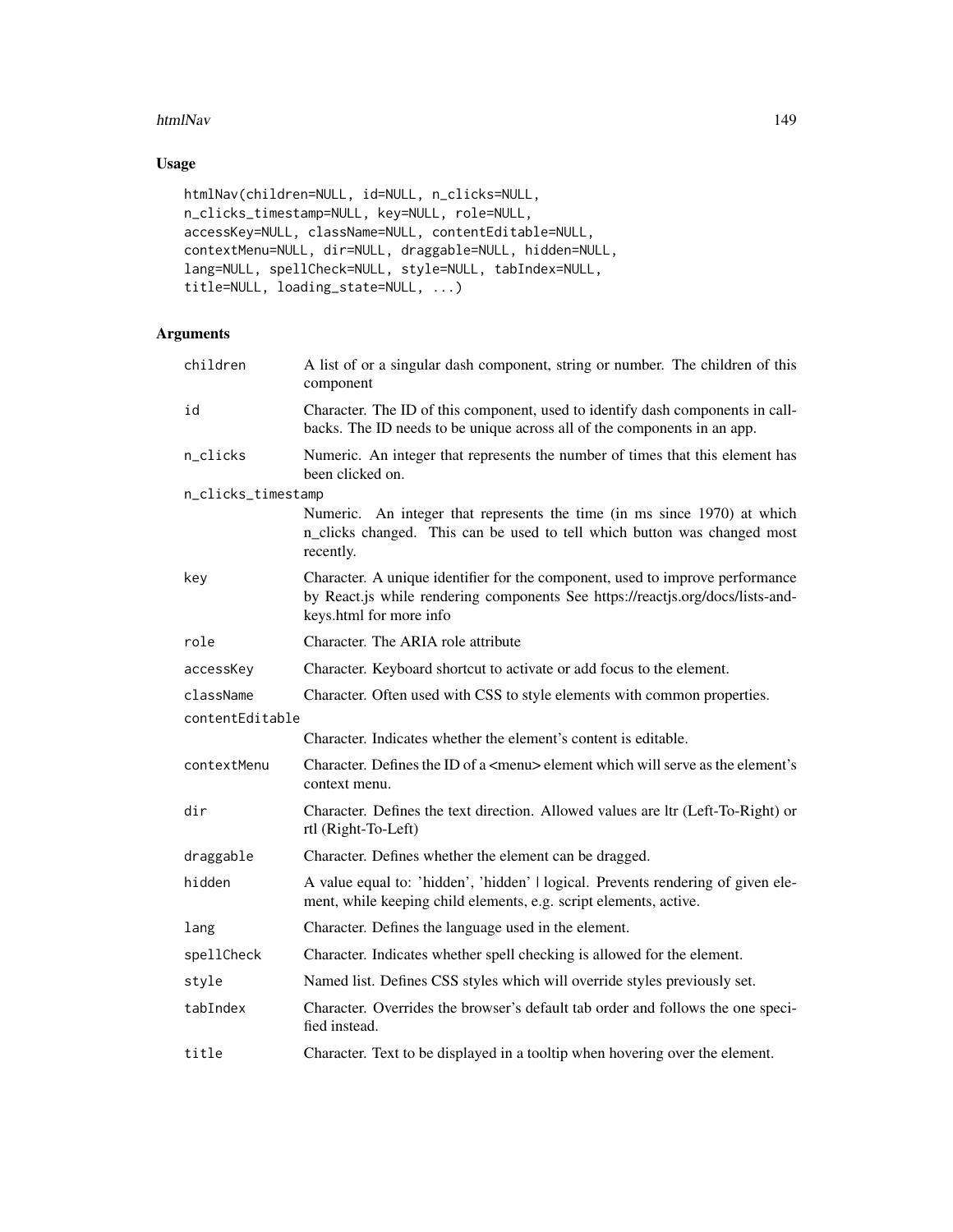## Usage

```
htmlNav(children=NULL, id=NULL, n_clicks=NULL,
n_clicks_timestamp=NULL, key=NULL, role=NULL,
accessKey=NULL, className=NULL, contentEditable=NULL,
contextMenu=NULL, dir=NULL, draggable=NULL, hidden=NULL,
lang=NULL, spellCheck=NULL, style=NULL, tabIndex=NULL,
title=NULL, loading_state=NULL, ...)
```

## Arguments

| | |
|---|---|
| `children` | A list of or a singular dash component, string or number. The children of this component |
| `id` | Character. The ID of this component, used to identify dash components in callbacks. The ID needs to be unique across all of the components in an app. |
| `n_clicks` | Numeric. An integer that represents the number of times that this element has been clicked on. |
| `n_clicks_timestamp` | Numeric. An integer that represents the time (in ms since 1970) at which n_clicks changed. This can be used to tell which button was changed most recently. |
| `key` | Character. A unique identifier for the component, used to improve performance by React.js while rendering components See https://reactjs.org/docs/lists-and-keys.html for more info |
| `role` | Character. The ARIA role attribute |
| `accessKey` | Character. Keyboard shortcut to activate or add focus to the element. |
| `className` | Character. Often used with CSS to style elements with common properties. |
| `contentEditable` | Character. Indicates whether the element's content is editable. |
| `contextMenu` | Character. Defines the ID of a <menu> element which will serve as the element's context menu. |
| `dir` | Character. Defines the text direction. Allowed values are ltr (Left-To-Right) or rtl (Right-To-Left) |
| `draggable` | Character. Defines whether the element can be dragged. |
| `hidden` | A value equal to: 'hidden', 'hidden' \| logical. Prevents rendering of given element, while keeping child elements, e.g. script elements, active. |
| `lang` | Character. Defines the language used in the element. |
| `spellCheck` | Character. Indicates whether spell checking is allowed for the element. |
| `style` | Named list. Defines CSS styles which will override styles previously set. |
| `tabIndex` | Character. Overrides the browser's default tab order and follows the one specified instead. |
| `title` | Character. Text to be displayed in a tooltip when hovering over the element. |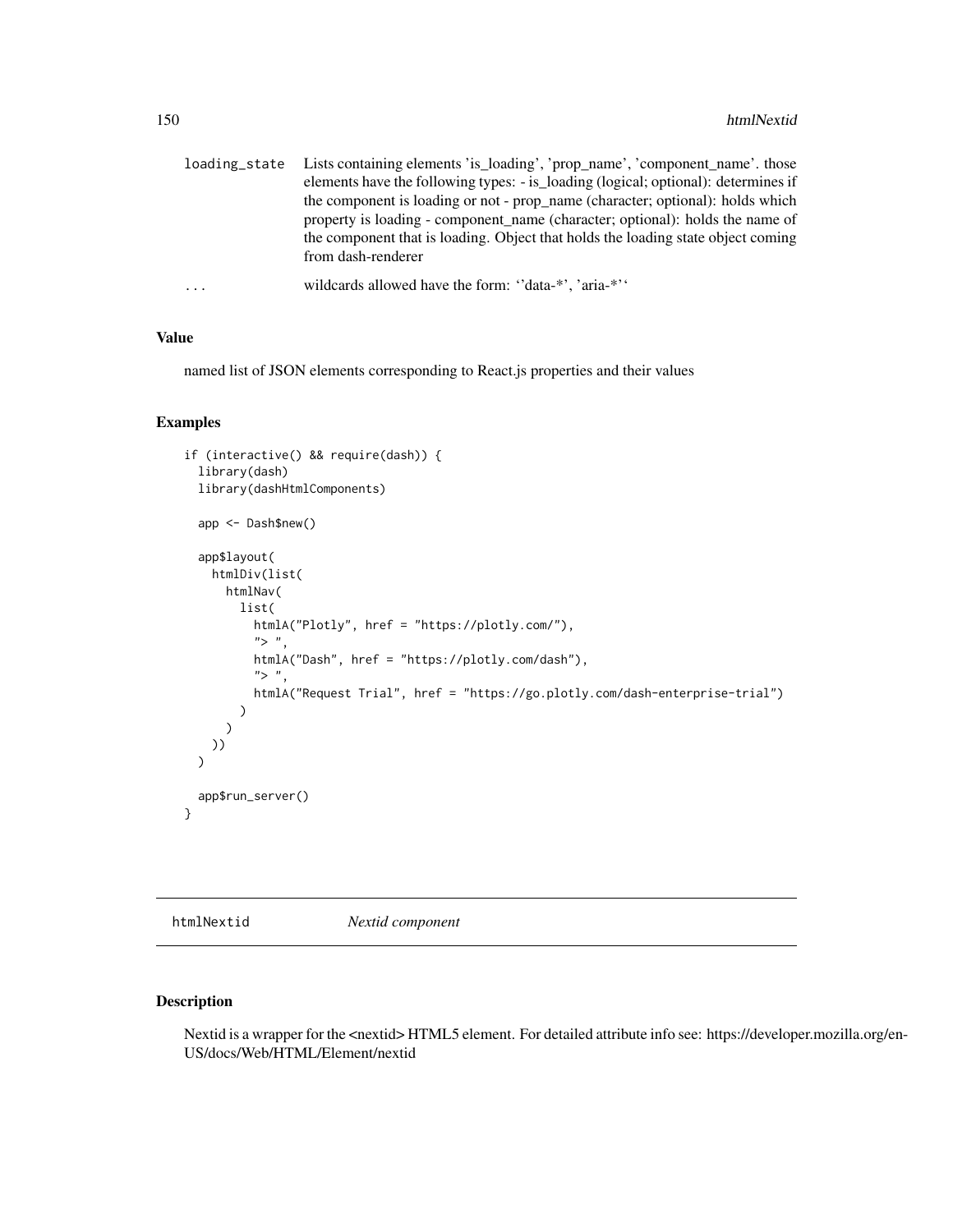| | |
|---|---|
| loading_state | Lists containing elements 'is_loading', 'prop_name', 'component_name'. those elements have the following types: - is_loading (logical; optional): determines if the component is loading or not - prop_name (character; optional): holds which property is loading - component_name (character; optional): holds the name of the component that is loading. Object that holds the loading state object coming from dash-renderer |
| ... | wildcards allowed have the form: ''data-*', 'aria-*'' |

## Value

named list of JSON elements corresponding to React.js properties and their values

## Examples

```
if (interactive() && require(dash)) {
  library(dash)
  library(dashHtmlComponents)

  app <- Dash$new()

  app$layout(
    htmlDiv(list(
      htmlNav(
        list(
          htmlA("Plotly", href = "https://plotly.com/"),
          "> ",
          htmlA("Dash", href = "https://plotly.com/dash"),
          "> ",
          htmlA("Request Trial", href = "https://go.plotly.com/dash-enterprise-trial")
        )
      )
    ))
  )

  app$run_server()
}
```

---

# htmlNextid *Nextid component*

## Description

Nextid is a wrapper for the <nextid> HTML5 element. For detailed attribute info see: https://developer.mozilla.org/en-US/docs/Web/HTML/Element/nextid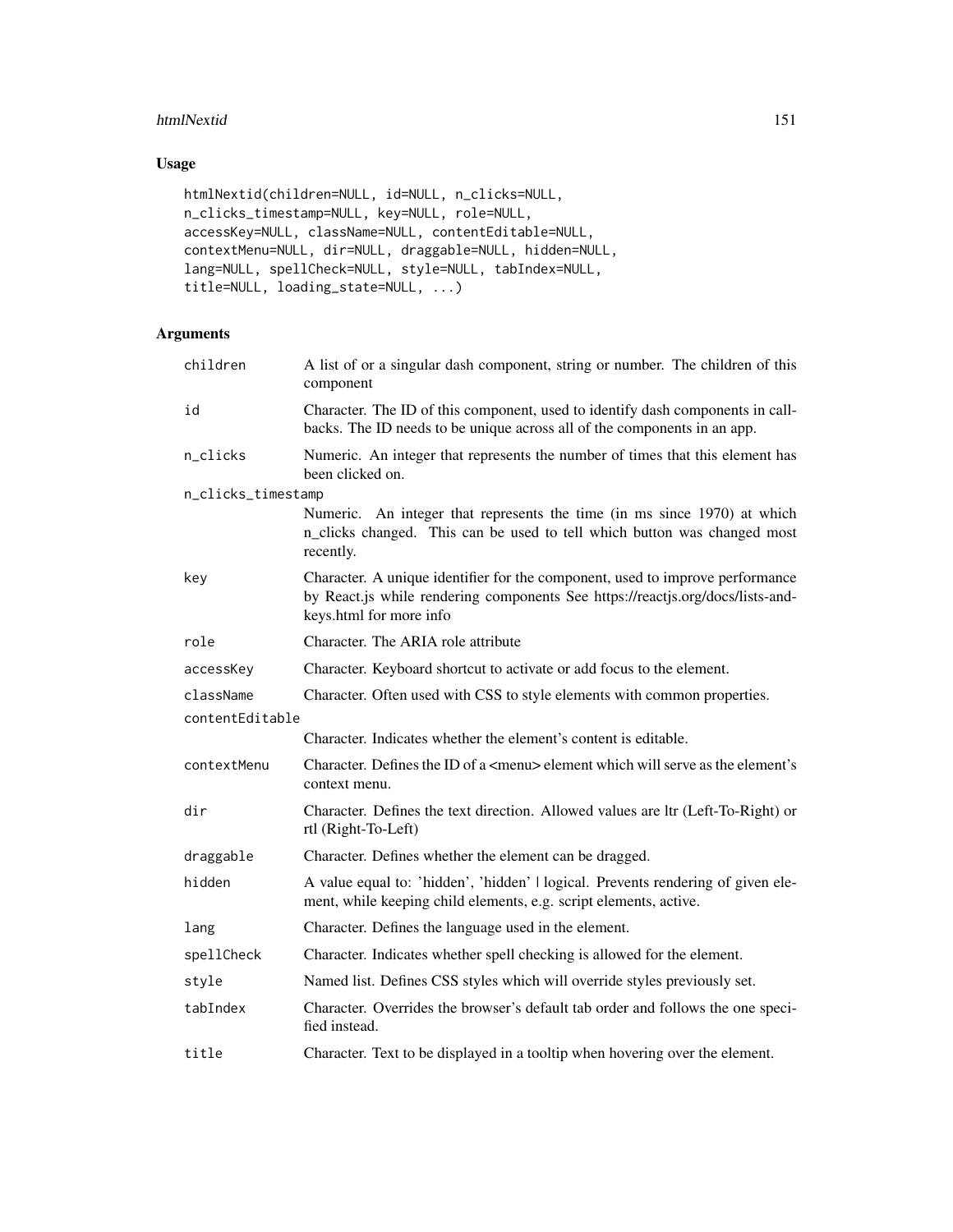## Usage

```
htmlNextid(children=NULL, id=NULL, n_clicks=NULL,
n_clicks_timestamp=NULL, key=NULL, role=NULL,
accessKey=NULL, className=NULL, contentEditable=NULL,
contextMenu=NULL, dir=NULL, draggable=NULL, hidden=NULL,
lang=NULL, spellCheck=NULL, style=NULL, tabIndex=NULL,
title=NULL, loading_state=NULL, ...)
```

## Arguments

| | |
|---|---|
| `children` | A list of or a singular dash component, string or number. The children of this component |
| `id` | Character. The ID of this component, used to identify dash components in callbacks. The ID needs to be unique across all of the components in an app. |
| `n_clicks` | Numeric. An integer that represents the number of times that this element has been clicked on. |
| `n_clicks_timestamp` | Numeric. An integer that represents the time (in ms since 1970) at which n_clicks changed. This can be used to tell which button was changed most recently. |
| `key` | Character. A unique identifier for the component, used to improve performance by React.js while rendering components See https://reactjs.org/docs/lists-and-keys.html for more info |
| `role` | Character. The ARIA role attribute |
| `accessKey` | Character. Keyboard shortcut to activate or add focus to the element. |
| `className` | Character. Often used with CSS to style elements with common properties. |
| `contentEditable` | Character. Indicates whether the element's content is editable. |
| `contextMenu` | Character. Defines the ID of a <menu> element which will serve as the element's context menu. |
| `dir` | Character. Defines the text direction. Allowed values are ltr (Left-To-Right) or rtl (Right-To-Left) |
| `draggable` | Character. Defines whether the element can be dragged. |
| `hidden` | A value equal to: 'hidden', 'hidden' \| logical. Prevents rendering of given element, while keeping child elements, e.g. script elements, active. |
| `lang` | Character. Defines the language used in the element. |
| `spellCheck` | Character. Indicates whether spell checking is allowed for the element. |
| `style` | Named list. Defines CSS styles which will override styles previously set. |
| `tabIndex` | Character. Overrides the browser's default tab order and follows the one specified instead. |
| `title` | Character. Text to be displayed in a tooltip when hovering over the element. |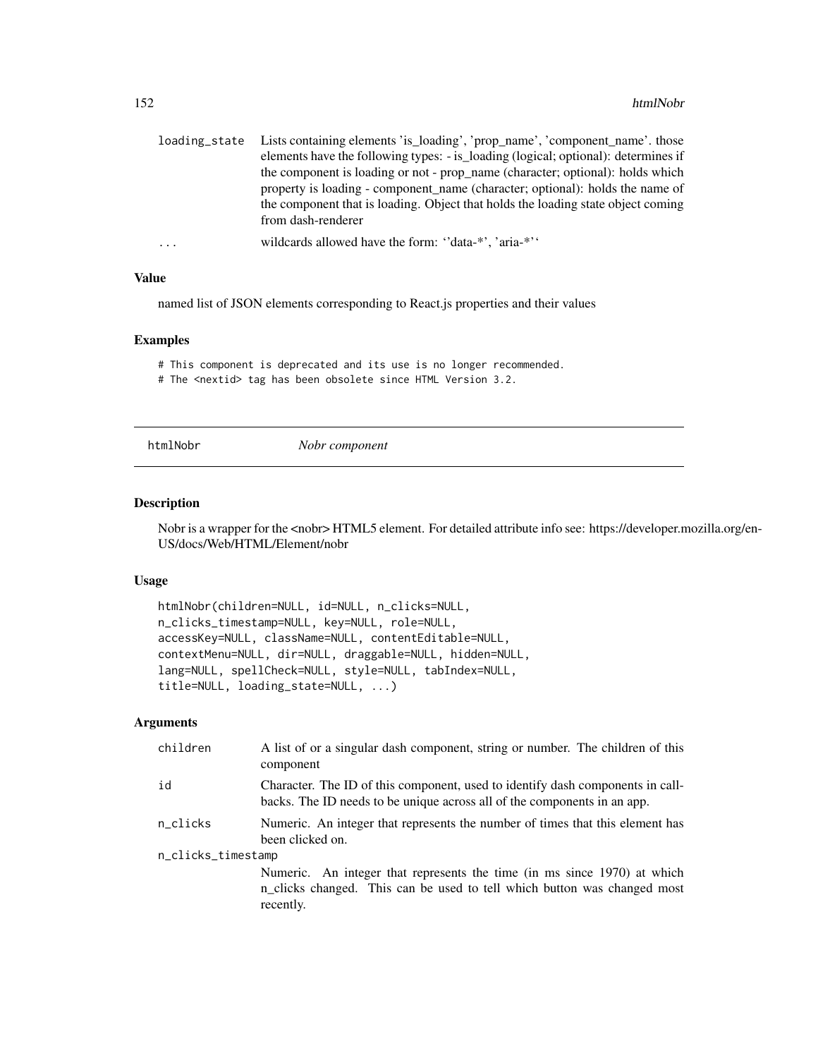| | |
|---|---|
| loading_state | Lists containing elements 'is_loading', 'prop_name', 'component_name'. those elements have the following types: - is_loading (logical; optional): determines if the component is loading or not - prop_name (character; optional): holds which property is loading - component_name (character; optional): holds the name of the component that is loading. Object that holds the loading state object coming from dash-renderer |
| ... | wildcards allowed have the form: ''data-*', 'aria-*'' |

### Value

named list of JSON elements corresponding to React.js properties and their values

### Examples

```
# This component is deprecated and its use is no longer recommended.
# The <nextid> tag has been obsolete since HTML Version 3.2.
```

---

## htmlNobr *Nobr component*

### Description

Nobr is a wrapper for the <nobr> HTML5 element. For detailed attribute info see: https://developer.mozilla.org/en-US/docs/Web/HTML/Element/nobr

### Usage

```
htmlNobr(children=NULL, id=NULL, n_clicks=NULL,
n_clicks_timestamp=NULL, key=NULL, role=NULL,
accessKey=NULL, className=NULL, contentEditable=NULL,
contextMenu=NULL, dir=NULL, draggable=NULL, hidden=NULL,
lang=NULL, spellCheck=NULL, style=NULL, tabIndex=NULL,
title=NULL, loading_state=NULL, ...)
```

### Arguments

| | |
|---|---|
| children | A list of or a singular dash component, string or number. The children of this component |
| id | Character. The ID of this component, used to identify dash components in callbacks. The ID needs to be unique across all of the components in an app. |
| n_clicks | Numeric. An integer that represents the number of times that this element has been clicked on. |
| n_clicks_timestamp | Numeric. An integer that represents the time (in ms since 1970) at which n_clicks changed. This can be used to tell which button was changed most recently. |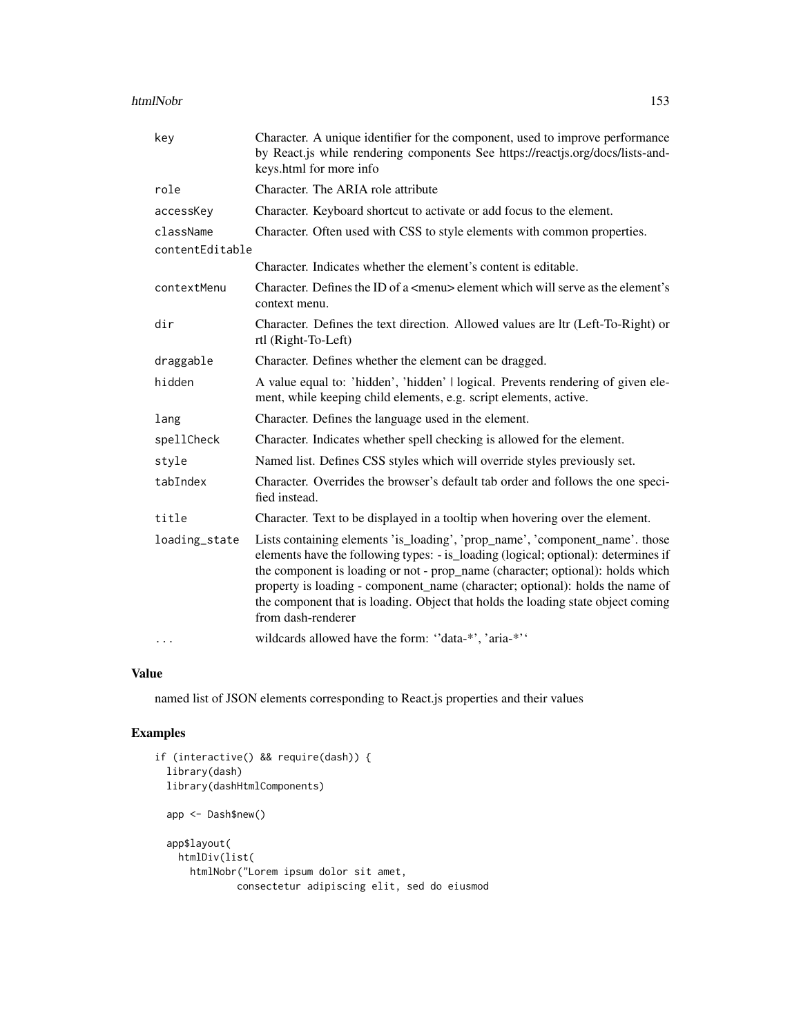| | |
|---|---|
| key | Character. A unique identifier for the component, used to improve performance by React.js while rendering components See https://reactjs.org/docs/lists-and-keys.html for more info |
| role | Character. The ARIA role attribute |
| accessKey | Character. Keyboard shortcut to activate or add focus to the element. |
| className | Character. Often used with CSS to style elements with common properties. |
| contentEditable | Character. Indicates whether the element's content is editable. |
| contextMenu | Character. Defines the ID of a <menu> element which will serve as the element's context menu. |
| dir | Character. Defines the text direction. Allowed values are ltr (Left-To-Right) or rtl (Right-To-Left) |
| draggable | Character. Defines whether the element can be dragged. |
| hidden | A value equal to: 'hidden', 'hidden' \| logical. Prevents rendering of given element, while keeping child elements, e.g. script elements, active. |
| lang | Character. Defines the language used in the element. |
| spellCheck | Character. Indicates whether spell checking is allowed for the element. |
| style | Named list. Defines CSS styles which will override styles previously set. |
| tabIndex | Character. Overrides the browser's default tab order and follows the one specified instead. |
| title | Character. Text to be displayed in a tooltip when hovering over the element. |
| loading_state | Lists containing elements 'is_loading', 'prop_name', 'component_name'. those elements have the following types: - is_loading (logical; optional): determines if the component is loading or not - prop_name (character; optional): holds which property is loading - component_name (character; optional): holds the name of the component that is loading. Object that holds the loading state object coming from dash-renderer |
| ... | wildcards allowed have the form: ''data-*', 'aria-*'' |

## Value

named list of JSON elements corresponding to React.js properties and their values

## Examples

```
if (interactive() && require(dash)) {
  library(dash)
  library(dashHtmlComponents)

  app <- Dash$new()

  app$layout(
    htmlDiv(list(
      htmlNobr("Lorem ipsum dolor sit amet,
               consectetur adipiscing elit, sed do eiusmod
```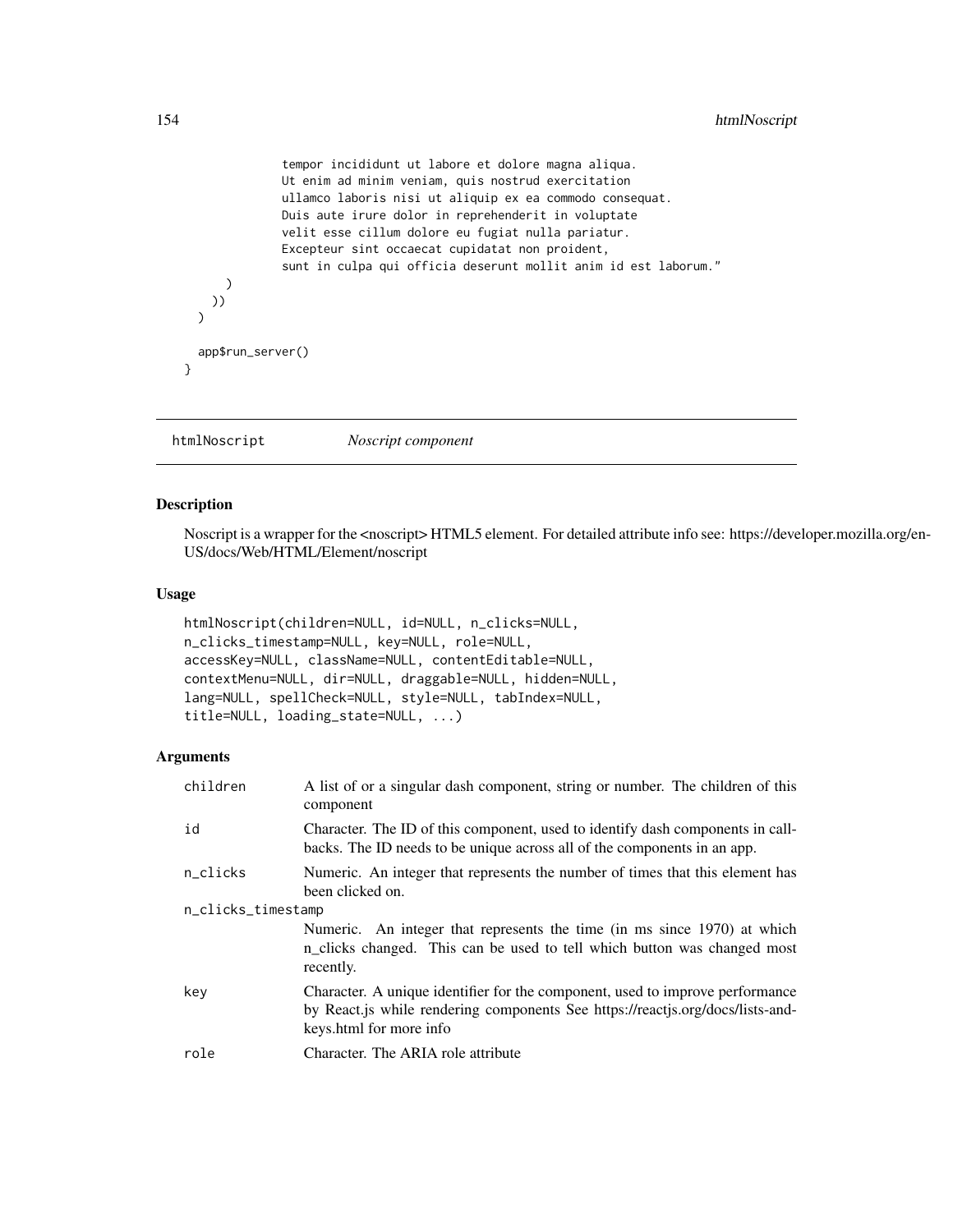```
            tempor incididunt ut labore et dolore magna aliqua.
            Ut enim ad minim veniam, quis nostrud exercitation
            ullamco laboris nisi ut aliquip ex ea commodo consequat.
            Duis aute irure dolor in reprehenderit in voluptate
            velit esse cillum dolore eu fugiat nulla pariatur.
            Excepteur sint occaecat cupidatat non proident,
            sunt in culpa qui officia deserunt mollit anim id est laborum."
      )
    ))
  )

  app$run_server()
}
```

## htmlNoscript — *Noscript component*

### Description

Noscript is a wrapper for the <noscript> HTML5 element. For detailed attribute info see: https://developer.mozilla.org/en-US/docs/Web/HTML/Element/noscript

### Usage

```
htmlNoscript(children=NULL, id=NULL, n_clicks=NULL,
n_clicks_timestamp=NULL, key=NULL, role=NULL,
accessKey=NULL, className=NULL, contentEditable=NULL,
contextMenu=NULL, dir=NULL, draggable=NULL, hidden=NULL,
lang=NULL, spellCheck=NULL, style=NULL, tabIndex=NULL,
title=NULL, loading_state=NULL, ...)
```

### Arguments

| | |
|---|---|
| children | A list of or a singular dash component, string or number. The children of this component |
| id | Character. The ID of this component, used to identify dash components in callbacks. The ID needs to be unique across all of the components in an app. |
| n_clicks | Numeric. An integer that represents the number of times that this element has been clicked on. |
| n_clicks_timestamp | Numeric. An integer that represents the time (in ms since 1970) at which n_clicks changed. This can be used to tell which button was changed most recently. |
| key | Character. A unique identifier for the component, used to improve performance by React.js while rendering components See https://reactjs.org/docs/lists-and-keys.html for more info |
| role | Character. The ARIA role attribute |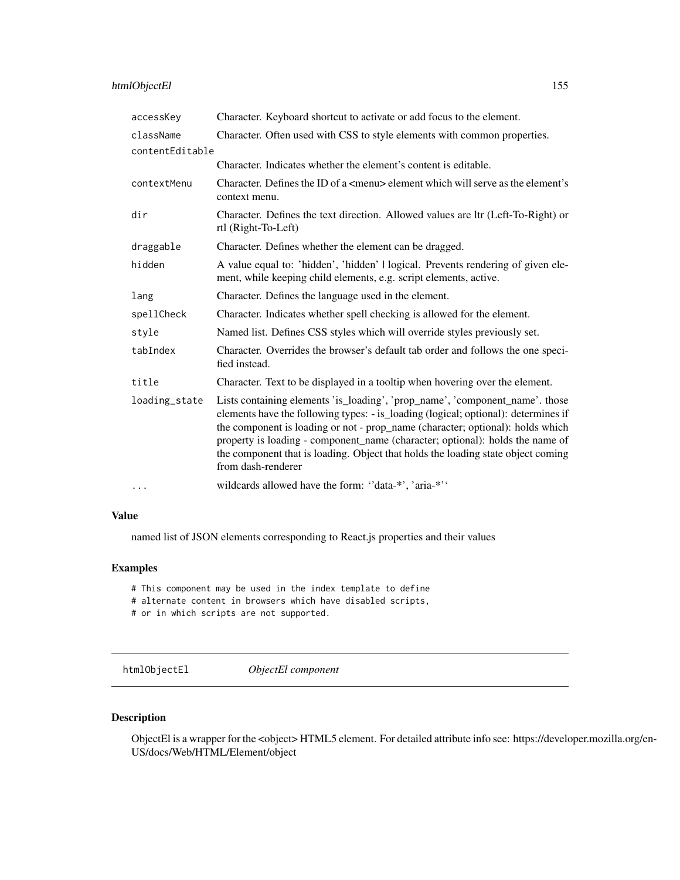| | |
|---|---|
| `accessKey` | Character. Keyboard shortcut to activate or add focus to the element. |
| `className` | Character. Often used with CSS to style elements with common properties. |
| `contentEditable` | Character. Indicates whether the element's content is editable. |
| `contextMenu` | Character. Defines the ID of a <menu> element which will serve as the element's context menu. |
| `dir` | Character. Defines the text direction. Allowed values are ltr (Left-To-Right) or rtl (Right-To-Left) |
| `draggable` | Character. Defines whether the element can be dragged. |
| `hidden` | A value equal to: 'hidden', 'hidden' \| logical. Prevents rendering of given element, while keeping child elements, e.g. script elements, active. |
| `lang` | Character. Defines the language used in the element. |
| `spellCheck` | Character. Indicates whether spell checking is allowed for the element. |
| `style` | Named list. Defines CSS styles which will override styles previously set. |
| `tabIndex` | Character. Overrides the browser's default tab order and follows the one specified instead. |
| `title` | Character. Text to be displayed in a tooltip when hovering over the element. |
| `loading_state` | Lists containing elements 'is_loading', 'prop_name', 'component_name'. those elements have the following types: - is_loading (logical; optional): determines if the component is loading or not - prop_name (character; optional): holds which property is loading - component_name (character; optional): holds the name of the component that is loading. Object that holds the loading state object coming from dash-renderer |
| `...` | wildcards allowed have the form: ''data-*', 'aria-*'' |

## Value

named list of JSON elements corresponding to React.js properties and their values

## Examples

```
# This component may be used in the index template to define
# alternate content in browsers which have disabled scripts,
# or in which scripts are not supported.
```

---

# `htmlObjectEl` *ObjectEl component*

## Description

ObjectEl is a wrapper for the <object> HTML5 element. For detailed attribute info see: https://developer.mozilla.org/en-US/docs/Web/HTML/Element/object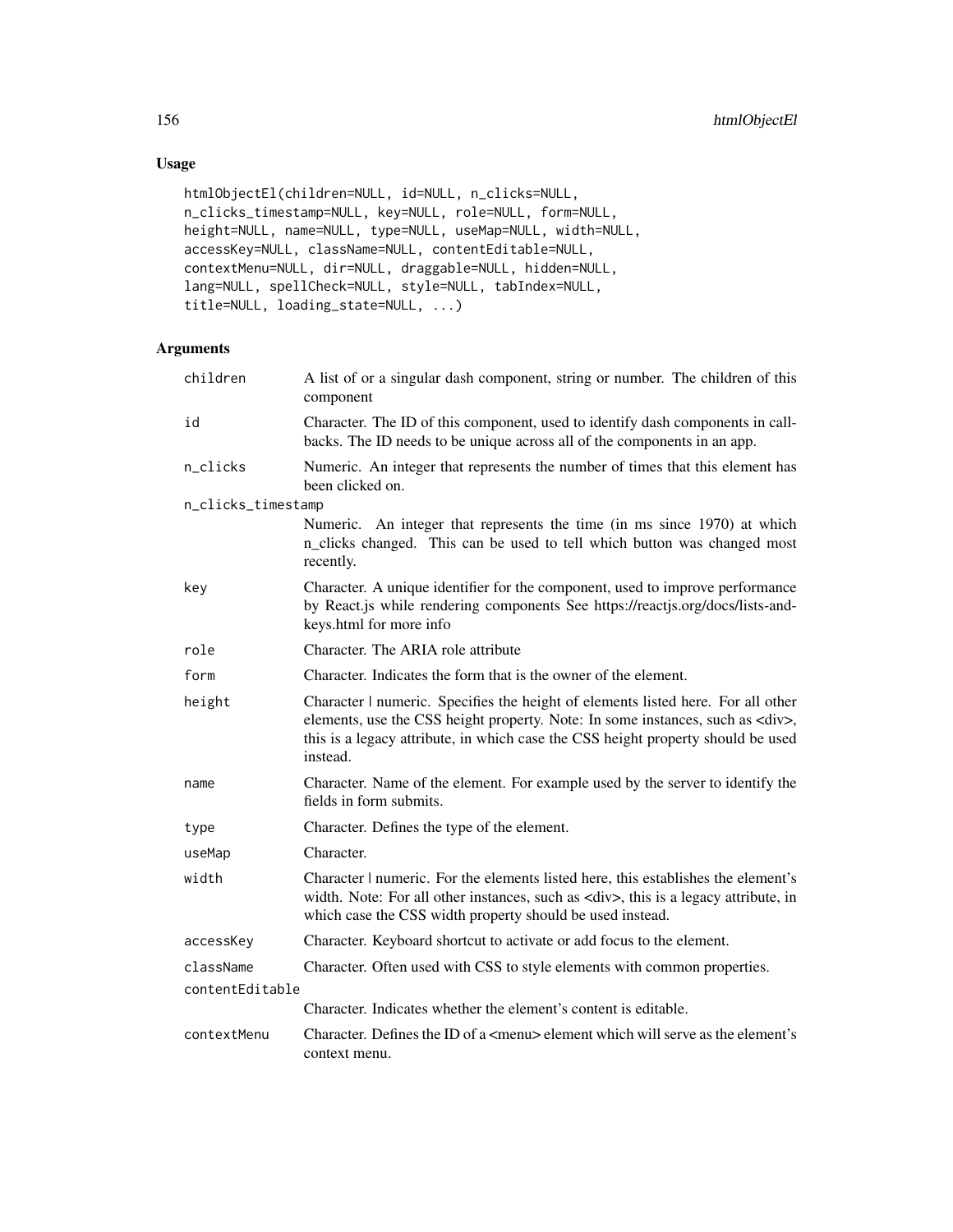## Usage

```
htmlObjectEl(children=NULL, id=NULL, n_clicks=NULL,
n_clicks_timestamp=NULL, key=NULL, role=NULL, form=NULL,
height=NULL, name=NULL, type=NULL, useMap=NULL, width=NULL,
accessKey=NULL, className=NULL, contentEditable=NULL,
contextMenu=NULL, dir=NULL, draggable=NULL, hidden=NULL,
lang=NULL, spellCheck=NULL, style=NULL, tabIndex=NULL,
title=NULL, loading_state=NULL, ...)
```

## Arguments

| Argument | Description |
|---|---|
| `children` | A list of or a singular dash component, string or number. The children of this component |
| `id` | Character. The ID of this component, used to identify dash components in callbacks. The ID needs to be unique across all of the components in an app. |
| `n_clicks` | Numeric. An integer that represents the number of times that this element has been clicked on. |
| `n_clicks_timestamp` | Numeric. An integer that represents the time (in ms since 1970) at which n_clicks changed. This can be used to tell which button was changed most recently. |
| `key` | Character. A unique identifier for the component, used to improve performance by React.js while rendering components See https://reactjs.org/docs/lists-and-keys.html for more info |
| `role` | Character. The ARIA role attribute |
| `form` | Character. Indicates the form that is the owner of the element. |
| `height` | Character \| numeric. Specifies the height of elements listed here. For all other elements, use the CSS height property. Note: In some instances, such as <div>, this is a legacy attribute, in which case the CSS height property should be used instead. |
| `name` | Character. Name of the element. For example used by the server to identify the fields in form submits. |
| `type` | Character. Defines the type of the element. |
| `useMap` | Character. |
| `width` | Character \| numeric. For the elements listed here, this establishes the element's width. Note: For all other instances, such as <div>, this is a legacy attribute, in which case the CSS width property should be used instead. |
| `accessKey` | Character. Keyboard shortcut to activate or add focus to the element. |
| `className` | Character. Often used with CSS to style elements with common properties. |
| `contentEditable` | Character. Indicates whether the element's content is editable. |
| `contextMenu` | Character. Defines the ID of a <menu> element which will serve as the element's context menu. |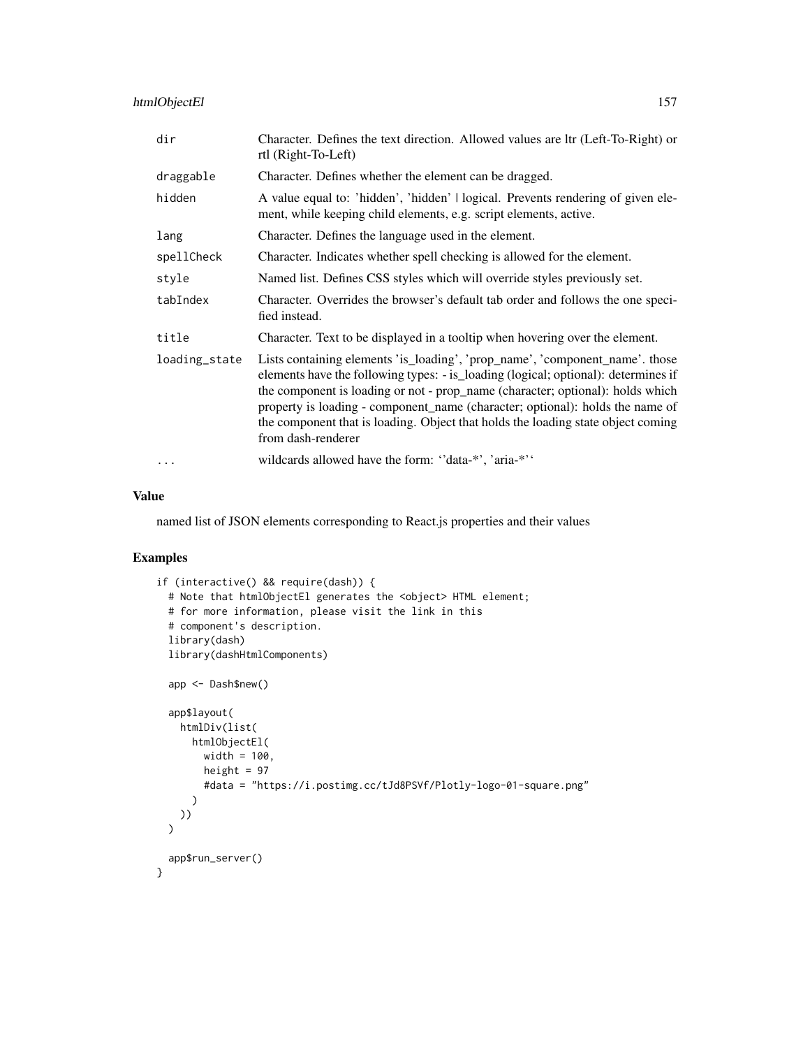| | |
|---|---|
| dir | Character. Defines the text direction. Allowed values are ltr (Left-To-Right) or rtl (Right-To-Left) |
| draggable | Character. Defines whether the element can be dragged. |
| hidden | A value equal to: 'hidden', 'hidden' \| logical. Prevents rendering of given element, while keeping child elements, e.g. script elements, active. |
| lang | Character. Defines the language used in the element. |
| spellCheck | Character. Indicates whether spell checking is allowed for the element. |
| style | Named list. Defines CSS styles which will override styles previously set. |
| tabIndex | Character. Overrides the browser's default tab order and follows the one specified instead. |
| title | Character. Text to be displayed in a tooltip when hovering over the element. |
| loading_state | Lists containing elements 'is_loading', 'prop_name', 'component_name'. those elements have the following types: - is_loading (logical; optional): determines if the component is loading or not - prop_name (character; optional): holds which property is loading - component_name (character; optional): holds the name of the component that is loading. Object that holds the loading state object coming from dash-renderer |
| ... | wildcards allowed have the form: ''data-*', 'aria-*'' |

## Value

named list of JSON elements corresponding to React.js properties and their values

## Examples

```
if (interactive() && require(dash)) {
  # Note that htmlObjectEl generates the <object> HTML element;
  # for more information, please visit the link in this
  # component's description.
  library(dash)
  library(dashHtmlComponents)

  app <- Dash$new()

  app$layout(
    htmlDiv(list(
      htmlObjectEl(
        width = 100,
        height = 97
        #data = "https://i.postimg.cc/tJd8PSVf/Plotly-logo-01-square.png"
      )
    ))
  )

  app$run_server()
}
```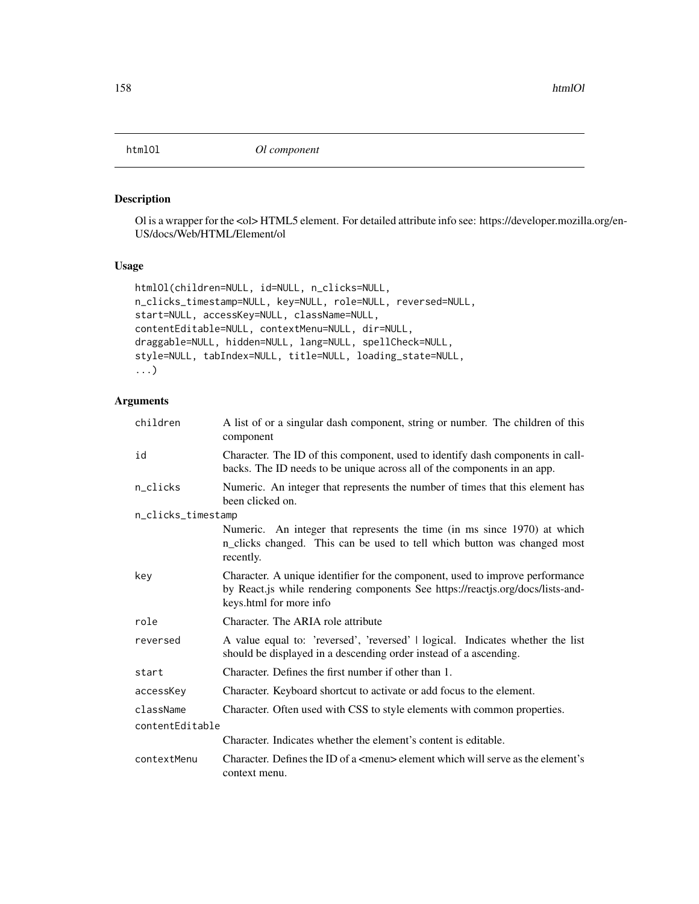# htmlOl *Ol component*

## Description

Ol is a wrapper for the <ol> HTML5 element. For detailed attribute info see: https://developer.mozilla.org/en-US/docs/Web/HTML/Element/ol

## Usage

```
htmlOl(children=NULL, id=NULL, n_clicks=NULL,
n_clicks_timestamp=NULL, key=NULL, role=NULL, reversed=NULL,
start=NULL, accessKey=NULL, className=NULL,
contentEditable=NULL, contextMenu=NULL, dir=NULL,
draggable=NULL, hidden=NULL, lang=NULL, spellCheck=NULL,
style=NULL, tabIndex=NULL, title=NULL, loading_state=NULL,
...)
```

## Arguments

| | |
|---|---|
| `children` | A list of or a singular dash component, string or number. The children of this component |
| `id` | Character. The ID of this component, used to identify dash components in callbacks. The ID needs to be unique across all of the components in an app. |
| `n_clicks` | Numeric. An integer that represents the number of times that this element has been clicked on. |
| `n_clicks_timestamp` | Numeric. An integer that represents the time (in ms since 1970) at which n_clicks changed. This can be used to tell which button was changed most recently. |
| `key` | Character. A unique identifier for the component, used to improve performance by React.js while rendering components See https://reactjs.org/docs/lists-and-keys.html for more info |
| `role` | Character. The ARIA role attribute |
| `reversed` | A value equal to: 'reversed', 'reversed' \| logical. Indicates whether the list should be displayed in a descending order instead of a ascending. |
| `start` | Character. Defines the first number if other than 1. |
| `accessKey` | Character. Keyboard shortcut to activate or add focus to the element. |
| `className` | Character. Often used with CSS to style elements with common properties. |
| `contentEditable` | Character. Indicates whether the element's content is editable. |
| `contextMenu` | Character. Defines the ID of a <menu> element which will serve as the element's context menu. |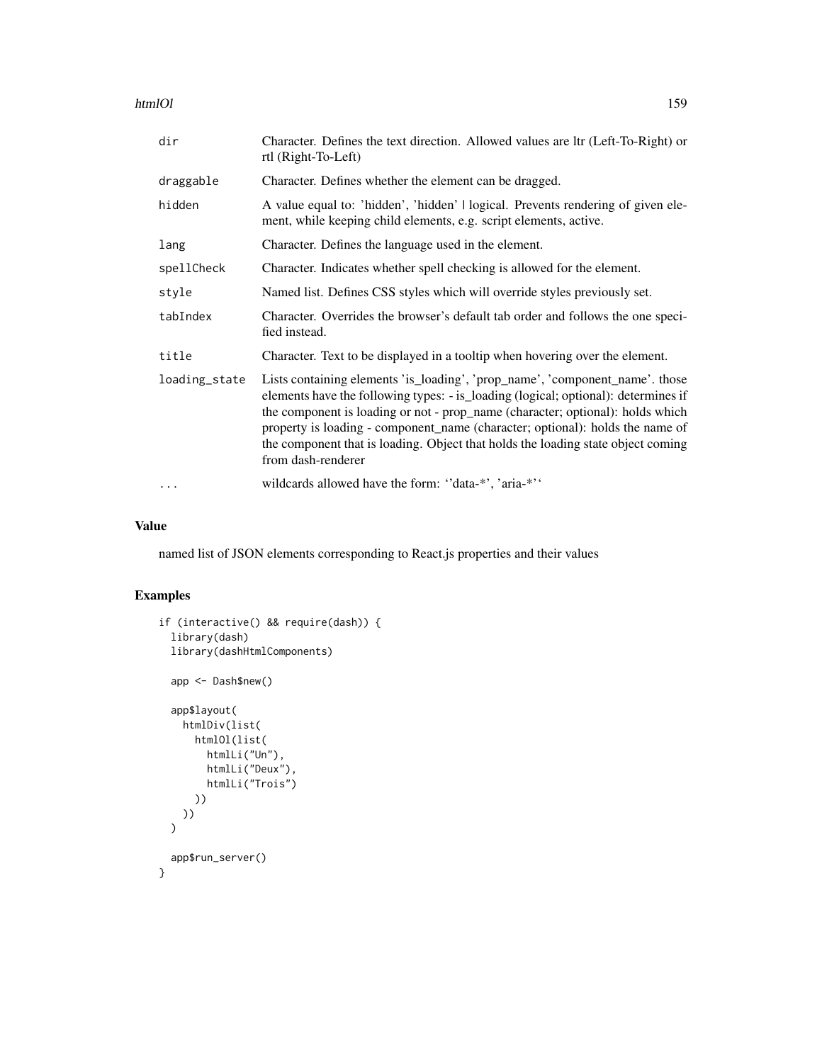| | |
|---|---|
| dir | Character. Defines the text direction. Allowed values are ltr (Left-To-Right) or rtl (Right-To-Left) |
| draggable | Character. Defines whether the element can be dragged. |
| hidden | A value equal to: 'hidden', 'hidden' \| logical. Prevents rendering of given element, while keeping child elements, e.g. script elements, active. |
| lang | Character. Defines the language used in the element. |
| spellCheck | Character. Indicates whether spell checking is allowed for the element. |
| style | Named list. Defines CSS styles which will override styles previously set. |
| tabIndex | Character. Overrides the browser's default tab order and follows the one specified instead. |
| title | Character. Text to be displayed in a tooltip when hovering over the element. |
| loading_state | Lists containing elements 'is_loading', 'prop_name', 'component_name'. those elements have the following types: - is_loading (logical; optional): determines if the component is loading or not - prop_name (character; optional): holds which property is loading - component_name (character; optional): holds the name of the component that is loading. Object that holds the loading state object coming from dash-renderer |
| ... | wildcards allowed have the form: ''data-*', 'aria-*'' |

## Value

named list of JSON elements corresponding to React.js properties and their values

## Examples

```
if (interactive() && require(dash)) {
  library(dash)
  library(dashHtmlComponents)

  app <- Dash$new()

  app$layout(
    htmlDiv(list(
      htmlOl(list(
        htmlLi("Un"),
        htmlLi("Deux"),
        htmlLi("Trois")
      ))
    ))
  )

  app$run_server()
}
```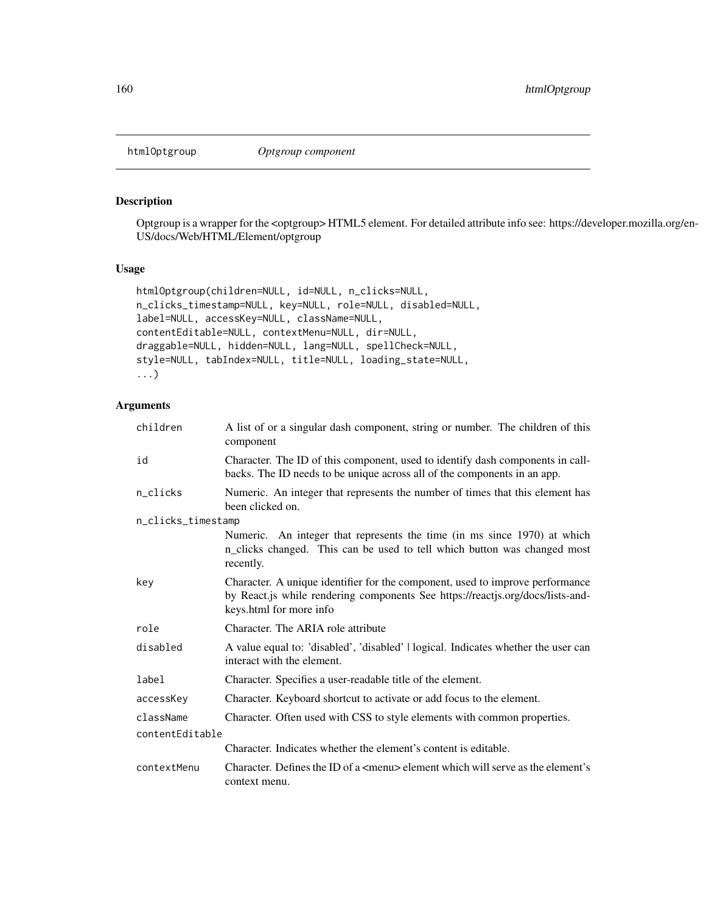## htmlOptgroup *Optgroup component*

### Description

Optgroup is a wrapper for the <optgroup> HTML5 element. For detailed attribute info see: https://developer.mozilla.org/en-US/docs/Web/HTML/Element/optgroup

### Usage

```
htmlOptgroup(children=NULL, id=NULL, n_clicks=NULL,
n_clicks_timestamp=NULL, key=NULL, role=NULL, disabled=NULL,
label=NULL, accessKey=NULL, className=NULL,
contentEditable=NULL, contextMenu=NULL, dir=NULL,
draggable=NULL, hidden=NULL, lang=NULL, spellCheck=NULL,
style=NULL, tabIndex=NULL, title=NULL, loading_state=NULL,
...)
```

### Arguments

| | |
|---|---|
| `children` | A list of or a singular dash component, string or number. The children of this component |
| `id` | Character. The ID of this component, used to identify dash components in callbacks. The ID needs to be unique across all of the components in an app. |
| `n_clicks` | Numeric. An integer that represents the number of times that this element has been clicked on. |
| `n_clicks_timestamp` | Numeric. An integer that represents the time (in ms since 1970) at which n_clicks changed. This can be used to tell which button was changed most recently. |
| `key` | Character. A unique identifier for the component, used to improve performance by React.js while rendering components See https://reactjs.org/docs/lists-and-keys.html for more info |
| `role` | Character. The ARIA role attribute |
| `disabled` | A value equal to: 'disabled', 'disabled' \| logical. Indicates whether the user can interact with the element. |
| `label` | Character. Specifies a user-readable title of the element. |
| `accessKey` | Character. Keyboard shortcut to activate or add focus to the element. |
| `className` | Character. Often used with CSS to style elements with common properties. |
| `contentEditable` | Character. Indicates whether the element's content is editable. |
| `contextMenu` | Character. Defines the ID of a <menu> element which will serve as the element's context menu. |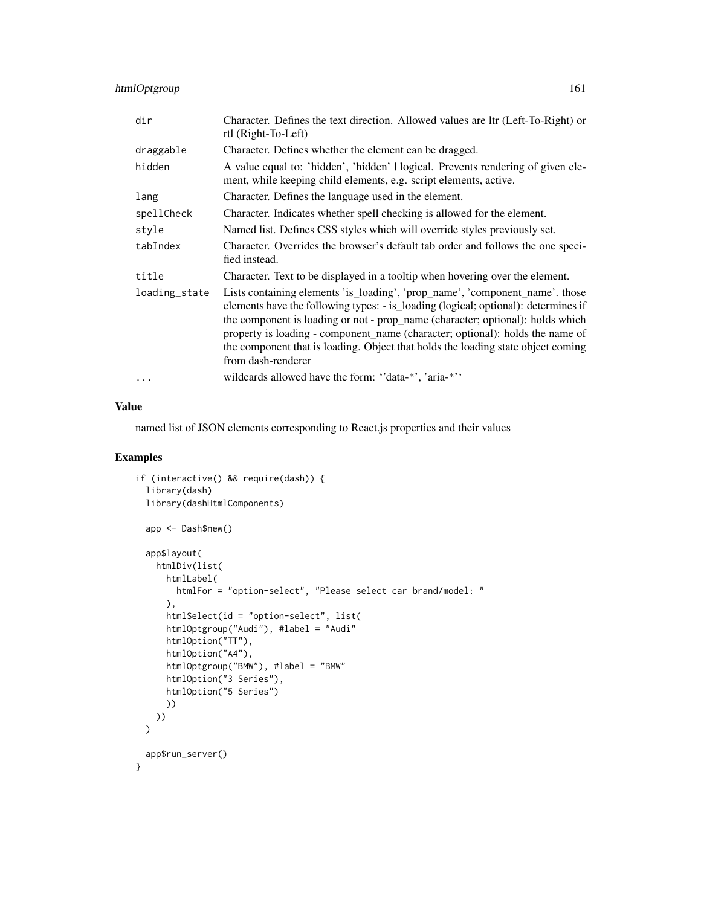| | |
|---|---|
| dir | Character. Defines the text direction. Allowed values are ltr (Left-To-Right) or rtl (Right-To-Left) |
| draggable | Character. Defines whether the element can be dragged. |
| hidden | A value equal to: 'hidden', 'hidden' \| logical. Prevents rendering of given element, while keeping child elements, e.g. script elements, active. |
| lang | Character. Defines the language used in the element. |
| spellCheck | Character. Indicates whether spell checking is allowed for the element. |
| style | Named list. Defines CSS styles which will override styles previously set. |
| tabIndex | Character. Overrides the browser's default tab order and follows the one specified instead. |
| title | Character. Text to be displayed in a tooltip when hovering over the element. |
| loading_state | Lists containing elements 'is_loading', 'prop_name', 'component_name'. those elements have the following types: - is_loading (logical; optional): determines if the component is loading or not - prop_name (character; optional): holds which property is loading - component_name (character; optional): holds the name of the component that is loading. Object that holds the loading state object coming from dash-renderer |
| ... | wildcards allowed have the form: ''data-*', 'aria-*'' |

## Value

named list of JSON elements corresponding to React.js properties and their values

## Examples

```
if (interactive() && require(dash)) {
  library(dash)
  library(dashHtmlComponents)

  app <- Dash$new()

  app$layout(
    htmlDiv(list(
      htmlLabel(
        htmlFor = "option-select", "Please select car brand/model: "
      ),
      htmlSelect(id = "option-select", list(
      htmlOptgroup("Audi"), #label = "Audi"
      htmlOption("TT"),
      htmlOption("A4"),
      htmlOptgroup("BMW"), #label = "BMW"
      htmlOption("3 Series"),
      htmlOption("5 Series")
      ))
    ))
  )

  app$run_server()
}
```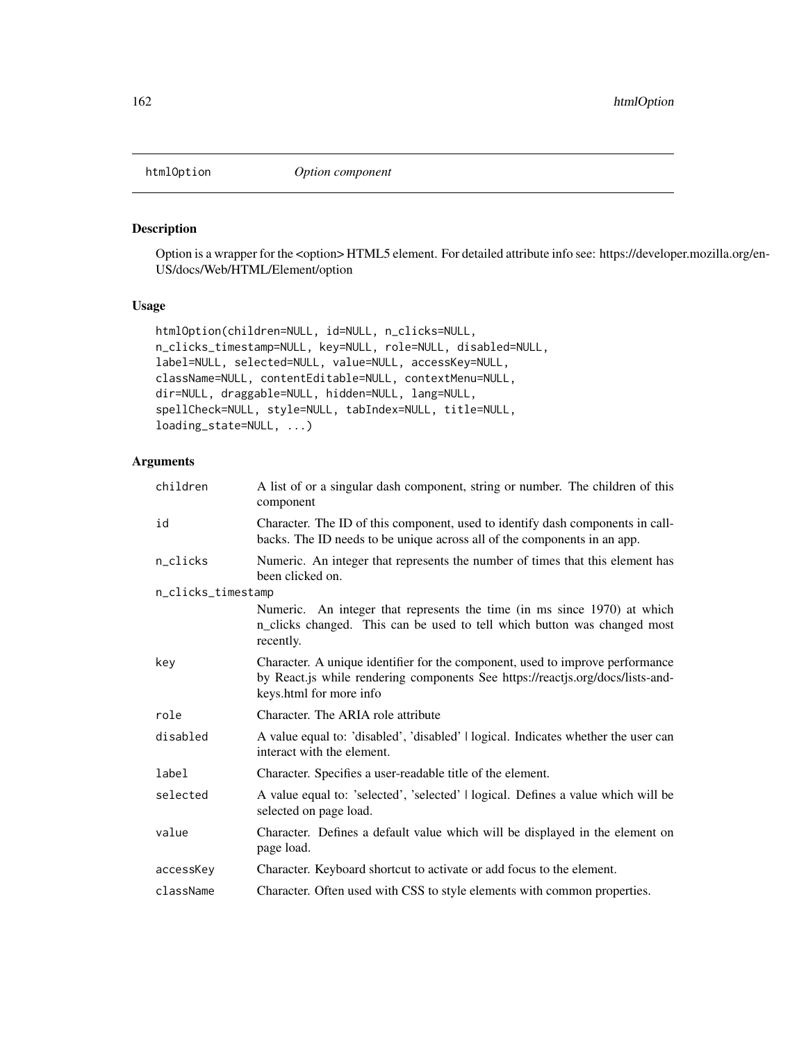## htmlOption *Option component*

### Description

Option is a wrapper for the <option> HTML5 element. For detailed attribute info see: https://developer.mozilla.org/en-US/docs/Web/HTML/Element/option

### Usage

```
htmlOption(children=NULL, id=NULL, n_clicks=NULL,
n_clicks_timestamp=NULL, key=NULL, role=NULL, disabled=NULL,
label=NULL, selected=NULL, value=NULL, accessKey=NULL,
className=NULL, contentEditable=NULL, contextMenu=NULL,
dir=NULL, draggable=NULL, hidden=NULL, lang=NULL,
spellCheck=NULL, style=NULL, tabIndex=NULL, title=NULL,
loading_state=NULL, ...)
```

### Arguments

| | |
|---|---|
| children | A list of or a singular dash component, string or number. The children of this component |
| id | Character. The ID of this component, used to identify dash components in callbacks. The ID needs to be unique across all of the components in an app. |
| n_clicks | Numeric. An integer that represents the number of times that this element has been clicked on. |
| n_clicks_timestamp | Numeric. An integer that represents the time (in ms since 1970) at which n_clicks changed. This can be used to tell which button was changed most recently. |
| key | Character. A unique identifier for the component, used to improve performance by React.js while rendering components See https://reactjs.org/docs/lists-and-keys.html for more info |
| role | Character. The ARIA role attribute |
| disabled | A value equal to: 'disabled', 'disabled' \| logical. Indicates whether the user can interact with the element. |
| label | Character. Specifies a user-readable title of the element. |
| selected | A value equal to: 'selected', 'selected' \| logical. Defines a value which will be selected on page load. |
| value | Character. Defines a default value which will be displayed in the element on page load. |
| accessKey | Character. Keyboard shortcut to activate or add focus to the element. |
| className | Character. Often used with CSS to style elements with common properties. |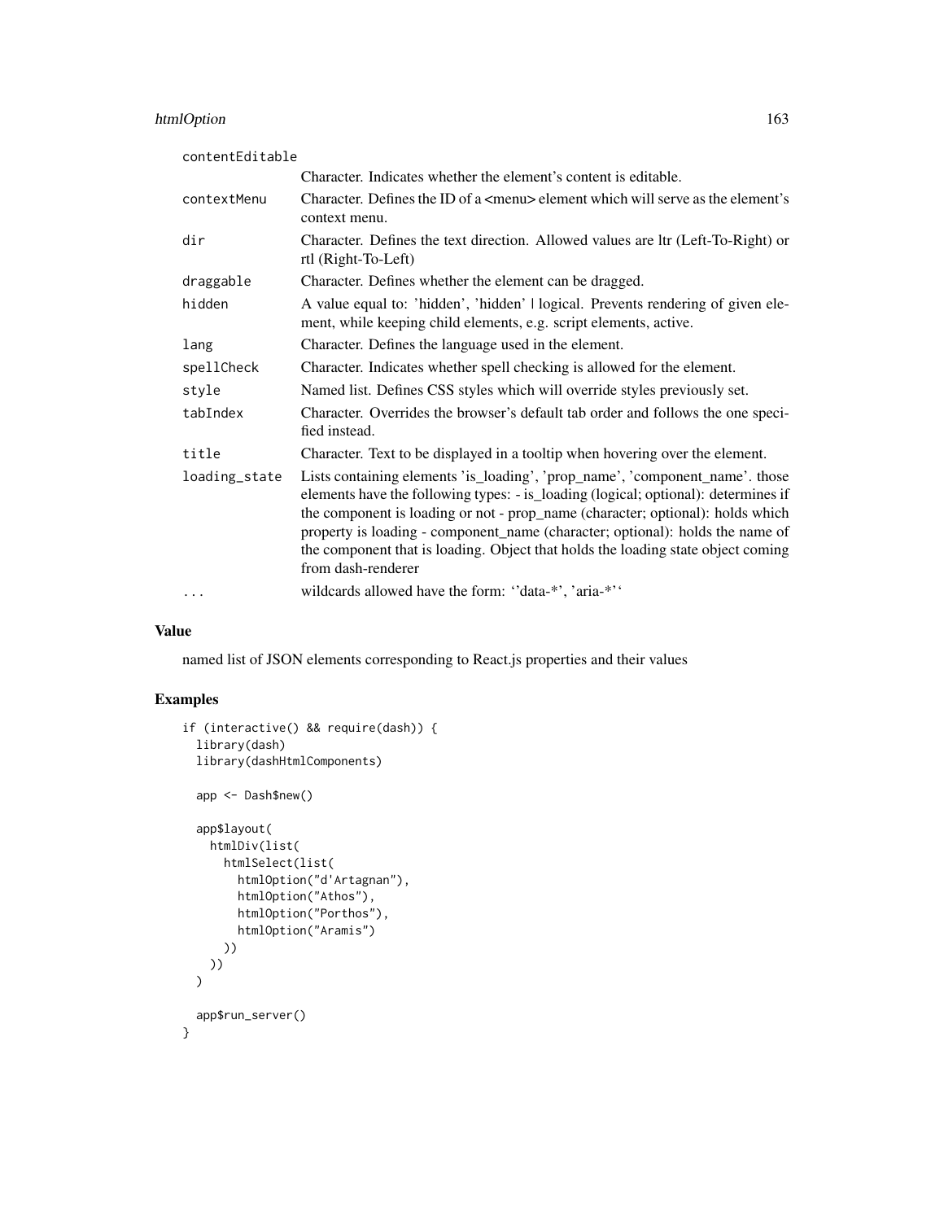| | |
|---|---|
| contentEditable | Character. Indicates whether the element's content is editable. |
| contextMenu | Character. Defines the ID of a <menu> element which will serve as the element's context menu. |
| dir | Character. Defines the text direction. Allowed values are ltr (Left-To-Right) or rtl (Right-To-Left) |
| draggable | Character. Defines whether the element can be dragged. |
| hidden | A value equal to: 'hidden', 'hidden' \| logical. Prevents rendering of given element, while keeping child elements, e.g. script elements, active. |
| lang | Character. Defines the language used in the element. |
| spellCheck | Character. Indicates whether spell checking is allowed for the element. |
| style | Named list. Defines CSS styles which will override styles previously set. |
| tabIndex | Character. Overrides the browser's default tab order and follows the one specified instead. |
| title | Character. Text to be displayed in a tooltip when hovering over the element. |
| loading_state | Lists containing elements 'is_loading', 'prop_name', 'component_name'. those elements have the following types: - is_loading (logical; optional): determines if the component is loading or not - prop_name (character; optional): holds which property is loading - component_name (character; optional): holds the name of the component that is loading. Object that holds the loading state object coming from dash-renderer |
| ... | wildcards allowed have the form: ''data-*', 'aria-*'' |

## Value

named list of JSON elements corresponding to React.js properties and their values

## Examples

```
if (interactive() && require(dash)) {
  library(dash)
  library(dashHtmlComponents)

  app <- Dash$new()

  app$layout(
    htmlDiv(list(
      htmlSelect(list(
        htmlOption("d'Artagnan"),
        htmlOption("Athos"),
        htmlOption("Porthos"),
        htmlOption("Aramis")
      ))
    ))
  )

  app$run_server()
}
```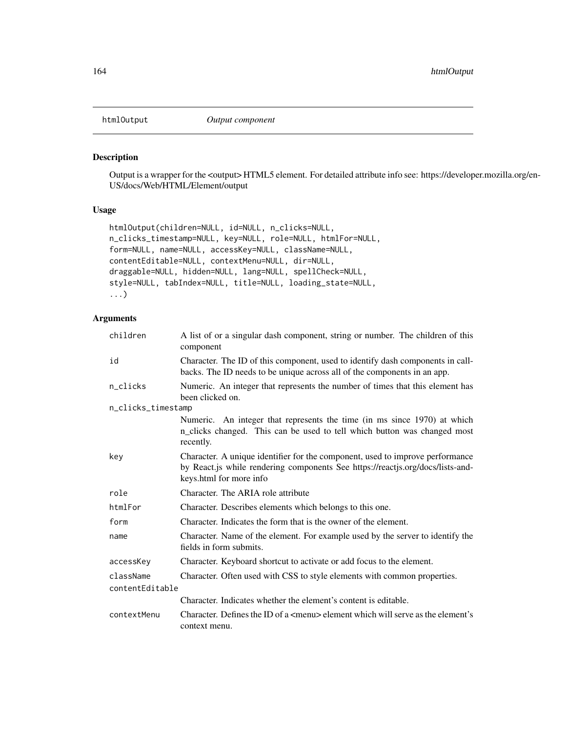# htmlOutput *Output component*

## Description

Output is a wrapper for the <output> HTML5 element. For detailed attribute info see: https://developer.mozilla.org/en-US/docs/Web/HTML/Element/output

## Usage

```
htmlOutput(children=NULL, id=NULL, n_clicks=NULL,
n_clicks_timestamp=NULL, key=NULL, role=NULL, htmlFor=NULL,
form=NULL, name=NULL, accessKey=NULL, className=NULL,
contentEditable=NULL, contextMenu=NULL, dir=NULL,
draggable=NULL, hidden=NULL, lang=NULL, spellCheck=NULL,
style=NULL, tabIndex=NULL, title=NULL, loading_state=NULL,
...)
```

## Arguments

| Argument | Description |
|---|---|
| children | A list of or a singular dash component, string or number. The children of this component |
| id | Character. The ID of this component, used to identify dash components in callbacks. The ID needs to be unique across all of the components in an app. |
| n_clicks | Numeric. An integer that represents the number of times that this element has been clicked on. |
| n_clicks_timestamp | Numeric. An integer that represents the time (in ms since 1970) at which n_clicks changed. This can be used to tell which button was changed most recently. |
| key | Character. A unique identifier for the component, used to improve performance by React.js while rendering components See https://reactjs.org/docs/lists-and-keys.html for more info |
| role | Character. The ARIA role attribute |
| htmlFor | Character. Describes elements which belongs to this one. |
| form | Character. Indicates the form that is the owner of the element. |
| name | Character. Name of the element. For example used by the server to identify the fields in form submits. |
| accessKey | Character. Keyboard shortcut to activate or add focus to the element. |
| className | Character. Often used with CSS to style elements with common properties. |
| contentEditable | Character. Indicates whether the element's content is editable. |
| contextMenu | Character. Defines the ID of a <menu> element which will serve as the element's context menu. |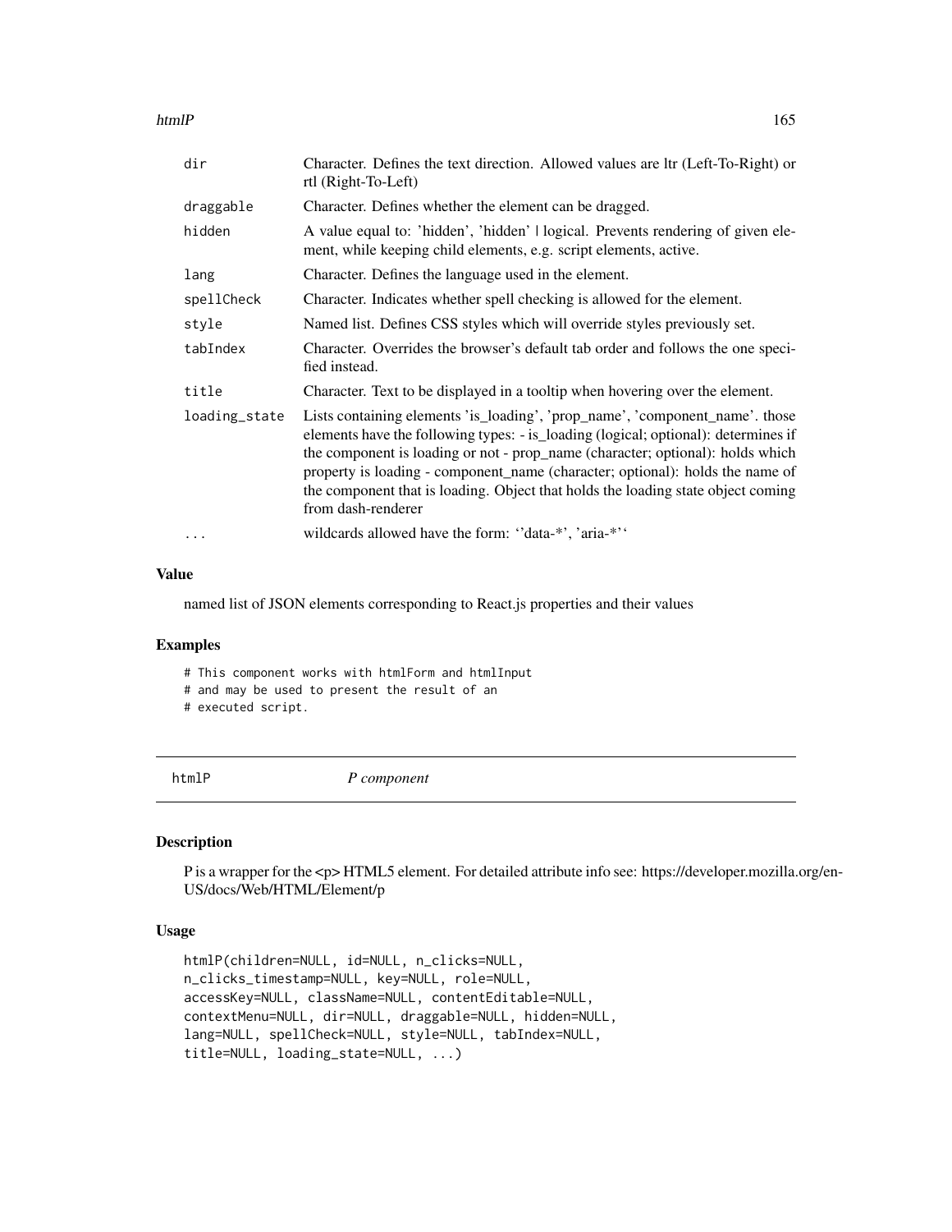| | |
|---|---|
| dir | Character. Defines the text direction. Allowed values are ltr (Left-To-Right) or rtl (Right-To-Left) |
| draggable | Character. Defines whether the element can be dragged. |
| hidden | A value equal to: 'hidden', 'hidden' \| logical. Prevents rendering of given element, while keeping child elements, e.g. script elements, active. |
| lang | Character. Defines the language used in the element. |
| spellCheck | Character. Indicates whether spell checking is allowed for the element. |
| style | Named list. Defines CSS styles which will override styles previously set. |
| tabIndex | Character. Overrides the browser's default tab order and follows the one specified instead. |
| title | Character. Text to be displayed in a tooltip when hovering over the element. |
| loading_state | Lists containing elements 'is_loading', 'prop_name', 'component_name'. those elements have the following types: - is_loading (logical; optional): determines if the component is loading or not - prop_name (character; optional): holds which property is loading - component_name (character; optional): holds the name of the component that is loading. Object that holds the loading state object coming from dash-renderer |
| ... | wildcards allowed have the form: ''data-*', 'aria-*'' |

### Value

named list of JSON elements corresponding to React.js properties and their values

### Examples

```
# This component works with htmlForm and htmlInput
# and may be used to present the result of an
# executed script.
```

## htmlP &nbsp;&nbsp;&nbsp;&nbsp; *P component*

### Description

P is a wrapper for the <p> HTML5 element. For detailed attribute info see: https://developer.mozilla.org/en-US/docs/Web/HTML/Element/p

### Usage

```
htmlP(children=NULL, id=NULL, n_clicks=NULL,
n_clicks_timestamp=NULL, key=NULL, role=NULL,
accessKey=NULL, className=NULL, contentEditable=NULL,
contextMenu=NULL, dir=NULL, draggable=NULL, hidden=NULL,
lang=NULL, spellCheck=NULL, style=NULL, tabIndex=NULL,
title=NULL, loading_state=NULL, ...)
```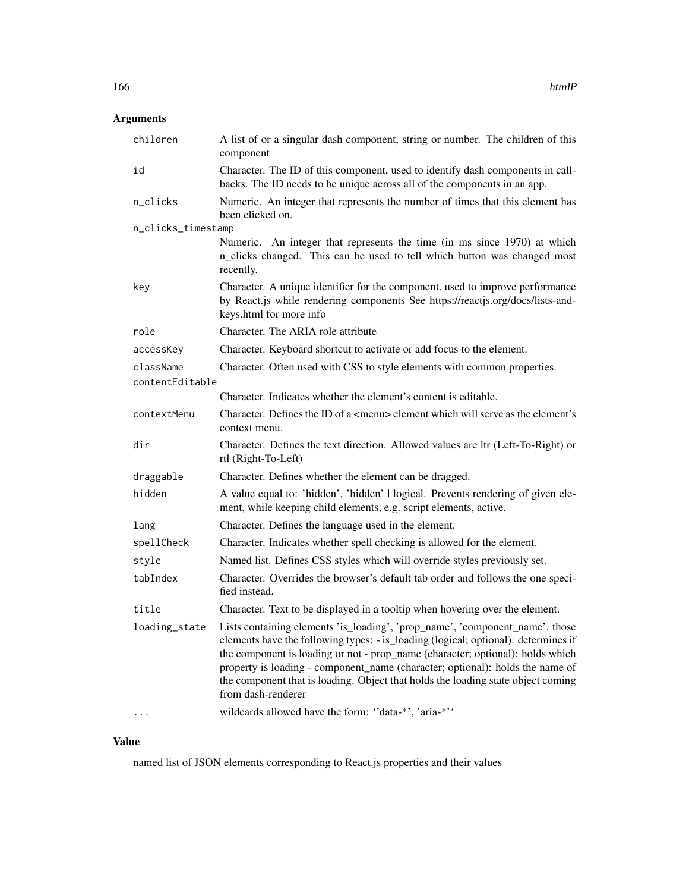## Arguments

| | |
|---|---|
| children | A list of or a singular dash component, string or number. The children of this component |
| id | Character. The ID of this component, used to identify dash components in callbacks. The ID needs to be unique across all of the components in an app. |
| n_clicks | Numeric. An integer that represents the number of times that this element has been clicked on. |
| n_clicks_timestamp | Numeric. An integer that represents the time (in ms since 1970) at which n_clicks changed. This can be used to tell which button was changed most recently. |
| key | Character. A unique identifier for the component, used to improve performance by React.js while rendering components See https://reactjs.org/docs/lists-and-keys.html for more info |
| role | Character. The ARIA role attribute |
| accessKey | Character. Keyboard shortcut to activate or add focus to the element. |
| className | Character. Often used with CSS to style elements with common properties. |
| contentEditable | Character. Indicates whether the element's content is editable. |
| contextMenu | Character. Defines the ID of a <menu> element which will serve as the element's context menu. |
| dir | Character. Defines the text direction. Allowed values are ltr (Left-To-Right) or rtl (Right-To-Left) |
| draggable | Character. Defines whether the element can be dragged. |
| hidden | A value equal to: 'hidden', 'hidden' \| logical. Prevents rendering of given element, while keeping child elements, e.g. script elements, active. |
| lang | Character. Defines the language used in the element. |
| spellCheck | Character. Indicates whether spell checking is allowed for the element. |
| style | Named list. Defines CSS styles which will override styles previously set. |
| tabIndex | Character. Overrides the browser's default tab order and follows the one specified instead. |
| title | Character. Text to be displayed in a tooltip when hovering over the element. |
| loading_state | Lists containing elements 'is_loading', 'prop_name', 'component_name'. those elements have the following types: - is_loading (logical; optional): determines if the component is loading or not - prop_name (character; optional): holds which property is loading - component_name (character; optional): holds the name of the component that is loading. Object that holds the loading state object coming from dash-renderer |
| ... | wildcards allowed have the form: ''data-*', 'aria-*'' |

## Value

named list of JSON elements corresponding to React.js properties and their values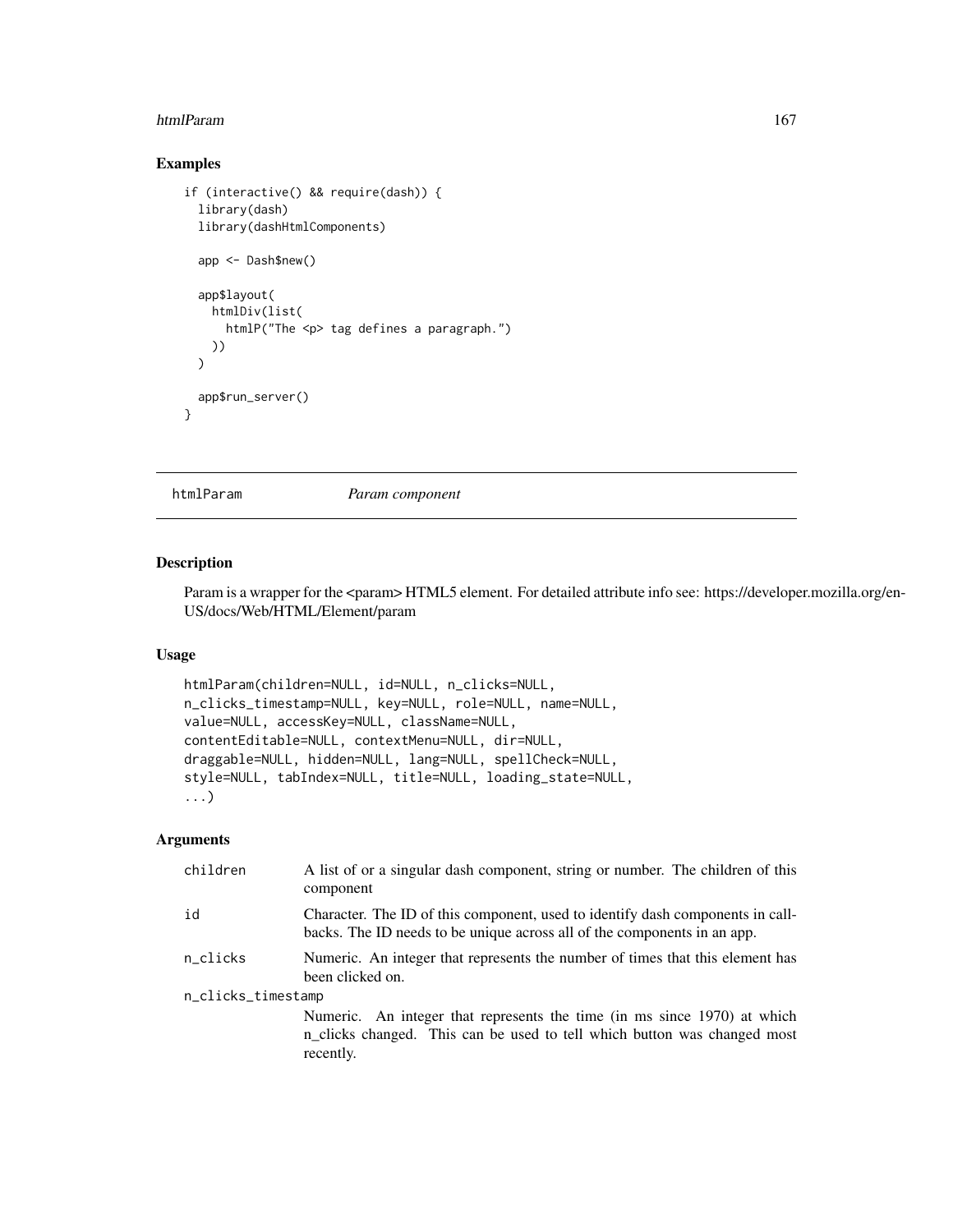## Examples

```
if (interactive() && require(dash)) {
  library(dash)
  library(dashHtmlComponents)

  app <- Dash$new()

  app$layout(
    htmlDiv(list(
      htmlP("The <p> tag defines a paragraph.")
    ))
  )

  app$run_server()
}
```

---

# htmlParam *Param component*

## Description

Param is a wrapper for the <param> HTML5 element. For detailed attribute info see: https://developer.mozilla.org/en-US/docs/Web/HTML/Element/param

## Usage

```
htmlParam(children=NULL, id=NULL, n_clicks=NULL,
n_clicks_timestamp=NULL, key=NULL, role=NULL, name=NULL,
value=NULL, accessKey=NULL, className=NULL,
contentEditable=NULL, contextMenu=NULL, dir=NULL,
draggable=NULL, hidden=NULL, lang=NULL, spellCheck=NULL,
style=NULL, tabIndex=NULL, title=NULL, loading_state=NULL,
...)
```

## Arguments

| | |
|---|---|
| children | A list of or a singular dash component, string or number. The children of this component |
| id | Character. The ID of this component, used to identify dash components in callbacks. The ID needs to be unique across all of the components in an app. |
| n_clicks | Numeric. An integer that represents the number of times that this element has been clicked on. |
| n_clicks_timestamp | Numeric. An integer that represents the time (in ms since 1970) at which n_clicks changed. This can be used to tell which button was changed most recently. |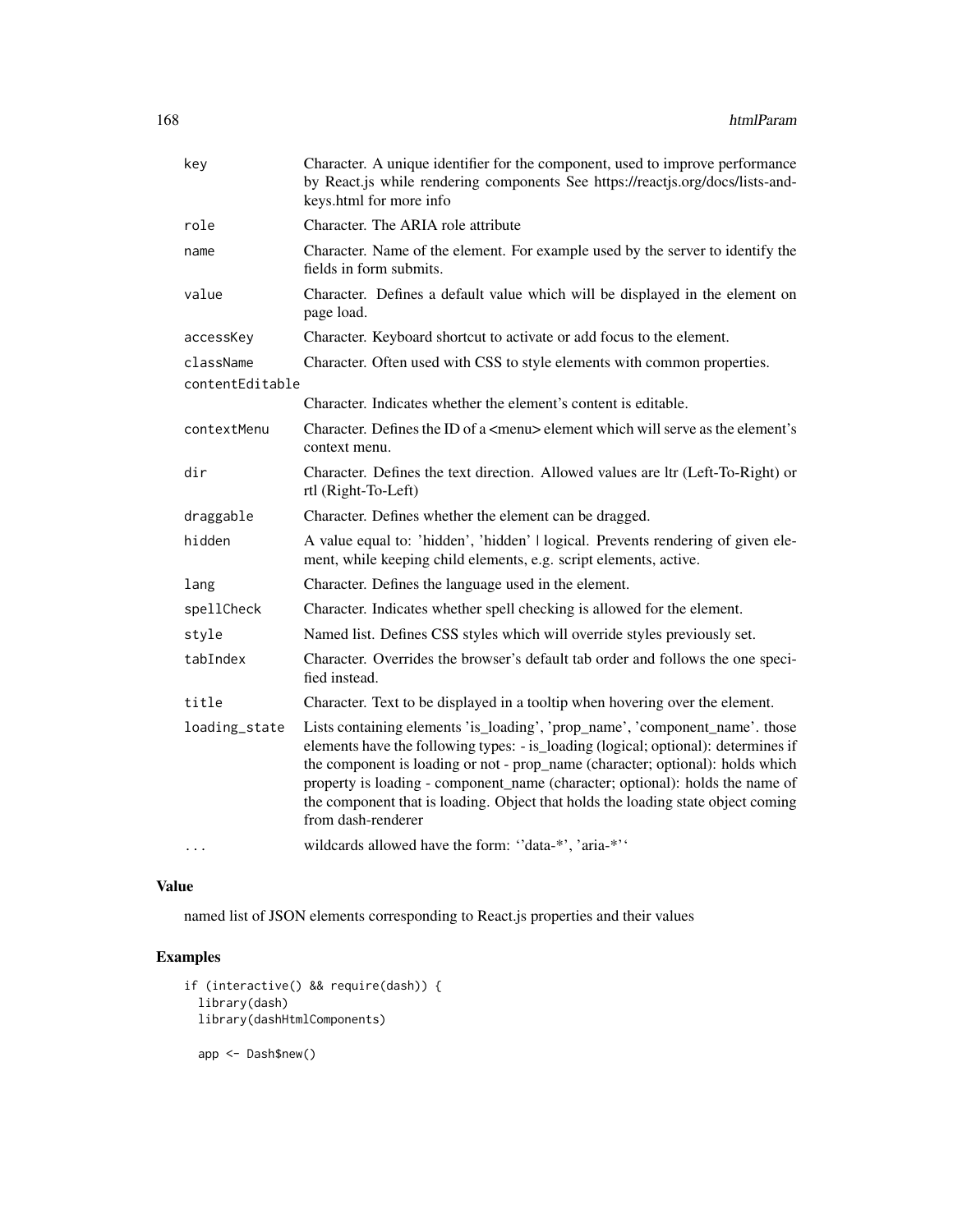| | |
|---|---|
| key | Character. A unique identifier for the component, used to improve performance by React.js while rendering components See https://reactjs.org/docs/lists-and-keys.html for more info |
| role | Character. The ARIA role attribute |
| name | Character. Name of the element. For example used by the server to identify the fields in form submits. |
| value | Character. Defines a default value which will be displayed in the element on page load. |
| accessKey | Character. Keyboard shortcut to activate or add focus to the element. |
| className | Character. Often used with CSS to style elements with common properties. |
| contentEditable | Character. Indicates whether the element's content is editable. |
| contextMenu | Character. Defines the ID of a <menu> element which will serve as the element's context menu. |
| dir | Character. Defines the text direction. Allowed values are ltr (Left-To-Right) or rtl (Right-To-Left) |
| draggable | Character. Defines whether the element can be dragged. |
| hidden | A value equal to: 'hidden', 'hidden' \| logical. Prevents rendering of given element, while keeping child elements, e.g. script elements, active. |
| lang | Character. Defines the language used in the element. |
| spellCheck | Character. Indicates whether spell checking is allowed for the element. |
| style | Named list. Defines CSS styles which will override styles previously set. |
| tabIndex | Character. Overrides the browser's default tab order and follows the one specified instead. |
| title | Character. Text to be displayed in a tooltip when hovering over the element. |
| loading_state | Lists containing elements 'is_loading', 'prop_name', 'component_name'. those elements have the following types: - is_loading (logical; optional): determines if the component is loading or not - prop_name (character; optional): holds which property is loading - component_name (character; optional): holds the name of the component that is loading. Object that holds the loading state object coming from dash-renderer |
| ... | wildcards allowed have the form: ''data-*', 'aria-*'' |

## Value

named list of JSON elements corresponding to React.js properties and their values

## Examples

```
if (interactive() && require(dash)) {
  library(dash)
  library(dashHtmlComponents)

  app <- Dash$new()
```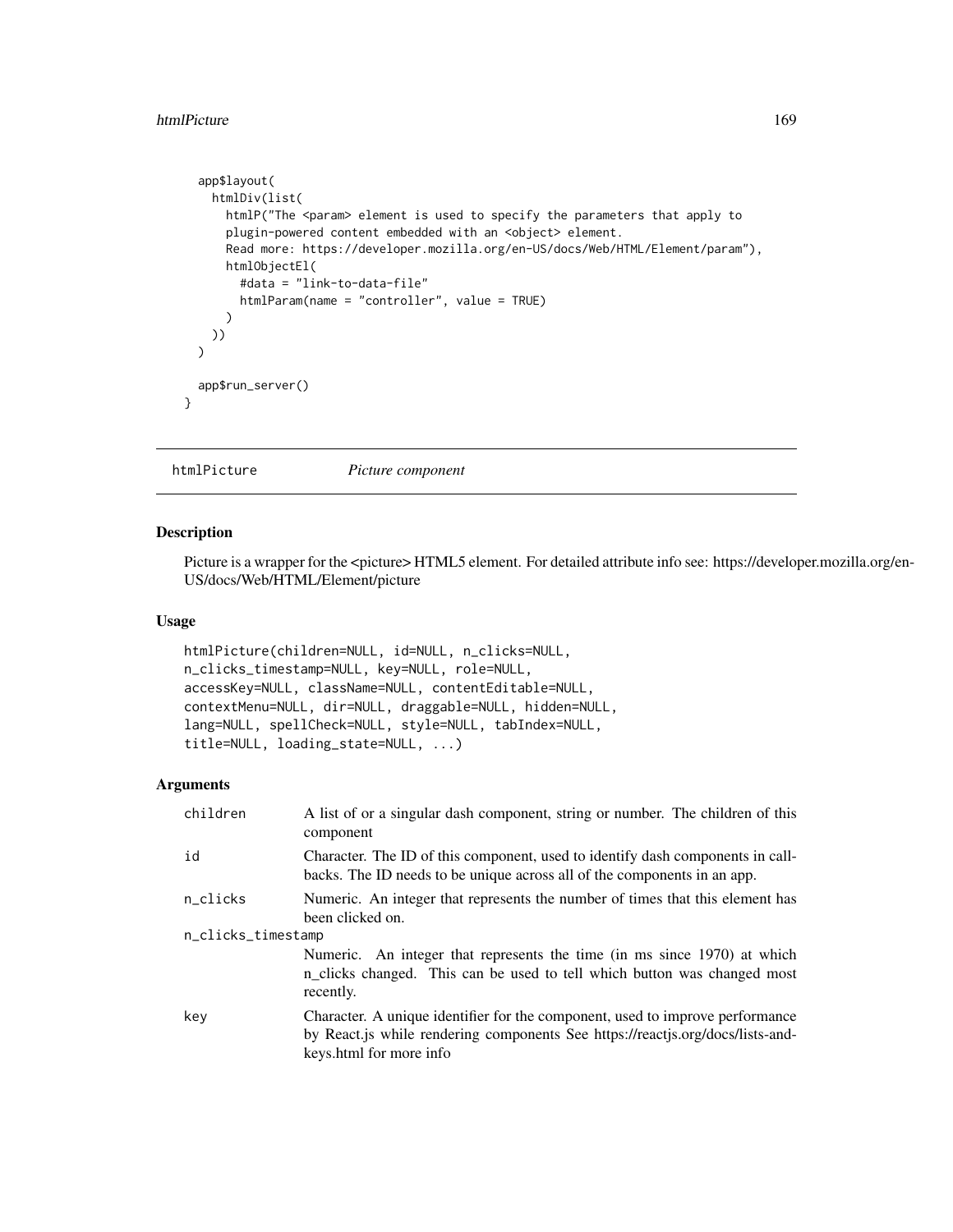```
  app$layout(
    htmlDiv(list(
      htmlP("The <param> element is used to specify the parameters that apply to
      plugin-powered content embedded with an <object> element.
      Read more: https://developer.mozilla.org/en-US/docs/Web/HTML/Element/param"),
      htmlObjectEl(
        #data = "link-to-data-file"
        htmlParam(name = "controller", value = TRUE)
      )
    ))
  )

  app$run_server()
}
```

## htmlPicture *Picture component*

### Description

Picture is a wrapper for the <picture> HTML5 element. For detailed attribute info see: https://developer.mozilla.org/en-US/docs/Web/HTML/Element/picture

### Usage

```
htmlPicture(children=NULL, id=NULL, n_clicks=NULL,
n_clicks_timestamp=NULL, key=NULL, role=NULL,
accessKey=NULL, className=NULL, contentEditable=NULL,
contextMenu=NULL, dir=NULL, draggable=NULL, hidden=NULL,
lang=NULL, spellCheck=NULL, style=NULL, tabIndex=NULL,
title=NULL, loading_state=NULL, ...)
```

### Arguments

| | |
|---|---|
| children | A list of or a singular dash component, string or number. The children of this component |
| id | Character. The ID of this component, used to identify dash components in callbacks. The ID needs to be unique across all of the components in an app. |
| n_clicks | Numeric. An integer that represents the number of times that this element has been clicked on. |
| n_clicks_timestamp | Numeric. An integer that represents the time (in ms since 1970) at which n_clicks changed. This can be used to tell which button was changed most recently. |
| key | Character. A unique identifier for the component, used to improve performance by React.js while rendering components See https://reactjs.org/docs/lists-and-keys.html for more info |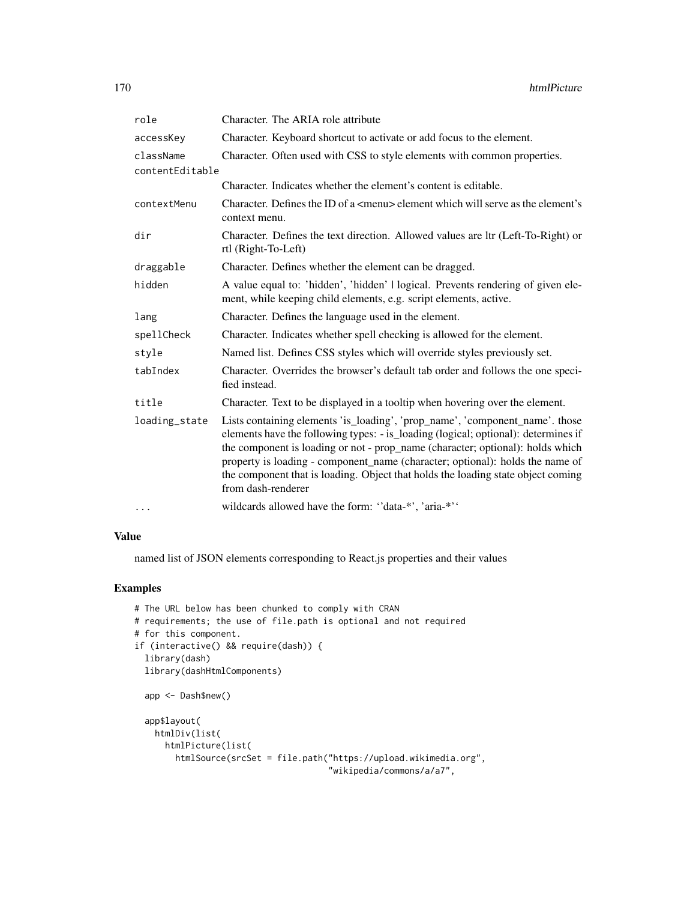| | |
|---|---|
| role | Character. The ARIA role attribute |
| accessKey | Character. Keyboard shortcut to activate or add focus to the element. |
| className | Character. Often used with CSS to style elements with common properties. |
| contentEditable | Character. Indicates whether the element's content is editable. |
| contextMenu | Character. Defines the ID of a <menu> element which will serve as the element's context menu. |
| dir | Character. Defines the text direction. Allowed values are ltr (Left-To-Right) or rtl (Right-To-Left) |
| draggable | Character. Defines whether the element can be dragged. |
| hidden | A value equal to: 'hidden', 'hidden' \| logical. Prevents rendering of given element, while keeping child elements, e.g. script elements, active. |
| lang | Character. Defines the language used in the element. |
| spellCheck | Character. Indicates whether spell checking is allowed for the element. |
| style | Named list. Defines CSS styles which will override styles previously set. |
| tabIndex | Character. Overrides the browser's default tab order and follows the one specified instead. |
| title | Character. Text to be displayed in a tooltip when hovering over the element. |
| loading_state | Lists containing elements 'is_loading', 'prop_name', 'component_name'. those elements have the following types: - is_loading (logical; optional): determines if the component is loading or not - prop_name (character; optional): holds which property is loading - component_name (character; optional): holds the name of the component that is loading. Object that holds the loading state object coming from dash-renderer |
| ... | wildcards allowed have the form: ''data-*', 'aria-*'' |

## Value

named list of JSON elements corresponding to React.js properties and their values

## Examples

```
# The URL below has been chunked to comply with CRAN
# requirements; the use of file.path is optional and not required
# for this component.
if (interactive() && require(dash)) {
  library(dash)
  library(dashHtmlComponents)

  app <- Dash$new()

  app$layout(
    htmlDiv(list(
      htmlPicture(list(
        htmlSource(srcSet = file.path("https://upload.wikimedia.org",
                                      "wikipedia/commons/a/a7",
```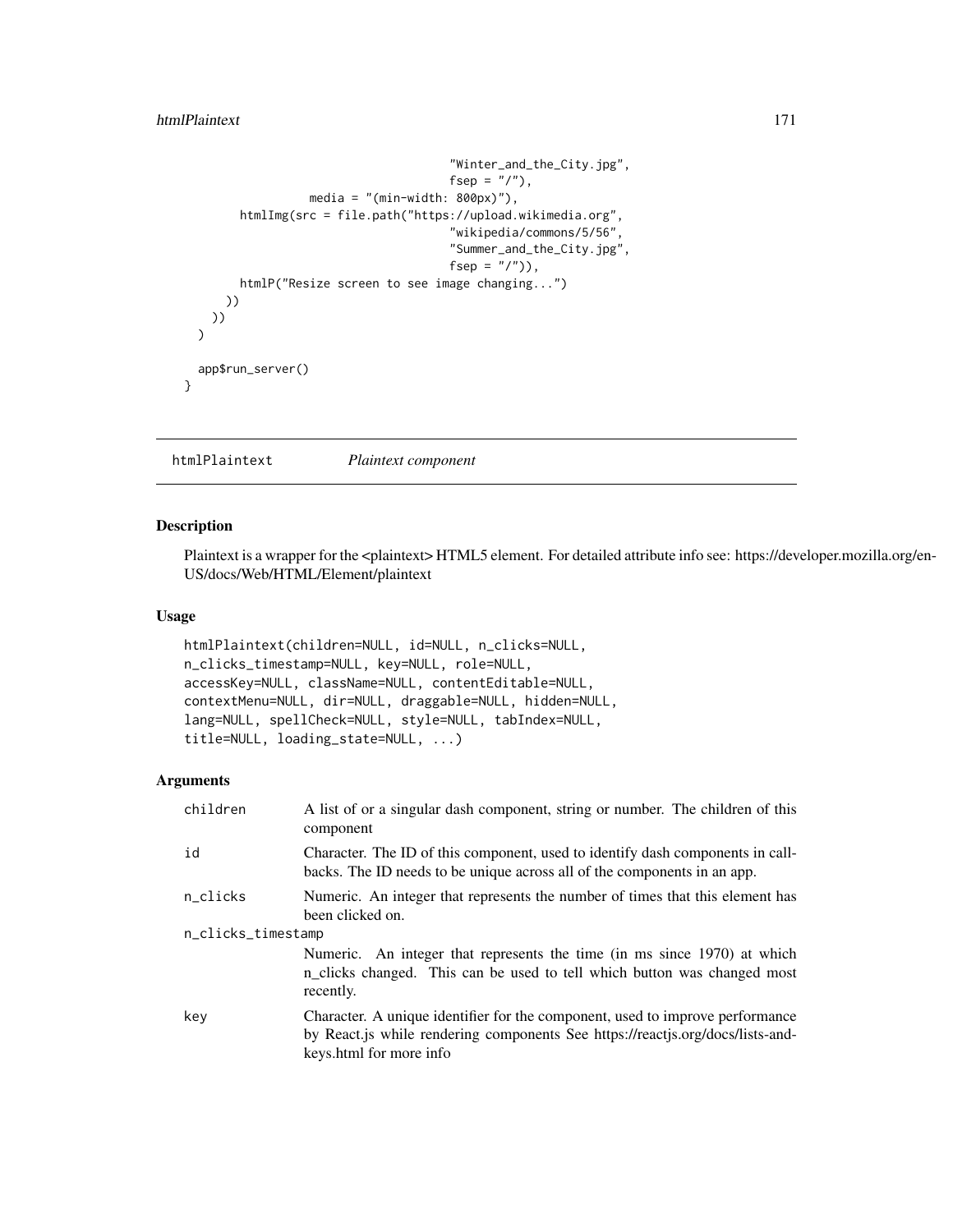```
                                    "Winter_and_the_City.jpg",
                                    fsep = "/"),
                  media = "(min-width: 800px)"),
        htmlImg(src = file.path("https://upload.wikimedia.org",
                                    "wikipedia/commons/5/56",
                                    "Summer_and_the_City.jpg",
                                    fsep = "/")),
        htmlP("Resize screen to see image changing...")
      ))
    ))
  )

  app$run_server()
}
```

## htmlPlaintext *Plaintext component*

### Description

Plaintext is a wrapper for the <plaintext> HTML5 element. For detailed attribute info see: https://developer.mozilla.org/en-US/docs/Web/HTML/Element/plaintext

### Usage

```
htmlPlaintext(children=NULL, id=NULL, n_clicks=NULL,
n_clicks_timestamp=NULL, key=NULL, role=NULL,
accessKey=NULL, className=NULL, contentEditable=NULL,
contextMenu=NULL, dir=NULL, draggable=NULL, hidden=NULL,
lang=NULL, spellCheck=NULL, style=NULL, tabIndex=NULL,
title=NULL, loading_state=NULL, ...)
```

### Arguments

| | |
|---|---|
| children | A list of or a singular dash component, string or number. The children of this component |
| id | Character. The ID of this component, used to identify dash components in callbacks. The ID needs to be unique across all of the components in an app. |
| n_clicks | Numeric. An integer that represents the number of times that this element has been clicked on. |
| n_clicks_timestamp | Numeric. An integer that represents the time (in ms since 1970) at which n_clicks changed. This can be used to tell which button was changed most recently. |
| key | Character. A unique identifier for the component, used to improve performance by React.js while rendering components See https://reactjs.org/docs/lists-and-keys.html for more info |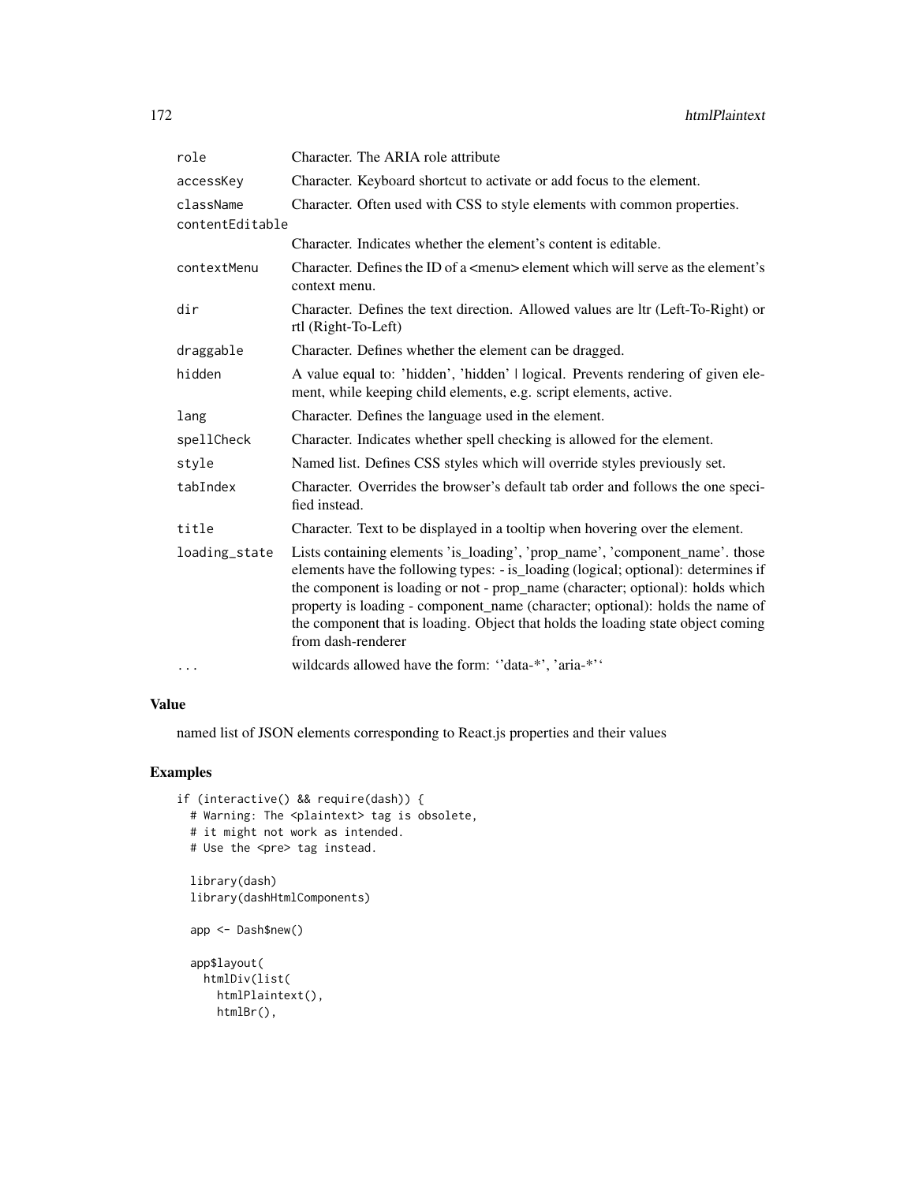| | |
|---|---|
| role | Character. The ARIA role attribute |
| accessKey | Character. Keyboard shortcut to activate or add focus to the element. |
| className | Character. Often used with CSS to style elements with common properties. |
| contentEditable | Character. Indicates whether the element's content is editable. |
| contextMenu | Character. Defines the ID of a <menu> element which will serve as the element's context menu. |
| dir | Character. Defines the text direction. Allowed values are ltr (Left-To-Right) or rtl (Right-To-Left) |
| draggable | Character. Defines whether the element can be dragged. |
| hidden | A value equal to: 'hidden', 'hidden' \| logical. Prevents rendering of given element, while keeping child elements, e.g. script elements, active. |
| lang | Character. Defines the language used in the element. |
| spellCheck | Character. Indicates whether spell checking is allowed for the element. |
| style | Named list. Defines CSS styles which will override styles previously set. |
| tabIndex | Character. Overrides the browser's default tab order and follows the one specified instead. |
| title | Character. Text to be displayed in a tooltip when hovering over the element. |
| loading_state | Lists containing elements 'is_loading', 'prop_name', 'component_name'. those elements have the following types: - is_loading (logical; optional): determines if the component is loading or not - prop_name (character; optional): holds which property is loading - component_name (character; optional): holds the name of the component that is loading. Object that holds the loading state object coming from dash-renderer |
| ... | wildcards allowed have the form: ''data-*', 'aria-*'' |

## Value

named list of JSON elements corresponding to React.js properties and their values

## Examples

```
if (interactive() && require(dash)) {
  # Warning: The <plaintext> tag is obsolete,
  # it might not work as intended.
  # Use the <pre> tag instead.

  library(dash)
  library(dashHtmlComponents)

  app <- Dash$new()

  app$layout(
    htmlDiv(list(
      htmlPlaintext(),
      htmlBr(),
```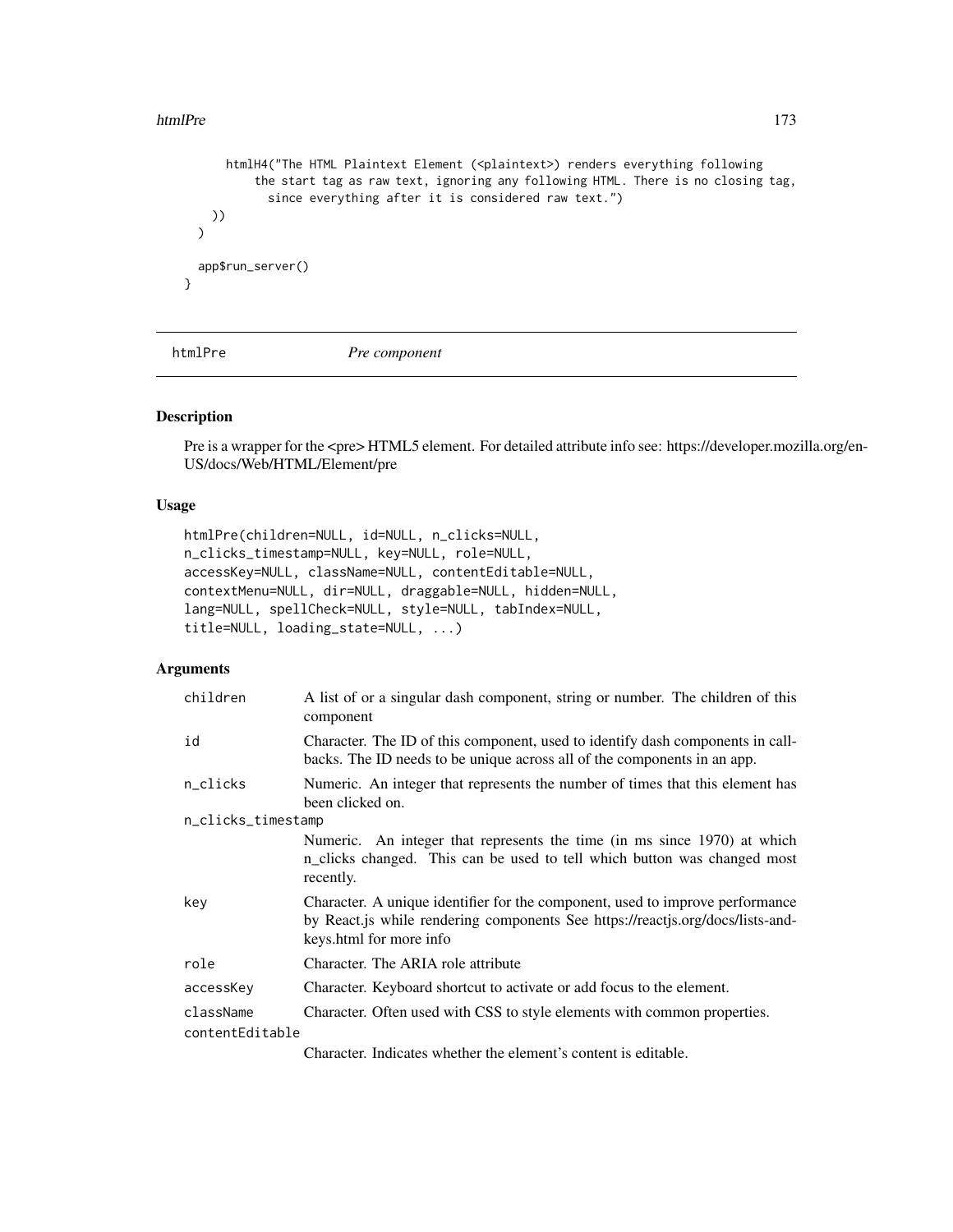```
    htmlH4("The HTML Plaintext Element (<plaintext>) renders everything following
        the start tag as raw text, ignoring any following HTML. There is no closing tag,
          since everything after it is considered raw text.")
    ))
  )

  app$run_server()
}
```

## htmlPre *Pre component*

### Description

Pre is a wrapper for the <pre> HTML5 element. For detailed attribute info see: https://developer.mozilla.org/en-US/docs/Web/HTML/Element/pre

### Usage

```
htmlPre(children=NULL, id=NULL, n_clicks=NULL,
n_clicks_timestamp=NULL, key=NULL, role=NULL,
accessKey=NULL, className=NULL, contentEditable=NULL,
contextMenu=NULL, dir=NULL, draggable=NULL, hidden=NULL,
lang=NULL, spellCheck=NULL, style=NULL, tabIndex=NULL,
title=NULL, loading_state=NULL, ...)
```

### Arguments

| | |
|---|---|
| `children` | A list of or a singular dash component, string or number. The children of this component |
| `id` | Character. The ID of this component, used to identify dash components in callbacks. The ID needs to be unique across all of the components in an app. |
| `n_clicks` | Numeric. An integer that represents the number of times that this element has been clicked on. |
| `n_clicks_timestamp` | Numeric. An integer that represents the time (in ms since 1970) at which n_clicks changed. This can be used to tell which button was changed most recently. |
| `key` | Character. A unique identifier for the component, used to improve performance by React.js while rendering components See https://reactjs.org/docs/lists-and-keys.html for more info |
| `role` | Character. The ARIA role attribute |
| `accessKey` | Character. Keyboard shortcut to activate or add focus to the element. |
| `className` | Character. Often used with CSS to style elements with common properties. |
| `contentEditable` | Character. Indicates whether the element's content is editable. |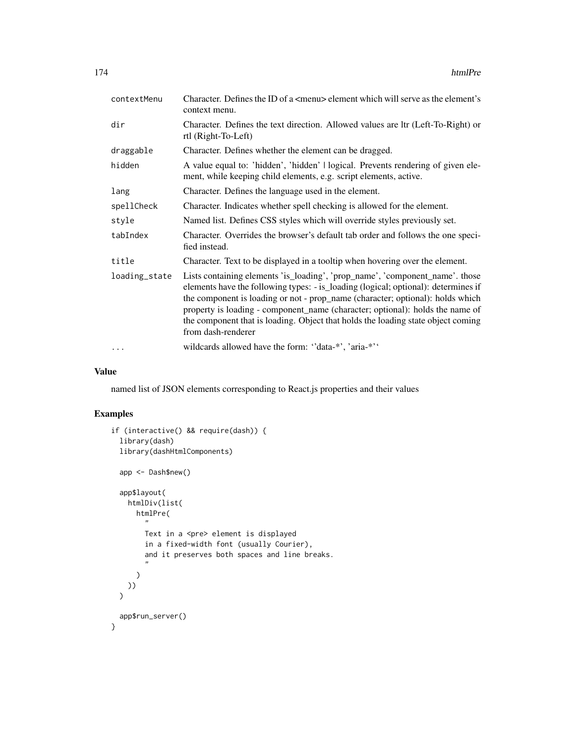| | |
|---|---|
| contextMenu | Character. Defines the ID of a <menu> element which will serve as the element's context menu. |
| dir | Character. Defines the text direction. Allowed values are ltr (Left-To-Right) or rtl (Right-To-Left) |
| draggable | Character. Defines whether the element can be dragged. |
| hidden | A value equal to: 'hidden', 'hidden' \| logical. Prevents rendering of given element, while keeping child elements, e.g. script elements, active. |
| lang | Character. Defines the language used in the element. |
| spellCheck | Character. Indicates whether spell checking is allowed for the element. |
| style | Named list. Defines CSS styles which will override styles previously set. |
| tabIndex | Character. Overrides the browser's default tab order and follows the one specified instead. |
| title | Character. Text to be displayed in a tooltip when hovering over the element. |
| loading_state | Lists containing elements 'is_loading', 'prop_name', 'component_name'. those elements have the following types: - is_loading (logical; optional): determines if the component is loading or not - prop_name (character; optional): holds which property is loading - component_name (character; optional): holds the name of the component that is loading. Object that holds the loading state object coming from dash-renderer |
| ... | wildcards allowed have the form: ''data-*', 'aria-*'' |

## Value

named list of JSON elements corresponding to React.js properties and their values

## Examples

```
if (interactive() && require(dash)) {
  library(dash)
  library(dashHtmlComponents)

  app <- Dash$new()

  app$layout(
    htmlDiv(list(
      htmlPre(
        "
        Text in a <pre> element is displayed
        in a fixed-width font (usually Courier),
        and it preserves both spaces and line breaks.
        "
      )
    ))
  )

  app$run_server()
}
```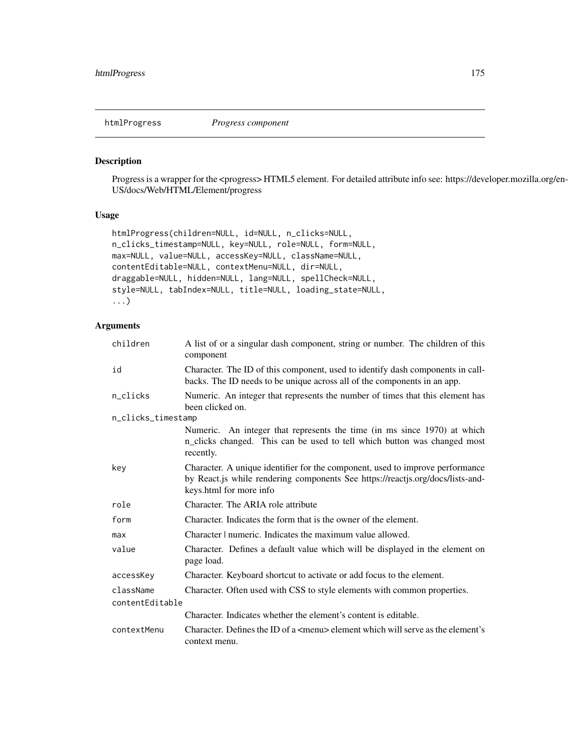## htmlProgress *Progress component*

### Description

Progress is a wrapper for the <progress> HTML5 element. For detailed attribute info see: https://developer.mozilla.org/en-US/docs/Web/HTML/Element/progress

### Usage

```
htmlProgress(children=NULL, id=NULL, n_clicks=NULL,
n_clicks_timestamp=NULL, key=NULL, role=NULL, form=NULL,
max=NULL, value=NULL, accessKey=NULL, className=NULL,
contentEditable=NULL, contextMenu=NULL, dir=NULL,
draggable=NULL, hidden=NULL, lang=NULL, spellCheck=NULL,
style=NULL, tabIndex=NULL, title=NULL, loading_state=NULL,
...)
```

### Arguments

| | |
|---|---|
| `children` | A list of or a singular dash component, string or number. The children of this component |
| `id` | Character. The ID of this component, used to identify dash components in callbacks. The ID needs to be unique across all of the components in an app. |
| `n_clicks` | Numeric. An integer that represents the number of times that this element has been clicked on. |
| `n_clicks_timestamp` | Numeric. An integer that represents the time (in ms since 1970) at which n_clicks changed. This can be used to tell which button was changed most recently. |
| `key` | Character. A unique identifier for the component, used to improve performance by React.js while rendering components See https://reactjs.org/docs/lists-and-keys.html for more info |
| `role` | Character. The ARIA role attribute |
| `form` | Character. Indicates the form that is the owner of the element. |
| `max` | Character \| numeric. Indicates the maximum value allowed. |
| `value` | Character. Defines a default value which will be displayed in the element on page load. |
| `accessKey` | Character. Keyboard shortcut to activate or add focus to the element. |
| `className` | Character. Often used with CSS to style elements with common properties. |
| `contentEditable` | Character. Indicates whether the element's content is editable. |
| `contextMenu` | Character. Defines the ID of a <menu> element which will serve as the element's context menu. |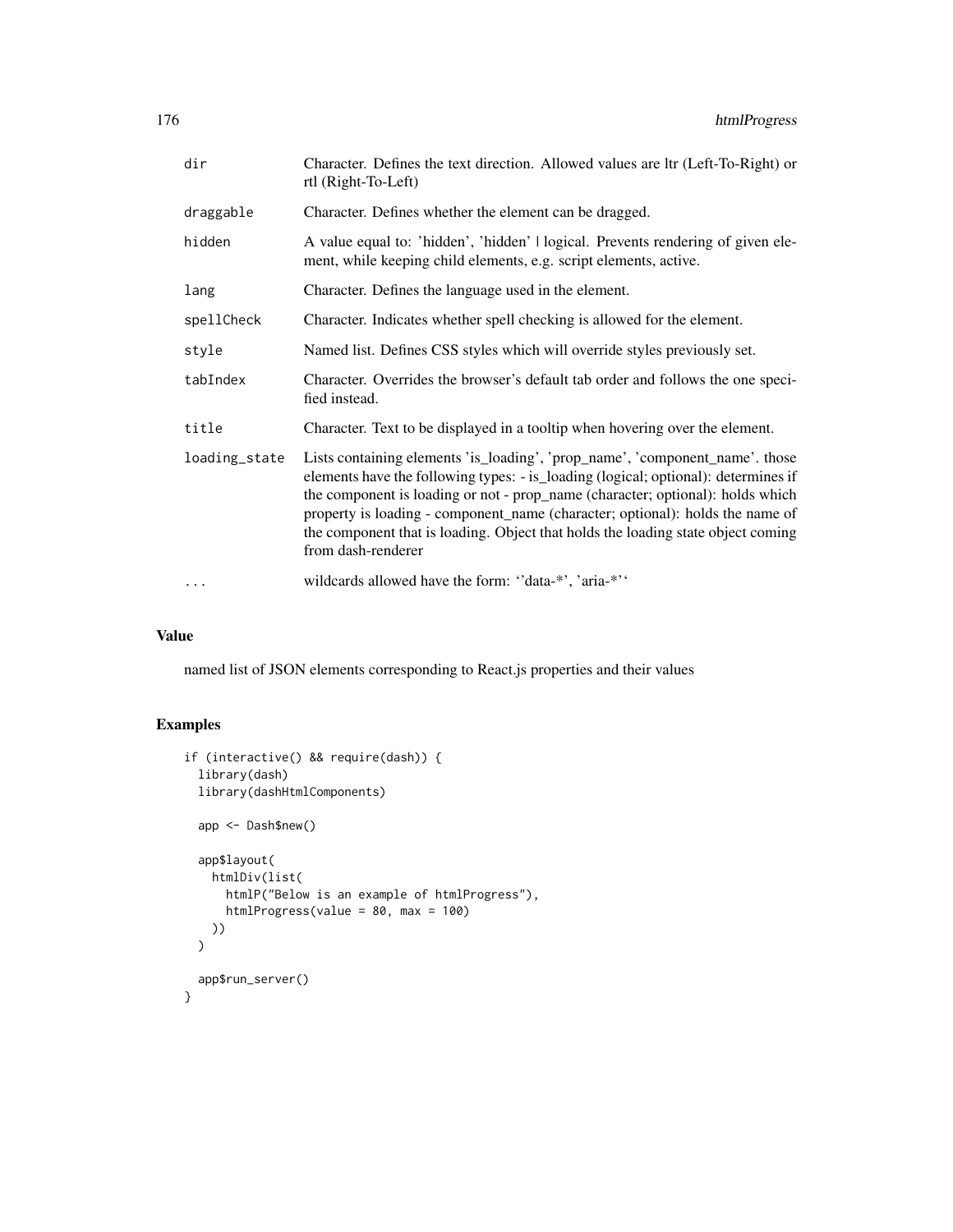| | |
|---|---|
| dir | Character. Defines the text direction. Allowed values are ltr (Left-To-Right) or rtl (Right-To-Left) |
| draggable | Character. Defines whether the element can be dragged. |
| hidden | A value equal to: 'hidden', 'hidden' \| logical. Prevents rendering of given element, while keeping child elements, e.g. script elements, active. |
| lang | Character. Defines the language used in the element. |
| spellCheck | Character. Indicates whether spell checking is allowed for the element. |
| style | Named list. Defines CSS styles which will override styles previously set. |
| tabIndex | Character. Overrides the browser's default tab order and follows the one specified instead. |
| title | Character. Text to be displayed in a tooltip when hovering over the element. |
| loading_state | Lists containing elements 'is_loading', 'prop_name', 'component_name'. those elements have the following types: - is_loading (logical; optional): determines if the component is loading or not - prop_name (character; optional): holds which property is loading - component_name (character; optional): holds the name of the component that is loading. Object that holds the loading state object coming from dash-renderer |
| ... | wildcards allowed have the form: ''data-*', 'aria-*'' |

## Value

named list of JSON elements corresponding to React.js properties and their values

## Examples

```
if (interactive() && require(dash)) {
  library(dash)
  library(dashHtmlComponents)

  app <- Dash$new()

  app$layout(
    htmlDiv(list(
      htmlP("Below is an example of htmlProgress"),
      htmlProgress(value = 80, max = 100)
    ))
  )

  app$run_server()
}
```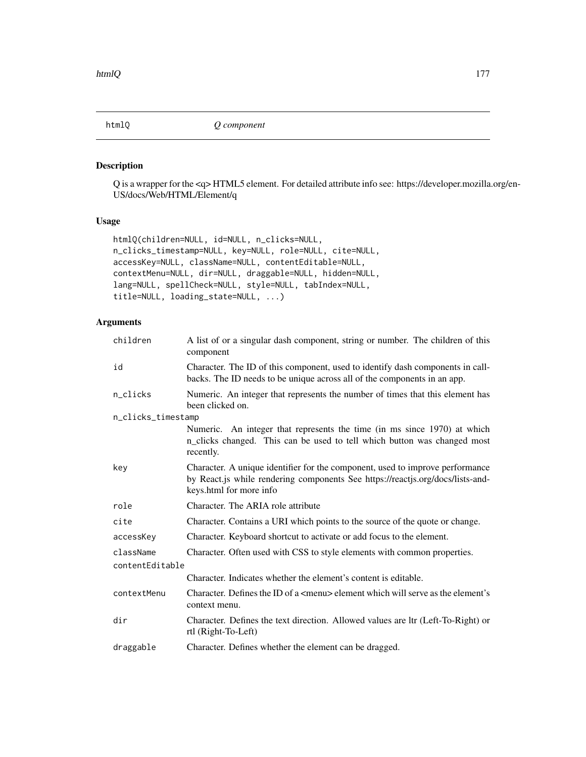## htmlQ *Q component*

### Description

Q is a wrapper for the <q> HTML5 element. For detailed attribute info see: https://developer.mozilla.org/en-US/docs/Web/HTML/Element/q

### Usage

```
htmlQ(children=NULL, id=NULL, n_clicks=NULL,
n_clicks_timestamp=NULL, key=NULL, role=NULL, cite=NULL,
accessKey=NULL, className=NULL, contentEditable=NULL,
contextMenu=NULL, dir=NULL, draggable=NULL, hidden=NULL,
lang=NULL, spellCheck=NULL, style=NULL, tabIndex=NULL,
title=NULL, loading_state=NULL, ...)
```

### Arguments

| Argument | Description |
|---|---|
| `children` | A list of or a singular dash component, string or number. The children of this component |
| `id` | Character. The ID of this component, used to identify dash components in callbacks. The ID needs to be unique across all of the components in an app. |
| `n_clicks` | Numeric. An integer that represents the number of times that this element has been clicked on. |
| `n_clicks_timestamp` | Numeric. An integer that represents the time (in ms since 1970) at which n_clicks changed. This can be used to tell which button was changed most recently. |
| `key` | Character. A unique identifier for the component, used to improve performance by React.js while rendering components See https://reactjs.org/docs/lists-and-keys.html for more info |
| `role` | Character. The ARIA role attribute |
| `cite` | Character. Contains a URI which points to the source of the quote or change. |
| `accessKey` | Character. Keyboard shortcut to activate or add focus to the element. |
| `className` | Character. Often used with CSS to style elements with common properties. |
| `contentEditable` | Character. Indicates whether the element's content is editable. |
| `contextMenu` | Character. Defines the ID of a <menu> element which will serve as the element's context menu. |
| `dir` | Character. Defines the text direction. Allowed values are ltr (Left-To-Right) or rtl (Right-To-Left) |
| `draggable` | Character. Defines whether the element can be dragged. |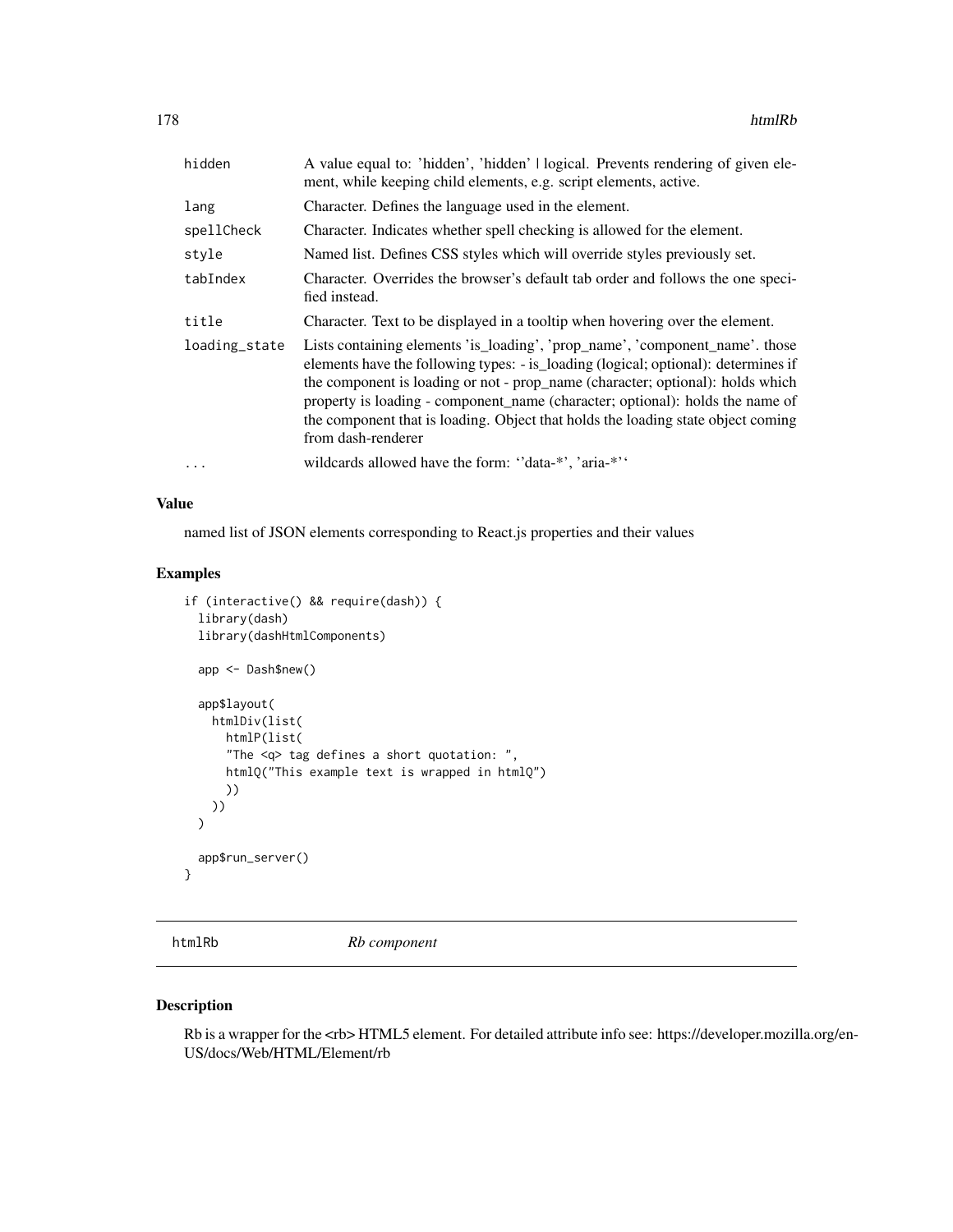| | |
|---|---|
| hidden | A value equal to: 'hidden', 'hidden' \| logical. Prevents rendering of given element, while keeping child elements, e.g. script elements, active. |
| lang | Character. Defines the language used in the element. |
| spellCheck | Character. Indicates whether spell checking is allowed for the element. |
| style | Named list. Defines CSS styles which will override styles previously set. |
| tabIndex | Character. Overrides the browser's default tab order and follows the one specified instead. |
| title | Character. Text to be displayed in a tooltip when hovering over the element. |
| loading_state | Lists containing elements 'is_loading', 'prop_name', 'component_name'. those elements have the following types: - is_loading (logical; optional): determines if the component is loading or not - prop_name (character; optional): holds which property is loading - component_name (character; optional): holds the name of the component that is loading. Object that holds the loading state object coming from dash-renderer |
| ... | wildcards allowed have the form: ''data-*', 'aria-*'' |

### Value

named list of JSON elements corresponding to React.js properties and their values

### Examples

```
if (interactive() && require(dash)) {
  library(dash)
  library(dashHtmlComponents)

  app <- Dash$new()

  app$layout(
    htmlDiv(list(
      htmlP(list(
      "The <q> tag defines a short quotation: ",
      htmlQ("This example text is wrapped in htmlQ")
      ))
    ))
  )

  app$run_server()
}
```

## htmlRb *Rb component*

### Description

Rb is a wrapper for the <rb> HTML5 element. For detailed attribute info see: https://developer.mozilla.org/en-US/docs/Web/HTML/Element/rb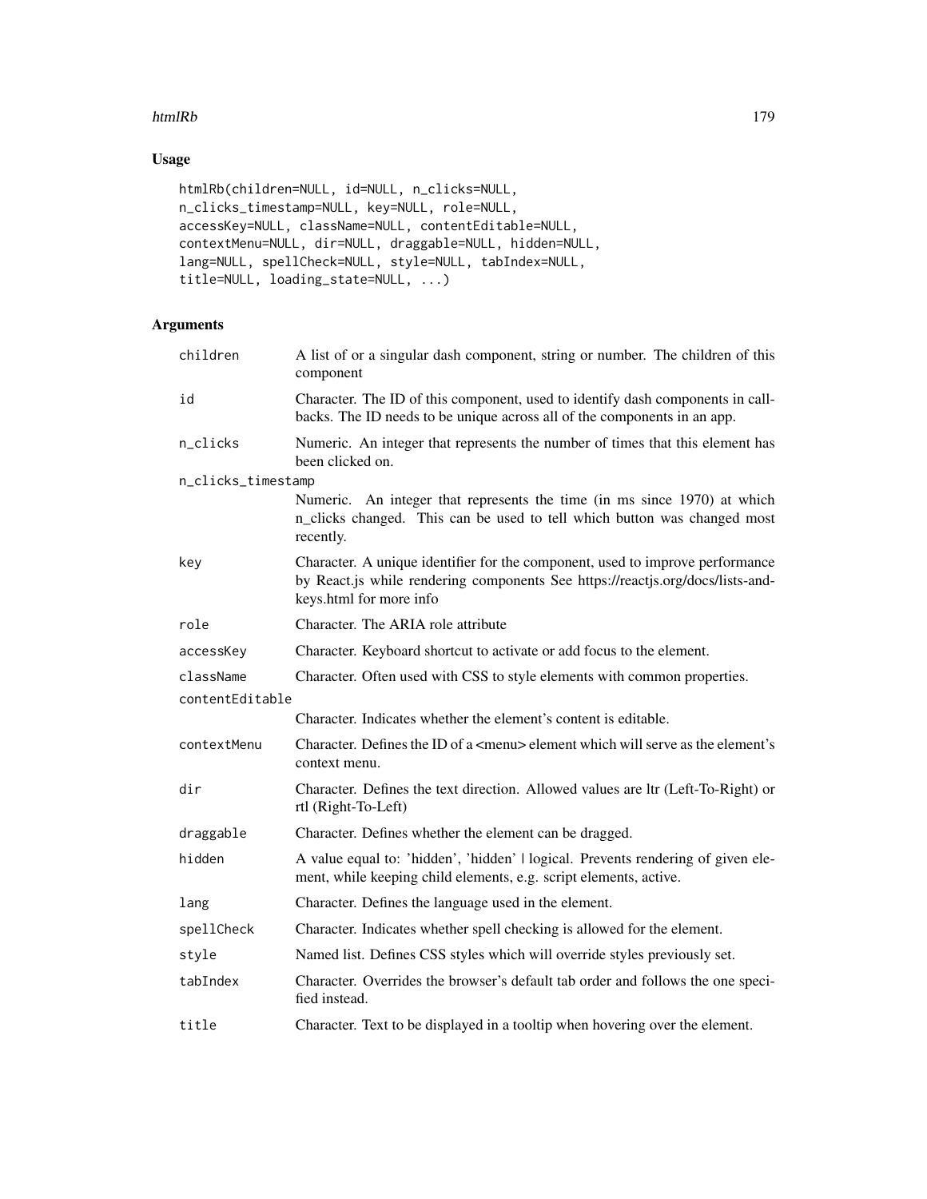## Usage

```
htmlRb(children=NULL, id=NULL, n_clicks=NULL,
n_clicks_timestamp=NULL, key=NULL, role=NULL,
accessKey=NULL, className=NULL, contentEditable=NULL,
contextMenu=NULL, dir=NULL, draggable=NULL, hidden=NULL,
lang=NULL, spellCheck=NULL, style=NULL, tabIndex=NULL,
title=NULL, loading_state=NULL, ...)
```

## Arguments

| | |
|---|---|
| `children` | A list of or a singular dash component, string or number. The children of this component |
| `id` | Character. The ID of this component, used to identify dash components in callbacks. The ID needs to be unique across all of the components in an app. |
| `n_clicks` | Numeric. An integer that represents the number of times that this element has been clicked on. |
| `n_clicks_timestamp` | Numeric. An integer that represents the time (in ms since 1970) at which n_clicks changed. This can be used to tell which button was changed most recently. |
| `key` | Character. A unique identifier for the component, used to improve performance by React.js while rendering components See https://reactjs.org/docs/lists-and-keys.html for more info |
| `role` | Character. The ARIA role attribute |
| `accessKey` | Character. Keyboard shortcut to activate or add focus to the element. |
| `className` | Character. Often used with CSS to style elements with common properties. |
| `contentEditable` | Character. Indicates whether the element's content is editable. |
| `contextMenu` | Character. Defines the ID of a <menu> element which will serve as the element's context menu. |
| `dir` | Character. Defines the text direction. Allowed values are ltr (Left-To-Right) or rtl (Right-To-Left) |
| `draggable` | Character. Defines whether the element can be dragged. |
| `hidden` | A value equal to: 'hidden', 'hidden' \| logical. Prevents rendering of given element, while keeping child elements, e.g. script elements, active. |
| `lang` | Character. Defines the language used in the element. |
| `spellCheck` | Character. Indicates whether spell checking is allowed for the element. |
| `style` | Named list. Defines CSS styles which will override styles previously set. |
| `tabIndex` | Character. Overrides the browser's default tab order and follows the one specified instead. |
| `title` | Character. Text to be displayed in a tooltip when hovering over the element. |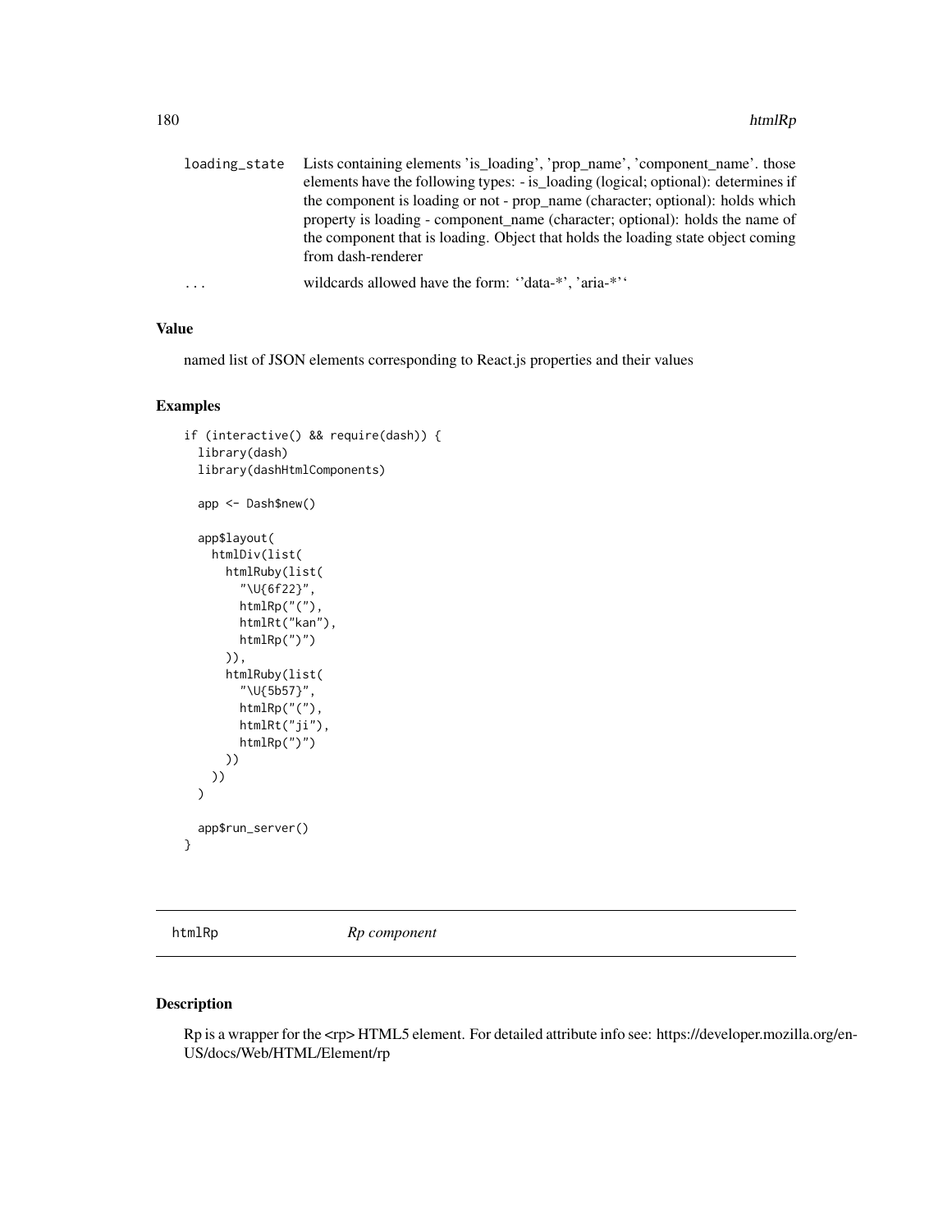| | |
|---|---|
| loading_state | Lists containing elements 'is_loading', 'prop_name', 'component_name'. those elements have the following types: - is_loading (logical; optional): determines if the component is loading or not - prop_name (character; optional): holds which property is loading - component_name (character; optional): holds the name of the component that is loading. Object that holds the loading state object coming from dash-renderer |
| ... | wildcards allowed have the form: ''data-*', 'aria-*'' |

### Value

named list of JSON elements corresponding to React.js properties and their values

### Examples

```
if (interactive() && require(dash)) {
  library(dash)
  library(dashHtmlComponents)

  app <- Dash$new()

  app$layout(
    htmlDiv(list(
      htmlRuby(list(
        "\U{6f22}",
        htmlRp("("),
        htmlRt("kan"),
        htmlRp(")")
      )),
      htmlRuby(list(
        "\U{5b57}",
        htmlRp("("),
        htmlRt("ji"),
        htmlRp(")")
      ))
    ))
  )

  app$run_server()
}
```

---

## htmlRp *Rp component*

---

### Description

Rp is a wrapper for the <rp> HTML5 element. For detailed attribute info see: https://developer.mozilla.org/en-US/docs/Web/HTML/Element/rp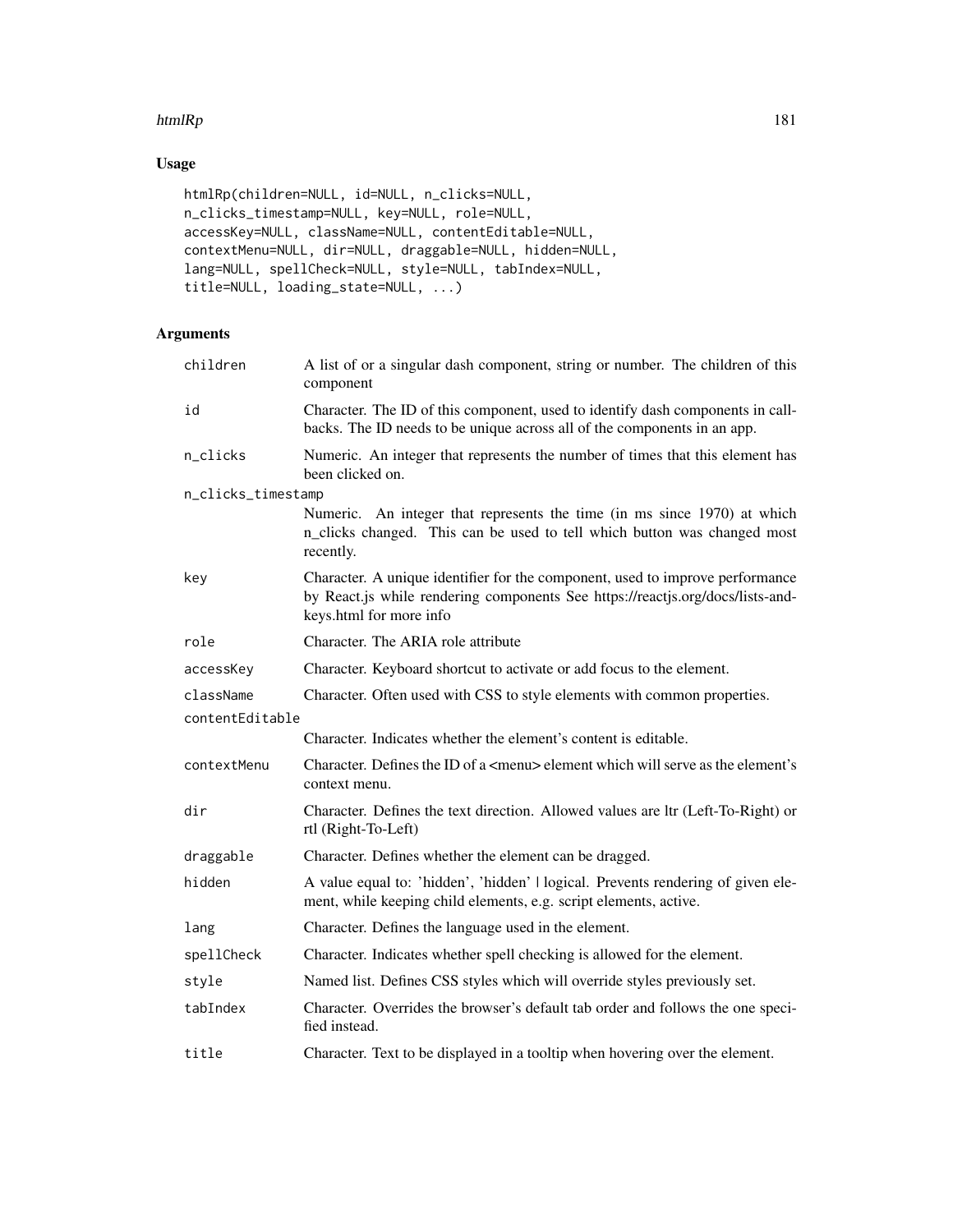## Usage

```
htmlRp(children=NULL, id=NULL, n_clicks=NULL,
n_clicks_timestamp=NULL, key=NULL, role=NULL,
accessKey=NULL, className=NULL, contentEditable=NULL,
contextMenu=NULL, dir=NULL, draggable=NULL, hidden=NULL,
lang=NULL, spellCheck=NULL, style=NULL, tabIndex=NULL,
title=NULL, loading_state=NULL, ...)
```

## Arguments

| | |
|---|---|
| `children` | A list of or a singular dash component, string or number. The children of this component |
| `id` | Character. The ID of this component, used to identify dash components in callbacks. The ID needs to be unique across all of the components in an app. |
| `n_clicks` | Numeric. An integer that represents the number of times that this element has been clicked on. |
| `n_clicks_timestamp` | Numeric. An integer that represents the time (in ms since 1970) at which n_clicks changed. This can be used to tell which button was changed most recently. |
| `key` | Character. A unique identifier for the component, used to improve performance by React.js while rendering components See https://reactjs.org/docs/lists-and-keys.html for more info |
| `role` | Character. The ARIA role attribute |
| `accessKey` | Character. Keyboard shortcut to activate or add focus to the element. |
| `className` | Character. Often used with CSS to style elements with common properties. |
| `contentEditable` | Character. Indicates whether the element's content is editable. |
| `contextMenu` | Character. Defines the ID of a <menu> element which will serve as the element's context menu. |
| `dir` | Character. Defines the text direction. Allowed values are ltr (Left-To-Right) or rtl (Right-To-Left) |
| `draggable` | Character. Defines whether the element can be dragged. |
| `hidden` | A value equal to: 'hidden', 'hidden' \| logical. Prevents rendering of given element, while keeping child elements, e.g. script elements, active. |
| `lang` | Character. Defines the language used in the element. |
| `spellCheck` | Character. Indicates whether spell checking is allowed for the element. |
| `style` | Named list. Defines CSS styles which will override styles previously set. |
| `tabIndex` | Character. Overrides the browser's default tab order and follows the one specified instead. |
| `title` | Character. Text to be displayed in a tooltip when hovering over the element. |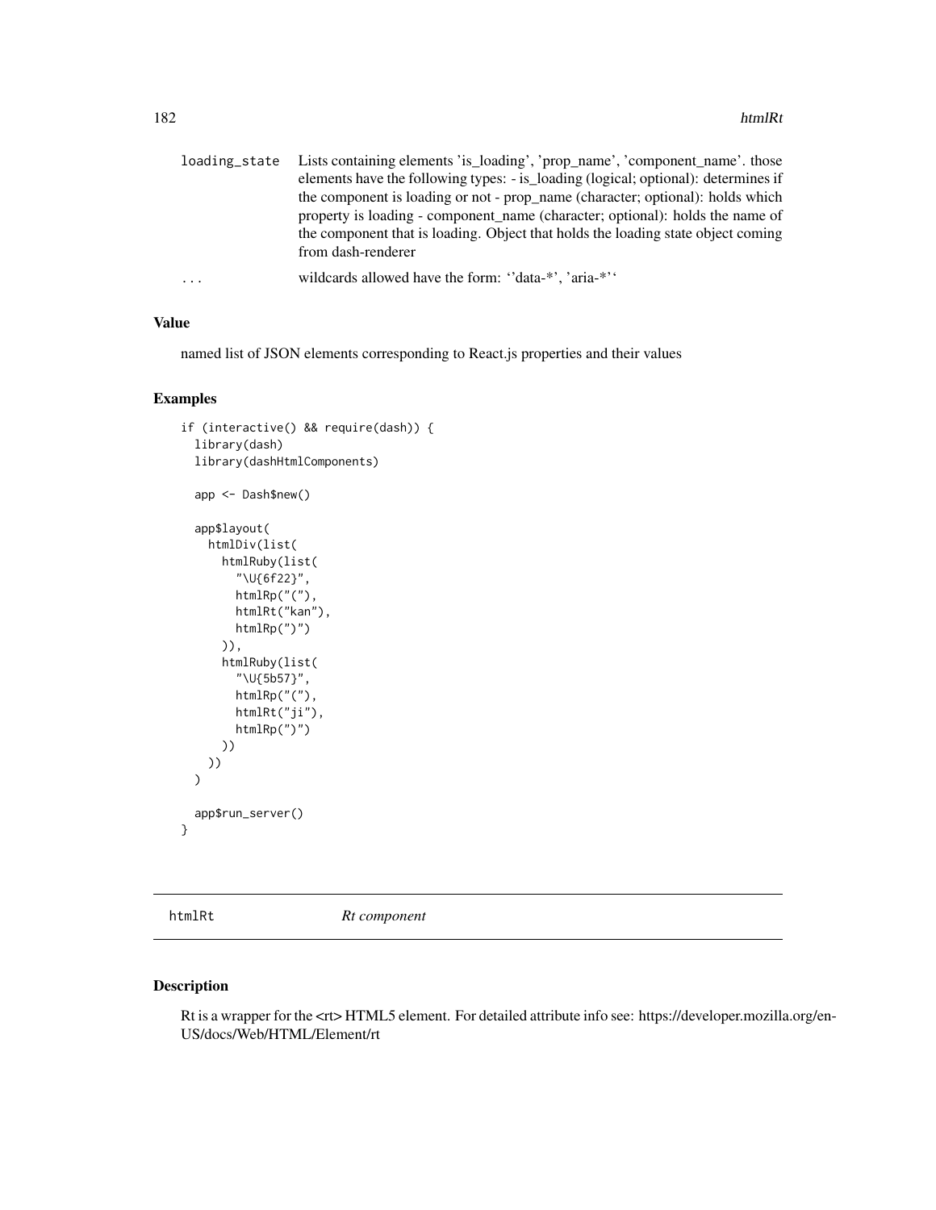| | |
|---|---|
| loading_state | Lists containing elements 'is_loading', 'prop_name', 'component_name'. those elements have the following types: - is_loading (logical; optional): determines if the component is loading or not - prop_name (character; optional): holds which property is loading - component_name (character; optional): holds the name of the component that is loading. Object that holds the loading state object coming from dash-renderer |
| ... | wildcards allowed have the form: ''data-*', 'aria-*'' |

### Value

named list of JSON elements corresponding to React.js properties and their values

### Examples

```
if (interactive() && require(dash)) {
  library(dash)
  library(dashHtmlComponents)

  app <- Dash$new()

  app$layout(
    htmlDiv(list(
      htmlRuby(list(
        "\U{6f22}",
        htmlRp("("),
        htmlRt("kan"),
        htmlRp(")")
      )),
      htmlRuby(list(
        "\U{5b57}",
        htmlRp("("),
        htmlRt("ji"),
        htmlRp(")")
      ))
    ))
  )

  app$run_server()
}
```

---

## htmlRt *Rt component*

---

### Description

Rt is a wrapper for the <rt> HTML5 element. For detailed attribute info see: https://developer.mozilla.org/en-US/docs/Web/HTML/Element/rt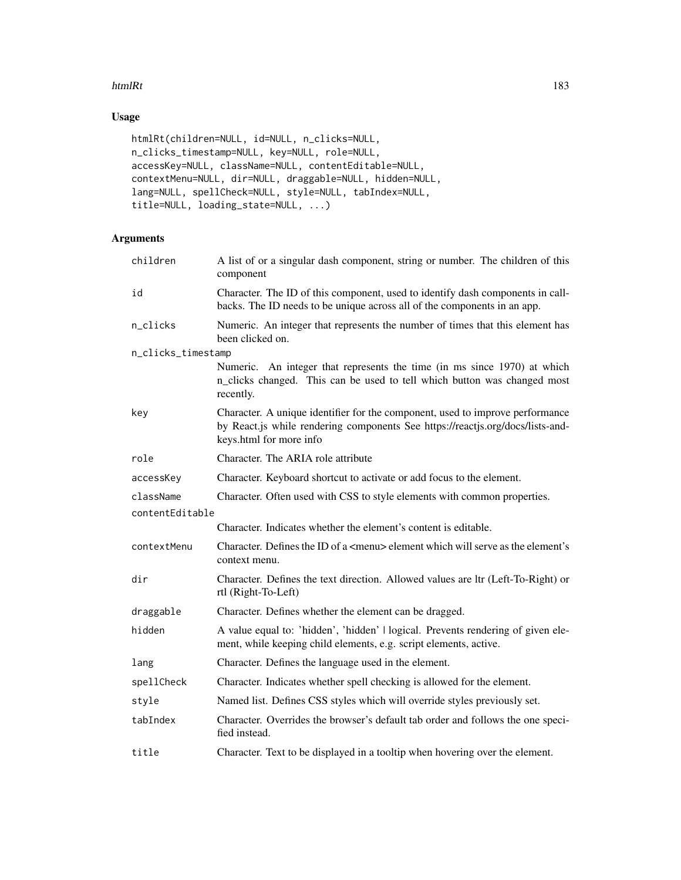## Usage

```
htmlRt(children=NULL, id=NULL, n_clicks=NULL,
n_clicks_timestamp=NULL, key=NULL, role=NULL,
accessKey=NULL, className=NULL, contentEditable=NULL,
contextMenu=NULL, dir=NULL, draggable=NULL, hidden=NULL,
lang=NULL, spellCheck=NULL, style=NULL, tabIndex=NULL,
title=NULL, loading_state=NULL, ...)
```

## Arguments

| | |
|---|---|
| children | A list of or a singular dash component, string or number. The children of this component |
| id | Character. The ID of this component, used to identify dash components in callbacks. The ID needs to be unique across all of the components in an app. |
| n_clicks | Numeric. An integer that represents the number of times that this element has been clicked on. |
| n_clicks_timestamp | Numeric. An integer that represents the time (in ms since 1970) at which n_clicks changed. This can be used to tell which button was changed most recently. |
| key | Character. A unique identifier for the component, used to improve performance by React.js while rendering components See https://reactjs.org/docs/lists-and-keys.html for more info |
| role | Character. The ARIA role attribute |
| accessKey | Character. Keyboard shortcut to activate or add focus to the element. |
| className | Character. Often used with CSS to style elements with common properties. |
| contentEditable | Character. Indicates whether the element's content is editable. |
| contextMenu | Character. Defines the ID of a <menu> element which will serve as the element's context menu. |
| dir | Character. Defines the text direction. Allowed values are ltr (Left-To-Right) or rtl (Right-To-Left) |
| draggable | Character. Defines whether the element can be dragged. |
| hidden | A value equal to: 'hidden', 'hidden' \| logical. Prevents rendering of given element, while keeping child elements, e.g. script elements, active. |
| lang | Character. Defines the language used in the element. |
| spellCheck | Character. Indicates whether spell checking is allowed for the element. |
| style | Named list. Defines CSS styles which will override styles previously set. |
| tabIndex | Character. Overrides the browser's default tab order and follows the one specified instead. |
| title | Character. Text to be displayed in a tooltip when hovering over the element. |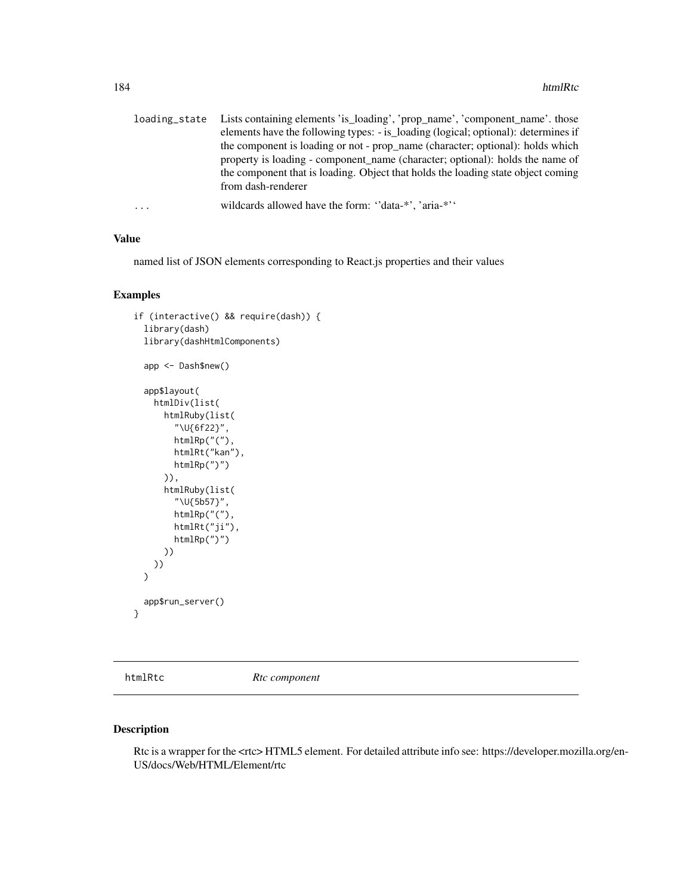| | |
|---|---|
| loading_state | Lists containing elements 'is_loading', 'prop_name', 'component_name'. those elements have the following types: - is_loading (logical; optional): determines if the component is loading or not - prop_name (character; optional): holds which property is loading - component_name (character; optional): holds the name of the component that is loading. Object that holds the loading state object coming from dash-renderer |
| ... | wildcards allowed have the form: ''data-*', 'aria-*'' |

### Value

named list of JSON elements corresponding to React.js properties and their values

### Examples

```
if (interactive() && require(dash)) {
  library(dash)
  library(dashHtmlComponents)

  app <- Dash$new()

  app$layout(
    htmlDiv(list(
      htmlRuby(list(
        "\U{6f22}",
        htmlRp("("),
        htmlRt("kan"),
        htmlRp(")")
      )),
      htmlRuby(list(
        "\U{5b57}",
        htmlRp("("),
        htmlRt("ji"),
        htmlRp(")")
      ))
    ))
  )

  app$run_server()
}
```

---

## htmlRtc *Rtc component*

### Description

Rtc is a wrapper for the <rtc> HTML5 element. For detailed attribute info see: https://developer.mozilla.org/en-US/docs/Web/HTML/Element/rtc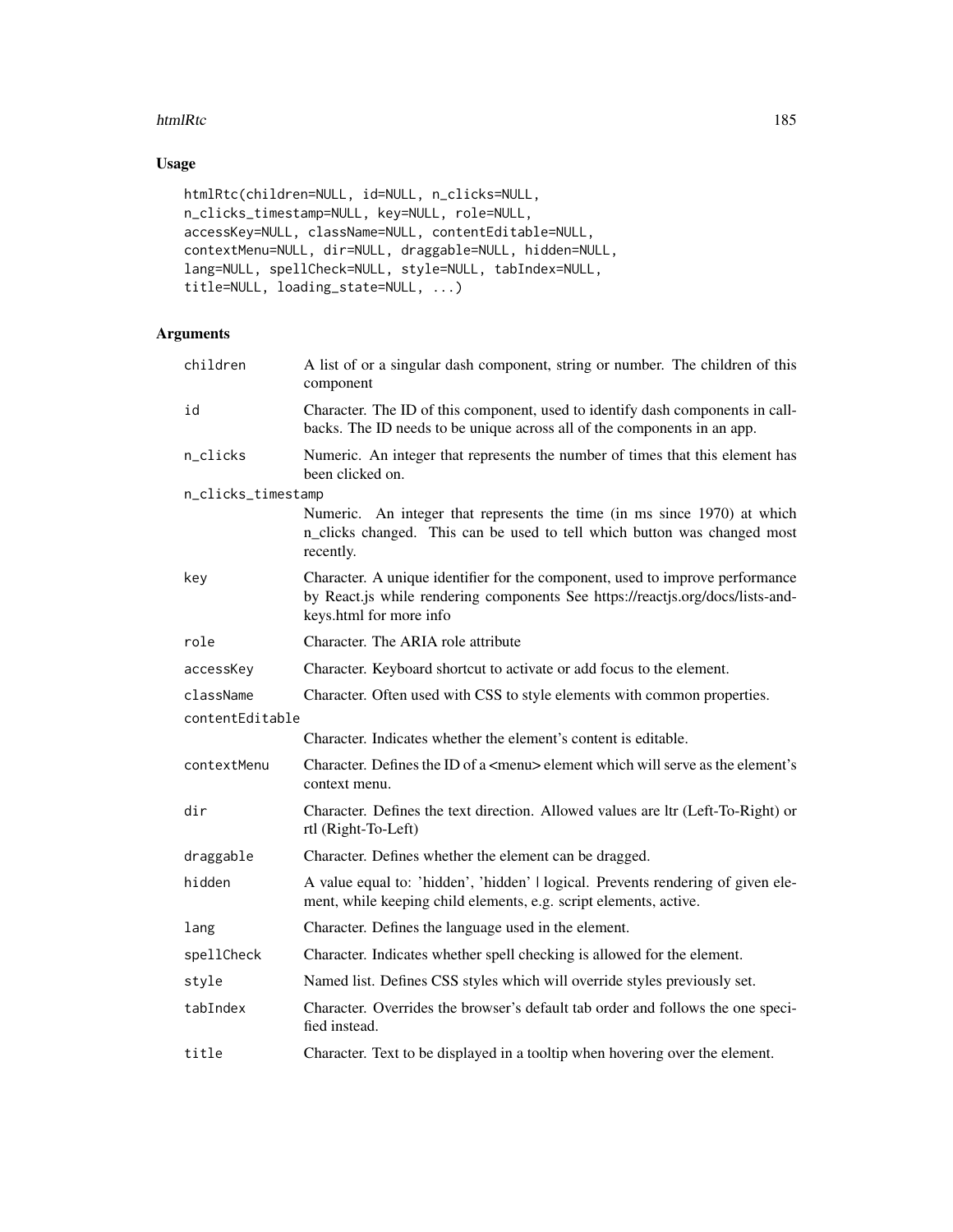## Usage

```
htmlRtc(children=NULL, id=NULL, n_clicks=NULL,
n_clicks_timestamp=NULL, key=NULL, role=NULL,
accessKey=NULL, className=NULL, contentEditable=NULL,
contextMenu=NULL, dir=NULL, draggable=NULL, hidden=NULL,
lang=NULL, spellCheck=NULL, style=NULL, tabIndex=NULL,
title=NULL, loading_state=NULL, ...)
```

## Arguments

| | |
|---|---|
| `children` | A list of or a singular dash component, string or number. The children of this component |
| `id` | Character. The ID of this component, used to identify dash components in callbacks. The ID needs to be unique across all of the components in an app. |
| `n_clicks` | Numeric. An integer that represents the number of times that this element has been clicked on. |
| `n_clicks_timestamp` | Numeric. An integer that represents the time (in ms since 1970) at which n_clicks changed. This can be used to tell which button was changed most recently. |
| `key` | Character. A unique identifier for the component, used to improve performance by React.js while rendering components See https://reactjs.org/docs/lists-and-keys.html for more info |
| `role` | Character. The ARIA role attribute |
| `accessKey` | Character. Keyboard shortcut to activate or add focus to the element. |
| `className` | Character. Often used with CSS to style elements with common properties. |
| `contentEditable` | Character. Indicates whether the element's content is editable. |
| `contextMenu` | Character. Defines the ID of a <menu> element which will serve as the element's context menu. |
| `dir` | Character. Defines the text direction. Allowed values are ltr (Left-To-Right) or rtl (Right-To-Left) |
| `draggable` | Character. Defines whether the element can be dragged. |
| `hidden` | A value equal to: 'hidden', 'hidden' \| logical. Prevents rendering of given element, while keeping child elements, e.g. script elements, active. |
| `lang` | Character. Defines the language used in the element. |
| `spellCheck` | Character. Indicates whether spell checking is allowed for the element. |
| `style` | Named list. Defines CSS styles which will override styles previously set. |
| `tabIndex` | Character. Overrides the browser's default tab order and follows the one specified instead. |
| `title` | Character. Text to be displayed in a tooltip when hovering over the element. |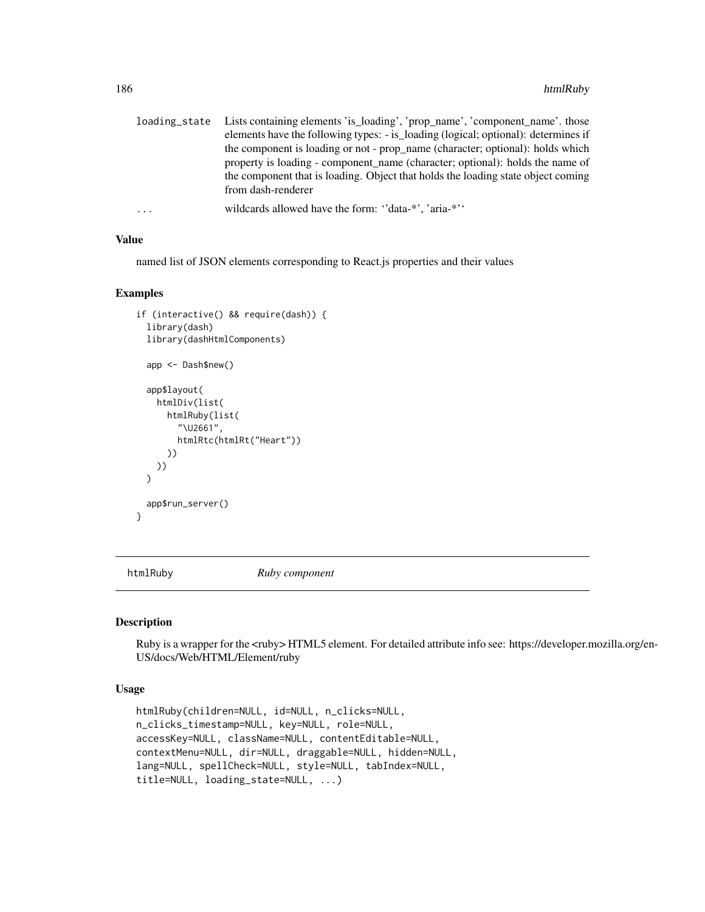| | |
|---|---|
| loading_state | Lists containing elements 'is_loading', 'prop_name', 'component_name'. those elements have the following types: - is_loading (logical; optional): determines if the component is loading or not - prop_name (character; optional): holds which property is loading - component_name (character; optional): holds the name of the component that is loading. Object that holds the loading state object coming from dash-renderer |
| ... | wildcards allowed have the form: ''data-*', 'aria-*'' |

### Value

named list of JSON elements corresponding to React.js properties and their values

### Examples

```
if (interactive() && require(dash)) {
  library(dash)
  library(dashHtmlComponents)

  app <- Dash$new()

  app$layout(
    htmlDiv(list(
      htmlRuby(list(
        "\U2661",
        htmlRtc(htmlRt("Heart"))
      ))
    ))
  )

  app$run_server()
}
```

---

## htmlRuby *Ruby component*

### Description

Ruby is a wrapper for the <ruby> HTML5 element. For detailed attribute info see: https://developer.mozilla.org/en-US/docs/Web/HTML/Element/ruby

### Usage

```
htmlRuby(children=NULL, id=NULL, n_clicks=NULL,
n_clicks_timestamp=NULL, key=NULL, role=NULL,
accessKey=NULL, className=NULL, contentEditable=NULL,
contextMenu=NULL, dir=NULL, draggable=NULL, hidden=NULL,
lang=NULL, spellCheck=NULL, style=NULL, tabIndex=NULL,
title=NULL, loading_state=NULL, ...)
```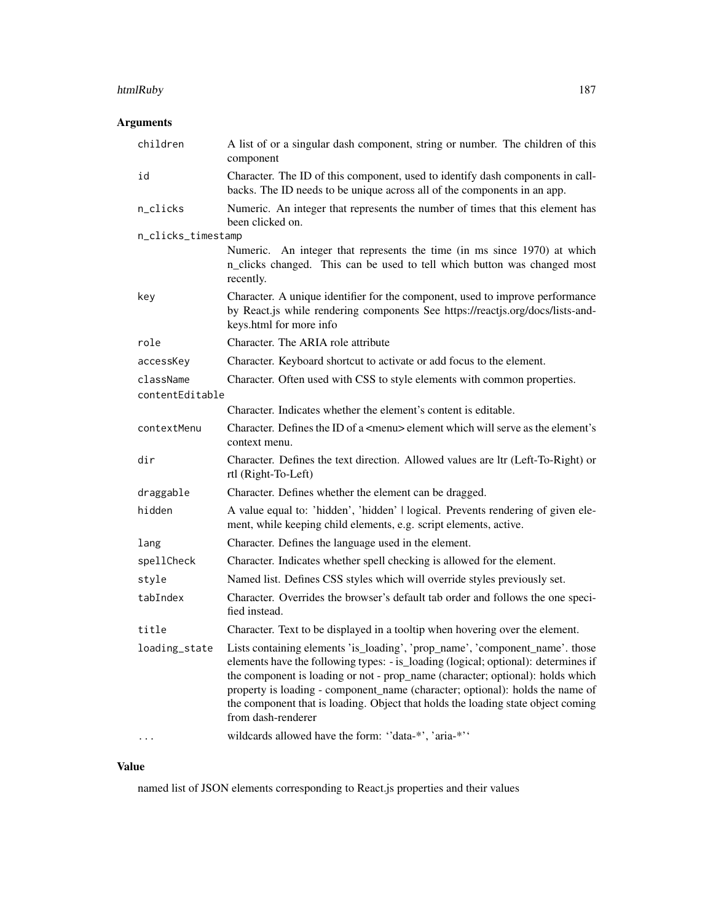## Arguments

| | |
|---|---|
| children | A list of or a singular dash component, string or number. The children of this component |
| id | Character. The ID of this component, used to identify dash components in callbacks. The ID needs to be unique across all of the components in an app. |
| n_clicks | Numeric. An integer that represents the number of times that this element has been clicked on. |
| n_clicks_timestamp | Numeric. An integer that represents the time (in ms since 1970) at which n_clicks changed. This can be used to tell which button was changed most recently. |
| key | Character. A unique identifier for the component, used to improve performance by React.js while rendering components See https://reactjs.org/docs/lists-and-keys.html for more info |
| role | Character. The ARIA role attribute |
| accessKey | Character. Keyboard shortcut to activate or add focus to the element. |
| className | Character. Often used with CSS to style elements with common properties. |
| contentEditable | Character. Indicates whether the element's content is editable. |
| contextMenu | Character. Defines the ID of a <menu> element which will serve as the element's context menu. |
| dir | Character. Defines the text direction. Allowed values are ltr (Left-To-Right) or rtl (Right-To-Left) |
| draggable | Character. Defines whether the element can be dragged. |
| hidden | A value equal to: 'hidden', 'hidden' \| logical. Prevents rendering of given element, while keeping child elements, e.g. script elements, active. |
| lang | Character. Defines the language used in the element. |
| spellCheck | Character. Indicates whether spell checking is allowed for the element. |
| style | Named list. Defines CSS styles which will override styles previously set. |
| tabIndex | Character. Overrides the browser's default tab order and follows the one specified instead. |
| title | Character. Text to be displayed in a tooltip when hovering over the element. |
| loading_state | Lists containing elements 'is_loading', 'prop_name', 'component_name'. those elements have the following types: - is_loading (logical; optional): determines if the component is loading or not - prop_name (character; optional): holds which property is loading - component_name (character; optional): holds the name of the component that is loading. Object that holds the loading state object coming from dash-renderer |
| ... | wildcards allowed have the form: ''data-*', 'aria-*'' |

## Value

named list of JSON elements corresponding to React.js properties and their values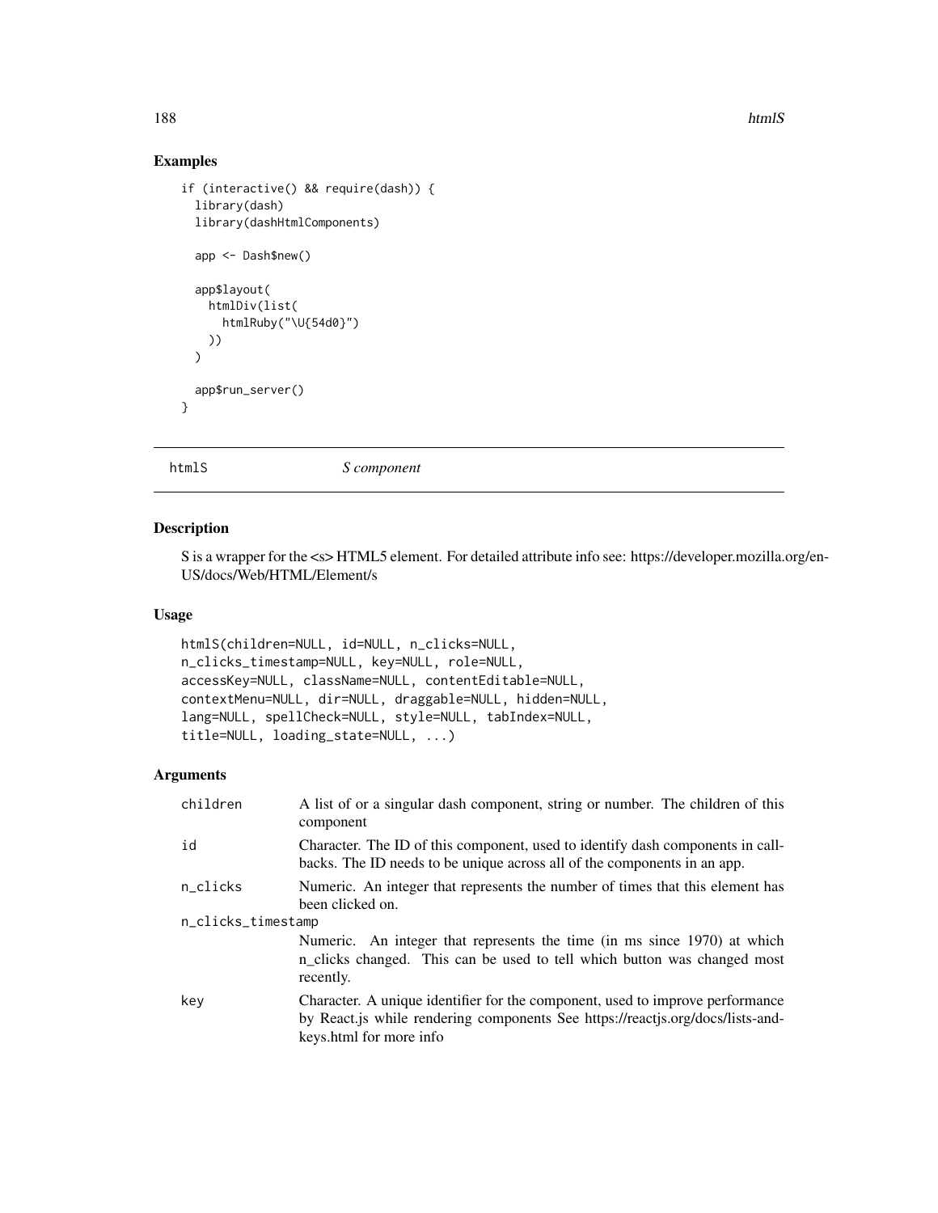## Examples

```
if (interactive() && require(dash)) {
  library(dash)
  library(dashHtmlComponents)

  app <- Dash$new()

  app$layout(
    htmlDiv(list(
      htmlRuby("\U{54d0}")
    ))
  )

  app$run_server()
}
```

---

`htmlS` *S component*

---

## Description

S is a wrapper for the <s> HTML5 element. For detailed attribute info see: https://developer.mozilla.org/en-US/docs/Web/HTML/Element/s

## Usage

```
htmlS(children=NULL, id=NULL, n_clicks=NULL,
n_clicks_timestamp=NULL, key=NULL, role=NULL,
accessKey=NULL, className=NULL, contentEditable=NULL,
contextMenu=NULL, dir=NULL, draggable=NULL, hidden=NULL,
lang=NULL, spellCheck=NULL, style=NULL, tabIndex=NULL,
title=NULL, loading_state=NULL, ...)
```

## Arguments

| | |
|---|---|
| `children` | A list of or a singular dash component, string or number. The children of this component |
| `id` | Character. The ID of this component, used to identify dash components in callbacks. The ID needs to be unique across all of the components in an app. |
| `n_clicks` | Numeric. An integer that represents the number of times that this element has been clicked on. |
| `n_clicks_timestamp` | Numeric. An integer that represents the time (in ms since 1970) at which n_clicks changed. This can be used to tell which button was changed most recently. |
| `key` | Character. A unique identifier for the component, used to improve performance by React.js while rendering components See https://reactjs.org/docs/lists-and-keys.html for more info |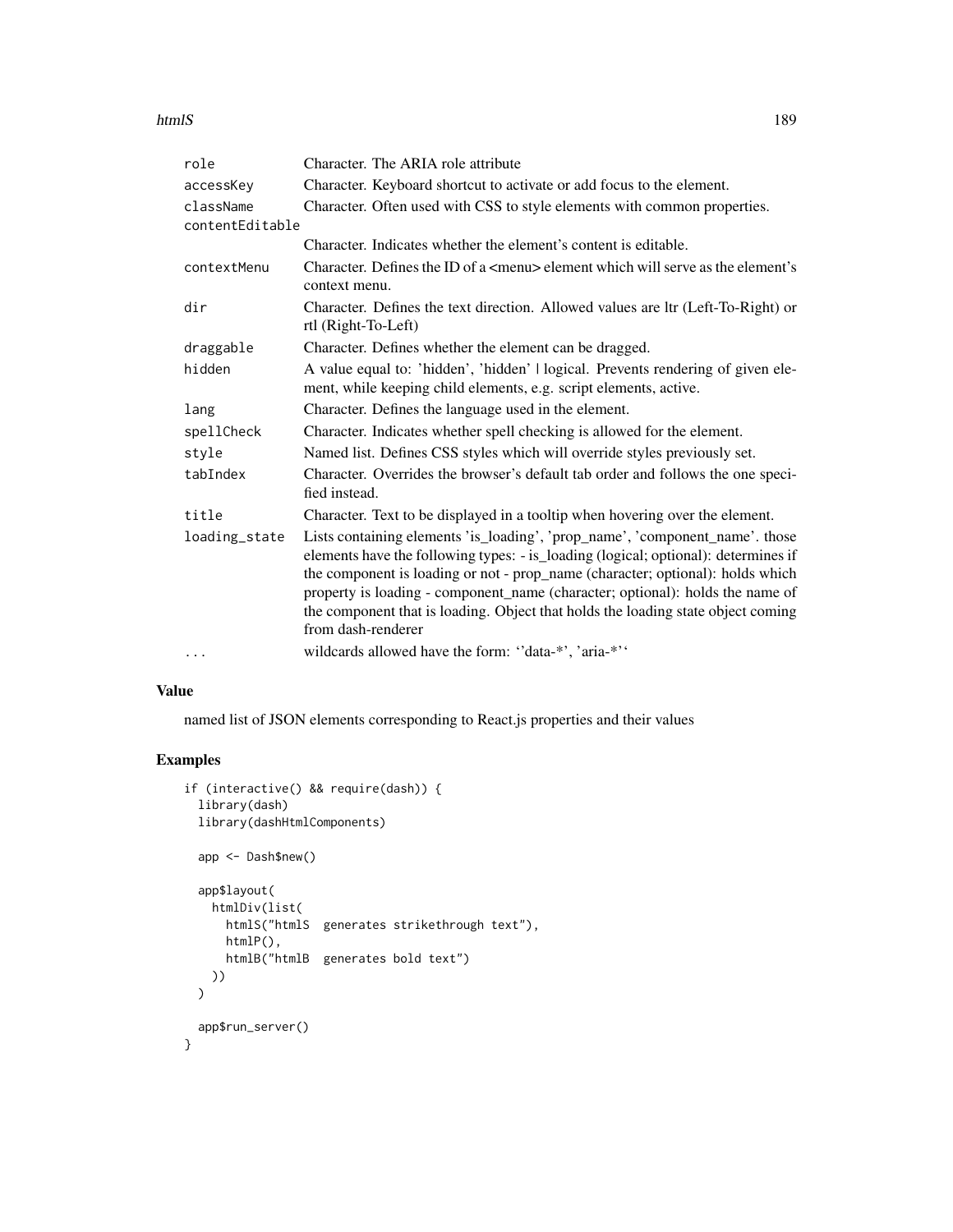| | |
|---|---|
| `role` | Character. The ARIA role attribute |
| `accessKey` | Character. Keyboard shortcut to activate or add focus to the element. |
| `className` | Character. Often used with CSS to style elements with common properties. |
| `contentEditable` | Character. Indicates whether the element's content is editable. |
| `contextMenu` | Character. Defines the ID of a <menu> element which will serve as the element's context menu. |
| `dir` | Character. Defines the text direction. Allowed values are ltr (Left-To-Right) or rtl (Right-To-Left) |
| `draggable` | Character. Defines whether the element can be dragged. |
| `hidden` | A value equal to: 'hidden', 'hidden' \| logical. Prevents rendering of given element, while keeping child elements, e.g. script elements, active. |
| `lang` | Character. Defines the language used in the element. |
| `spellCheck` | Character. Indicates whether spell checking is allowed for the element. |
| `style` | Named list. Defines CSS styles which will override styles previously set. |
| `tabIndex` | Character. Overrides the browser's default tab order and follows the one specified instead. |
| `title` | Character. Text to be displayed in a tooltip when hovering over the element. |
| `loading_state` | Lists containing elements 'is_loading', 'prop_name', 'component_name'. those elements have the following types: - is_loading (logical; optional): determines if the component is loading or not - prop_name (character; optional): holds which property is loading - component_name (character; optional): holds the name of the component that is loading. Object that holds the loading state object coming from dash-renderer |
| `...` | wildcards allowed have the form: ''data-*', 'aria-*'' |

### Value

named list of JSON elements corresponding to React.js properties and their values

### Examples

```
if (interactive() && require(dash)) {
  library(dash)
  library(dashHtmlComponents)

  app <- Dash$new()

  app$layout(
    htmlDiv(list(
      htmlS("htmlS  generates strikethrough text"),
      htmlP(),
      htmlB("htmlB  generates bold text")
    ))
  )

  app$run_server()
}
```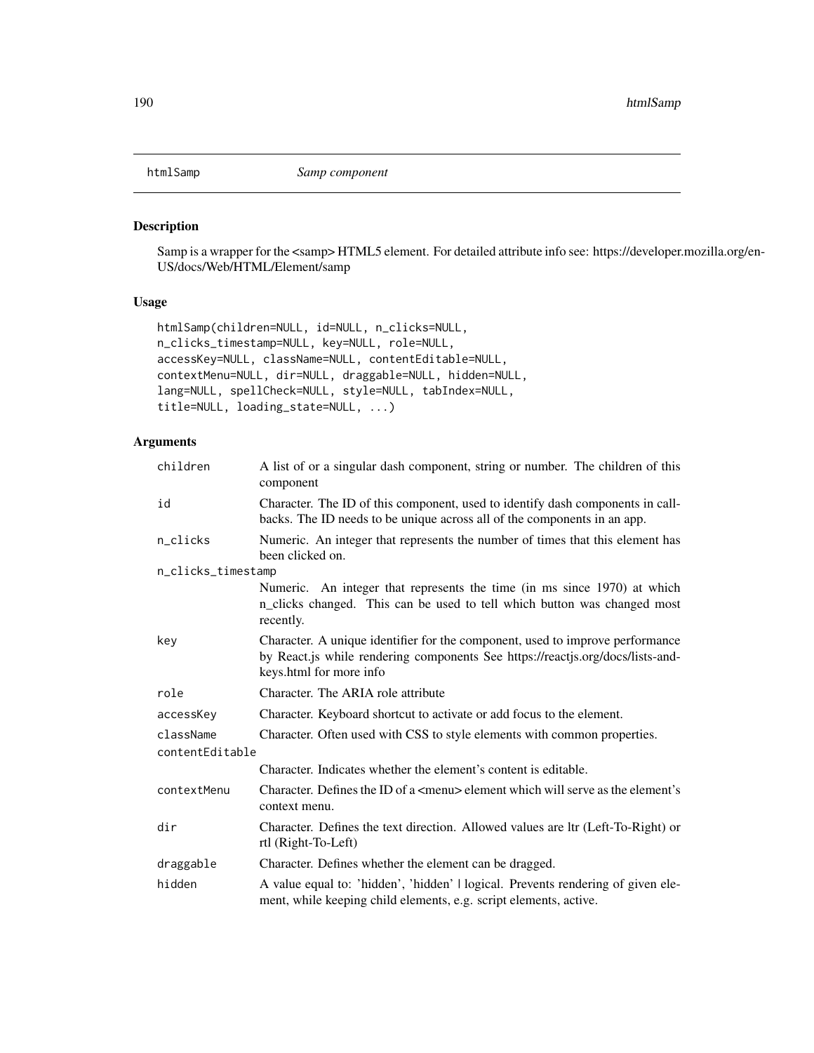# htmlSamp — *Samp component*

## Description

Samp is a wrapper for the <samp> HTML5 element. For detailed attribute info see: https://developer.mozilla.org/en-US/docs/Web/HTML/Element/samp

## Usage

```
htmlSamp(children=NULL, id=NULL, n_clicks=NULL,
n_clicks_timestamp=NULL, key=NULL, role=NULL,
accessKey=NULL, className=NULL, contentEditable=NULL,
contextMenu=NULL, dir=NULL, draggable=NULL, hidden=NULL,
lang=NULL, spellCheck=NULL, style=NULL, tabIndex=NULL,
title=NULL, loading_state=NULL, ...)
```

## Arguments

| Argument | Description |
|---|---|
| `children` | A list of or a singular dash component, string or number. The children of this component |
| `id` | Character. The ID of this component, used to identify dash components in callbacks. The ID needs to be unique across all of the components in an app. |
| `n_clicks` | Numeric. An integer that represents the number of times that this element has been clicked on. |
| `n_clicks_timestamp` | Numeric. An integer that represents the time (in ms since 1970) at which n_clicks changed. This can be used to tell which button was changed most recently. |
| `key` | Character. A unique identifier for the component, used to improve performance by React.js while rendering components See https://reactjs.org/docs/lists-and-keys.html for more info |
| `role` | Character. The ARIA role attribute |
| `accessKey` | Character. Keyboard shortcut to activate or add focus to the element. |
| `className` | Character. Often used with CSS to style elements with common properties. |
| `contentEditable` | Character. Indicates whether the element's content is editable. |
| `contextMenu` | Character. Defines the ID of a <menu> element which will serve as the element's context menu. |
| `dir` | Character. Defines the text direction. Allowed values are ltr (Left-To-Right) or rtl (Right-To-Left) |
| `draggable` | Character. Defines whether the element can be dragged. |
| `hidden` | A value equal to: 'hidden', 'hidden' \| logical. Prevents rendering of given element, while keeping child elements, e.g. script elements, active. |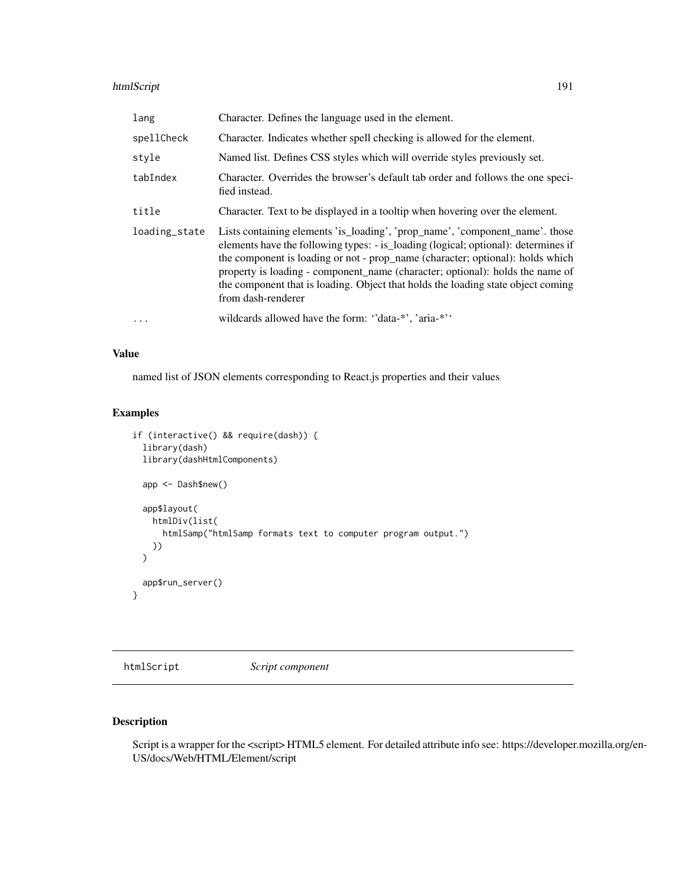| | |
|---|---|
| lang | Character. Defines the language used in the element. |
| spellCheck | Character. Indicates whether spell checking is allowed for the element. |
| style | Named list. Defines CSS styles which will override styles previously set. |
| tabIndex | Character. Overrides the browser's default tab order and follows the one specified instead. |
| title | Character. Text to be displayed in a tooltip when hovering over the element. |
| loading_state | Lists containing elements 'is_loading', 'prop_name', 'component_name'. those elements have the following types: - is_loading (logical; optional): determines if the component is loading or not - prop_name (character; optional): holds which property is loading - component_name (character; optional): holds the name of the component that is loading. Object that holds the loading state object coming from dash-renderer |
| ... | wildcards allowed have the form: ''data-*', 'aria-*'' |

## Value

named list of JSON elements corresponding to React.js properties and their values

## Examples

```
if (interactive() && require(dash)) {
  library(dash)
  library(dashHtmlComponents)

  app <- Dash$new()

  app$layout(
    htmlDiv(list(
      htmlSamp("htmlSamp formats text to computer program output.")
    ))
  )

  app$run_server()
}
```

---

# htmlScript *Script component*

---

## Description

Script is a wrapper for the <script> HTML5 element. For detailed attribute info see: https://developer.mozilla.org/en-US/docs/Web/HTML/Element/script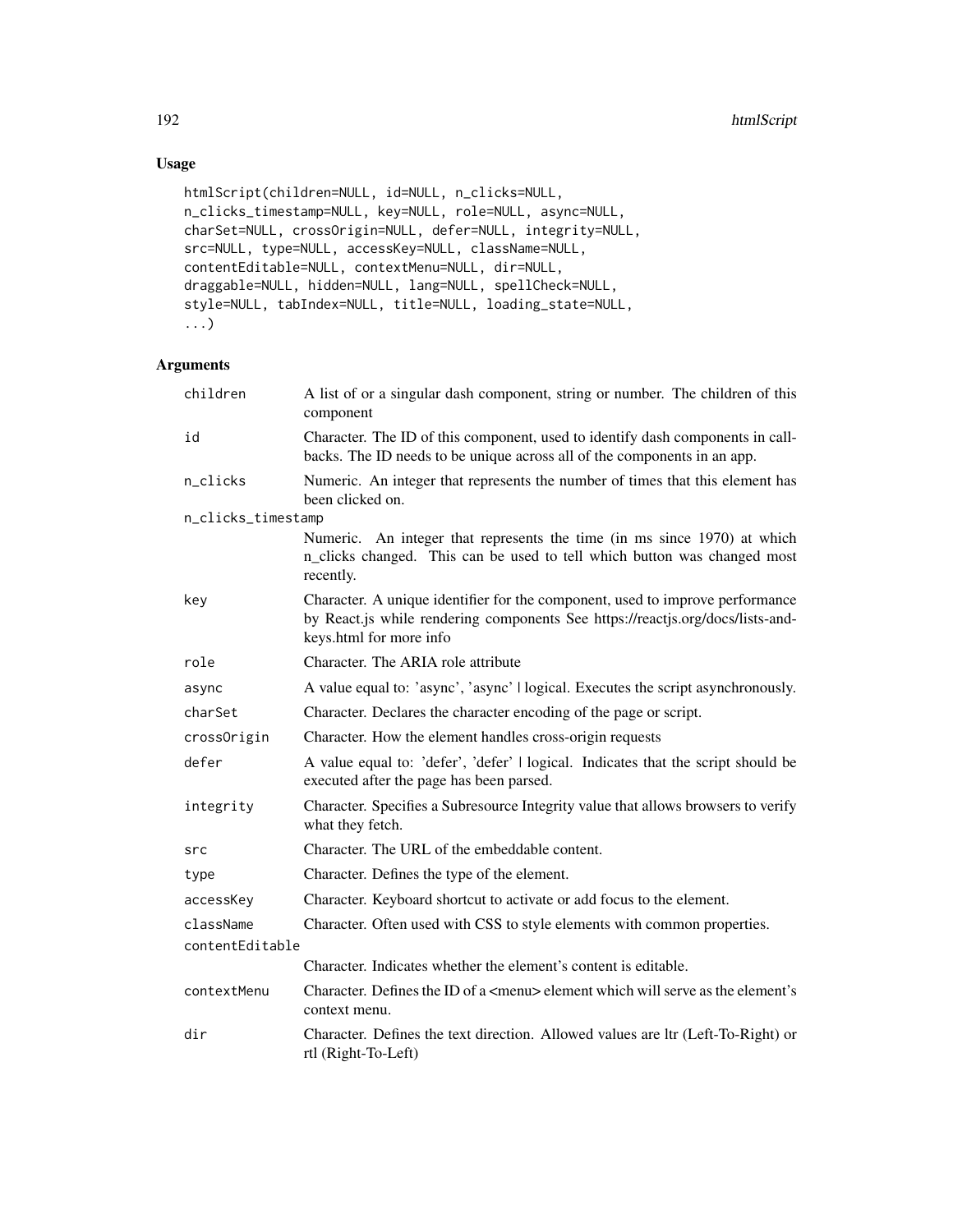## Usage

```
htmlScript(children=NULL, id=NULL, n_clicks=NULL,
n_clicks_timestamp=NULL, key=NULL, role=NULL, async=NULL,
charSet=NULL, crossOrigin=NULL, defer=NULL, integrity=NULL,
src=NULL, type=NULL, accessKey=NULL, className=NULL,
contentEditable=NULL, contextMenu=NULL, dir=NULL,
draggable=NULL, hidden=NULL, lang=NULL, spellCheck=NULL,
style=NULL, tabIndex=NULL, title=NULL, loading_state=NULL,
...)
```

## Arguments

| Argument | Description |
|---|---|
| `children` | A list of or a singular dash component, string or number. The children of this component |
| `id` | Character. The ID of this component, used to identify dash components in callbacks. The ID needs to be unique across all of the components in an app. |
| `n_clicks` | Numeric. An integer that represents the number of times that this element has been clicked on. |
| `n_clicks_timestamp` | Numeric. An integer that represents the time (in ms since 1970) at which n_clicks changed. This can be used to tell which button was changed most recently. |
| `key` | Character. A unique identifier for the component, used to improve performance by React.js while rendering components See https://reactjs.org/docs/lists-and-keys.html for more info |
| `role` | Character. The ARIA role attribute |
| `async` | A value equal to: 'async', 'async' \| logical. Executes the script asynchronously. |
| `charSet` | Character. Declares the character encoding of the page or script. |
| `crossOrigin` | Character. How the element handles cross-origin requests |
| `defer` | A value equal to: 'defer', 'defer' \| logical. Indicates that the script should be executed after the page has been parsed. |
| `integrity` | Character. Specifies a Subresource Integrity value that allows browsers to verify what they fetch. |
| `src` | Character. The URL of the embeddable content. |
| `type` | Character. Defines the type of the element. |
| `accessKey` | Character. Keyboard shortcut to activate or add focus to the element. |
| `className` | Character. Often used with CSS to style elements with common properties. |
| `contentEditable` | Character. Indicates whether the element's content is editable. |
| `contextMenu` | Character. Defines the ID of a <menu> element which will serve as the element's context menu. |
| `dir` | Character. Defines the text direction. Allowed values are ltr (Left-To-Right) or rtl (Right-To-Left) |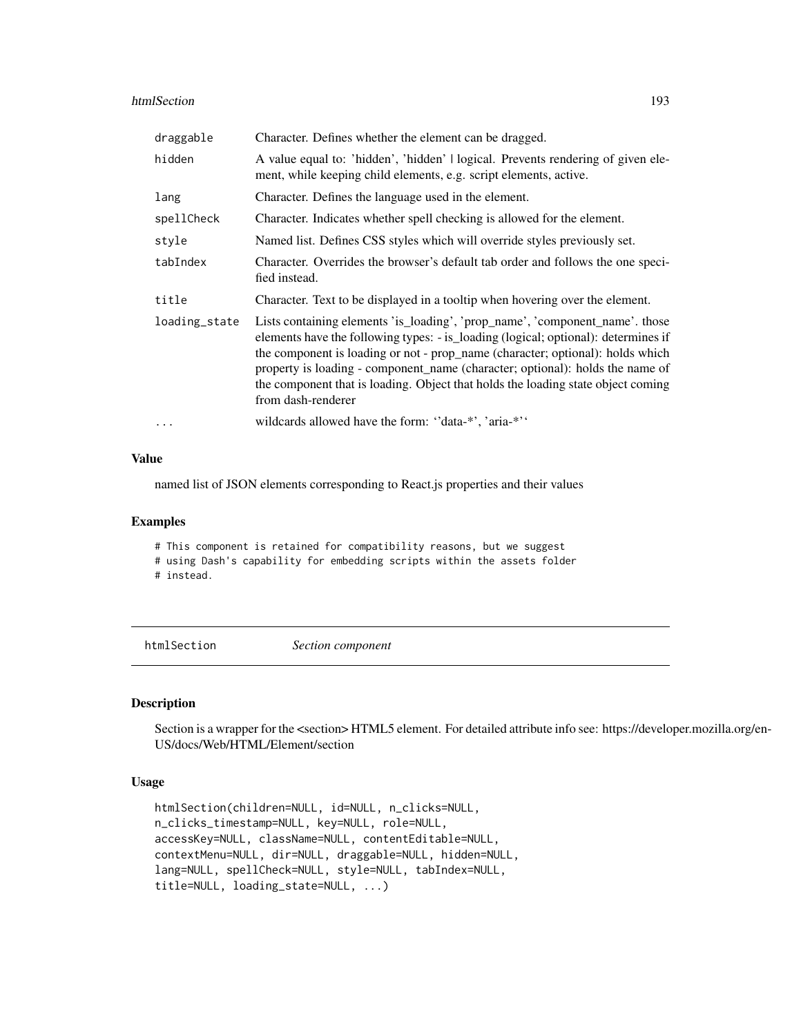| | |
|---|---|
| draggable | Character. Defines whether the element can be dragged. |
| hidden | A value equal to: 'hidden', 'hidden' \| logical. Prevents rendering of given element, while keeping child elements, e.g. script elements, active. |
| lang | Character. Defines the language used in the element. |
| spellCheck | Character. Indicates whether spell checking is allowed for the element. |
| style | Named list. Defines CSS styles which will override styles previously set. |
| tabIndex | Character. Overrides the browser's default tab order and follows the one specified instead. |
| title | Character. Text to be displayed in a tooltip when hovering over the element. |
| loading_state | Lists containing elements 'is_loading', 'prop_name', 'component_name'. those elements have the following types: - is_loading (logical; optional): determines if the component is loading or not - prop_name (character; optional): holds which property is loading - component_name (character; optional): holds the name of the component that is loading. Object that holds the loading state object coming from dash-renderer |
| ... | wildcards allowed have the form: ''data-*', 'aria-*'' |

### Value

named list of JSON elements corresponding to React.js properties and their values

### Examples

```
# This component is retained for compatibility reasons, but we suggest
# using Dash's capability for embedding scripts within the assets folder
# instead.
```

---

## htmlSection *Section component*

### Description

Section is a wrapper for the <section> HTML5 element. For detailed attribute info see: https://developer.mozilla.org/en-US/docs/Web/HTML/Element/section

### Usage

```
htmlSection(children=NULL, id=NULL, n_clicks=NULL,
n_clicks_timestamp=NULL, key=NULL, role=NULL,
accessKey=NULL, className=NULL, contentEditable=NULL,
contextMenu=NULL, dir=NULL, draggable=NULL, hidden=NULL,
lang=NULL, spellCheck=NULL, style=NULL, tabIndex=NULL,
title=NULL, loading_state=NULL, ...)
```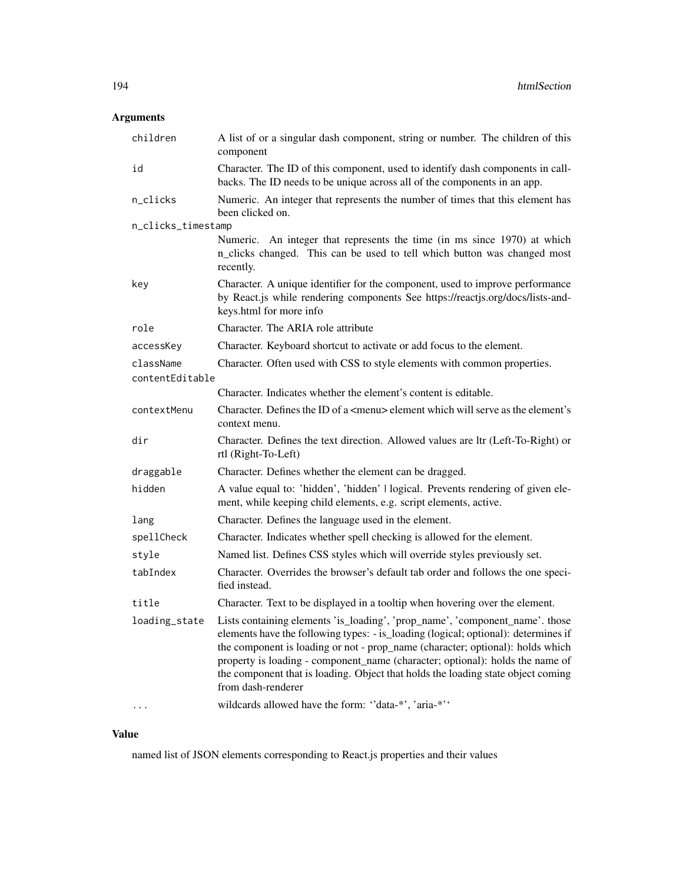## Arguments

| | |
|---|---|
| children | A list of or a singular dash component, string or number. The children of this component |
| id | Character. The ID of this component, used to identify dash components in callbacks. The ID needs to be unique across all of the components in an app. |
| n_clicks | Numeric. An integer that represents the number of times that this element has been clicked on. |
| n_clicks_timestamp | Numeric. An integer that represents the time (in ms since 1970) at which n_clicks changed. This can be used to tell which button was changed most recently. |
| key | Character. A unique identifier for the component, used to improve performance by React.js while rendering components See https://reactjs.org/docs/lists-and-keys.html for more info |
| role | Character. The ARIA role attribute |
| accessKey | Character. Keyboard shortcut to activate or add focus to the element. |
| className | Character. Often used with CSS to style elements with common properties. |
| contentEditable | Character. Indicates whether the element's content is editable. |
| contextMenu | Character. Defines the ID of a <menu> element which will serve as the element's context menu. |
| dir | Character. Defines the text direction. Allowed values are ltr (Left-To-Right) or rtl (Right-To-Left) |
| draggable | Character. Defines whether the element can be dragged. |
| hidden | A value equal to: 'hidden', 'hidden' \| logical. Prevents rendering of given element, while keeping child elements, e.g. script elements, active. |
| lang | Character. Defines the language used in the element. |
| spellCheck | Character. Indicates whether spell checking is allowed for the element. |
| style | Named list. Defines CSS styles which will override styles previously set. |
| tabIndex | Character. Overrides the browser's default tab order and follows the one specified instead. |
| title | Character. Text to be displayed in a tooltip when hovering over the element. |
| loading_state | Lists containing elements 'is_loading', 'prop_name', 'component_name'. those elements have the following types: - is_loading (logical; optional): determines if the component is loading or not - prop_name (character; optional): holds which property is loading - component_name (character; optional): holds the name of the component that is loading. Object that holds the loading state object coming from dash-renderer |
| ... | wildcards allowed have the form: ''data-*', 'aria-*'' |

## Value

named list of JSON elements corresponding to React.js properties and their values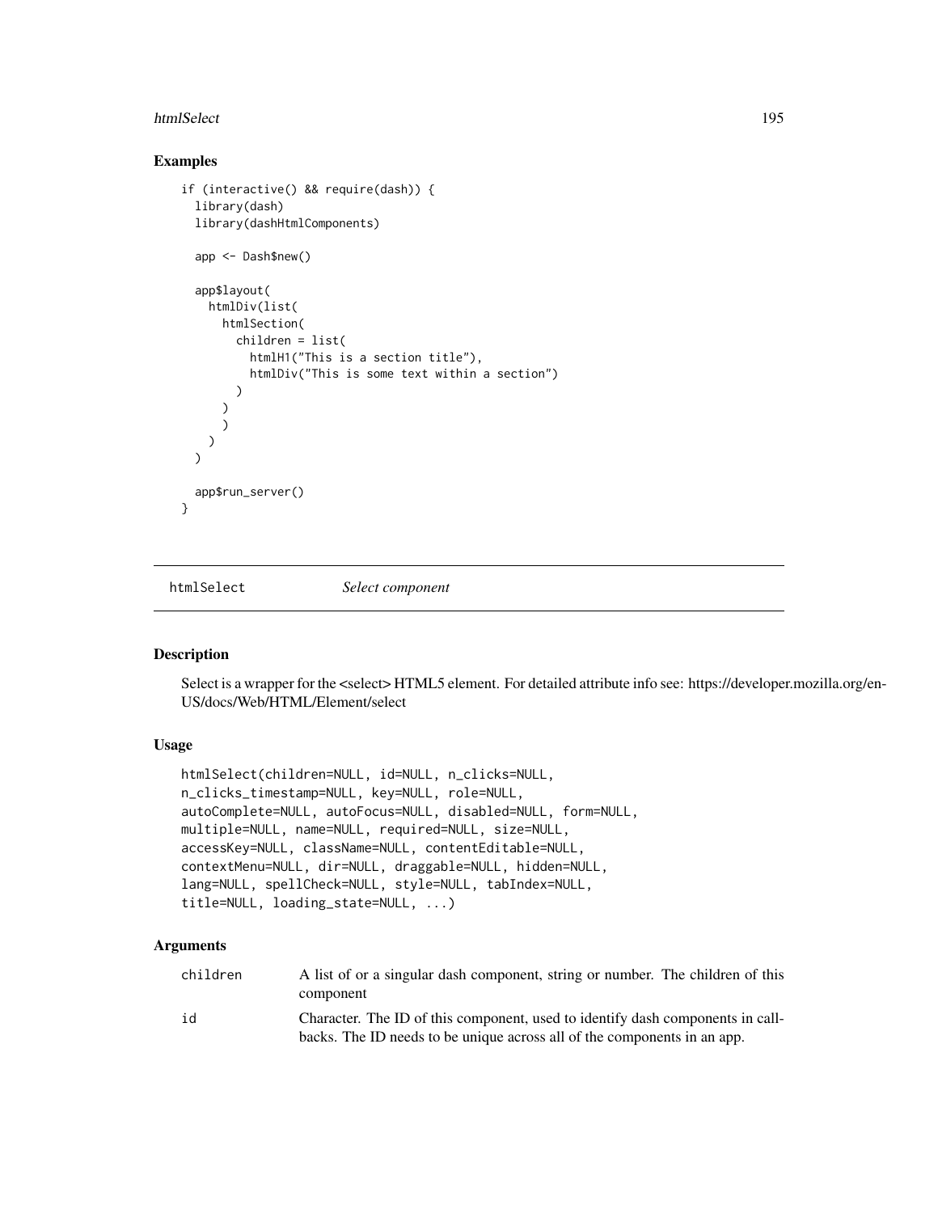## Examples

```
if (interactive() && require(dash)) {
  library(dash)
  library(dashHtmlComponents)

  app <- Dash$new()

  app$layout(
    htmlDiv(list(
      htmlSection(
        children = list(
          htmlH1("This is a section title"),
          htmlDiv("This is some text within a section")
        )
      )
      )
    )
  )

  app$run_server()
}
```

---

# htmlSelect *Select component*

---

## Description

Select is a wrapper for the <select> HTML5 element. For detailed attribute info see: https://developer.mozilla.org/en-US/docs/Web/HTML/Element/select

## Usage

```
htmlSelect(children=NULL, id=NULL, n_clicks=NULL,
n_clicks_timestamp=NULL, key=NULL, role=NULL,
autoComplete=NULL, autoFocus=NULL, disabled=NULL, form=NULL,
multiple=NULL, name=NULL, required=NULL, size=NULL,
accessKey=NULL, className=NULL, contentEditable=NULL,
contextMenu=NULL, dir=NULL, draggable=NULL, hidden=NULL,
lang=NULL, spellCheck=NULL, style=NULL, tabIndex=NULL,
title=NULL, loading_state=NULL, ...)
```

## Arguments

| | |
|---|---|
| `children` | A list of or a singular dash component, string or number. The children of this component |
| `id` | Character. The ID of this component, used to identify dash components in callbacks. The ID needs to be unique across all of the components in an app. |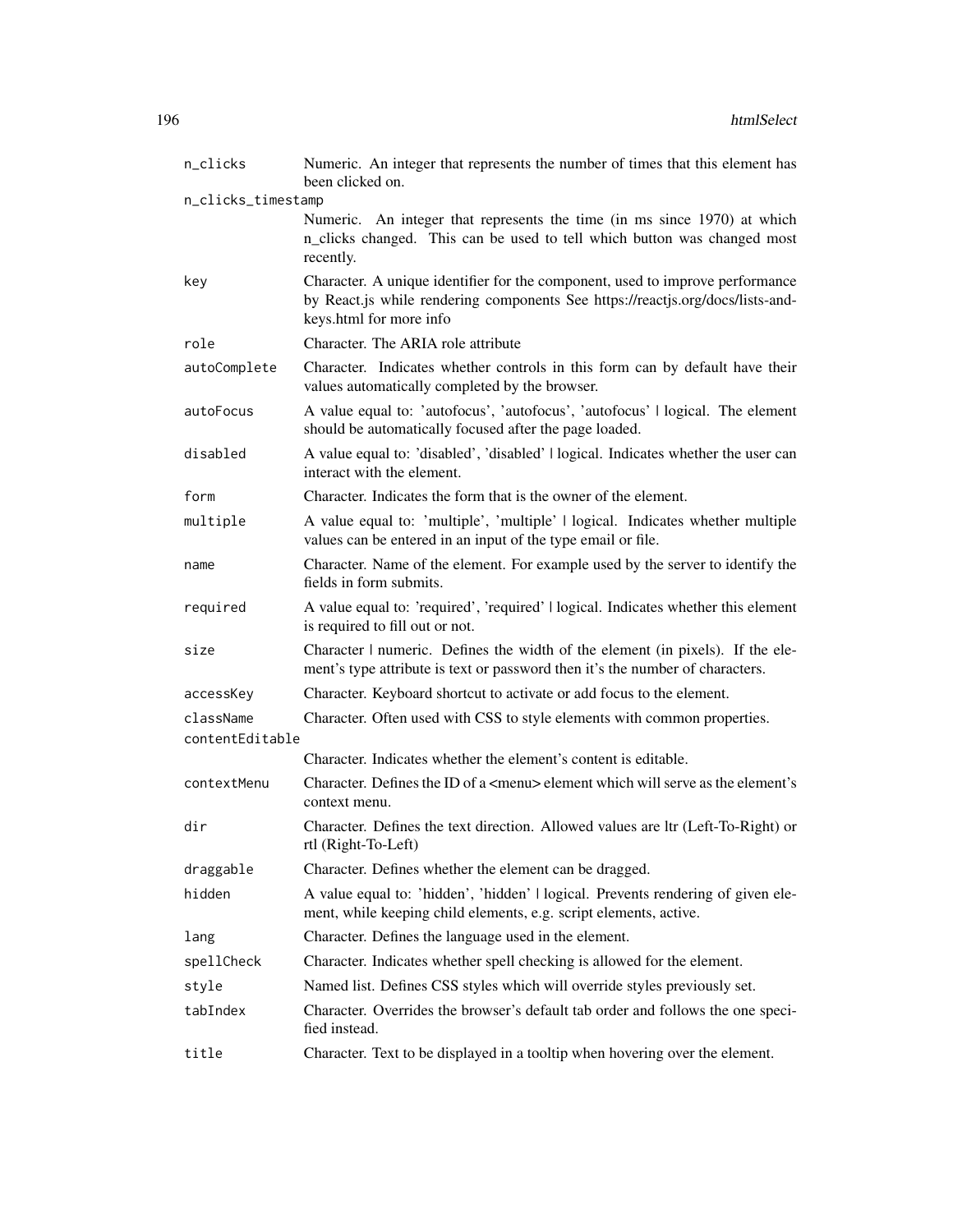| | |
|---|---|
| n_clicks | Numeric. An integer that represents the number of times that this element has been clicked on. |
| n_clicks_timestamp | Numeric. An integer that represents the time (in ms since 1970) at which n_clicks changed. This can be used to tell which button was changed most recently. |
| key | Character. A unique identifier for the component, used to improve performance by React.js while rendering components See https://reactjs.org/docs/lists-and-keys.html for more info |
| role | Character. The ARIA role attribute |
| autoComplete | Character. Indicates whether controls in this form can by default have their values automatically completed by the browser. |
| autoFocus | A value equal to: 'autofocus', 'autofocus', 'autofocus' \| logical. The element should be automatically focused after the page loaded. |
| disabled | A value equal to: 'disabled', 'disabled' \| logical. Indicates whether the user can interact with the element. |
| form | Character. Indicates the form that is the owner of the element. |
| multiple | A value equal to: 'multiple', 'multiple' \| logical. Indicates whether multiple values can be entered in an input of the type email or file. |
| name | Character. Name of the element. For example used by the server to identify the fields in form submits. |
| required | A value equal to: 'required', 'required' \| logical. Indicates whether this element is required to fill out or not. |
| size | Character \| numeric. Defines the width of the element (in pixels). If the element's type attribute is text or password then it's the number of characters. |
| accessKey | Character. Keyboard shortcut to activate or add focus to the element. |
| className | Character. Often used with CSS to style elements with common properties. |
| contentEditable | Character. Indicates whether the element's content is editable. |
| contextMenu | Character. Defines the ID of a <menu> element which will serve as the element's context menu. |
| dir | Character. Defines the text direction. Allowed values are ltr (Left-To-Right) or rtl (Right-To-Left) |
| draggable | Character. Defines whether the element can be dragged. |
| hidden | A value equal to: 'hidden', 'hidden' \| logical. Prevents rendering of given element, while keeping child elements, e.g. script elements, active. |
| lang | Character. Defines the language used in the element. |
| spellCheck | Character. Indicates whether spell checking is allowed for the element. |
| style | Named list. Defines CSS styles which will override styles previously set. |
| tabIndex | Character. Overrides the browser's default tab order and follows the one specified instead. |
| title | Character. Text to be displayed in a tooltip when hovering over the element. |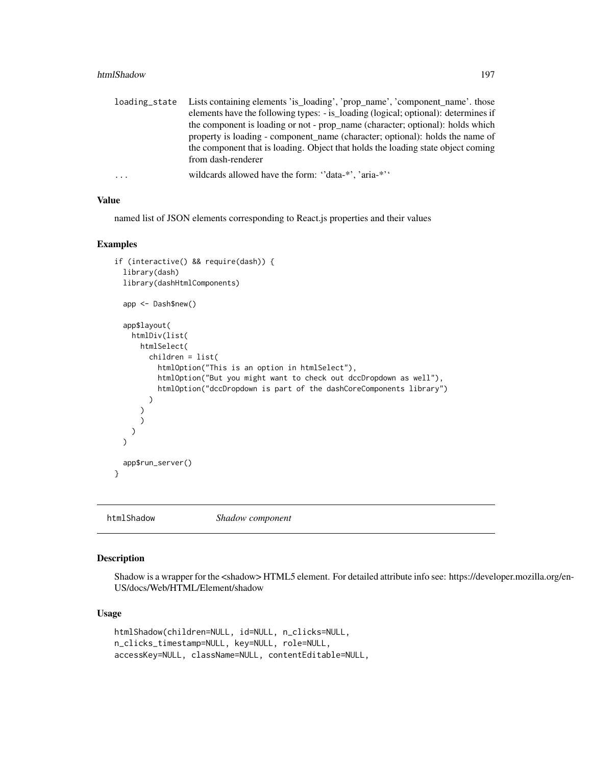| | |
|---|---|
| loading_state | Lists containing elements 'is_loading', 'prop_name', 'component_name'. those elements have the following types: - is_loading (logical; optional): determines if the component is loading or not - prop_name (character; optional): holds which property is loading - component_name (character; optional): holds the name of the component that is loading. Object that holds the loading state object coming from dash-renderer |
| ... | wildcards allowed have the form: ''data-*', 'aria-*'' |

### Value

named list of JSON elements corresponding to React.js properties and their values

### Examples

```
if (interactive() && require(dash)) {
  library(dash)
  library(dashHtmlComponents)

  app <- Dash$new()

  app$layout(
    htmlDiv(list(
      htmlSelect(
        children = list(
          htmlOption("This is an option in htmlSelect"),
          htmlOption("But you might want to check out dccDropdown as well"),
          htmlOption("dccDropdown is part of the dashCoreComponents library")
        )
      )
      )
    )
  )

  app$run_server()
}
```

---

## htmlShadow *Shadow component*

### Description

Shadow is a wrapper for the <shadow> HTML5 element. For detailed attribute info see: https://developer.mozilla.org/en-US/docs/Web/HTML/Element/shadow

### Usage

```
htmlShadow(children=NULL, id=NULL, n_clicks=NULL,
n_clicks_timestamp=NULL, key=NULL, role=NULL,
accessKey=NULL, className=NULL, contentEditable=NULL,
```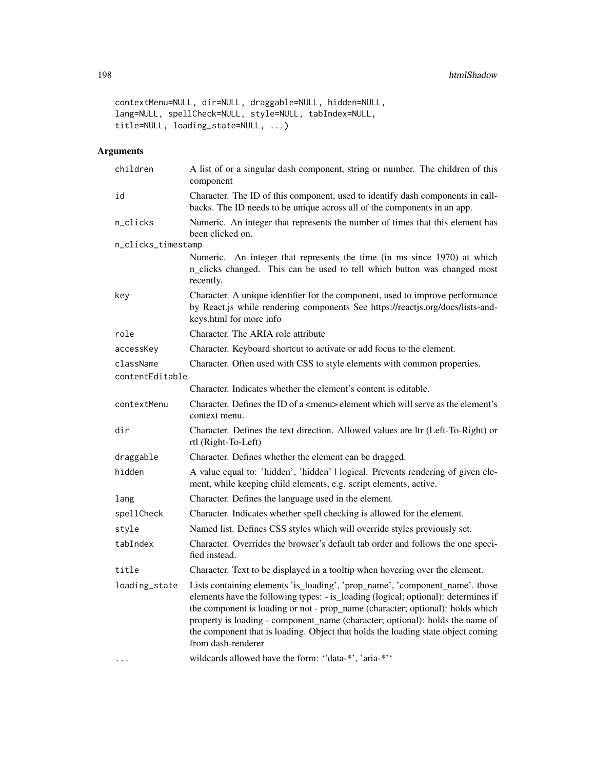```
contextMenu=NULL, dir=NULL, draggable=NULL, hidden=NULL,
lang=NULL, spellCheck=NULL, style=NULL, tabIndex=NULL,
title=NULL, loading_state=NULL, ...)
```

## Arguments

| | |
|---|---|
| `children` | A list of or a singular dash component, string or number. The children of this component |
| `id` | Character. The ID of this component, used to identify dash components in callbacks. The ID needs to be unique across all of the components in an app. |
| `n_clicks` | Numeric. An integer that represents the number of times that this element has been clicked on. |
| `n_clicks_timestamp` | Numeric. An integer that represents the time (in ms since 1970) at which n_clicks changed. This can be used to tell which button was changed most recently. |
| `key` | Character. A unique identifier for the component, used to improve performance by React.js while rendering components See https://reactjs.org/docs/lists-and-keys.html for more info |
| `role` | Character. The ARIA role attribute |
| `accessKey` | Character. Keyboard shortcut to activate or add focus to the element. |
| `className` | Character. Often used with CSS to style elements with common properties. |
| `contentEditable` | Character. Indicates whether the element's content is editable. |
| `contextMenu` | Character. Defines the ID of a <menu> element which will serve as the element's context menu. |
| `dir` | Character. Defines the text direction. Allowed values are ltr (Left-To-Right) or rtl (Right-To-Left) |
| `draggable` | Character. Defines whether the element can be dragged. |
| `hidden` | A value equal to: 'hidden', 'hidden' \| logical. Prevents rendering of given element, while keeping child elements, e.g. script elements, active. |
| `lang` | Character. Defines the language used in the element. |
| `spellCheck` | Character. Indicates whether spell checking is allowed for the element. |
| `style` | Named list. Defines CSS styles which will override styles previously set. |
| `tabIndex` | Character. Overrides the browser's default tab order and follows the one specified instead. |
| `title` | Character. Text to be displayed in a tooltip when hovering over the element. |
| `loading_state` | Lists containing elements 'is_loading', 'prop_name', 'component_name'. those elements have the following types: - is_loading (logical; optional): determines if the component is loading or not - prop_name (character; optional): holds which property is loading - component_name (character; optional): holds the name of the component that is loading. Object that holds the loading state object coming from dash-renderer |
| `...` | wildcards allowed have the form: ''data-*', 'aria-*'' |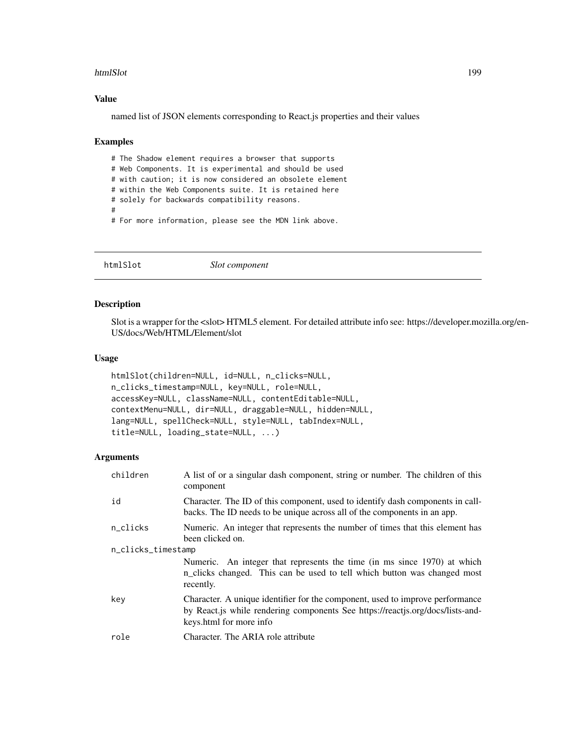### Value

named list of JSON elements corresponding to React.js properties and their values

### Examples

```
# The Shadow element requires a browser that supports
# Web Components. It is experimental and should be used
# with caution; it is now considered an obsolete element
# within the Web Components suite. It is retained here
# solely for backwards compatibility reasons.
#
# For more information, please see the MDN link above.
```

---

## htmlSlot *Slot component*

---

### Description

Slot is a wrapper for the <slot> HTML5 element. For detailed attribute info see: https://developer.mozilla.org/en-US/docs/Web/HTML/Element/slot

### Usage

```
htmlSlot(children=NULL, id=NULL, n_clicks=NULL,
n_clicks_timestamp=NULL, key=NULL, role=NULL,
accessKey=NULL, className=NULL, contentEditable=NULL,
contextMenu=NULL, dir=NULL, draggable=NULL, hidden=NULL,
lang=NULL, spellCheck=NULL, style=NULL, tabIndex=NULL,
title=NULL, loading_state=NULL, ...)
```

### Arguments

| | |
|---|---|
| children | A list of or a singular dash component, string or number. The children of this component |
| id | Character. The ID of this component, used to identify dash components in callbacks. The ID needs to be unique across all of the components in an app. |
| n_clicks | Numeric. An integer that represents the number of times that this element has been clicked on. |
| n_clicks_timestamp | Numeric. An integer that represents the time (in ms since 1970) at which n_clicks changed. This can be used to tell which button was changed most recently. |
| key | Character. A unique identifier for the component, used to improve performance by React.js while rendering components See https://reactjs.org/docs/lists-and-keys.html for more info |
| role | Character. The ARIA role attribute |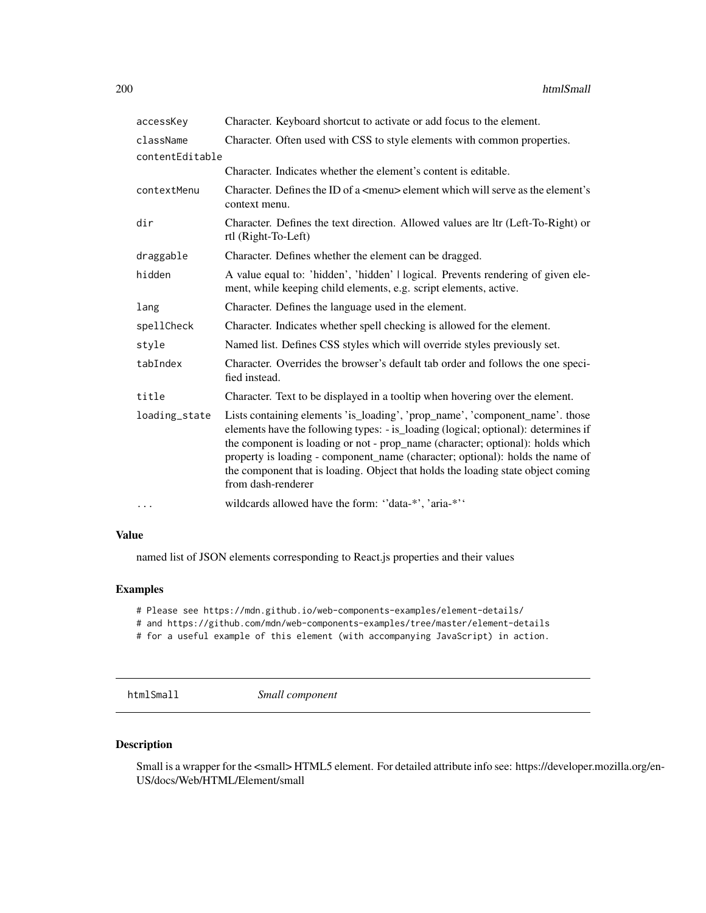| | |
|---|---|
| accessKey | Character. Keyboard shortcut to activate or add focus to the element. |
| className | Character. Often used with CSS to style elements with common properties. |
| contentEditable | Character. Indicates whether the element's content is editable. |
| contextMenu | Character. Defines the ID of a <menu> element which will serve as the element's context menu. |
| dir | Character. Defines the text direction. Allowed values are ltr (Left-To-Right) or rtl (Right-To-Left) |
| draggable | Character. Defines whether the element can be dragged. |
| hidden | A value equal to: 'hidden', 'hidden' \| logical. Prevents rendering of given element, while keeping child elements, e.g. script elements, active. |
| lang | Character. Defines the language used in the element. |
| spellCheck | Character. Indicates whether spell checking is allowed for the element. |
| style | Named list. Defines CSS styles which will override styles previously set. |
| tabIndex | Character. Overrides the browser's default tab order and follows the one specified instead. |
| title | Character. Text to be displayed in a tooltip when hovering over the element. |
| loading_state | Lists containing elements 'is_loading', 'prop_name', 'component_name'. those elements have the following types: - is_loading (logical; optional): determines if the component is loading or not - prop_name (character; optional): holds which property is loading - component_name (character; optional): holds the name of the component that is loading. Object that holds the loading state object coming from dash-renderer |
| ... | wildcards allowed have the form: ''data-*', 'aria-*'' |

## Value

named list of JSON elements corresponding to React.js properties and their values

## Examples

```
# Please see https://mdn.github.io/web-components-examples/element-details/
# and https://github.com/mdn/web-components-examples/tree/master/element-details
# for a useful example of this element (with accompanying JavaScript) in action.
```

---

# htmlSmall *Small component*

## Description

Small is a wrapper for the <small> HTML5 element. For detailed attribute info see: https://developer.mozilla.org/en-US/docs/Web/HTML/Element/small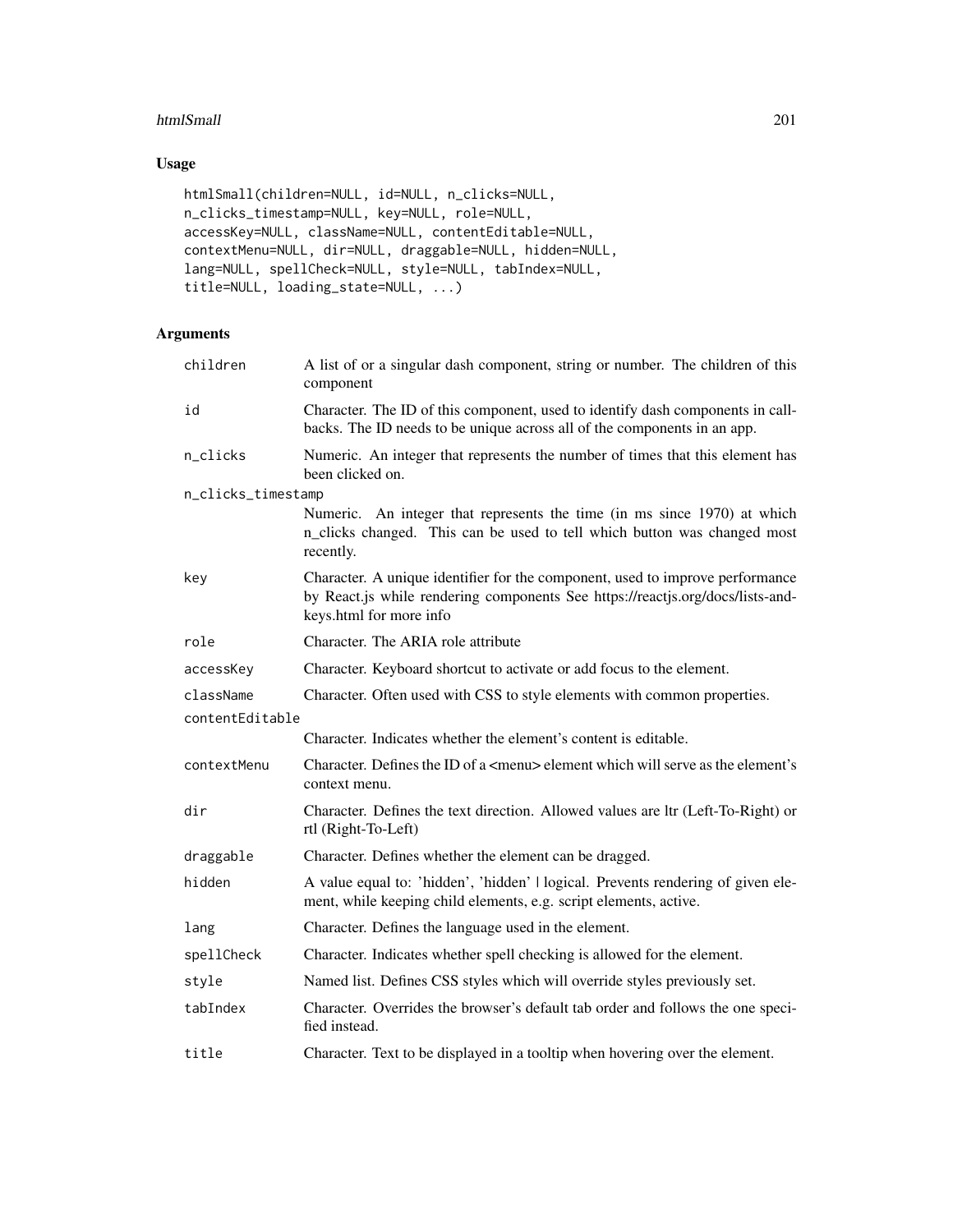## Usage

```
htmlSmall(children=NULL, id=NULL, n_clicks=NULL,
n_clicks_timestamp=NULL, key=NULL, role=NULL,
accessKey=NULL, className=NULL, contentEditable=NULL,
contextMenu=NULL, dir=NULL, draggable=NULL, hidden=NULL,
lang=NULL, spellCheck=NULL, style=NULL, tabIndex=NULL,
title=NULL, loading_state=NULL, ...)
```

## Arguments

| Argument | Description |
|---|---|
| `children` | A list of or a singular dash component, string or number. The children of this component |
| `id` | Character. The ID of this component, used to identify dash components in callbacks. The ID needs to be unique across all of the components in an app. |
| `n_clicks` | Numeric. An integer that represents the number of times that this element has been clicked on. |
| `n_clicks_timestamp` | Numeric. An integer that represents the time (in ms since 1970) at which n_clicks changed. This can be used to tell which button was changed most recently. |
| `key` | Character. A unique identifier for the component, used to improve performance by React.js while rendering components See https://reactjs.org/docs/lists-and-keys.html for more info |
| `role` | Character. The ARIA role attribute |
| `accessKey` | Character. Keyboard shortcut to activate or add focus to the element. |
| `className` | Character. Often used with CSS to style elements with common properties. |
| `contentEditable` | Character. Indicates whether the element's content is editable. |
| `contextMenu` | Character. Defines the ID of a <menu> element which will serve as the element's context menu. |
| `dir` | Character. Defines the text direction. Allowed values are ltr (Left-To-Right) or rtl (Right-To-Left) |
| `draggable` | Character. Defines whether the element can be dragged. |
| `hidden` | A value equal to: 'hidden', 'hidden' \| logical. Prevents rendering of given element, while keeping child elements, e.g. script elements, active. |
| `lang` | Character. Defines the language used in the element. |
| `spellCheck` | Character. Indicates whether spell checking is allowed for the element. |
| `style` | Named list. Defines CSS styles which will override styles previously set. |
| `tabIndex` | Character. Overrides the browser's default tab order and follows the one specified instead. |
| `title` | Character. Text to be displayed in a tooltip when hovering over the element. |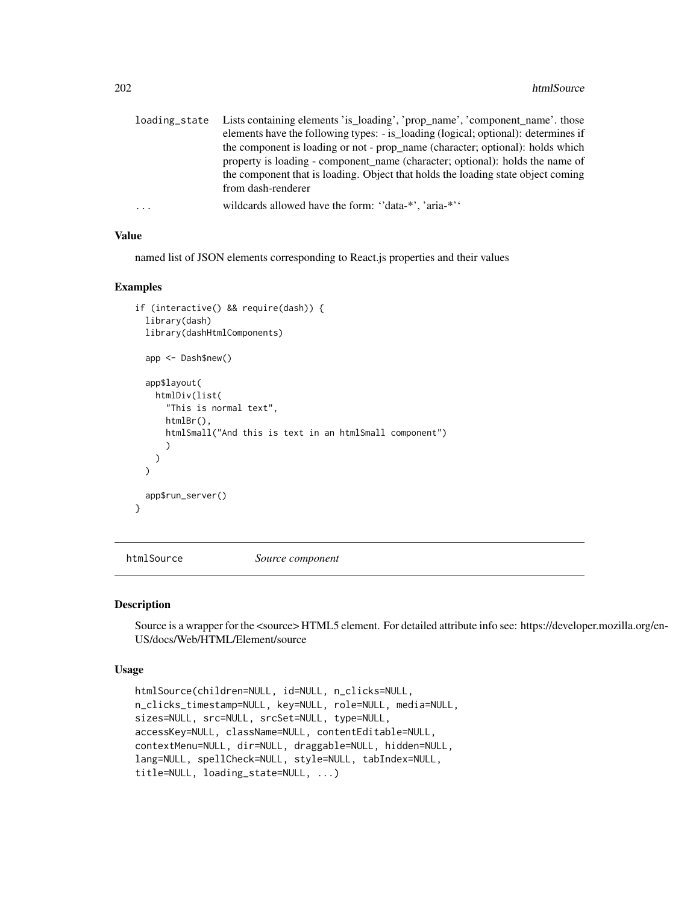| | |
|---|---|
| loading_state | Lists containing elements 'is_loading', 'prop_name', 'component_name'. those elements have the following types: - is_loading (logical; optional): determines if the component is loading or not - prop_name (character; optional): holds which property is loading - component_name (character; optional): holds the name of the component that is loading. Object that holds the loading state object coming from dash-renderer |
| ... | wildcards allowed have the form: ''data-*', 'aria-*'' |

### Value

named list of JSON elements corresponding to React.js properties and their values

### Examples

```
if (interactive() && require(dash)) {
  library(dash)
  library(dashHtmlComponents)

  app <- Dash$new()

  app$layout(
    htmlDiv(list(
      "This is normal text",
      htmlBr(),
      htmlSmall("And this is text in an htmlSmall component")
      )
    )
  )

  app$run_server()
}
```

---

## htmlSource — *Source component*

### Description

Source is a wrapper for the <source> HTML5 element. For detailed attribute info see: https://developer.mozilla.org/en-US/docs/Web/HTML/Element/source

### Usage

```
htmlSource(children=NULL, id=NULL, n_clicks=NULL,
n_clicks_timestamp=NULL, key=NULL, role=NULL, media=NULL,
sizes=NULL, src=NULL, srcSet=NULL, type=NULL,
accessKey=NULL, className=NULL, contentEditable=NULL,
contextMenu=NULL, dir=NULL, draggable=NULL, hidden=NULL,
lang=NULL, spellCheck=NULL, style=NULL, tabIndex=NULL,
title=NULL, loading_state=NULL, ...)
```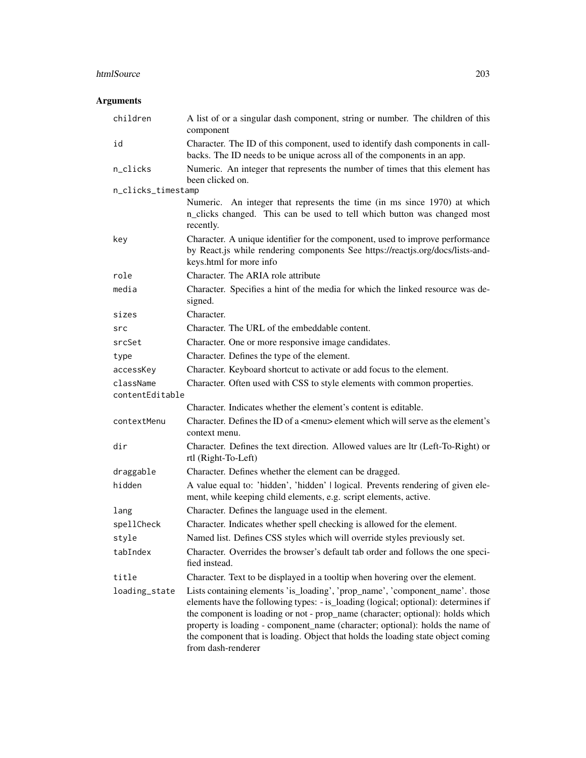## Arguments

| | |
|---|---|
| children | A list of or a singular dash component, string or number. The children of this component |
| id | Character. The ID of this component, used to identify dash components in callbacks. The ID needs to be unique across all of the components in an app. |
| n_clicks | Numeric. An integer that represents the number of times that this element has been clicked on. |
| n_clicks_timestamp | Numeric. An integer that represents the time (in ms since 1970) at which n_clicks changed. This can be used to tell which button was changed most recently. |
| key | Character. A unique identifier for the component, used to improve performance by React.js while rendering components See https://reactjs.org/docs/lists-and-keys.html for more info |
| role | Character. The ARIA role attribute |
| media | Character. Specifies a hint of the media for which the linked resource was designed. |
| sizes | Character. |
| src | Character. The URL of the embeddable content. |
| srcSet | Character. One or more responsive image candidates. |
| type | Character. Defines the type of the element. |
| accessKey | Character. Keyboard shortcut to activate or add focus to the element. |
| className | Character. Often used with CSS to style elements with common properties. |
| contentEditable | Character. Indicates whether the element's content is editable. |
| contextMenu | Character. Defines the ID of a <menu> element which will serve as the element's context menu. |
| dir | Character. Defines the text direction. Allowed values are ltr (Left-To-Right) or rtl (Right-To-Left) |
| draggable | Character. Defines whether the element can be dragged. |
| hidden | A value equal to: 'hidden', 'hidden' \| logical. Prevents rendering of given element, while keeping child elements, e.g. script elements, active. |
| lang | Character. Defines the language used in the element. |
| spellCheck | Character. Indicates whether spell checking is allowed for the element. |
| style | Named list. Defines CSS styles which will override styles previously set. |
| tabIndex | Character. Overrides the browser's default tab order and follows the one specified instead. |
| title | Character. Text to be displayed in a tooltip when hovering over the element. |
| loading_state | Lists containing elements 'is_loading', 'prop_name', 'component_name'. those elements have the following types: - is_loading (logical; optional): determines if the component is loading or not - prop_name (character; optional): holds which property is loading - component_name (character; optional): holds the name of the component that is loading. Object that holds the loading state object coming from dash-renderer |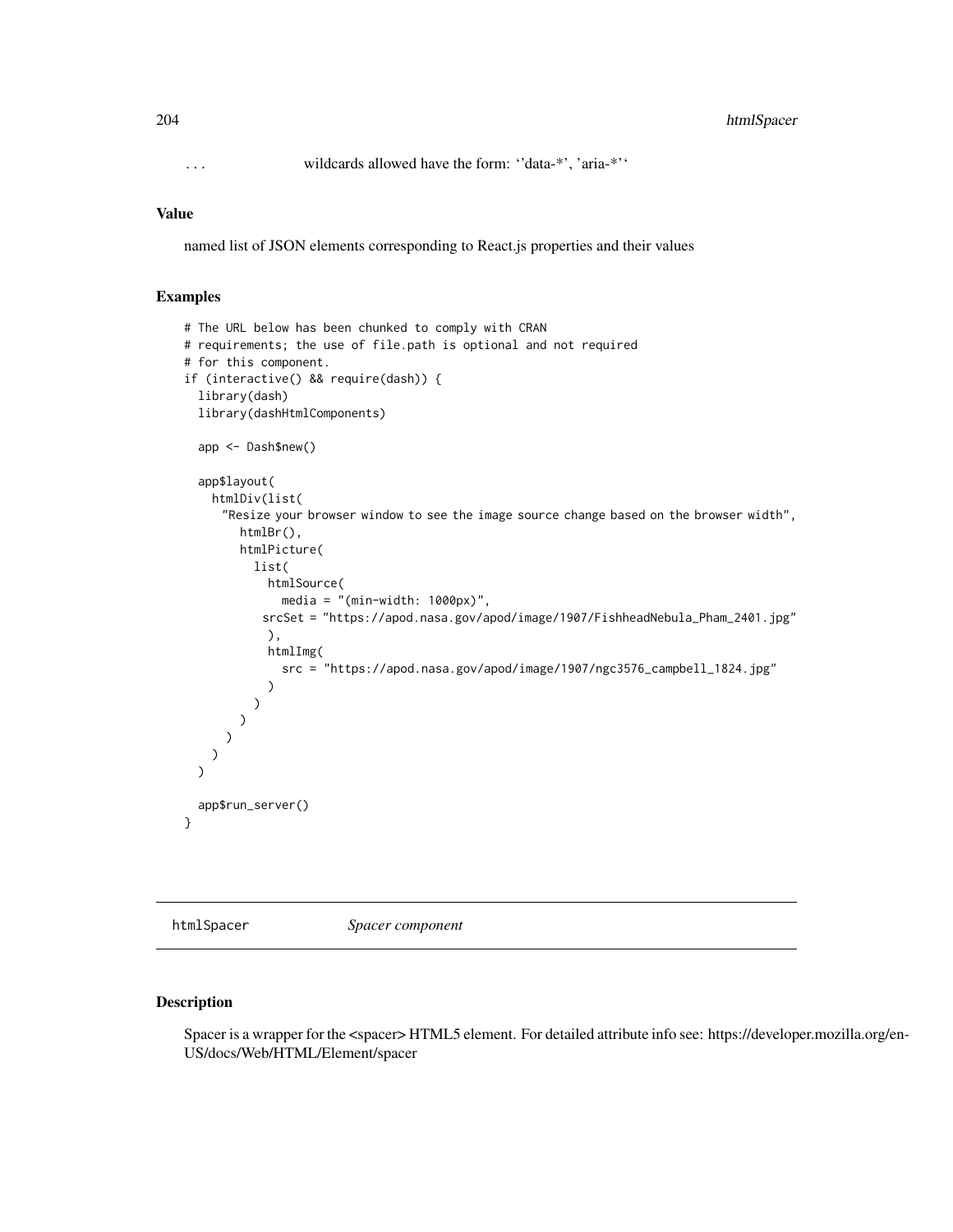... wildcards allowed have the form: ''data-*', 'aria-*''

### Value

named list of JSON elements corresponding to React.js properties and their values

### Examples

```
# The URL below has been chunked to comply with CRAN
# requirements; the use of file.path is optional and not required
# for this component.
if (interactive() && require(dash)) {
  library(dash)
  library(dashHtmlComponents)

  app <- Dash$new()

  app$layout(
    htmlDiv(list(
      "Resize your browser window to see the image source change based on the browser width",
        htmlBr(),
        htmlPicture(
          list(
            htmlSource(
              media = "(min-width: 1000px)",
           srcSet = "https://apod.nasa.gov/apod/image/1907/FishheadNebula_Pham_2401.jpg"
            ),
            htmlImg(
              src = "https://apod.nasa.gov/apod/image/1907/ngc3576_campbell_1824.jpg"
            )
          )
        )
      )
    )
  )

  app$run_server()
}
```

---

## htmlSpacer *Spacer component*

---

### Description

Spacer is a wrapper for the <spacer> HTML5 element. For detailed attribute info see: https://developer.mozilla.org/en-US/docs/Web/HTML/Element/spacer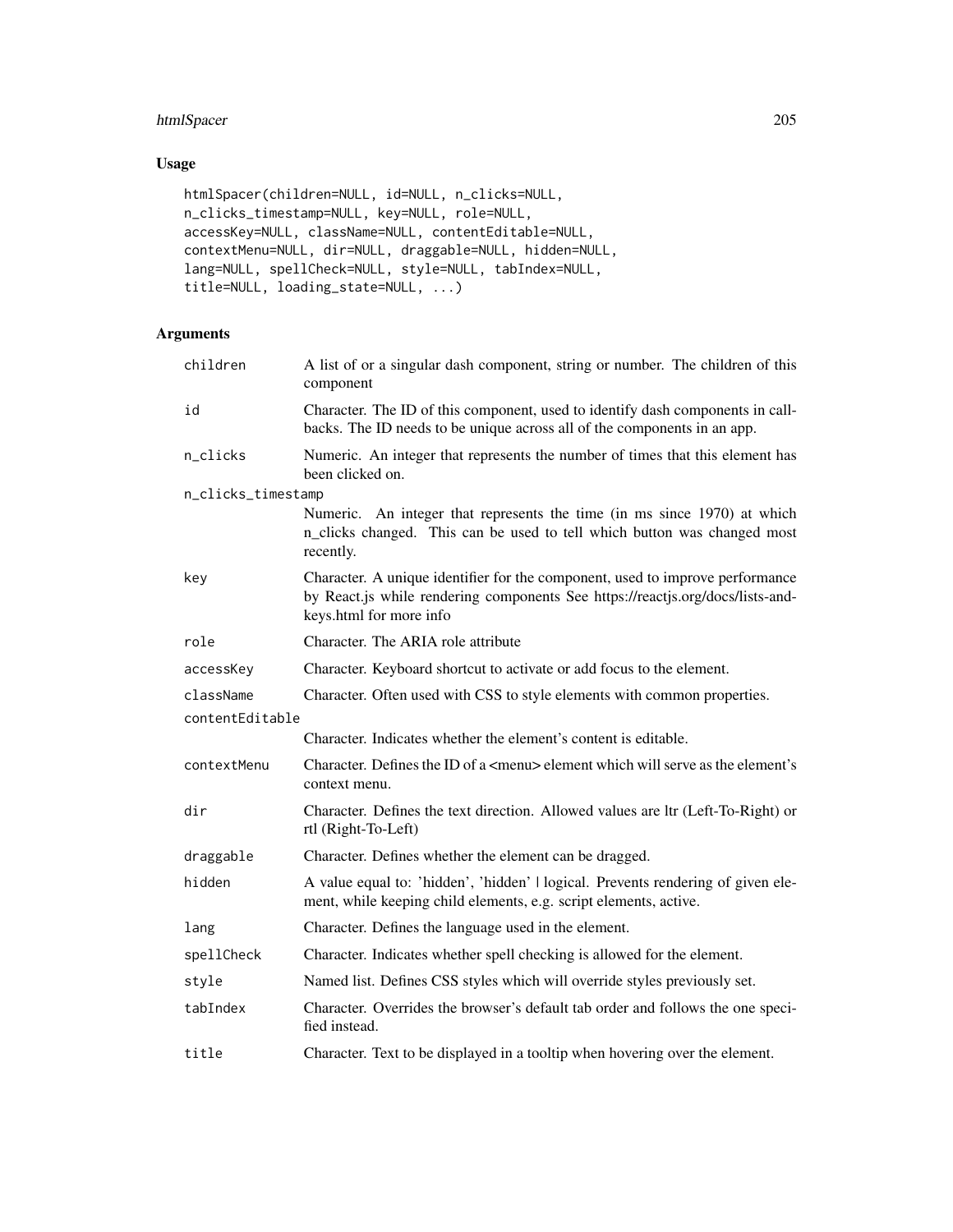## Usage

```
htmlSpacer(children=NULL, id=NULL, n_clicks=NULL,
n_clicks_timestamp=NULL, key=NULL, role=NULL,
accessKey=NULL, className=NULL, contentEditable=NULL,
contextMenu=NULL, dir=NULL, draggable=NULL, hidden=NULL,
lang=NULL, spellCheck=NULL, style=NULL, tabIndex=NULL,
title=NULL, loading_state=NULL, ...)
```

## Arguments

| | |
|---|---|
| children | A list of or a singular dash component, string or number. The children of this component |
| id | Character. The ID of this component, used to identify dash components in callbacks. The ID needs to be unique across all of the components in an app. |
| n_clicks | Numeric. An integer that represents the number of times that this element has been clicked on. |
| n_clicks_timestamp | Numeric. An integer that represents the time (in ms since 1970) at which n_clicks changed. This can be used to tell which button was changed most recently. |
| key | Character. A unique identifier for the component, used to improve performance by React.js while rendering components See https://reactjs.org/docs/lists-and-keys.html for more info |
| role | Character. The ARIA role attribute |
| accessKey | Character. Keyboard shortcut to activate or add focus to the element. |
| className | Character. Often used with CSS to style elements with common properties. |
| contentEditable | Character. Indicates whether the element's content is editable. |
| contextMenu | Character. Defines the ID of a <menu> element which will serve as the element's context menu. |
| dir | Character. Defines the text direction. Allowed values are ltr (Left-To-Right) or rtl (Right-To-Left) |
| draggable | Character. Defines whether the element can be dragged. |
| hidden | A value equal to: 'hidden', 'hidden' \| logical. Prevents rendering of given element, while keeping child elements, e.g. script elements, active. |
| lang | Character. Defines the language used in the element. |
| spellCheck | Character. Indicates whether spell checking is allowed for the element. |
| style | Named list. Defines CSS styles which will override styles previously set. |
| tabIndex | Character. Overrides the browser's default tab order and follows the one specified instead. |
| title | Character. Text to be displayed in a tooltip when hovering over the element. |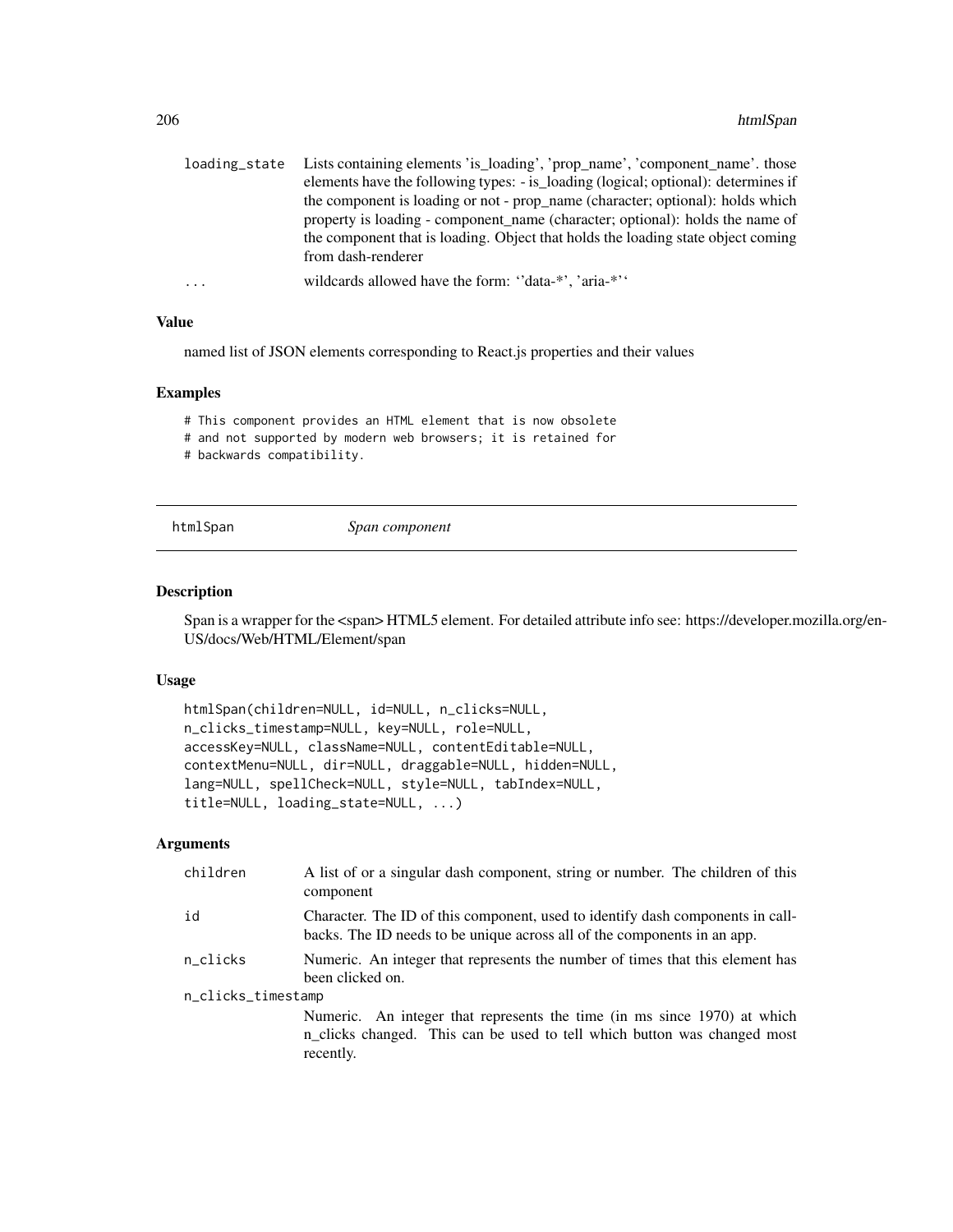| | |
|---|---|
| loading_state | Lists containing elements 'is_loading', 'prop_name', 'component_name'. those elements have the following types: - is_loading (logical; optional): determines if the component is loading or not - prop_name (character; optional): holds which property is loading - component_name (character; optional): holds the name of the component that is loading. Object that holds the loading state object coming from dash-renderer |
| ... | wildcards allowed have the form: ''data-*', 'aria-*'' |

### Value

named list of JSON elements corresponding to React.js properties and their values

### Examples

```
# This component provides an HTML element that is now obsolete
# and not supported by modern web browsers; it is retained for
# backwards compatibility.
```

---

## htmlSpan *Span component*

---

### Description

Span is a wrapper for the <span> HTML5 element. For detailed attribute info see: https://developer.mozilla.org/en-US/docs/Web/HTML/Element/span

### Usage

```
htmlSpan(children=NULL, id=NULL, n_clicks=NULL,
n_clicks_timestamp=NULL, key=NULL, role=NULL,
accessKey=NULL, className=NULL, contentEditable=NULL,
contextMenu=NULL, dir=NULL, draggable=NULL, hidden=NULL,
lang=NULL, spellCheck=NULL, style=NULL, tabIndex=NULL,
title=NULL, loading_state=NULL, ...)
```

### Arguments

| | |
|---|---|
| children | A list of or a singular dash component, string or number. The children of this component |
| id | Character. The ID of this component, used to identify dash components in callbacks. The ID needs to be unique across all of the components in an app. |
| n_clicks | Numeric. An integer that represents the number of times that this element has been clicked on. |
| n_clicks_timestamp | Numeric. An integer that represents the time (in ms since 1970) at which n_clicks changed. This can be used to tell which button was changed most recently. |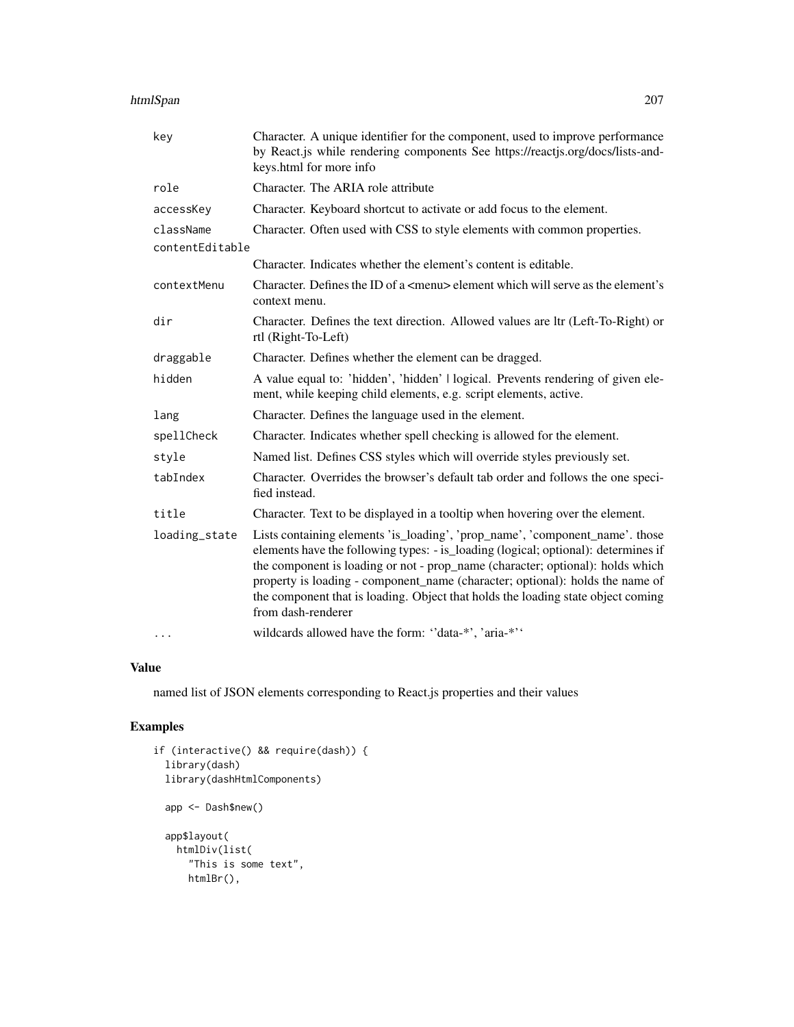| | |
|---|---|
| key | Character. A unique identifier for the component, used to improve performance by React.js while rendering components See https://reactjs.org/docs/lists-and-keys.html for more info |
| role | Character. The ARIA role attribute |
| accessKey | Character. Keyboard shortcut to activate or add focus to the element. |
| className | Character. Often used with CSS to style elements with common properties. |
| contentEditable | Character. Indicates whether the element's content is editable. |
| contextMenu | Character. Defines the ID of a <menu> element which will serve as the element's context menu. |
| dir | Character. Defines the text direction. Allowed values are ltr (Left-To-Right) or rtl (Right-To-Left) |
| draggable | Character. Defines whether the element can be dragged. |
| hidden | A value equal to: 'hidden', 'hidden' \| logical. Prevents rendering of given element, while keeping child elements, e.g. script elements, active. |
| lang | Character. Defines the language used in the element. |
| spellCheck | Character. Indicates whether spell checking is allowed for the element. |
| style | Named list. Defines CSS styles which will override styles previously set. |
| tabIndex | Character. Overrides the browser's default tab order and follows the one specified instead. |
| title | Character. Text to be displayed in a tooltip when hovering over the element. |
| loading_state | Lists containing elements 'is_loading', 'prop_name', 'component_name'. those elements have the following types: - is_loading (logical; optional): determines if the component is loading or not - prop_name (character; optional): holds which property is loading - component_name (character; optional): holds the name of the component that is loading. Object that holds the loading state object coming from dash-renderer |
| ... | wildcards allowed have the form: ''data-*', 'aria-*'' |

## Value

named list of JSON elements corresponding to React.js properties and their values

## Examples

```
if (interactive() && require(dash)) {
  library(dash)
  library(dashHtmlComponents)

  app <- Dash$new()

  app$layout(
    htmlDiv(list(
      "This is some text",
      htmlBr(),
```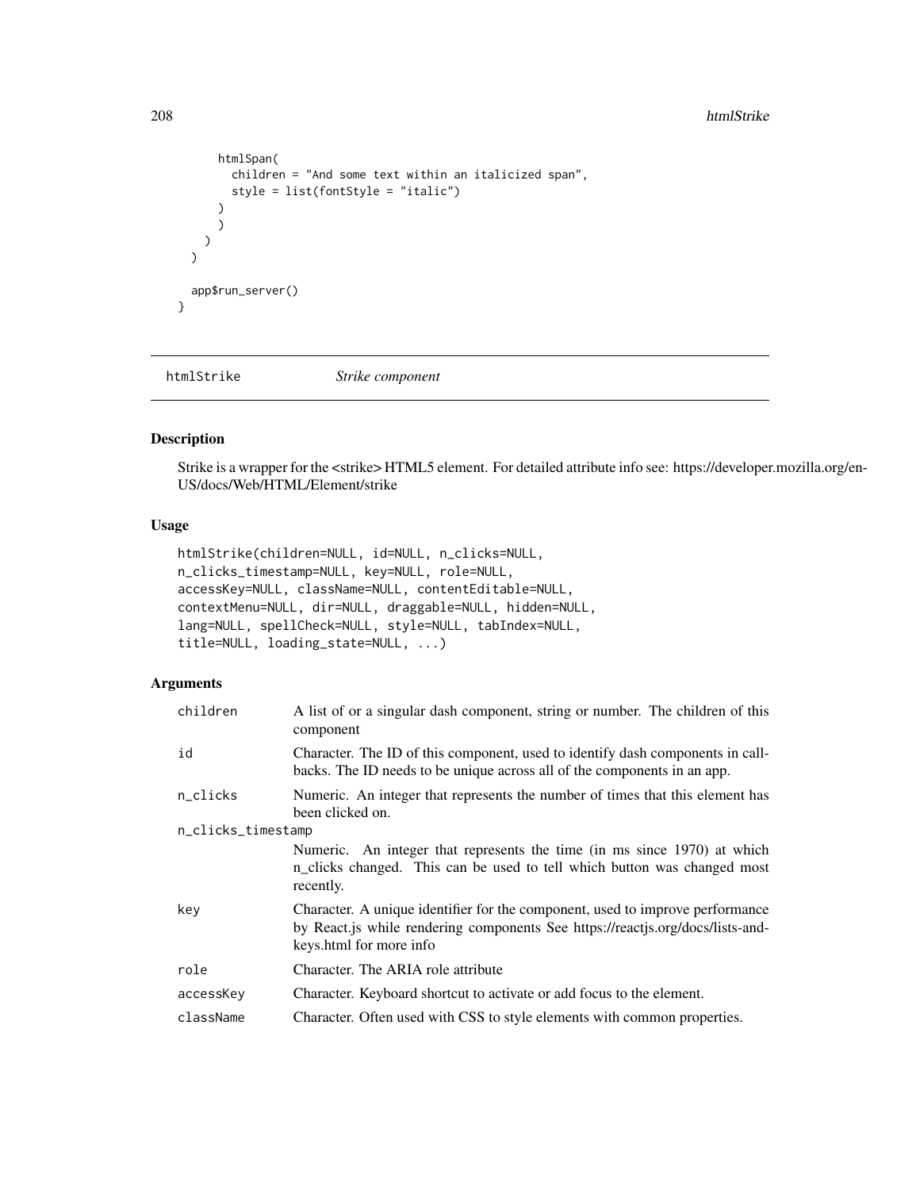```
      htmlSpan(
        children = "And some text within an italicized span",
        style = list(fontStyle = "italic")
      )
      )
    )
  )

  app$run_server()
}
```

---

`htmlStrike` *Strike component*

---

## Description

Strike is a wrapper for the <strike> HTML5 element. For detailed attribute info see: https://developer.mozilla.org/en-US/docs/Web/HTML/Element/strike

## Usage

```
htmlStrike(children=NULL, id=NULL, n_clicks=NULL,
n_clicks_timestamp=NULL, key=NULL, role=NULL,
accessKey=NULL, className=NULL, contentEditable=NULL,
contextMenu=NULL, dir=NULL, draggable=NULL, hidden=NULL,
lang=NULL, spellCheck=NULL, style=NULL, tabIndex=NULL,
title=NULL, loading_state=NULL, ...)
```

## Arguments

| | |
|---|---|
| `children` | A list of or a singular dash component, string or number. The children of this component |
| `id` | Character. The ID of this component, used to identify dash components in callbacks. The ID needs to be unique across all of the components in an app. |
| `n_clicks` | Numeric. An integer that represents the number of times that this element has been clicked on. |
| `n_clicks_timestamp` | Numeric. An integer that represents the time (in ms since 1970) at which n_clicks changed. This can be used to tell which button was changed most recently. |
| `key` | Character. A unique identifier for the component, used to improve performance by React.js while rendering components See https://reactjs.org/docs/lists-and-keys.html for more info |
| `role` | Character. The ARIA role attribute |
| `accessKey` | Character. Keyboard shortcut to activate or add focus to the element. |
| `className` | Character. Often used with CSS to style elements with common properties. |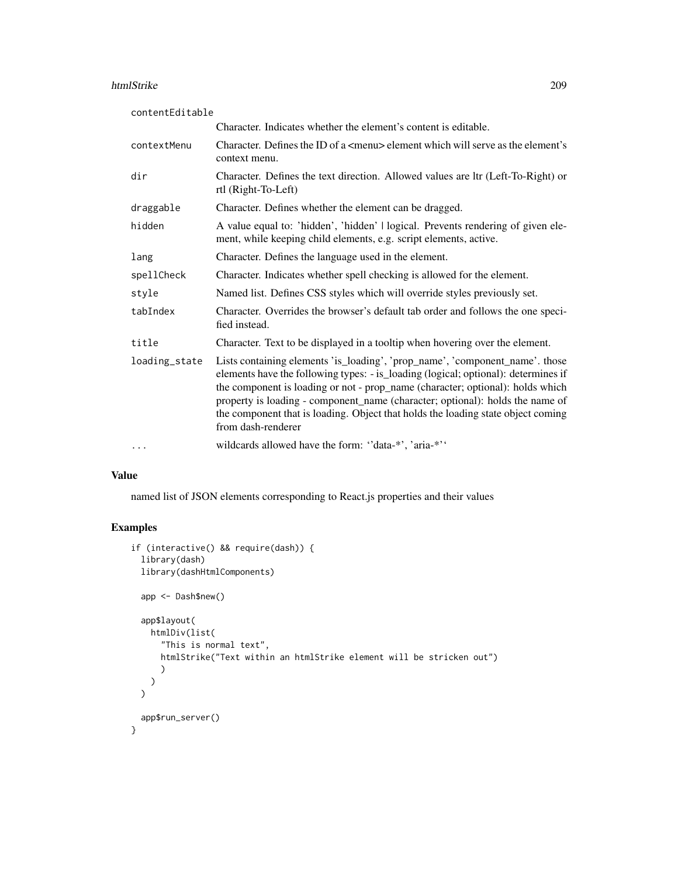| | |
|---|---|
| contentEditable | Character. Indicates whether the element's content is editable. |
| contextMenu | Character. Defines the ID of a <menu> element which will serve as the element's context menu. |
| dir | Character. Defines the text direction. Allowed values are ltr (Left-To-Right) or rtl (Right-To-Left) |
| draggable | Character. Defines whether the element can be dragged. |
| hidden | A value equal to: 'hidden', 'hidden' \| logical. Prevents rendering of given element, while keeping child elements, e.g. script elements, active. |
| lang | Character. Defines the language used in the element. |
| spellCheck | Character. Indicates whether spell checking is allowed for the element. |
| style | Named list. Defines CSS styles which will override styles previously set. |
| tabIndex | Character. Overrides the browser's default tab order and follows the one specified instead. |
| title | Character. Text to be displayed in a tooltip when hovering over the element. |
| loading_state | Lists containing elements 'is_loading', 'prop_name', 'component_name'. those elements have the following types: - is_loading (logical; optional): determines if the component is loading or not - prop_name (character; optional): holds which property is loading - component_name (character; optional): holds the name of the component that is loading. Object that holds the loading state object coming from dash-renderer |
| ... | wildcards allowed have the form: ''data-*', 'aria-*'' |

## Value

named list of JSON elements corresponding to React.js properties and their values

## Examples

```
if (interactive() && require(dash)) {
  library(dash)
  library(dashHtmlComponents)

  app <- Dash$new()

  app$layout(
    htmlDiv(list(
      "This is normal text",
      htmlStrike("Text within an htmlStrike element will be stricken out")
      )
    )
  )

  app$run_server()
}
```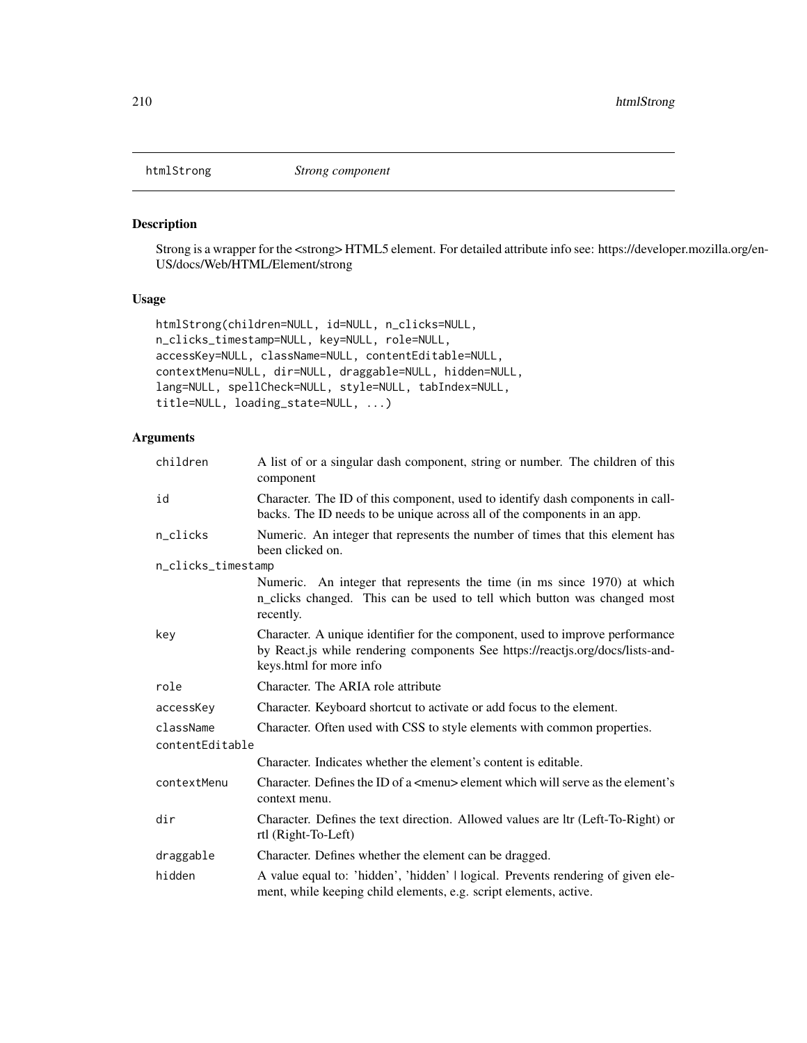htmlStrong *Strong component*

## Description

Strong is a wrapper for the <strong> HTML5 element. For detailed attribute info see: https://developer.mozilla.org/en-US/docs/Web/HTML/Element/strong

## Usage

```
htmlStrong(children=NULL, id=NULL, n_clicks=NULL,
n_clicks_timestamp=NULL, key=NULL, role=NULL,
accessKey=NULL, className=NULL, contentEditable=NULL,
contextMenu=NULL, dir=NULL, draggable=NULL, hidden=NULL,
lang=NULL, spellCheck=NULL, style=NULL, tabIndex=NULL,
title=NULL, loading_state=NULL, ...)
```

## Arguments

| | |
|---|---|
| children | A list of or a singular dash component, string or number. The children of this component |
| id | Character. The ID of this component, used to identify dash components in callbacks. The ID needs to be unique across all of the components in an app. |
| n_clicks | Numeric. An integer that represents the number of times that this element has been clicked on. |
| n_clicks_timestamp | Numeric. An integer that represents the time (in ms since 1970) at which n_clicks changed. This can be used to tell which button was changed most recently. |
| key | Character. A unique identifier for the component, used to improve performance by React.js while rendering components See https://reactjs.org/docs/lists-and-keys.html for more info |
| role | Character. The ARIA role attribute |
| accessKey | Character. Keyboard shortcut to activate or add focus to the element. |
| className | Character. Often used with CSS to style elements with common properties. |
| contentEditable | Character. Indicates whether the element's content is editable. |
| contextMenu | Character. Defines the ID of a <menu> element which will serve as the element's context menu. |
| dir | Character. Defines the text direction. Allowed values are ltr (Left-To-Right) or rtl (Right-To-Left) |
| draggable | Character. Defines whether the element can be dragged. |
| hidden | A value equal to: 'hidden', 'hidden' \| logical. Prevents rendering of given element, while keeping child elements, e.g. script elements, active. |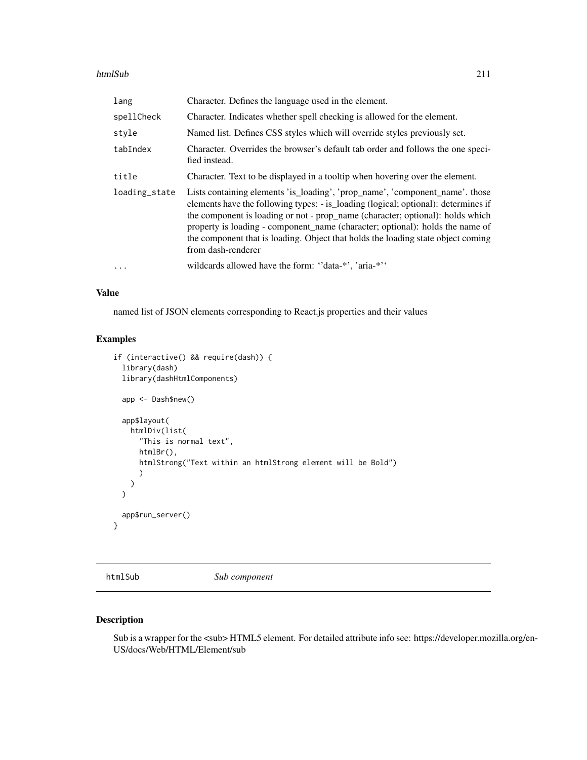| | |
|---|---|
| lang | Character. Defines the language used in the element. |
| spellCheck | Character. Indicates whether spell checking is allowed for the element. |
| style | Named list. Defines CSS styles which will override styles previously set. |
| tabIndex | Character. Overrides the browser's default tab order and follows the one specified instead. |
| title | Character. Text to be displayed in a tooltip when hovering over the element. |
| loading_state | Lists containing elements 'is_loading', 'prop_name', 'component_name'. those elements have the following types: - is_loading (logical; optional): determines if the component is loading or not - prop_name (character; optional): holds which property is loading - component_name (character; optional): holds the name of the component that is loading. Object that holds the loading state object coming from dash-renderer |
| ... | wildcards allowed have the form: ''data-*', 'aria-*'' |

### Value

named list of JSON elements corresponding to React.js properties and their values

### Examples

```
if (interactive() && require(dash)) {
  library(dash)
  library(dashHtmlComponents)

  app <- Dash$new()

  app$layout(
    htmlDiv(list(
      "This is normal text",
      htmlBr(),
      htmlStrong("Text within an htmlStrong element will be Bold")
      )
    )
  )

  app$run_server()
}
```

## htmlSub *Sub component*

### Description

Sub is a wrapper for the <sub> HTML5 element. For detailed attribute info see: https://developer.mozilla.org/en-US/docs/Web/HTML/Element/sub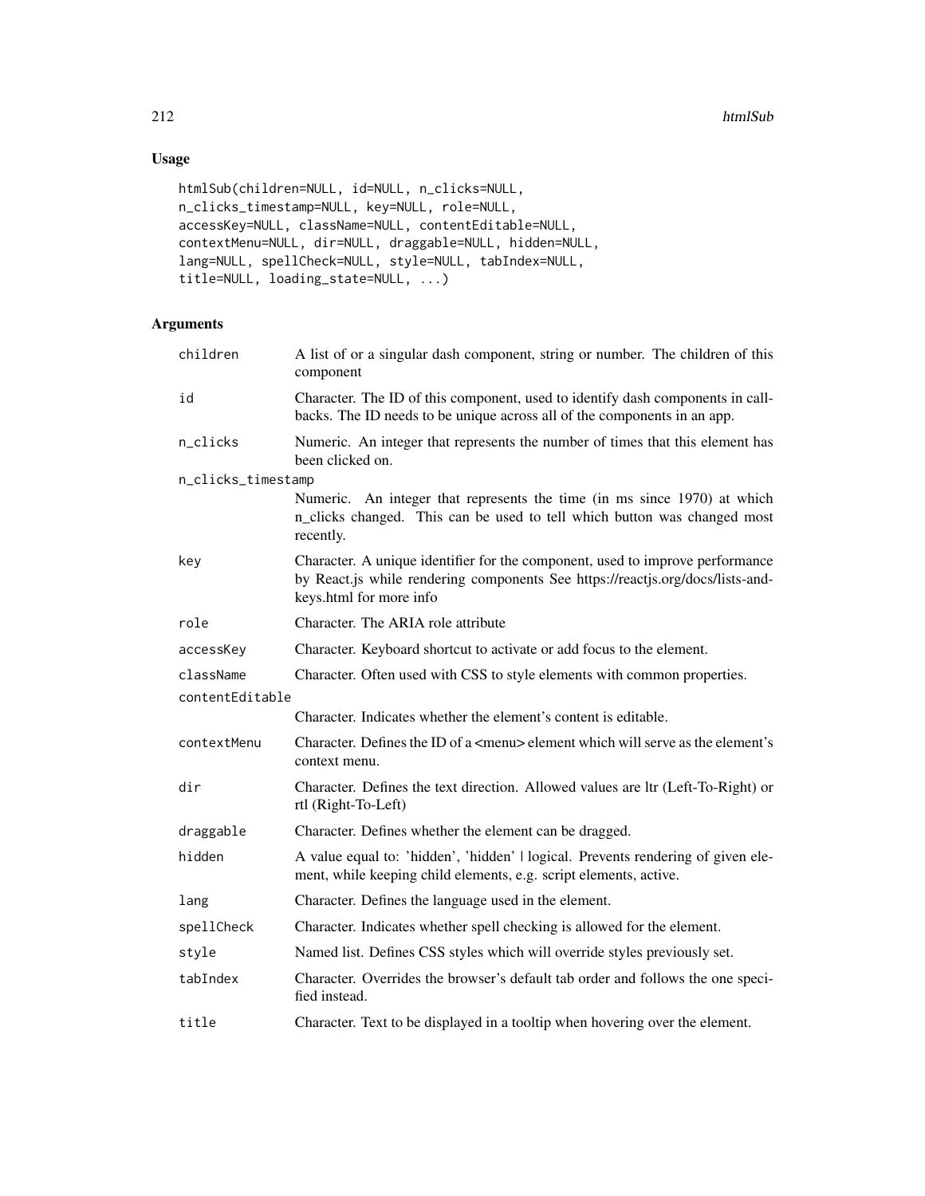## Usage

```
htmlSub(children=NULL, id=NULL, n_clicks=NULL,
n_clicks_timestamp=NULL, key=NULL, role=NULL,
accessKey=NULL, className=NULL, contentEditable=NULL,
contextMenu=NULL, dir=NULL, draggable=NULL, hidden=NULL,
lang=NULL, spellCheck=NULL, style=NULL, tabIndex=NULL,
title=NULL, loading_state=NULL, ...)
```

## Arguments

| | |
|---|---|
| children | A list of or a singular dash component, string or number. The children of this component |
| id | Character. The ID of this component, used to identify dash components in callbacks. The ID needs to be unique across all of the components in an app. |
| n_clicks | Numeric. An integer that represents the number of times that this element has been clicked on. |
| n_clicks_timestamp | Numeric. An integer that represents the time (in ms since 1970) at which n_clicks changed. This can be used to tell which button was changed most recently. |
| key | Character. A unique identifier for the component, used to improve performance by React.js while rendering components See https://reactjs.org/docs/lists-and-keys.html for more info |
| role | Character. The ARIA role attribute |
| accessKey | Character. Keyboard shortcut to activate or add focus to the element. |
| className | Character. Often used with CSS to style elements with common properties. |
| contentEditable | Character. Indicates whether the element's content is editable. |
| contextMenu | Character. Defines the ID of a <menu> element which will serve as the element's context menu. |
| dir | Character. Defines the text direction. Allowed values are ltr (Left-To-Right) or rtl (Right-To-Left) |
| draggable | Character. Defines whether the element can be dragged. |
| hidden | A value equal to: 'hidden', 'hidden' \| logical. Prevents rendering of given element, while keeping child elements, e.g. script elements, active. |
| lang | Character. Defines the language used in the element. |
| spellCheck | Character. Indicates whether spell checking is allowed for the element. |
| style | Named list. Defines CSS styles which will override styles previously set. |
| tabIndex | Character. Overrides the browser's default tab order and follows the one specified instead. |
| title | Character. Text to be displayed in a tooltip when hovering over the element. |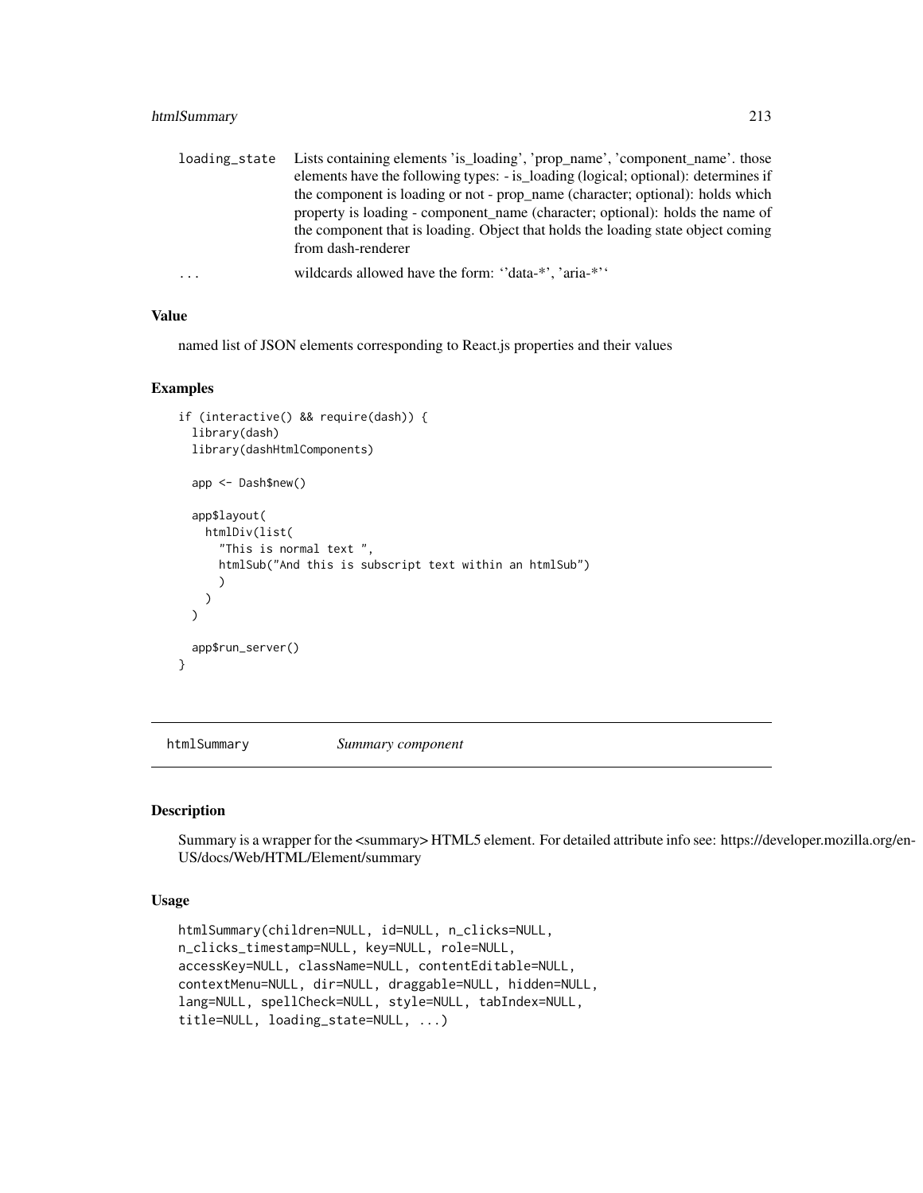| | |
|---|---|
| loading_state | Lists containing elements 'is_loading', 'prop_name', 'component_name'. those elements have the following types: - is_loading (logical; optional): determines if the component is loading or not - prop_name (character; optional): holds which property is loading - component_name (character; optional): holds the name of the component that is loading. Object that holds the loading state object coming from dash-renderer |
| ... | wildcards allowed have the form: ''data-*', 'aria-*'' |

### Value

named list of JSON elements corresponding to React.js properties and their values

### Examples

```
if (interactive() && require(dash)) {
  library(dash)
  library(dashHtmlComponents)

  app <- Dash$new()

  app$layout(
    htmlDiv(list(
      "This is normal text ",
      htmlSub("And this is subscript text within an htmlSub")
      )
    )
  )

  app$run_server()
}
```

---

## htmlSummary *Summary component*

### Description

Summary is a wrapper for the <summary> HTML5 element. For detailed attribute info see: https://developer.mozilla.org/en-US/docs/Web/HTML/Element/summary

### Usage

```
htmlSummary(children=NULL, id=NULL, n_clicks=NULL,
n_clicks_timestamp=NULL, key=NULL, role=NULL,
accessKey=NULL, className=NULL, contentEditable=NULL,
contextMenu=NULL, dir=NULL, draggable=NULL, hidden=NULL,
lang=NULL, spellCheck=NULL, style=NULL, tabIndex=NULL,
title=NULL, loading_state=NULL, ...)
```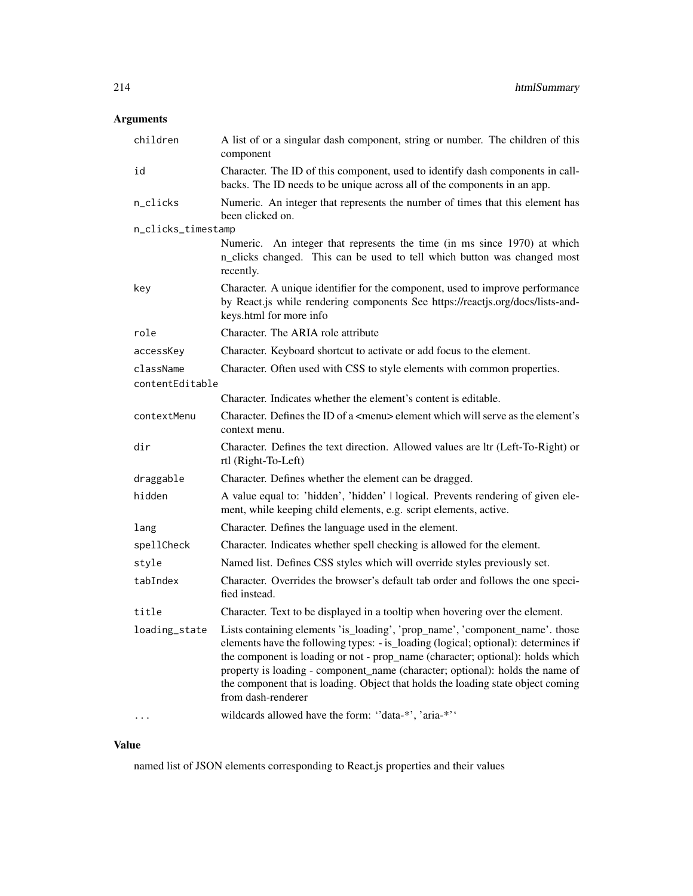## Arguments

| | |
|---|---|
| children | A list of or a singular dash component, string or number. The children of this component |
| id | Character. The ID of this component, used to identify dash components in callbacks. The ID needs to be unique across all of the components in an app. |
| n_clicks | Numeric. An integer that represents the number of times that this element has been clicked on. |
| n_clicks_timestamp | Numeric. An integer that represents the time (in ms since 1970) at which n_clicks changed. This can be used to tell which button was changed most recently. |
| key | Character. A unique identifier for the component, used to improve performance by React.js while rendering components See https://reactjs.org/docs/lists-and-keys.html for more info |
| role | Character. The ARIA role attribute |
| accessKey | Character. Keyboard shortcut to activate or add focus to the element. |
| className | Character. Often used with CSS to style elements with common properties. |
| contentEditable | Character. Indicates whether the element's content is editable. |
| contextMenu | Character. Defines the ID of a <menu> element which will serve as the element's context menu. |
| dir | Character. Defines the text direction. Allowed values are ltr (Left-To-Right) or rtl (Right-To-Left) |
| draggable | Character. Defines whether the element can be dragged. |
| hidden | A value equal to: 'hidden', 'hidden' \| logical. Prevents rendering of given element, while keeping child elements, e.g. script elements, active. |
| lang | Character. Defines the language used in the element. |
| spellCheck | Character. Indicates whether spell checking is allowed for the element. |
| style | Named list. Defines CSS styles which will override styles previously set. |
| tabIndex | Character. Overrides the browser's default tab order and follows the one specified instead. |
| title | Character. Text to be displayed in a tooltip when hovering over the element. |
| loading_state | Lists containing elements 'is_loading', 'prop_name', 'component_name'. those elements have the following types: - is_loading (logical; optional): determines if the component is loading or not - prop_name (character; optional): holds which property is loading - component_name (character; optional): holds the name of the component that is loading. Object that holds the loading state object coming from dash-renderer |
| ... | wildcards allowed have the form: ''data-*', 'aria-*'' |

## Value

named list of JSON elements corresponding to React.js properties and their values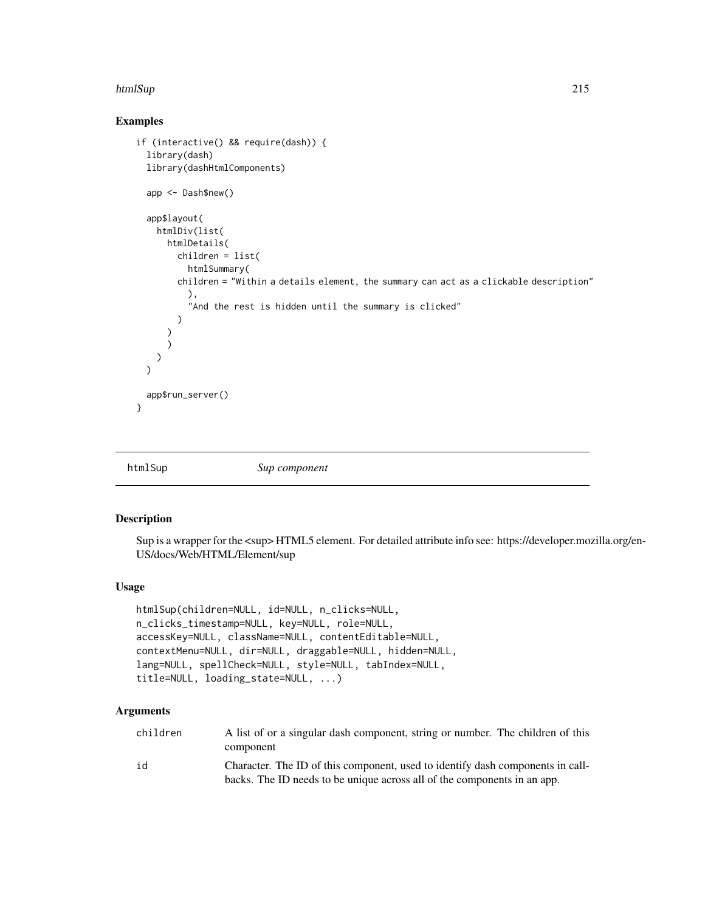## Examples

```
if (interactive() && require(dash)) {
  library(dash)
  library(dashHtmlComponents)

  app <- Dash$new()

  app$layout(
    htmlDiv(list(
      htmlDetails(
        children = list(
          htmlSummary(
        children = "Within a details element, the summary can act as a clickable description"
          ),
          "And the rest is hidden until the summary is clicked"
        )
      )
      )
    )
  )

  app$run_server()
}
```

---

## htmlSup *Sup component*

---

### Description

Sup is a wrapper for the <sup> HTML5 element. For detailed attribute info see: https://developer.mozilla.org/en-US/docs/Web/HTML/Element/sup

### Usage

```
htmlSup(children=NULL, id=NULL, n_clicks=NULL,
n_clicks_timestamp=NULL, key=NULL, role=NULL,
accessKey=NULL, className=NULL, contentEditable=NULL,
contextMenu=NULL, dir=NULL, draggable=NULL, hidden=NULL,
lang=NULL, spellCheck=NULL, style=NULL, tabIndex=NULL,
title=NULL, loading_state=NULL, ...)
```

### Arguments

| | |
|---|---|
| children | A list of or a singular dash component, string or number. The children of this component |
| id | Character. The ID of this component, used to identify dash components in callbacks. The ID needs to be unique across all of the components in an app. |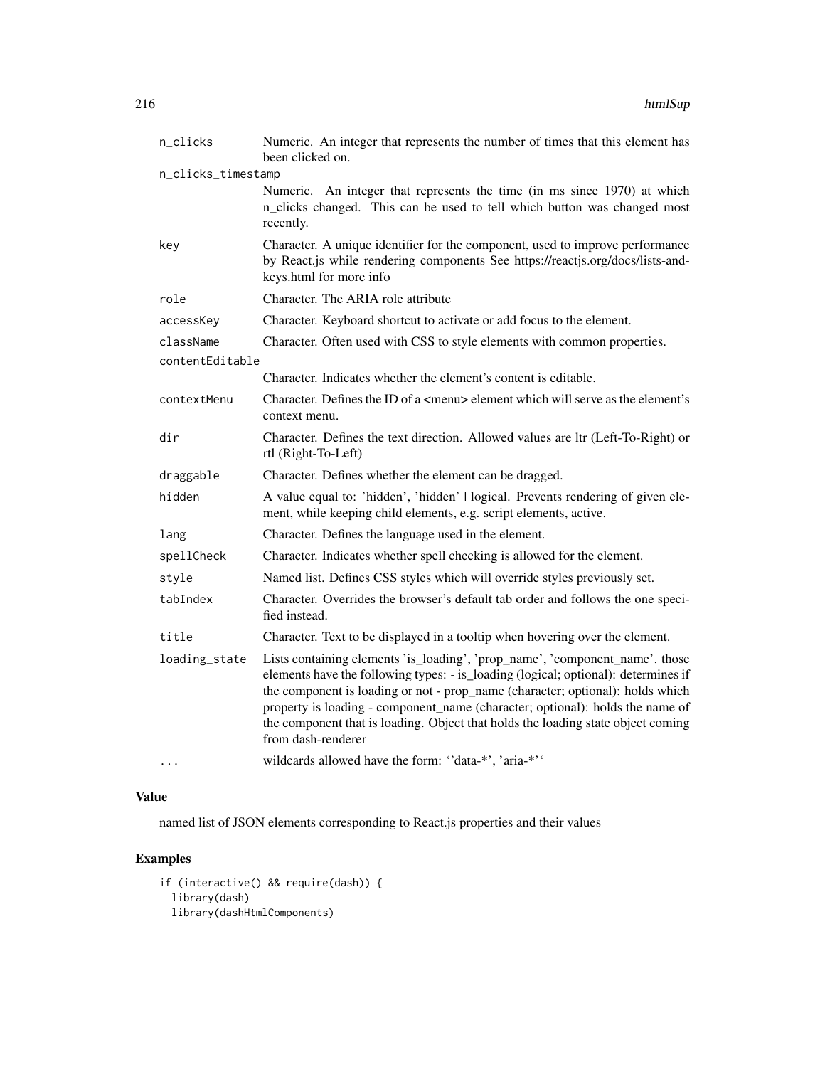| | |
|---|---|
| n_clicks | Numeric. An integer that represents the number of times that this element has been clicked on. |
| n_clicks_timestamp | Numeric. An integer that represents the time (in ms since 1970) at which n_clicks changed. This can be used to tell which button was changed most recently. |
| key | Character. A unique identifier for the component, used to improve performance by React.js while rendering components See https://reactjs.org/docs/lists-and-keys.html for more info |
| role | Character. The ARIA role attribute |
| accessKey | Character. Keyboard shortcut to activate or add focus to the element. |
| className | Character. Often used with CSS to style elements with common properties. |
| contentEditable | Character. Indicates whether the element's content is editable. |
| contextMenu | Character. Defines the ID of a <menu> element which will serve as the element's context menu. |
| dir | Character. Defines the text direction. Allowed values are ltr (Left-To-Right) or rtl (Right-To-Left) |
| draggable | Character. Defines whether the element can be dragged. |
| hidden | A value equal to: 'hidden', 'hidden' \| logical. Prevents rendering of given element, while keeping child elements, e.g. script elements, active. |
| lang | Character. Defines the language used in the element. |
| spellCheck | Character. Indicates whether spell checking is allowed for the element. |
| style | Named list. Defines CSS styles which will override styles previously set. |
| tabIndex | Character. Overrides the browser's default tab order and follows the one specified instead. |
| title | Character. Text to be displayed in a tooltip when hovering over the element. |
| loading_state | Lists containing elements 'is_loading', 'prop_name', 'component_name'. those elements have the following types: - is_loading (logical; optional): determines if the component is loading or not - prop_name (character; optional): holds which property is loading - component_name (character; optional): holds the name of the component that is loading. Object that holds the loading state object coming from dash-renderer |
| ... | wildcards allowed have the form: ''data-*', 'aria-*'' |

## Value

named list of JSON elements corresponding to React.js properties and their values

## Examples

```
if (interactive() && require(dash)) {
  library(dash)
  library(dashHtmlComponents)
```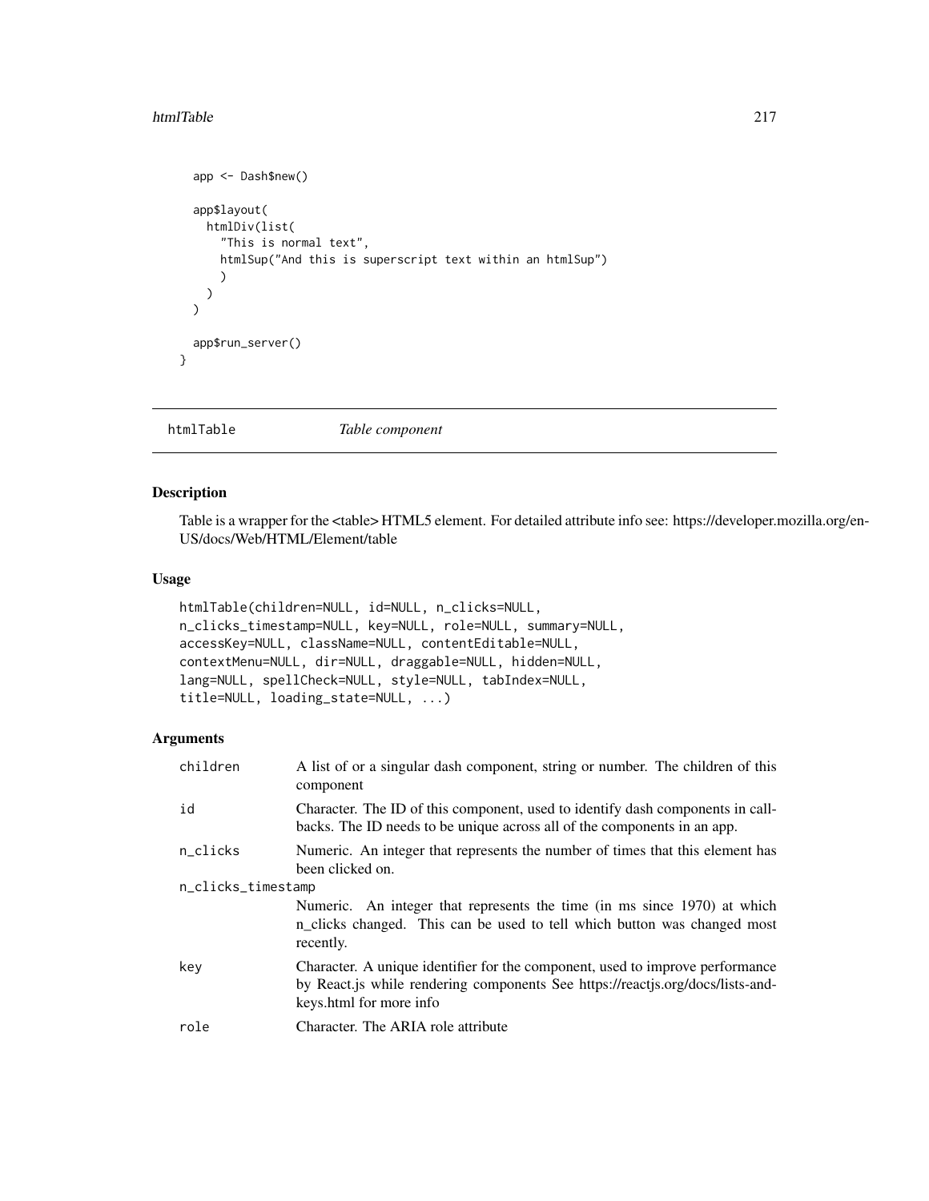```r
  app <- Dash$new()

  app$layout(
    htmlDiv(list(
      "This is normal text",
      htmlSup("And this is superscript text within an htmlSup")
      )
    )
  )

  app$run_server()
}
```

## htmlTable — *Table component*

### Description

Table is a wrapper for the <table> HTML5 element. For detailed attribute info see: https://developer.mozilla.org/en-US/docs/Web/HTML/Element/table

### Usage

```r
htmlTable(children=NULL, id=NULL, n_clicks=NULL,
n_clicks_timestamp=NULL, key=NULL, role=NULL, summary=NULL,
accessKey=NULL, className=NULL, contentEditable=NULL,
contextMenu=NULL, dir=NULL, draggable=NULL, hidden=NULL,
lang=NULL, spellCheck=NULL, style=NULL, tabIndex=NULL,
title=NULL, loading_state=NULL, ...)
```

### Arguments

| Argument | Description |
|---|---|
| children | A list of or a singular dash component, string or number. The children of this component |
| id | Character. The ID of this component, used to identify dash components in callbacks. The ID needs to be unique across all of the components in an app. |
| n_clicks | Numeric. An integer that represents the number of times that this element has been clicked on. |
| n_clicks_timestamp | Numeric. An integer that represents the time (in ms since 1970) at which n_clicks changed. This can be used to tell which button was changed most recently. |
| key | Character. A unique identifier for the component, used to improve performance by React.js while rendering components See https://reactjs.org/docs/lists-and-keys.html for more info |
| role | Character. The ARIA role attribute |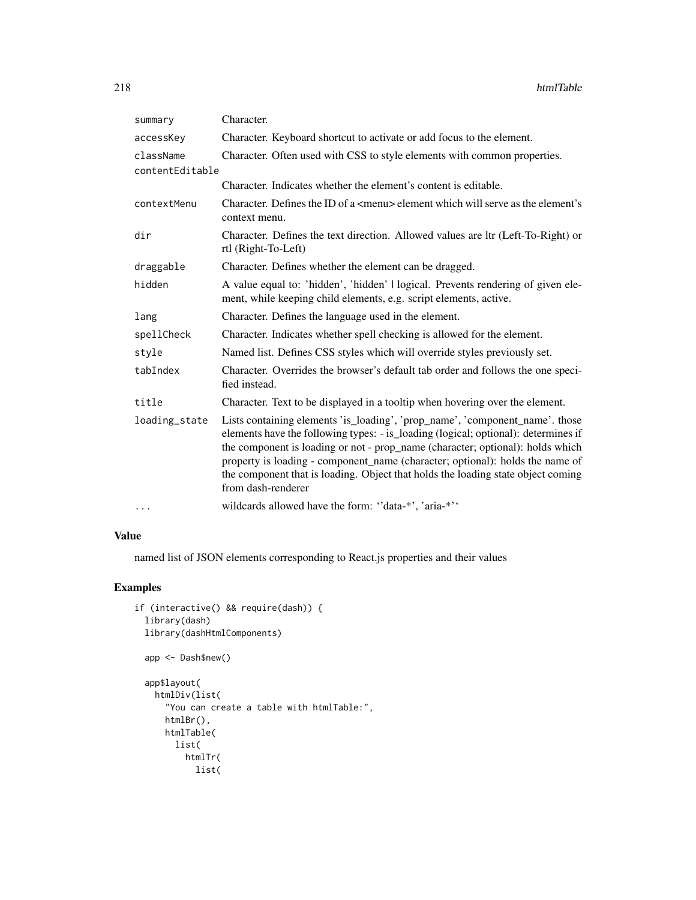| | |
|---|---|
| summary | Character. |
| accessKey | Character. Keyboard shortcut to activate or add focus to the element. |
| className | Character. Often used with CSS to style elements with common properties. |
| contentEditable | Character. Indicates whether the element's content is editable. |
| contextMenu | Character. Defines the ID of a <menu> element which will serve as the element's context menu. |
| dir | Character. Defines the text direction. Allowed values are ltr (Left-To-Right) or rtl (Right-To-Left) |
| draggable | Character. Defines whether the element can be dragged. |
| hidden | A value equal to: 'hidden', 'hidden' \| logical. Prevents rendering of given element, while keeping child elements, e.g. script elements, active. |
| lang | Character. Defines the language used in the element. |
| spellCheck | Character. Indicates whether spell checking is allowed for the element. |
| style | Named list. Defines CSS styles which will override styles previously set. |
| tabIndex | Character. Overrides the browser's default tab order and follows the one specified instead. |
| title | Character. Text to be displayed in a tooltip when hovering over the element. |
| loading_state | Lists containing elements 'is_loading', 'prop_name', 'component_name'. those elements have the following types: - is_loading (logical; optional): determines if the component is loading or not - prop_name (character; optional): holds which property is loading - component_name (character; optional): holds the name of the component that is loading. Object that holds the loading state object coming from dash-renderer |
| ... | wildcards allowed have the form: ''data-*', 'aria-*'' |

## Value

named list of JSON elements corresponding to React.js properties and their values

## Examples

```
if (interactive() && require(dash)) {
  library(dash)
  library(dashHtmlComponents)

  app <- Dash$new()

  app$layout(
    htmlDiv(list(
      "You can create a table with htmlTable:",
      htmlBr(),
      htmlTable(
        list(
          htmlTr(
            list(
```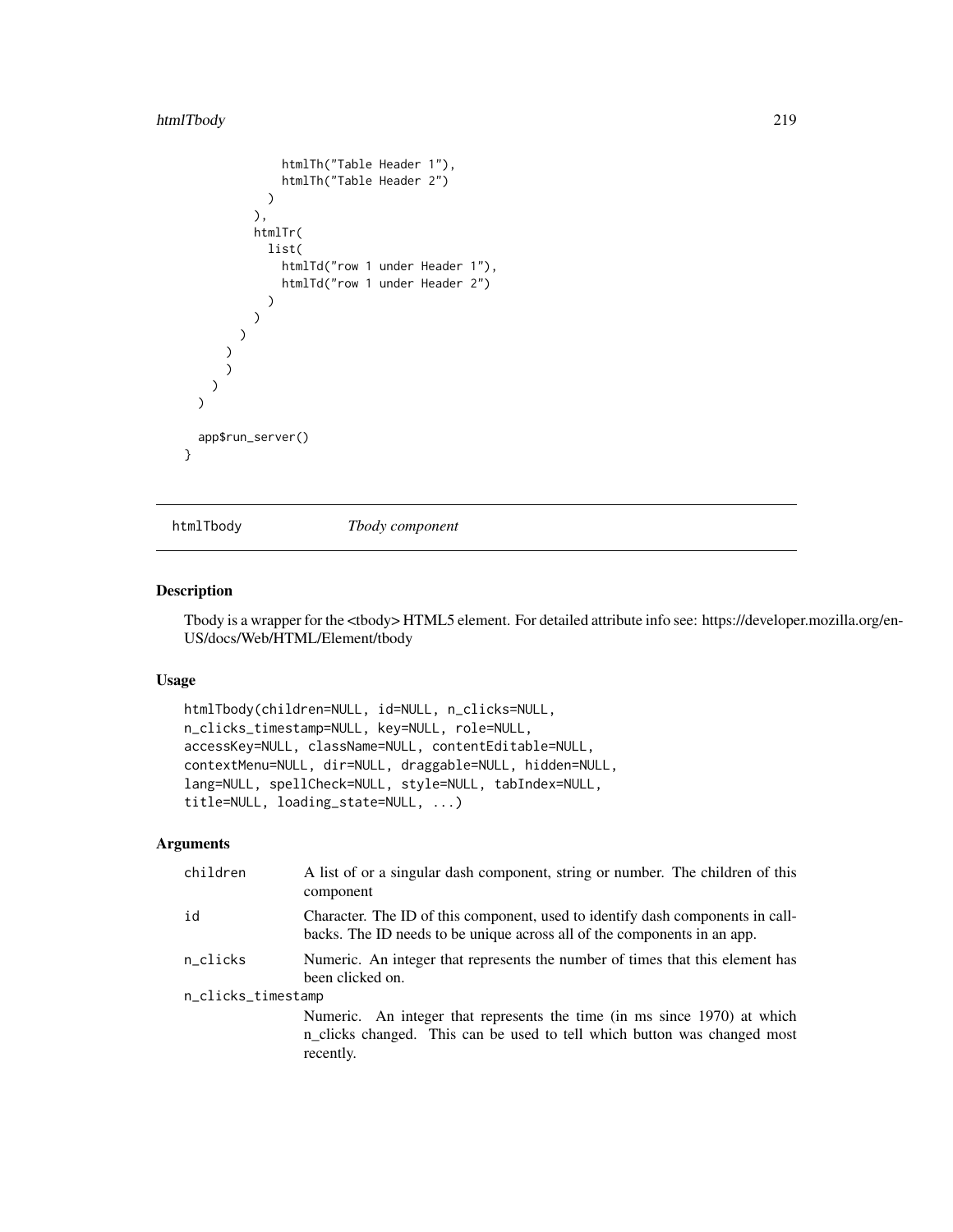```
              htmlTh("Table Header 1"),
              htmlTh("Table Header 2")
            )
          ),
          htmlTr(
            list(
              htmlTd("row 1 under Header 1"),
              htmlTd("row 1 under Header 2")
            )
          )
        )
      )
      )
    )
  )

  app$run_server()
}
```

## htmlTbody — *Tbody component*

### Description

Tbody is a wrapper for the <tbody> HTML5 element. For detailed attribute info see: https://developer.mozilla.org/en-US/docs/Web/HTML/Element/tbody

### Usage

```
htmlTbody(children=NULL, id=NULL, n_clicks=NULL,
n_clicks_timestamp=NULL, key=NULL, role=NULL,
accessKey=NULL, className=NULL, contentEditable=NULL,
contextMenu=NULL, dir=NULL, draggable=NULL, hidden=NULL,
lang=NULL, spellCheck=NULL, style=NULL, tabIndex=NULL,
title=NULL, loading_state=NULL, ...)
```

### Arguments

| | |
|---|---|
| children | A list of or a singular dash component, string or number. The children of this component |
| id | Character. The ID of this component, used to identify dash components in callbacks. The ID needs to be unique across all of the components in an app. |
| n_clicks | Numeric. An integer that represents the number of times that this element has been clicked on. |
| n_clicks_timestamp | Numeric. An integer that represents the time (in ms since 1970) at which n_clicks changed. This can be used to tell which button was changed most recently. |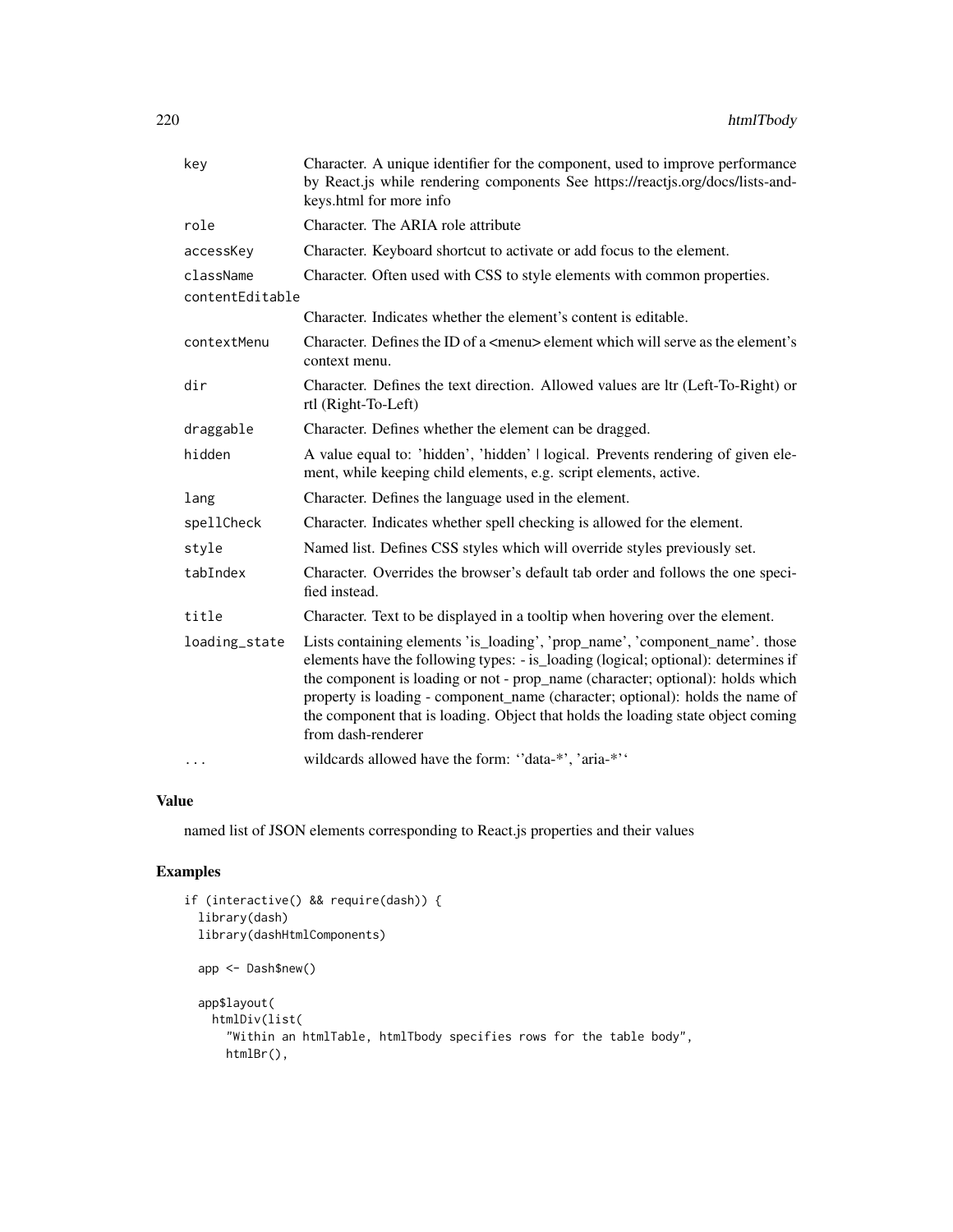| | |
|---|---|
| key | Character. A unique identifier for the component, used to improve performance by React.js while rendering components See https://reactjs.org/docs/lists-and-keys.html for more info |
| role | Character. The ARIA role attribute |
| accessKey | Character. Keyboard shortcut to activate or add focus to the element. |
| className | Character. Often used with CSS to style elements with common properties. |
| contentEditable | Character. Indicates whether the element's content is editable. |
| contextMenu | Character. Defines the ID of a <menu> element which will serve as the element's context menu. |
| dir | Character. Defines the text direction. Allowed values are ltr (Left-To-Right) or rtl (Right-To-Left) |
| draggable | Character. Defines whether the element can be dragged. |
| hidden | A value equal to: 'hidden', 'hidden' \| logical. Prevents rendering of given element, while keeping child elements, e.g. script elements, active. |
| lang | Character. Defines the language used in the element. |
| spellCheck | Character. Indicates whether spell checking is allowed for the element. |
| style | Named list. Defines CSS styles which will override styles previously set. |
| tabIndex | Character. Overrides the browser's default tab order and follows the one specified instead. |
| title | Character. Text to be displayed in a tooltip when hovering over the element. |
| loading_state | Lists containing elements 'is_loading', 'prop_name', 'component_name'. those elements have the following types: - is_loading (logical; optional): determines if the component is loading or not - prop_name (character; optional): holds which property is loading - component_name (character; optional): holds the name of the component that is loading. Object that holds the loading state object coming from dash-renderer |
| ... | wildcards allowed have the form: ''data-*', 'aria-*'' |

## Value

named list of JSON elements corresponding to React.js properties and their values

## Examples

```
if (interactive() && require(dash)) {
  library(dash)
  library(dashHtmlComponents)

  app <- Dash$new()

  app$layout(
    htmlDiv(list(
      "Within an htmlTable, htmlTbody specifies rows for the table body",
      htmlBr(),
```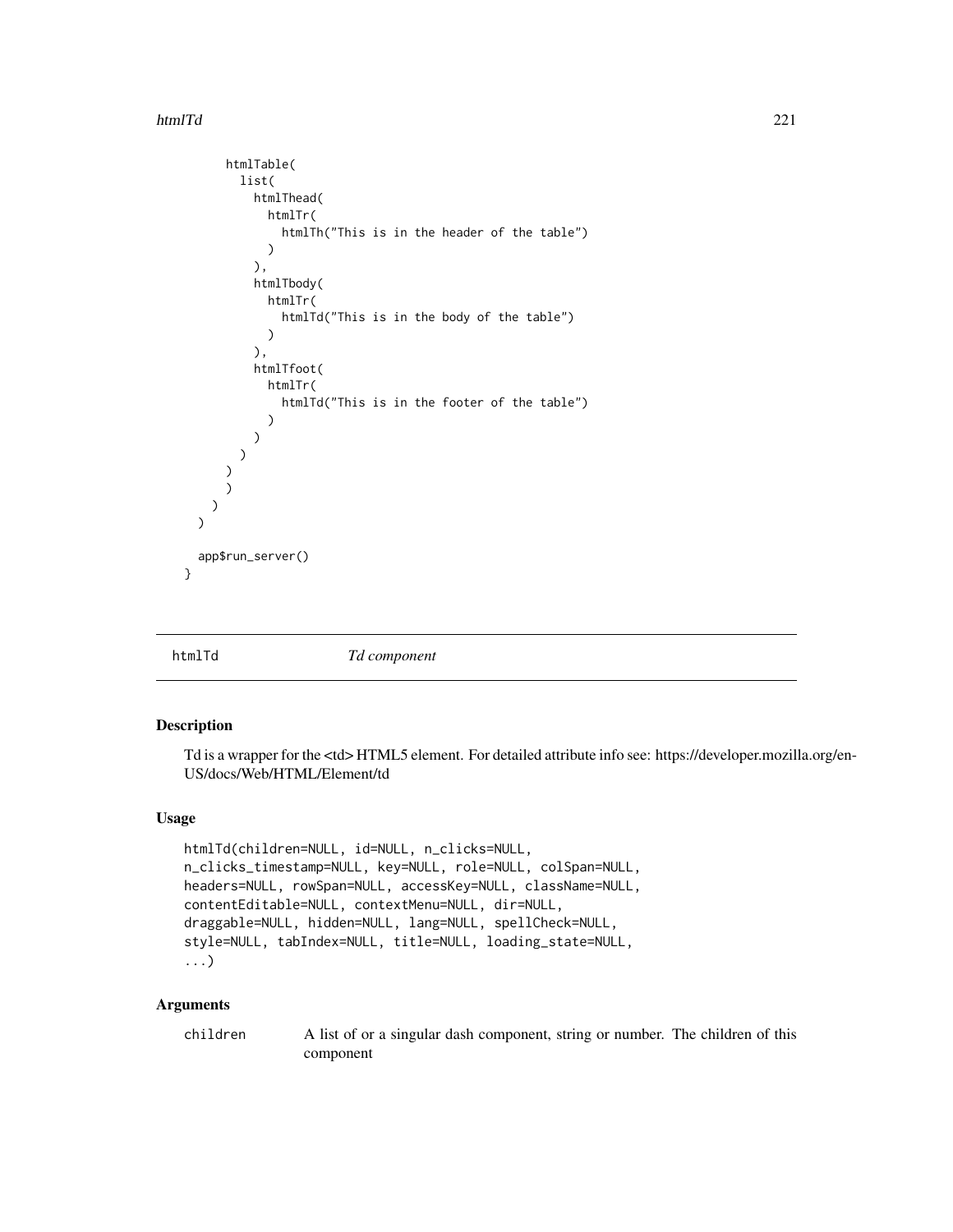```
      htmlTable(
        list(
          htmlThead(
            htmlTr(
              htmlTh("This is in the header of the table")
            )
          ),
          htmlTbody(
            htmlTr(
              htmlTd("This is in the body of the table")
            )
          ),
          htmlTfoot(
            htmlTr(
              htmlTd("This is in the footer of the table")
            )
          )
        )
      )
      )
    )
  )

  app$run_server()
}
```

---

## htmlTd *Td component*

### Description

Td is a wrapper for the <td> HTML5 element. For detailed attribute info see: https://developer.mozilla.org/en-US/docs/Web/HTML/Element/td

### Usage

```
htmlTd(children=NULL, id=NULL, n_clicks=NULL,
n_clicks_timestamp=NULL, key=NULL, role=NULL, colSpan=NULL,
headers=NULL, rowSpan=NULL, accessKey=NULL, className=NULL,
contentEditable=NULL, contextMenu=NULL, dir=NULL,
draggable=NULL, hidden=NULL, lang=NULL, spellCheck=NULL,
style=NULL, tabIndex=NULL, title=NULL, loading_state=NULL,
...)
```

### Arguments

| | |
|---|---|
| children | A list of or a singular dash component, string or number. The children of this component |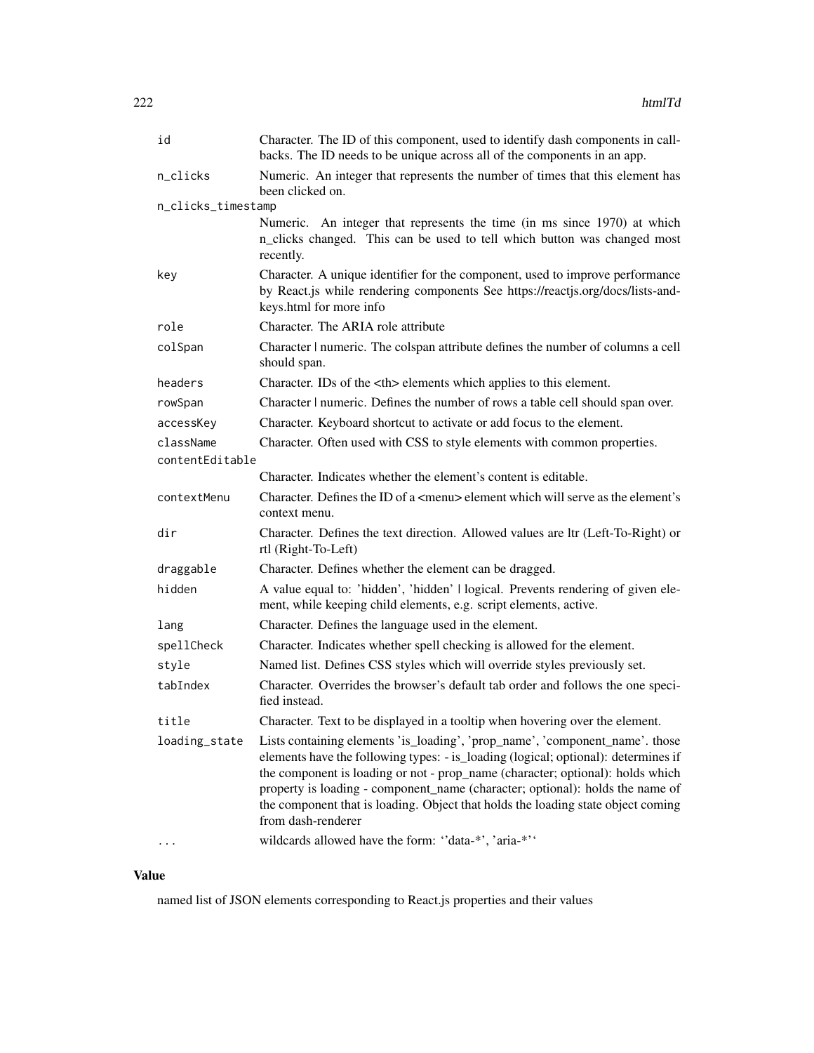| | |
|---|---|
| id | Character. The ID of this component, used to identify dash components in callbacks. The ID needs to be unique across all of the components in an app. |
| n_clicks | Numeric. An integer that represents the number of times that this element has been clicked on. |
| n_clicks_timestamp | Numeric. An integer that represents the time (in ms since 1970) at which n_clicks changed. This can be used to tell which button was changed most recently. |
| key | Character. A unique identifier for the component, used to improve performance by React.js while rendering components See https://reactjs.org/docs/lists-and-keys.html for more info |
| role | Character. The ARIA role attribute |
| colSpan | Character \| numeric. The colspan attribute defines the number of columns a cell should span. |
| headers | Character. IDs of the <th> elements which applies to this element. |
| rowSpan | Character \| numeric. Defines the number of rows a table cell should span over. |
| accessKey | Character. Keyboard shortcut to activate or add focus to the element. |
| className | Character. Often used with CSS to style elements with common properties. |
| contentEditable | Character. Indicates whether the element's content is editable. |
| contextMenu | Character. Defines the ID of a <menu> element which will serve as the element's context menu. |
| dir | Character. Defines the text direction. Allowed values are ltr (Left-To-Right) or rtl (Right-To-Left) |
| draggable | Character. Defines whether the element can be dragged. |
| hidden | A value equal to: 'hidden', 'hidden' \| logical. Prevents rendering of given element, while keeping child elements, e.g. script elements, active. |
| lang | Character. Defines the language used in the element. |
| spellCheck | Character. Indicates whether spell checking is allowed for the element. |
| style | Named list. Defines CSS styles which will override styles previously set. |
| tabIndex | Character. Overrides the browser's default tab order and follows the one specified instead. |
| title | Character. Text to be displayed in a tooltip when hovering over the element. |
| loading_state | Lists containing elements 'is_loading', 'prop_name', 'component_name'. those elements have the following types: - is_loading (logical; optional): determines if the component is loading or not - prop_name (character; optional): holds which property is loading - component_name (character; optional): holds the name of the component that is loading. Object that holds the loading state object coming from dash-renderer |
| ... | wildcards allowed have the form: ''data-*', 'aria-*'' |

## Value

named list of JSON elements corresponding to React.js properties and their values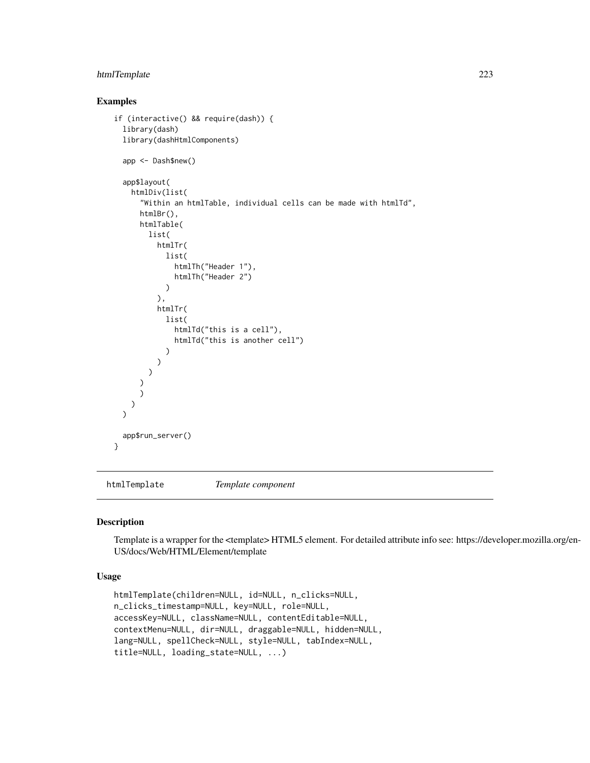## Examples

```
if (interactive() && require(dash)) {
  library(dash)
  library(dashHtmlComponents)

  app <- Dash$new()

  app$layout(
    htmlDiv(list(
      "Within an htmlTable, individual cells can be made with htmlTd",
      htmlBr(),
      htmlTable(
        list(
          htmlTr(
            list(
              htmlTh("Header 1"),
              htmlTh("Header 2")
            )
          ),
          htmlTr(
            list(
              htmlTd("this is a cell"),
              htmlTd("this is another cell")
            )
          )
        )
      )
      )
    )
  )

  app$run_server()
}
```

---

# htmlTemplate *Template component*

## Description

Template is a wrapper for the <template> HTML5 element. For detailed attribute info see: https://developer.mozilla.org/en-US/docs/Web/HTML/Element/template

## Usage

```
htmlTemplate(children=NULL, id=NULL, n_clicks=NULL,
n_clicks_timestamp=NULL, key=NULL, role=NULL,
accessKey=NULL, className=NULL, contentEditable=NULL,
contextMenu=NULL, dir=NULL, draggable=NULL, hidden=NULL,
lang=NULL, spellCheck=NULL, style=NULL, tabIndex=NULL,
title=NULL, loading_state=NULL, ...)
```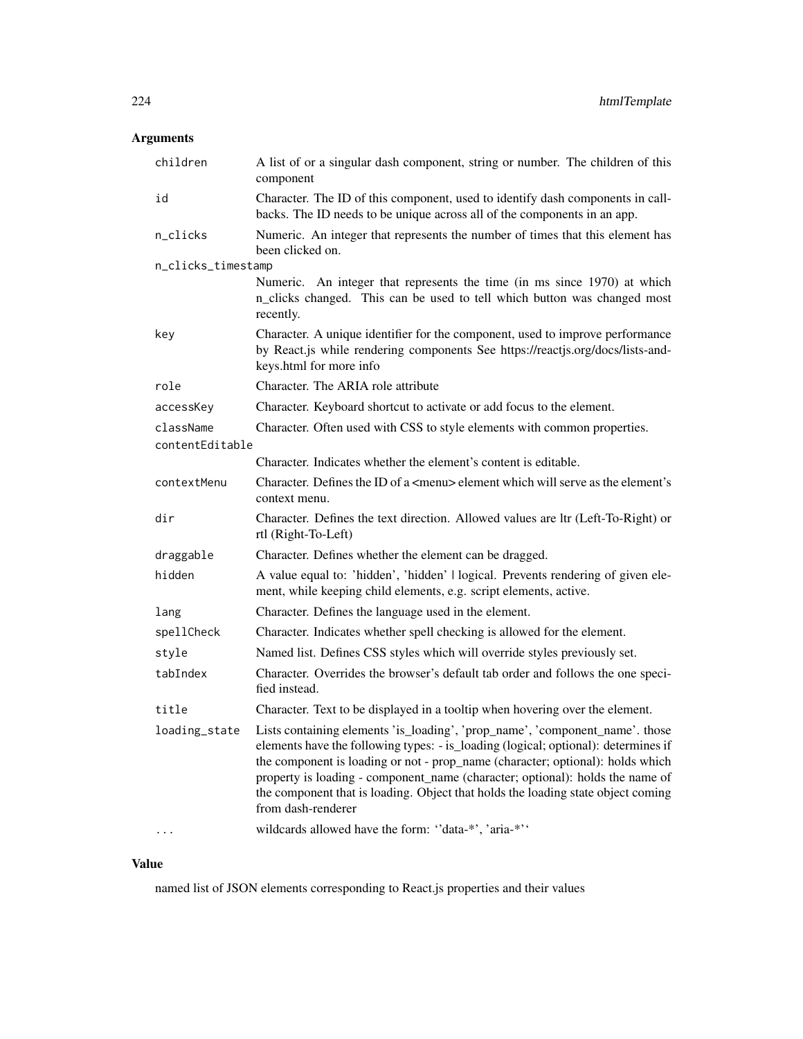## Arguments

| | |
|---|---|
| children | A list of or a singular dash component, string or number. The children of this component |
| id | Character. The ID of this component, used to identify dash components in callbacks. The ID needs to be unique across all of the components in an app. |
| n_clicks | Numeric. An integer that represents the number of times that this element has been clicked on. |
| n_clicks_timestamp | Numeric. An integer that represents the time (in ms since 1970) at which n_clicks changed. This can be used to tell which button was changed most recently. |
| key | Character. A unique identifier for the component, used to improve performance by React.js while rendering components See https://reactjs.org/docs/lists-and-keys.html for more info |
| role | Character. The ARIA role attribute |
| accessKey | Character. Keyboard shortcut to activate or add focus to the element. |
| className | Character. Often used with CSS to style elements with common properties. |
| contentEditable | Character. Indicates whether the element's content is editable. |
| contextMenu | Character. Defines the ID of a <menu> element which will serve as the element's context menu. |
| dir | Character. Defines the text direction. Allowed values are ltr (Left-To-Right) or rtl (Right-To-Left) |
| draggable | Character. Defines whether the element can be dragged. |
| hidden | A value equal to: 'hidden', 'hidden' \| logical. Prevents rendering of given element, while keeping child elements, e.g. script elements, active. |
| lang | Character. Defines the language used in the element. |
| spellCheck | Character. Indicates whether spell checking is allowed for the element. |
| style | Named list. Defines CSS styles which will override styles previously set. |
| tabIndex | Character. Overrides the browser's default tab order and follows the one specified instead. |
| title | Character. Text to be displayed in a tooltip when hovering over the element. |
| loading_state | Lists containing elements 'is_loading', 'prop_name', 'component_name'. those elements have the following types: - is_loading (logical; optional): determines if the component is loading or not - prop_name (character; optional): holds which property is loading - component_name (character; optional): holds the name of the component that is loading. Object that holds the loading state object coming from dash-renderer |
| ... | wildcards allowed have the form: ''data-*', 'aria-*'' |

## Value

named list of JSON elements corresponding to React.js properties and their values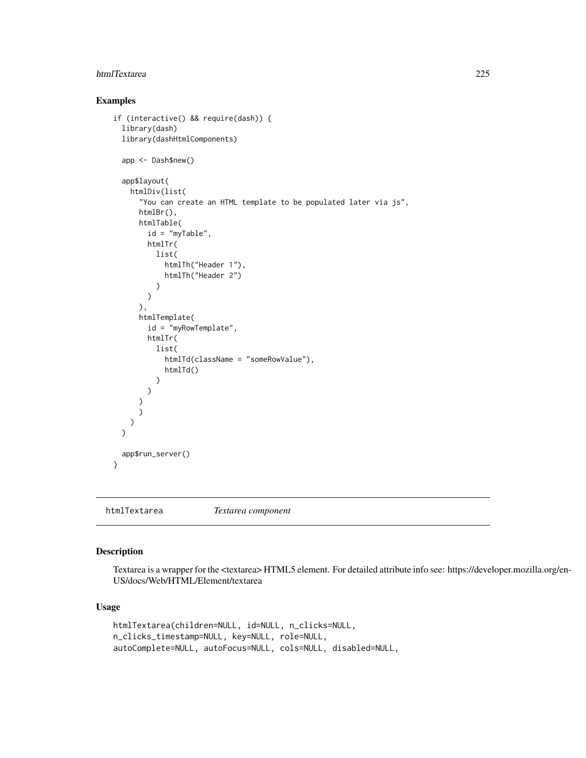## Examples

```
if (interactive() && require(dash)) {
  library(dash)
  library(dashHtmlComponents)

  app <- Dash$new()

  app$layout(
    htmlDiv(list(
      "You can create an HTML template to be populated later via js",
      htmlBr(),
      htmlTable(
        id = "myTable",
        htmlTr(
          list(
            htmlTh("Header 1"),
            htmlTh("Header 2")
          )
        )
      ),
      htmlTemplate(
        id = "myRowTemplate",
        htmlTr(
          list(
            htmlTd(className = "someRowValue"),
            htmlTd()
          )
        )
      )
      )
    )
  )

  app$run_server()
}
```

---

`htmlTextarea` *Textarea component*

---

## Description

Textarea is a wrapper for the <textarea> HTML5 element. For detailed attribute info see: https://developer.mozilla.org/en-US/docs/Web/HTML/Element/textarea

## Usage

```
htmlTextarea(children=NULL, id=NULL, n_clicks=NULL,
n_clicks_timestamp=NULL, key=NULL, role=NULL,
autoComplete=NULL, autoFocus=NULL, cols=NULL, disabled=NULL,
```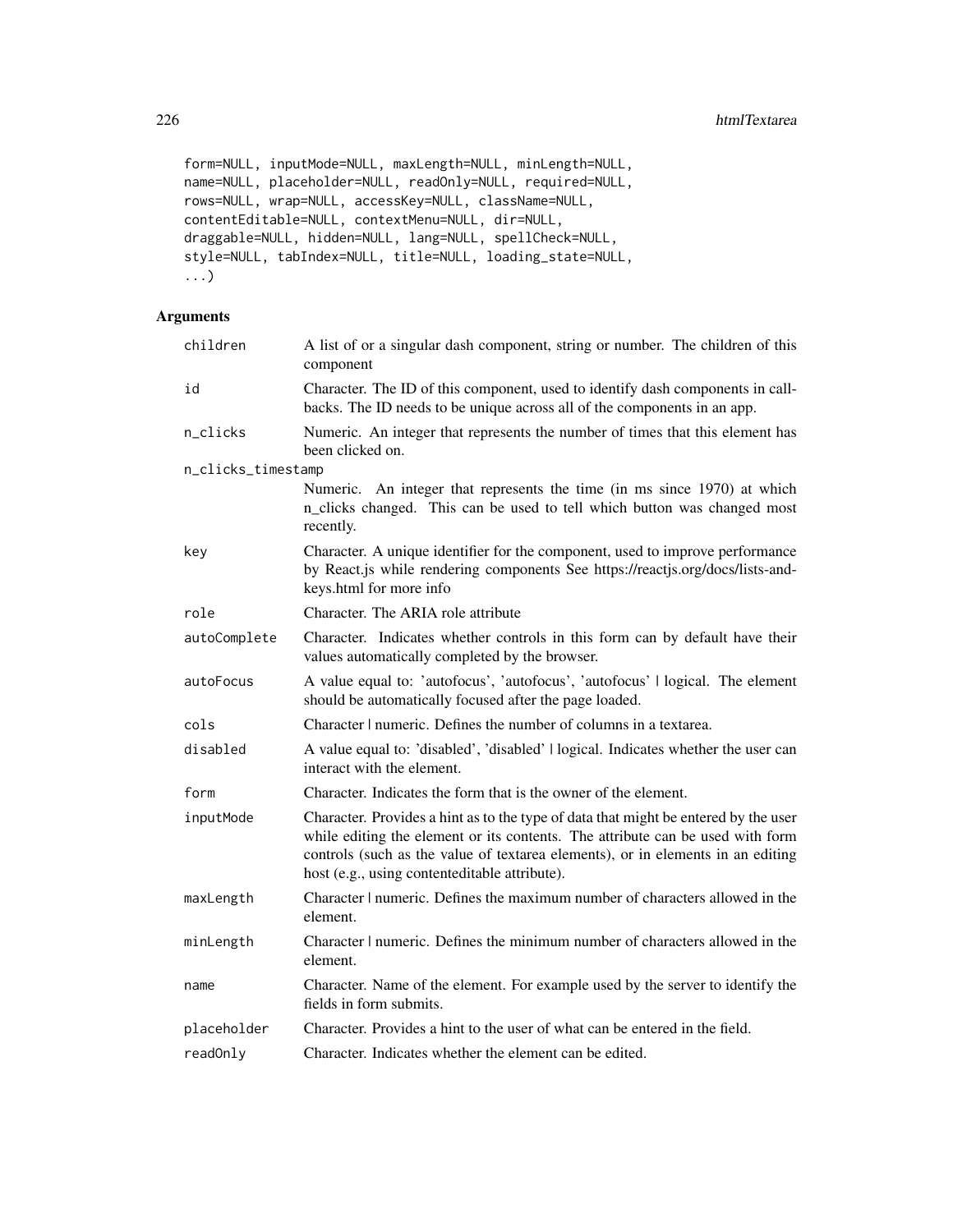```
form=NULL, inputMode=NULL, maxLength=NULL, minLength=NULL,
name=NULL, placeholder=NULL, readOnly=NULL, required=NULL,
rows=NULL, wrap=NULL, accessKey=NULL, className=NULL,
contentEditable=NULL, contextMenu=NULL, dir=NULL,
draggable=NULL, hidden=NULL, lang=NULL, spellCheck=NULL,
style=NULL, tabIndex=NULL, title=NULL, loading_state=NULL,
...)
```

## Arguments

| | |
|---|---|
| children | A list of or a singular dash component, string or number. The children of this component |
| id | Character. The ID of this component, used to identify dash components in callbacks. The ID needs to be unique across all of the components in an app. |
| n_clicks | Numeric. An integer that represents the number of times that this element has been clicked on. |
| n_clicks_timestamp | Numeric. An integer that represents the time (in ms since 1970) at which n_clicks changed. This can be used to tell which button was changed most recently. |
| key | Character. A unique identifier for the component, used to improve performance by React.js while rendering components See https://reactjs.org/docs/lists-and-keys.html for more info |
| role | Character. The ARIA role attribute |
| autoComplete | Character. Indicates whether controls in this form can by default have their values automatically completed by the browser. |
| autoFocus | A value equal to: 'autofocus', 'autofocus', 'autofocus' \| logical. The element should be automatically focused after the page loaded. |
| cols | Character \| numeric. Defines the number of columns in a textarea. |
| disabled | A value equal to: 'disabled', 'disabled' \| logical. Indicates whether the user can interact with the element. |
| form | Character. Indicates the form that is the owner of the element. |
| inputMode | Character. Provides a hint as to the type of data that might be entered by the user while editing the element or its contents. The attribute can be used with form controls (such as the value of textarea elements), or in elements in an editing host (e.g., using contenteditable attribute). |
| maxLength | Character \| numeric. Defines the maximum number of characters allowed in the element. |
| minLength | Character \| numeric. Defines the minimum number of characters allowed in the element. |
| name | Character. Name of the element. For example used by the server to identify the fields in form submits. |
| placeholder | Character. Provides a hint to the user of what can be entered in the field. |
| readOnly | Character. Indicates whether the element can be edited. |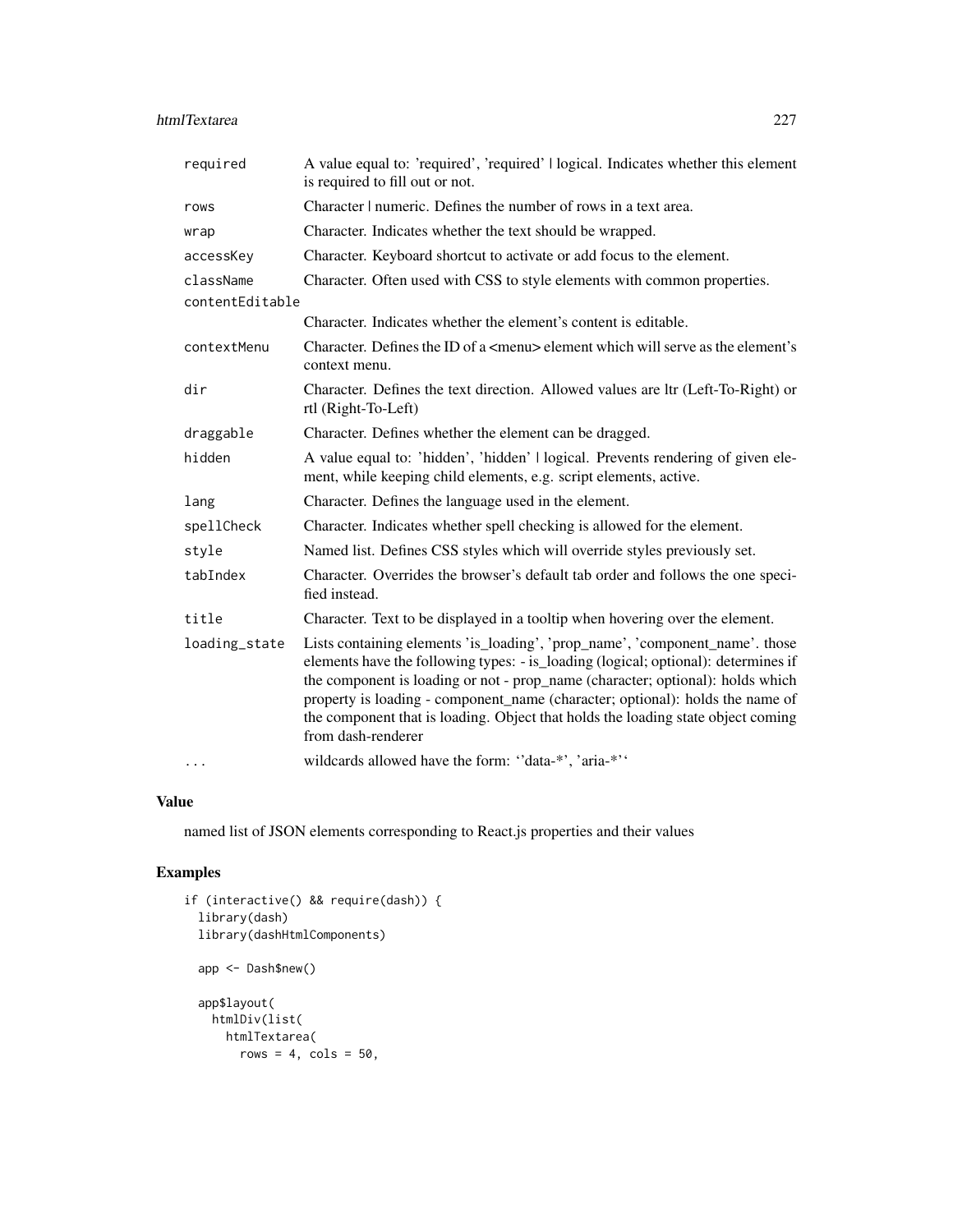| | |
|---|---|
| required | A value equal to: 'required', 'required' \| logical. Indicates whether this element is required to fill out or not. |
| rows | Character \| numeric. Defines the number of rows in a text area. |
| wrap | Character. Indicates whether the text should be wrapped. |
| accessKey | Character. Keyboard shortcut to activate or add focus to the element. |
| className | Character. Often used with CSS to style elements with common properties. |
| contentEditable | Character. Indicates whether the element's content is editable. |
| contextMenu | Character. Defines the ID of a <menu> element which will serve as the element's context menu. |
| dir | Character. Defines the text direction. Allowed values are ltr (Left-To-Right) or rtl (Right-To-Left) |
| draggable | Character. Defines whether the element can be dragged. |
| hidden | A value equal to: 'hidden', 'hidden' \| logical. Prevents rendering of given element, while keeping child elements, e.g. script elements, active. |
| lang | Character. Defines the language used in the element. |
| spellCheck | Character. Indicates whether spell checking is allowed for the element. |
| style | Named list. Defines CSS styles which will override styles previously set. |
| tabIndex | Character. Overrides the browser's default tab order and follows the one specified instead. |
| title | Character. Text to be displayed in a tooltip when hovering over the element. |
| loading_state | Lists containing elements 'is_loading', 'prop_name', 'component_name'. those elements have the following types: - is_loading (logical; optional): determines if the component is loading or not - prop_name (character; optional): holds which property is loading - component_name (character; optional): holds the name of the component that is loading. Object that holds the loading state object coming from dash-renderer |
| ... | wildcards allowed have the form: ''data-*', 'aria-*'' |

## Value

named list of JSON elements corresponding to React.js properties and their values

## Examples

```
if (interactive() && require(dash)) {
  library(dash)
  library(dashHtmlComponents)

  app <- Dash$new()

  app$layout(
    htmlDiv(list(
      htmlTextarea(
        rows = 4, cols = 50,
```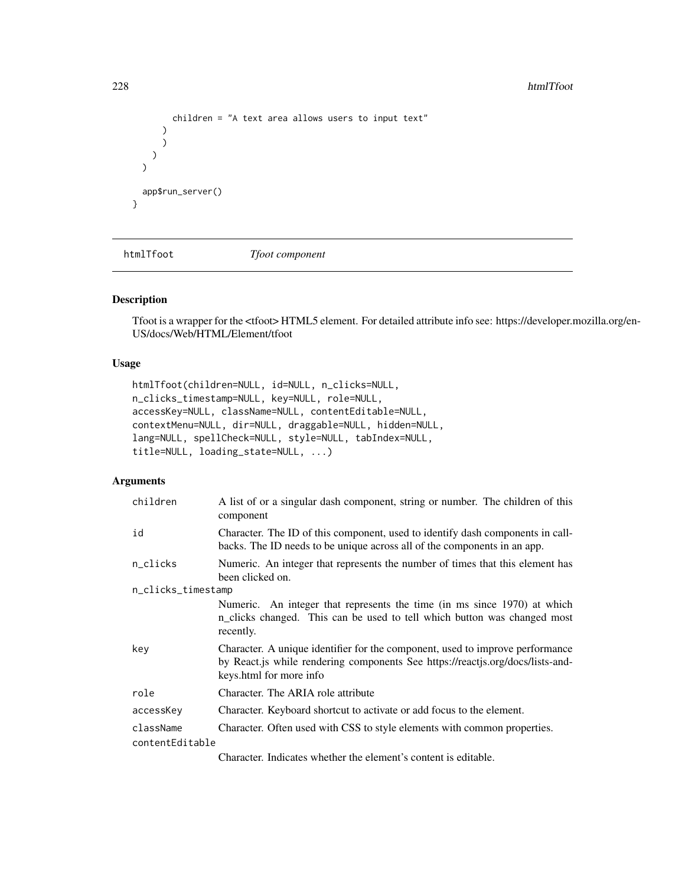```
    children = "A text area allows users to input text"
  )
  )
  )
)

app$run_server()
}
```

## htmlTfoot    *Tfoot component*

### Description

Tfoot is a wrapper for the <tfoot> HTML5 element. For detailed attribute info see: https://developer.mozilla.org/en-US/docs/Web/HTML/Element/tfoot

### Usage

```
htmlTfoot(children=NULL, id=NULL, n_clicks=NULL,
n_clicks_timestamp=NULL, key=NULL, role=NULL,
accessKey=NULL, className=NULL, contentEditable=NULL,
contextMenu=NULL, dir=NULL, draggable=NULL, hidden=NULL,
lang=NULL, spellCheck=NULL, style=NULL, tabIndex=NULL,
title=NULL, loading_state=NULL, ...)
```

### Arguments

| | |
|---|---|
| `children` | A list of or a singular dash component, string or number. The children of this component |
| `id` | Character. The ID of this component, used to identify dash components in callbacks. The ID needs to be unique across all of the components in an app. |
| `n_clicks` | Numeric. An integer that represents the number of times that this element has been clicked on. |
| `n_clicks_timestamp` | Numeric. An integer that represents the time (in ms since 1970) at which n_clicks changed. This can be used to tell which button was changed most recently. |
| `key` | Character. A unique identifier for the component, used to improve performance by React.js while rendering components See https://reactjs.org/docs/lists-and-keys.html for more info |
| `role` | Character. The ARIA role attribute |
| `accessKey` | Character. Keyboard shortcut to activate or add focus to the element. |
| `className` | Character. Often used with CSS to style elements with common properties. |
| `contentEditable` | Character. Indicates whether the element's content is editable. |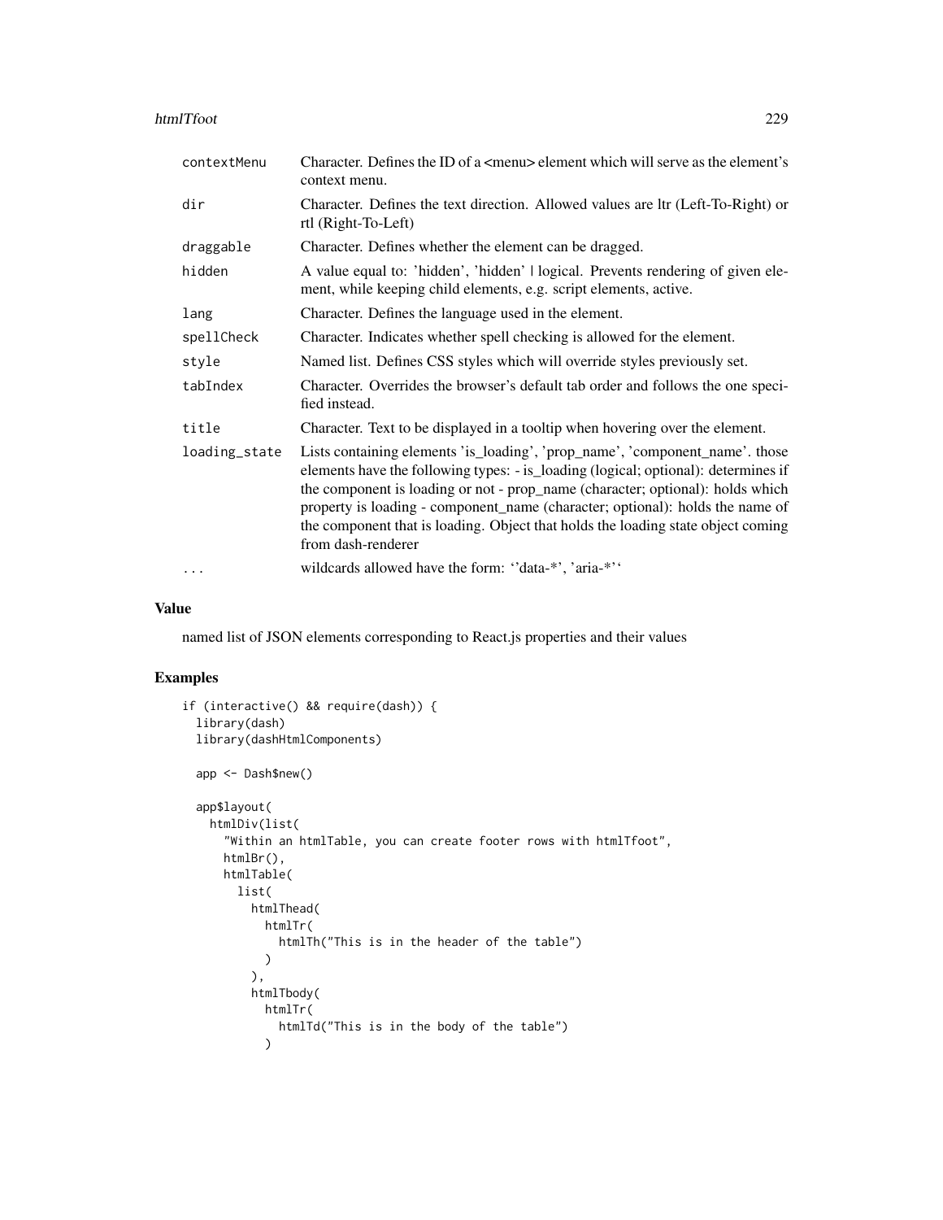| | |
|---|---|
| contextMenu | Character. Defines the ID of a <menu> element which will serve as the element's context menu. |
| dir | Character. Defines the text direction. Allowed values are ltr (Left-To-Right) or rtl (Right-To-Left) |
| draggable | Character. Defines whether the element can be dragged. |
| hidden | A value equal to: 'hidden', 'hidden' \| logical. Prevents rendering of given element, while keeping child elements, e.g. script elements, active. |
| lang | Character. Defines the language used in the element. |
| spellCheck | Character. Indicates whether spell checking is allowed for the element. |
| style | Named list. Defines CSS styles which will override styles previously set. |
| tabIndex | Character. Overrides the browser's default tab order and follows the one specified instead. |
| title | Character. Text to be displayed in a tooltip when hovering over the element. |
| loading_state | Lists containing elements 'is_loading', 'prop_name', 'component_name'. those elements have the following types: - is_loading (logical; optional): determines if the component is loading or not - prop_name (character; optional): holds which property is loading - component_name (character; optional): holds the name of the component that is loading. Object that holds the loading state object coming from dash-renderer |
| ... | wildcards allowed have the form: ''data-*', 'aria-*'' |

## Value

named list of JSON elements corresponding to React.js properties and their values

## Examples

```
if (interactive() && require(dash)) {
  library(dash)
  library(dashHtmlComponents)

  app <- Dash$new()

  app$layout(
    htmlDiv(list(
      "Within an htmlTable, you can create footer rows with htmlTfoot",
      htmlBr(),
      htmlTable(
        list(
          htmlThead(
            htmlTr(
              htmlTh("This is in the header of the table")
            )
          ),
          htmlTbody(
            htmlTr(
              htmlTd("This is in the body of the table")
            )
```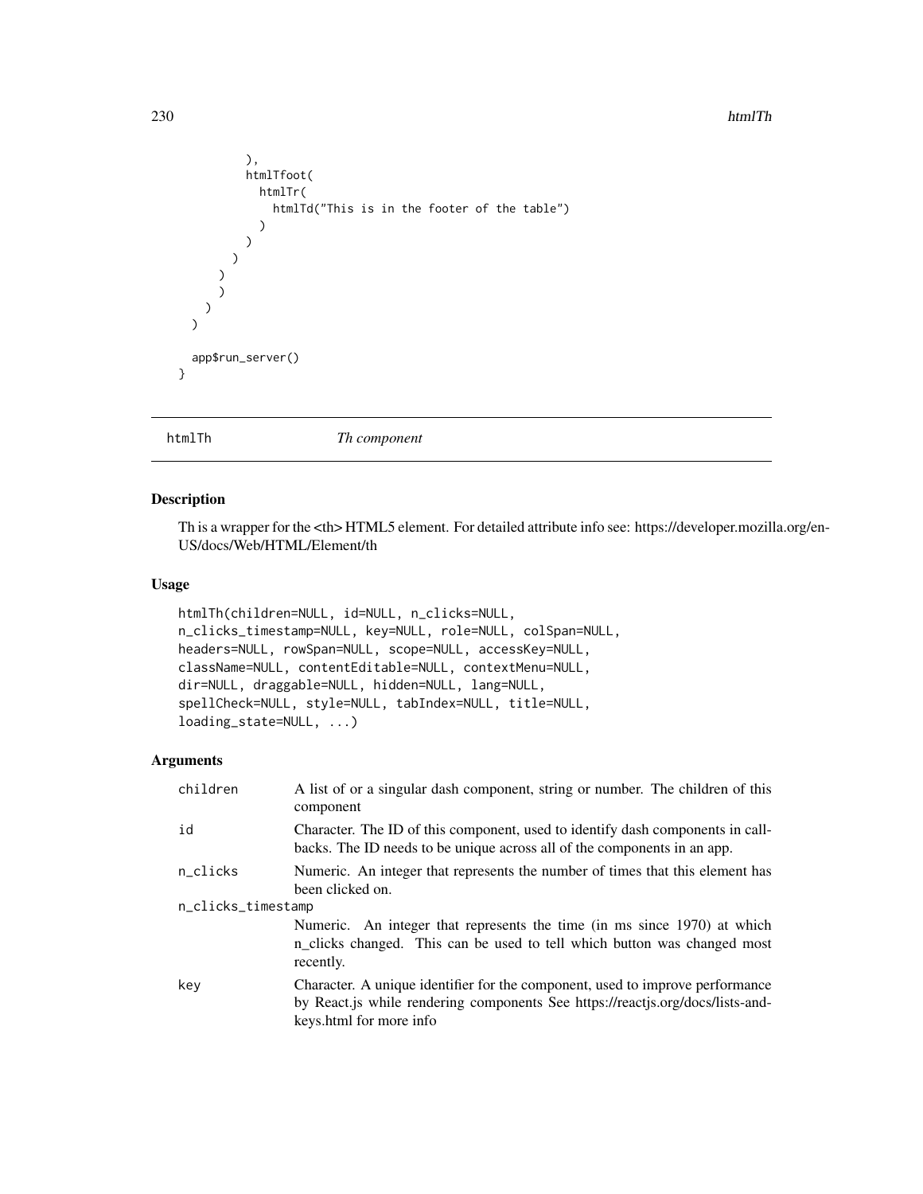```
      ),
      htmlTfoot(
        htmlTr(
          htmlTd("This is in the footer of the table")
        )
      )
    )
  )
  )
 )
)

app$run_server()
}
```

---

## htmlTh *Th component*

### Description

Th is a wrapper for the <th> HTML5 element. For detailed attribute info see: https://developer.mozilla.org/en-US/docs/Web/HTML/Element/th

### Usage

```
htmlTh(children=NULL, id=NULL, n_clicks=NULL,
n_clicks_timestamp=NULL, key=NULL, role=NULL, colSpan=NULL,
headers=NULL, rowSpan=NULL, scope=NULL, accessKey=NULL,
className=NULL, contentEditable=NULL, contextMenu=NULL,
dir=NULL, draggable=NULL, hidden=NULL, lang=NULL,
spellCheck=NULL, style=NULL, tabIndex=NULL, title=NULL,
loading_state=NULL, ...)
```

### Arguments

| | |
|---|---|
| `children` | A list of or a singular dash component, string or number. The children of this component |
| `id` | Character. The ID of this component, used to identify dash components in callbacks. The ID needs to be unique across all of the components in an app. |
| `n_clicks` | Numeric. An integer that represents the number of times that this element has been clicked on. |
| `n_clicks_timestamp` | Numeric. An integer that represents the time (in ms since 1970) at which n_clicks changed. This can be used to tell which button was changed most recently. |
| `key` | Character. A unique identifier for the component, used to improve performance by React.js while rendering components See https://reactjs.org/docs/lists-and-keys.html for more info |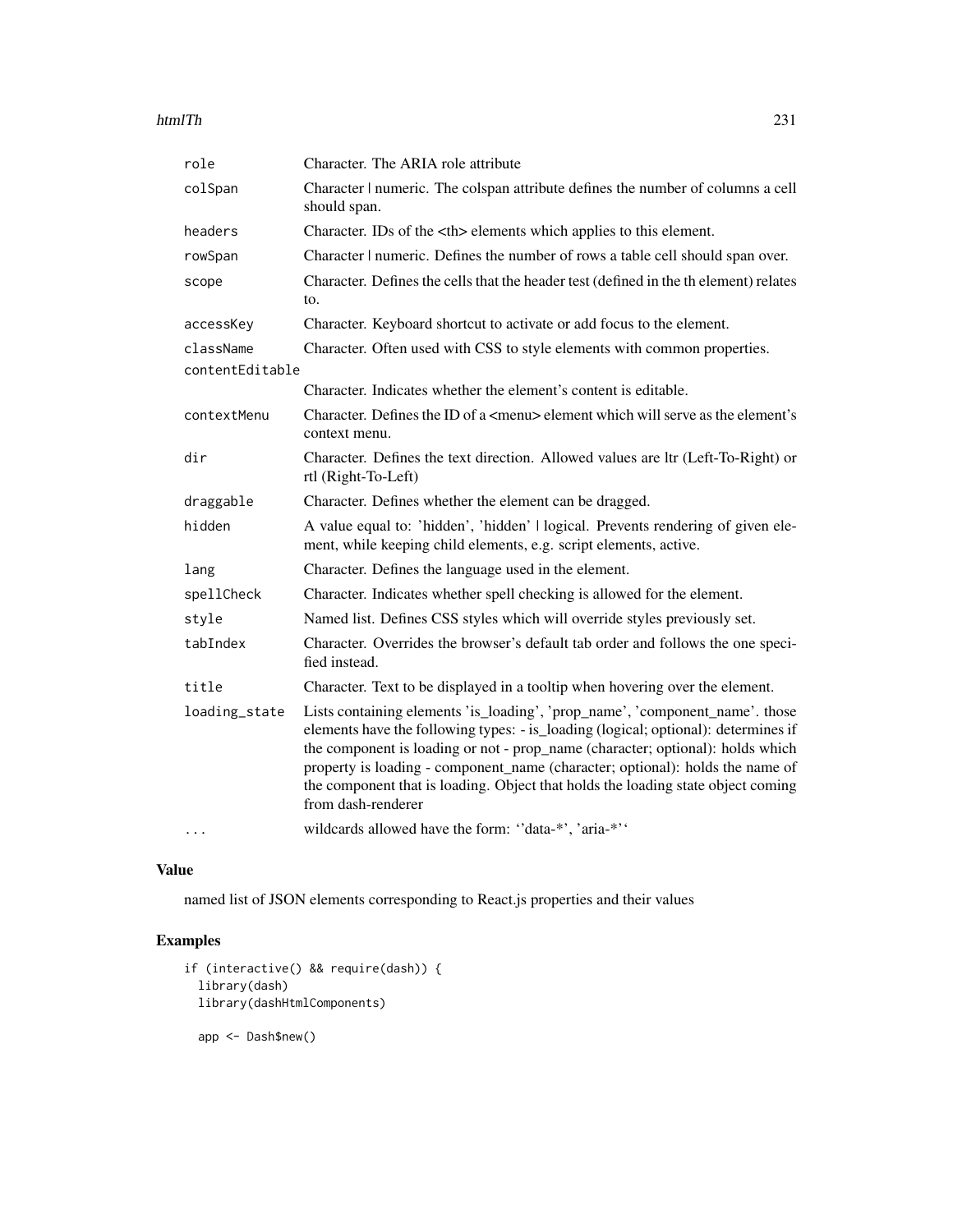| | |
|---|---|
| role | Character. The ARIA role attribute |
| colSpan | Character \| numeric. The colspan attribute defines the number of columns a cell should span. |
| headers | Character. IDs of the <th> elements which applies to this element. |
| rowSpan | Character \| numeric. Defines the number of rows a table cell should span over. |
| scope | Character. Defines the cells that the header test (defined in the th element) relates to. |
| accessKey | Character. Keyboard shortcut to activate or add focus to the element. |
| className | Character. Often used with CSS to style elements with common properties. |
| contentEditable | Character. Indicates whether the element's content is editable. |
| contextMenu | Character. Defines the ID of a <menu> element which will serve as the element's context menu. |
| dir | Character. Defines the text direction. Allowed values are ltr (Left-To-Right) or rtl (Right-To-Left) |
| draggable | Character. Defines whether the element can be dragged. |
| hidden | A value equal to: 'hidden', 'hidden' \| logical. Prevents rendering of given element, while keeping child elements, e.g. script elements, active. |
| lang | Character. Defines the language used in the element. |
| spellCheck | Character. Indicates whether spell checking is allowed for the element. |
| style | Named list. Defines CSS styles which will override styles previously set. |
| tabIndex | Character. Overrides the browser's default tab order and follows the one specified instead. |
| title | Character. Text to be displayed in a tooltip when hovering over the element. |
| loading_state | Lists containing elements 'is_loading', 'prop_name', 'component_name'. those elements have the following types: - is_loading (logical; optional): determines if the component is loading or not - prop_name (character; optional): holds which property is loading - component_name (character; optional): holds the name of the component that is loading. Object that holds the loading state object coming from dash-renderer |
| ... | wildcards allowed have the form: ''data-*', 'aria-*'' |

## Value

named list of JSON elements corresponding to React.js properties and their values

## Examples

```
if (interactive() && require(dash)) {
  library(dash)
  library(dashHtmlComponents)

  app <- Dash$new()
```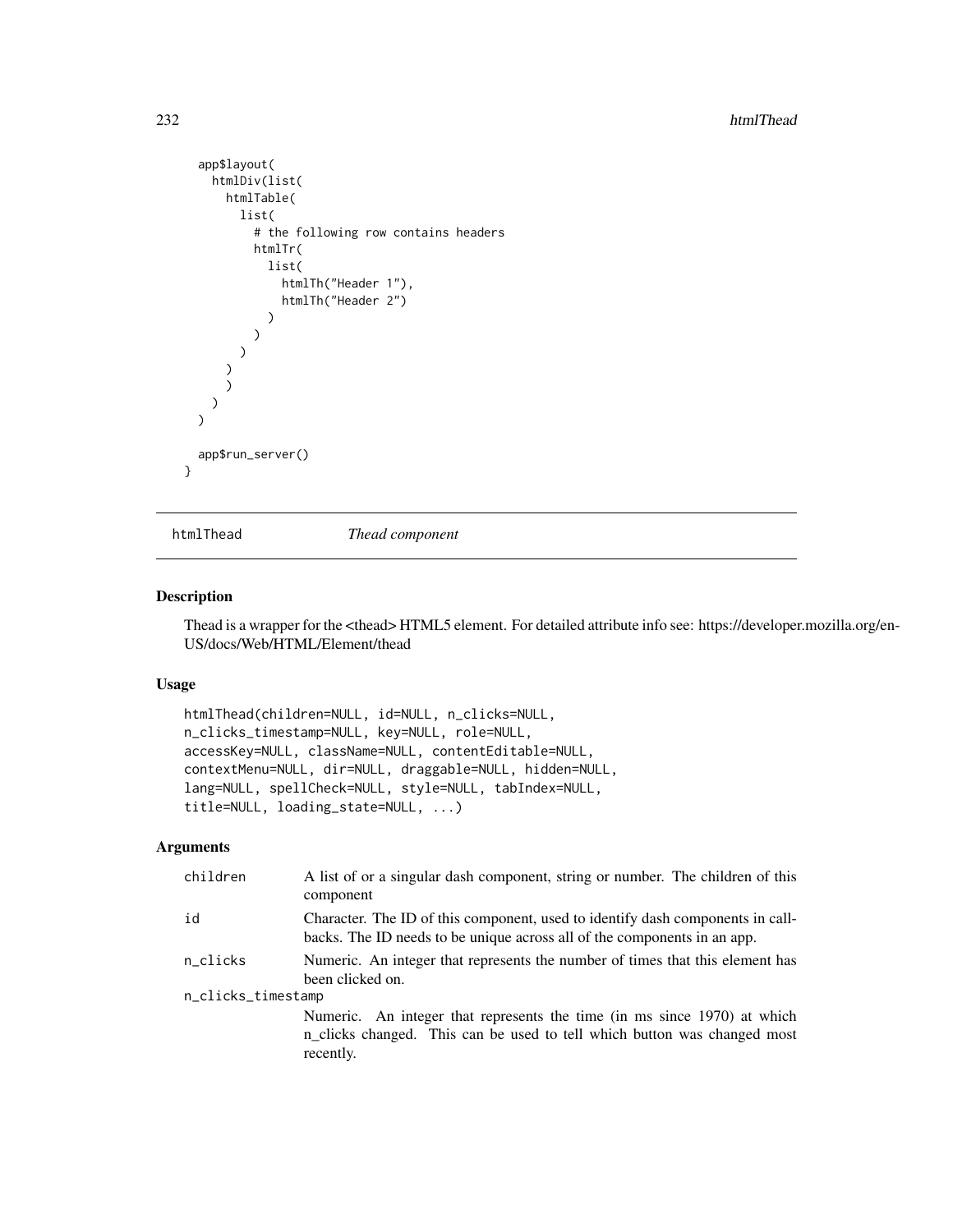```
  app$layout(
    htmlDiv(list(
      htmlTable(
        list(
          # the following row contains headers
          htmlTr(
            list(
              htmlTh("Header 1"),
              htmlTh("Header 2")
            )
          )
        )
      )
      )
    )
  )

  app$run_server()
}
```

## htmlThead *Thead component*

### Description

Thead is a wrapper for the <thead> HTML5 element. For detailed attribute info see: https://developer.mozilla.org/en-US/docs/Web/HTML/Element/thead

### Usage

```
htmlThead(children=NULL, id=NULL, n_clicks=NULL,
n_clicks_timestamp=NULL, key=NULL, role=NULL,
accessKey=NULL, className=NULL, contentEditable=NULL,
contextMenu=NULL, dir=NULL, draggable=NULL, hidden=NULL,
lang=NULL, spellCheck=NULL, style=NULL, tabIndex=NULL,
title=NULL, loading_state=NULL, ...)
```

### Arguments

| | |
|---|---|
| children | A list of or a singular dash component, string or number. The children of this component |
| id | Character. The ID of this component, used to identify dash components in callbacks. The ID needs to be unique across all of the components in an app. |
| n_clicks | Numeric. An integer that represents the number of times that this element has been clicked on. |
| n_clicks_timestamp | Numeric. An integer that represents the time (in ms since 1970) at which n_clicks changed. This can be used to tell which button was changed most recently. |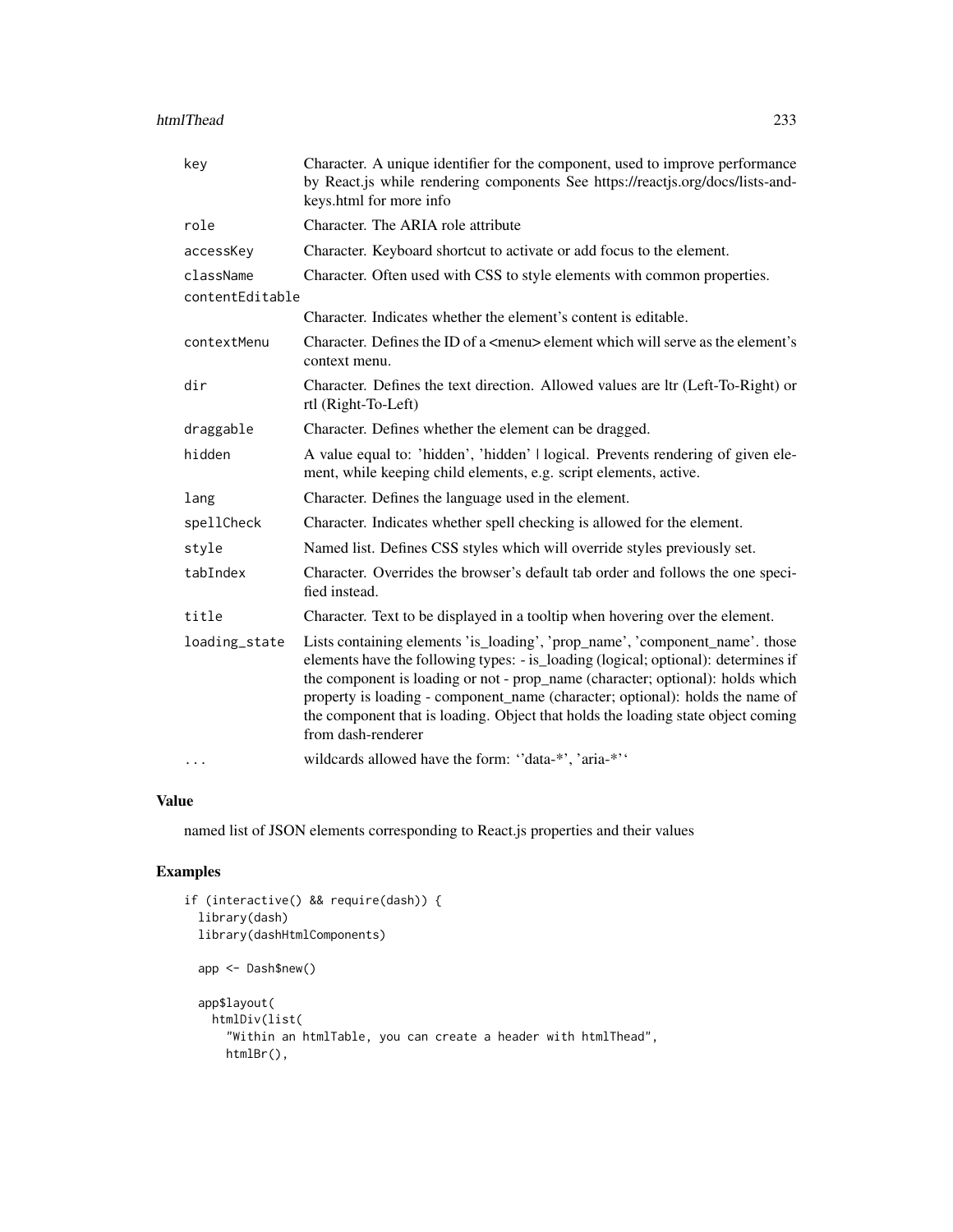| | |
|---|---|
| key | Character. A unique identifier for the component, used to improve performance by React.js while rendering components See https://reactjs.org/docs/lists-and-keys.html for more info |
| role | Character. The ARIA role attribute |
| accessKey | Character. Keyboard shortcut to activate or add focus to the element. |
| className | Character. Often used with CSS to style elements with common properties. |
| contentEditable | Character. Indicates whether the element's content is editable. |
| contextMenu | Character. Defines the ID of a <menu> element which will serve as the element's context menu. |
| dir | Character. Defines the text direction. Allowed values are ltr (Left-To-Right) or rtl (Right-To-Left) |
| draggable | Character. Defines whether the element can be dragged. |
| hidden | A value equal to: 'hidden', 'hidden' \| logical. Prevents rendering of given element, while keeping child elements, e.g. script elements, active. |
| lang | Character. Defines the language used in the element. |
| spellCheck | Character. Indicates whether spell checking is allowed for the element. |
| style | Named list. Defines CSS styles which will override styles previously set. |
| tabIndex | Character. Overrides the browser's default tab order and follows the one specified instead. |
| title | Character. Text to be displayed in a tooltip when hovering over the element. |
| loading_state | Lists containing elements 'is_loading', 'prop_name', 'component_name'. those elements have the following types: - is_loading (logical; optional): determines if the component is loading or not - prop_name (character; optional): holds which property is loading - component_name (character; optional): holds the name of the component that is loading. Object that holds the loading state object coming from dash-renderer |
| ... | wildcards allowed have the form: ''data-*', 'aria-*'' |

## Value

named list of JSON elements corresponding to React.js properties and their values

## Examples

```
if (interactive() && require(dash)) {
  library(dash)
  library(dashHtmlComponents)

  app <- Dash$new()

  app$layout(
    htmlDiv(list(
      "Within an htmlTable, you can create a header with htmlThead",
      htmlBr(),
```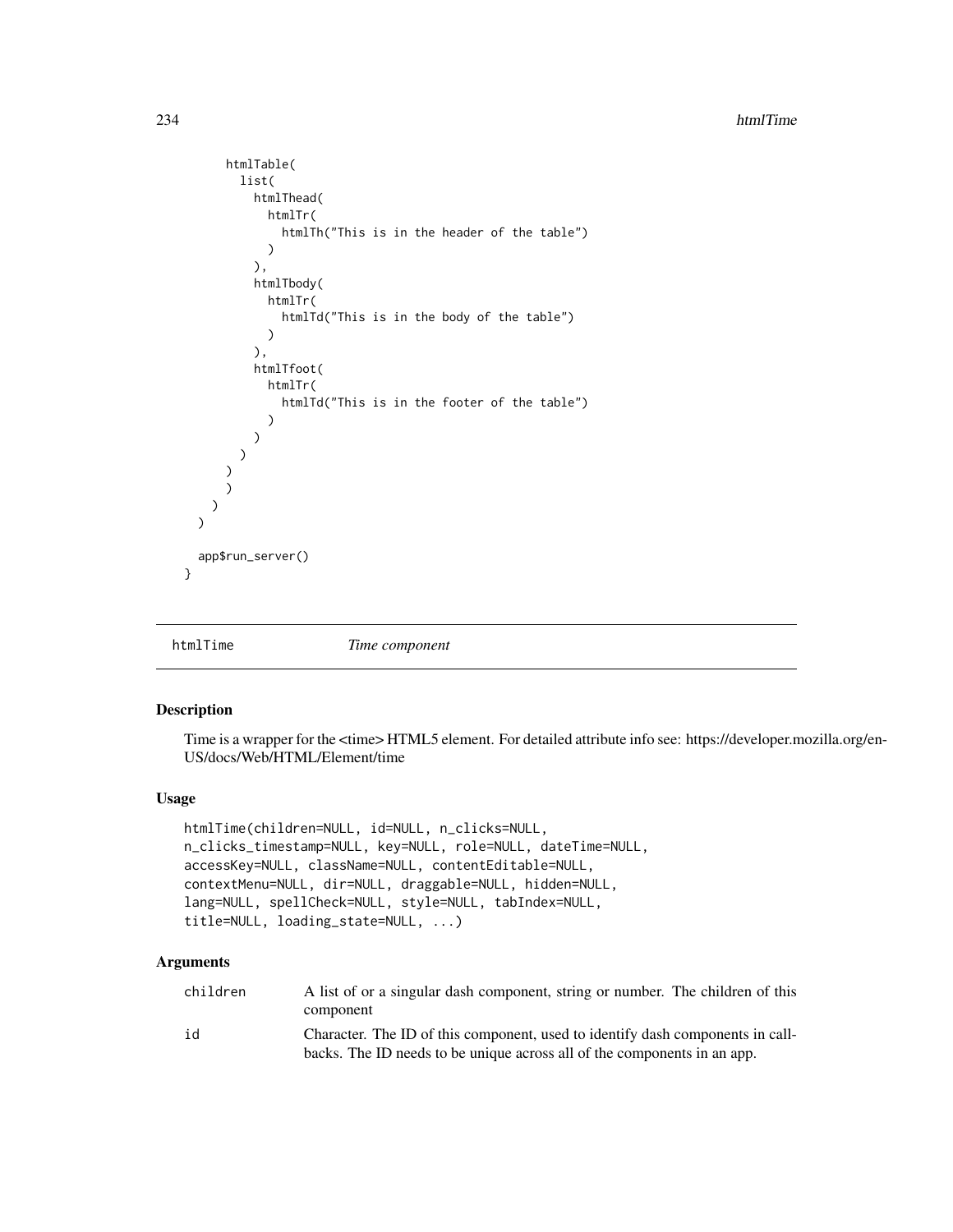```
      htmlTable(
        list(
          htmlThead(
            htmlTr(
              htmlTh("This is in the header of the table")
            )
          ),
          htmlTbody(
            htmlTr(
              htmlTd("This is in the body of the table")
            )
          ),
          htmlTfoot(
            htmlTr(
              htmlTd("This is in the footer of the table")
            )
          )
        )
      )
      )
    )
  )

  app$run_server()
}
```

## htmlTime *Time component*

### Description

Time is a wrapper for the <time> HTML5 element. For detailed attribute info see: https://developer.mozilla.org/en-US/docs/Web/HTML/Element/time

### Usage

```
htmlTime(children=NULL, id=NULL, n_clicks=NULL,
n_clicks_timestamp=NULL, key=NULL, role=NULL, dateTime=NULL,
accessKey=NULL, className=NULL, contentEditable=NULL,
contextMenu=NULL, dir=NULL, draggable=NULL, hidden=NULL,
lang=NULL, spellCheck=NULL, style=NULL, tabIndex=NULL,
title=NULL, loading_state=NULL, ...)
```

### Arguments

| | |
|---|---|
| children | A list of or a singular dash component, string or number. The children of this component |
| id | Character. The ID of this component, used to identify dash components in callbacks. The ID needs to be unique across all of the components in an app. |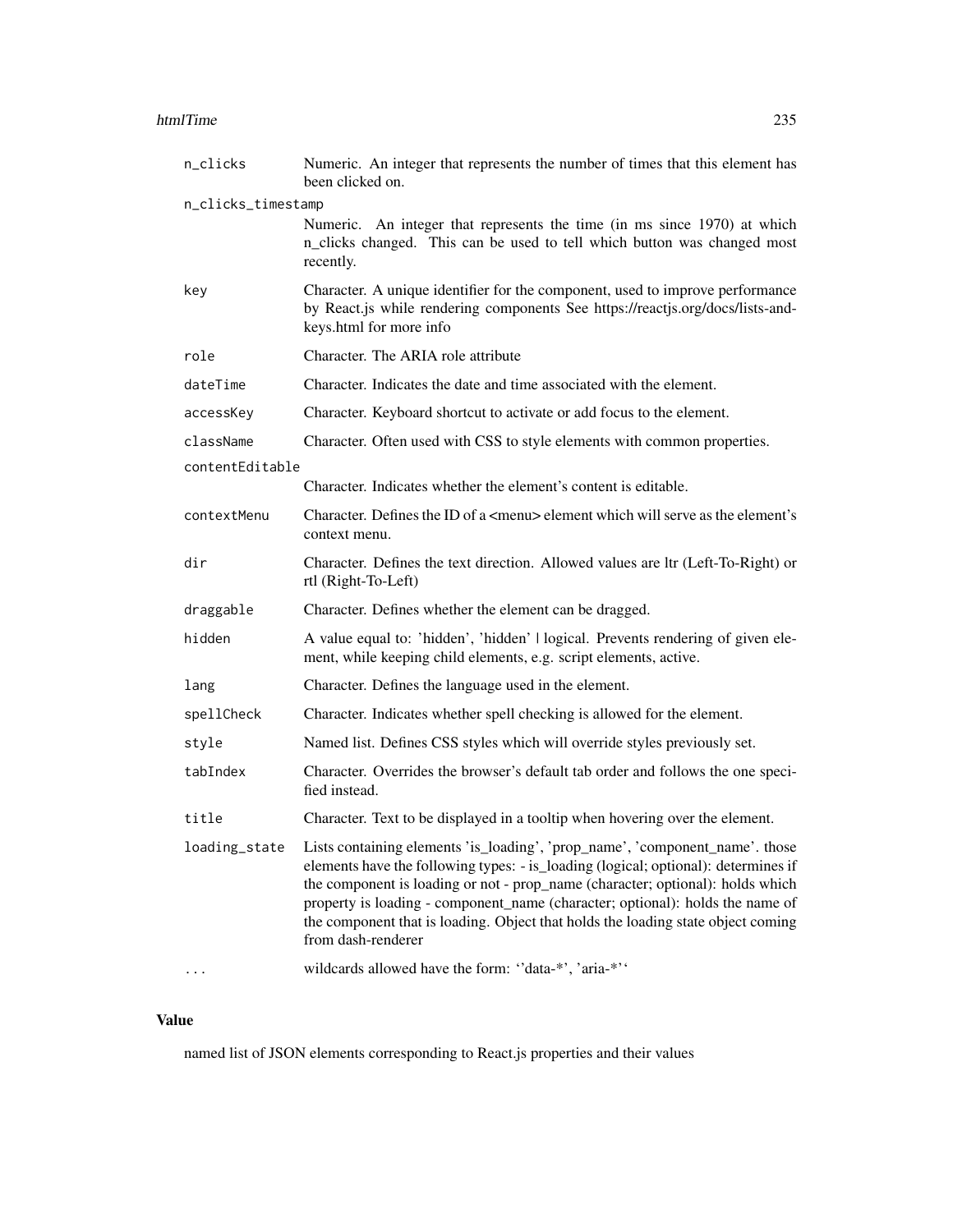| | |
|---|---|
| n_clicks | Numeric. An integer that represents the number of times that this element has been clicked on. |
| n_clicks_timestamp | Numeric. An integer that represents the time (in ms since 1970) at which n_clicks changed. This can be used to tell which button was changed most recently. |
| key | Character. A unique identifier for the component, used to improve performance by React.js while rendering components See https://reactjs.org/docs/lists-and-keys.html for more info |
| role | Character. The ARIA role attribute |
| dateTime | Character. Indicates the date and time associated with the element. |
| accessKey | Character. Keyboard shortcut to activate or add focus to the element. |
| className | Character. Often used with CSS to style elements with common properties. |
| contentEditable | Character. Indicates whether the element's content is editable. |
| contextMenu | Character. Defines the ID of a <menu> element which will serve as the element's context menu. |
| dir | Character. Defines the text direction. Allowed values are ltr (Left-To-Right) or rtl (Right-To-Left) |
| draggable | Character. Defines whether the element can be dragged. |
| hidden | A value equal to: 'hidden', 'hidden' \| logical. Prevents rendering of given element, while keeping child elements, e.g. script elements, active. |
| lang | Character. Defines the language used in the element. |
| spellCheck | Character. Indicates whether spell checking is allowed for the element. |
| style | Named list. Defines CSS styles which will override styles previously set. |
| tabIndex | Character. Overrides the browser's default tab order and follows the one specified instead. |
| title | Character. Text to be displayed in a tooltip when hovering over the element. |
| loading_state | Lists containing elements 'is_loading', 'prop_name', 'component_name'. those elements have the following types: - is_loading (logical; optional): determines if the component is loading or not - prop_name (character; optional): holds which property is loading - component_name (character; optional): holds the name of the component that is loading. Object that holds the loading state object coming from dash-renderer |
| ... | wildcards allowed have the form: ''data-*', 'aria-*'' |

## Value

named list of JSON elements corresponding to React.js properties and their values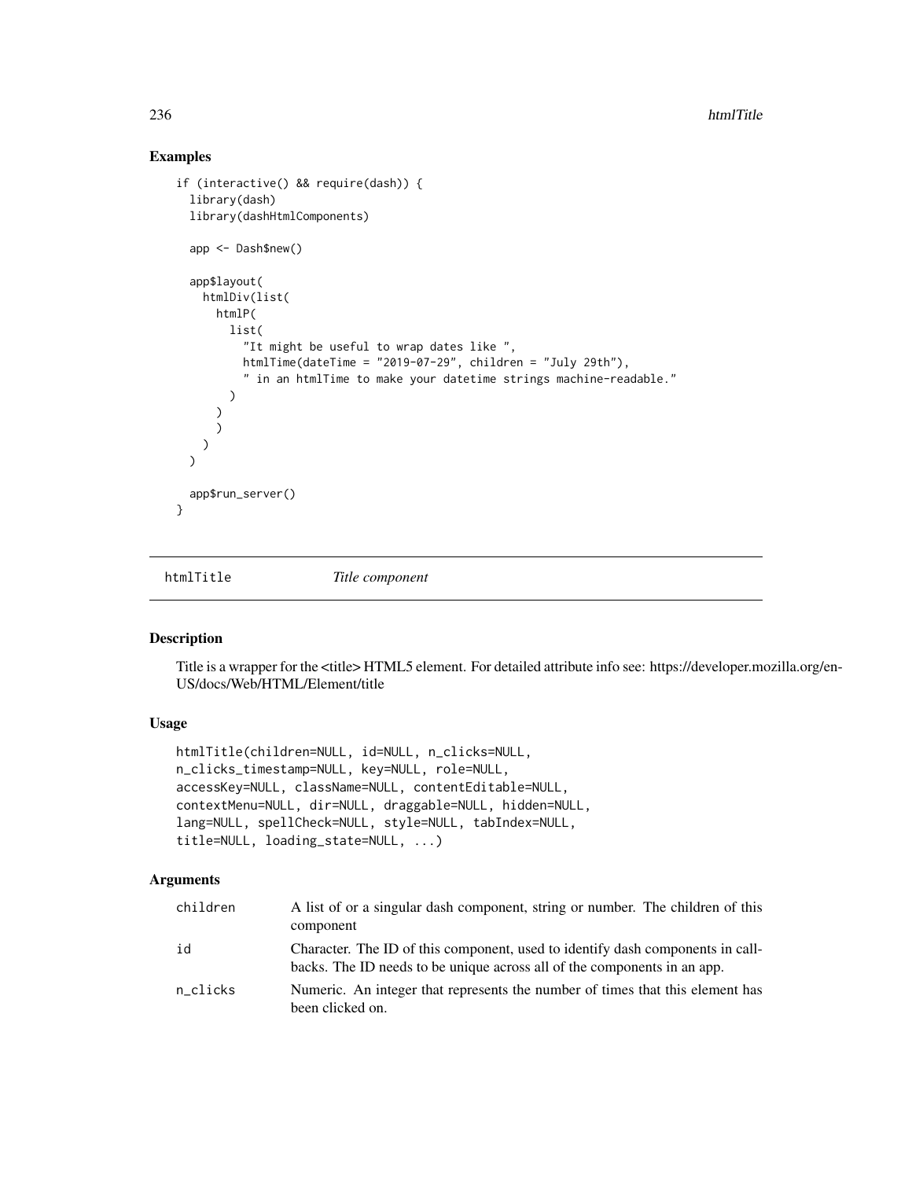## Examples

```
if (interactive() && require(dash)) {
  library(dash)
  library(dashHtmlComponents)

  app <- Dash$new()

  app$layout(
    htmlDiv(list(
      htmlP(
        list(
          "It might be useful to wrap dates like ",
          htmlTime(dateTime = "2019-07-29", children = "July 29th"),
          " in an htmlTime to make your datetime strings machine-readable."
        )
      )
      )
    )
  )

  app$run_server()
}
```

---

`htmlTitle` *Title component*

---

## Description

Title is a wrapper for the <title> HTML5 element. For detailed attribute info see: https://developer.mozilla.org/en-US/docs/Web/HTML/Element/title

## Usage

```
htmlTitle(children=NULL, id=NULL, n_clicks=NULL,
n_clicks_timestamp=NULL, key=NULL, role=NULL,
accessKey=NULL, className=NULL, contentEditable=NULL,
contextMenu=NULL, dir=NULL, draggable=NULL, hidden=NULL,
lang=NULL, spellCheck=NULL, style=NULL, tabIndex=NULL,
title=NULL, loading_state=NULL, ...)
```

## Arguments

| | |
|---|---|
| children | A list of or a singular dash component, string or number. The children of this component |
| id | Character. The ID of this component, used to identify dash components in callbacks. The ID needs to be unique across all of the components in an app. |
| n_clicks | Numeric. An integer that represents the number of times that this element has been clicked on. |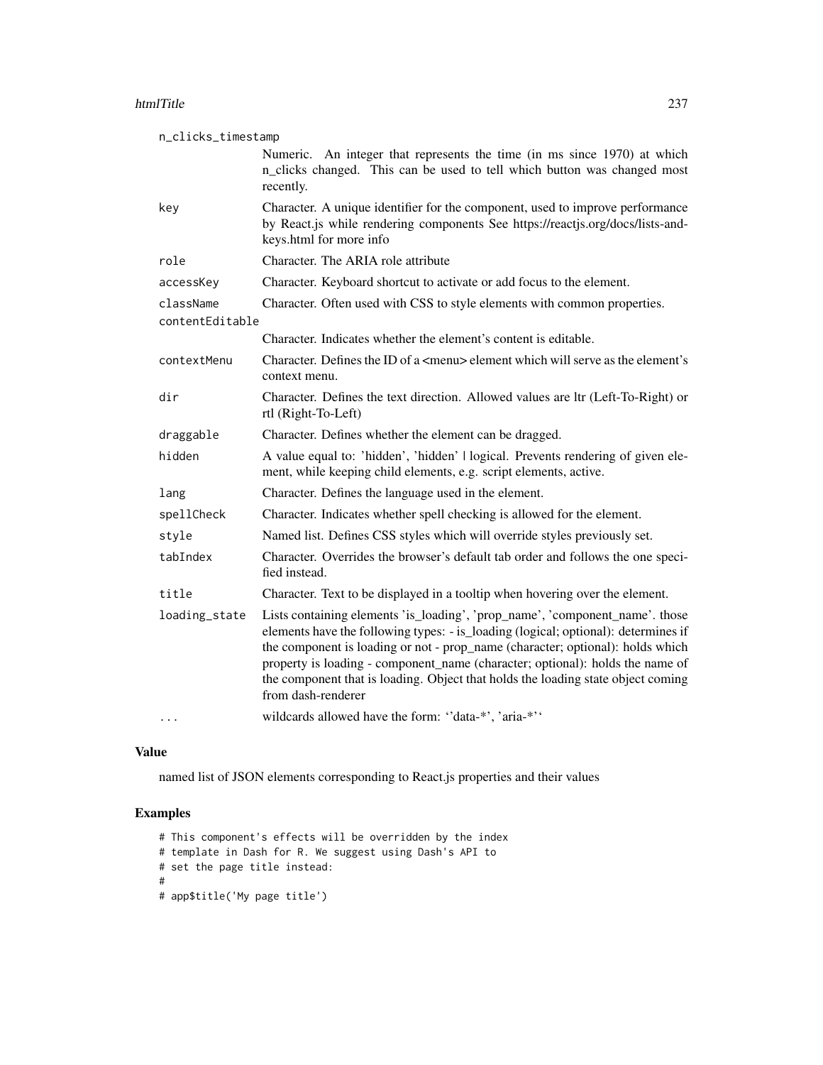| | |
|---|---|
| n_clicks_timestamp | Numeric. An integer that represents the time (in ms since 1970) at which n_clicks changed. This can be used to tell which button was changed most recently. |
| key | Character. A unique identifier for the component, used to improve performance by React.js while rendering components See https://reactjs.org/docs/lists-and-keys.html for more info |
| role | Character. The ARIA role attribute |
| accessKey | Character. Keyboard shortcut to activate or add focus to the element. |
| className | Character. Often used with CSS to style elements with common properties. |
| contentEditable | Character. Indicates whether the element's content is editable. |
| contextMenu | Character. Defines the ID of a <menu> element which will serve as the element's context menu. |
| dir | Character. Defines the text direction. Allowed values are ltr (Left-To-Right) or rtl (Right-To-Left) |
| draggable | Character. Defines whether the element can be dragged. |
| hidden | A value equal to: 'hidden', 'hidden' \| logical. Prevents rendering of given element, while keeping child elements, e.g. script elements, active. |
| lang | Character. Defines the language used in the element. |
| spellCheck | Character. Indicates whether spell checking is allowed for the element. |
| style | Named list. Defines CSS styles which will override styles previously set. |
| tabIndex | Character. Overrides the browser's default tab order and follows the one specified instead. |
| title | Character. Text to be displayed in a tooltip when hovering over the element. |
| loading_state | Lists containing elements 'is_loading', 'prop_name', 'component_name'. those elements have the following types: - is_loading (logical; optional): determines if the component is loading or not - prop_name (character; optional): holds which property is loading - component_name (character; optional): holds the name of the component that is loading. Object that holds the loading state object coming from dash-renderer |
| ... | wildcards allowed have the form: ''data-*', 'aria-*'' |

## Value

named list of JSON elements corresponding to React.js properties and their values

## Examples

```
# This component's effects will be overridden by the index
# template in Dash for R. We suggest using Dash's API to
# set the page title instead:
#
# app$title('My page title')
```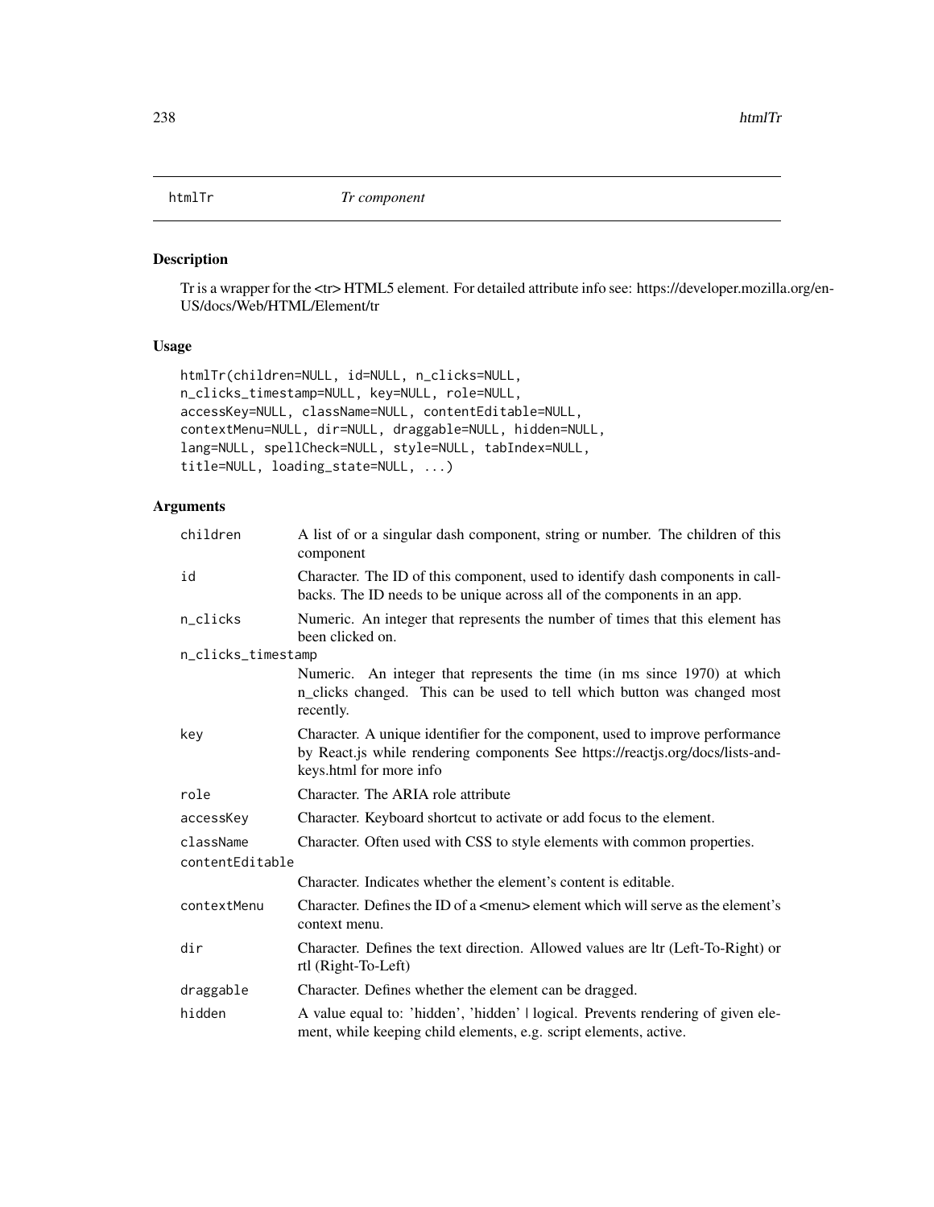htmlTr *Tr component*

## Description

Tr is a wrapper for the <tr> HTML5 element. For detailed attribute info see: https://developer.mozilla.org/en-US/docs/Web/HTML/Element/tr

## Usage

```
htmlTr(children=NULL, id=NULL, n_clicks=NULL,
n_clicks_timestamp=NULL, key=NULL, role=NULL,
accessKey=NULL, className=NULL, contentEditable=NULL,
contextMenu=NULL, dir=NULL, draggable=NULL, hidden=NULL,
lang=NULL, spellCheck=NULL, style=NULL, tabIndex=NULL,
title=NULL, loading_state=NULL, ...)
```

## Arguments

| | |
|---|---|
| `children` | A list of or a singular dash component, string or number. The children of this component |
| `id` | Character. The ID of this component, used to identify dash components in callbacks. The ID needs to be unique across all of the components in an app. |
| `n_clicks` | Numeric. An integer that represents the number of times that this element has been clicked on. |
| `n_clicks_timestamp` | Numeric. An integer that represents the time (in ms since 1970) at which n_clicks changed. This can be used to tell which button was changed most recently. |
| `key` | Character. A unique identifier for the component, used to improve performance by React.js while rendering components See https://reactjs.org/docs/lists-and-keys.html for more info |
| `role` | Character. The ARIA role attribute |
| `accessKey` | Character. Keyboard shortcut to activate or add focus to the element. |
| `className` | Character. Often used with CSS to style elements with common properties. |
| `contentEditable` | Character. Indicates whether the element's content is editable. |
| `contextMenu` | Character. Defines the ID of a <menu> element which will serve as the element's context menu. |
| `dir` | Character. Defines the text direction. Allowed values are ltr (Left-To-Right) or rtl (Right-To-Left) |
| `draggable` | Character. Defines whether the element can be dragged. |
| `hidden` | A value equal to: 'hidden', 'hidden' \| logical. Prevents rendering of given element, while keeping child elements, e.g. script elements, active. |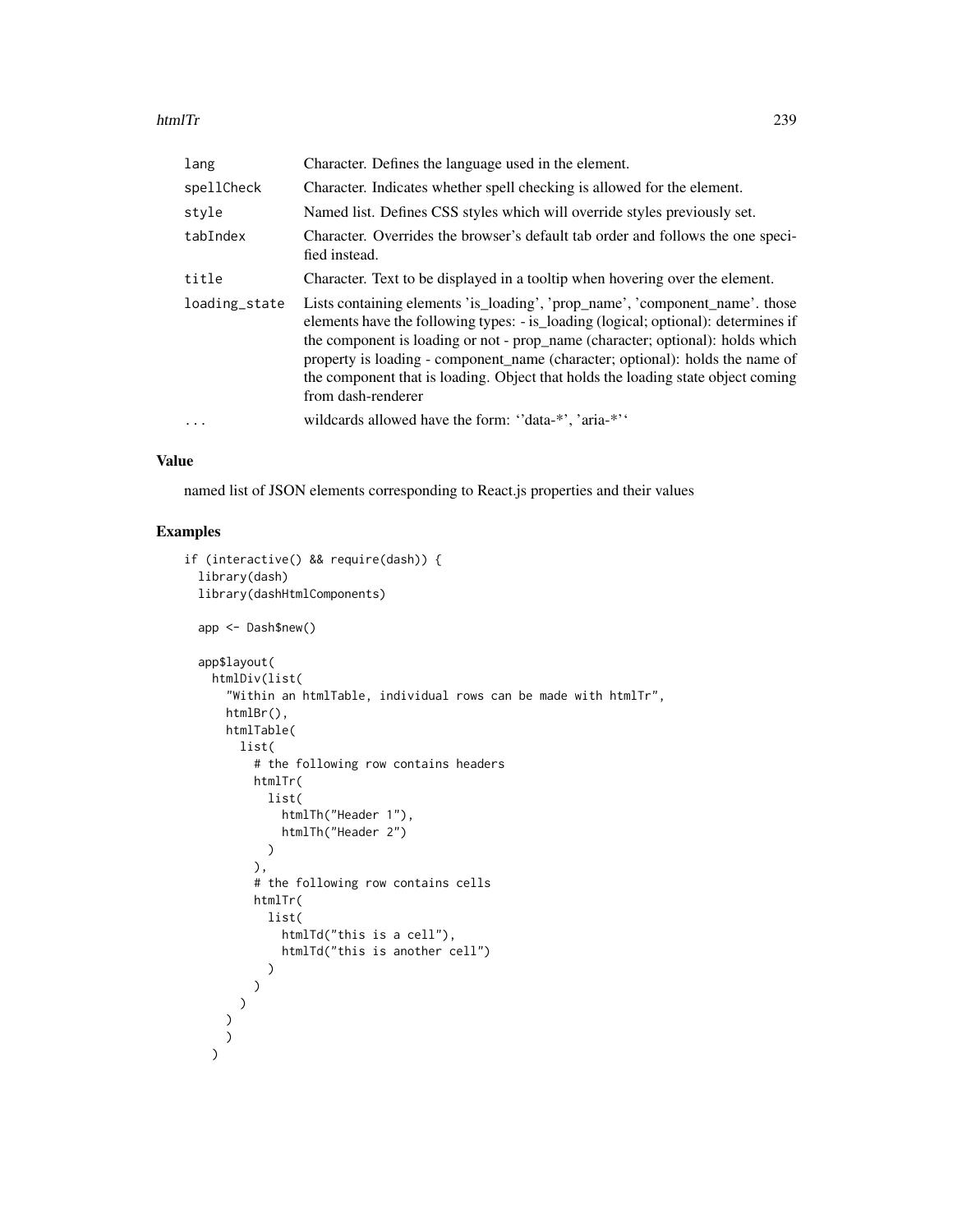| | |
|---|---|
| `lang` | Character. Defines the language used in the element. |
| `spellCheck` | Character. Indicates whether spell checking is allowed for the element. |
| `style` | Named list. Defines CSS styles which will override styles previously set. |
| `tabIndex` | Character. Overrides the browser's default tab order and follows the one specified instead. |
| `title` | Character. Text to be displayed in a tooltip when hovering over the element. |
| `loading_state` | Lists containing elements 'is_loading', 'prop_name', 'component_name'. those elements have the following types: - is_loading (logical; optional): determines if the component is loading or not - prop_name (character; optional): holds which property is loading - component_name (character; optional): holds the name of the component that is loading. Object that holds the loading state object coming from dash-renderer |
| `...` | wildcards allowed have the form: ''data-*', 'aria-*'' |

## Value

named list of JSON elements corresponding to React.js properties and their values

## Examples

```
if (interactive() && require(dash)) {
  library(dash)
  library(dashHtmlComponents)

  app <- Dash$new()

  app$layout(
    htmlDiv(list(
      "Within an htmlTable, individual rows can be made with htmlTr",
      htmlBr(),
      htmlTable(
        list(
          # the following row contains headers
          htmlTr(
            list(
              htmlTh("Header 1"),
              htmlTh("Header 2")
            )
          ),
          # the following row contains cells
          htmlTr(
            list(
              htmlTd("this is a cell"),
              htmlTd("this is another cell")
            )
          )
        )
      )
      )
    )
```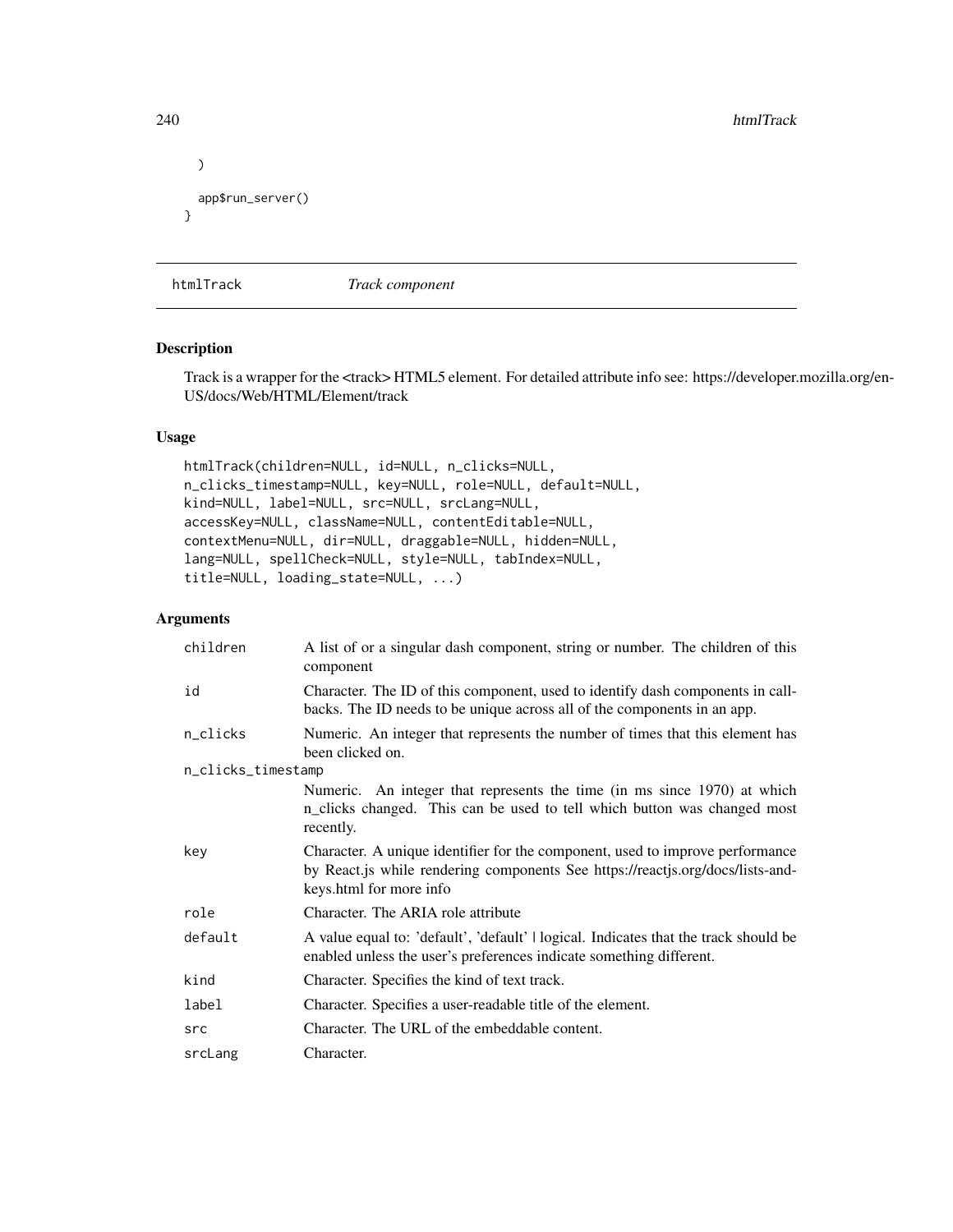```
  )

  app$run_server()
}
```

## htmlTrack *Track component*

### Description

Track is a wrapper for the <track> HTML5 element. For detailed attribute info see: https://developer.mozilla.org/en-US/docs/Web/HTML/Element/track

### Usage

```
htmlTrack(children=NULL, id=NULL, n_clicks=NULL,
n_clicks_timestamp=NULL, key=NULL, role=NULL, default=NULL,
kind=NULL, label=NULL, src=NULL, srcLang=NULL,
accessKey=NULL, className=NULL, contentEditable=NULL,
contextMenu=NULL, dir=NULL, draggable=NULL, hidden=NULL,
lang=NULL, spellCheck=NULL, style=NULL, tabIndex=NULL,
title=NULL, loading_state=NULL, ...)
```

### Arguments

| | |
|---|---|
| `children` | A list of or a singular dash component, string or number. The children of this component |
| `id` | Character. The ID of this component, used to identify dash components in callbacks. The ID needs to be unique across all of the components in an app. |
| `n_clicks` | Numeric. An integer that represents the number of times that this element has been clicked on. |
| `n_clicks_timestamp` | Numeric. An integer that represents the time (in ms since 1970) at which n_clicks changed. This can be used to tell which button was changed most recently. |
| `key` | Character. A unique identifier for the component, used to improve performance by React.js while rendering components See https://reactjs.org/docs/lists-and-keys.html for more info |
| `role` | Character. The ARIA role attribute |
| `default` | A value equal to: 'default', 'default' \| logical. Indicates that the track should be enabled unless the user's preferences indicate something different. |
| `kind` | Character. Specifies the kind of text track. |
| `label` | Character. Specifies a user-readable title of the element. |
| `src` | Character. The URL of the embeddable content. |
| `srcLang` | Character. |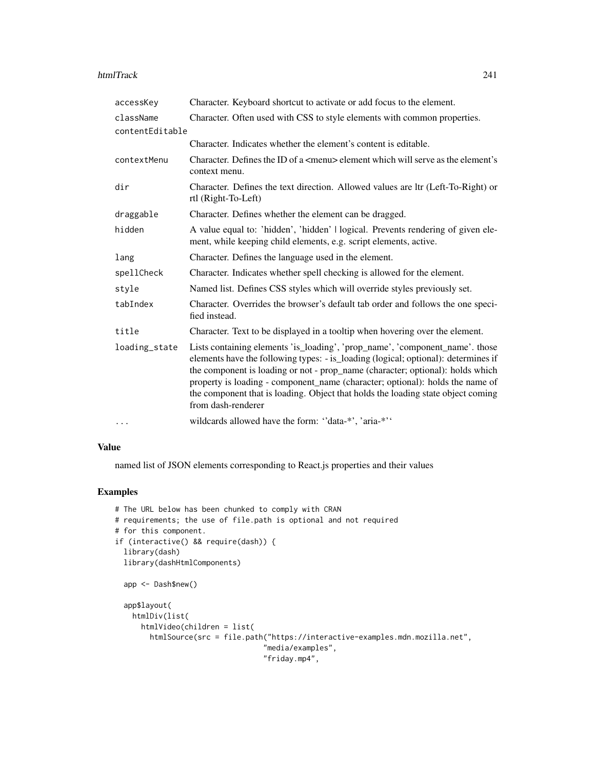| | |
|---|---|
| accessKey | Character. Keyboard shortcut to activate or add focus to the element. |
| className | Character. Often used with CSS to style elements with common properties. |
| contentEditable | Character. Indicates whether the element's content is editable. |
| contextMenu | Character. Defines the ID of a <menu> element which will serve as the element's context menu. |
| dir | Character. Defines the text direction. Allowed values are ltr (Left-To-Right) or rtl (Right-To-Left) |
| draggable | Character. Defines whether the element can be dragged. |
| hidden | A value equal to: 'hidden', 'hidden' \| logical. Prevents rendering of given element, while keeping child elements, e.g. script elements, active. |
| lang | Character. Defines the language used in the element. |
| spellCheck | Character. Indicates whether spell checking is allowed for the element. |
| style | Named list. Defines CSS styles which will override styles previously set. |
| tabIndex | Character. Overrides the browser's default tab order and follows the one specified instead. |
| title | Character. Text to be displayed in a tooltip when hovering over the element. |
| loading_state | Lists containing elements 'is_loading', 'prop_name', 'component_name'. those elements have the following types: - is_loading (logical; optional): determines if the component is loading or not - prop_name (character; optional): holds which property is loading - component_name (character; optional): holds the name of the component that is loading. Object that holds the loading state object coming from dash-renderer |
| ... | wildcards allowed have the form: ''data-*', 'aria-*'' |

## Value

named list of JSON elements corresponding to React.js properties and their values

## Examples

```
# The URL below has been chunked to comply with CRAN
# requirements; the use of file.path is optional and not required
# for this component.
if (interactive() && require(dash)) {
  library(dash)
  library(dashHtmlComponents)

  app <- Dash$new()

  app$layout(
    htmlDiv(list(
      htmlVideo(children = list(
        htmlSource(src = file.path("https://interactive-examples.mdn.mozilla.net",
                                   "media/examples",
                                   "friday.mp4",
```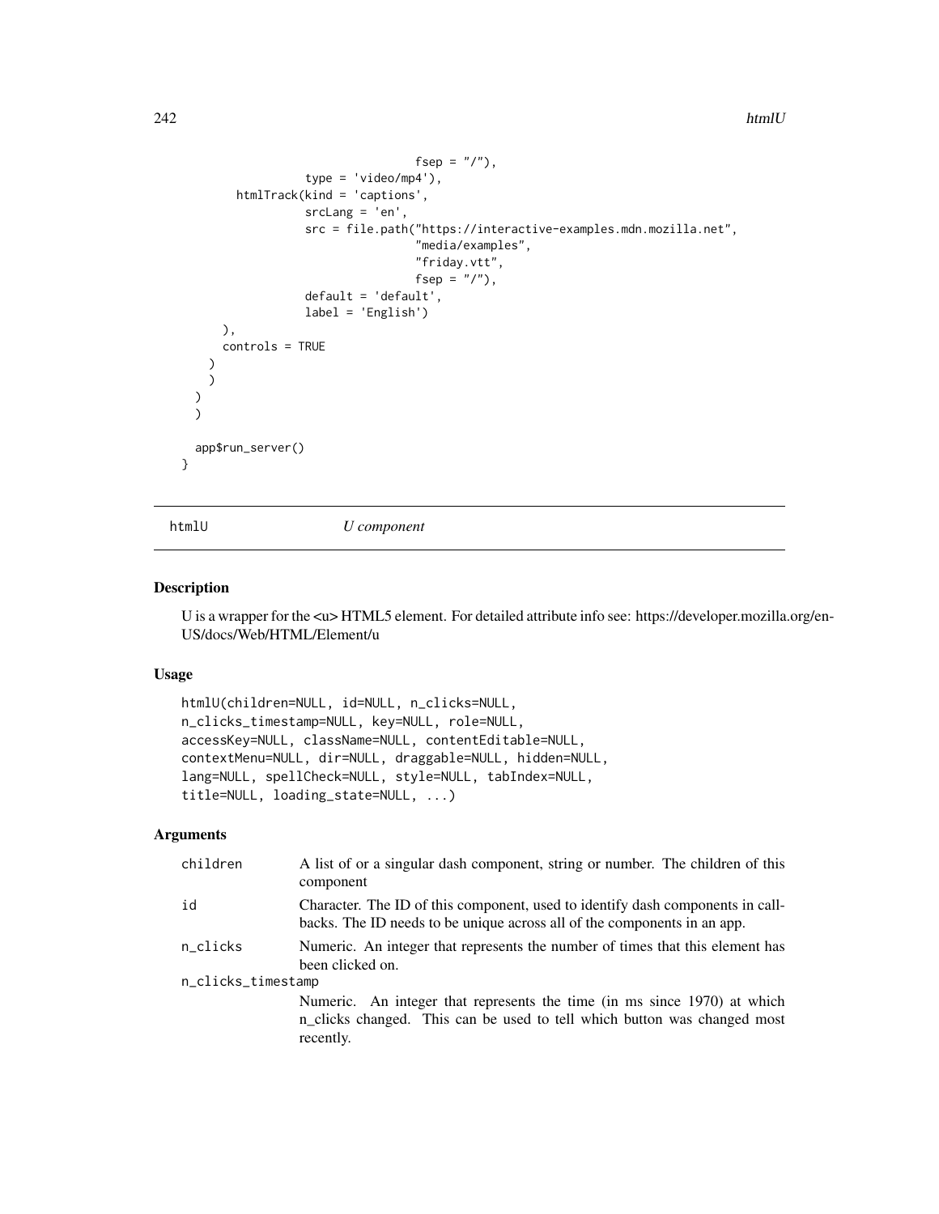```
                              fsep = "/"),
                  type = 'video/mp4'),
        htmlTrack(kind = 'captions',
                  srcLang = 'en',
                  src = file.path("https://interactive-examples.mdn.mozilla.net",
                                  "media/examples",
                                  "friday.vtt",
                                  fsep = "/"),
                  default = 'default',
                  label = 'English')
      ),
      controls = TRUE
    )
    )
  )
  )

  app$run_server()
}
```

## htmlU — *U component*

### Description

U is a wrapper for the <u> HTML5 element. For detailed attribute info see: https://developer.mozilla.org/en-US/docs/Web/HTML/Element/u

### Usage

```
htmlU(children=NULL, id=NULL, n_clicks=NULL,
n_clicks_timestamp=NULL, key=NULL, role=NULL,
accessKey=NULL, className=NULL, contentEditable=NULL,
contextMenu=NULL, dir=NULL, draggable=NULL, hidden=NULL,
lang=NULL, spellCheck=NULL, style=NULL, tabIndex=NULL,
title=NULL, loading_state=NULL, ...)
```

### Arguments

| Argument | Description |
|---|---|
| children | A list of or a singular dash component, string or number. The children of this component |
| id | Character. The ID of this component, used to identify dash components in callbacks. The ID needs to be unique across all of the components in an app. |
| n_clicks | Numeric. An integer that represents the number of times that this element has been clicked on. |
| n_clicks_timestamp | Numeric. An integer that represents the time (in ms since 1970) at which n_clicks changed. This can be used to tell which button was changed most recently. |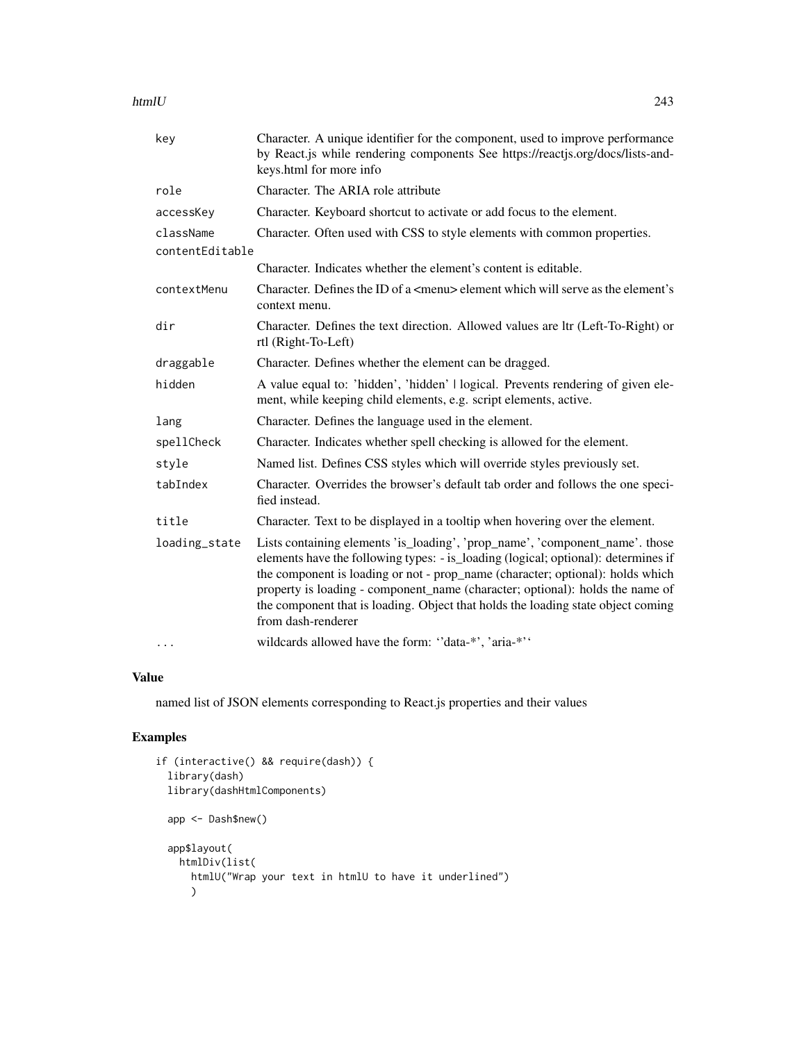| | |
|---|---|
| key | Character. A unique identifier for the component, used to improve performance by React.js while rendering components See https://reactjs.org/docs/lists-and-keys.html for more info |
| role | Character. The ARIA role attribute |
| accessKey | Character. Keyboard shortcut to activate or add focus to the element. |
| className | Character. Often used with CSS to style elements with common properties. |
| contentEditable | Character. Indicates whether the element's content is editable. |
| contextMenu | Character. Defines the ID of a <menu> element which will serve as the element's context menu. |
| dir | Character. Defines the text direction. Allowed values are ltr (Left-To-Right) or rtl (Right-To-Left) |
| draggable | Character. Defines whether the element can be dragged. |
| hidden | A value equal to: 'hidden', 'hidden' \| logical. Prevents rendering of given element, while keeping child elements, e.g. script elements, active. |
| lang | Character. Defines the language used in the element. |
| spellCheck | Character. Indicates whether spell checking is allowed for the element. |
| style | Named list. Defines CSS styles which will override styles previously set. |
| tabIndex | Character. Overrides the browser's default tab order and follows the one specified instead. |
| title | Character. Text to be displayed in a tooltip when hovering over the element. |
| loading_state | Lists containing elements 'is_loading', 'prop_name', 'component_name'. those elements have the following types: - is_loading (logical; optional): determines if the component is loading or not - prop_name (character; optional): holds which property is loading - component_name (character; optional): holds the name of the component that is loading. Object that holds the loading state object coming from dash-renderer |
| ... | wildcards allowed have the form: ''data-*', 'aria-*'' |

## Value

named list of JSON elements corresponding to React.js properties and their values

## Examples

```
if (interactive() && require(dash)) {
  library(dash)
  library(dashHtmlComponents)

  app <- Dash$new()

  app$layout(
    htmlDiv(list(
      htmlU("Wrap your text in htmlU to have it underlined")
      )
```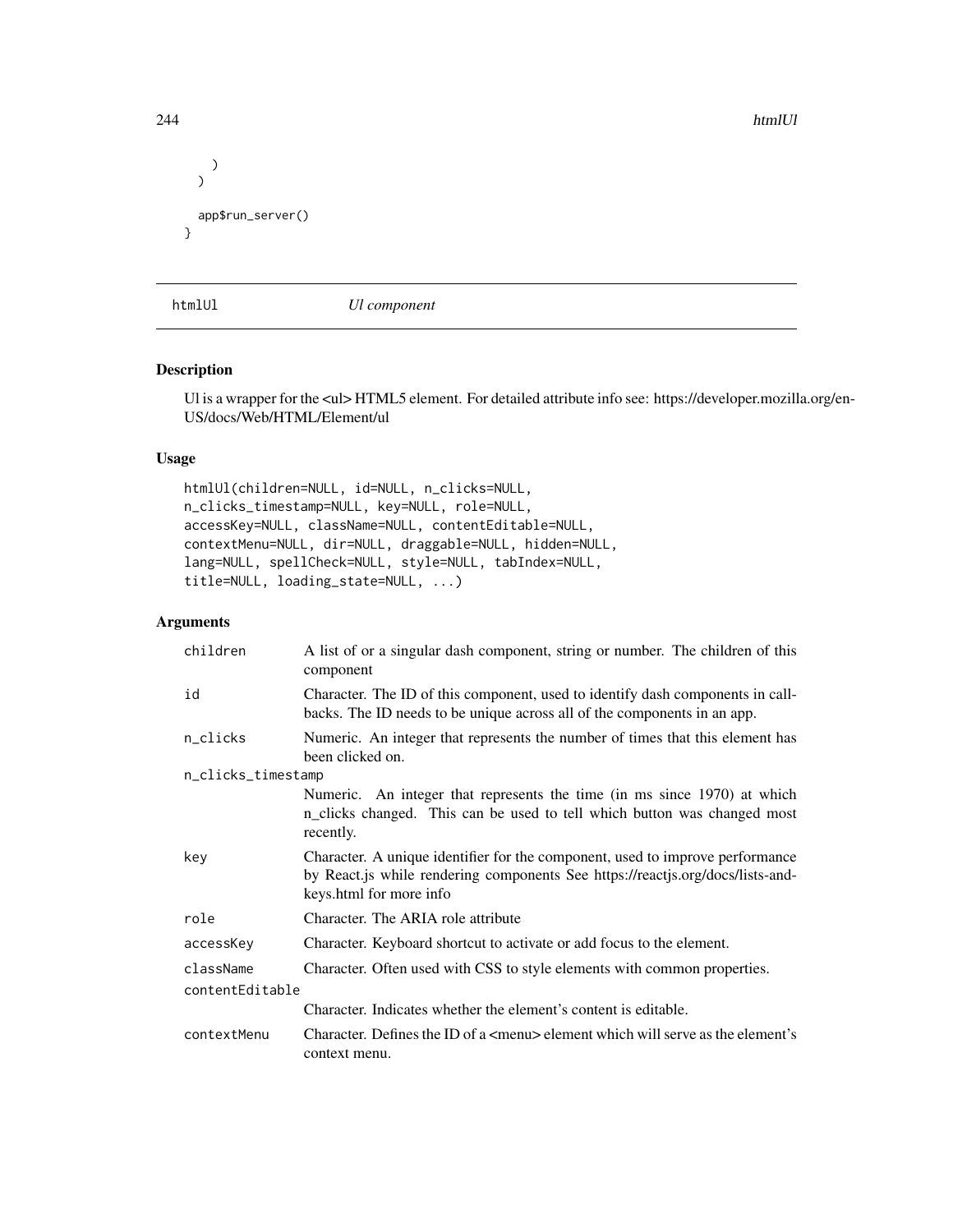```
    )
  )

  app$run_server()
}
```

## htmlUl — *Ul component*

### Description

Ul is a wrapper for the <ul> HTML5 element. For detailed attribute info see: https://developer.mozilla.org/en-US/docs/Web/HTML/Element/ul

### Usage

```
htmlUl(children=NULL, id=NULL, n_clicks=NULL,
n_clicks_timestamp=NULL, key=NULL, role=NULL,
accessKey=NULL, className=NULL, contentEditable=NULL,
contextMenu=NULL, dir=NULL, draggable=NULL, hidden=NULL,
lang=NULL, spellCheck=NULL, style=NULL, tabIndex=NULL,
title=NULL, loading_state=NULL, ...)
```

### Arguments

| | |
|---|---|
| `children` | A list of or a singular dash component, string or number. The children of this component |
| `id` | Character. The ID of this component, used to identify dash components in callbacks. The ID needs to be unique across all of the components in an app. |
| `n_clicks` | Numeric. An integer that represents the number of times that this element has been clicked on. |
| `n_clicks_timestamp` | Numeric. An integer that represents the time (in ms since 1970) at which n_clicks changed. This can be used to tell which button was changed most recently. |
| `key` | Character. A unique identifier for the component, used to improve performance by React.js while rendering components See https://reactjs.org/docs/lists-and-keys.html for more info |
| `role` | Character. The ARIA role attribute |
| `accessKey` | Character. Keyboard shortcut to activate or add focus to the element. |
| `className` | Character. Often used with CSS to style elements with common properties. |
| `contentEditable` | Character. Indicates whether the element's content is editable. |
| `contextMenu` | Character. Defines the ID of a <menu> element which will serve as the element's context menu. |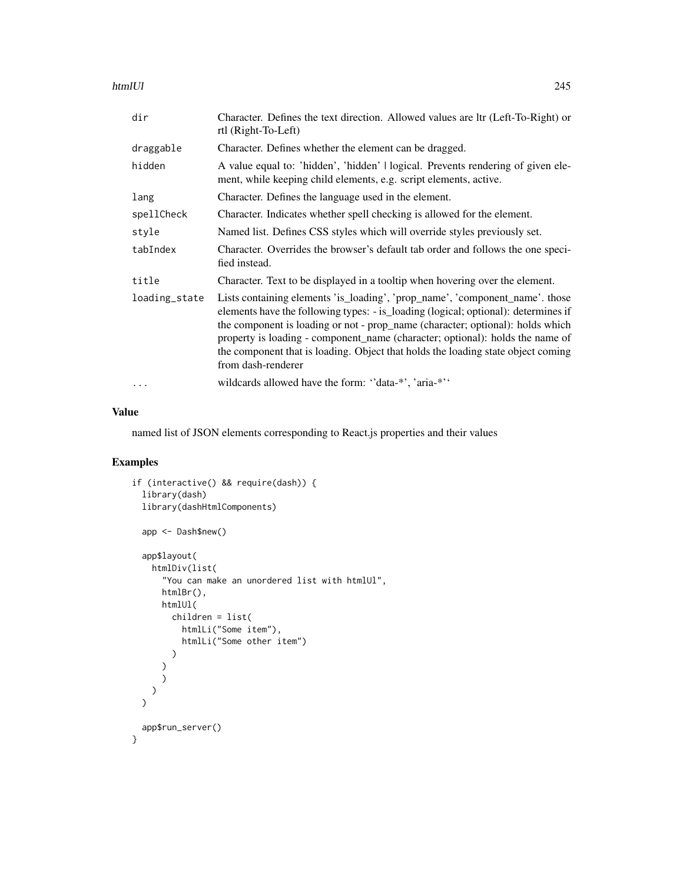| | |
|---|---|
| dir | Character. Defines the text direction. Allowed values are ltr (Left-To-Right) or rtl (Right-To-Left) |
| draggable | Character. Defines whether the element can be dragged. |
| hidden | A value equal to: 'hidden', 'hidden' \| logical. Prevents rendering of given element, while keeping child elements, e.g. script elements, active. |
| lang | Character. Defines the language used in the element. |
| spellCheck | Character. Indicates whether spell checking is allowed for the element. |
| style | Named list. Defines CSS styles which will override styles previously set. |
| tabIndex | Character. Overrides the browser's default tab order and follows the one specified instead. |
| title | Character. Text to be displayed in a tooltip when hovering over the element. |
| loading_state | Lists containing elements 'is_loading', 'prop_name', 'component_name'. those elements have the following types: - is_loading (logical; optional): determines if the component is loading or not - prop_name (character; optional): holds which property is loading - component_name (character; optional): holds the name of the component that is loading. Object that holds the loading state object coming from dash-renderer |
| ... | wildcards allowed have the form: ''data-*', 'aria-*'' |

## Value

named list of JSON elements corresponding to React.js properties and their values

## Examples

```
if (interactive() && require(dash)) {
  library(dash)
  library(dashHtmlComponents)

  app <- Dash$new()

  app$layout(
    htmlDiv(list(
      "You can make an unordered list with htmlUl",
      htmlBr(),
      htmlUl(
        children = list(
          htmlLi("Some item"),
          htmlLi("Some other item")
        )
      )
      )
    )
  )

  app$run_server()
}
```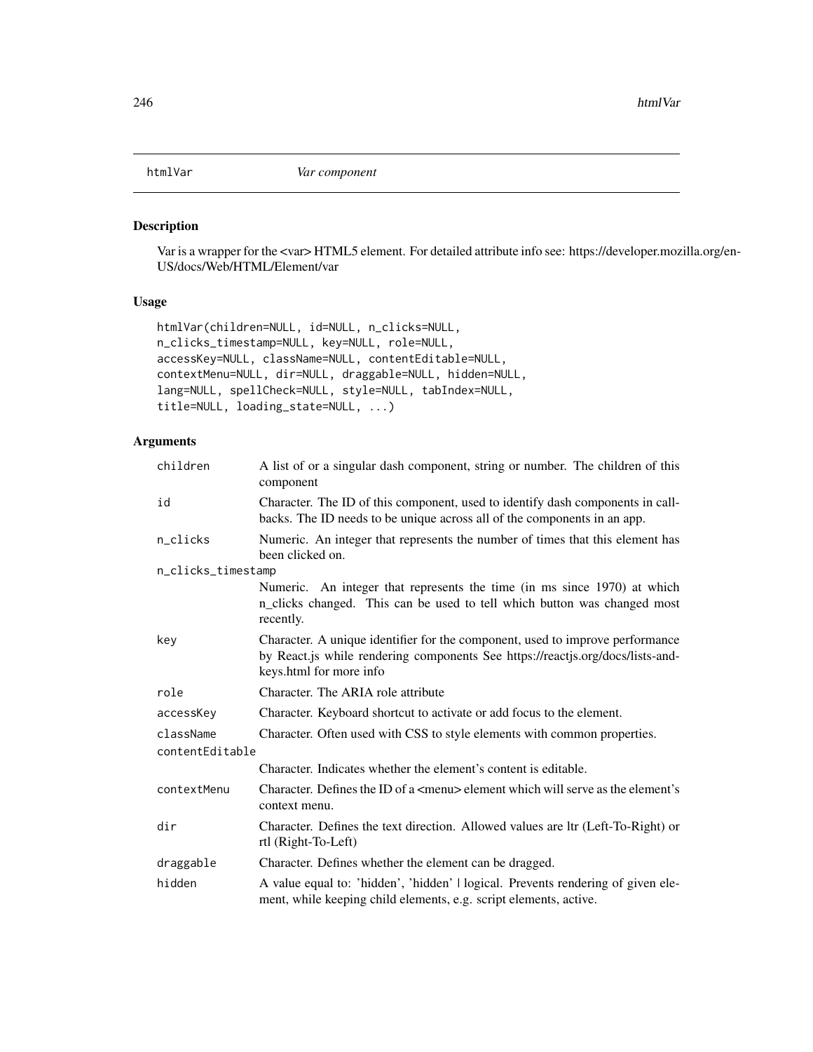## htmlVar *Var component*

### Description

Var is a wrapper for the <var> HTML5 element. For detailed attribute info see: https://developer.mozilla.org/en-US/docs/Web/HTML/Element/var

### Usage

```
htmlVar(children=NULL, id=NULL, n_clicks=NULL,
n_clicks_timestamp=NULL, key=NULL, role=NULL,
accessKey=NULL, className=NULL, contentEditable=NULL,
contextMenu=NULL, dir=NULL, draggable=NULL, hidden=NULL,
lang=NULL, spellCheck=NULL, style=NULL, tabIndex=NULL,
title=NULL, loading_state=NULL, ...)
```

### Arguments

| | |
|---|---|
| `children` | A list of or a singular dash component, string or number. The children of this component |
| `id` | Character. The ID of this component, used to identify dash components in callbacks. The ID needs to be unique across all of the components in an app. |
| `n_clicks` | Numeric. An integer that represents the number of times that this element has been clicked on. |
| `n_clicks_timestamp` | Numeric. An integer that represents the time (in ms since 1970) at which n_clicks changed. This can be used to tell which button was changed most recently. |
| `key` | Character. A unique identifier for the component, used to improve performance by React.js while rendering components See https://reactjs.org/docs/lists-and-keys.html for more info |
| `role` | Character. The ARIA role attribute |
| `accessKey` | Character. Keyboard shortcut to activate or add focus to the element. |
| `className` | Character. Often used with CSS to style elements with common properties. |
| `contentEditable` | Character. Indicates whether the element's content is editable. |
| `contextMenu` | Character. Defines the ID of a <menu> element which will serve as the element's context menu. |
| `dir` | Character. Defines the text direction. Allowed values are ltr (Left-To-Right) or rtl (Right-To-Left) |
| `draggable` | Character. Defines whether the element can be dragged. |
| `hidden` | A value equal to: 'hidden', 'hidden' \| logical. Prevents rendering of given element, while keeping child elements, e.g. script elements, active. |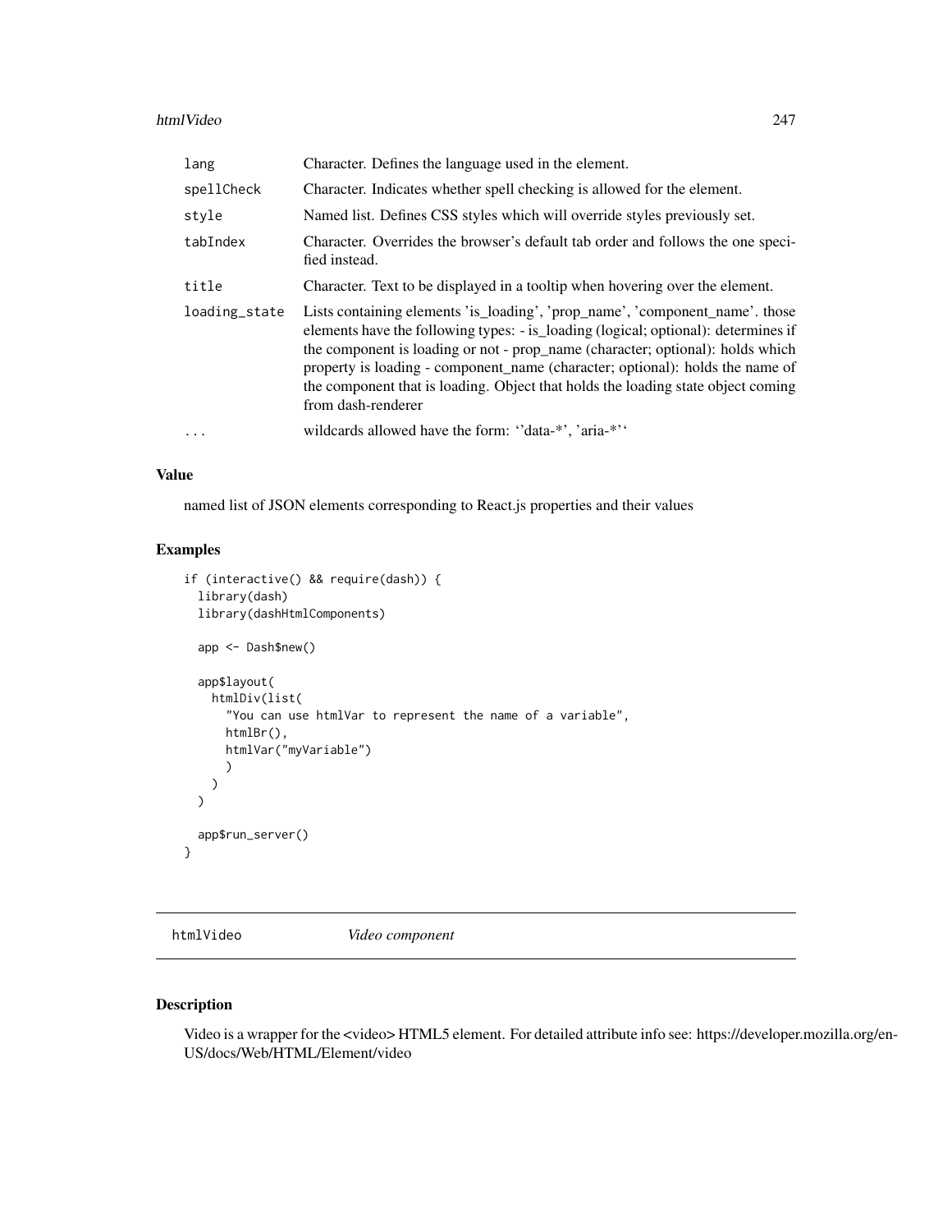| | |
|---|---|
| lang | Character. Defines the language used in the element. |
| spellCheck | Character. Indicates whether spell checking is allowed for the element. |
| style | Named list. Defines CSS styles which will override styles previously set. |
| tabIndex | Character. Overrides the browser's default tab order and follows the one specified instead. |
| title | Character. Text to be displayed in a tooltip when hovering over the element. |
| loading_state | Lists containing elements 'is_loading', 'prop_name', 'component_name'. those elements have the following types: - is_loading (logical; optional): determines if the component is loading or not - prop_name (character; optional): holds which property is loading - component_name (character; optional): holds the name of the component that is loading. Object that holds the loading state object coming from dash-renderer |
| ... | wildcards allowed have the form: ''data-*', 'aria-*'' |

## Value

named list of JSON elements corresponding to React.js properties and their values

## Examples

```
if (interactive() && require(dash)) {
  library(dash)
  library(dashHtmlComponents)

  app <- Dash$new()

  app$layout(
    htmlDiv(list(
      "You can use htmlVar to represent the name of a variable",
      htmlBr(),
      htmlVar("myVariable")
      )
    )
  )

  app$run_server()
}
```

---

# htmlVideo *Video component*

## Description

Video is a wrapper for the <video> HTML5 element. For detailed attribute info see: https://developer.mozilla.org/en-US/docs/Web/HTML/Element/video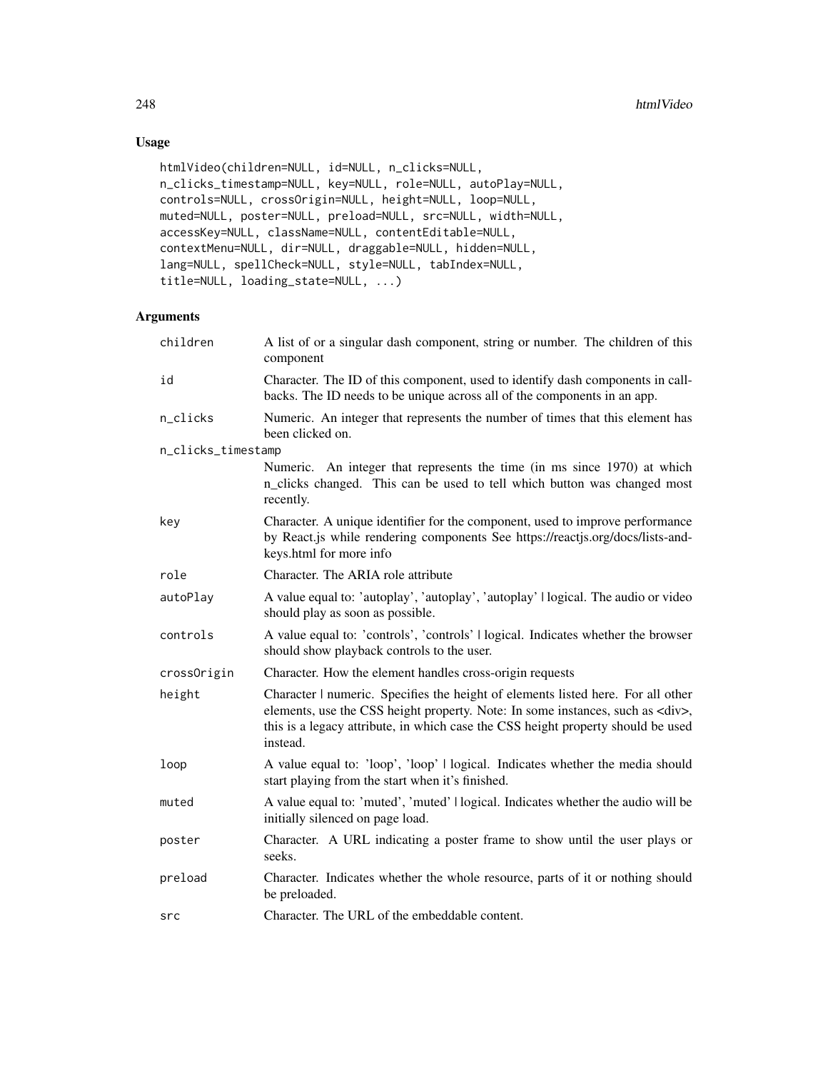## Usage

```
htmlVideo(children=NULL, id=NULL, n_clicks=NULL,
n_clicks_timestamp=NULL, key=NULL, role=NULL, autoPlay=NULL,
controls=NULL, crossOrigin=NULL, height=NULL, loop=NULL,
muted=NULL, poster=NULL, preload=NULL, src=NULL, width=NULL,
accessKey=NULL, className=NULL, contentEditable=NULL,
contextMenu=NULL, dir=NULL, draggable=NULL, hidden=NULL,
lang=NULL, spellCheck=NULL, style=NULL, tabIndex=NULL,
title=NULL, loading_state=NULL, ...)
```

## Arguments

| | |
|---|---|
| `children` | A list of or a singular dash component, string or number. The children of this component |
| `id` | Character. The ID of this component, used to identify dash components in callbacks. The ID needs to be unique across all of the components in an app. |
| `n_clicks` | Numeric. An integer that represents the number of times that this element has been clicked on. |
| `n_clicks_timestamp` | Numeric. An integer that represents the time (in ms since 1970) at which n_clicks changed. This can be used to tell which button was changed most recently. |
| `key` | Character. A unique identifier for the component, used to improve performance by React.js while rendering components See https://reactjs.org/docs/lists-and-keys.html for more info |
| `role` | Character. The ARIA role attribute |
| `autoPlay` | A value equal to: 'autoplay', 'autoplay', 'autoplay' \| logical. The audio or video should play as soon as possible. |
| `controls` | A value equal to: 'controls', 'controls' \| logical. Indicates whether the browser should show playback controls to the user. |
| `crossOrigin` | Character. How the element handles cross-origin requests |
| `height` | Character \| numeric. Specifies the height of elements listed here. For all other elements, use the CSS height property. Note: In some instances, such as <div>, this is a legacy attribute, in which case the CSS height property should be used instead. |
| `loop` | A value equal to: 'loop', 'loop' \| logical. Indicates whether the media should start playing from the start when it's finished. |
| `muted` | A value equal to: 'muted', 'muted' \| logical. Indicates whether the audio will be initially silenced on page load. |
| `poster` | Character. A URL indicating a poster frame to show until the user plays or seeks. |
| `preload` | Character. Indicates whether the whole resource, parts of it or nothing should be preloaded. |
| `src` | Character. The URL of the embeddable content. |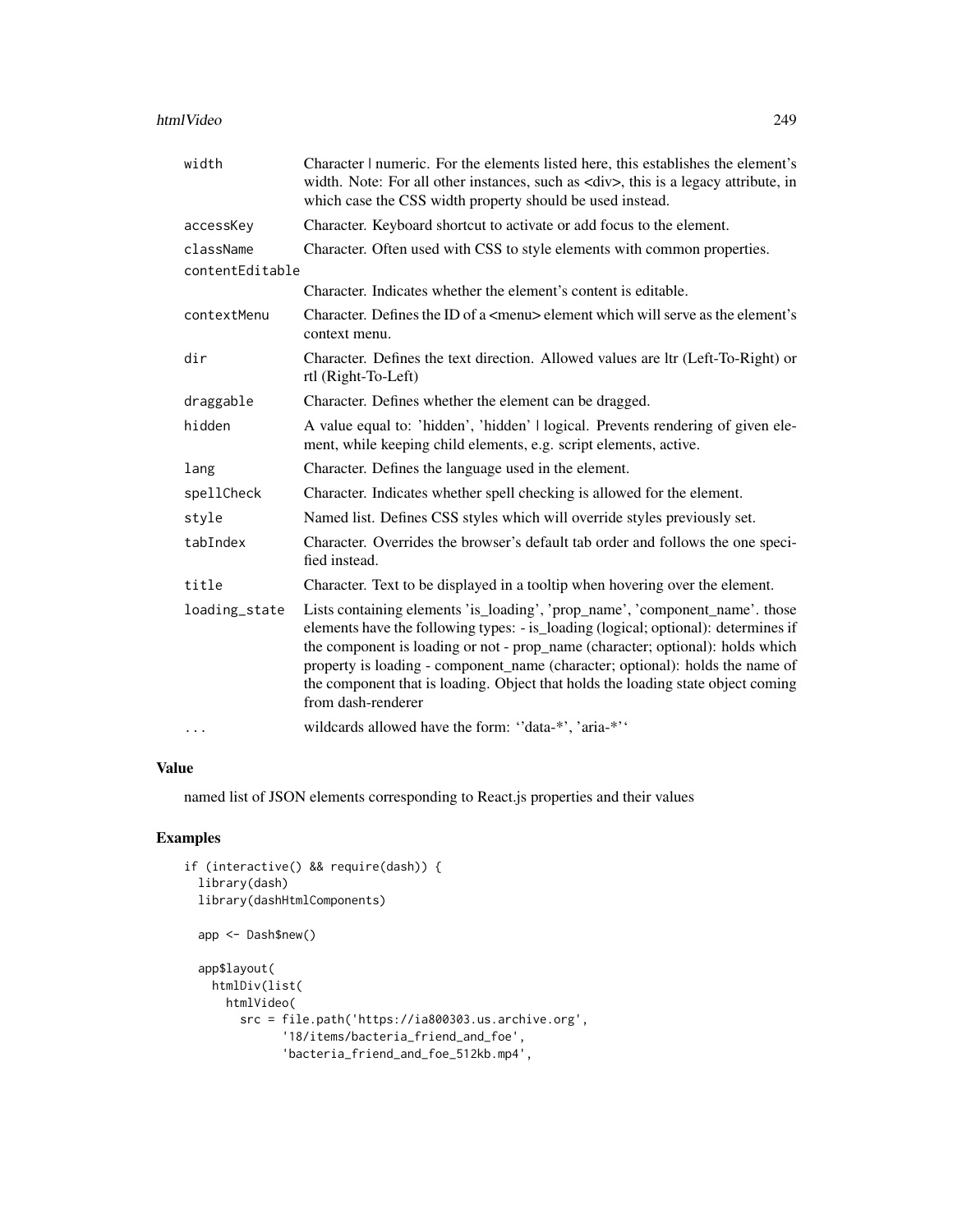| | |
|---|---|
| width | Character \| numeric. For the elements listed here, this establishes the element's width. Note: For all other instances, such as <div>, this is a legacy attribute, in which case the CSS width property should be used instead. |
| accessKey | Character. Keyboard shortcut to activate or add focus to the element. |
| className | Character. Often used with CSS to style elements with common properties. |
| contentEditable | Character. Indicates whether the element's content is editable. |
| contextMenu | Character. Defines the ID of a <menu> element which will serve as the element's context menu. |
| dir | Character. Defines the text direction. Allowed values are ltr (Left-To-Right) or rtl (Right-To-Left) |
| draggable | Character. Defines whether the element can be dragged. |
| hidden | A value equal to: 'hidden', 'hidden' \| logical. Prevents rendering of given element, while keeping child elements, e.g. script elements, active. |
| lang | Character. Defines the language used in the element. |
| spellCheck | Character. Indicates whether spell checking is allowed for the element. |
| style | Named list. Defines CSS styles which will override styles previously set. |
| tabIndex | Character. Overrides the browser's default tab order and follows the one specified instead. |
| title | Character. Text to be displayed in a tooltip when hovering over the element. |
| loading_state | Lists containing elements 'is_loading', 'prop_name', 'component_name'. those elements have the following types: - is_loading (logical; optional): determines if the component is loading or not - prop_name (character; optional): holds which property is loading - component_name (character; optional): holds the name of the component that is loading. Object that holds the loading state object coming from dash-renderer |
| ... | wildcards allowed have the form: ''data-*', 'aria-*'' |

## Value

named list of JSON elements corresponding to React.js properties and their values

## Examples

```
if (interactive() && require(dash)) {
  library(dash)
  library(dashHtmlComponents)

  app <- Dash$new()

  app$layout(
    htmlDiv(list(
      htmlVideo(
        src = file.path('https://ia800303.us.archive.org',
              '18/items/bacteria_friend_and_foe',
              'bacteria_friend_and_foe_512kb.mp4',
```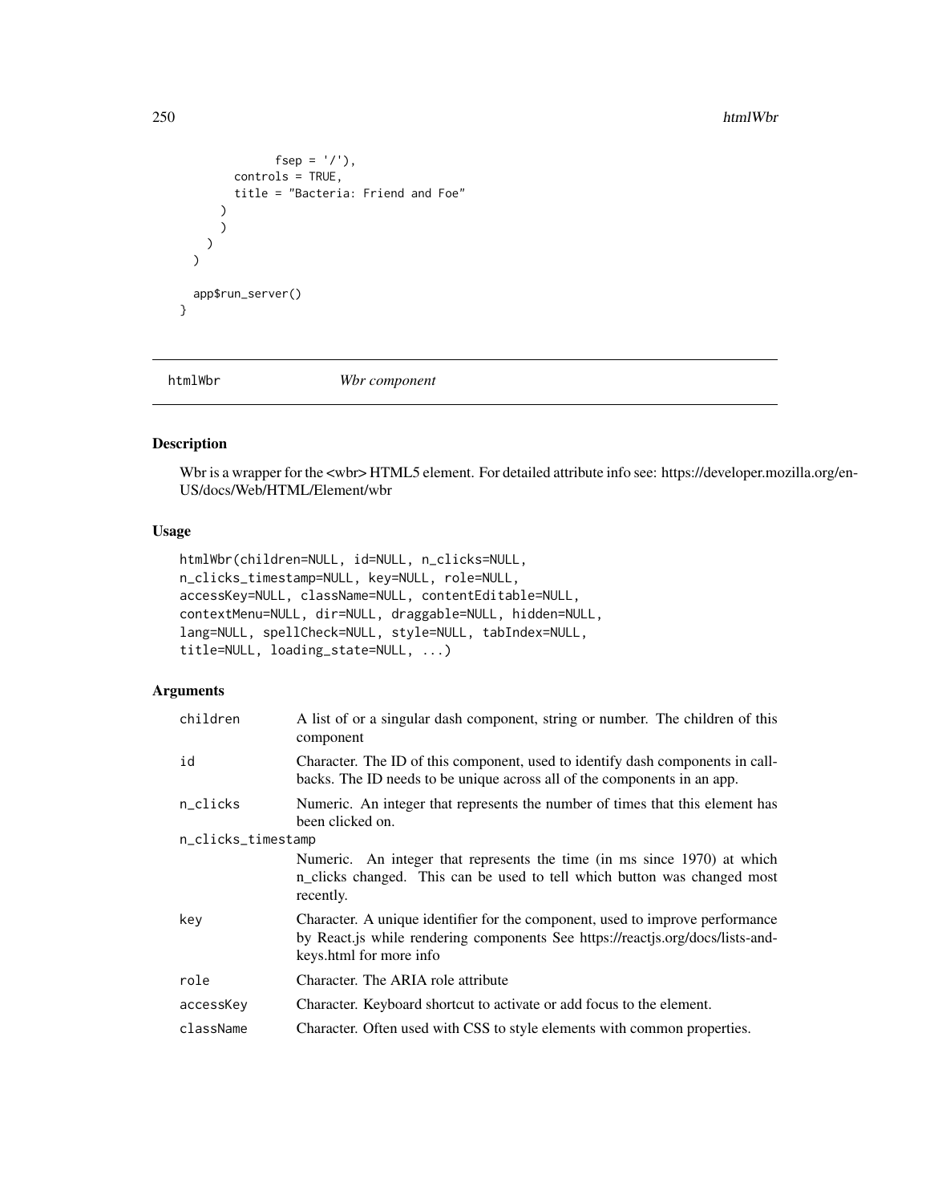```
            fsep = '/'),
        controls = TRUE,
        title = "Bacteria: Friend and Foe"
      )
      )
    )
  )

  app$run_server()
}
```

## htmlWbr — *Wbr component*

### Description

Wbr is a wrapper for the <wbr> HTML5 element. For detailed attribute info see: https://developer.mozilla.org/en-US/docs/Web/HTML/Element/wbr

### Usage

```
htmlWbr(children=NULL, id=NULL, n_clicks=NULL,
n_clicks_timestamp=NULL, key=NULL, role=NULL,
accessKey=NULL, className=NULL, contentEditable=NULL,
contextMenu=NULL, dir=NULL, draggable=NULL, hidden=NULL,
lang=NULL, spellCheck=NULL, style=NULL, tabIndex=NULL,
title=NULL, loading_state=NULL, ...)
```

### Arguments

| Argument | Description |
|---|---|
| `children` | A list of or a singular dash component, string or number. The children of this component |
| `id` | Character. The ID of this component, used to identify dash components in callbacks. The ID needs to be unique across all of the components in an app. |
| `n_clicks` | Numeric. An integer that represents the number of times that this element has been clicked on. |
| `n_clicks_timestamp` | Numeric. An integer that represents the time (in ms since 1970) at which n_clicks changed. This can be used to tell which button was changed most recently. |
| `key` | Character. A unique identifier for the component, used to improve performance by React.js while rendering components See https://reactjs.org/docs/lists-and-keys.html for more info |
| `role` | Character. The ARIA role attribute |
| `accessKey` | Character. Keyboard shortcut to activate or add focus to the element. |
| `className` | Character. Often used with CSS to style elements with common properties. |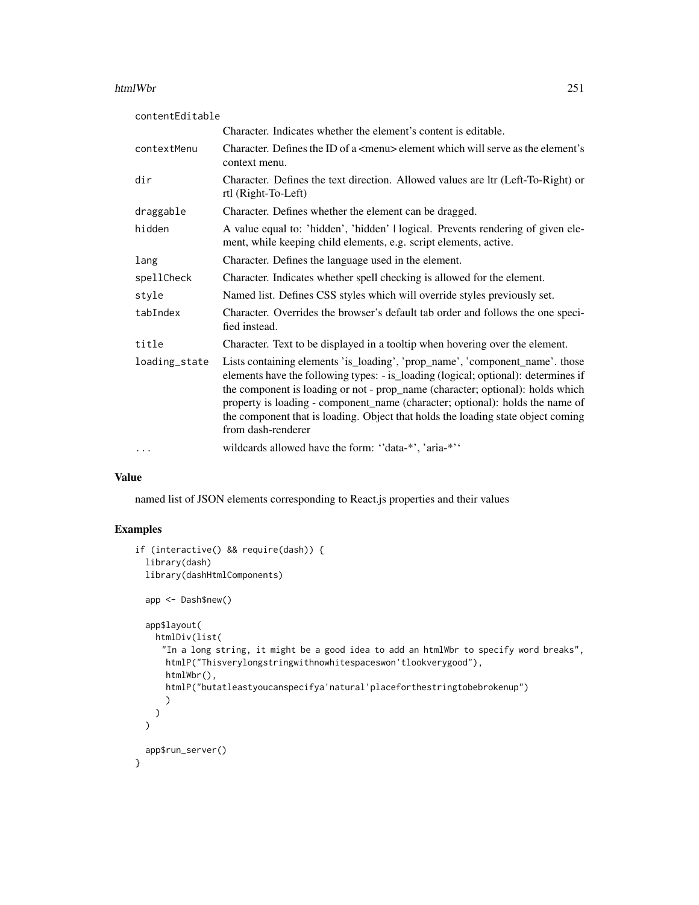| | |
|---|---|
| contentEditable | Character. Indicates whether the element's content is editable. |
| contextMenu | Character. Defines the ID of a <menu> element which will serve as the element's context menu. |
| dir | Character. Defines the text direction. Allowed values are ltr (Left-To-Right) or rtl (Right-To-Left) |
| draggable | Character. Defines whether the element can be dragged. |
| hidden | A value equal to: 'hidden', 'hidden' \| logical. Prevents rendering of given element, while keeping child elements, e.g. script elements, active. |
| lang | Character. Defines the language used in the element. |
| spellCheck | Character. Indicates whether spell checking is allowed for the element. |
| style | Named list. Defines CSS styles which will override styles previously set. |
| tabIndex | Character. Overrides the browser's default tab order and follows the one specified instead. |
| title | Character. Text to be displayed in a tooltip when hovering over the element. |
| loading_state | Lists containing elements 'is_loading', 'prop_name', 'component_name'. those elements have the following types: - is_loading (logical; optional): determines if the component is loading or not - prop_name (character; optional): holds which property is loading - component_name (character; optional): holds the name of the component that is loading. Object that holds the loading state object coming from dash-renderer |
| ... | wildcards allowed have the form: ''data-*', 'aria-*'' |

### Value

named list of JSON elements corresponding to React.js properties and their values

### Examples

```
if (interactive() && require(dash)) {
  library(dash)
  library(dashHtmlComponents)

  app <- Dash$new()

  app$layout(
    htmlDiv(list(
     "In a long string, it might be a good idea to add an htmlWbr to specify word breaks",
      htmlP("Thisverylongstringwithnowhitespaceswon'tlookverygood"),
      htmlWbr(),
      htmlP("butatleastyoucanspecifya'natural'placeforthestringtobebrokenup")
      )
    )
  )

  app$run_server()
}
```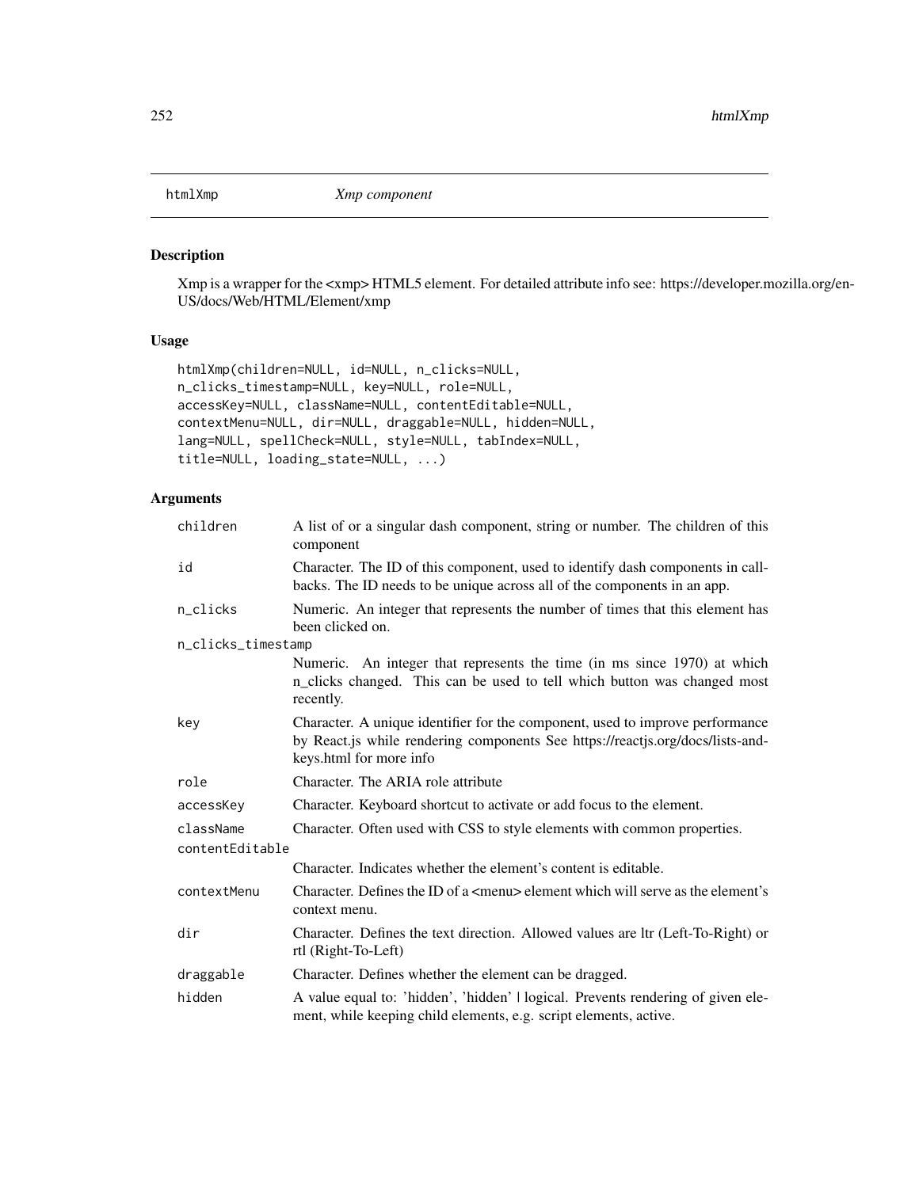htmlXmp *Xmp component*

## Description

Xmp is a wrapper for the <xmp> HTML5 element. For detailed attribute info see: https://developer.mozilla.org/en-US/docs/Web/HTML/Element/xmp

## Usage

```
htmlXmp(children=NULL, id=NULL, n_clicks=NULL,
n_clicks_timestamp=NULL, key=NULL, role=NULL,
accessKey=NULL, className=NULL, contentEditable=NULL,
contextMenu=NULL, dir=NULL, draggable=NULL, hidden=NULL,
lang=NULL, spellCheck=NULL, style=NULL, tabIndex=NULL,
title=NULL, loading_state=NULL, ...)
```

## Arguments

| | |
|---|---|
| children | A list of or a singular dash component, string or number. The children of this component |
| id | Character. The ID of this component, used to identify dash components in callbacks. The ID needs to be unique across all of the components in an app. |
| n_clicks | Numeric. An integer that represents the number of times that this element has been clicked on. |
| n_clicks_timestamp | Numeric. An integer that represents the time (in ms since 1970) at which n_clicks changed. This can be used to tell which button was changed most recently. |
| key | Character. A unique identifier for the component, used to improve performance by React.js while rendering components See https://reactjs.org/docs/lists-and-keys.html for more info |
| role | Character. The ARIA role attribute |
| accessKey | Character. Keyboard shortcut to activate or add focus to the element. |
| className | Character. Often used with CSS to style elements with common properties. |
| contentEditable | Character. Indicates whether the element's content is editable. |
| contextMenu | Character. Defines the ID of a <menu> element which will serve as the element's context menu. |
| dir | Character. Defines the text direction. Allowed values are ltr (Left-To-Right) or rtl (Right-To-Left) |
| draggable | Character. Defines whether the element can be dragged. |
| hidden | A value equal to: 'hidden', 'hidden' \| logical. Prevents rendering of given element, while keeping child elements, e.g. script elements, active. |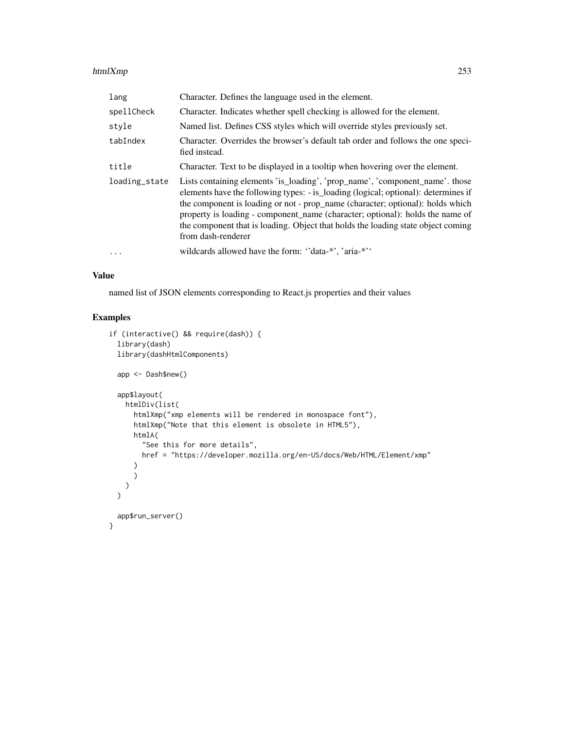| | |
|---|---|
| `lang` | Character. Defines the language used in the element. |
| `spellCheck` | Character. Indicates whether spell checking is allowed for the element. |
| `style` | Named list. Defines CSS styles which will override styles previously set. |
| `tabIndex` | Character. Overrides the browser's default tab order and follows the one specified instead. |
| `title` | Character. Text to be displayed in a tooltip when hovering over the element. |
| `loading_state` | Lists containing elements 'is_loading', 'prop_name', 'component_name'. those elements have the following types: - is_loading (logical; optional): determines if the component is loading or not - prop_name (character; optional): holds which property is loading - component_name (character; optional): holds the name of the component that is loading. Object that holds the loading state object coming from dash-renderer |
| `...` | wildcards allowed have the form: ''data-*', 'aria-*'' |

## Value

named list of JSON elements corresponding to React.js properties and their values

## Examples

```
if (interactive() && require(dash)) {
  library(dash)
  library(dashHtmlComponents)

  app <- Dash$new()

  app$layout(
    htmlDiv(list(
      htmlXmp("xmp elements will be rendered in monospace font"),
      htmlXmp("Note that this element is obsolete in HTML5"),
      htmlA(
        "See this for more details",
        href = "https://developer.mozilla.org/en-US/docs/Web/HTML/Element/xmp"
      )
      )
    )
  )

  app$run_server()
}
```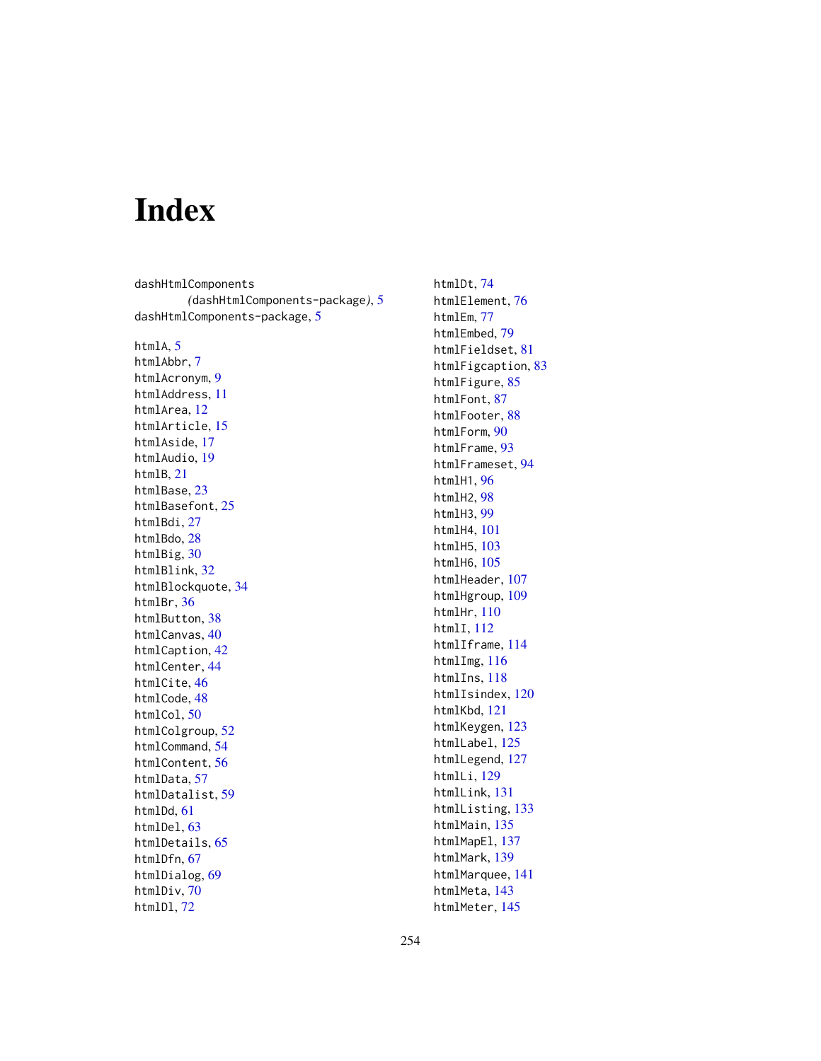# Index

dashHtmlComponents
 (dashHtmlComponents-package), 5
dashHtmlComponents-package, 5

htmlA, 5
htmlAbbr, 7
htmlAcronym, 9
htmlAddress, 11
htmlArea, 12
htmlArticle, 15
htmlAside, 17
htmlAudio, 19
htmlB, 21
htmlBase, 23
htmlBasefont, 25
htmlBdi, 27
htmlBdo, 28
htmlBig, 30
htmlBlink, 32
htmlBlockquote, 34
htmlBr, 36
htmlButton, 38
htmlCanvas, 40
htmlCaption, 42
htmlCenter, 44
htmlCite, 46
htmlCode, 48
htmlCol, 50
htmlColgroup, 52
htmlCommand, 54
htmlContent, 56
htmlData, 57
htmlDatalist, 59
htmlDd, 61
htmlDel, 63
htmlDetails, 65
htmlDfn, 67
htmlDialog, 69
htmlDiv, 70
htmlDl, 72
htmlDt, 74
htmlElement, 76
htmlEm, 77
htmlEmbed, 79
htmlFieldset, 81
htmlFigcaption, 83
htmlFigure, 85
htmlFont, 87
htmlFooter, 88
htmlForm, 90
htmlFrame, 93
htmlFrameset, 94
htmlH1, 96
htmlH2, 98
htmlH3, 99
htmlH4, 101
htmlH5, 103
htmlH6, 105
htmlHeader, 107
htmlHgroup, 109
htmlHr, 110
htmlI, 112
htmlIframe, 114
htmlImg, 116
htmlIns, 118
htmlIsindex, 120
htmlKbd, 121
htmlKeygen, 123
htmlLabel, 125
htmlLegend, 127
htmlLi, 129
htmlLink, 131
htmlListing, 133
htmlMain, 135
htmlMapEl, 137
htmlMark, 139
htmlMarquee, 141
htmlMeta, 143
htmlMeter, 145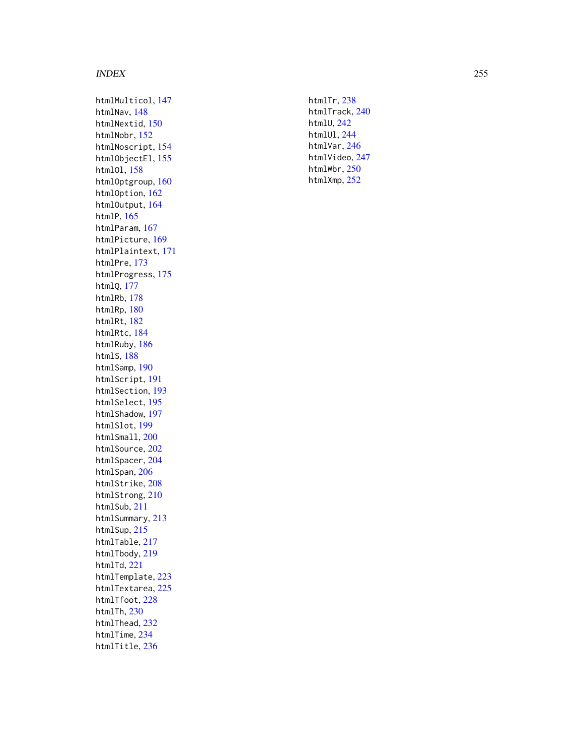htmlMulticol, 147
htmlNav, 148
htmlNextid, 150
htmlNobr, 152
htmlNoscript, 154
htmlObjectEl, 155
htmlOl, 158
htmlOptgroup, 160
htmlOption, 162
htmlOutput, 164
htmlP, 165
htmlParam, 167
htmlPicture, 169
htmlPlaintext, 171
htmlPre, 173
htmlProgress, 175
htmlQ, 177
htmlRb, 178
htmlRp, 180
htmlRt, 182
htmlRtc, 184
htmlRuby, 186
htmlS, 188
htmlSamp, 190
htmlScript, 191
htmlSection, 193
htmlSelect, 195
htmlShadow, 197
htmlSlot, 199
htmlSmall, 200
htmlSource, 202
htmlSpacer, 204
htmlSpan, 206
htmlStrike, 208
htmlStrong, 210
htmlSub, 211
htmlSummary, 213
htmlSup, 215
htmlTable, 217
htmlTbody, 219
htmlTd, 221
htmlTemplate, 223
htmlTextarea, 225
htmlTfoot, 228
htmlTh, 230
htmlThead, 232
htmlTime, 234
htmlTitle, 236
htmlTr, 238
htmlTrack, 240
htmlU, 242
htmlUl, 244
htmlVar, 246
htmlVideo, 247
htmlWbr, 250
htmlXmp, 252